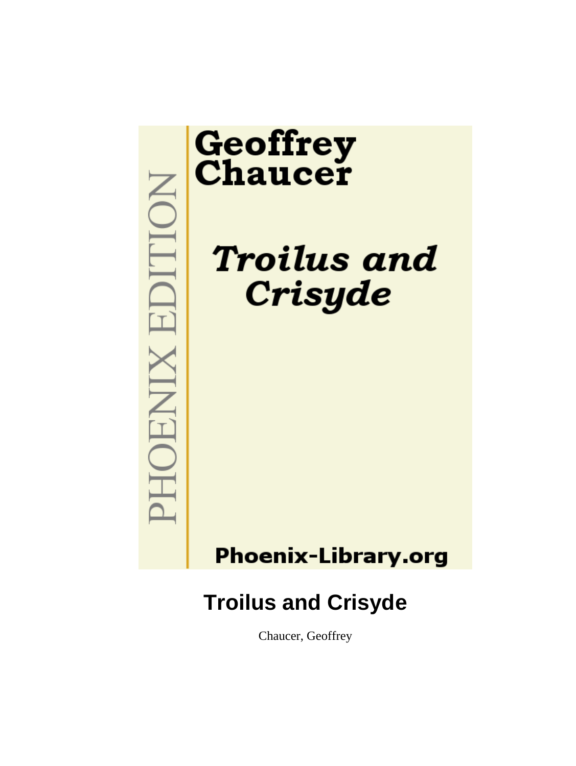PHOENIX EDITION

Geoffrey Chaucer

*Troilus and Crisyde*

Phoenix-Library.org

# Troilus and Crisyde

Chaucer, Geoffrey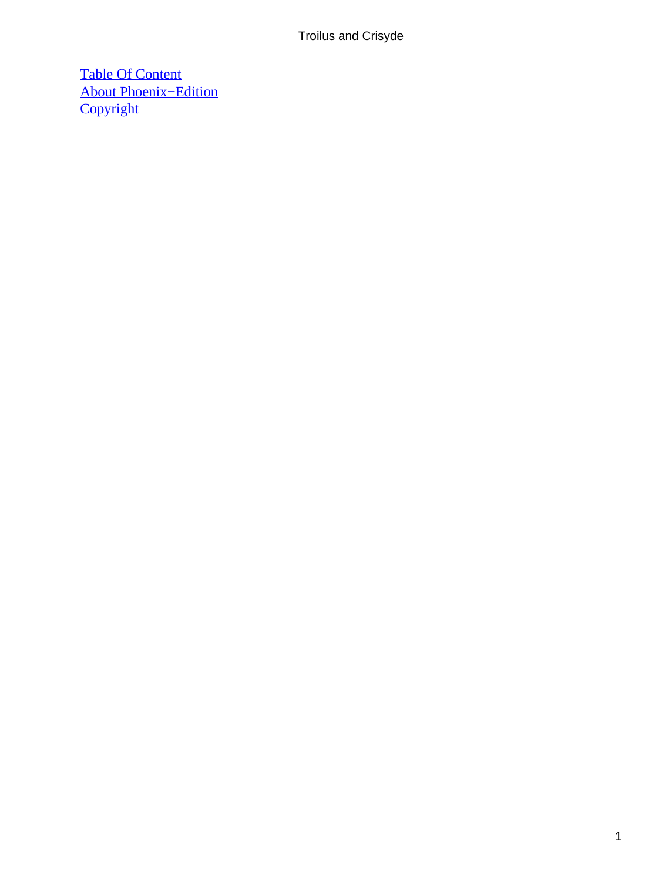[Table Of Content](#)
[About Phoenix−Edition](#)
[Copyright](#)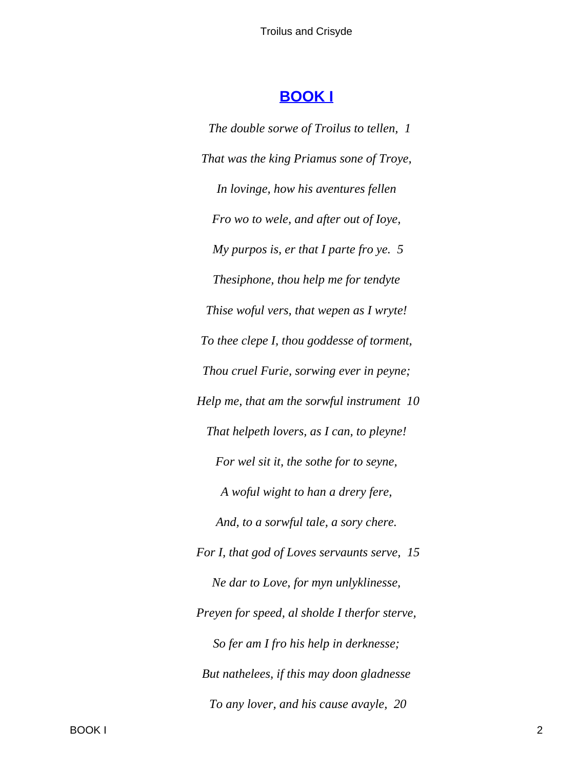# BOOK I

*The double sorwe of Troilus to tellen,* 1

*That was the king Priamus sone of Troye,*

*In lovinge, how his aventures fellen*

*Fro wo to wele, and after out of Ioye,*

*My purpos is, er that I parte fro ye.* 5

*Thesiphone, thou help me for tendyte*

*Thise woful vers, that wepen as I wryte!*

*To thee clepe I, thou goddesse of torment,*

*Thou cruel Furie, sorwing ever in peyne;*

*Help me, that am the sorwful instrument* 10

*That helpeth lovers, as I can, to pleyne!*

*For wel sit it, the sothe for to seyne,*

*A woful wight to han a drery fere,*

*And, to a sorwful tale, a sory chere.*

*For I, that god of Loves servaunts serve,* 15

*Ne dar to Love, for myn unlyklinesse,*

*Preyen for speed, al sholde I therfor sterve,*

*So fer am I fro his help in derknesse;*

*But nathelees, if this may doon gladnesse*

*To any lover, and his cause avayle,* 20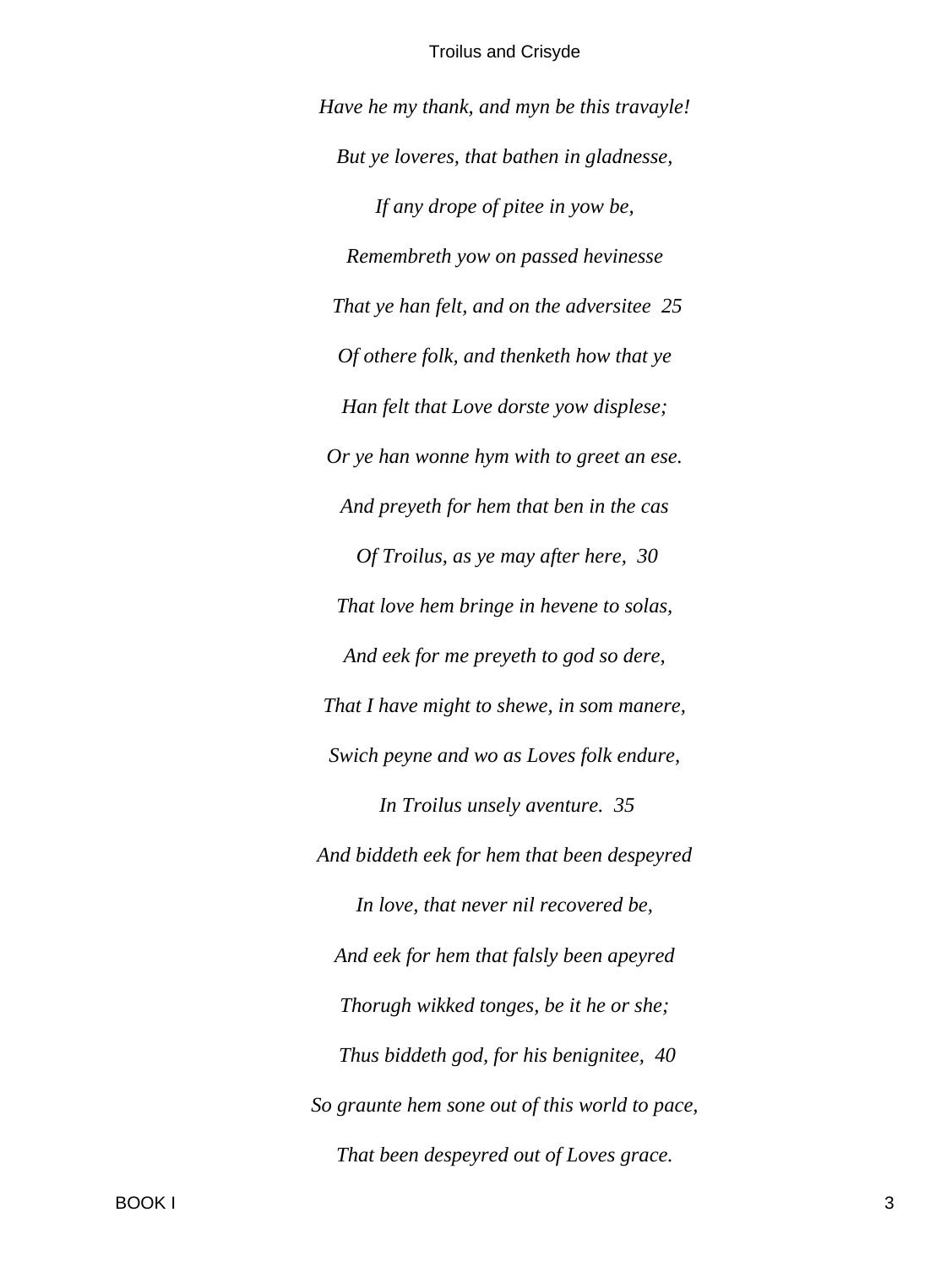*Have he my thank, and myn be this travayle!*

*But ye loveres, that bathen in gladnesse,*

*If any drope of pitee in yow be,*

*Remembreth yow on passed hevinesse*

*That ye han felt, and on the adversitee  25*

*Of othere folk, and thenketh how that ye*

*Han felt that Love dorste yow displese;*

*Or ye han wonne hym with to greet an ese.*

*And preyeth for hem that ben in the cas*

*Of Troilus, as ye may after here,  30*

*That love hem bringe in hevene to solas,*

*And eek for me preyeth to god so dere,*

*That I have might to shewe, in som manere,*

*Swich peyne and wo as Loves folk endure,*

*In Troilus unsely aventure.  35*

*And biddeth eek for hem that been despeyred*

*In love, that never nil recovered be,*

*And eek for hem that falsly been apeyred*

*Thorugh wikked tonges, be it he or she;*

*Thus biddeth god, for his benignitee,  40*

*So graunte hem sone out of this world to pace,*

*That been despeyred out of Loves grace.*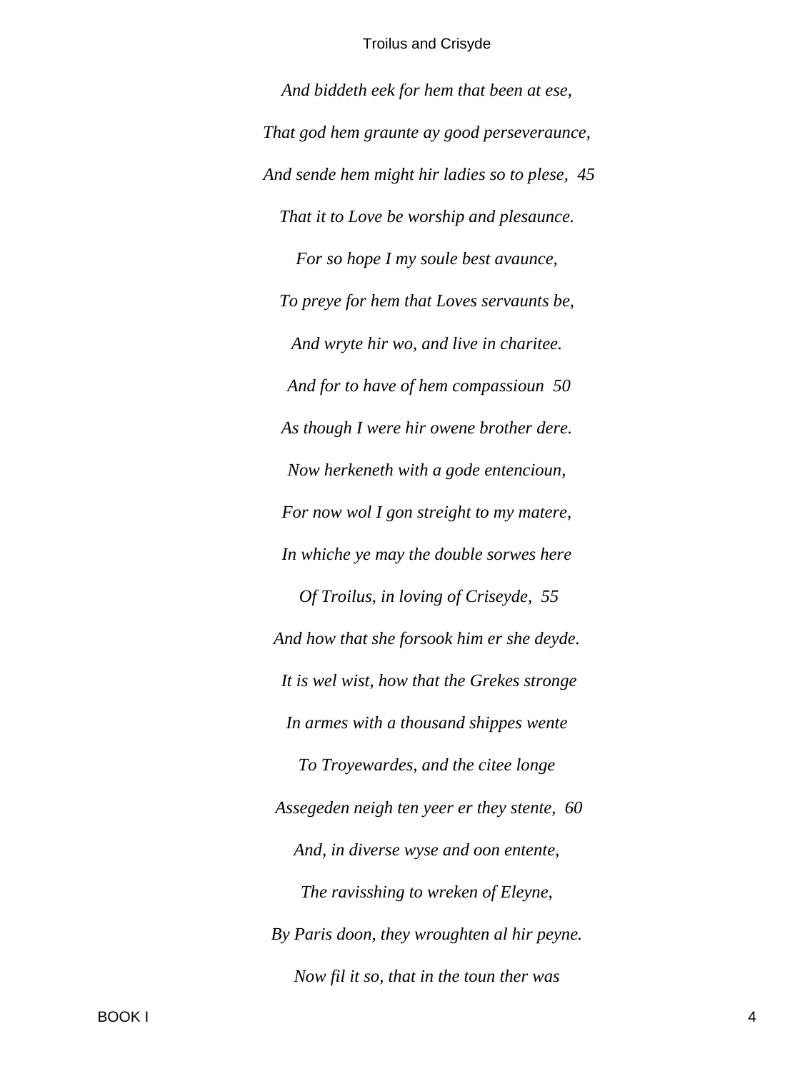*And biddeth eek for hem that been at ese,*

*That god hem graunte ay good perseveraunce,*

*And sende hem might hir ladies so to plese,  45*

*That it to Love be worship and plesaunce.*

*For so hope I my soule best avaunce,*

*To preye for hem that Loves servaunts be,*

*And wryte hir wo, and live in charitee.*

*And for to have of hem compassioun  50*

*As though I were hir owene brother dere.*

*Now herkeneth with a gode entencioun,*

*For now wol I gon streight to my matere,*

*In whiche ye may the double sorwes here*

*Of Troilus, in loving of Criseyde,  55*

*And how that she forsook him er she deyde.*

*It is wel wist, how that the Grekes stronge*

*In armes with a thousand shippes wente*

*To Troyewardes, and the citee longe*

*Assegeden neigh ten yeer er they stente,  60*

*And, in diverse wyse and oon entente,*

*The ravisshing to wreken of Eleyne,*

*By Paris doon, they wroughten al hir peyne.*

*Now fil it so, that in the toun ther was*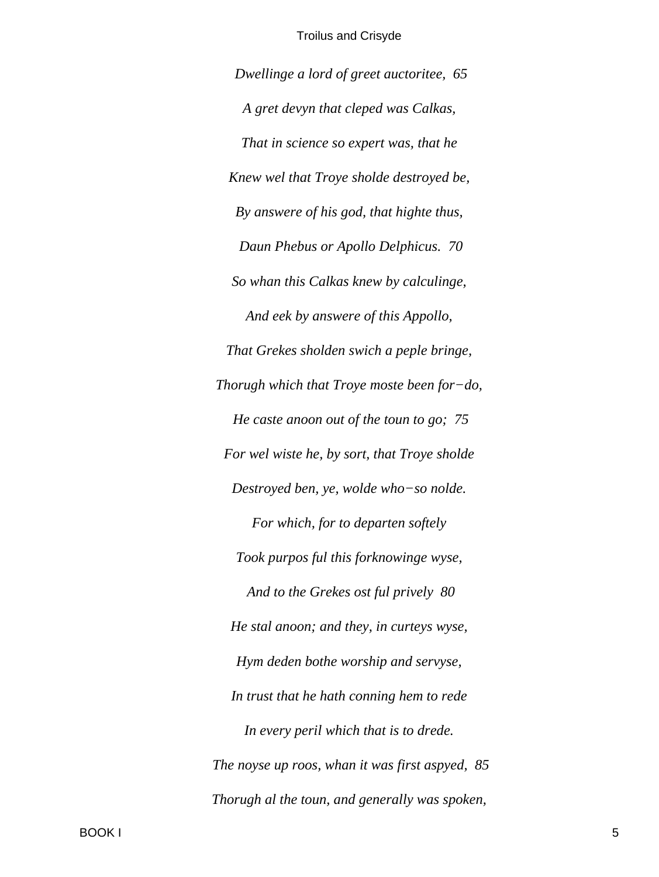*Dwellinge a lord of greet auctoritee,  65*

*A gret devyn that cleped was Calkas,*

*That in science so expert was, that he*

*Knew wel that Troye sholde destroyed be,*

*By answere of his god, that highte thus,*

*Daun Phebus or Apollo Delphicus.  70*

*So whan this Calkas knew by calculinge,*

*And eek by answere of this Appollo,*

*That Grekes sholden swich a peple bringe,*

*Thorugh which that Troye moste been for−do,*

*He caste anoon out of the toun to go;  75*

*For wel wiste he, by sort, that Troye sholde*

*Destroyed ben, ye, wolde who−so nolde.*

*For which, for to departen softely*

*Took purpos ful this forknowinge wyse,*

*And to the Grekes ost ful prively  80*

*He stal anoon; and they, in curteys wyse,*

*Hym deden bothe worship and servyse,*

*In trust that he hath conning hem to rede*

*In every peril which that is to drede.*

*The noyse up roos, whan it was first aspyed,  85*

*Thorugh al the toun, and generally was spoken,*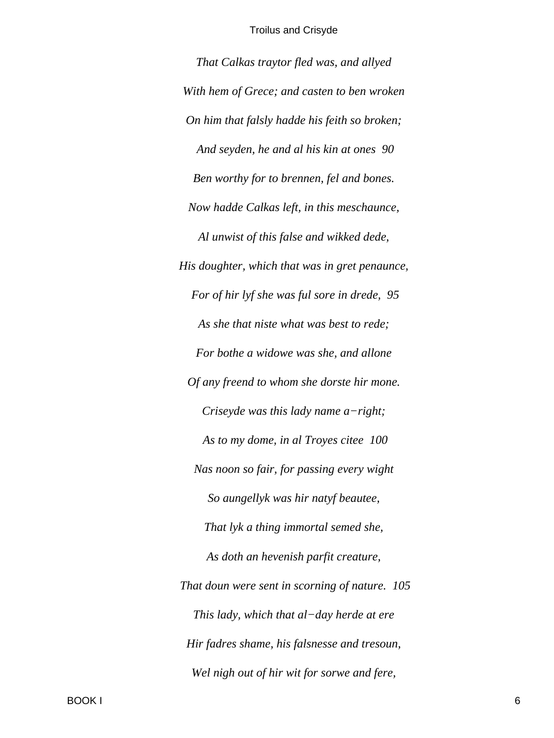*That Calkas traytor fled was, and allyed*

*With hem of Grece; and casten to ben wroken*

*On him that falsly hadde his feith so broken;*

*And seyden, he and al his kin at ones* 90

*Ben worthy for to brennen, fel and bones.*

*Now hadde Calkas left, in this meschaunce,*

*Al unwist of this false and wikked dede,*

*His doughter, which that was in gret penaunce,*

*For of hir lyf she was ful sore in drede,* 95

*As she that niste what was best to rede;*

*For bothe a widowe was she, and allone*

*Of any freend to whom she dorste hir mone.*

*Criseyde was this lady name a−right;*

*As to my dome, in al Troyes citee* 100

*Nas noon so fair, for passing every wight*

*So aungellyk was hir natyf beautee,*

*That lyk a thing immortal semed she,*

*As doth an hevenish parfit creature,*

*That doun were sent in scorning of nature.* 105

*This lady, which that al−day herde at ere*

*Hir fadres shame, his falsnesse and tresoun,*

*Wel nigh out of hir wit for sorwe and fere,*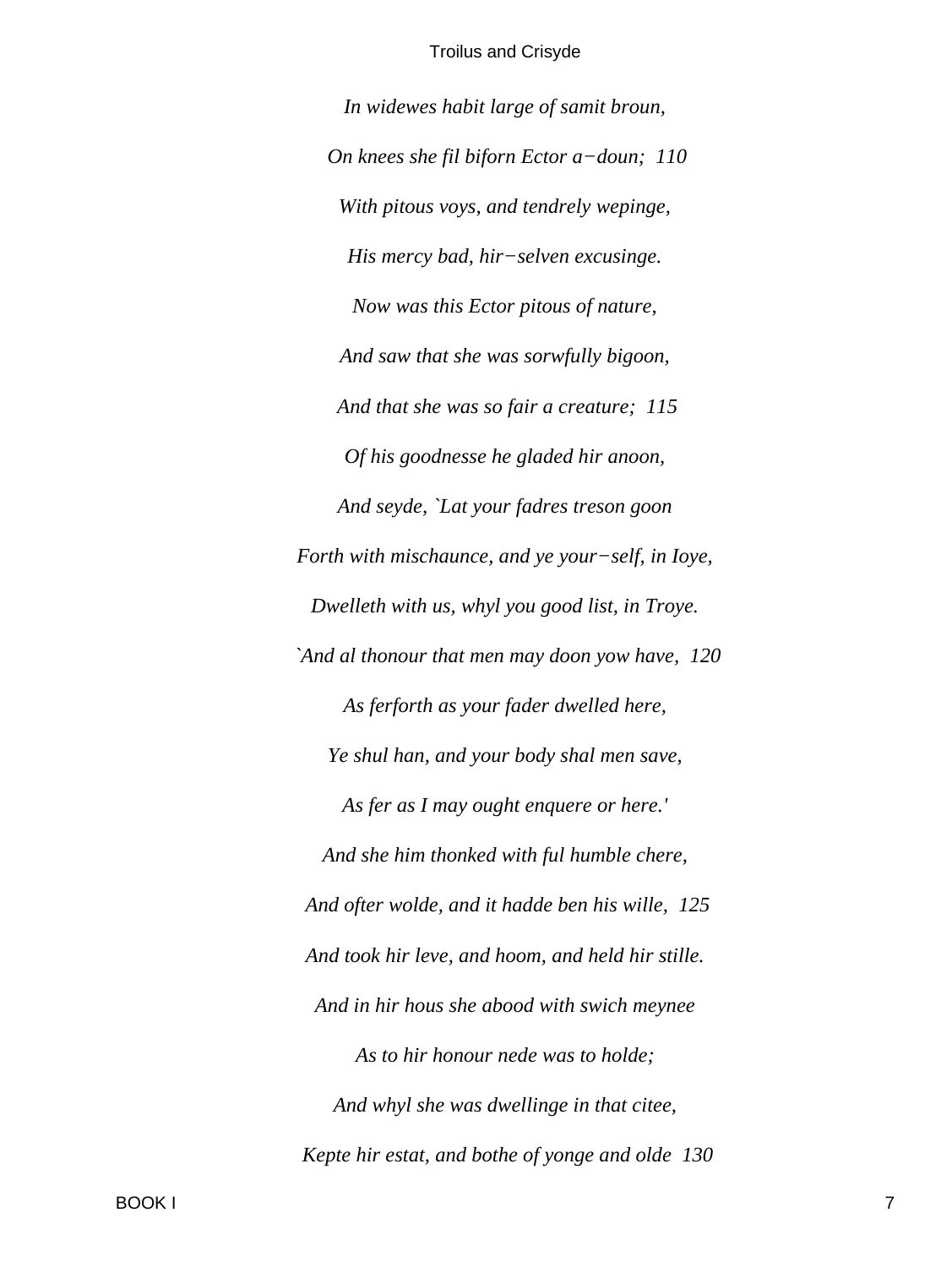*In widewes habit large of samit broun,*

*On knees she fil biforn Ector a−doun;  110*

*With pitous voys, and tendrely wepinge,*

*His mercy bad, hir−selven excusinge.*

*Now was this Ector pitous of nature,*

*And saw that she was sorwfully bigoon,*

*And that she was so fair a creature;  115*

*Of his goodnesse he gladed hir anoon,*

*And seyde, `Lat your fadres treson goon*

*Forth with mischaunce, and ye your−self, in Ioye,*

*Dwelleth with us, whyl you good list, in Troye.*

*`And al thonour that men may doon yow have,  120*

*As ferforth as your fader dwelled here,*

*Ye shul han, and your body shal men save,*

*As fer as I may ought enquere or here.'*

*And she him thonked with ful humble chere,*

*And ofter wolde, and it hadde ben his wille,  125*

*And took hir leve, and hoom, and held hir stille.*

*And in hir hous she abood with swich meynee*

*As to hir honour nede was to holde;*

*And whyl she was dwellinge in that citee,*

*Kepte hir estat, and bothe of yonge and olde  130*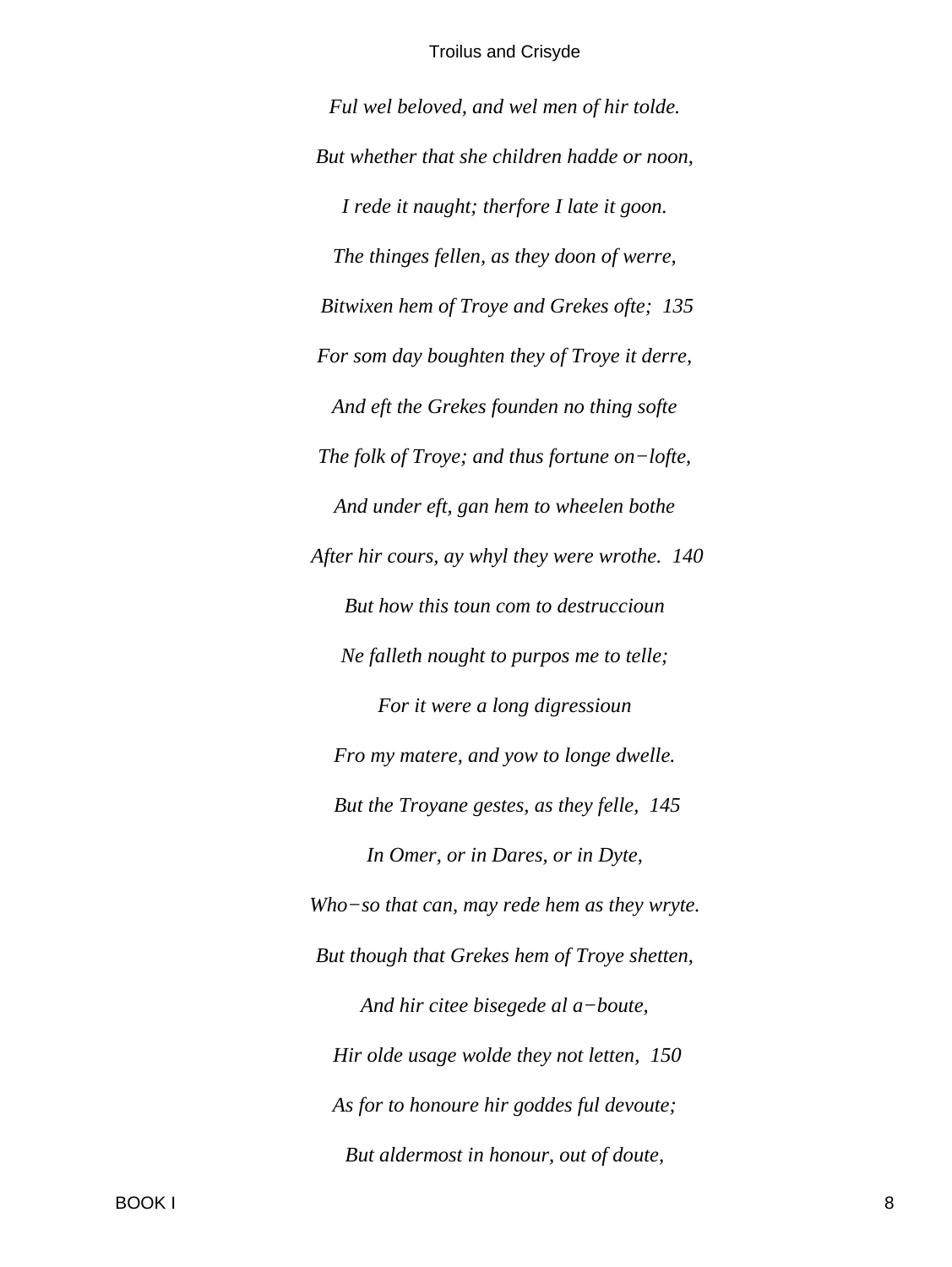*Ful wel beloved, and wel men of hir tolde.*

*But whether that she children hadde or noon,*

*I rede it naught; therfore I late it goon.*

*The thinges fellen, as they doon of werre,*

*Bitwixen hem of Troye and Grekes ofte;  135*

*For som day boughten they of Troye it derre,*

*And eft the Grekes founden no thing softe*

*The folk of Troye; and thus fortune on−lofte,*

*And under eft, gan hem to wheelen bothe*

*After hir cours, ay whyl they were wrothe.  140*

*But how this toun com to destruccioun*

*Ne falleth nought to purpos me to telle;*

*For it were a long digressioun*

*Fro my matere, and yow to longe dwelle.*

*But the Troyane gestes, as they felle,  145*

*In Omer, or in Dares, or in Dyte,*

*Who−so that can, may rede hem as they wryte.*

*But though that Grekes hem of Troye shetten,*

*And hir citee bisegede al a−boute,*

*Hir olde usage wolde they not letten,  150*

*As for to honoure hir goddes ful devoute;*

*But aldermost in honour, out of doute,*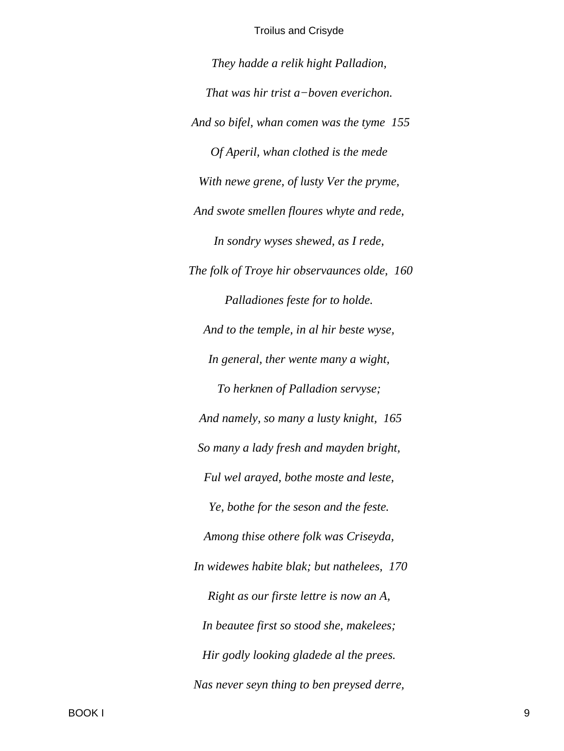*They hadde a relik hight Palladion,*

*That was hir trist a−boven everichon.*

*And so bifel, whan comen was the tyme 155*

*Of Aperil, whan clothed is the mede*

*With newe grene, of lusty Ver the pryme,*

*And swote smellen floures whyte and rede,*

*In sondry wyses shewed, as I rede,*

*The folk of Troye hir observaunces olde, 160*

*Palladiones feste for to holde.*

*And to the temple, in al hir beste wyse,*

*In general, ther wente many a wight,*

*To herknen of Palladion servyse;*

*And namely, so many a lusty knight, 165*

*So many a lady fresh and mayden bright,*

*Ful wel arayed, bothe moste and leste,*

*Ye, bothe for the seson and the feste.*

*Among thise othere folk was Criseyda,*

*In widewes habite blak; but nathelees, 170*

*Right as our firste lettre is now an A,*

*In beautee first so stood she, makelees;*

*Hir godly looking gladede al the prees.*

*Nas never seyn thing to ben preysed derre,*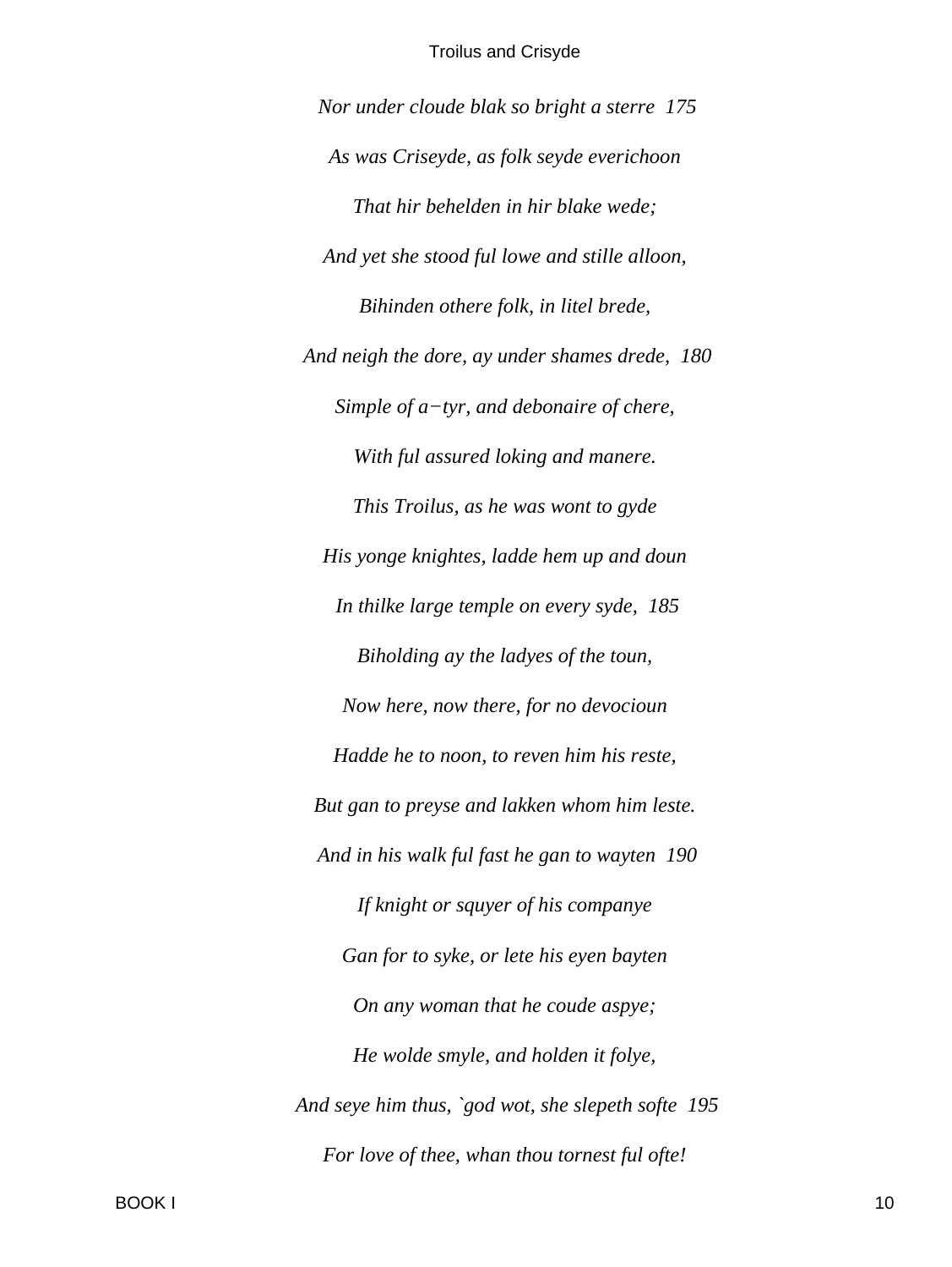*Nor under cloude blak so bright a sterre  175*

*As was Criseyde, as folk seyde everichoon*

*That hir behelden in hir blake wede;*

*And yet she stood ful lowe and stille alloon,*

*Bihinden othere folk, in litel brede,*

*And neigh the dore, ay under shames drede,  180*

*Simple of a−tyr, and debonaire of chere,*

*With ful assured loking and manere.*

*This Troilus, as he was wont to gyde*

*His yonge knightes, ladde hem up and doun*

*In thilke large temple on every syde,  185*

*Biholding ay the ladyes of the toun,*

*Now here, now there, for no devocioun*

*Hadde he to noon, to reven him his reste,*

*But gan to preyse and lakken whom him leste.*

*And in his walk ful fast he gan to wayten  190*

*If knight or squyer of his companye*

*Gan for to syke, or lete his eyen bayten*

*On any woman that he coude aspye;*

*He wolde smyle, and holden it folye,*

*And seye him thus, `god wot, she slepeth softe  195*

*For love of thee, whan thou tornest ful ofte!*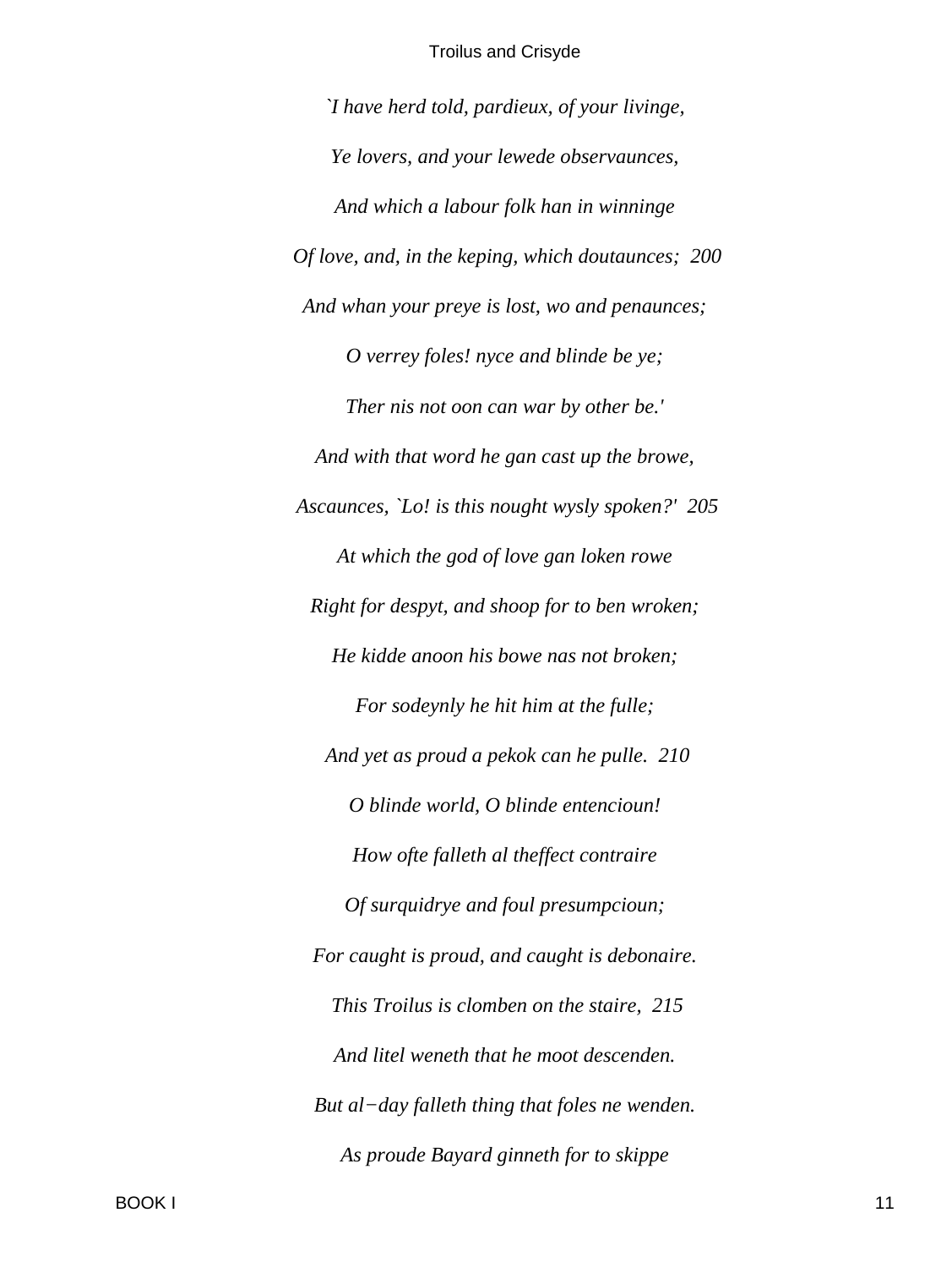*`I have herd told, pardieux, of your livinge,*

*Ye lovers, and your lewede observaunces,*

*And which a labour folk han in winninge*

*Of love, and, in the keping, which doutaunces;  200*

*And whan your preye is lost, wo and penaunces;*

*O verrey foles! nyce and blinde be ye;*

*Ther nis not oon can war by other be.'*

*And with that word he gan cast up the browe,*

*Ascaunces, `Lo! is this nought wysly spoken?'  205*

*At which the god of love gan loken rowe*

*Right for despyt, and shoop for to ben wroken;*

*He kidde anoon his bowe nas not broken;*

*For sodeynly he hit him at the fulle;*

*And yet as proud a pekok can he pulle.  210*

*O blinde world, O blinde entencioun!*

*How ofte falleth al theffect contraire*

*Of surquidrye and foul presumpcioun;*

*For caught is proud, and caught is debonaire.*

*This Troilus is clomben on the staire,  215*

*And litel weneth that he moot descenden.*

*But al−day falleth thing that foles ne wenden.*

*As proude Bayard ginneth for to skippe*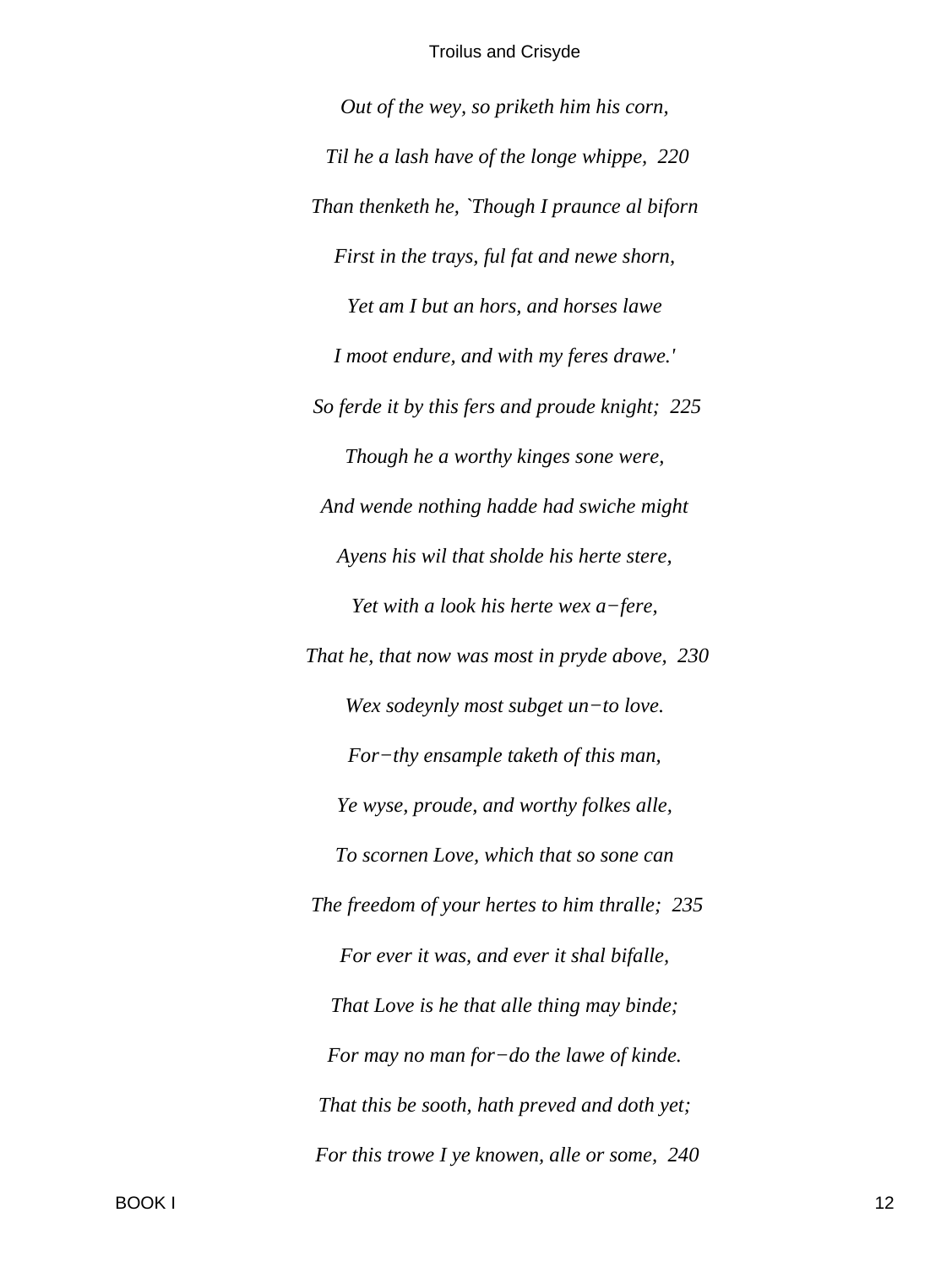*Out of the wey, so priketh him his corn,*

*Til he a lash have of the longe whippe, 220*

*Than thenketh he, `Though I praunce al biforn*

*First in the trays, ful fat and newe shorn,*

*Yet am I but an hors, and horses lawe*

*I moot endure, and with my feres drawe.'*

*So ferde it by this fers and proude knight; 225*

*Though he a worthy kinges sone were,*

*And wende nothing hadde had swiche might*

*Ayens his wil that sholde his herte stere,*

*Yet with a look his herte wex a−fere,*

*That he, that now was most in pryde above, 230*

*Wex sodeynly most subget un−to love.*

*For−thy ensample taketh of this man,*

*Ye wyse, proude, and worthy folkes alle,*

*To scornen Love, which that so sone can*

*The freedom of your hertes to him thralle; 235*

*For ever it was, and ever it shal bifalle,*

*That Love is he that alle thing may binde;*

*For may no man for−do the lawe of kinde.*

*That this be sooth, hath preved and doth yet;*

*For this trowe I ye knowen, alle or some, 240*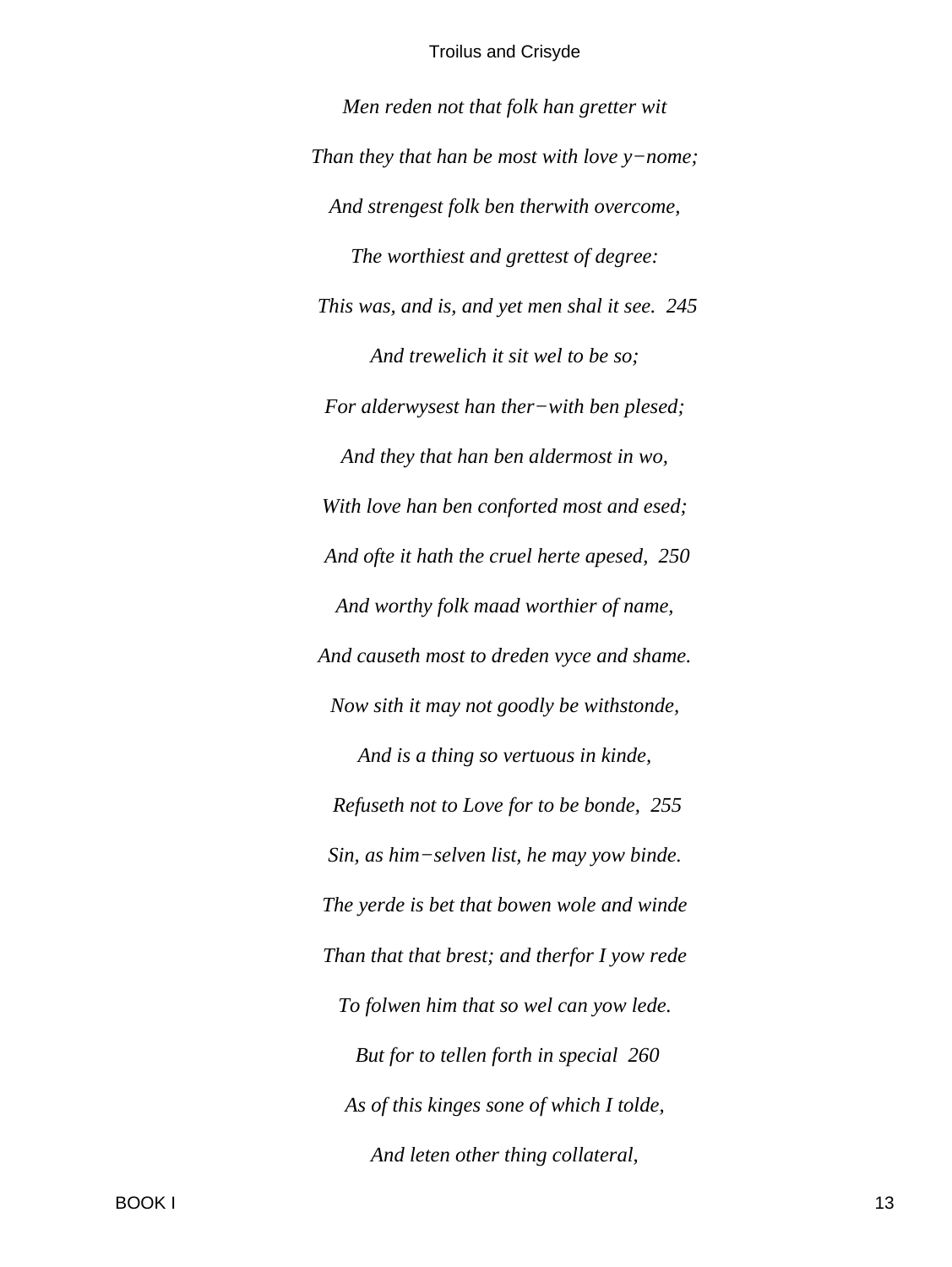*Men reden not that folk han gretter wit*

*Than they that han be most with love y−nome;*

*And strengest folk ben therwith overcome,*

*The worthiest and grettest of degree:*

*This was, and is, and yet men shal it see.* 245

*And trewelich it sit wel to be so;*

*For alderwysest han ther−with ben plesed;*

*And they that han ben aldermost in wo,*

*With love han ben conforted most and esed;*

*And ofte it hath the cruel herte apesed,* 250

*And worthy folk maad worthier of name,*

*And causeth most to dreden vyce and shame.*

*Now sith it may not goodly be withstonde,*

*And is a thing so vertuous in kinde,*

*Refuseth not to Love for to be bonde,* 255

*Sin, as him−selven list, he may yow binde.*

*The yerde is bet that bowen wole and winde*

*Than that that brest; and therfor I yow rede*

*To folwen him that so wel can yow lede.*

*But for to tellen forth in special* 260

*As of this kinges sone of which I tolde,*

*And leten other thing collateral,*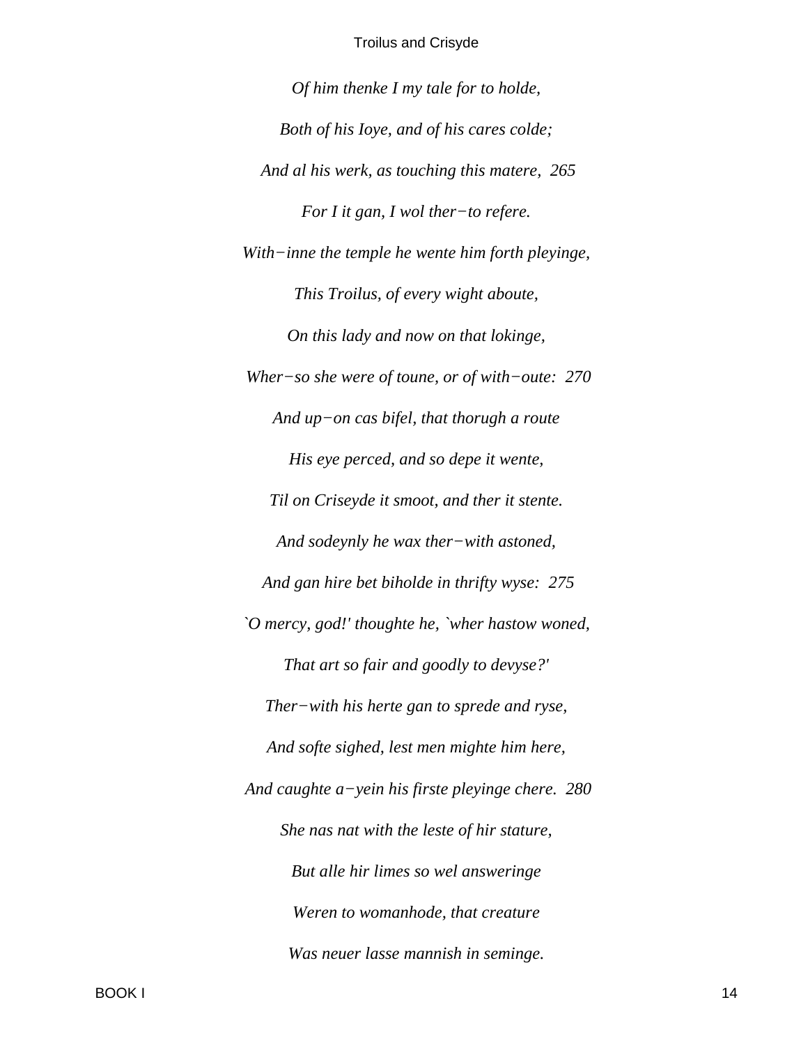*Of him thenke I my tale for to holde,*

*Both of his Ioye, and of his cares colde;*

*And al his werk, as touching this matere,  265*

*For I it gan, I wol ther−to refere.*

*With−inne the temple he wente him forth pleyinge,*

*This Troilus, of every wight aboute,*

*On this lady and now on that lokinge,*

*Wher−so she were of toune, or of with−oute:  270*

*And up−on cas bifel, that thorugh a route*

*His eye perced, and so depe it wente,*

*Til on Criseyde it smoot, and ther it stente.*

*And sodeynly he wax ther−with astoned,*

*And gan hire bet biholde in thrifty wyse:  275*

*`O mercy, god!' thoughte he, `wher hastow woned,*

*That art so fair and goodly to devyse?'*

*Ther−with his herte gan to sprede and ryse,*

*And softe sighed, lest men mighte him here,*

*And caughte a−yein his firste pleyinge chere.  280*

*She nas nat with the leste of hir stature,*

*But alle hir limes so wel answeringe*

*Weren to womanhode, that creature*

*Was neuer lasse mannish in seminge.*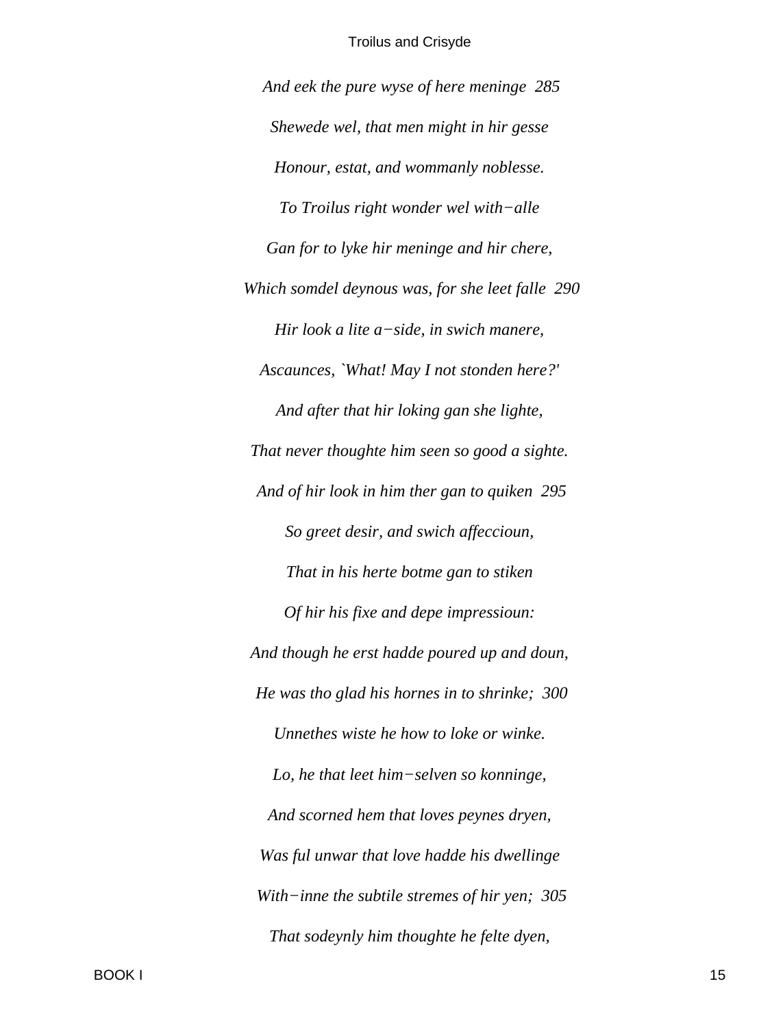*And eek the pure wyse of here meninge  285*

*Shewede wel, that men might in hir gesse*

*Honour, estat, and wommanly noblesse.*

*To Troilus right wonder wel with−alle*

*Gan for to lyke hir meninge and hir chere,*

*Which somdel deynous was, for she leet falle  290*

*Hir look a lite a−side, in swich manere,*

*Ascaunces, `What! May I not stonden here?'*

*And after that hir loking gan she lighte,*

*That never thoughte him seen so good a sighte.*

*And of hir look in him ther gan to quiken  295*

*So greet desir, and swich affeccioun,*

*That in his herte botme gan to stiken*

*Of hir his fixe and depe impressioun:*

*And though he erst hadde poured up and doun,*

*He was tho glad his hornes in to shrinke;  300*

*Unnethes wiste he how to loke or winke.*

*Lo, he that leet him−selven so konninge,*

*And scorned hem that loves peynes dryen,*

*Was ful unwar that love hadde his dwellinge*

*With−inne the subtile stremes of hir yen;  305*

*That sodeynly him thoughte he felte dyen,*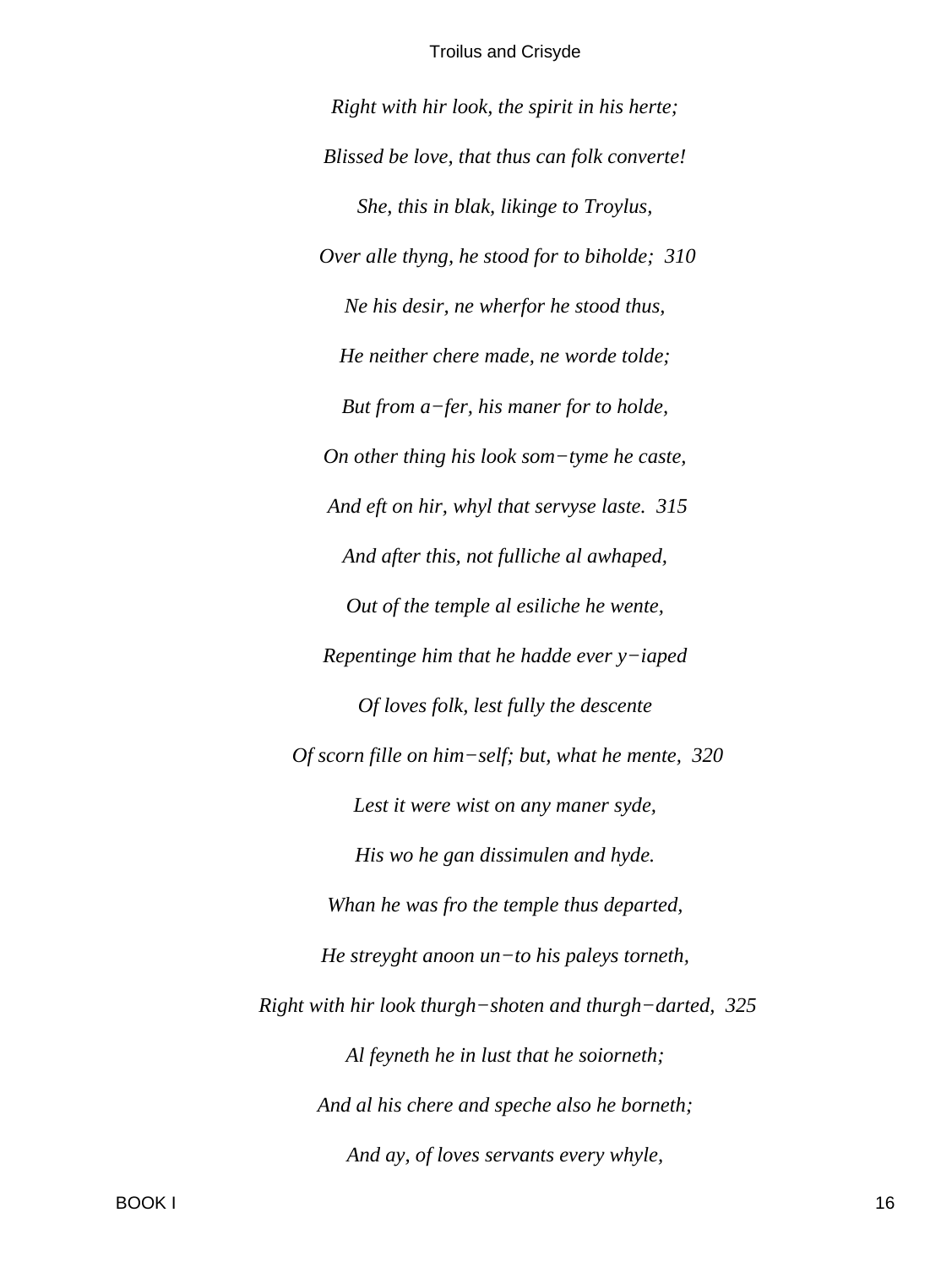*Right with hir look, the spirit in his herte;*

*Blissed be love, that thus can folk converte!*

*She, this in blak, likinge to Troylus,*

*Over alle thyng, he stood for to biholde;  310*

*Ne his desir, ne wherfor he stood thus,*

*He neither chere made, ne worde tolde;*

*But from a−fer, his maner for to holde,*

*On other thing his look som−tyme he caste,*

*And eft on hir, whyl that servyse laste.  315*

*And after this, not fulliche al awhaped,*

*Out of the temple al esiliche he wente,*

*Repentinge him that he hadde ever y−iaped*

*Of loves folk, lest fully the descente*

*Of scorn fille on him−self; but, what he mente,  320*

*Lest it were wist on any maner syde,*

*His wo he gan dissimulen and hyde.*

*Whan he was fro the temple thus departed,*

*He streyght anoon un−to his paleys torneth,*

*Right with hir look thurgh−shoten and thurgh−darted,  325*

*Al feyneth he in lust that he soiorneth;*

*And al his chere and speche also he borneth;*

*And ay, of loves servants every whyle,*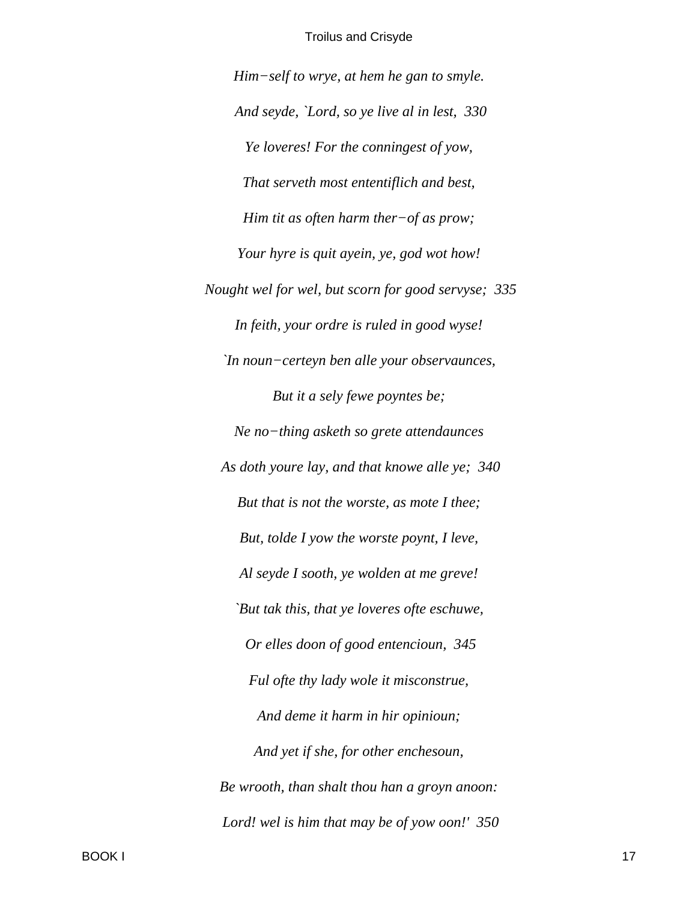*Him−self to wrye, at hem he gan to smyle.*

*And seyde, `Lord, so ye live al in lest, 330*

*Ye loveres! For the conningest of yow,*

*That serveth most ententiflich and best,*

*Him tit as often harm ther−of as prow;*

*Your hyre is quit ayein, ye, god wot how!*

*Nought wel for wel, but scorn for good servyse; 335*

*In feith, your ordre is ruled in good wyse!*

*`In noun−certeyn ben alle your observaunces,*

*But it a sely fewe poyntes be;*

*Ne no−thing asketh so grete attendaunces*

*As doth youre lay, and that knowe alle ye; 340*

*But that is not the worste, as mote I thee;*

*But, tolde I yow the worste poynt, I leve,*

*Al seyde I sooth, ye wolden at me greve!*

*`But tak this, that ye loveres ofte eschuwe,*

*Or elles doon of good entencioun, 345*

*Ful ofte thy lady wole it misconstrue,*

*And deme it harm in hir opinioun;*

*And yet if she, for other enchesoun,*

*Be wrooth, than shalt thou han a groyn anoon:*

*Lord! wel is him that may be of yow oon!' 350*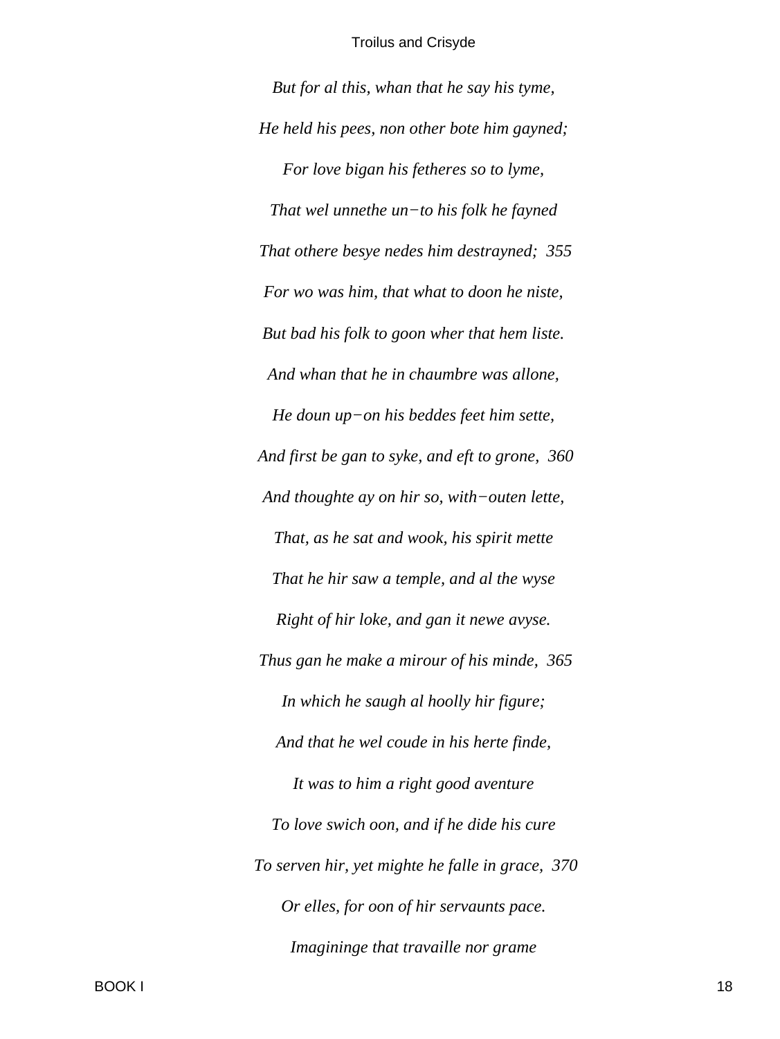*But for al this, whan that he say his tyme,*

*He held his pees, non other bote him gayned;*

*For love bigan his fetheres so to lyme,*

*That wel unnethe un−to his folk he fayned*

*That othere besye nedes him destrayned;  355*

*For wo was him, that what to doon he niste,*

*But bad his folk to goon wher that hem liste.*

*And whan that he in chaumbre was allone,*

*He doun up−on his beddes feet him sette,*

*And first be gan to syke, and eft to grone,  360*

*And thoughte ay on hir so, with−outen lette,*

*That, as he sat and wook, his spirit mette*

*That he hir saw a temple, and al the wyse*

*Right of hir loke, and gan it newe avyse.*

*Thus gan he make a mirour of his minde,  365*

*In which he saugh al hoolly hir figure;*

*And that he wel coude in his herte finde,*

*It was to him a right good aventure*

*To love swich oon, and if he dide his cure*

*To serven hir, yet mighte he falle in grace,  370*

*Or elles, for oon of hir servaunts pace.*

*Imagininge that travaille nor grame*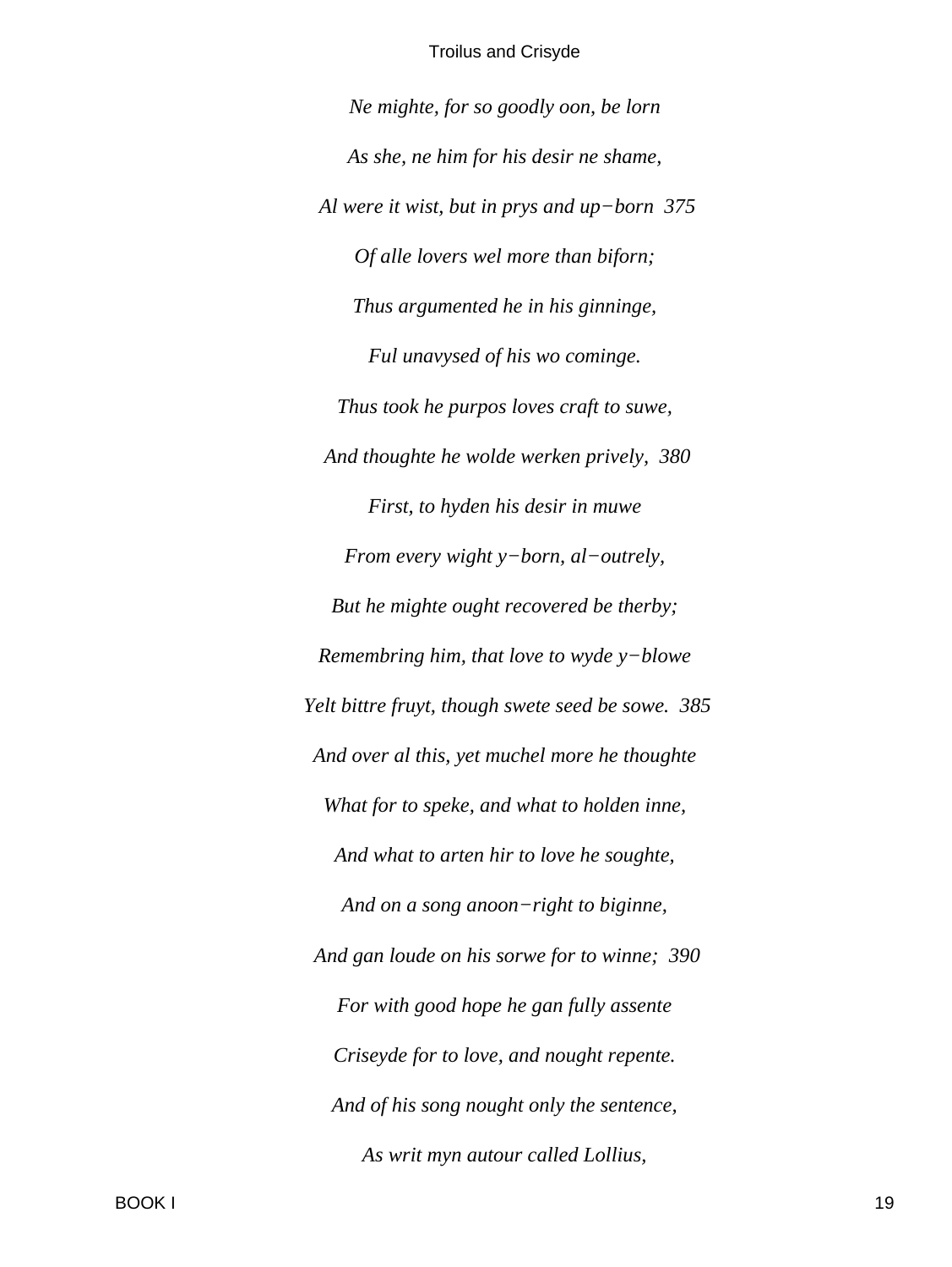*Ne mighte, for so goodly oon, be lorn*

*As she, ne him for his desir ne shame,*

*Al were it wist, but in prys and up−born  375*

*Of alle lovers wel more than biforn;*

*Thus argumented he in his ginninge,*

*Ful unavysed of his wo cominge.*

*Thus took he purpos loves craft to suwe,*

*And thoughte he wolde werken prively,  380*

*First, to hyden his desir in muwe*

*From every wight y−born, al−outrely,*

*But he mighte ought recovered be therby;*

*Remembring him, that love to wyde y−blowe*

*Yelt bittre fruyt, though swete seed be sowe.  385*

*And over al this, yet muchel more he thoughte*

*What for to speke, and what to holden inne,*

*And what to arten hir to love he soughte,*

*And on a song anoon−right to biginne,*

*And gan loude on his sorwe for to winne;  390*

*For with good hope he gan fully assente*

*Criseyde for to love, and nought repente.*

*And of his song nought only the sentence,*

*As writ myn autour called Lollius,*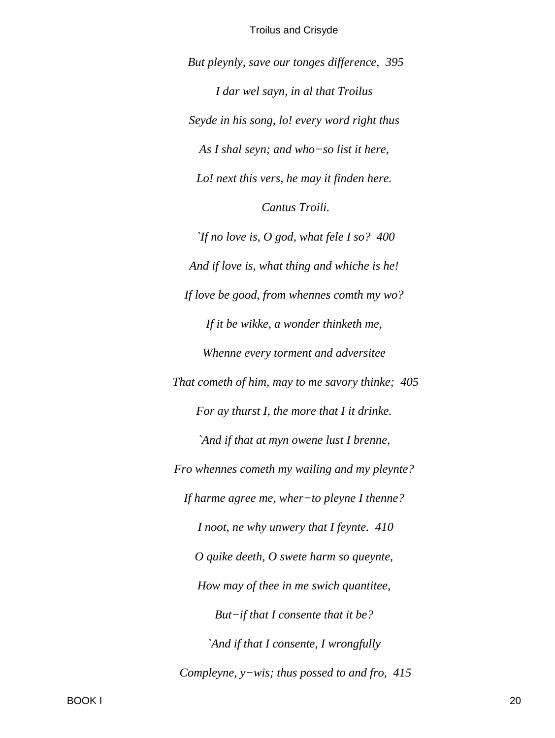*But pleynly, save our tonges difference,  395*

*I dar wel sayn, in al that Troilus*

*Seyde in his song, lo! every word right thus*

*As I shal seyn; and who−so list it here,*

*Lo! next this vers, he may it finden here.*

*Cantus Troili.*

*`If no love is, O god, what fele I so?  400*

*And if love is, what thing and whiche is he!*

*If love be good, from whennes comth my wo?*

*If it be wikke, a wonder thinketh me,*

*Whenne every torment and adversitee*

*That cometh of him, may to me savory thinke;  405*

*For ay thurst I, the more that I it drinke.*

*`And if that at myn owene lust I brenne,*

*Fro whennes cometh my wailing and my pleynte?*

*If harme agree me, wher−to pleyne I thenne?*

*I noot, ne why unwery that I feynte.  410*

*O quike deeth, O swete harm so queynte,*

*How may of thee in me swich quantitee,*

*But−if that I consente that it be?*

*`And if that I consente, I wrongfully*

*Compleyne, y−wis; thus possed to and fro,  415*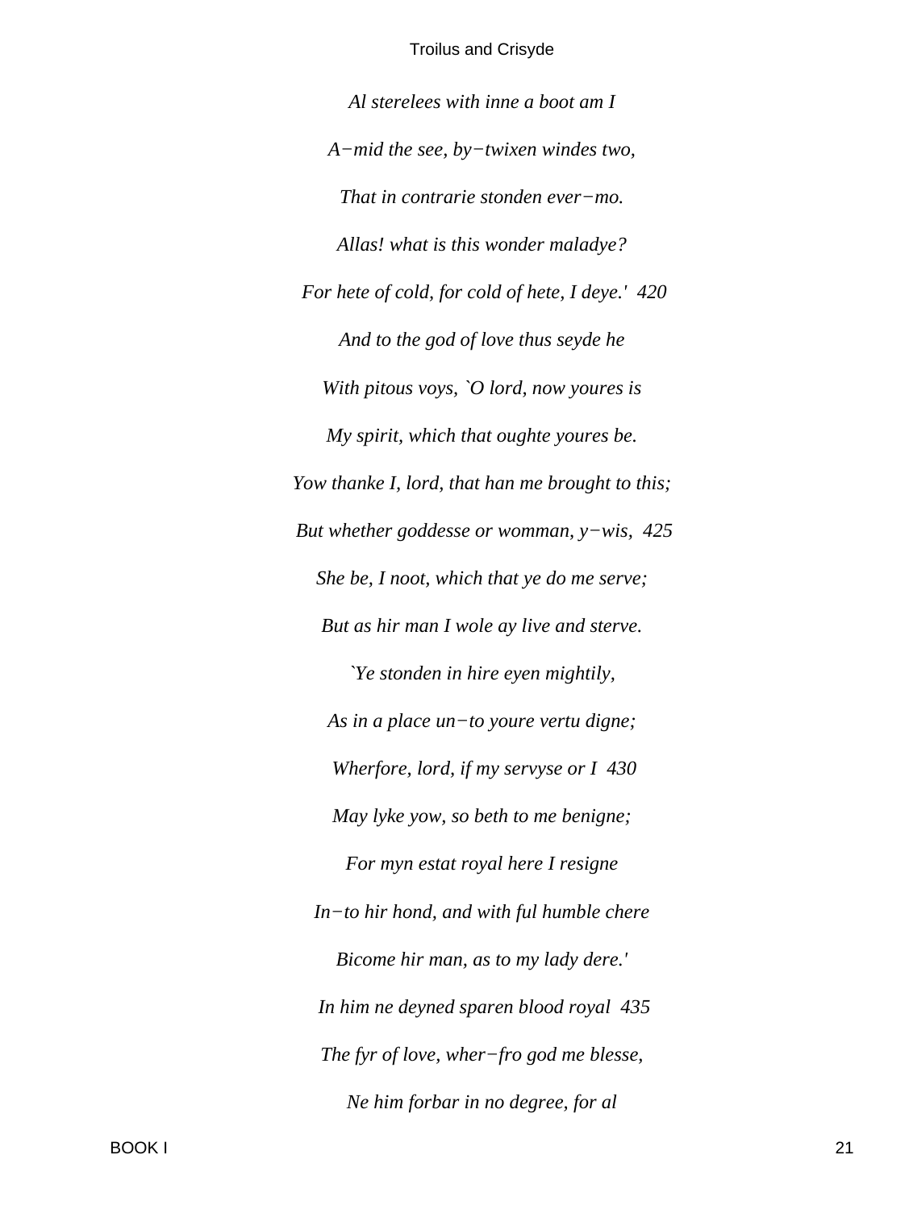*Al sterelees with inne a boot am I*

*A−mid the see, by−twixen windes two,*

*That in contrarie stonden ever−mo.*

*Allas! what is this wonder maladye?*

*For hete of cold, for cold of hete, I deye.'  420*

*And to the god of love thus seyde he*

*With pitous voys, `O lord, now youres is*

*My spirit, which that oughte youres be.*

*Yow thanke I, lord, that han me brought to this;*

*But whether goddesse or womman, y−wis,  425*

*She be, I noot, which that ye do me serve;*

*But as hir man I wole ay live and sterve.*

*`Ye stonden in hire eyen mightily,*

*As in a place un−to youre vertu digne;*

*Wherfore, lord, if my servyse or I  430*

*May lyke yow, so beth to me benigne;*

*For myn estat royal here I resigne*

*In−to hir hond, and with ful humble chere*

*Bicome hir man, as to my lady dere.'*

*In him ne deyned sparen blood royal  435*

*The fyr of love, wher−fro god me blesse,*

*Ne him forbar in no degree, for al*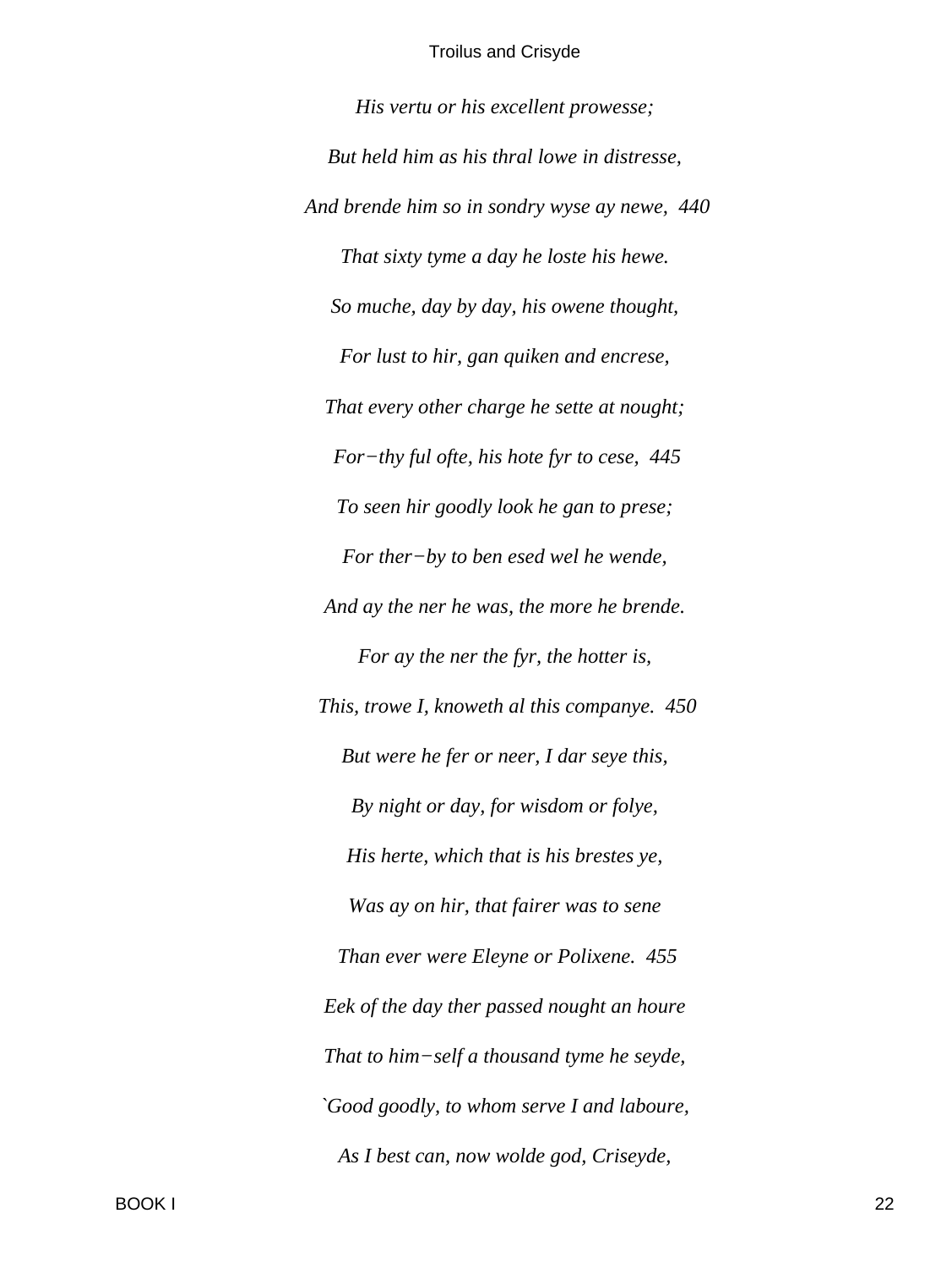*His vertu or his excellent prowesse;*

*But held him as his thral lowe in distresse,*

*And brende him so in sondry wyse ay newe, 440*

*That sixty tyme a day he loste his hewe.*

*So muche, day by day, his owene thought,*

*For lust to hir, gan quiken and encrese,*

*That every other charge he sette at nought;*

*For−thy ful ofte, his hote fyr to cese, 445*

*To seen hir goodly look he gan to prese;*

*For ther−by to ben esed wel he wende,*

*And ay the ner he was, the more he brende.*

*For ay the ner the fyr, the hotter is,*

*This, trowe I, knoweth al this companye. 450*

*But were he fer or neer, I dar seye this,*

*By night or day, for wisdom or folye,*

*His herte, which that is his brestes ye,*

*Was ay on hir, that fairer was to sene*

*Than ever were Eleyne or Polixene. 455*

*Eek of the day ther passed nought an houre*

*That to him−self a thousand tyme he seyde,*

*`Good goodly, to whom serve I and laboure,*

*As I best can, now wolde god, Criseyde,*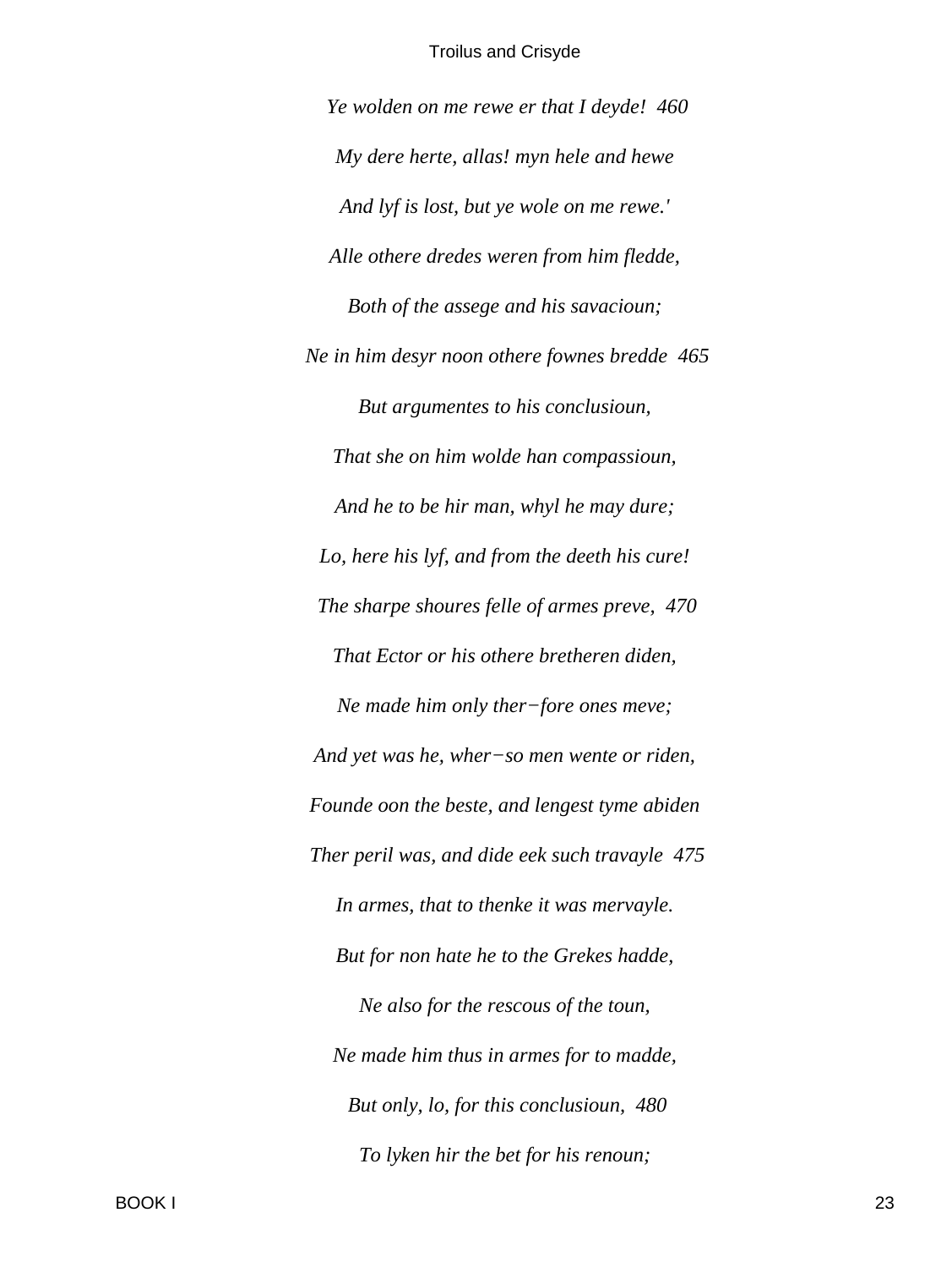*Ye wolden on me rewe er that I deyde! 460*

*My dere herte, allas! myn hele and hewe*

*And lyf is lost, but ye wole on me rewe.'*

*Alle othere dredes weren from him fledde,*

*Both of the assege and his savacioun;*

*Ne in him desyr noon othere fownes bredde 465*

*But argumentes to his conclusioun,*

*That she on him wolde han compassioun,*

*And he to be hir man, whyl he may dure;*

*Lo, here his lyf, and from the deeth his cure!*

*The sharpe shoures felle of armes preve, 470*

*That Ector or his othere bretheren diden,*

*Ne made him only ther−fore ones meve;*

*And yet was he, wher−so men wente or riden,*

*Founde oon the beste, and lengest tyme abiden*

*Ther peril was, and dide eek such travayle 475*

*In armes, that to thenke it was mervayle.*

*But for non hate he to the Grekes hadde,*

*Ne also for the rescous of the toun,*

*Ne made him thus in armes for to madde,*

*But only, lo, for this conclusioun, 480*

*To lyken hir the bet for his renoun;*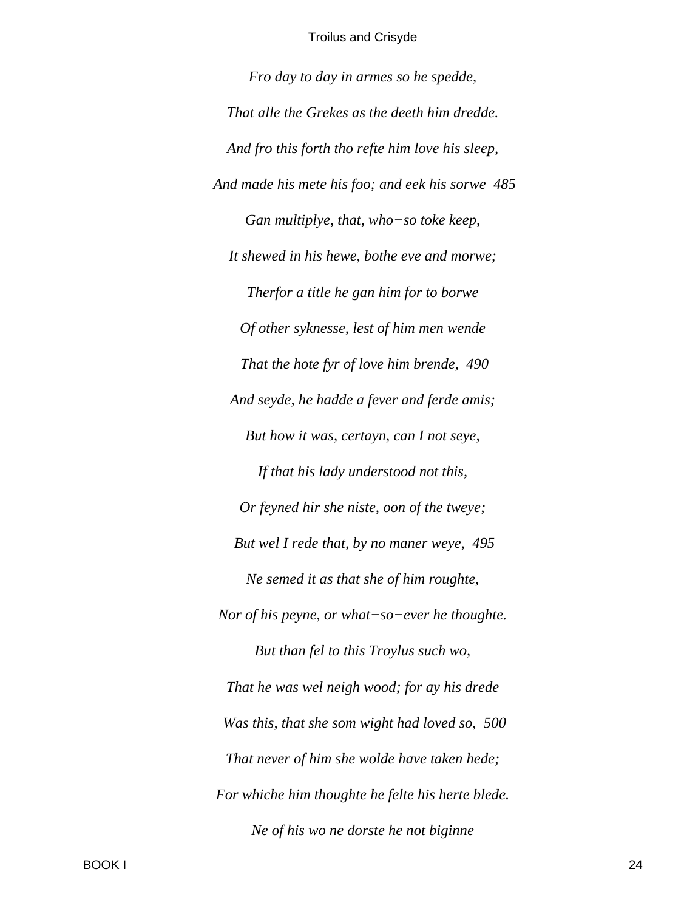*Fro day to day in armes so he spedde,*

*That alle the Grekes as the deeth him dredde.*

*And fro this forth tho refte him love his sleep,*

*And made his mete his foo; and eek his sorwe  485*

*Gan multiplye, that, who−so toke keep,*

*It shewed in his hewe, bothe eve and morwe;*

*Therfor a title he gan him for to borwe*

*Of other syknesse, lest of him men wende*

*That the hote fyr of love him brende,  490*

*And seyde, he hadde a fever and ferde amis;*

*But how it was, certayn, can I not seye,*

*If that his lady understood not this,*

*Or feyned hir she niste, oon of the tweye;*

*But wel I rede that, by no maner weye,  495*

*Ne semed it as that she of him roughte,*

*Nor of his peyne, or what−so−ever he thoughte.*

*But than fel to this Troylus such wo,*

*That he was wel neigh wood; for ay his drede*

*Was this, that she som wight had loved so,  500*

*That never of him she wolde have taken hede;*

*For whiche him thoughte he felte his herte blede.*

*Ne of his wo ne dorste he not biginne*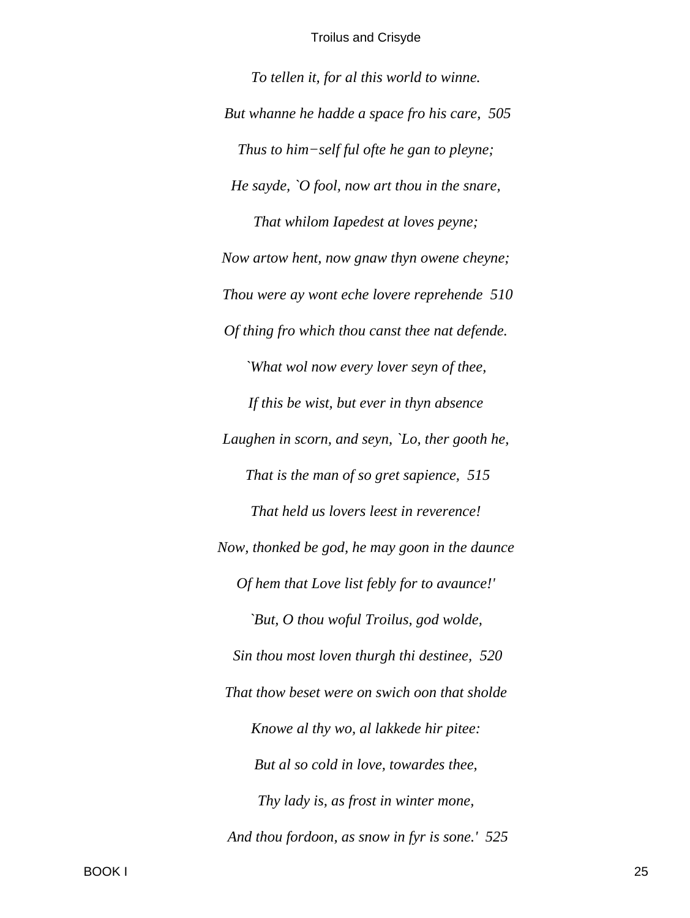*To tellen it, for al this world to winne.*

*But whanne he hadde a space fro his care,  505*

*Thus to him−self ful ofte he gan to pleyne;*

*He sayde, `O fool, now art thou in the snare,*

*That whilom Iapedest at loves peyne;*

*Now artow hent, now gnaw thyn owene cheyne;*

*Thou were ay wont eche lovere reprehende  510*

*Of thing fro which thou canst thee nat defende.*

*`What wol now every lover seyn of thee,*

*If this be wist, but ever in thyn absence*

*Laughen in scorn, and seyn, `Lo, ther gooth he,*

*That is the man of so gret sapience,  515*

*That held us lovers leest in reverence!*

*Now, thonked be god, he may goon in the daunce*

*Of hem that Love list febly for to avaunce!'*

*`But, O thou woful Troilus, god wolde,*

*Sin thou most loven thurgh thi destinee,  520*

*That thow beset were on swich oon that sholde*

*Knowe al thy wo, al lakkede hir pitee:*

*But al so cold in love, towardes thee,*

*Thy lady is, as frost in winter mone,*

*And thou fordoon, as snow in fyr is sone.'  525*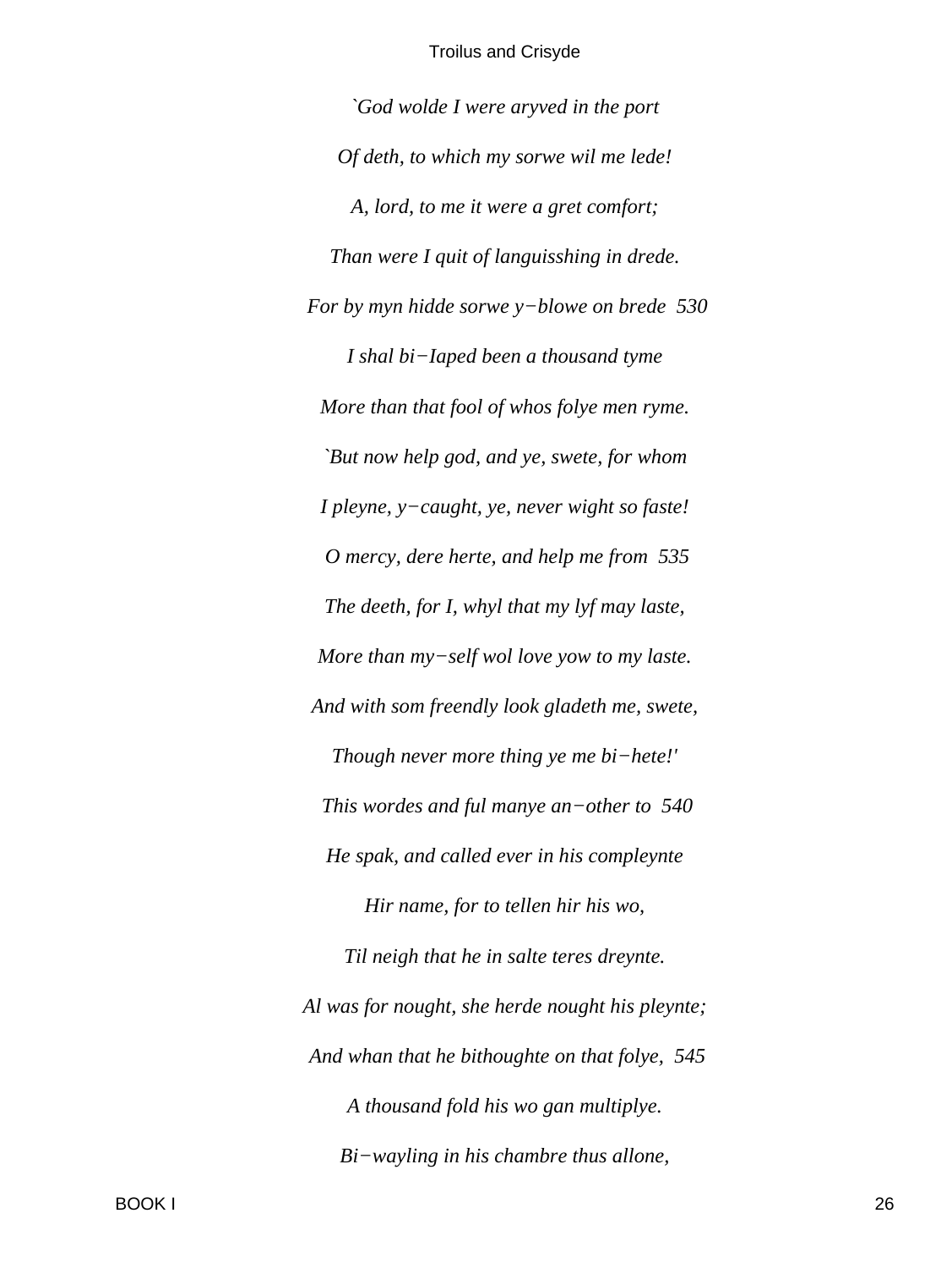*`God wolde I were aryved in the port*

*Of deth, to which my sorwe wil me lede!*

*A, lord, to me it were a gret comfort;*

*Than were I quit of languisshing in drede.*

*For by myn hidde sorwe y−blowe on brede 530*

*I shal bi−Iaped been a thousand tyme*

*More than that fool of whos folye men ryme.*

*`But now help god, and ye, swete, for whom*

*I pleyne, y−caught, ye, never wight so faste!*

*O mercy, dere herte, and help me from 535*

*The deeth, for I, whyl that my lyf may laste,*

*More than my−self wol love yow to my laste.*

*And with som freendly look gladeth me, swete,*

*Though never more thing ye me bi−hete!'*

*This wordes and ful manye an−other to 540*

*He spak, and called ever in his compleynte*

*Hir name, for to tellen hir his wo,*

*Til neigh that he in salte teres dreynte.*

*Al was for nought, she herde nought his pleynte;*

*And whan that he bithoughte on that folye, 545*

*A thousand fold his wo gan multiplye.*

*Bi−wayling in his chambre thus allone,*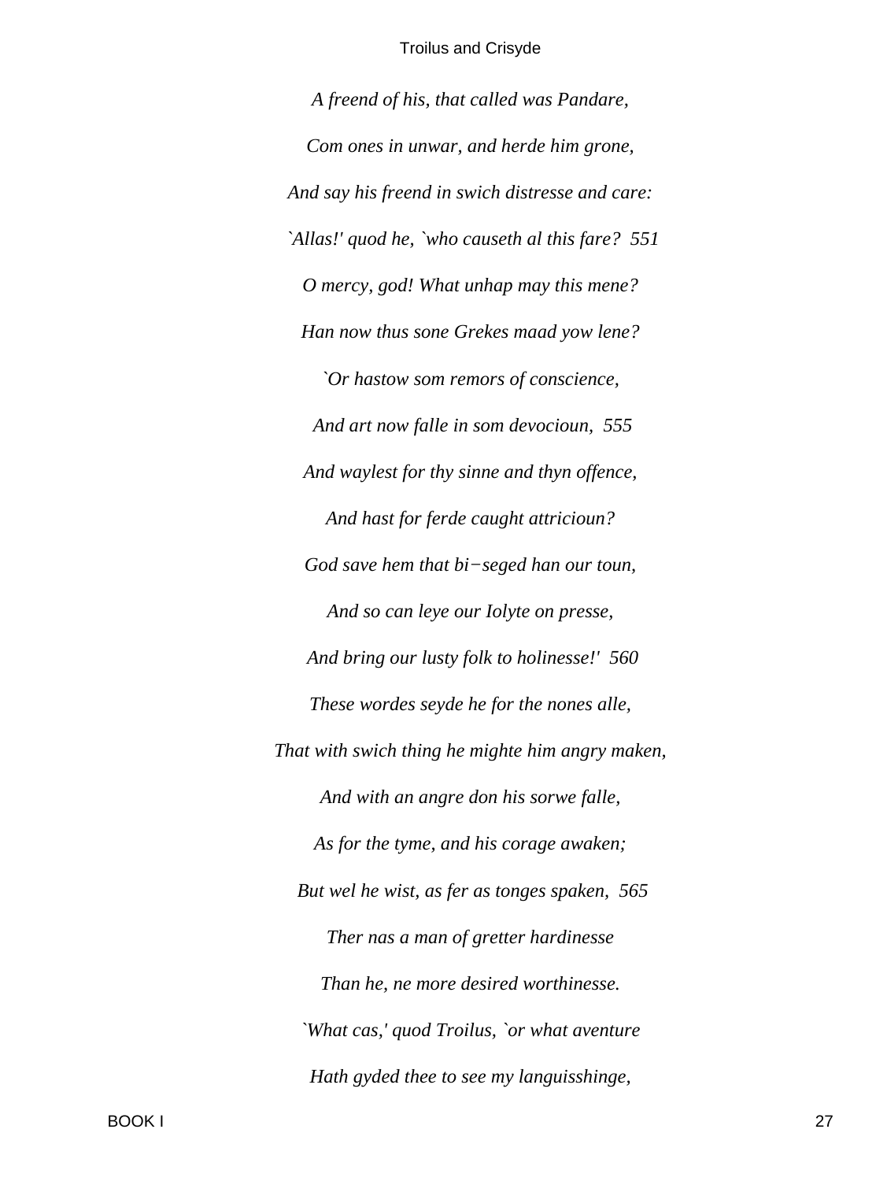*A freend of his, that called was Pandare,*

*Com ones in unwar, and herde him grone,*

*And say his freend in swich distresse and care:*

*`Allas!' quod he, `who causeth al this fare?  551*

*O mercy, god! What unhap may this mene?*

*Han now thus sone Grekes maad yow lene?*

*`Or hastow som remors of conscience,*

*And art now falle in som devocioun,  555*

*And waylest for thy sinne and thyn offence,*

*And hast for ferde caught attricioun?*

*God save hem that bi−seged han our toun,*

*And so can leye our Iolyte on presse,*

*And bring our lusty folk to holinesse!'  560*

*These wordes seyde he for the nones alle,*

*That with swich thing he mighte him angry maken,*

*And with an angre don his sorwe falle,*

*As for the tyme, and his corage awaken;*

*But wel he wist, as fer as tonges spaken,  565*

*Ther nas a man of gretter hardinesse*

*Than he, ne more desired worthinesse.*

*`What cas,' quod Troilus, `or what aventure*

*Hath gyded thee to see my languisshinge,*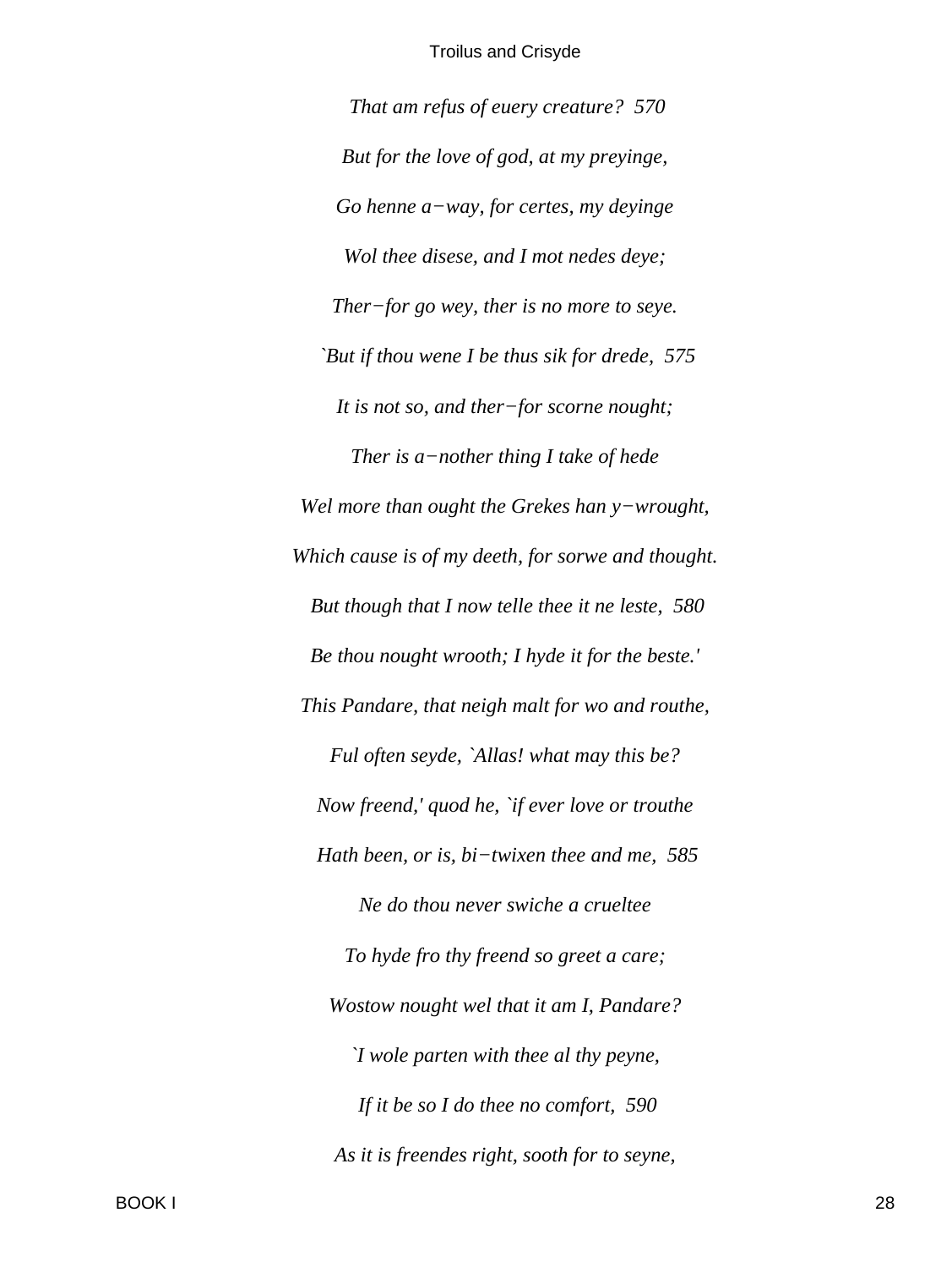*That am refus of euery creature? 570*

*But for the love of god, at my preyinge,*

*Go henne a−way, for certes, my deyinge*

*Wol thee disese, and I mot nedes deye;*

*Ther−for go wey, ther is no more to seye.*

*`But if thou wene I be thus sik for drede, 575*

*It is not so, and ther−for scorne nought;*

*Ther is a−nother thing I take of hede*

*Wel more than ought the Grekes han y−wrought,*

*Which cause is of my deeth, for sorwe and thought.*

*But though that I now telle thee it ne leste, 580*

*Be thou nought wrooth; I hyde it for the beste.'*

*This Pandare, that neigh malt for wo and routhe,*

*Ful often seyde, `Allas! what may this be?*

*Now freend,' quod he, `if ever love or trouthe*

*Hath been, or is, bi−twixen thee and me, 585*

*Ne do thou never swiche a crueltee*

*To hyde fro thy freend so greet a care;*

*Wostow nought wel that it am I, Pandare?*

*`I wole parten with thee al thy peyne,*

*If it be so I do thee no comfort, 590*

*As it is freendes right, sooth for to seyne,*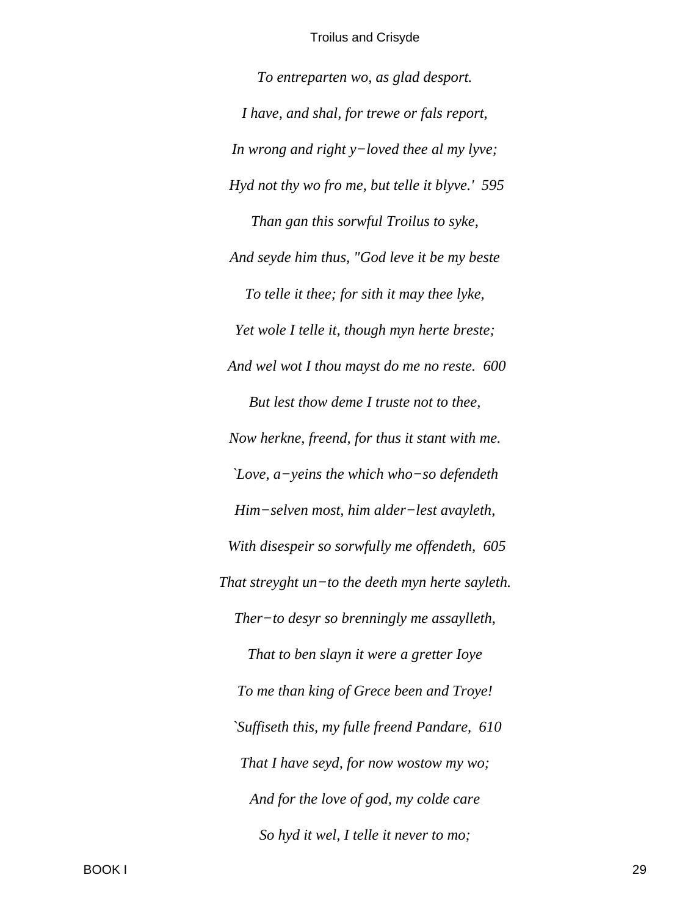*To entreparten wo, as glad desport.*

*I have, and shal, for trewe or fals report,*

*In wrong and right y−loved thee al my lyve;*

*Hyd not thy wo fro me, but telle it blyve.'  595*

*Than gan this sorwful Troilus to syke,*

*And seyde him thus, "God leve it be my beste*

*To telle it thee; for sith it may thee lyke,*

*Yet wole I telle it, though myn herte breste;*

*And wel wot I thou mayst do me no reste.  600*

*But lest thow deme I truste not to thee,*

*Now herkne, freend, for thus it stant with me.*

*`Love, a−yeins the which who−so defendeth*

*Him−selven most, him alder−lest avayleth,*

*With disespeir so sorwfully me offendeth,  605*

*That streyght un−to the deeth myn herte sayleth.*

*Ther−to desyr so brenningly me assaylleth,*

*That to ben slayn it were a gretter Ioye*

*To me than king of Grece been and Troye!*

*`Suffiseth this, my fulle freend Pandare,  610*

*That I have seyd, for now wostow my wo;*

*And for the love of god, my colde care*

*So hyd it wel, I telle it never to mo;*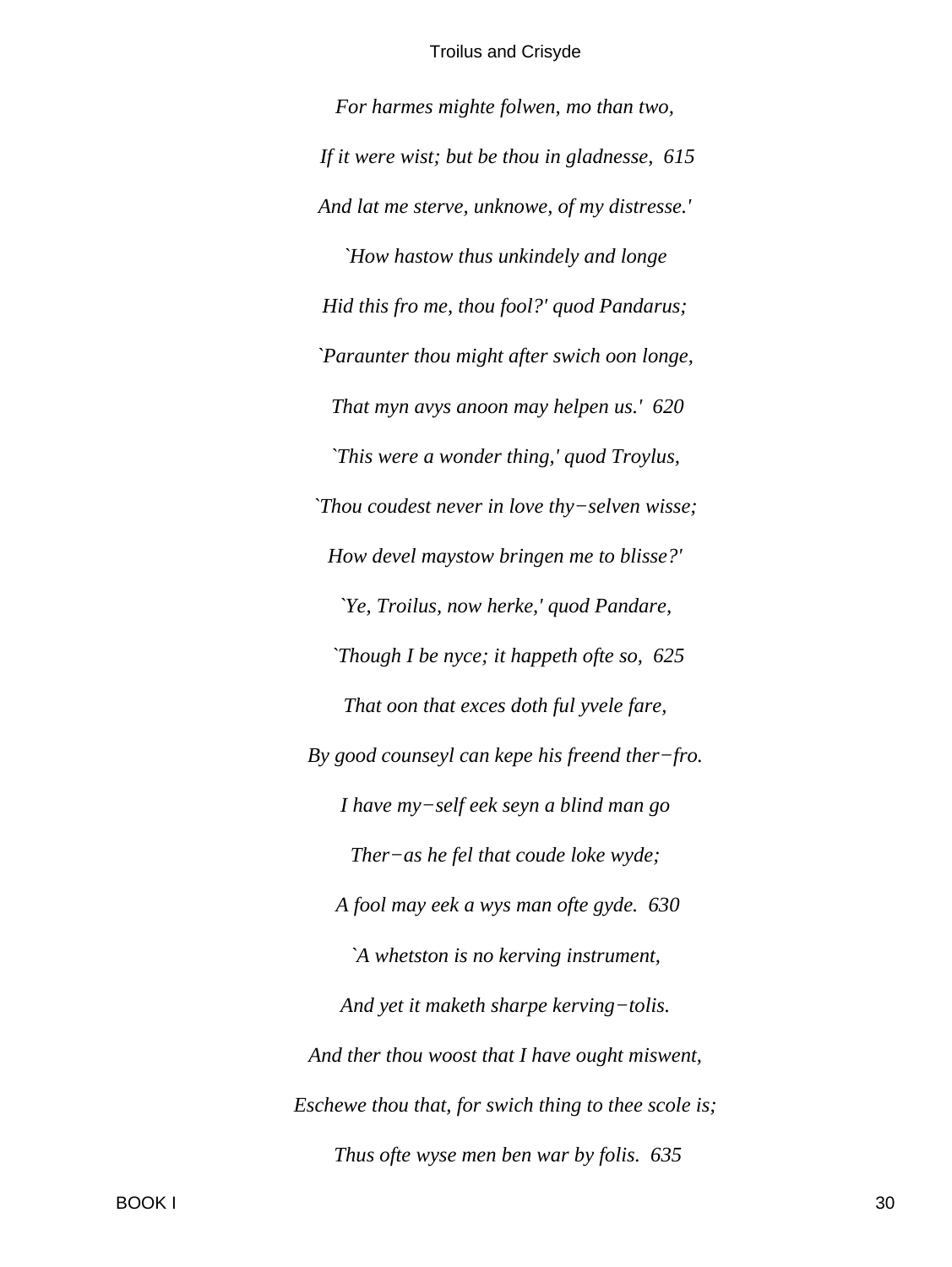*For harmes mighte folwen, mo than two,*

*If it were wist; but be thou in gladnesse, 615*

*And lat me sterve, unknowe, of my distresse.'*

*`How hastow thus unkindely and longe*

*Hid this fro me, thou fool?' quod Pandarus;*

*`Paraunter thou might after swich oon longe,*

*That myn avys anoon may helpen us.' 620*

*`This were a wonder thing,' quod Troylus,*

*`Thou coudest never in love thy−selven wisse;*

*How devel maystow bringen me to blisse?'*

*`Ye, Troilus, now herke,' quod Pandare,*

*`Though I be nyce; it happeth ofte so, 625*

*That oon that exces doth ful yvele fare,*

*By good counseyl can kepe his freend ther−fro.*

*I have my−self eek seyn a blind man go*

*Ther−as he fel that coude loke wyde;*

*A fool may eek a wys man ofte gyde. 630*

*`A whetston is no kerving instrument,*

*And yet it maketh sharpe kerving−tolis.*

*And ther thou woost that I have ought miswent,*

*Eschewe thou that, for swich thing to thee scole is;*

*Thus ofte wyse men ben war by folis. 635*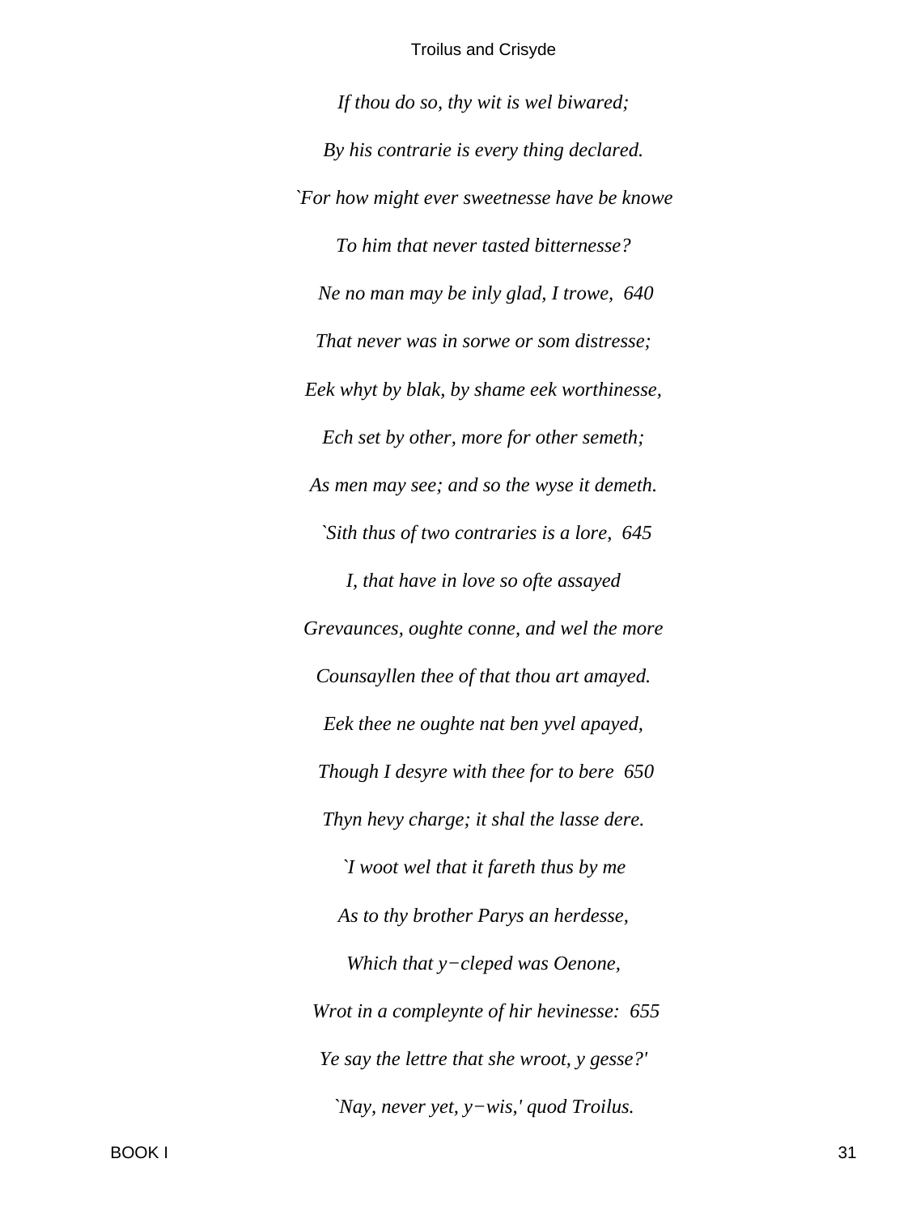*If thou do so, thy wit is wel biwared;*

*By his contrarie is every thing declared.*

*`For how might ever sweetnesse have be knowe*

*To him that never tasted bitternesse?*

*Ne no man may be inly glad, I trowe,  640*

*That never was in sorwe or som distresse;*

*Eek whyt by blak, by shame eek worthinesse,*

*Ech set by other, more for other semeth;*

*As men may see; and so the wyse it demeth.*

*`Sith thus of two contraries is a lore,  645*

*I, that have in love so ofte assayed*

*Grevaunces, oughte conne, and wel the more*

*Counsayllen thee of that thou art amayed.*

*Eek thee ne oughte nat ben yvel apayed,*

*Though I desyre with thee for to bere  650*

*Thyn hevy charge; it shal the lasse dere.*

*`I woot wel that it fareth thus by me*

*As to thy brother Parys an herdesse,*

*Which that y−cleped was Oenone,*

*Wrot in a compleynte of hir hevinesse:  655*

*Ye say the lettre that she wroot, y gesse?'*

*`Nay, never yet, y−wis,' quod Troilus.*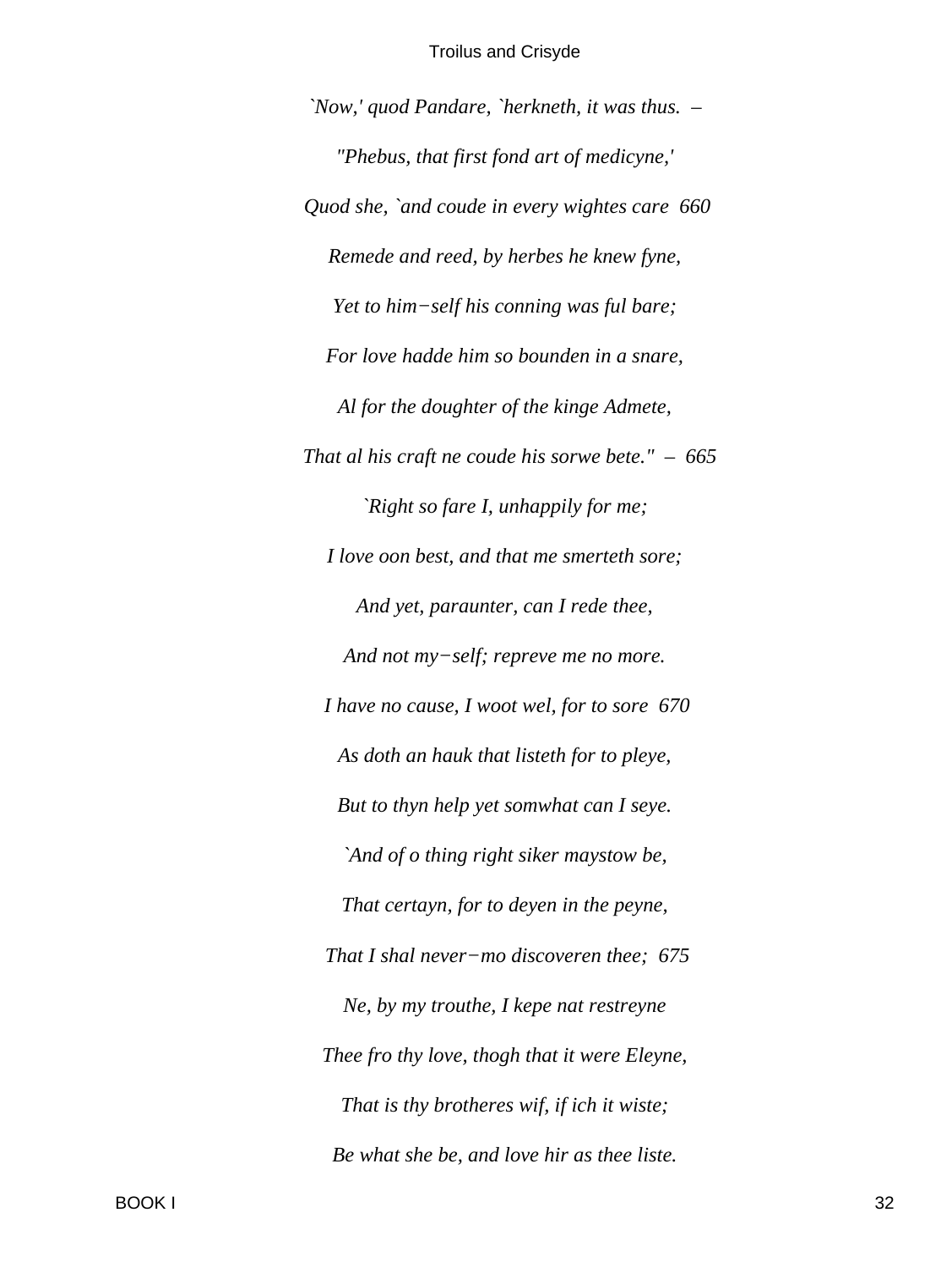*`Now,' quod Pandare, `herkneth, it was thus. –*

*"Phebus, that first fond art of medicyne,'*

*Quod she, `and coude in every wightes care 660*

*Remede and reed, by herbes he knew fyne,*

*Yet to him−self his conning was ful bare;*

*For love hadde him so bounden in a snare,*

*Al for the doughter of the kinge Admete,*

*That al his craft ne coude his sorwe bete." – 665*

*`Right so fare I, unhappily for me;*

*I love oon best, and that me smerteth sore;*

*And yet, paraunter, can I rede thee,*

*And not my−self; repreve me no more.*

*I have no cause, I woot wel, for to sore 670*

*As doth an hauk that listeth for to pleye,*

*But to thyn help yet somwhat can I seye.*

*`And of o thing right siker maystow be,*

*That certayn, for to deyen in the peyne,*

*That I shal never−mo discoveren thee; 675*

*Ne, by my trouthe, I kepe nat restreyne*

*Thee fro thy love, thogh that it were Eleyne,*

*That is thy brotheres wif, if ich it wiste;*

*Be what she be, and love hir as thee liste.*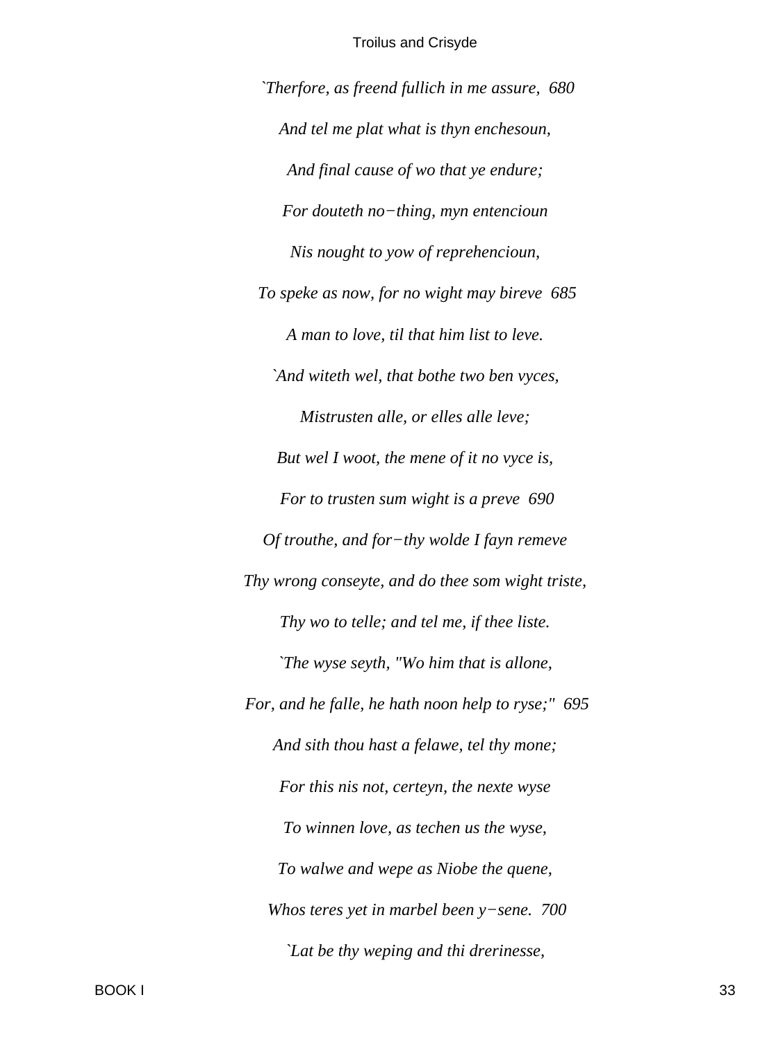*`Therfore, as freend fullich in me assure, 680*

*And tel me plat what is thyn enchesoun,*

*And final cause of wo that ye endure;*

*For douteth no−thing, myn entencioun*

*Nis nought to yow of reprehencioun,*

*To speke as now, for no wight may bireve 685*

*A man to love, til that him list to leve.*

*`And witeth wel, that bothe two ben vyces,*

*Mistrusten alle, or elles alle leve;*

*But wel I woot, the mene of it no vyce is,*

*For to trusten sum wight is a preve 690*

*Of trouthe, and for−thy wolde I fayn remeve*

*Thy wrong conseyte, and do thee som wight triste,*

*Thy wo to telle; and tel me, if thee liste.*

*`The wyse seyth, "Wo him that is allone,*

*For, and he falle, he hath noon help to ryse;" 695*

*And sith thou hast a felawe, tel thy mone;*

*For this nis not, certeyn, the nexte wyse*

*To winnen love, as techen us the wyse,*

*To walwe and wepe as Niobe the quene,*

*Whos teres yet in marbel been y−sene. 700*

*`Lat be thy weping and thi drerinesse,*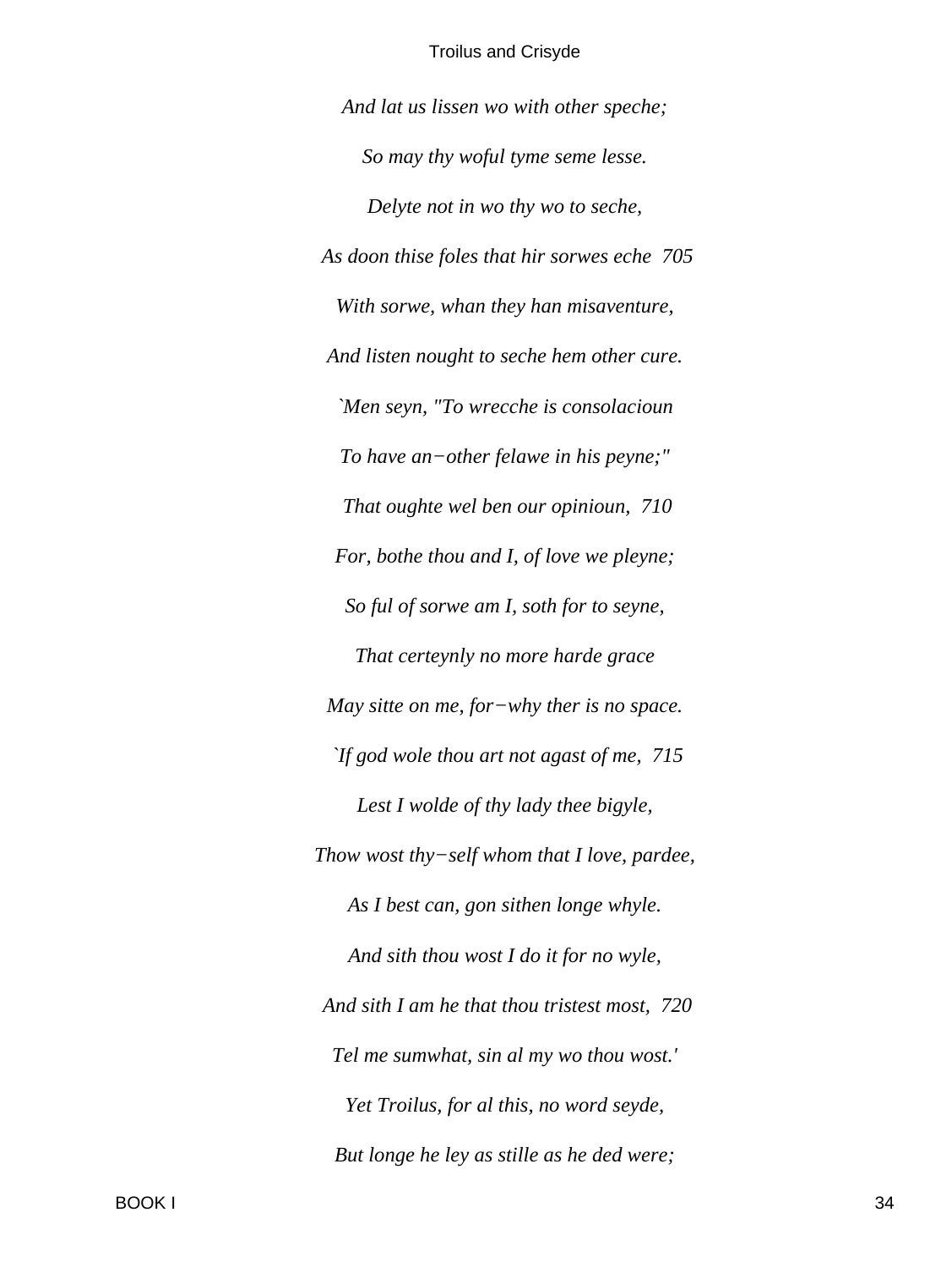*And lat us lissen wo with other speche;*

*So may thy woful tyme seme lesse.*

*Delyte not in wo thy wo to seche,*

*As doon thise foles that hir sorwes eche 705*

*With sorwe, whan they han misaventure,*

*And listen nought to seche hem other cure.*

*`Men seyn, "To wrecche is consolacioun*

*To have an−other felawe in his peyne;"*

*That oughte wel ben our opinioun, 710*

*For, bothe thou and I, of love we pleyne;*

*So ful of sorwe am I, soth for to seyne,*

*That certeynly no more harde grace*

*May sitte on me, for−why ther is no space.*

*`If god wole thou art not agast of me, 715*

*Lest I wolde of thy lady thee bigyle,*

*Thow wost thy−self whom that I love, pardee,*

*As I best can, gon sithen longe whyle.*

*And sith thou wost I do it for no wyle,*

*And sith I am he that thou tristest most, 720*

*Tel me sumwhat, sin al my wo thou wost.'*

*Yet Troilus, for al this, no word seyde,*

*But longe he ley as stille as he ded were;*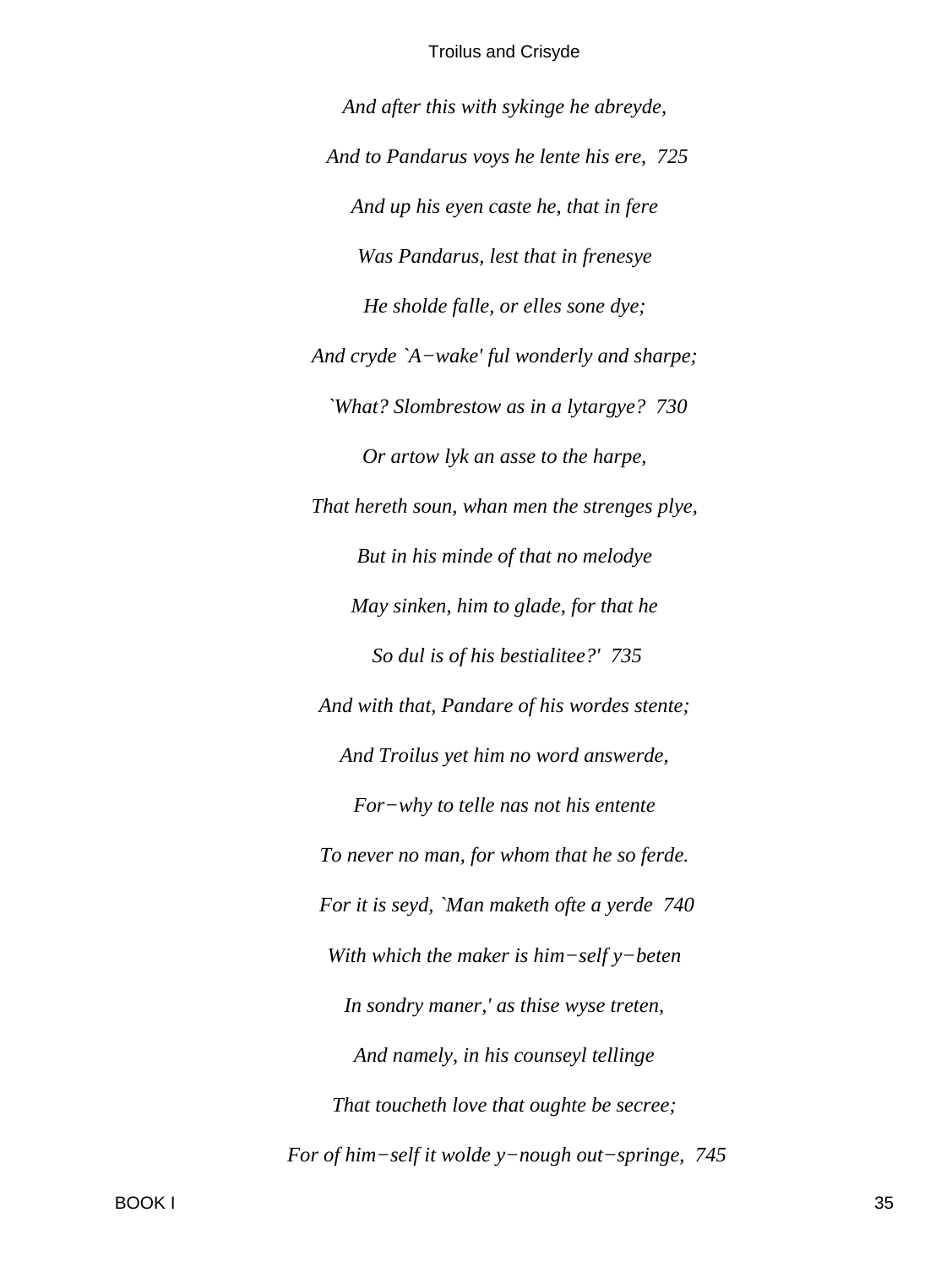*And after this with sykinge he abreyde,*

*And to Pandarus voys he lente his ere, 725*

*And up his eyen caste he, that in fere*

*Was Pandarus, lest that in frenesye*

*He sholde falle, or elles sone dye;*

*And cryde `A−wake' ful wonderly and sharpe;*

*`What? Slombrestow as in a lytargye? 730*

*Or artow lyk an asse to the harpe,*

*That hereth soun, whan men the strenges plye,*

*But in his minde of that no melodye*

*May sinken, him to glade, for that he*

*So dul is of his bestialitee?' 735*

*And with that, Pandare of his wordes stente;*

*And Troilus yet him no word answerde,*

*For−why to telle nas not his entente*

*To never no man, for whom that he so ferde.*

*For it is seyd, `Man maketh ofte a yerde 740*

*With which the maker is him−self y−beten*

*In sondry maner,' as thise wyse treten,*

*And namely, in his counseyl tellinge*

*That toucheth love that oughte be secree;*

*For of him−self it wolde y−nough out−springe, 745*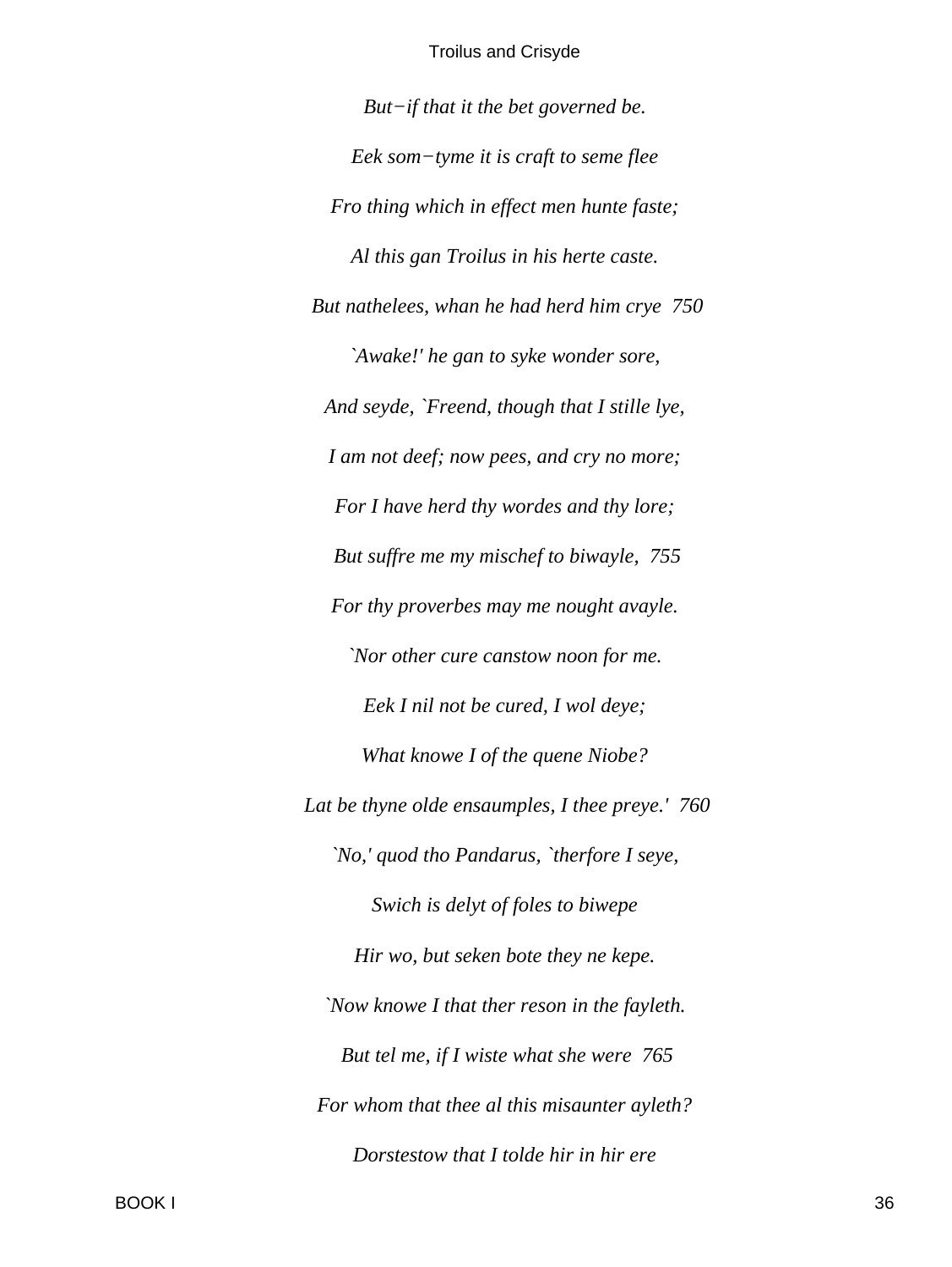*But−if that it the bet governed be.*

*Eek som−tyme it is craft to seme flee*

*Fro thing which in effect men hunte faste;*

*Al this gan Troilus in his herte caste.*

*But nathelees, whan he had herd him crye  750*

*`Awake!' he gan to syke wonder sore,*

*And seyde, `Freend, though that I stille lye,*

*I am not deef; now pees, and cry no more;*

*For I have herd thy wordes and thy lore;*

*But suffre me my mischef to biwayle,  755*

*For thy proverbes may me nought avayle.*

*`Nor other cure canstow noon for me.*

*Eek I nil not be cured, I wol deye;*

*What knowe I of the quene Niobe?*

*Lat be thyne olde ensaumples, I thee preye.'  760*

*`No,' quod tho Pandarus, `therfore I seye,*

*Swich is delyt of foles to biwepe*

*Hir wo, but seken bote they ne kepe.*

*`Now knowe I that ther reson in the fayleth.*

*But tel me, if I wiste what she were  765*

*For whom that thee al this misaunter ayleth?*

*Dorstestow that I tolde hir in hir ere*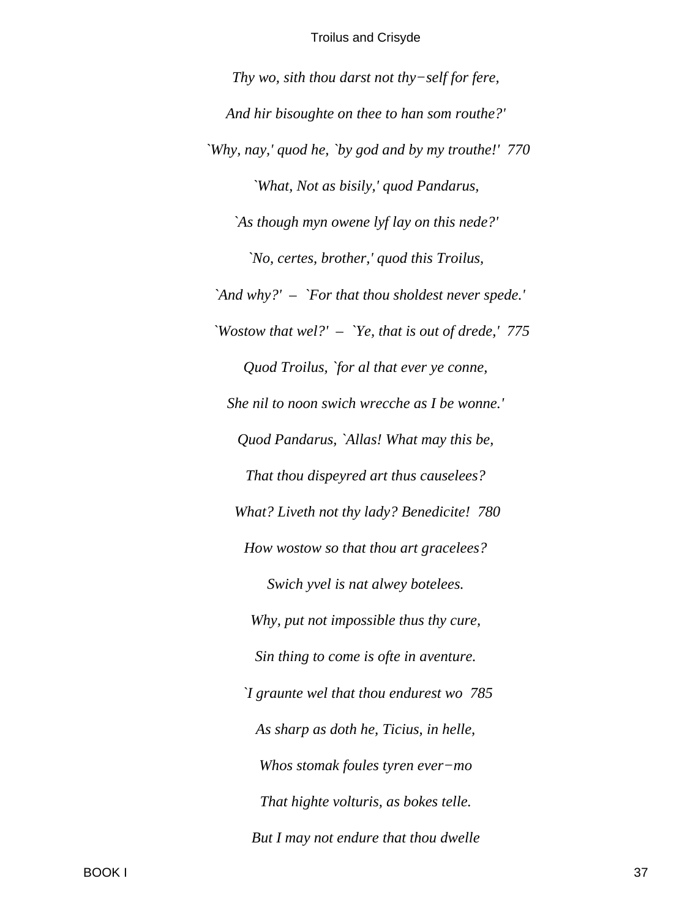*Thy wo, sith thou darst not thy−self for fere,*

*And hir bisoughte on thee to han som routhe?'*

*`Why, nay,' quod he, `by god and by my trouthe!'  770*

*`What, Not as bisily,' quod Pandarus,*

*`As though myn owene lyf lay on this nede?'*

*`No, certes, brother,' quod this Troilus,*

*`And why?'  –  `For that thou sholdest never spede.'*

*`Wostow that wel?'  –  `Ye, that is out of drede,'  775*

*Quod Troilus, `for al that ever ye conne,*

*She nil to noon swich wrecche as I be wonne.'*

*Quod Pandarus, `Allas! What may this be,*

*That thou dispeyred art thus causelees?*

*What? Liveth not thy lady? Benedicite!  780*

*How wostow so that thou art gracelees?*

*Swich yvel is nat alwey botelees.*

*Why, put not impossible thus thy cure,*

*Sin thing to come is ofte in aventure.*

*`I graunte wel that thou endurest wo  785*

*As sharp as doth he, Ticius, in helle,*

*Whos stomak foules tyren ever−mo*

*That highte volturis, as bokes telle.*

*But I may not endure that thou dwelle*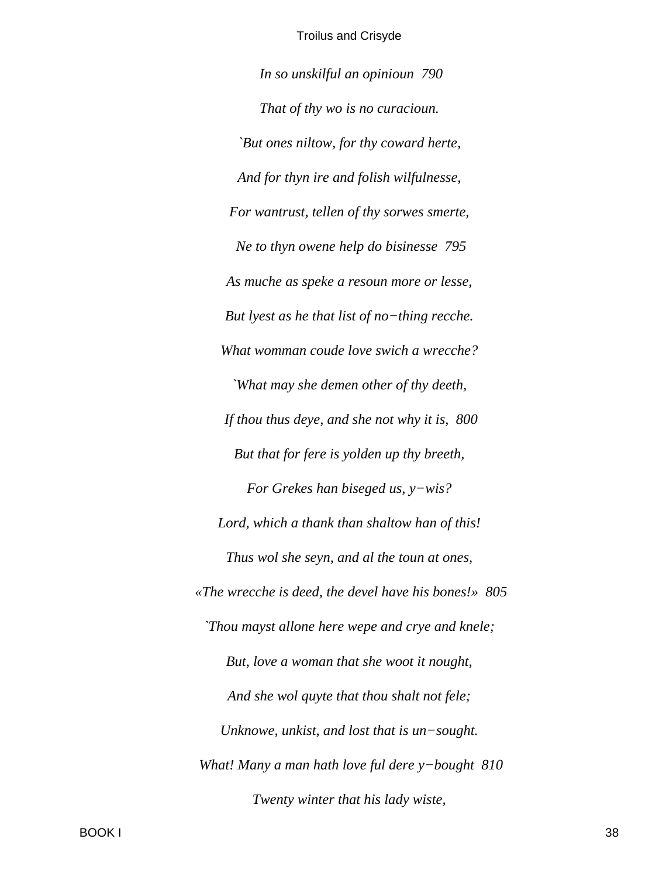*In so unskilful an opinioun  790*

*That of thy wo is no curacioun.*

*`But ones niltow, for thy coward herte,*

*And for thyn ire and folish wilfulnesse,*

*For wantrust, tellen of thy sorwes smerte,*

*Ne to thyn owene help do bisinesse  795*

*As muche as speke a resoun more or lesse,*

*But lyest as he that list of no−thing recche.*

*What womman coude love swich a wrecche?*

*`What may she demen other of thy deeth,*

*If thou thus deye, and she not why it is,  800*

*But that for fere is yolden up thy breeth,*

*For Grekes han biseged us, y−wis?*

*Lord, which a thank than shaltow han of this!*

*Thus wol she seyn, and al the toun at ones,*

*«The wrecche is deed, the devel have his bones!»  805*

*`Thou mayst allone here wepe and crye and knele;*

*But, love a woman that she woot it nought,*

*And she wol quyte that thou shalt not fele;*

*Unknowe, unkist, and lost that is un−sought.*

*What! Many a man hath love ful dere y−bought  810*

*Twenty winter that his lady wiste,*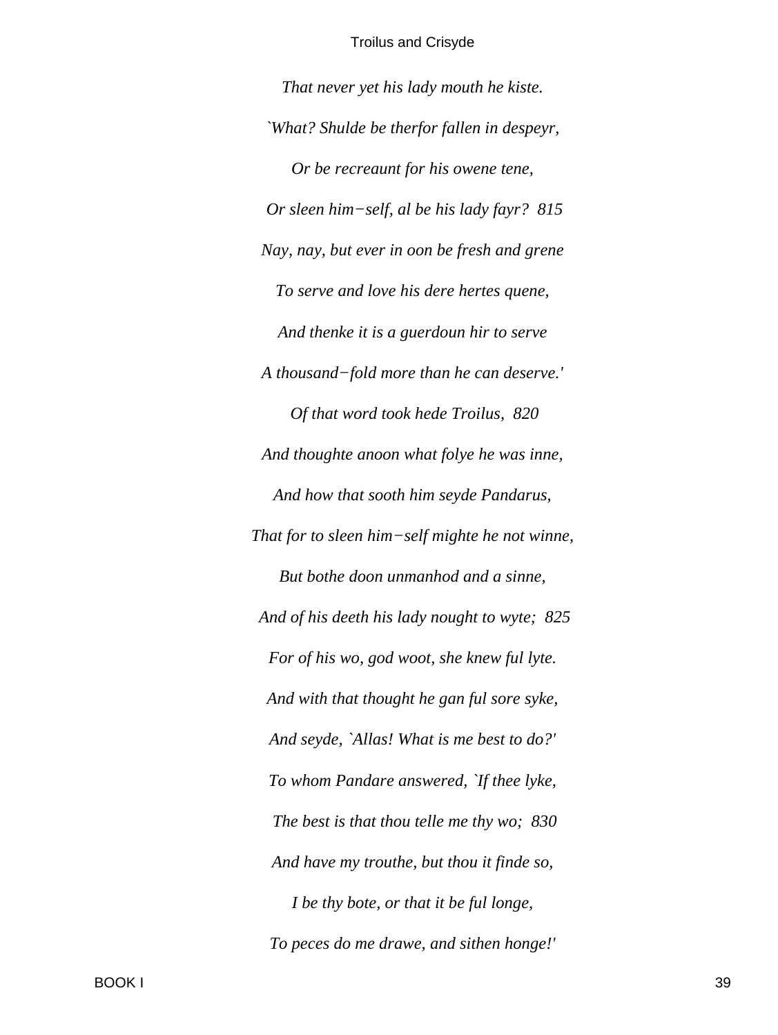*That never yet his lady mouth he kiste.*

*`What? Shulde be therfor fallen in despeyr,*

*Or be recreaunt for his owene tene,*

*Or sleen him−self, al be his lady fayr?  815*

*Nay, nay, but ever in oon be fresh and grene*

*To serve and love his dere hertes quene,*

*And thenke it is a guerdoun hir to serve*

*A thousand−fold more than he can deserve.'*

*Of that word took hede Troilus,  820*

*And thoughte anoon what folye he was inne,*

*And how that sooth him seyde Pandarus,*

*That for to sleen him−self mighte he not winne,*

*But bothe doon unmanhod and a sinne,*

*And of his deeth his lady nought to wyte;  825*

*For of his wo, god woot, she knew ful lyte.*

*And with that thought he gan ful sore syke,*

*And seyde, `Allas! What is me best to do?'*

*To whom Pandare answered, `If thee lyke,*

*The best is that thou telle me thy wo;  830*

*And have my trouthe, but thou it finde so,*

*I be thy bote, or that it be ful longe,*

*To peces do me drawe, and sithen honge!'*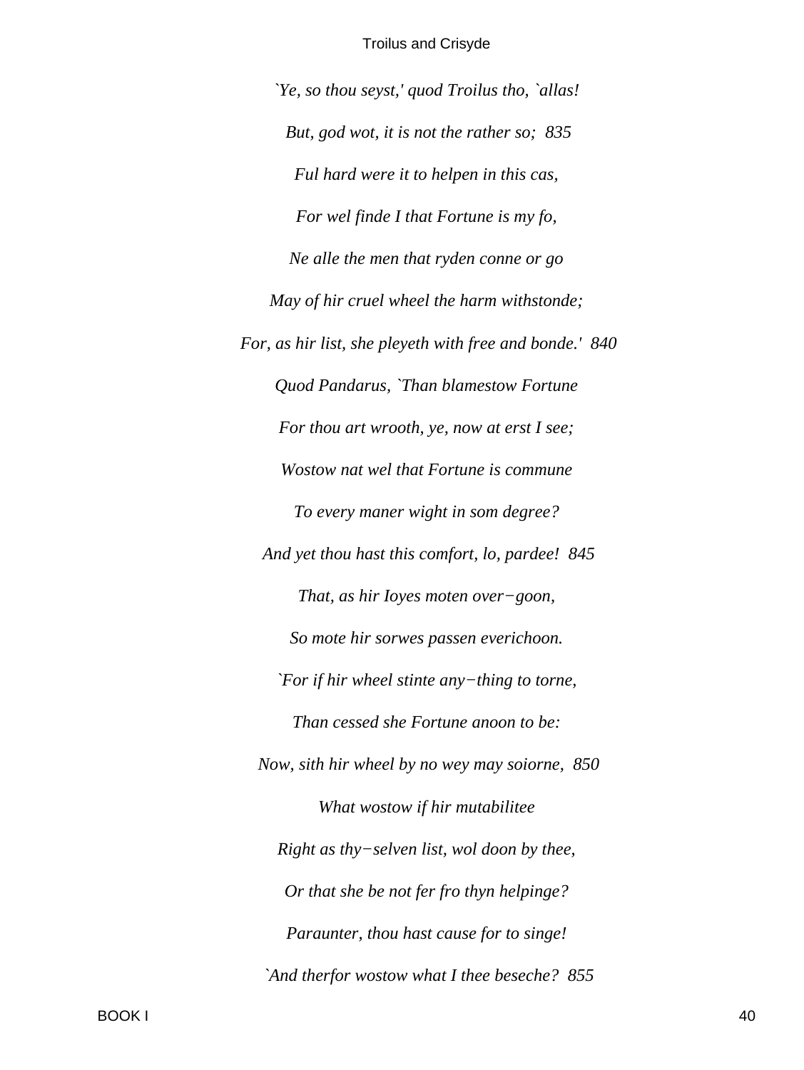*`Ye, so thou seyst,' quod Troilus tho, `allas!*

*But, god wot, it is not the rather so;  835*

*Ful hard were it to helpen in this cas,*

*For wel finde I that Fortune is my fo,*

*Ne alle the men that ryden conne or go*

*May of hir cruel wheel the harm withstonde;*

*For, as hir list, she pleyeth with free and bonde.'  840*

*Quod Pandarus, `Than blamestow Fortune*

*For thou art wrooth, ye, now at erst I see;*

*Wostow nat wel that Fortune is commune*

*To every maner wight in som degree?*

*And yet thou hast this comfort, lo, pardee!  845*

*That, as hir Ioyes moten over−goon,*

*So mote hir sorwes passen everichoon.*

*`For if hir wheel stinte any−thing to torne,*

*Than cessed she Fortune anoon to be:*

*Now, sith hir wheel by no wey may soiorne,  850*

*What wostow if hir mutabilitee*

*Right as thy−selven list, wol doon by thee,*

*Or that she be not fer fro thyn helpinge?*

*Paraunter, thou hast cause for to singe!*

*`And therfor wostow what I thee beseche?  855*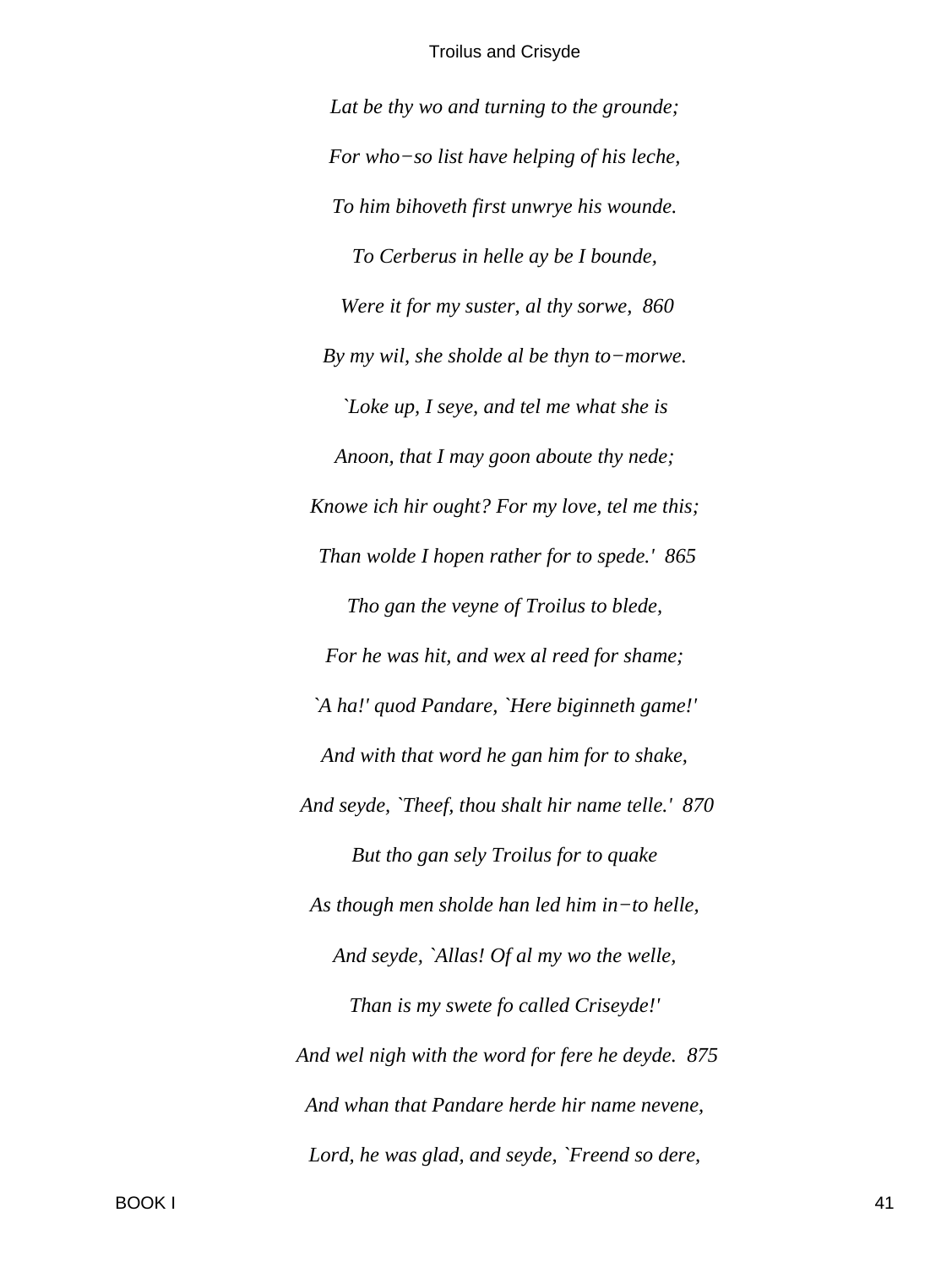*Lat be thy wo and turning to the grounde;*

*For who−so list have helping of his leche,*

*To him bihoveth first unwrye his wounde.*

*To Cerberus in helle ay be I bounde,*

*Were it for my suster, al thy sorwe, 860*

*By my wil, she sholde al be thyn to−morwe.*

*`Loke up, I seye, and tel me what she is*

*Anoon, that I may goon aboute thy nede;*

*Knowe ich hir ought? For my love, tel me this;*

*Than wolde I hopen rather for to spede.' 865*

*Tho gan the veyne of Troilus to blede,*

*For he was hit, and wex al reed for shame;*

*`A ha!' quod Pandare, `Here biginneth game!'*

*And with that word he gan him for to shake,*

*And seyde, `Theef, thou shalt hir name telle.' 870*

*But tho gan sely Troilus for to quake*

*As though men sholde han led him in−to helle,*

*And seyde, `Allas! Of al my wo the welle,*

*Than is my swete fo called Criseyde!'*

*And wel nigh with the word for fere he deyde. 875*

*And whan that Pandare herde hir name nevene,*

*Lord, he was glad, and seyde, `Freend so dere,*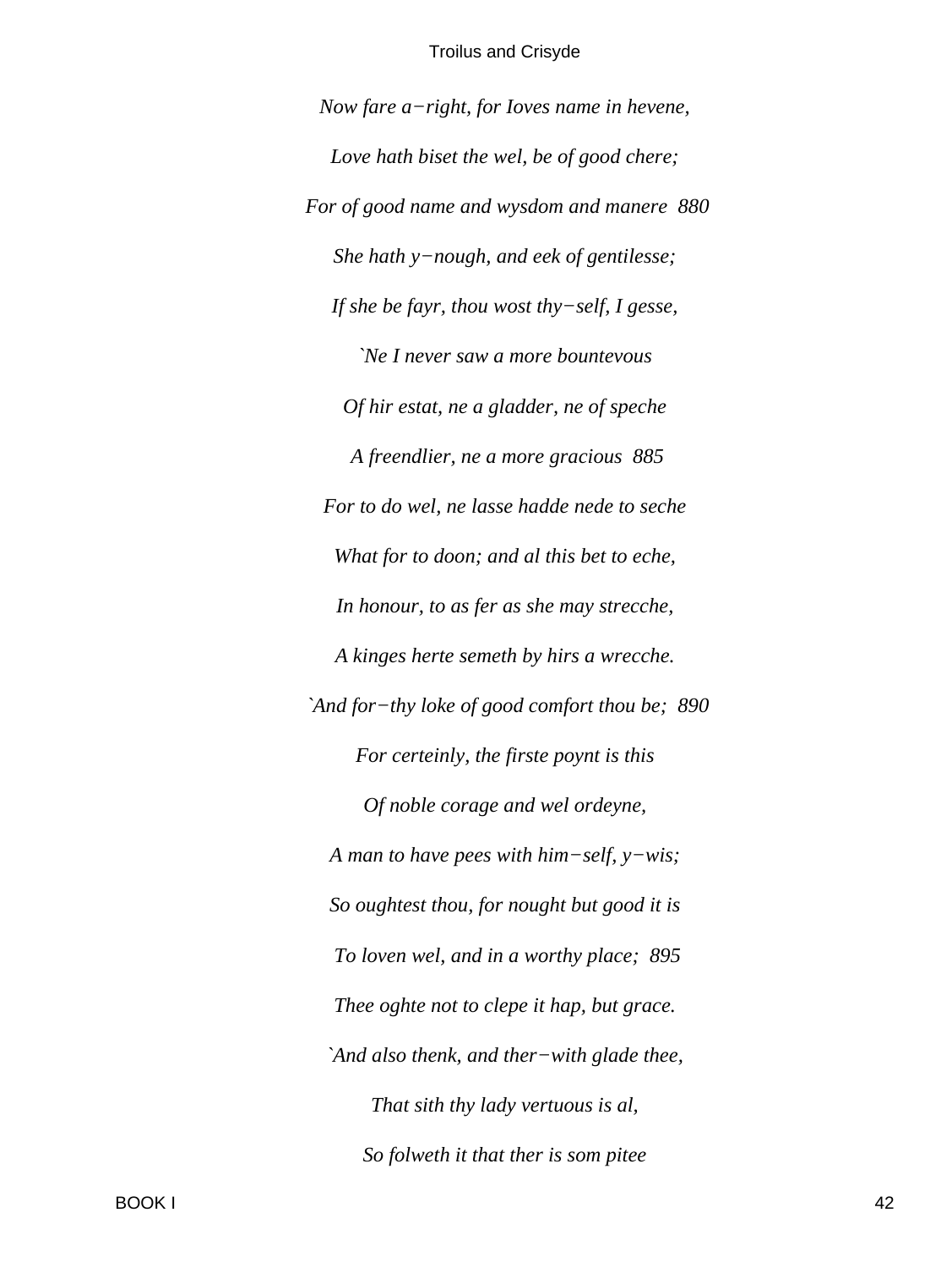*Now fare a−right, for Ioves name in hevene,*

*Love hath biset the wel, be of good chere;*

*For of good name and wysdom and manere  880*

*She hath y−nough, and eek of gentilesse;*

*If she be fayr, thou wost thy−self, I gesse,*

*`Ne I never saw a more bountevous*

*Of hir estat, ne a gladder, ne of speche*

*A freendlier, ne a more gracious  885*

*For to do wel, ne lasse hadde nede to seche*

*What for to doon; and al this bet to eche,*

*In honour, to as fer as she may strecche,*

*A kinges herte semeth by hirs a wrecche.*

*`And for−thy loke of good comfort thou be;  890*

*For certeinly, the firste poynt is this*

*Of noble corage and wel ordeyne,*

*A man to have pees with him−self, y−wis;*

*So oughtest thou, for nought but good it is*

*To loven wel, and in a worthy place;  895*

*Thee oghte not to clepe it hap, but grace.*

*`And also thenk, and ther−with glade thee,*

*That sith thy lady vertuous is al,*

*So folweth it that ther is som pitee*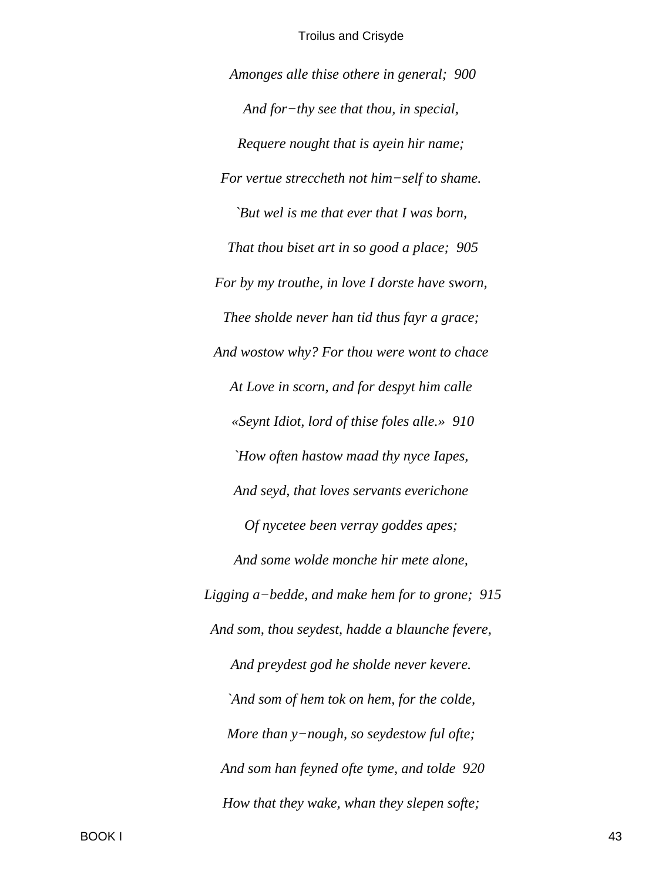*Amonges alle thise othere in general;  900*

*And for−thy see that thou, in special,*

*Requere nought that is ayein hir name;*

*For vertue streccheth not him−self to shame.*

*`But wel is me that ever that I was born,*

*That thou biset art in so good a place;  905*

*For by my trouthe, in love I dorste have sworn,*

*Thee sholde never han tid thus fayr a grace;*

*And wostow why? For thou were wont to chace*

*At Love in scorn, and for despyt him calle*

*«Seynt Idiot, lord of thise foles alle.»  910*

*`How often hastow maad thy nyce Iapes,*

*And seyd, that loves servants everichone*

*Of nycetee been verray goddes apes;*

*And some wolde monche hir mete alone,*

*Ligging a−bedde, and make hem for to grone;  915*

*And som, thou seydest, hadde a blaunche fevere,*

*And preydest god he sholde never kevere.*

*`And som of hem tok on hem, for the colde,*

*More than y−nough, so seydestow ful ofte;*

*And som han feyned ofte tyme, and tolde  920*

*How that they wake, whan they slepen softe;*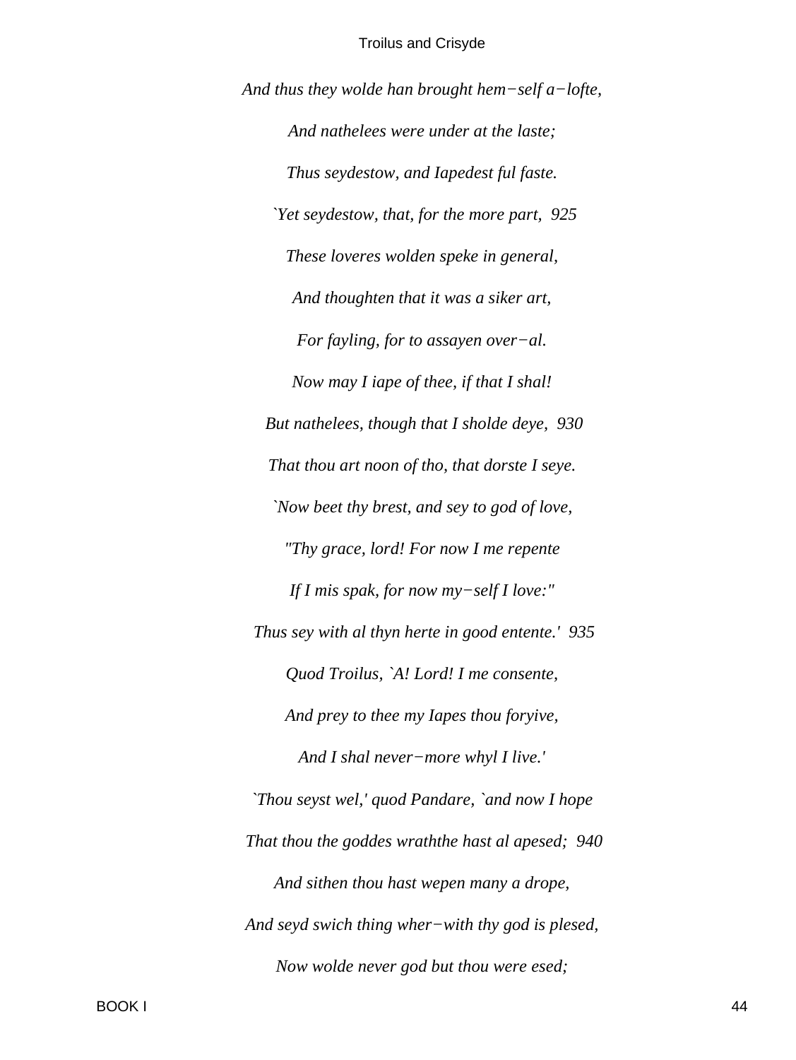*And thus they wolde han brought hem−self a−lofte,*

*And nathelees were under at the laste;*

*Thus seydestow, and Iapedest ful faste.*

*`Yet seydestow, that, for the more part, 925*

*These loveres wolden speke in general,*

*And thoughten that it was a siker art,*

*For fayling, for to assayen over−al.*

*Now may I iape of thee, if that I shal!*

*But nathelees, though that I sholde deye, 930*

*That thou art noon of tho, that dorste I seye.*

*`Now beet thy brest, and sey to god of love,*

*"Thy grace, lord! For now I me repente*

*If I mis spak, for now my−self I love:"*

*Thus sey with al thyn herte in good entente.' 935*

*Quod Troilus, `A! Lord! I me consente,*

*And prey to thee my Iapes thou foryive,*

*And I shal never−more whyl I live.'*

*`Thou seyst wel,' quod Pandare, `and now I hope*

*That thou the goddes wraththe hast al apesed; 940*

*And sithen thou hast wepen many a drope,*

*And seyd swich thing wher−with thy god is plesed,*

*Now wolde never god but thou were esed;*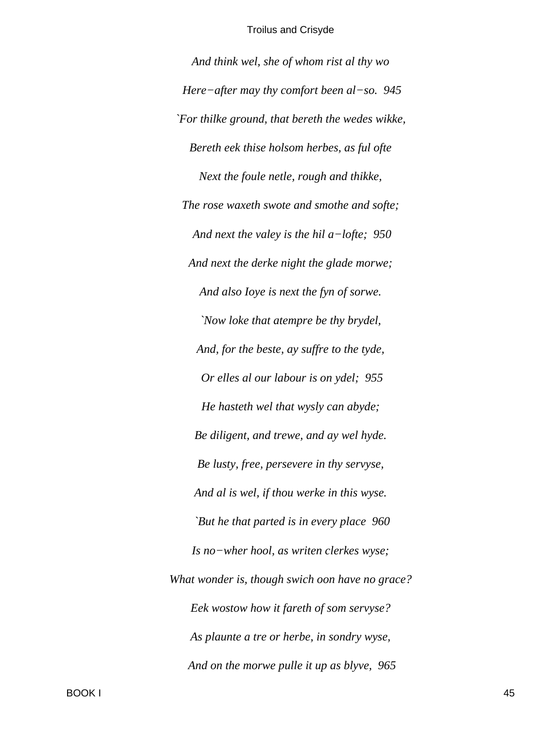*And think wel, she of whom rist al thy wo*

*Here−after may thy comfort been al−so. 945*

*`For thilke ground, that bereth the wedes wikke,*

*Bereth eek thise holsom herbes, as ful ofte*

*Next the foule netle, rough and thikke,*

*The rose waxeth swote and smothe and softe;*

*And next the valey is the hil a−lofte; 950*

*And next the derke night the glade morwe;*

*And also Ioye is next the fyn of sorwe.*

*`Now loke that atempre be thy brydel,*

*And, for the beste, ay suffre to the tyde,*

*Or elles al our labour is on ydel; 955*

*He hasteth wel that wysly can abyde;*

*Be diligent, and trewe, and ay wel hyde.*

*Be lusty, free, persevere in thy servyse,*

*And al is wel, if thou werke in this wyse.*

*`But he that parted is in every place 960*

*Is no−wher hool, as writen clerkes wyse;*

*What wonder is, though swich oon have no grace?*

*Eek wostow how it fareth of som servyse?*

*As plaunte a tre or herbe, in sondry wyse,*

*And on the morwe pulle it up as blyve, 965*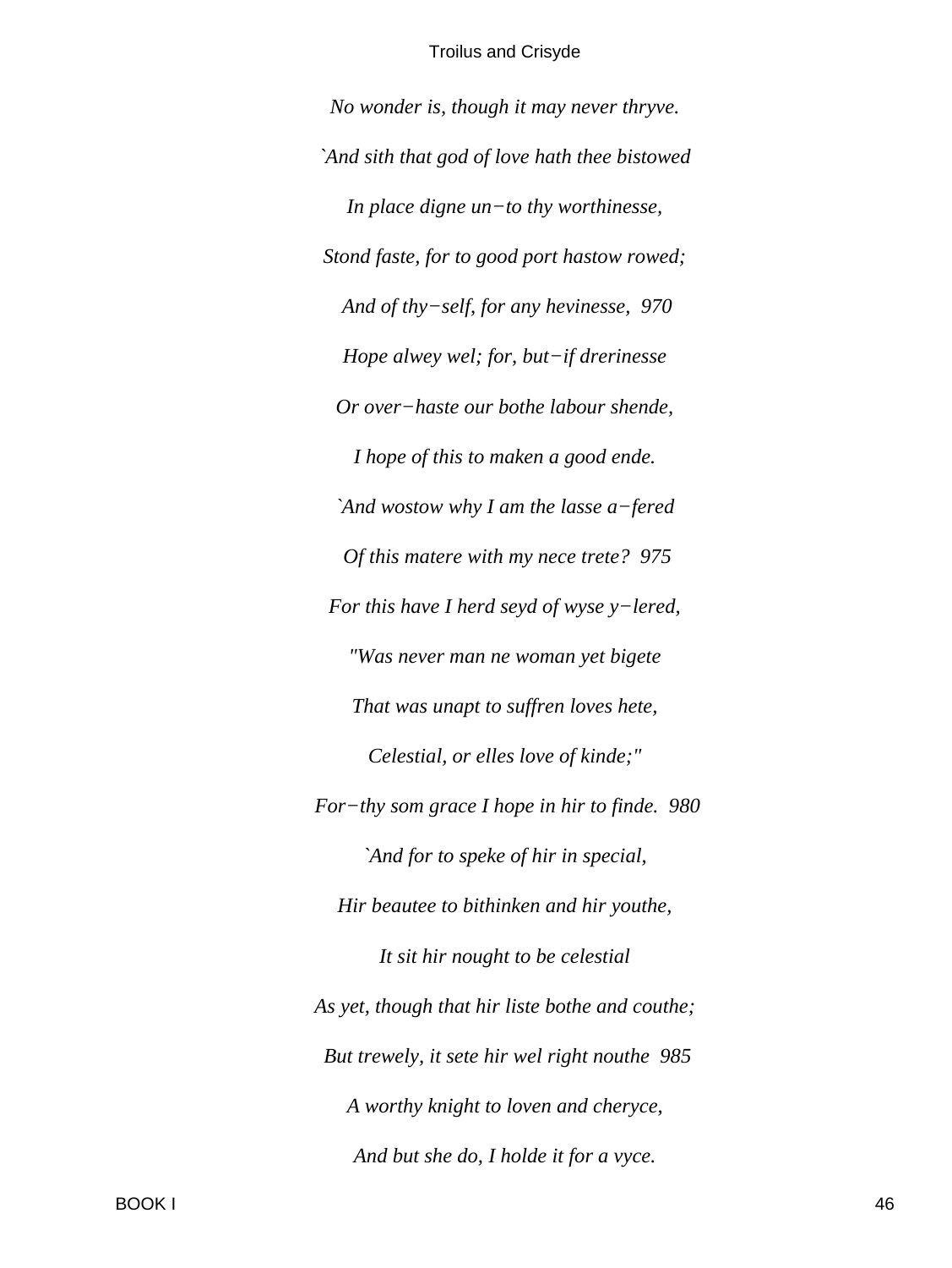*No wonder is, though it may never thryve.*

*`And sith that god of love hath thee bistowed*

*In place digne un−to thy worthinesse,*

*Stond faste, for to good port hastow rowed;*

*And of thy−self, for any hevinesse, 970*

*Hope alwey wel; for, but−if drerinesse*

*Or over−haste our bothe labour shende,*

*I hope of this to maken a good ende.*

*`And wostow why I am the lasse a−fered*

*Of this matere with my nece trete? 975*

*For this have I herd seyd of wyse y−lered,*

*"Was never man ne woman yet bigete*

*That was unapt to suffren loves hete,*

*Celestial, or elles love of kinde;"*

*For−thy som grace I hope in hir to finde. 980*

*`And for to speke of hir in special,*

*Hir beautee to bithinken and hir youthe,*

*It sit hir nought to be celestial*

*As yet, though that hir liste bothe and couthe;*

*But trewely, it sete hir wel right nouthe 985*

*A worthy knight to loven and cheryce,*

*And but she do, I holde it for a vyce.*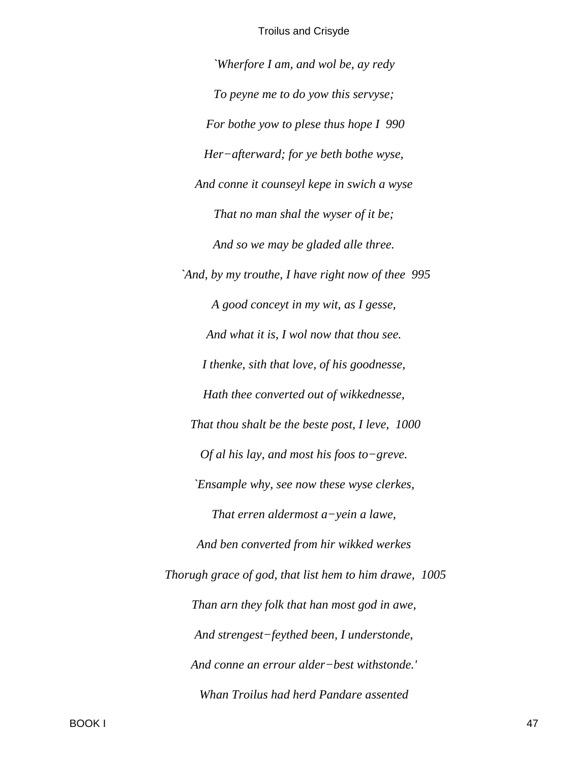*`Wherfore I am, and wol be, ay redy*

*To peyne me to do yow this servyse;*

*For bothe yow to plese thus hope I  990*

*Her−afterward; for ye beth bothe wyse,*

*And conne it counseyl kepe in swich a wyse*

*That no man shal the wyser of it be;*

*And so we may be gladed alle three.*

*`And, by my trouthe, I have right now of thee  995*

*A good conceyt in my wit, as I gesse,*

*And what it is, I wol now that thou see.*

*I thenke, sith that love, of his goodnesse,*

*Hath thee converted out of wikkednesse,*

*That thou shalt be the beste post, I leve,  1000*

*Of al his lay, and most his foos to−greve.*

*`Ensample why, see now these wyse clerkes,*

*That erren aldermost a−yein a lawe,*

*And ben converted from hir wikked werkes*

*Thorugh grace of god, that list hem to him drawe,  1005*

*Than arn they folk that han most god in awe,*

*And strengest−feythed been, I understonde,*

*And conne an errour alder−best withstonde.'*

*Whan Troilus had herd Pandare assented*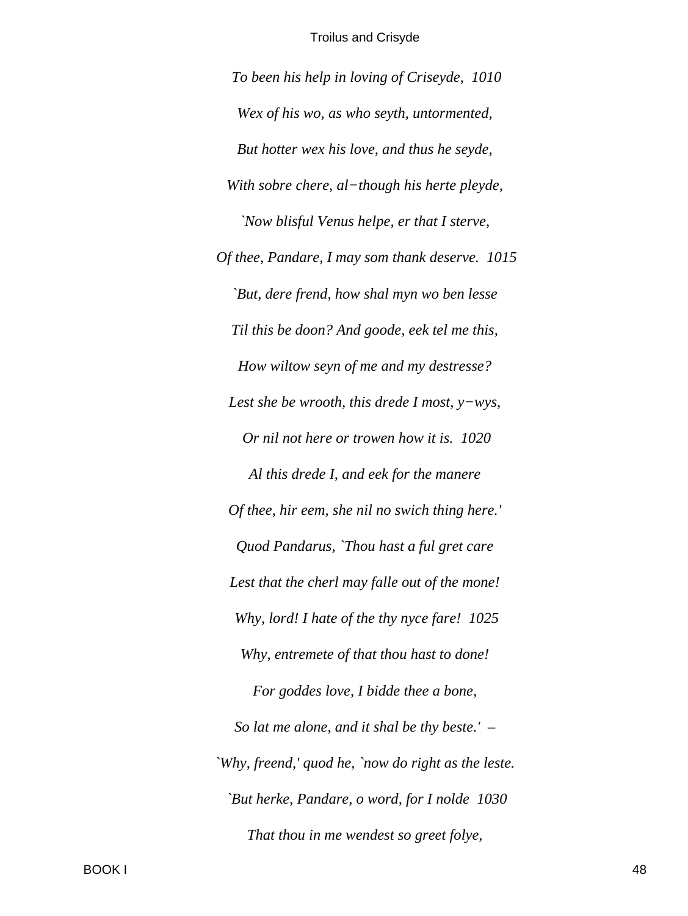*To been his help in loving of Criseyde, 1010*

*Wex of his wo, as who seyth, untormented,*

*But hotter wex his love, and thus he seyde,*

*With sobre chere, al−though his herte pleyde,*

*`Now blisful Venus helpe, er that I sterve,*

*Of thee, Pandare, I may som thank deserve. 1015*

*`But, dere frend, how shal myn wo ben lesse*

*Til this be doon? And goode, eek tel me this,*

*How wiltow seyn of me and my destresse?*

*Lest she be wrooth, this drede I most, y−wys,*

*Or nil not here or trowen how it is. 1020*

*Al this drede I, and eek for the manere*

*Of thee, hir eem, she nil no swich thing here.'*

*Quod Pandarus, `Thou hast a ful gret care*

*Lest that the cherl may falle out of the mone!*

*Why, lord! I hate of the thy nyce fare! 1025*

*Why, entremete of that thou hast to done!*

*For goddes love, I bidde thee a bone,*

*So lat me alone, and it shal be thy beste.' –*

*`Why, freend,' quod he, `now do right as the leste.*

*`But herke, Pandare, o word, for I nolde 1030*

*That thou in me wendest so greet folye,*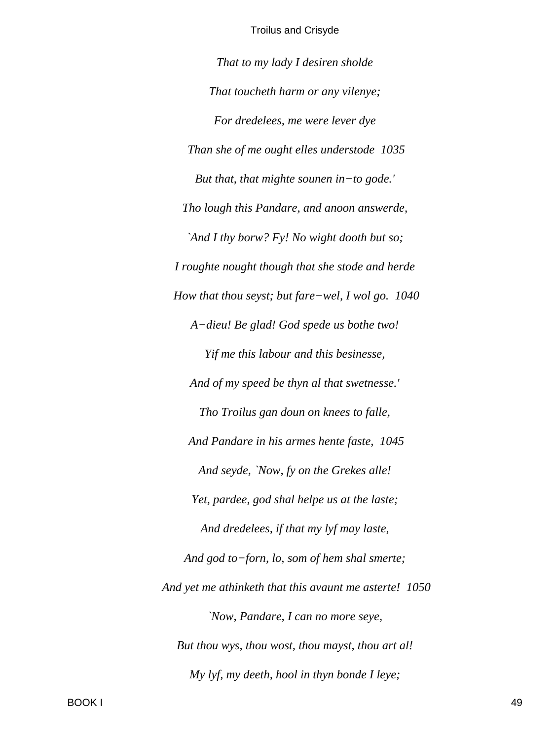*That to my lady I desiren sholde*

*That toucheth harm or any vilenye;*

*For dredelees, me were lever dye*

*Than she of me ought elles understode  1035*

*But that, that mighte sounen in−to gode.'*

*Tho lough this Pandare, and anoon answerde,*

*`And I thy borw? Fy! No wight dooth but so;*

*I roughte nought though that she stode and herde*

*How that thou seyst; but fare−wel, I wol go.  1040*

*A−dieu! Be glad! God spede us bothe two!*

*Yif me this labour and this besinesse,*

*And of my speed be thyn al that swetnesse.'*

*Tho Troilus gan doun on knees to falle,*

*And Pandare in his armes hente faste,  1045*

*And seyde, `Now, fy on the Grekes alle!*

*Yet, pardee, god shal helpe us at the laste;*

*And dredelees, if that my lyf may laste,*

*And god to−forn, lo, som of hem shal smerte;*

*And yet me athinketh that this avaunt me asterte!  1050*

*`Now, Pandare, I can no more seye,*

*But thou wys, thou wost, thou mayst, thou art al!*

*My lyf, my deeth, hool in thyn bonde I leye;*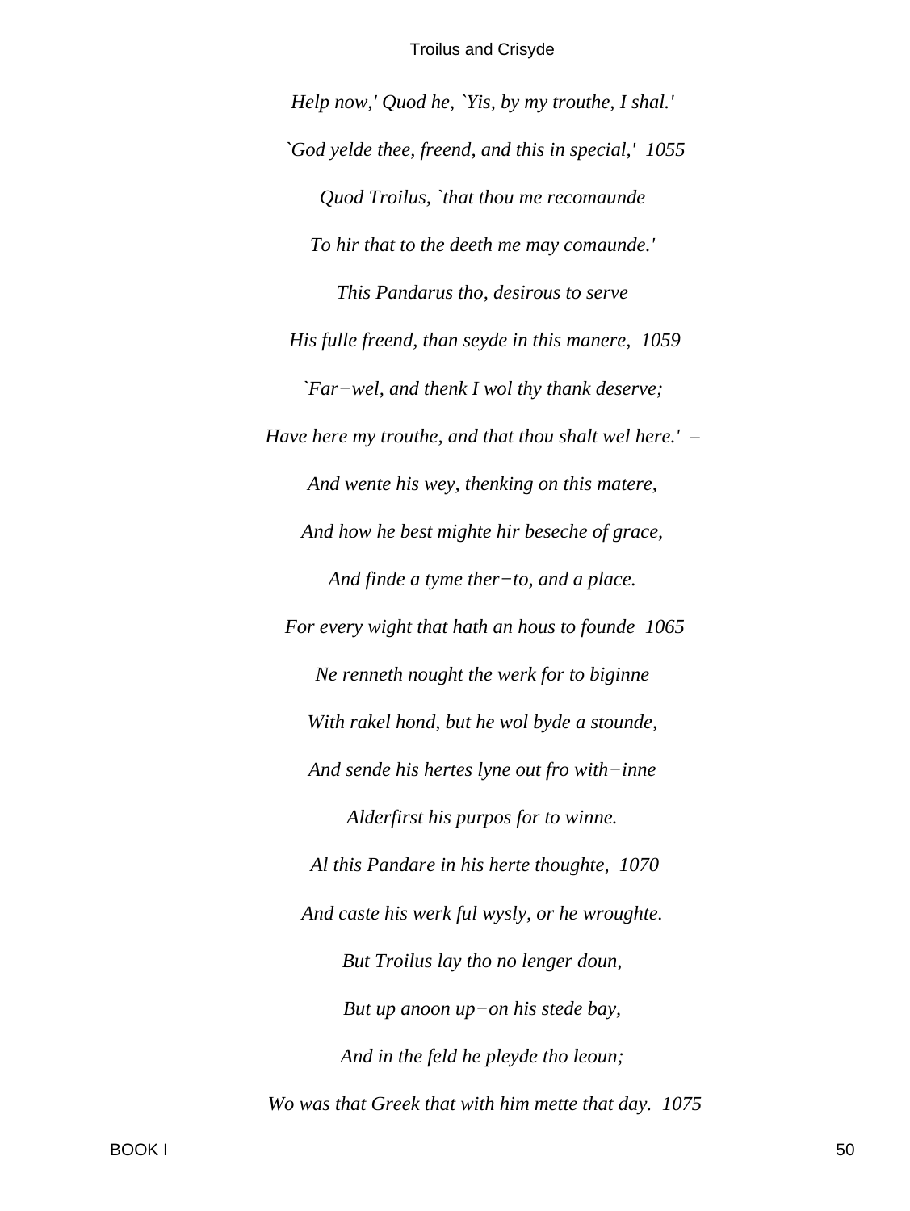*Help now,' Quod he, `Yis, by my trouthe, I shal.'*

*`God yelde thee, freend, and this in special,'  1055*

*Quod Troilus, `that thou me recomaunde*

*To hir that to the deeth me may comaunde.'*

*This Pandarus tho, desirous to serve*

*His fulle freend, than seyde in this manere,  1059*

*`Far−wel, and thenk I wol thy thank deserve;*

*Have here my trouthe, and that thou shalt wel here.'  –*

*And wente his wey, thenking on this matere,*

*And how he best mighte hir beseche of grace,*

*And finde a tyme ther−to, and a place.*

*For every wight that hath an hous to founde  1065*

*Ne renneth nought the werk for to biginne*

*With rakel hond, but he wol byde a stounde,*

*And sende his hertes lyne out fro with−inne*

*Alderfirst his purpos for to winne.*

*Al this Pandare in his herte thoughte,  1070*

*And caste his werk ful wysly, or he wroughte.*

*But Troilus lay tho no lenger doun,*

*But up anoon up−on his stede bay,*

*And in the feld he pleyde tho leoun;*

*Wo was that Greek that with him mette that day.  1075*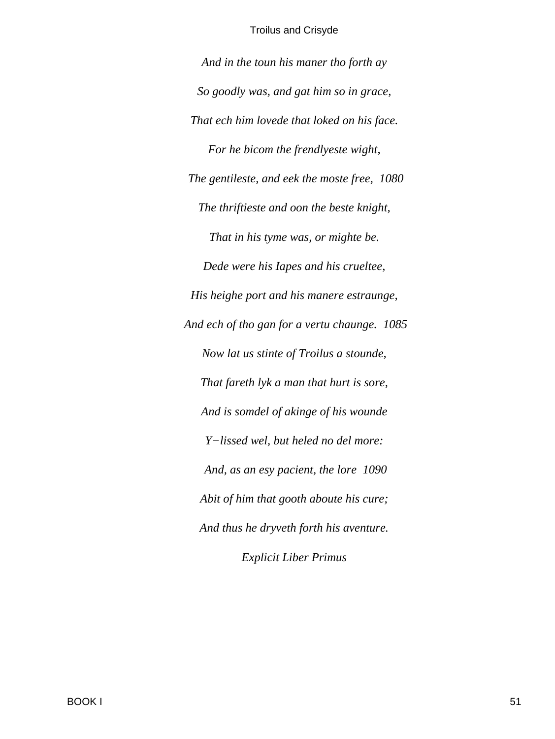*And in the toun his maner tho forth ay*

*So goodly was, and gat him so in grace,*

*That ech him lovede that loked on his face.*

*For he bicom the frendlyeste wight,*

*The gentileste, and eek the moste free,  1080*

*The thriftieste and oon the beste knight,*

*That in his tyme was, or mighte be.*

*Dede were his Iapes and his crueltee,*

*His heighe port and his manere estraunge,*

*And ech of tho gan for a vertu chaunge.  1085*

*Now lat us stinte of Troilus a stounde,*

*That fareth lyk a man that hurt is sore,*

*And is somdel of akinge of his wounde*

*Y−lissed wel, but heled no del more:*

*And, as an esy pacient, the lore  1090*

*Abit of him that gooth aboute his cure;*

*And thus he dryveth forth his aventure.*

*Explicit Liber Primus*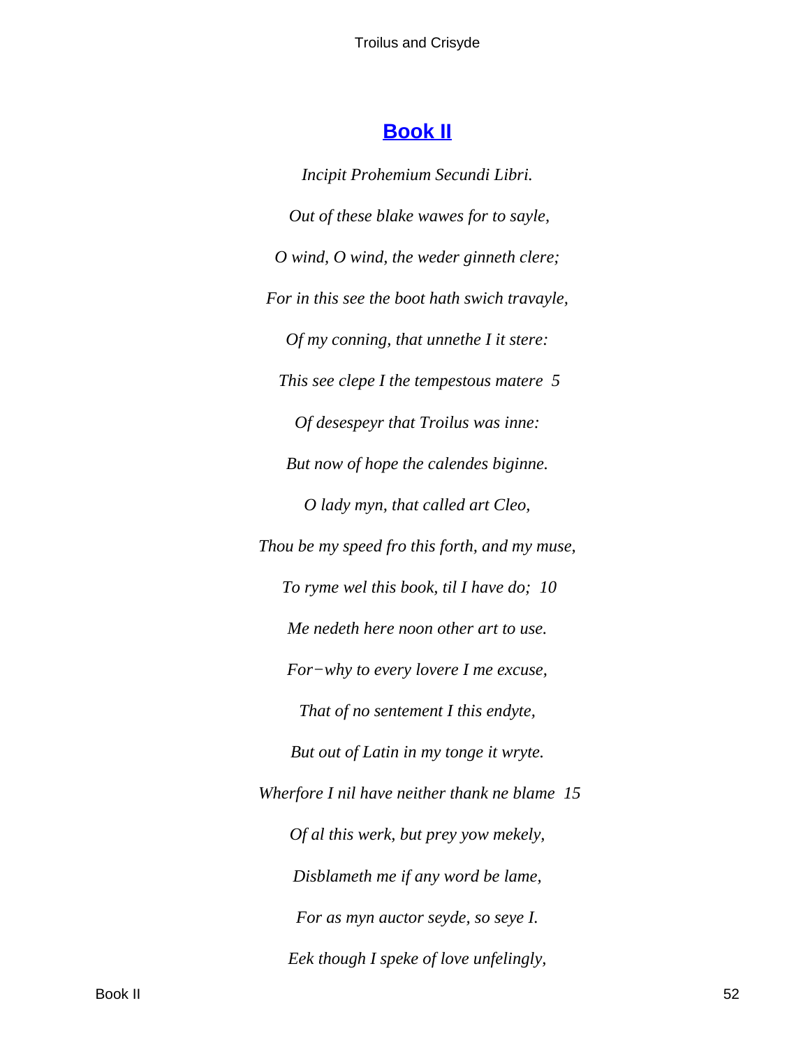## [Book II]

*Incipit Prohemium Secundi Libri.*

*Out of these blake wawes for to sayle,*

*O wind, O wind, the weder ginneth clere;*

*For in this see the boot hath swich travayle,*

*Of my conning, that unnethe I it stere:*

*This see clepe I the tempestous matere 5*

*Of desespeyr that Troilus was inne:*

*But now of hope the calendes biginne.*

*O lady myn, that called art Cleo,*

*Thou be my speed fro this forth, and my muse,*

*To ryme wel this book, til I have do; 10*

*Me nedeth here noon other art to use.*

*For−why to every lovere I me excuse,*

*That of no sentement I this endyte,*

*But out of Latin in my tonge it wryte.*

*Wherfore I nil have neither thank ne blame 15*

*Of al this werk, but prey yow mekely,*

*Disblameth me if any word be lame,*

*For as myn auctor seyde, so seye I.*

*Eek though I speke of love unfelingly,*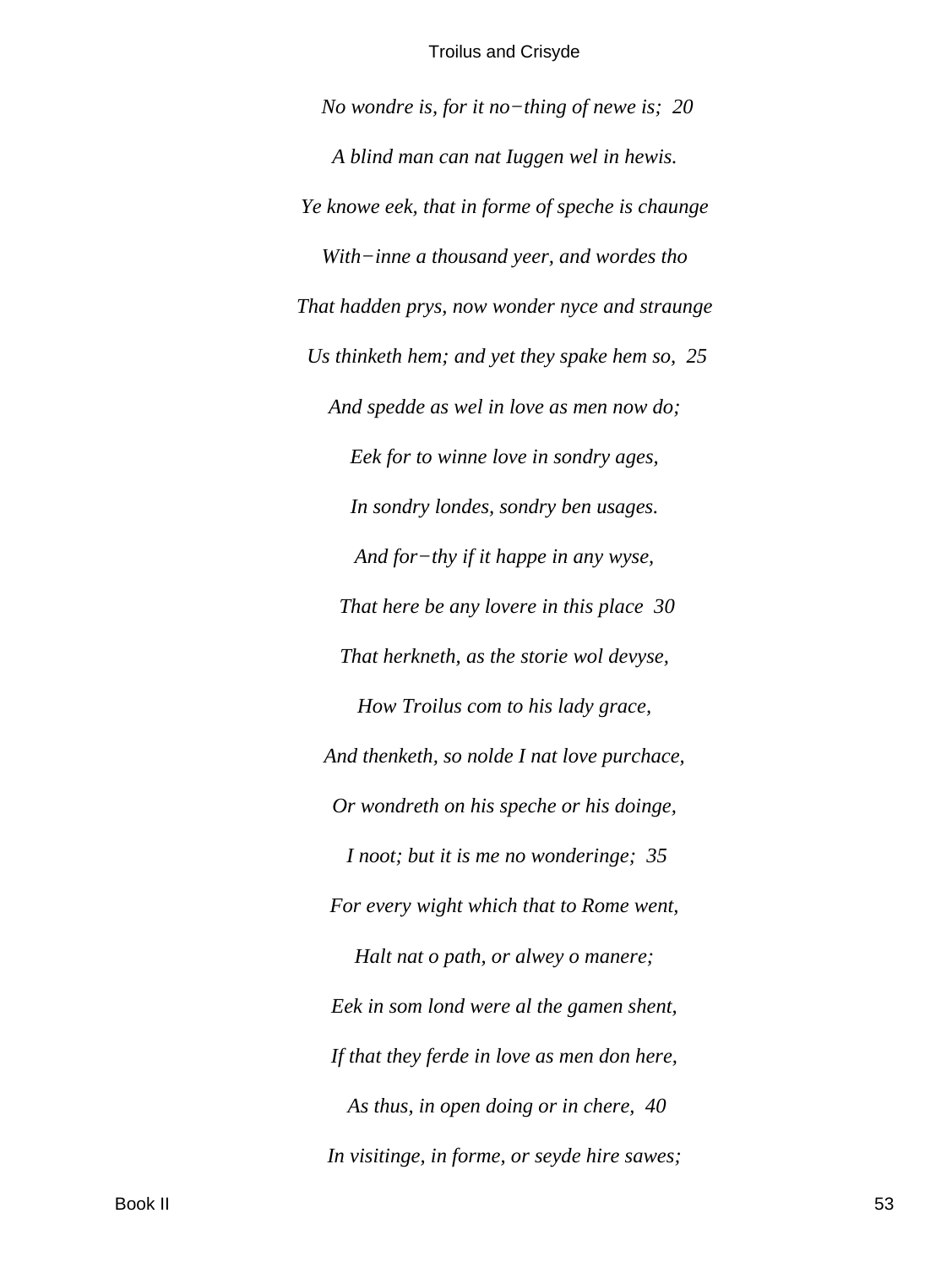*No wondre is, for it no−thing of newe is;  20*

*A blind man can nat Iuggen wel in hewis.*

*Ye knowe eek, that in forme of speche is chaunge*

*With−inne a thousand yeer, and wordes tho*

*That hadden prys, now wonder nyce and straunge*

*Us thinketh hem; and yet they spake hem so,  25*

*And spedde as wel in love as men now do;*

*Eek for to winne love in sondry ages,*

*In sondry londes, sondry ben usages.*

*And for−thy if it happe in any wyse,*

*That here be any lovere in this place  30*

*That herkneth, as the storie wol devyse,*

*How Troilus com to his lady grace,*

*And thenketh, so nolde I nat love purchace,*

*Or wondreth on his speche or his doinge,*

*I noot; but it is me no wonderinge;  35*

*For every wight which that to Rome went,*

*Halt nat o path, or alwey o manere;*

*Eek in som lond were al the gamen shent,*

*If that they ferde in love as men don here,*

*As thus, in open doing or in chere,  40*

*In visitinge, in forme, or seyde hire sawes;*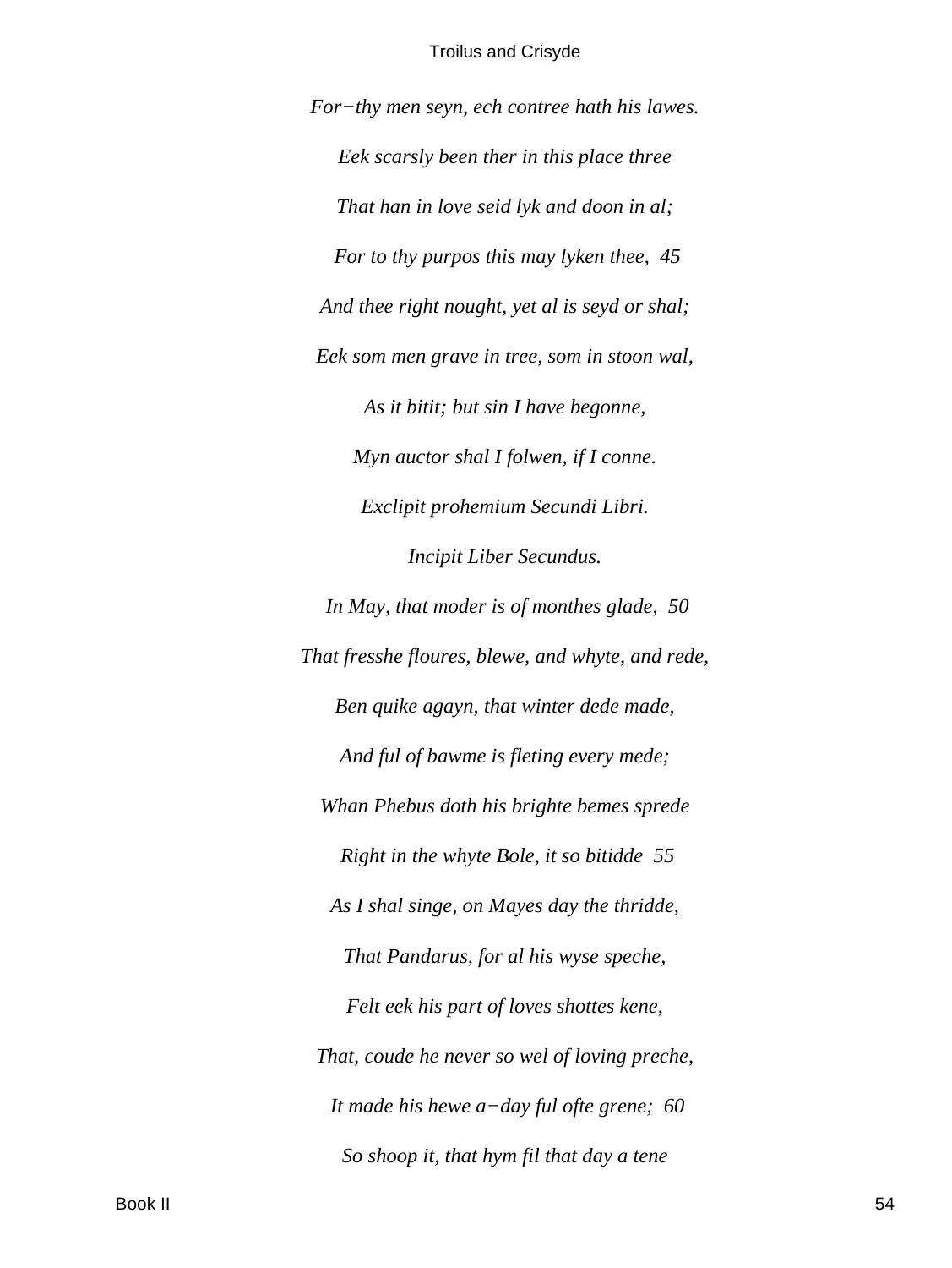*For−thy men seyn, ech contree hath his lawes.*

*Eek scarsly been ther in this place three*

*That han in love seid lyk and doon in al;*

*For to thy purpos this may lyken thee,  45*

*And thee right nought, yet al is seyd or shal;*

*Eek som men grave in tree, som in stoon wal,*

*As it bitit; but sin I have begonne,*

*Myn auctor shal I folwen, if I conne.*

*Exclipit prohemium Secundi Libri.*

*Incipit Liber Secundus.*

*In May, that moder is of monthes glade,  50*

*That fresshe floures, blewe, and whyte, and rede,*

*Ben quike agayn, that winter dede made,*

*And ful of bawme is fleting every mede;*

*Whan Phebus doth his brighte bemes sprede*

*Right in the whyte Bole, it so bitidde  55*

*As I shal singe, on Mayes day the thridde,*

*That Pandarus, for al his wyse speche,*

*Felt eek his part of loves shottes kene,*

*That, coude he never so wel of loving preche,*

*It made his hewe a−day ful ofte grene;  60*

*So shoop it, that hym fil that day a tene*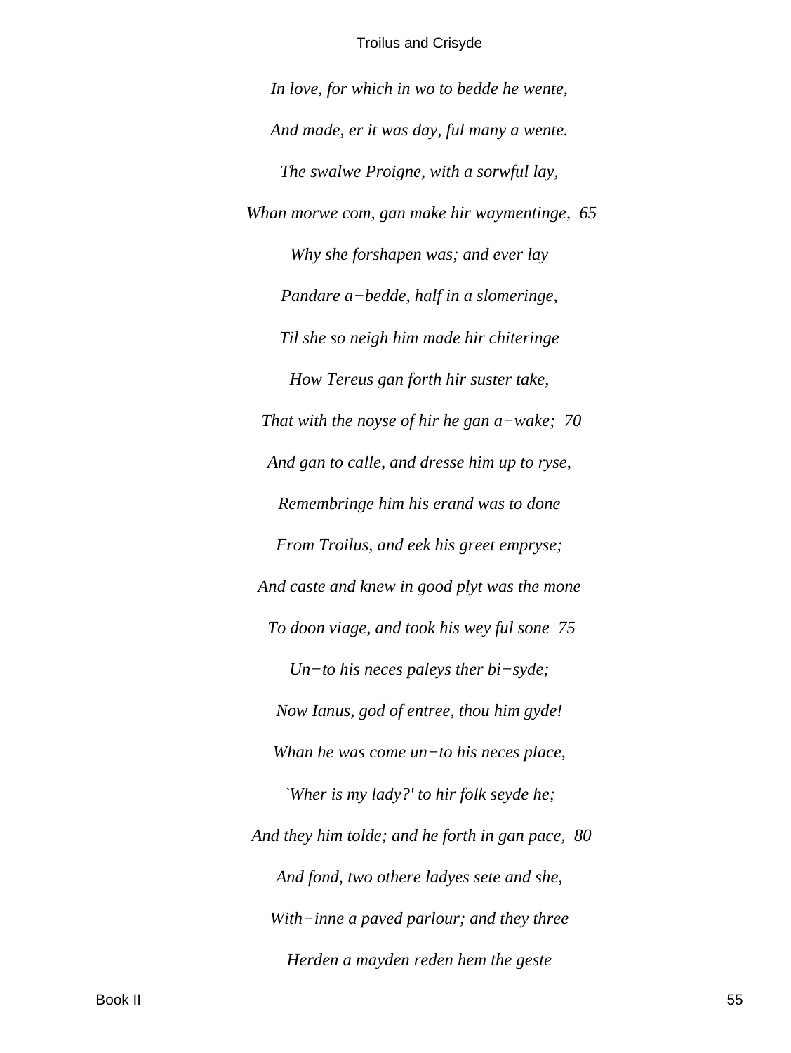*In love, for which in wo to bedde he wente,*

*And made, er it was day, ful many a wente.*

*The swalwe Proigne, with a sorwful lay,*

*Whan morwe com, gan make hir waymentinge,* 65

*Why she forshapen was; and ever lay*

*Pandare a−bedde, half in a slomeringe,*

*Til she so neigh him made hir chiteringe*

*How Tereus gan forth hir suster take,*

*That with the noyse of hir he gan a−wake;* 70

*And gan to calle, and dresse him up to ryse,*

*Remembringe him his erand was to done*

*From Troilus, and eek his greet empryse;*

*And caste and knew in good plyt was the mone*

*To doon viage, and took his wey ful sone* 75

*Un−to his neces paleys ther bi−syde;*

*Now Ianus, god of entree, thou him gyde!*

*Whan he was come un−to his neces place,*

*`Wher is my lady?' to hir folk seyde he;*

*And they him tolde; and he forth in gan pace,* 80

*And fond, two othere ladyes sete and she,*

*With−inne a paved parlour; and they three*

*Herden a mayden reden hem the geste*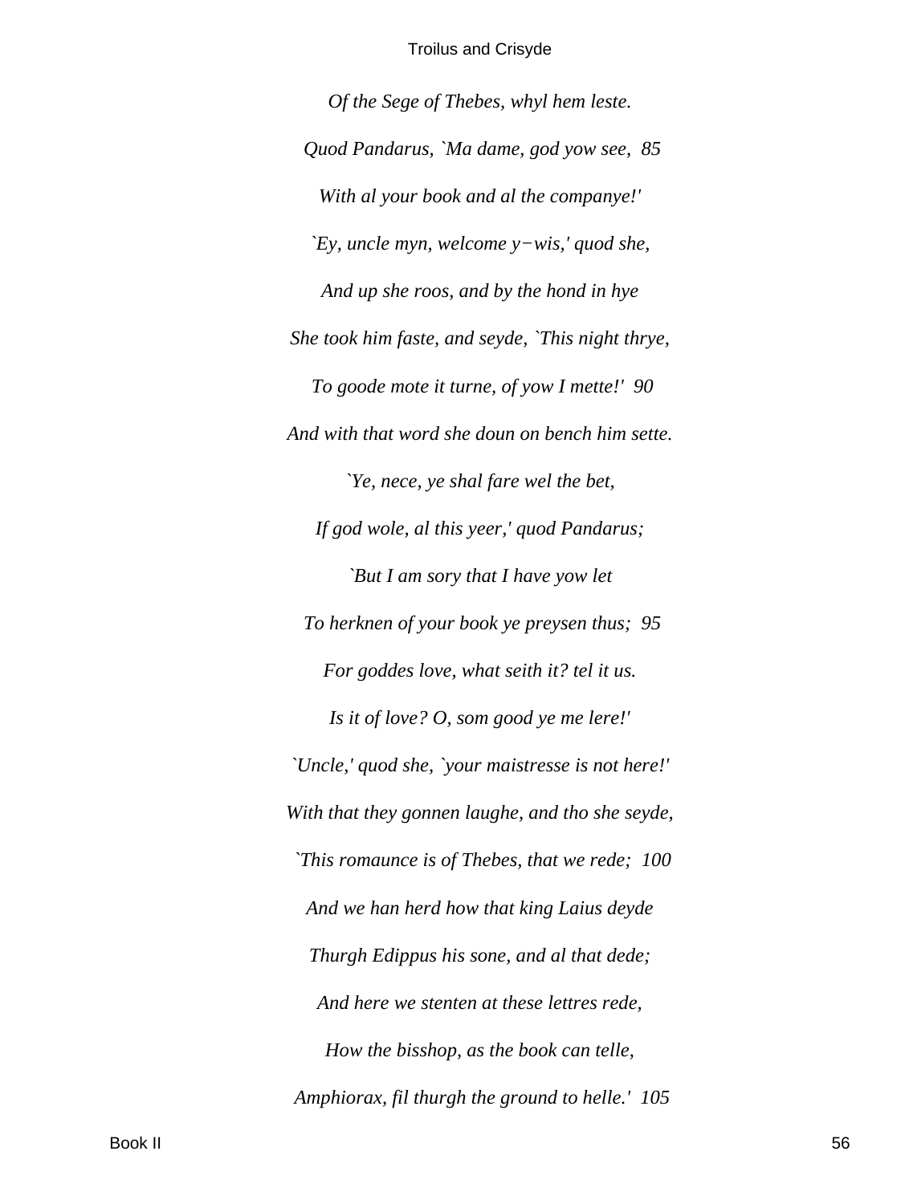*Of the Sege of Thebes, whyl hem leste.*

*Quod Pandarus, `Ma dame, god yow see,  85*

*With al your book and al the companye!'*

*`Ey, uncle myn, welcome y−wis,' quod she,*

*And up she roos, and by the hond in hye*

*She took him faste, and seyde, `This night thrye,*

*To goode mote it turne, of yow I mette!'  90*

*And with that word she doun on bench him sette.*

*`Ye, nece, ye shal fare wel the bet,*

*If god wole, al this yeer,' quod Pandarus;*

*`But I am sory that I have yow let*

*To herknen of your book ye preysen thus;  95*

*For goddes love, what seith it? tel it us.*

*Is it of love? O, som good ye me lere!'*

*`Uncle,' quod she, `your maistresse is not here!'*

*With that they gonnen laughe, and tho she seyde,*

*`This romaunce is of Thebes, that we rede;  100*

*And we han herd how that king Laius deyde*

*Thurgh Edippus his sone, and al that dede;*

*And here we stenten at these lettres rede,*

*How the bisshop, as the book can telle,*

*Amphiorax, fil thurgh the ground to helle.'  105*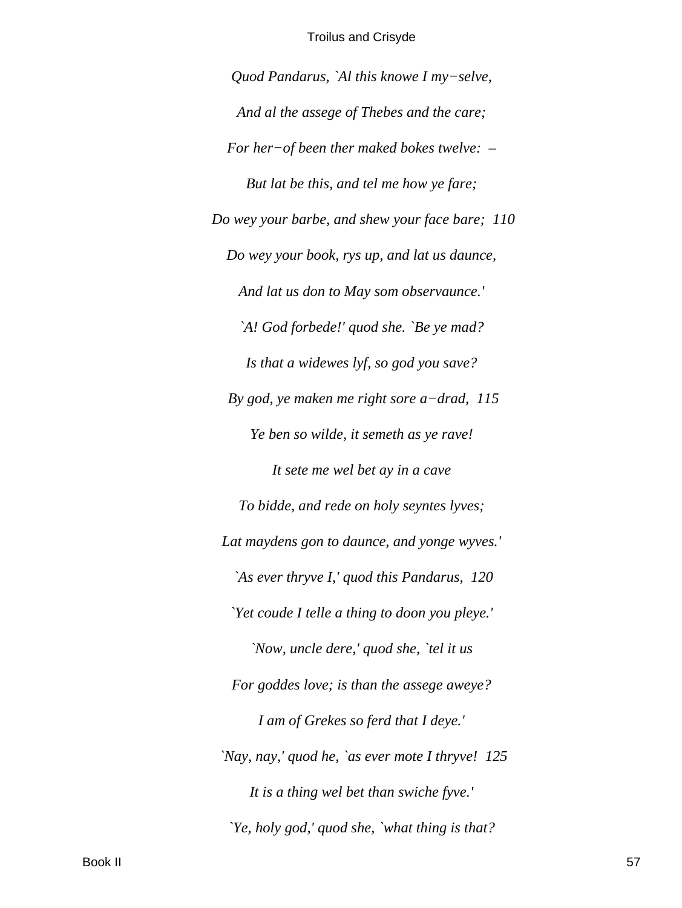*Quod Pandarus, `Al this knowe I my−selve,*

*And al the assege of Thebes and the care;*

*For her−of been ther maked bokes twelve: –*

*But lat be this, and tel me how ye fare;*

*Do wey your barbe, and shew your face bare; 110*

*Do wey your book, rys up, and lat us daunce,*

*And lat us don to May som observaunce.'*

*`A! God forbede!' quod she. `Be ye mad?*

*Is that a widewes lyf, so god you save?*

*By god, ye maken me right sore a−drad, 115*

*Ye ben so wilde, it semeth as ye rave!*

*It sete me wel bet ay in a cave*

*To bidde, and rede on holy seyntes lyves;*

*Lat maydens gon to daunce, and yonge wyves.'*

*`As ever thryve I,' quod this Pandarus, 120*

*`Yet coude I telle a thing to doon you pleye.'*

*`Now, uncle dere,' quod she, `tel it us*

*For goddes love; is than the assege aweye?*

*I am of Grekes so ferd that I deye.'*

*`Nay, nay,' quod he, `as ever mote I thryve! 125*

*It is a thing wel bet than swiche fyve.'*

*`Ye, holy god,' quod she, `what thing is that?*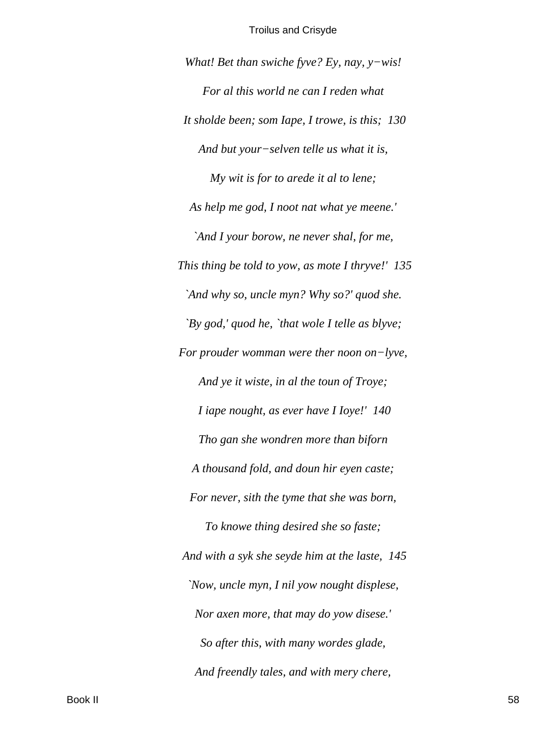*What! Bet than swiche fyve? Ey, nay, y−wis!*

*For al this world ne can I reden what*

*It sholde been; som Iape, I trowe, is this; 130*

*And but your−selven telle us what it is,*

*My wit is for to arede it al to lene;*

*As help me god, I noot nat what ye meene.'*

*`And I your borow, ne never shal, for me,*

*This thing be told to yow, as mote I thryve!' 135*

*`And why so, uncle myn? Why so?' quod she.*

*`By god,' quod he, `that wole I telle as blyve;*

*For prouder womman were ther noon on−lyve,*

*And ye it wiste, in al the toun of Troye;*

*I iape nought, as ever have I Ioye!' 140*

*Tho gan she wondren more than biforn*

*A thousand fold, and doun hir eyen caste;*

*For never, sith the tyme that she was born,*

*To knowe thing desired she so faste;*

*And with a syk she seyde him at the laste, 145*

*`Now, uncle myn, I nil yow nought displese,*

*Nor axen more, that may do yow disese.'*

*So after this, with many wordes glade,*

*And freendly tales, and with mery chere,*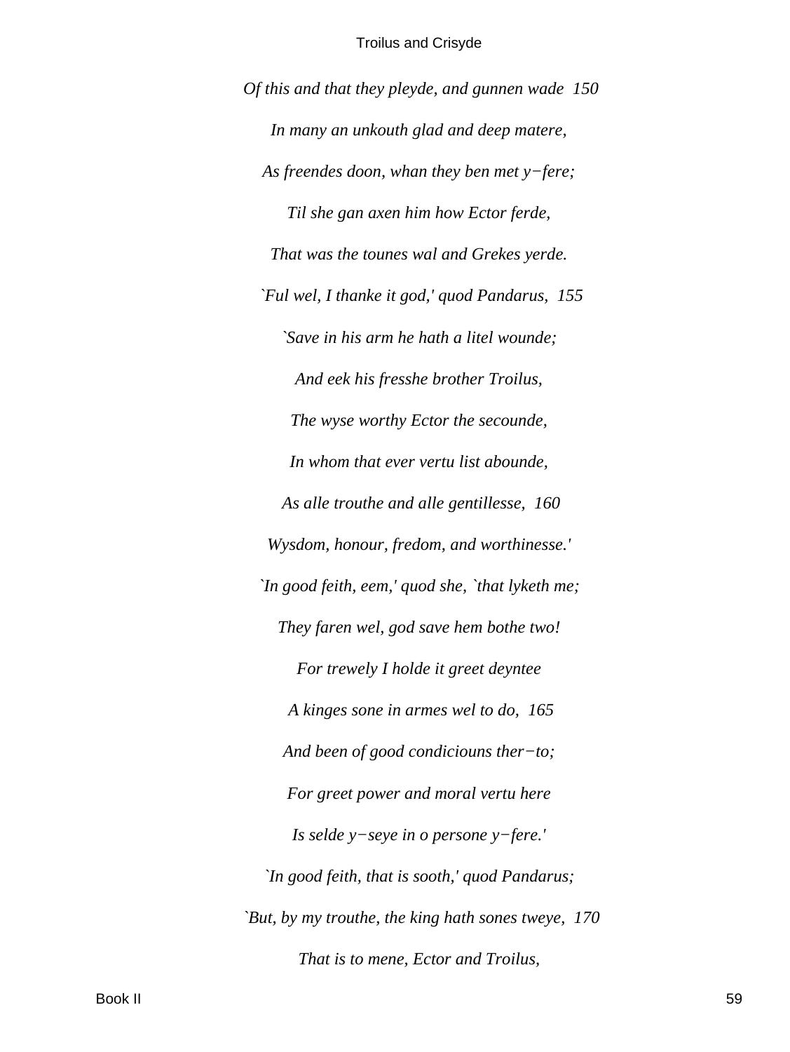*Of this and that they pleyde, and gunnen wade  150*

*In many an unkouth glad and deep matere,*

*As freendes doon, whan they ben met y−fere;*

*Til she gan axen him how Ector ferde,*

*That was the tounes wal and Grekes yerde.*

*`Ful wel, I thanke it god,' quod Pandarus,  155*

*`Save in his arm he hath a litel wounde;*

*And eek his fresshe brother Troilus,*

*The wyse worthy Ector the secounde,*

*In whom that ever vertu list abounde,*

*As alle trouthe and alle gentillesse,  160*

*Wysdom, honour, fredom, and worthinesse.'*

*`In good feith, eem,' quod she, `that lyketh me;*

*They faren wel, god save hem bothe two!*

*For trewely I holde it greet deyntee*

*A kinges sone in armes wel to do,  165*

*And been of good condiciouns ther−to;*

*For greet power and moral vertu here*

*Is selde y−seye in o persone y−fere.'*

*`In good feith, that is sooth,' quod Pandarus;*

*`But, by my trouthe, the king hath sones tweye,  170*

*That is to mene, Ector and Troilus,*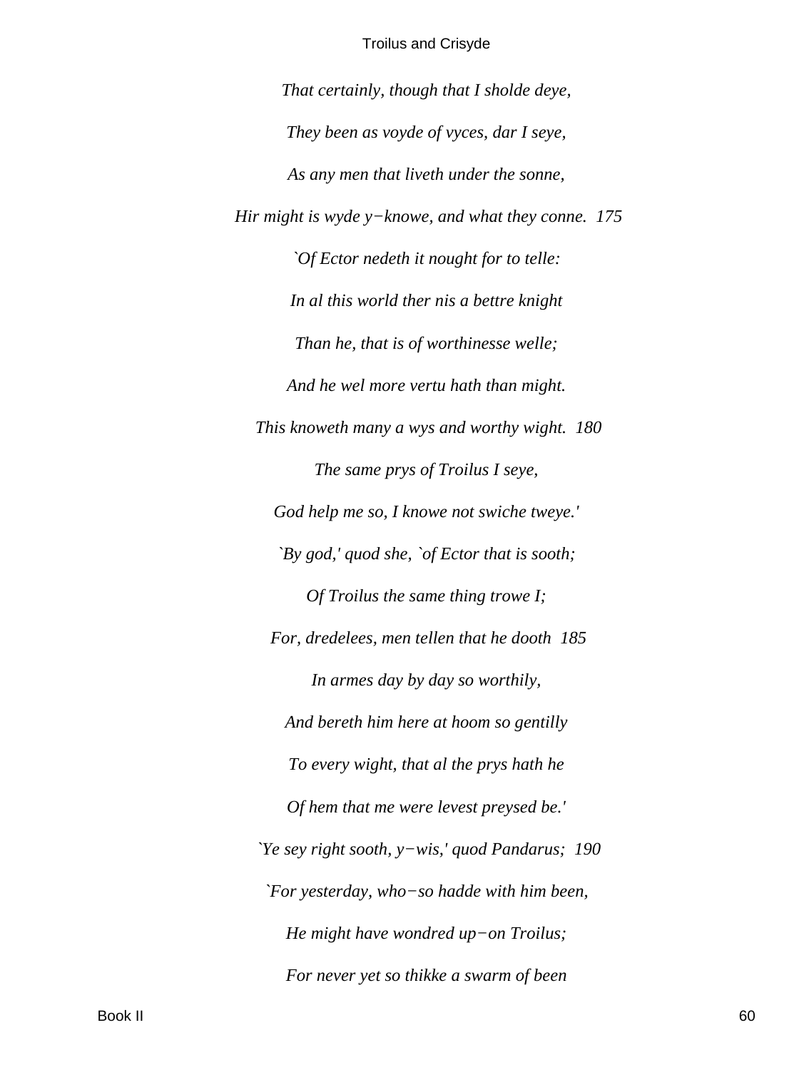*That certainly, though that I sholde deye,*

*They been as voyde of vyces, dar I seye,*

*As any men that liveth under the sonne,*

*Hir might is wyde y−knowe, and what they conne. 175*

*`Of Ector nedeth it nought for to telle:*

*In al this world ther nis a bettre knight*

*Than he, that is of worthinesse welle;*

*And he wel more vertu hath than might.*

*This knoweth many a wys and worthy wight. 180*

*The same prys of Troilus I seye,*

*God help me so, I knowe not swiche tweye.'*

*`By god,' quod she, `of Ector that is sooth;*

*Of Troilus the same thing trowe I;*

*For, dredelees, men tellen that he dooth 185*

*In armes day by day so worthily,*

*And bereth him here at hoom so gentilly*

*To every wight, that al the prys hath he*

*Of hem that me were levest preysed be.'*

*`Ye sey right sooth, y−wis,' quod Pandarus; 190*

*`For yesterday, who−so hadde with him been,*

*He might have wondred up−on Troilus;*

*For never yet so thikke a swarm of been*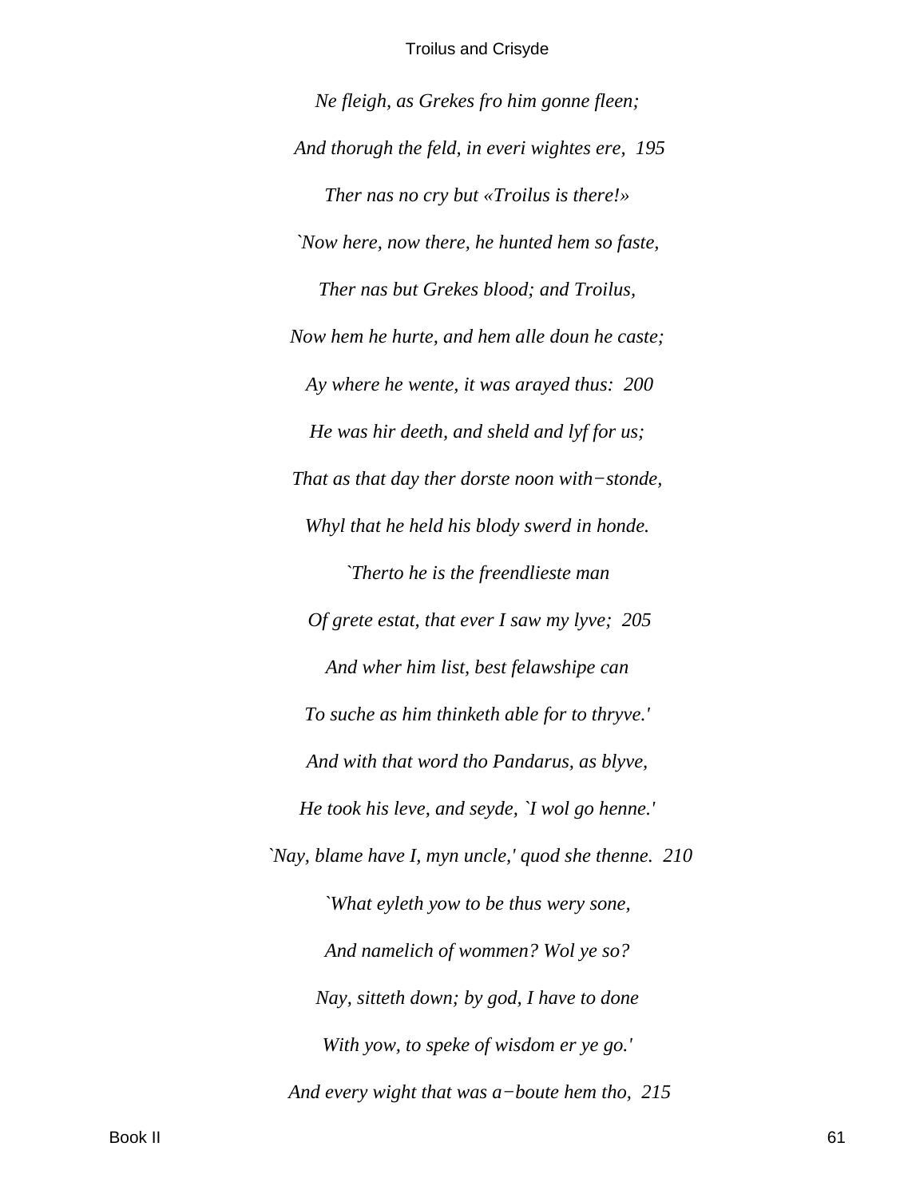*Ne fleigh, as Grekes fro him gonne fleen;*

*And thorugh the feld, in everi wightes ere, 195*

*Ther nas no cry but «Troilus is there!»*

*`Now here, now there, he hunted hem so faste,*

*Ther nas but Grekes blood; and Troilus,*

*Now hem he hurte, and hem alle doun he caste;*

*Ay where he wente, it was arayed thus: 200*

*He was hir deeth, and sheld and lyf for us;*

*That as that day ther dorste noon with−stonde,*

*Whyl that he held his blody swerd in honde.*

*`Therto he is the freendlieste man*

*Of grete estat, that ever I saw my lyve; 205*

*And wher him list, best felawshipe can*

*To suche as him thinketh able for to thryve.'*

*And with that word tho Pandarus, as blyve,*

*He took his leve, and seyde, `I wol go henne.'*

*`Nay, blame have I, myn uncle,' quod she thenne. 210*

*`What eyleth yow to be thus wery sone,*

*And namelich of wommen? Wol ye so?*

*Nay, sitteth down; by god, I have to done*

*With yow, to speke of wisdom er ye go.'*

*And every wight that was a−boute hem tho, 215*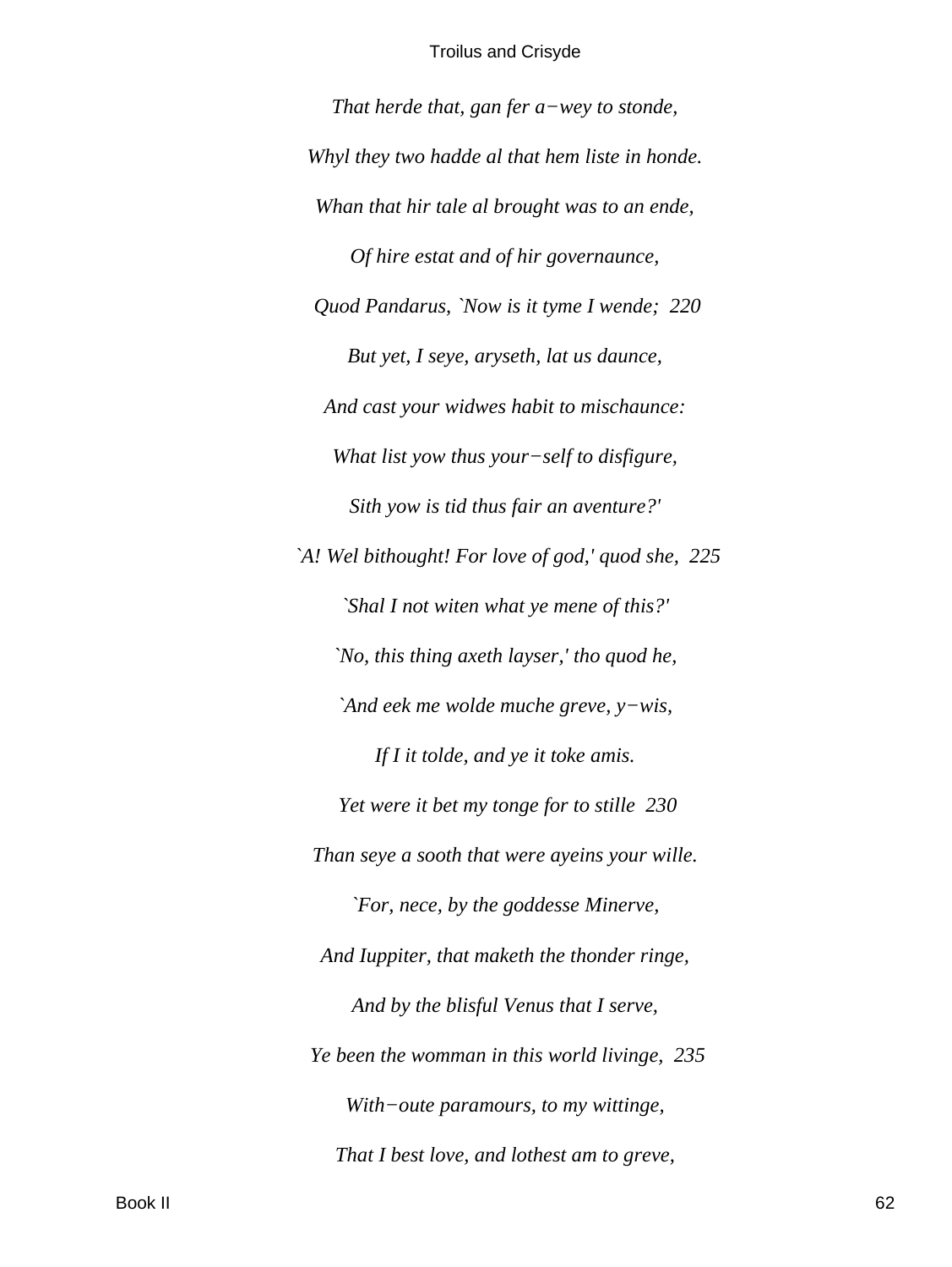*That herde that, gan fer a−wey to stonde,*

*Whyl they two hadde al that hem liste in honde.*

*Whan that hir tale al brought was to an ende,*

*Of hire estat and of hir governaunce,*

*Quod Pandarus, `Now is it tyme I wende;  220*

*But yet, I seye, aryseth, lat us daunce,*

*And cast your widwes habit to mischaunce:*

*What list yow thus your−self to disfigure,*

*Sith yow is tid thus fair an aventure?'*

*`A! Wel bithought! For love of god,' quod she,  225*

*`Shal I not witen what ye mene of this?'*

*`No, this thing axeth layser,' tho quod he,*

*`And eek me wolde muche greve, y−wis,*

*If I it tolde, and ye it toke amis.*

*Yet were it bet my tonge for to stille  230*

*Than seye a sooth that were ayeins your wille.*

*`For, nece, by the goddesse Minerve,*

*And Iuppiter, that maketh the thonder ringe,*

*And by the blisful Venus that I serve,*

*Ye been the womman in this world livinge,  235*

*With−oute paramours, to my wittinge,*

*That I best love, and lothest am to greve,*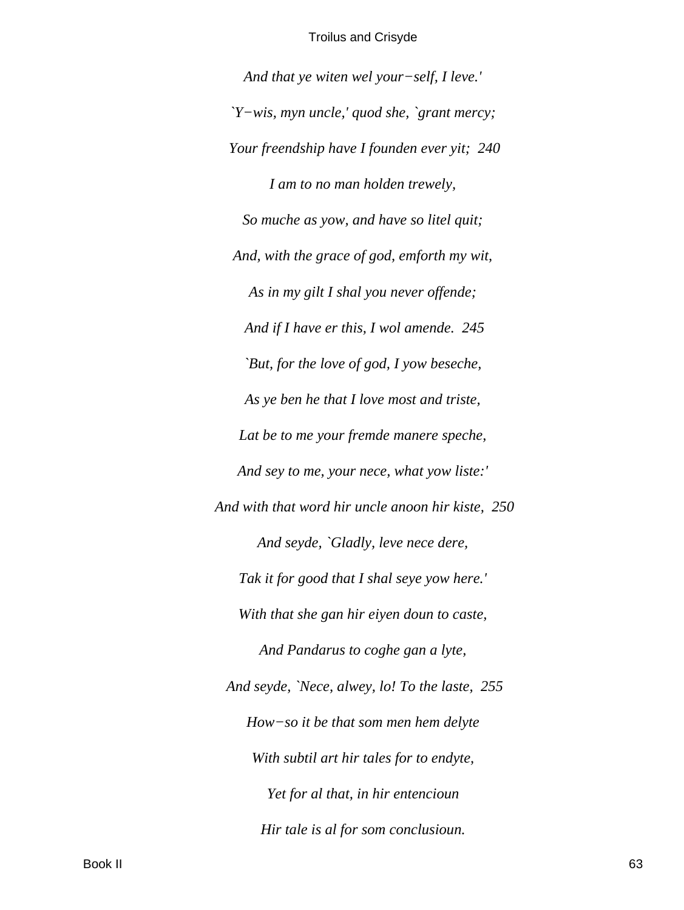*And that ye witen wel your−self, I leve.'*

*`Y−wis, myn uncle,' quod she, `grant mercy;*

*Your freendship have I founden ever yit;  240*

*I am to no man holden trewely,*

*So muche as yow, and have so litel quit;*

*And, with the grace of god, emforth my wit,*

*As in my gilt I shal you never offende;*

*And if I have er this, I wol amende.  245*

*`But, for the love of god, I yow beseche,*

*As ye ben he that I love most and triste,*

*Lat be to me your fremde manere speche,*

*And sey to me, your nece, what yow liste:'*

*And with that word hir uncle anoon hir kiste,  250*

*And seyde, `Gladly, leve nece dere,*

*Tak it for good that I shal seye yow here.'*

*With that she gan hir eiyen doun to caste,*

*And Pandarus to coghe gan a lyte,*

*And seyde, `Nece, alwey, lo! To the laste,  255*

*How−so it be that som men hem delyte*

*With subtil art hir tales for to endyte,*

*Yet for al that, in hir entencioun*

*Hir tale is al for som conclusioun.*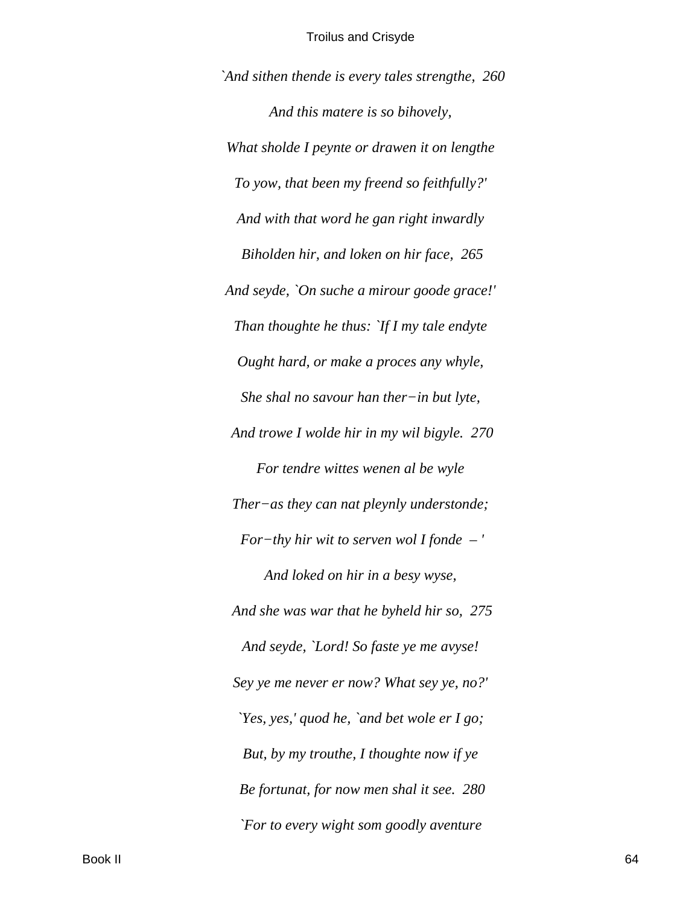*`And sithen thende is every tales strengthe,  260*

*And this matere is so bihovely,*

*What sholde I peynte or drawen it on lengthe*

*To yow, that been my freend so feithfully?'*

*And with that word he gan right inwardly*

*Biholden hir, and loken on hir face,  265*

*And seyde, `On suche a mirour goode grace!'*

*Than thoughte he thus: `If I my tale endyte*

*Ought hard, or make a proces any whyle,*

*She shal no savour han ther−in but lyte,*

*And trowe I wolde hir in my wil bigyle.  270*

*For tendre wittes wenen al be wyle*

*Ther−as they can nat pleynly understonde;*

*For−thy hir wit to serven wol I fonde  – '*

*And loked on hir in a besy wyse,*

*And she was war that he byheld hir so,  275*

*And seyde, `Lord! So faste ye me avyse!*

*Sey ye me never er now? What sey ye, no?'*

*`Yes, yes,' quod he, `and bet wole er I go;*

*But, by my trouthe, I thoughte now if ye*

*Be fortunat, for now men shal it see.  280*

*`For to every wight som goodly aventure*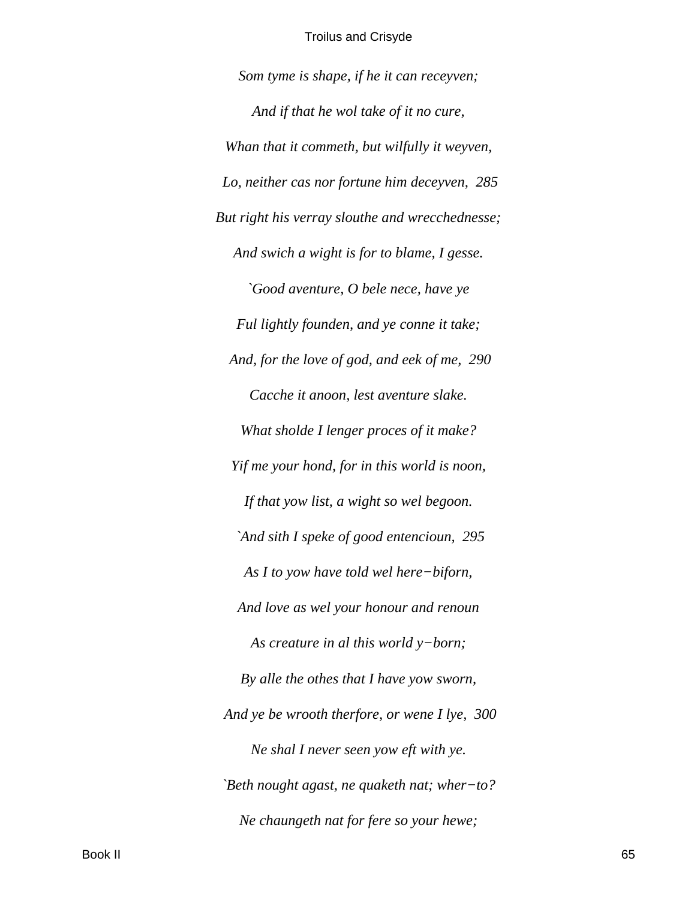*Som tyme is shape, if he it can receyven;*

*And if that he wol take of it no cure,*

*Whan that it commeth, but wilfully it weyven,*

*Lo, neither cas nor fortune him deceyven,  285*

*But right his verray slouthe and wrecchednesse;*

*And swich a wight is for to blame, I gesse.*

*`Good aventure, O bele nece, have ye*

*Ful lightly founden, and ye conne it take;*

*And, for the love of god, and eek of me,  290*

*Cacche it anoon, lest aventure slake.*

*What sholde I lenger proces of it make?*

*Yif me your hond, for in this world is noon,*

*If that yow list, a wight so wel begoon.*

*`And sith I speke of good entencioun,  295*

*As I to yow have told wel here−biforn,*

*And love as wel your honour and renoun*

*As creature in al this world y−born;*

*By alle the othes that I have yow sworn,*

*And ye be wrooth therfore, or wene I lye,  300*

*Ne shal I never seen yow eft with ye.*

*`Beth nought agast, ne quaketh nat; wher−to?*

*Ne chaungeth nat for fere so your hewe;*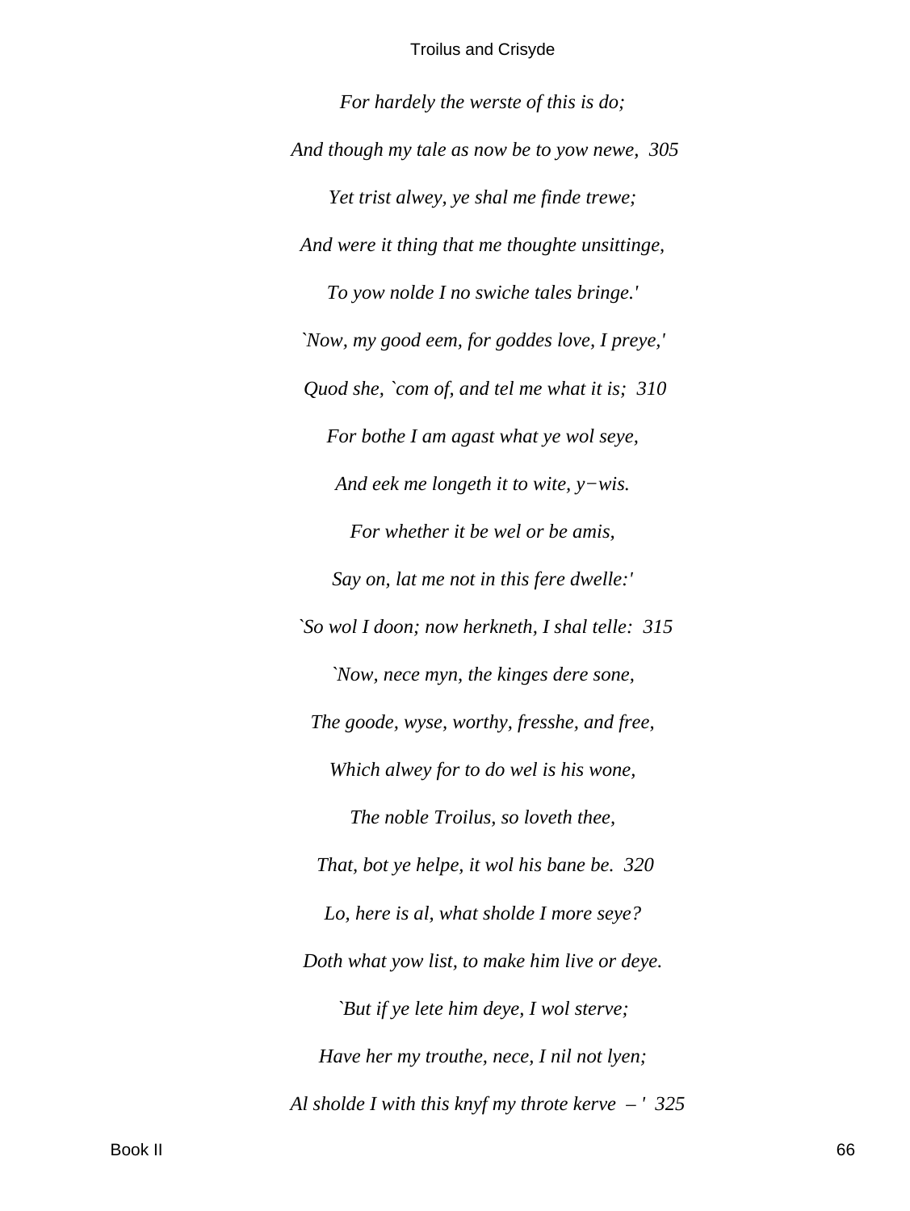*For hardely the werste of this is do;*

*And though my tale as now be to yow newe,  305*

*Yet trist alwey, ye shal me finde trewe;*

*And were it thing that me thoughte unsittinge,*

*To yow nolde I no swiche tales bringe.'*

*`Now, my good eem, for goddes love, I preye,'*

*Quod she, `com of, and tel me what it is;  310*

*For bothe I am agast what ye wol seye,*

*And eek me longeth it to wite, y−wis.*

*For whether it be wel or be amis,*

*Say on, lat me not in this fere dwelle:'*

*`So wol I doon; now herkneth, I shal telle:  315*

*`Now, nece myn, the kinges dere sone,*

*The goode, wyse, worthy, fresshe, and free,*

*Which alwey for to do wel is his wone,*

*The noble Troilus, so loveth thee,*

*That, bot ye helpe, it wol his bane be.  320*

*Lo, here is al, what sholde I more seye?*

*Doth what yow list, to make him live or deye.*

*`But if ye lete him deye, I wol sterve;*

*Have her my trouthe, nece, I nil not lyen;*

*Al sholde I with this knyf my throte kerve  – '  325*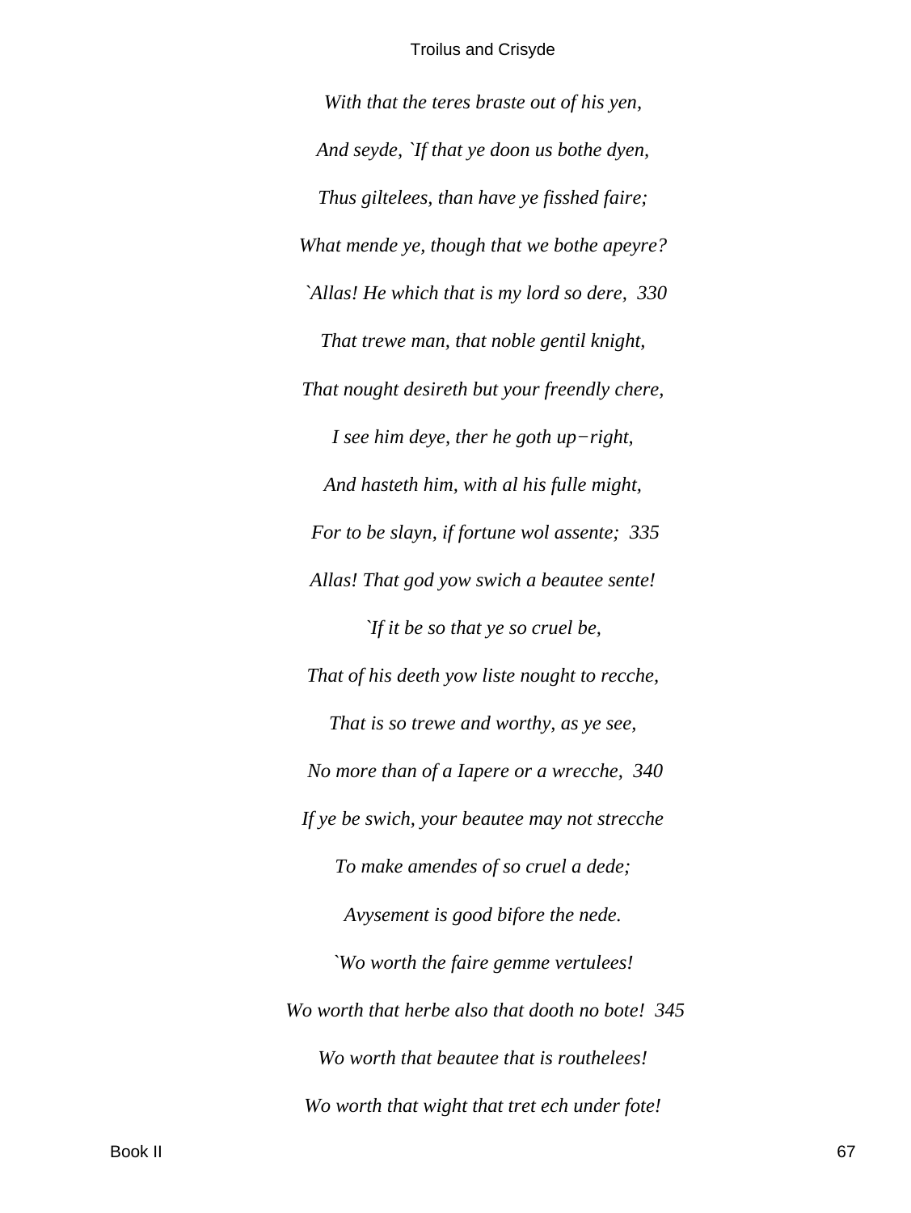*With that the teres braste out of his yen,*

*And seyde, `If that ye doon us bothe dyen,*

*Thus giltelees, than have ye fisshed faire;*

*What mende ye, though that we bothe apeyre?*

*`Allas! He which that is my lord so dere, 330*

*That trewe man, that noble gentil knight,*

*That nought desireth but your freendly chere,*

*I see him deye, ther he goth up−right,*

*And hasteth him, with al his fulle might,*

*For to be slayn, if fortune wol assente; 335*

*Allas! That god yow swich a beautee sente!*

*`If it be so that ye so cruel be,*

*That of his deeth yow liste nought to recche,*

*That is so trewe and worthy, as ye see,*

*No more than of a Iapere or a wrecche, 340*

*If ye be swich, your beautee may not strecche*

*To make amendes of so cruel a dede;*

*Avysement is good bifore the nede.*

*`Wo worth the faire gemme vertulees!*

*Wo worth that herbe also that dooth no bote! 345*

*Wo worth that beautee that is routhelees!*

*Wo worth that wight that tret ech under fote!*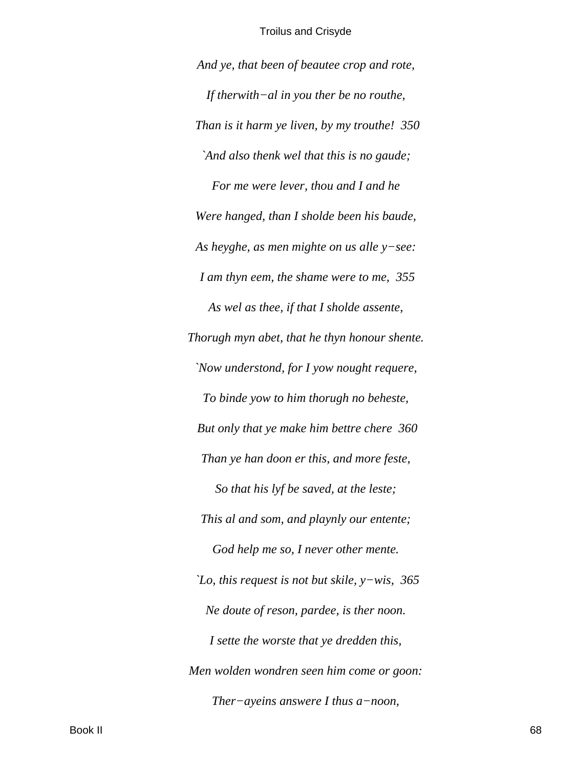*And ye, that been of beautee crop and rote,*

*If therwith−al in you ther be no routhe,*

*Than is it harm ye liven, by my trouthe! 350*

*`And also thenk wel that this is no gaude;*

*For me were lever, thou and I and he*

*Were hanged, than I sholde been his baude,*

*As heyghe, as men mighte on us alle y−see:*

*I am thyn eem, the shame were to me, 355*

*As wel as thee, if that I sholde assente,*

*Thorugh myn abet, that he thyn honour shente.*

*`Now understond, for I yow nought requere,*

*To binde yow to him thorugh no beheste,*

*But only that ye make him bettre chere 360*

*Than ye han doon er this, and more feste,*

*So that his lyf be saved, at the leste;*

*This al and som, and playnly our entente;*

*God help me so, I never other mente.*

*`Lo, this request is not but skile, y−wis, 365*

*Ne doute of reson, pardee, is ther noon.*

*I sette the worste that ye dredden this,*

*Men wolden wondren seen him come or goon:*

*Ther−ayeins answere I thus a−noon,*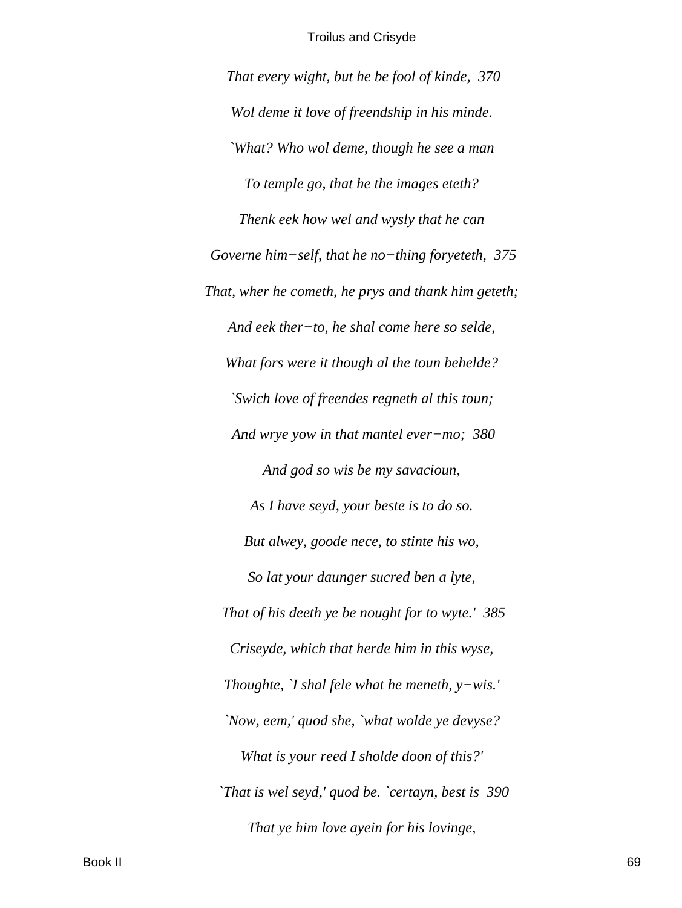*That every wight, but he be fool of kinde, 370*

*Wol deme it love of freendship in his minde.*

*`What? Who wol deme, though he see a man*

*To temple go, that he the images eteth?*

*Thenk eek how wel and wysly that he can*

*Governe him−self, that he no−thing foryeteth, 375*

*That, wher he cometh, he prys and thank him geteth;*

*And eek ther−to, he shal come here so selde,*

*What fors were it though al the toun behelde?*

*`Swich love of freendes regneth al this toun;*

*And wrye yow in that mantel ever−mo; 380*

*And god so wis be my savacioun,*

*As I have seyd, your beste is to do so.*

*But alwey, goode nece, to stinte his wo,*

*So lat your daunger sucred ben a lyte,*

*That of his deeth ye be nought for to wyte.' 385*

*Criseyde, which that herde him in this wyse,*

*Thoughte, `I shal fele what he meneth, y−wis.'*

*`Now, eem,' quod she, `what wolde ye devyse?*

*What is your reed I sholde doon of this?'*

*`That is wel seyd,' quod be. `certayn, best is 390*

*That ye him love ayein for his lovinge,*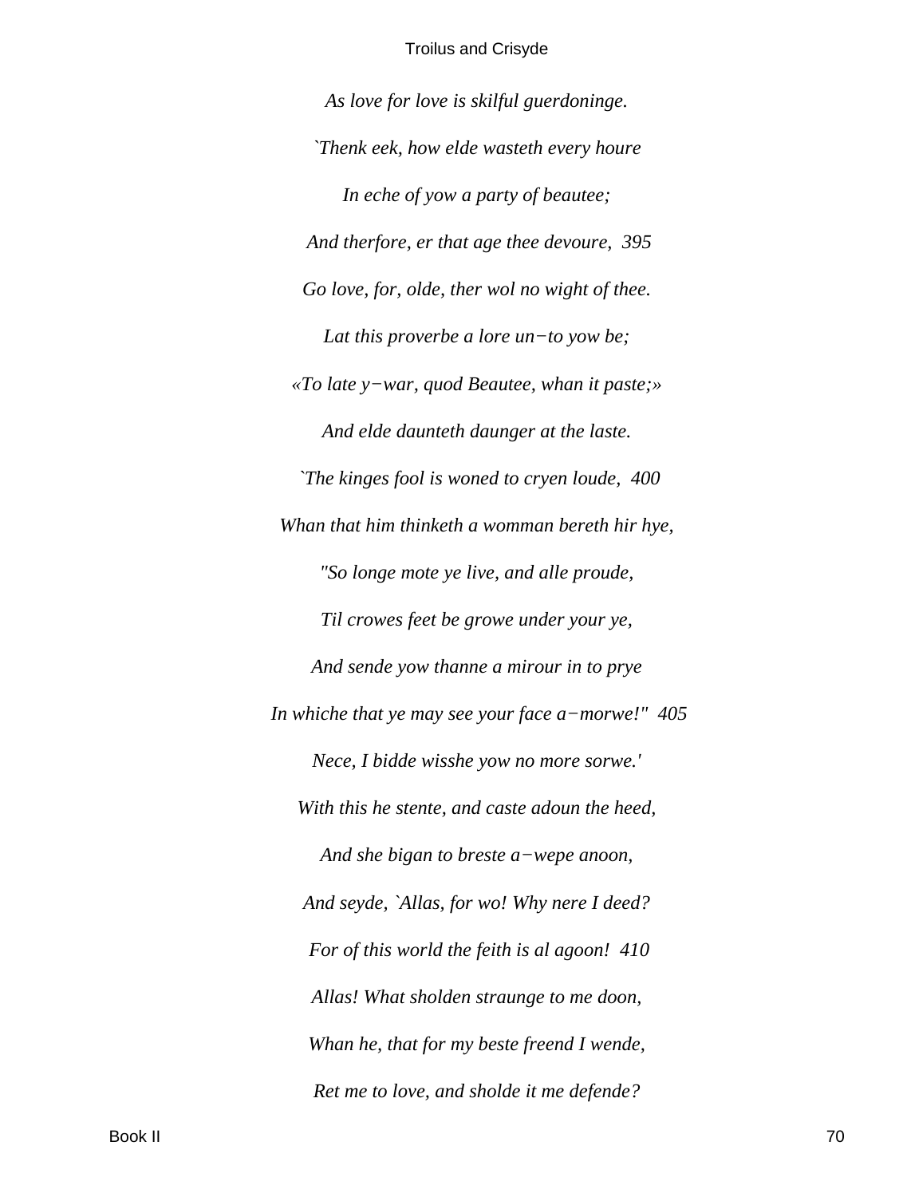*As love for love is skilful guerdoninge.*

*`Thenk eek, how elde wasteth every houre*

*In eche of yow a party of beautee;*

*And therfore, er that age thee devoure, 395*

*Go love, for, olde, ther wol no wight of thee.*

*Lat this proverbe a lore un−to yow be;*

*«To late y−war, quod Beautee, whan it paste;»*

*And elde daunteth daunger at the laste.*

*`The kinges fool is woned to cryen loude, 400*

*Whan that him thinketh a womman bereth hir hye,*

*"So longe mote ye live, and alle proude,*

*Til crowes feet be growe under your ye,*

*And sende yow thanne a mirour in to prye*

*In whiche that ye may see your face a−morwe!" 405*

*Nece, I bidde wisshe yow no more sorwe.'*

*With this he stente, and caste adoun the heed,*

*And she bigan to breste a−wepe anoon,*

*And seyde, `Allas, for wo! Why nere I deed?*

*For of this world the feith is al agoon! 410*

*Allas! What sholden straunge to me doon,*

*Whan he, that for my beste freend I wende,*

*Ret me to love, and sholde it me defende?*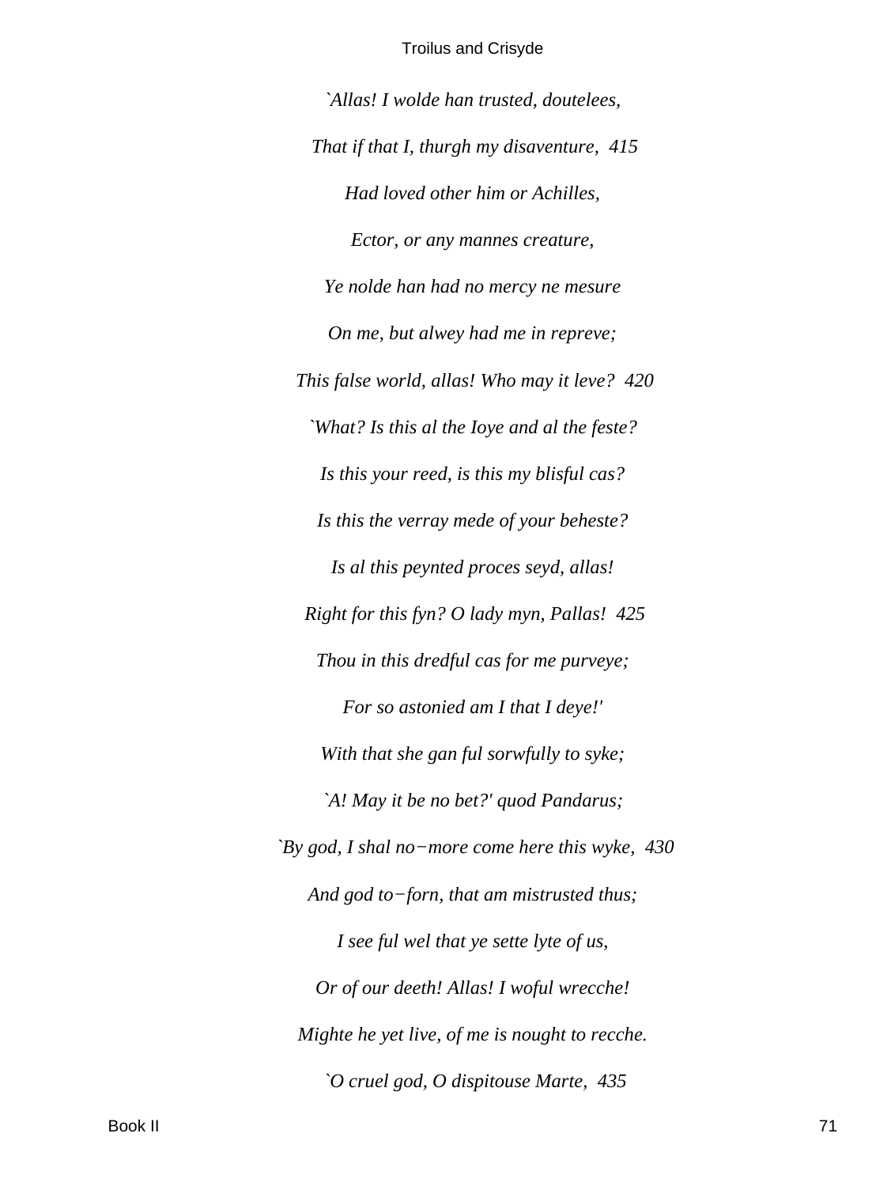*`Allas! I wolde han trusted, doutelees,*

*That if that I, thurgh my disaventure, 415*

*Had loved other him or Achilles,*

*Ector, or any mannes creature,*

*Ye nolde han had no mercy ne mesure*

*On me, but alwey had me in repreve;*

*This false world, allas! Who may it leve? 420*

*`What? Is this al the Ioye and al the feste?*

*Is this your reed, is this my blisful cas?*

*Is this the verray mede of your beheste?*

*Is al this peynted proces seyd, allas!*

*Right for this fyn? O lady myn, Pallas! 425*

*Thou in this dredful cas for me purveye;*

*For so astonied am I that I deye!'*

*With that she gan ful sorwfully to syke;*

*`A! May it be no bet?' quod Pandarus;*

*`By god, I shal no−more come here this wyke, 430*

*And god to−forn, that am mistrusted thus;*

*I see ful wel that ye sette lyte of us,*

*Or of our deeth! Allas! I woful wrecche!*

*Mighte he yet live, of me is nought to recche.*

*`O cruel god, O dispitouse Marte, 435*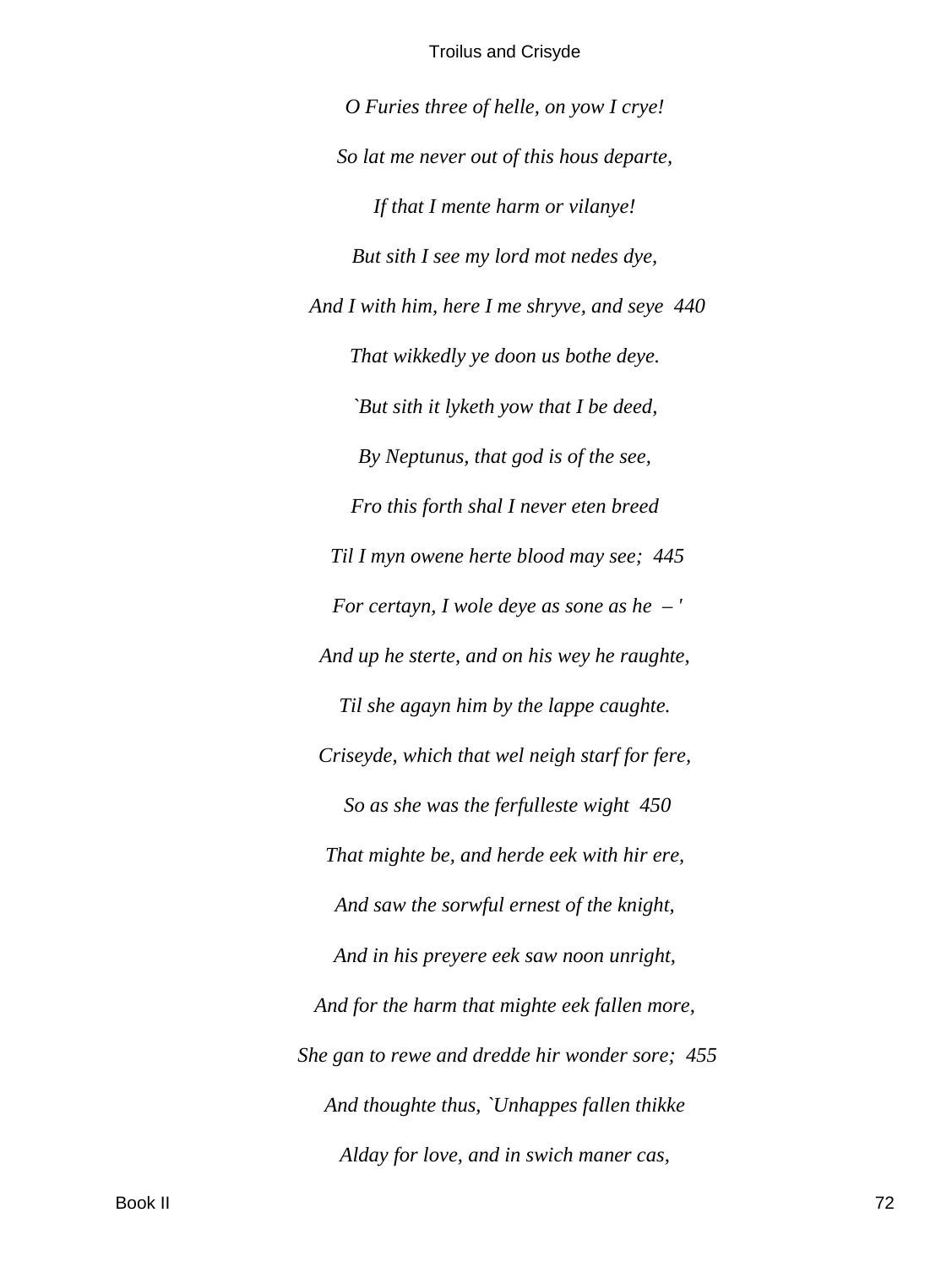*O Furies three of helle, on yow I crye!*

*So lat me never out of this hous departe,*

*If that I mente harm or vilanye!*

*But sith I see my lord mot nedes dye,*

*And I with him, here I me shryve, and seye  440*

*That wikkedly ye doon us bothe deye.*

*`But sith it lyketh yow that I be deed,*

*By Neptunus, that god is of the see,*

*Fro this forth shal I never eten breed*

*Til I myn owene herte blood may see;  445*

*For certayn, I wole deye as sone as he  – '*

*And up he sterte, and on his wey he raughte,*

*Til she agayn him by the lappe caughte.*

*Criseyde, which that wel neigh starf for fere,*

*So as she was the ferfulleste wight  450*

*That mighte be, and herde eek with hir ere,*

*And saw the sorwful ernest of the knight,*

*And in his preyere eek saw noon unright,*

*And for the harm that mighte eek fallen more,*

*She gan to rewe and dredde hir wonder sore;  455*

*And thoughte thus, `Unhappes fallen thikke*

*Alday for love, and in swich maner cas,*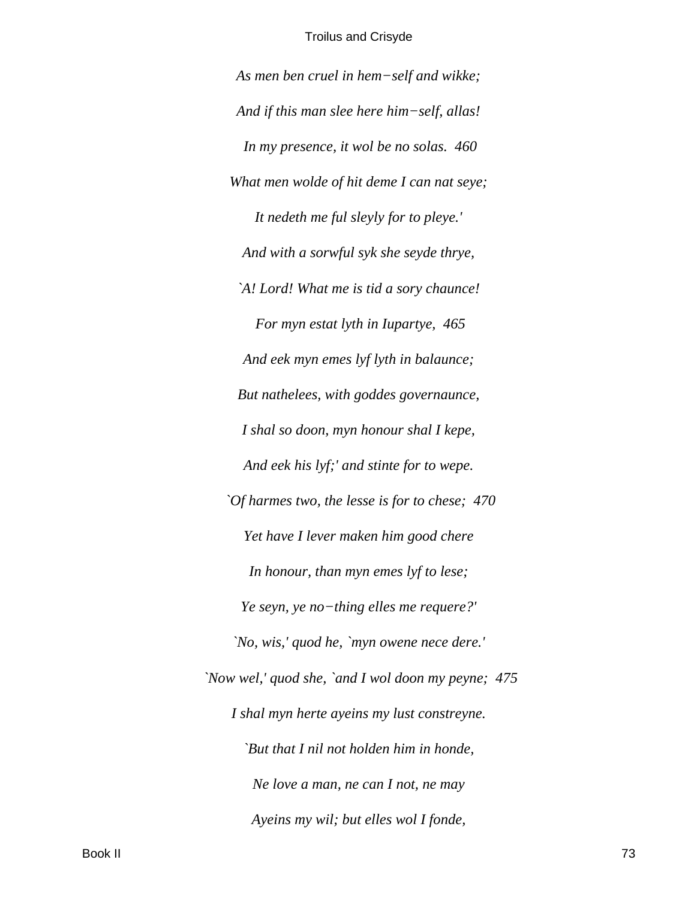*As men ben cruel in hem−self and wikke;*

*And if this man slee here him−self, allas!*

*In my presence, it wol be no solas.  460*

*What men wolde of hit deme I can nat seye;*

*It nedeth me ful sleyly for to pleye.'*

*And with a sorwful syk she seyde thrye,*

*`A! Lord! What me is tid a sory chaunce!*

*For myn estat lyth in Iupartye,  465*

*And eek myn emes lyf lyth in balaunce;*

*But nathelees, with goddes governaunce,*

*I shal so doon, myn honour shal I kepe,*

*And eek his lyf;' and stinte for to wepe.*

*`Of harmes two, the lesse is for to chese;  470*

*Yet have I lever maken him good chere*

*In honour, than myn emes lyf to lese;*

*Ye seyn, ye no−thing elles me requere?'*

*`No, wis,' quod he, `myn owene nece dere.'*

*`Now wel,' quod she, `and I wol doon my peyne;  475*

*I shal myn herte ayeins my lust constreyne.*

*`But that I nil not holden him in honde,*

*Ne love a man, ne can I not, ne may*

*Ayeins my wil; but elles wol I fonde,*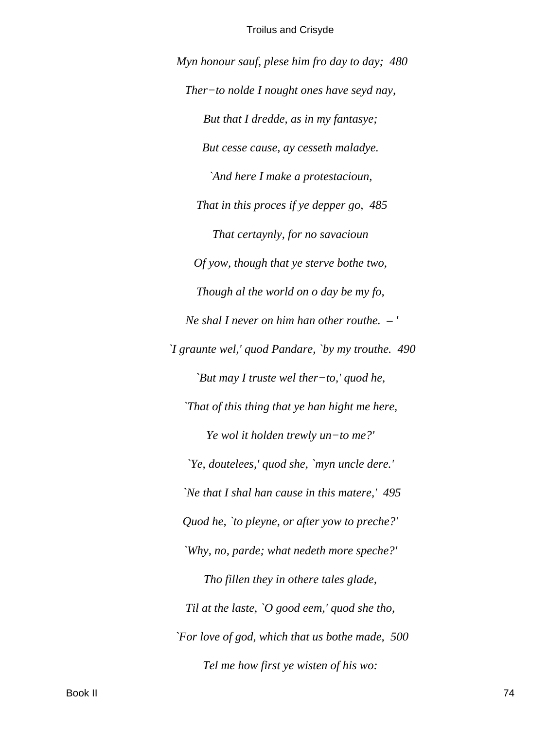*Myn honour sauf, plese him fro day to day;  480*

*Ther−to nolde I nought ones have seyd nay,*

*But that I dredde, as in my fantasye;*

*But cesse cause, ay cesseth maladye.*

*`And here I make a protestacioun,*

*That in this proces if ye depper go,  485*

*That certaynly, for no savacioun*

*Of yow, though that ye sterve bothe two,*

*Though al the world on o day be my fo,*

*Ne shal I never on him han other routhe.  – '*

*`I graunte wel,' quod Pandare, `by my trouthe.  490*

*`But may I truste wel ther−to,' quod he,*

*`That of this thing that ye han hight me here,*

*Ye wol it holden trewly un−to me?'*

*`Ye, doutelees,' quod she, `myn uncle dere.'*

*`Ne that I shal han cause in this matere,'  495*

*Quod he, `to pleyne, or after yow to preche?'*

*`Why, no, parde; what nedeth more speche?'*

*Tho fillen they in othere tales glade,*

*Til at the laste, `O good eem,' quod she tho,*

*`For love of god, which that us bothe made,  500*

*Tel me how first ye wisten of his wo:*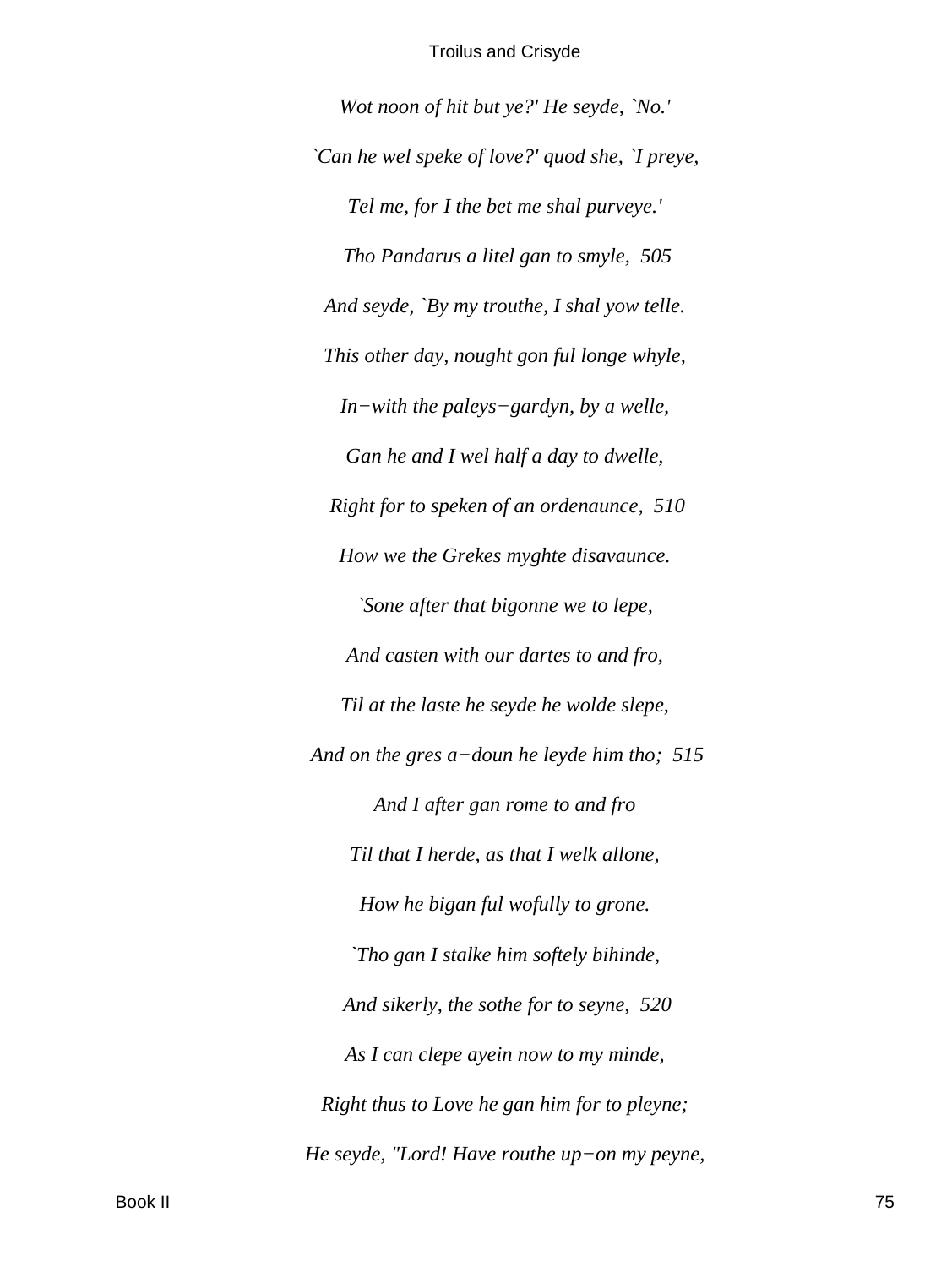*Wot noon of hit but ye?' He seyde, `No.'*

*`Can he wel speke of love?' quod she, `I preye,*

*Tel me, for I the bet me shal purveye.'*

*Tho Pandarus a litel gan to smyle, 505*

*And seyde, `By my trouthe, I shal yow telle.*

*This other day, nought gon ful longe whyle,*

*In−with the paleys−gardyn, by a welle,*

*Gan he and I wel half a day to dwelle,*

*Right for to speken of an ordenaunce, 510*

*How we the Grekes myghte disavaunce.*

*`Sone after that bigonne we to lepe,*

*And casten with our dartes to and fro,*

*Til at the laste he seyde he wolde slepe,*

*And on the gres a−doun he leyde him tho; 515*

*And I after gan rome to and fro*

*Til that I herde, as that I welk allone,*

*How he bigan ful wofully to grone.*

*`Tho gan I stalke him softely bihinde,*

*And sikerly, the sothe for to seyne, 520*

*As I can clepe ayein now to my minde,*

*Right thus to Love he gan him for to pleyne;*

*He seyde, "Lord! Have routhe up−on my peyne,*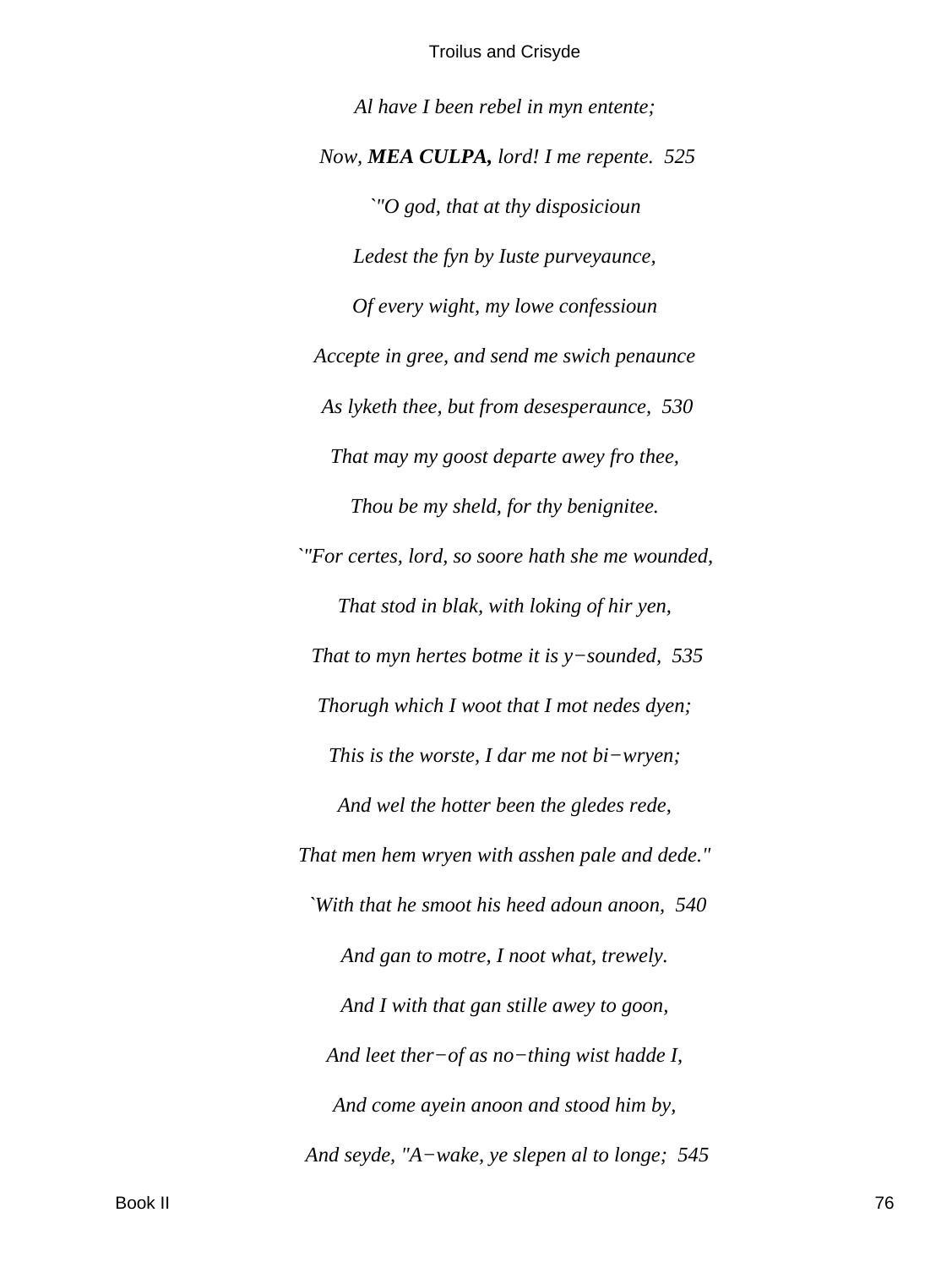*Al have I been rebel in myn entente;*

*Now, **MEA CULPA,** lord! I me repente. 525*

*`"O god, that at thy disposicioun*

*Ledest the fyn by Iuste purveyaunce,*

*Of every wight, my lowe confessioun*

*Accepte in gree, and send me swich penaunce*

*As lyketh thee, but from desesperaunce, 530*

*That may my goost departe awey fro thee,*

*Thou be my sheld, for thy benignitee.*

*`"For certes, lord, so soore hath she me wounded,*

*That stod in blak, with loking of hir yen,*

*That to myn hertes botme it is y−sounded, 535*

*Thorugh which I woot that I mot nedes dyen;*

*This is the worste, I dar me not bi−wryen;*

*And wel the hotter been the gledes rede,*

*That men hem wryen with asshen pale and dede."*

*`With that he smoot his heed adoun anoon, 540*

*And gan to motre, I noot what, trewely.*

*And I with that gan stille awey to goon,*

*And leet ther−of as no−thing wist hadde I,*

*And come ayein anoon and stood him by,*

*And seyde, "A−wake, ye slepen al to longe; 545*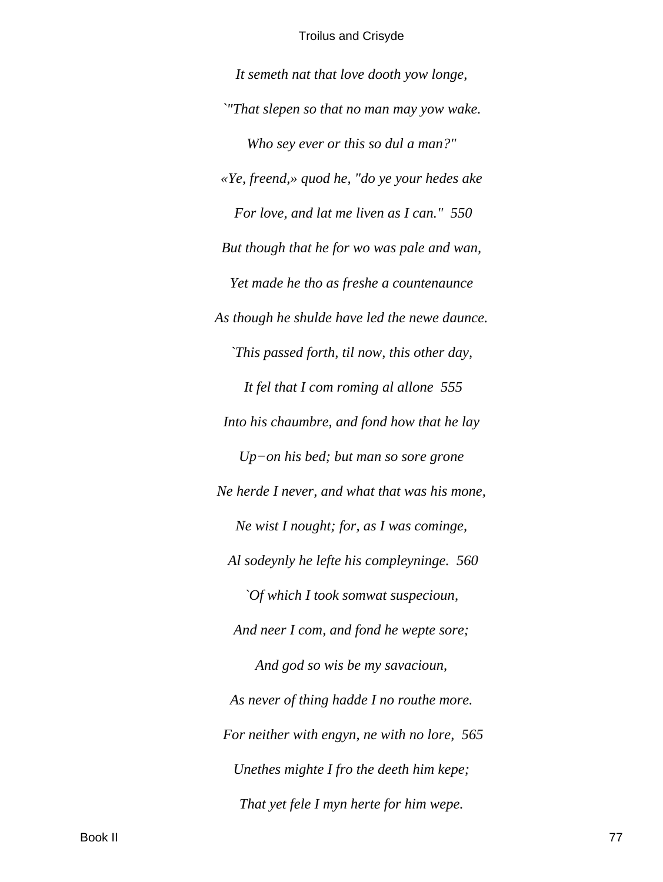*It semeth nat that love dooth yow longe,*

*`"That slepen so that no man may yow wake.*

*Who sey ever or this so dul a man?"*

*«Ye, freend,» quod he, "do ye your hedes ake*

*For love, and lat me liven as I can."  550*

*But though that he for wo was pale and wan,*

*Yet made he tho as freshe a countenaunce*

*As though he shulde have led the newe daunce.*

*`This passed forth, til now, this other day,*

*It fel that I com roming al allone  555*

*Into his chaumbre, and fond how that he lay*

*Up−on his bed; but man so sore grone*

*Ne herde I never, and what that was his mone,*

*Ne wist I nought; for, as I was cominge,*

*Al sodeynly he lefte his compleyninge.  560*

*`Of which I took somwat suspecioun,*

*And neer I com, and fond he wepte sore;*

*And god so wis be my savacioun,*

*As never of thing hadde I no routhe more.*

*For neither with engyn, ne with no lore,  565*

*Unethes mighte I fro the deeth him kepe;*

*That yet fele I myn herte for him wepe.*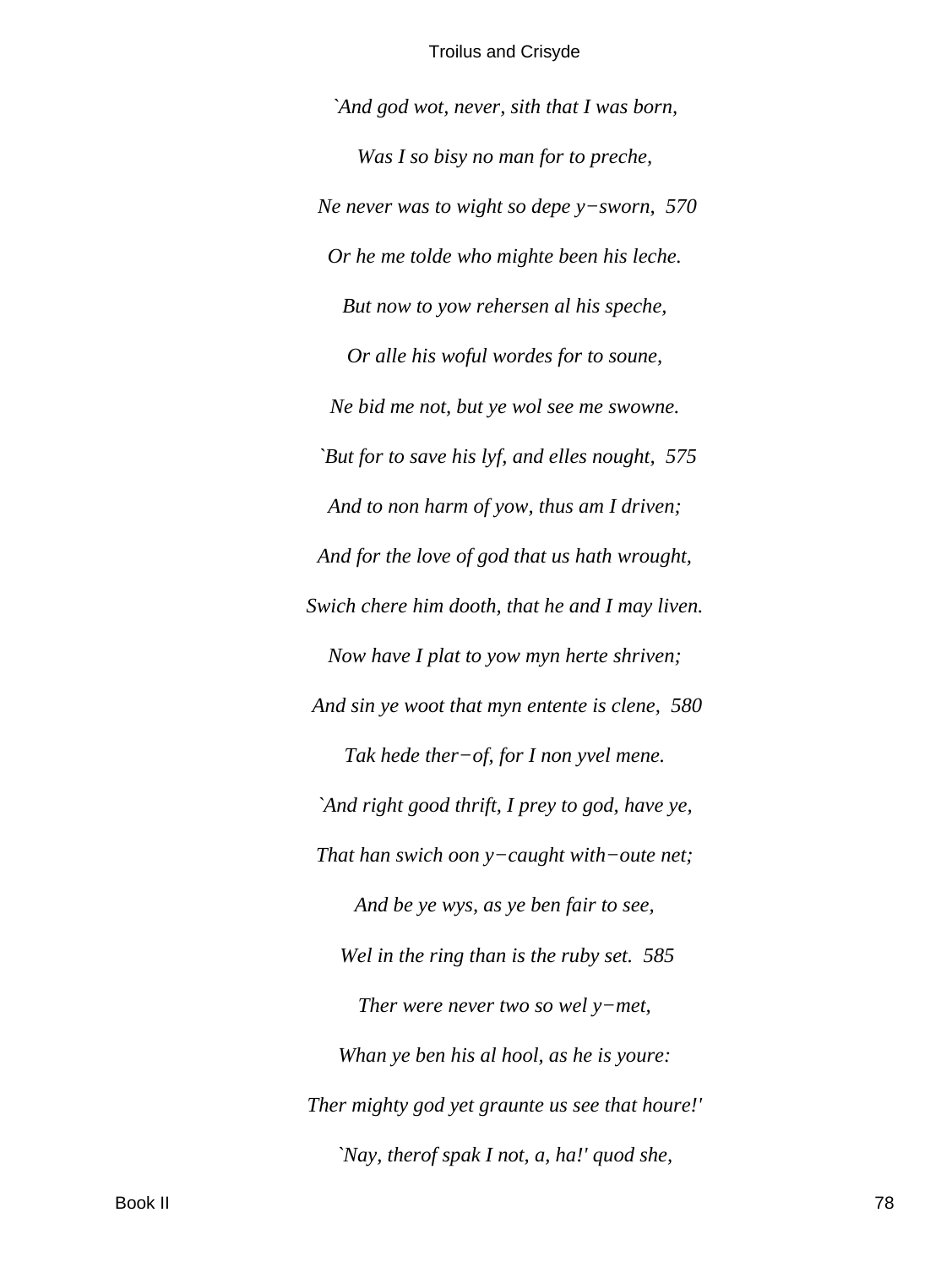*`And god wot, never, sith that I was born,*

*Was I so bisy no man for to preche,*

*Ne never was to wight so depe y−sworn, 570*

*Or he me tolde who mighte been his leche.*

*But now to yow rehersen al his speche,*

*Or alle his woful wordes for to soune,*

*Ne bid me not, but ye wol see me swowne.*

*`But for to save his lyf, and elles nought, 575*

*And to non harm of yow, thus am I driven;*

*And for the love of god that us hath wrought,*

*Swich chere him dooth, that he and I may liven.*

*Now have I plat to yow myn herte shriven;*

*And sin ye woot that myn entente is clene, 580*

*Tak hede ther−of, for I non yvel mene.*

*`And right good thrift, I prey to god, have ye,*

*That han swich oon y−caught with−oute net;*

*And be ye wys, as ye ben fair to see,*

*Wel in the ring than is the ruby set. 585*

*Ther were never two so wel y−met,*

*Whan ye ben his al hool, as he is youre:*

*Ther mighty god yet graunte us see that houre!'*

*`Nay, therof spak I not, a, ha!' quod she,*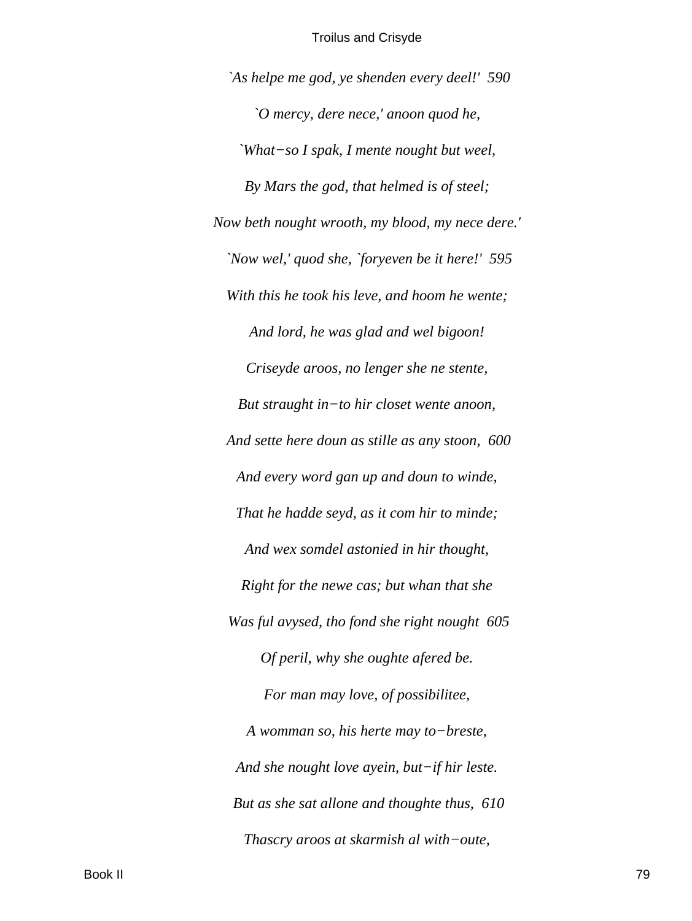*`As helpe me god, ye shenden every deel!'  590*

*`O mercy, dere nece,' anoon quod he,*

*`What−so I spak, I mente nought but weel,*

*By Mars the god, that helmed is of steel;*

*Now beth nought wrooth, my blood, my nece dere.'*

*`Now wel,' quod she, `foryeven be it here!'  595*

*With this he took his leve, and hoom he wente;*

*And lord, he was glad and wel bigoon!*

*Criseyde aroos, no lenger she ne stente,*

*But straught in−to hir closet wente anoon,*

*And sette here doun as stille as any stoon,  600*

*And every word gan up and doun to winde,*

*That he hadde seyd, as it com hir to minde;*

*And wex somdel astonied in hir thought,*

*Right for the newe cas; but whan that she*

*Was ful avysed, tho fond she right nought  605*

*Of peril, why she oughte afered be.*

*For man may love, of possibilitee,*

*A womman so, his herte may to−breste,*

*And she nought love ayein, but−if hir leste.*

*But as she sat allone and thoughte thus,  610*

*Thascry aroos at skarmish al with−oute,*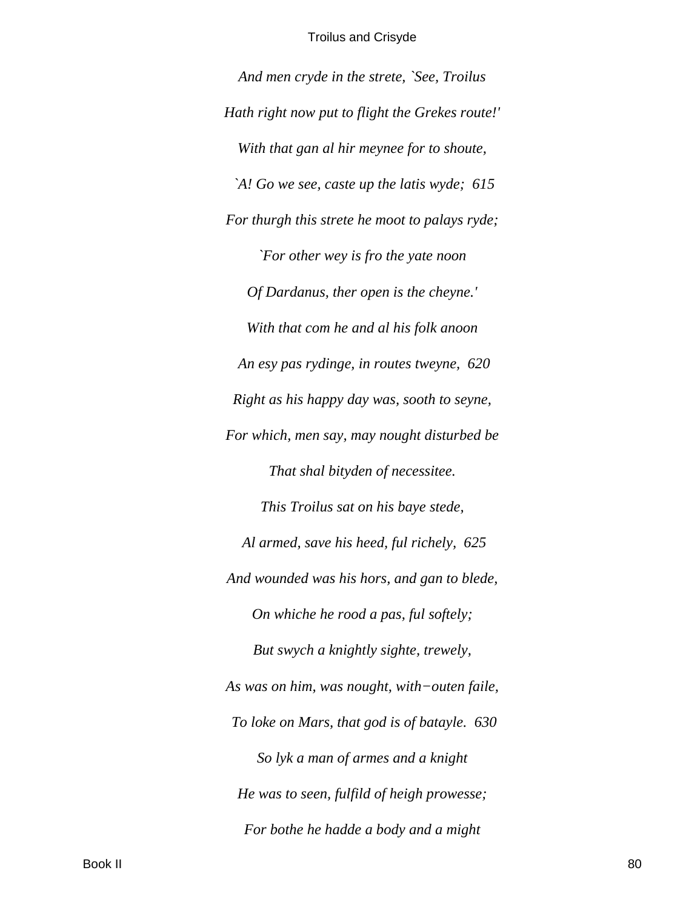*And men cryde in the strete, `See, Troilus*

*Hath right now put to flight the Grekes route!'*

*With that gan al hir meynee for to shoute,*

*`A! Go we see, caste up the latis wyde; 615*

*For thurgh this strete he moot to palays ryde;*

*`For other wey is fro the yate noon*

*Of Dardanus, ther open is the cheyne.'*

*With that com he and al his folk anoon*

*An esy pas rydinge, in routes tweyne, 620*

*Right as his happy day was, sooth to seyne,*

*For which, men say, may nought disturbed be*

*That shal bityden of necessitee.*

*This Troilus sat on his baye stede,*

*Al armed, save his heed, ful richely, 625*

*And wounded was his hors, and gan to blede,*

*On whiche he rood a pas, ful softely;*

*But swych a knightly sighte, trewely,*

*As was on him, was nought, with−outen faile,*

*To loke on Mars, that god is of batayle. 630*

*So lyk a man of armes and a knight*

*He was to seen, fulfild of heigh prowesse;*

*For bothe he hadde a body and a might*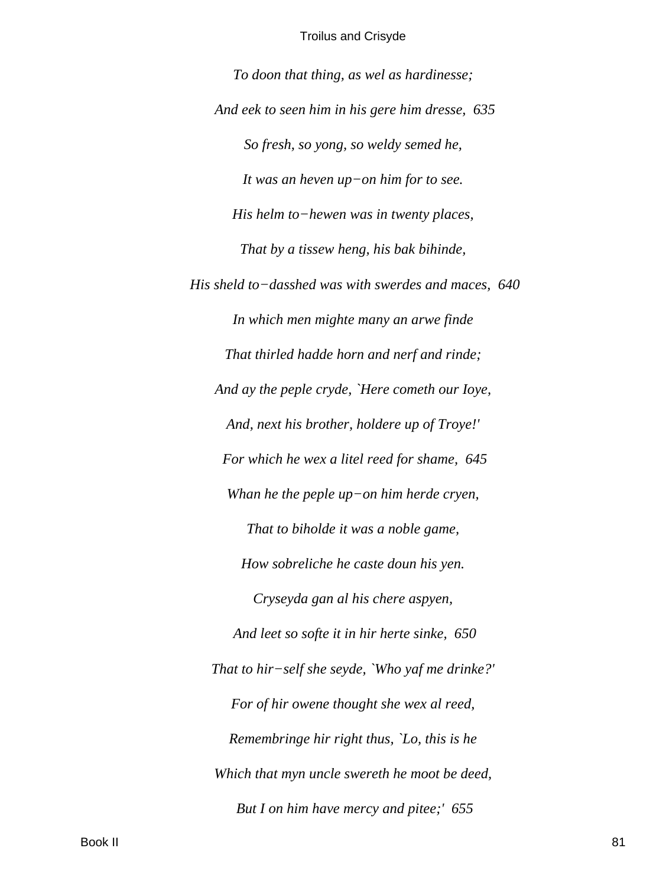*To doon that thing, as wel as hardinesse;*

*And eek to seen him in his gere him dresse,  635*

*So fresh, so yong, so weldy semed he,*

*It was an heven up−on him for to see.*

*His helm to−hewen was in twenty places,*

*That by a tissew heng, his bak bihinde,*

*His sheld to−dasshed was with swerdes and maces,  640*

*In which men mighte many an arwe finde*

*That thirled hadde horn and nerf and rinde;*

*And ay the peple cryde, `Here cometh our Ioye,*

*And, next his brother, holdere up of Troye!'*

*For which he wex a litel reed for shame,  645*

*Whan he the peple up−on him herde cryen,*

*That to biholde it was a noble game,*

*How sobreliche he caste doun his yen.*

*Cryseyda gan al his chere aspyen,*

*And leet so softe it in hir herte sinke,  650*

*That to hir−self she seyde, `Who yaf me drinke?'*

*For of hir owene thought she wex al reed,*

*Remembringe hir right thus, `Lo, this is he*

*Which that myn uncle swereth he moot be deed,*

*But I on him have mercy and pitee;'  655*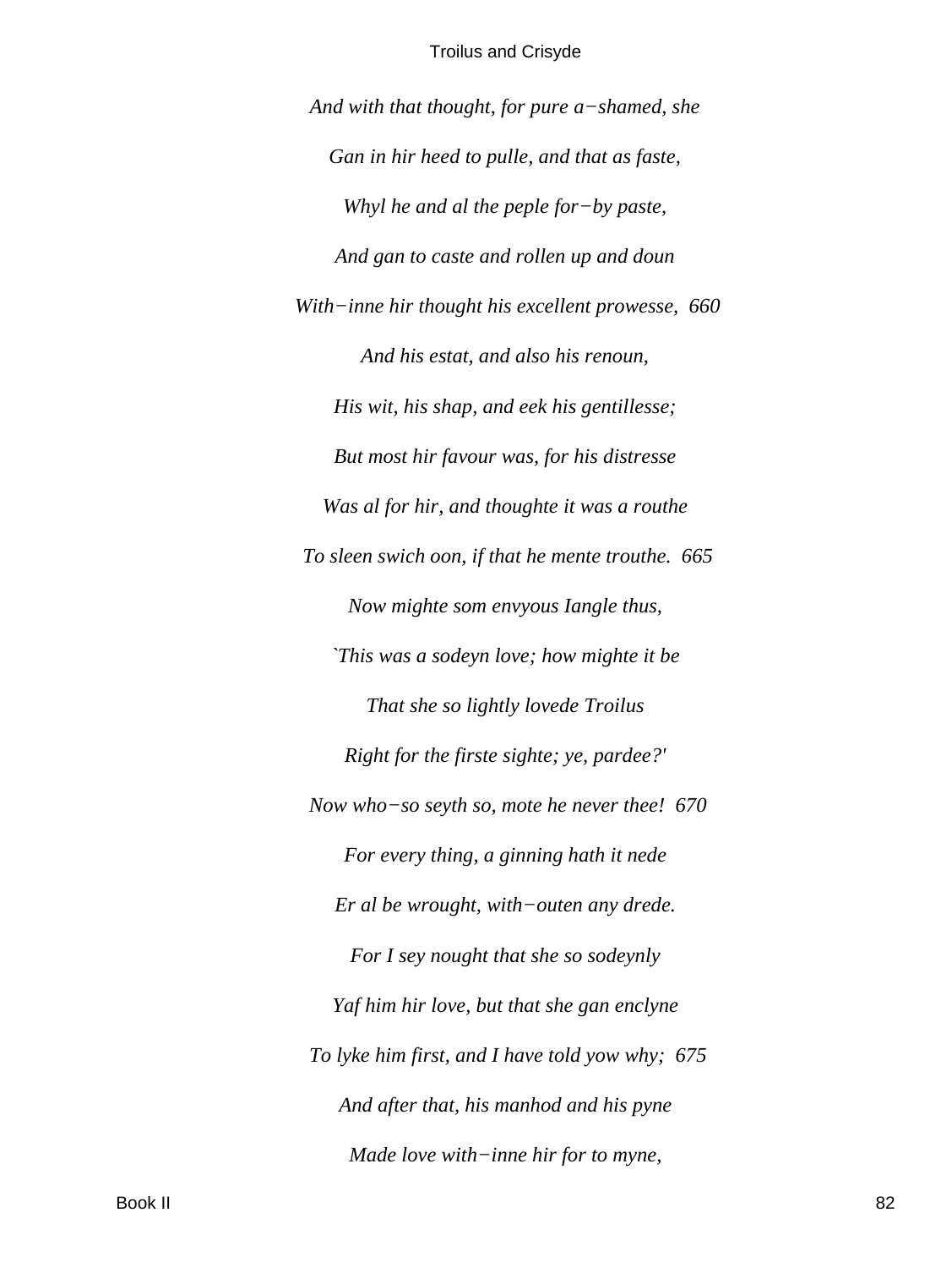*And with that thought, for pure a−shamed, she*

*Gan in hir heed to pulle, and that as faste,*

*Whyl he and al the peple for−by paste,*

*And gan to caste and rollen up and doun*

*With−inne hir thought his excellent prowesse,  660*

*And his estat, and also his renoun,*

*His wit, his shap, and eek his gentillesse;*

*But most hir favour was, for his distresse*

*Was al for hir, and thoughte it was a routhe*

*To sleen swich oon, if that he mente trouthe.  665*

*Now mighte som envyous Iangle thus,*

*`This was a sodeyn love; how mighte it be*

*That she so lightly lovede Troilus*

*Right for the firste sighte; ye, pardee?'*

*Now who−so seyth so, mote he never thee!  670*

*For every thing, a ginning hath it nede*

*Er al be wrought, with−outen any drede.*

*For I sey nought that she so sodeynly*

*Yaf him hir love, but that she gan enclyne*

*To lyke him first, and I have told yow why;  675*

*And after that, his manhod and his pyne*

*Made love with−inne hir for to myne,*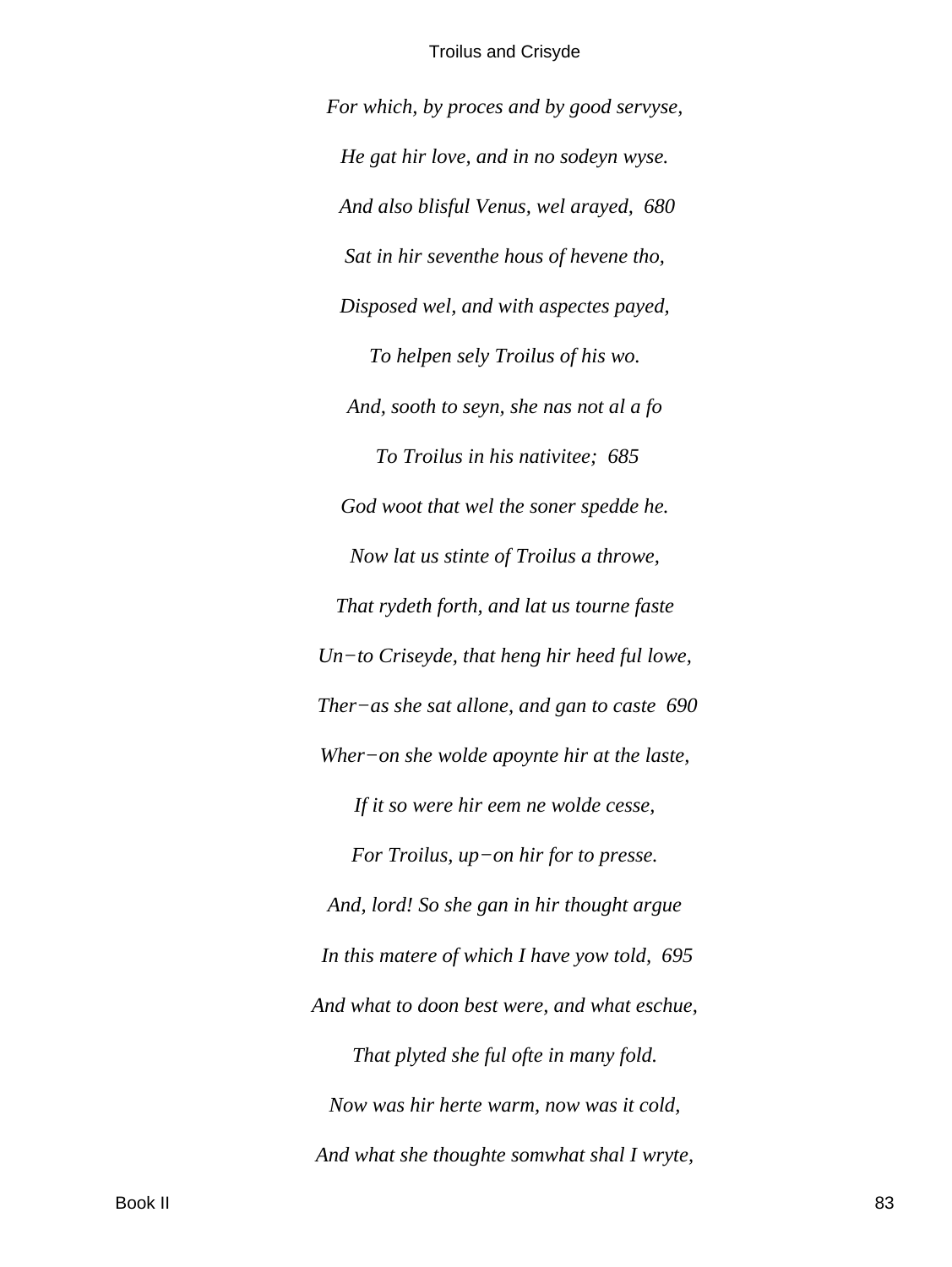*For which, by proces and by good servyse,*

*He gat hir love, and in no sodeyn wyse.*

*And also blisful Venus, wel arayed,  680*

*Sat in hir seventhe hous of hevene tho,*

*Disposed wel, and with aspectes payed,*

*To helpen sely Troilus of his wo.*

*And, sooth to seyn, she nas not al a fo*

*To Troilus in his nativitee;  685*

*God woot that wel the soner spedde he.*

*Now lat us stinte of Troilus a throwe,*

*That rydeth forth, and lat us tourne faste*

*Un−to Criseyde, that heng hir heed ful lowe,*

*Ther−as she sat allone, and gan to caste  690*

*Wher−on she wolde apoynte hir at the laste,*

*If it so were hir eem ne wolde cesse,*

*For Troilus, up−on hir for to presse.*

*And, lord! So she gan in hir thought argue*

*In this matere of which I have yow told,  695*

*And what to doon best were, and what eschue,*

*That plyted she ful ofte in many fold.*

*Now was hir herte warm, now was it cold,*

*And what she thoughte somwhat shal I wryte,*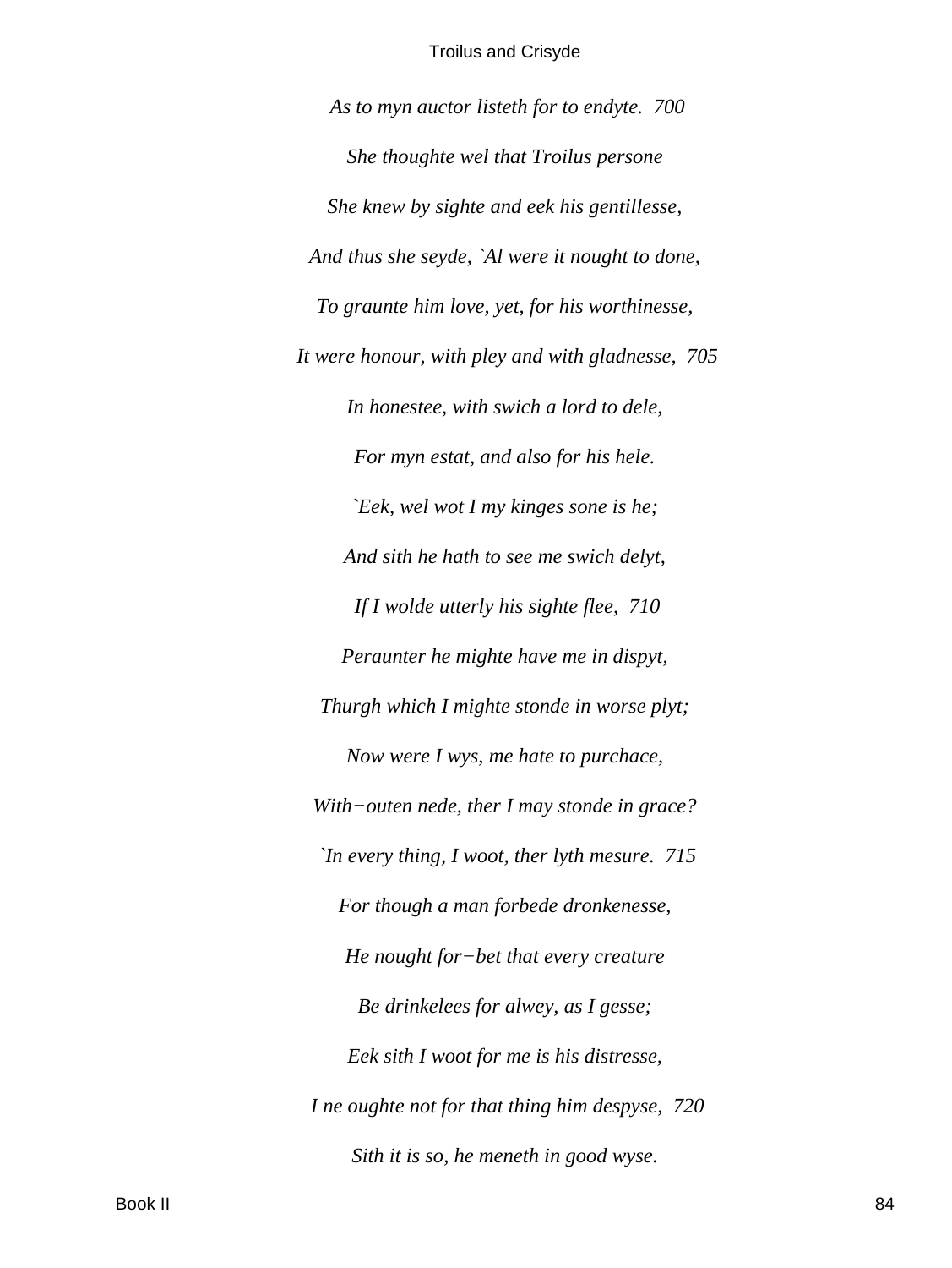*As to myn auctor listeth for to endyte.  700*

*She thoughte wel that Troilus persone*

*She knew by sighte and eek his gentillesse,*

*And thus she seyde, `Al were it nought to done,*

*To graunte him love, yet, for his worthinesse,*

*It were honour, with pley and with gladnesse,  705*

*In honestee, with swich a lord to dele,*

*For myn estat, and also for his hele.*

*`Eek, wel wot I my kinges sone is he;*

*And sith he hath to see me swich delyt,*

*If I wolde utterly his sighte flee,  710*

*Peraunter he mighte have me in dispyt,*

*Thurgh which I mighte stonde in worse plyt;*

*Now were I wys, me hate to purchace,*

*With−outen nede, ther I may stonde in grace?*

*`In every thing, I woot, ther lyth mesure.  715*

*For though a man forbede dronkenesse,*

*He nought for−bet that every creature*

*Be drinkelees for alwey, as I gesse;*

*Eek sith I woot for me is his distresse,*

*I ne oughte not for that thing him despyse,  720*

*Sith it is so, he meneth in good wyse.*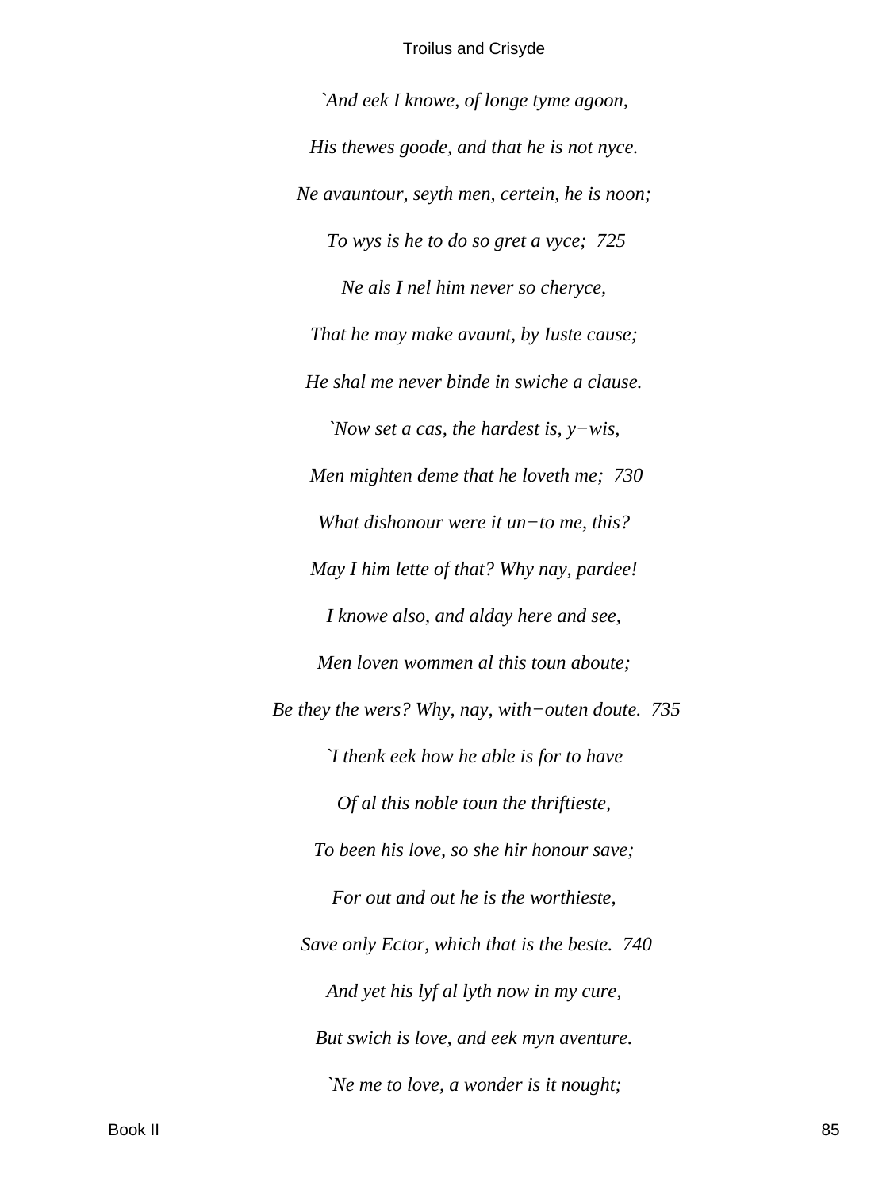*`And eek I knowe, of longe tyme agoon,*

*His thewes goode, and that he is not nyce.*

*Ne avauntour, seyth men, certein, he is noon;*

*To wys is he to do so gret a vyce;  725*

*Ne als I nel him never so cheryce,*

*That he may make avaunt, by Iuste cause;*

*He shal me never binde in swiche a clause.*

*`Now set a cas, the hardest is, y−wis,*

*Men mighten deme that he loveth me;  730*

*What dishonour were it un−to me, this?*

*May I him lette of that? Why nay, pardee!*

*I knowe also, and alday here and see,*

*Men loven wommen al this toun aboute;*

*Be they the wers? Why, nay, with−outen doute.  735*

*`I thenk eek how he able is for to have*

*Of al this noble toun the thriftieste,*

*To been his love, so she hir honour save;*

*For out and out he is the worthieste,*

*Save only Ector, which that is the beste.  740*

*And yet his lyf al lyth now in my cure,*

*But swich is love, and eek myn aventure.*

*`Ne me to love, a wonder is it nought;*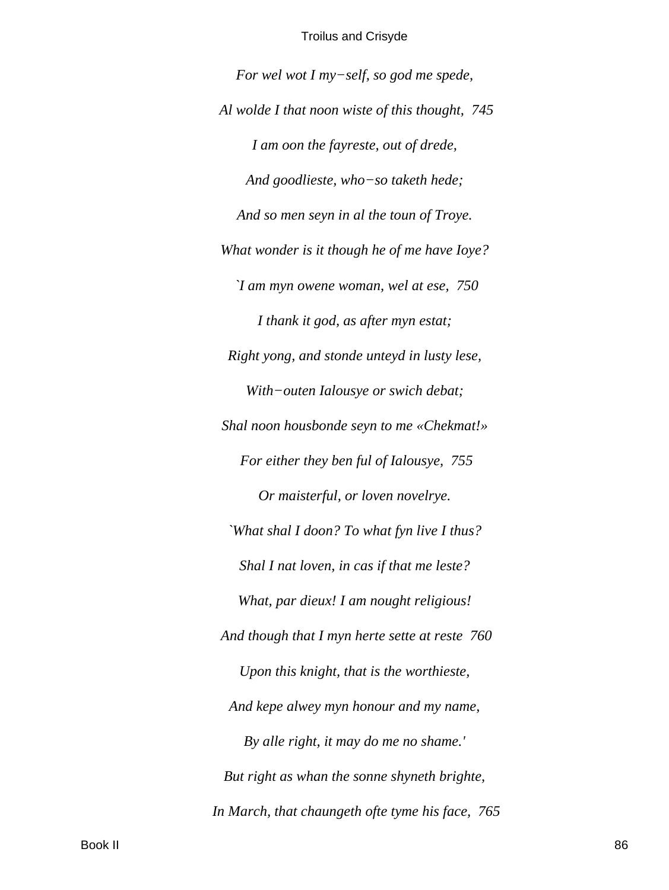*For wel wot I my−self, so god me spede,*

*Al wolde I that noon wiste of this thought,  745*

*I am oon the fayreste, out of drede,*

*And goodlieste, who−so taketh hede;*

*And so men seyn in al the toun of Troye.*

*What wonder is it though he of me have Ioye?*

*`I am myn owene woman, wel at ese,  750*

*I thank it god, as after myn estat;*

*Right yong, and stonde unteyd in lusty lese,*

*With−outen Ialousye or swich debat;*

*Shal noon housbonde seyn to me «Chekmat!»*

*For either they ben ful of Ialousye,  755*

*Or maisterful, or loven novelrye.*

*`What shal I doon? To what fyn live I thus?*

*Shal I nat loven, in cas if that me leste?*

*What, par dieux! I am nought religious!*

*And though that I myn herte sette at reste  760*

*Upon this knight, that is the worthieste,*

*And kepe alwey myn honour and my name,*

*By alle right, it may do me no shame.'*

*But right as whan the sonne shyneth brighte,*

*In March, that chaungeth ofte tyme his face,  765*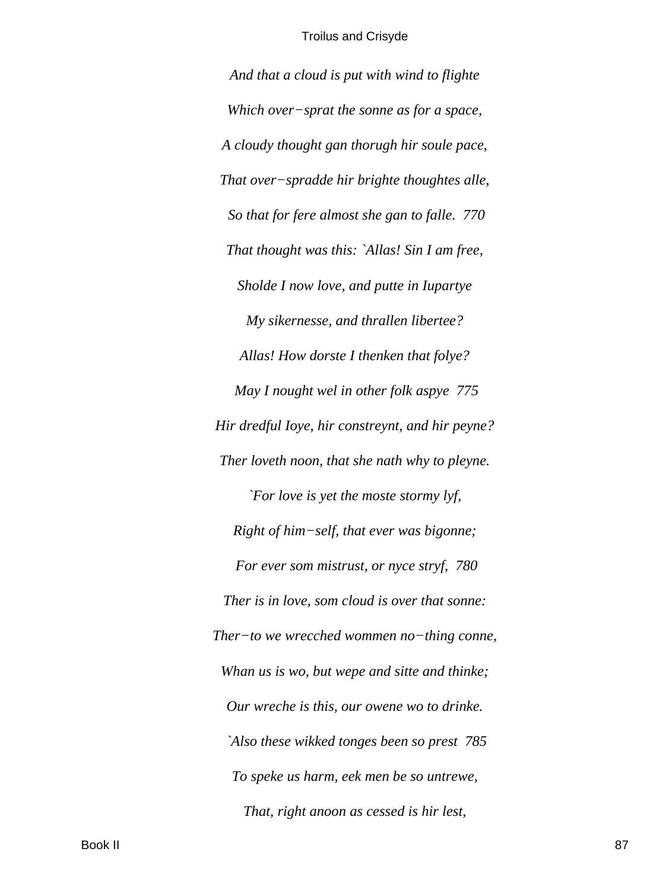*And that a cloud is put with wind to flighte*

*Which over−sprat the sonne as for a space,*

*A cloudy thought gan thorugh hir soule pace,*

*That over−spradde hir brighte thoughtes alle,*

*So that for fere almost she gan to falle.  770*

*That thought was this: `Allas! Sin I am free,*

*Sholde I now love, and putte in Iupartye*

*My sikernesse, and thrallen libertee?*

*Allas! How dorste I thenken that folye?*

*May I nought wel in other folk aspye  775*

*Hir dredful Ioye, hir constreynt, and hir peyne?*

*Ther loveth noon, that she nath why to pleyne.*

*`For love is yet the moste stormy lyf,*

*Right of him−self, that ever was bigonne;*

*For ever som mistrust, or nyce stryf,  780*

*Ther is in love, som cloud is over that sonne:*

*Ther−to we wrecched wommen no−thing conne,*

*Whan us is wo, but wepe and sitte and thinke;*

*Our wreche is this, our owene wo to drinke.*

*`Also these wikked tonges been so prest  785*

*To speke us harm, eek men be so untrewe,*

*That, right anoon as cessed is hir lest,*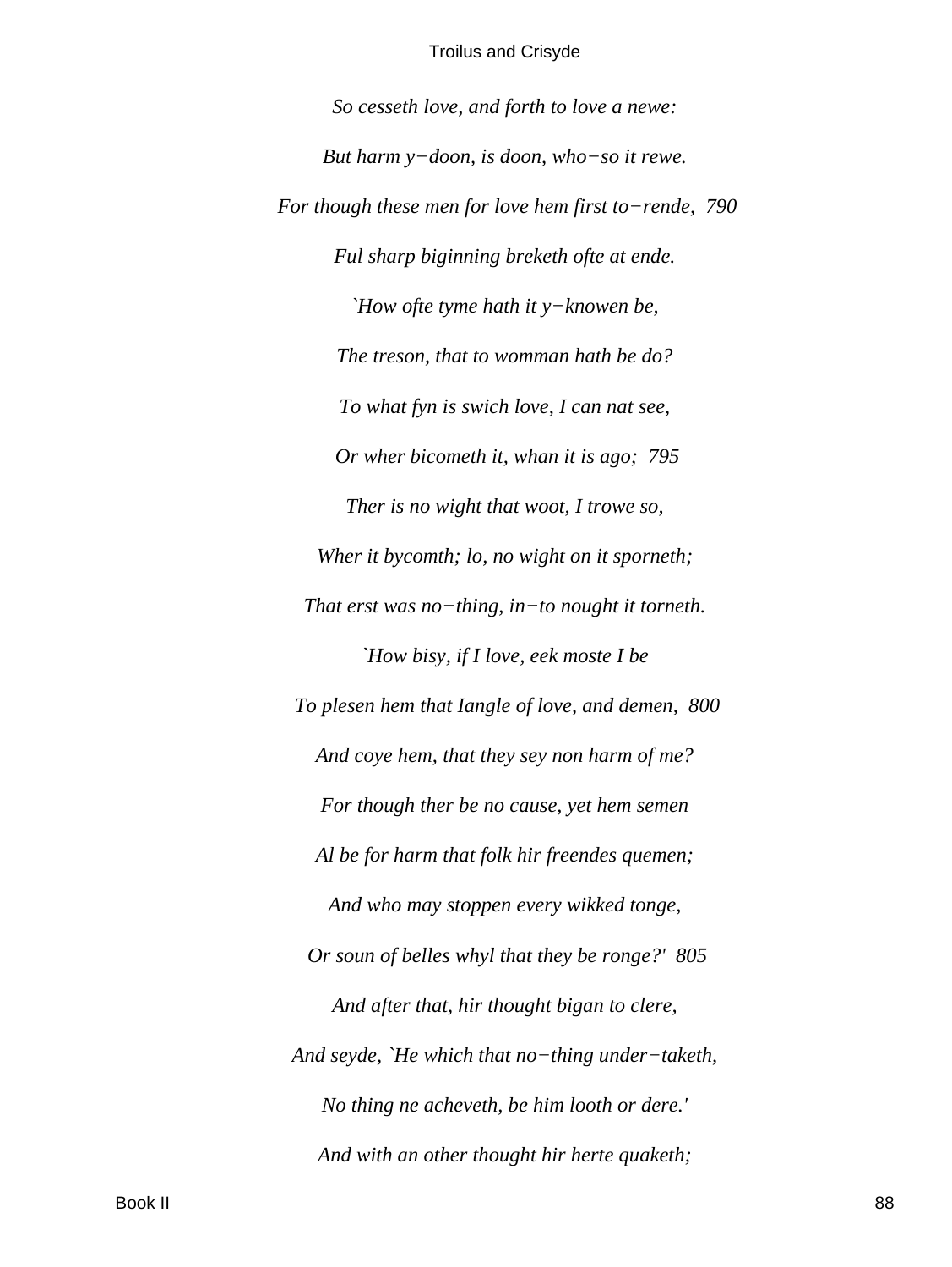*So cesseth love, and forth to love a newe:*

*But harm y−doon, is doon, who−so it rewe.*

*For though these men for love hem first to−rende,  790*

*Ful sharp biginning breketh ofte at ende.*

*`How ofte tyme hath it y−knowen be,*

*The treson, that to womman hath be do?*

*To what fyn is swich love, I can nat see,*

*Or wher bicometh it, whan it is ago;  795*

*Ther is no wight that woot, I trowe so,*

*Wher it bycomth; lo, no wight on it sporneth;*

*That erst was no−thing, in−to nought it torneth.*

*`How bisy, if I love, eek moste I be*

*To plesen hem that Iangle of love, and demen,  800*

*And coye hem, that they sey non harm of me?*

*For though ther be no cause, yet hem semen*

*Al be for harm that folk hir freendes quemen;*

*And who may stoppen every wikked tonge,*

*Or soun of belles whyl that they be ronge?'  805*

*And after that, hir thought bigan to clere,*

*And seyde, `He which that no−thing under−taketh,*

*No thing ne acheveth, be him looth or dere.'*

*And with an other thought hir herte quaketh;*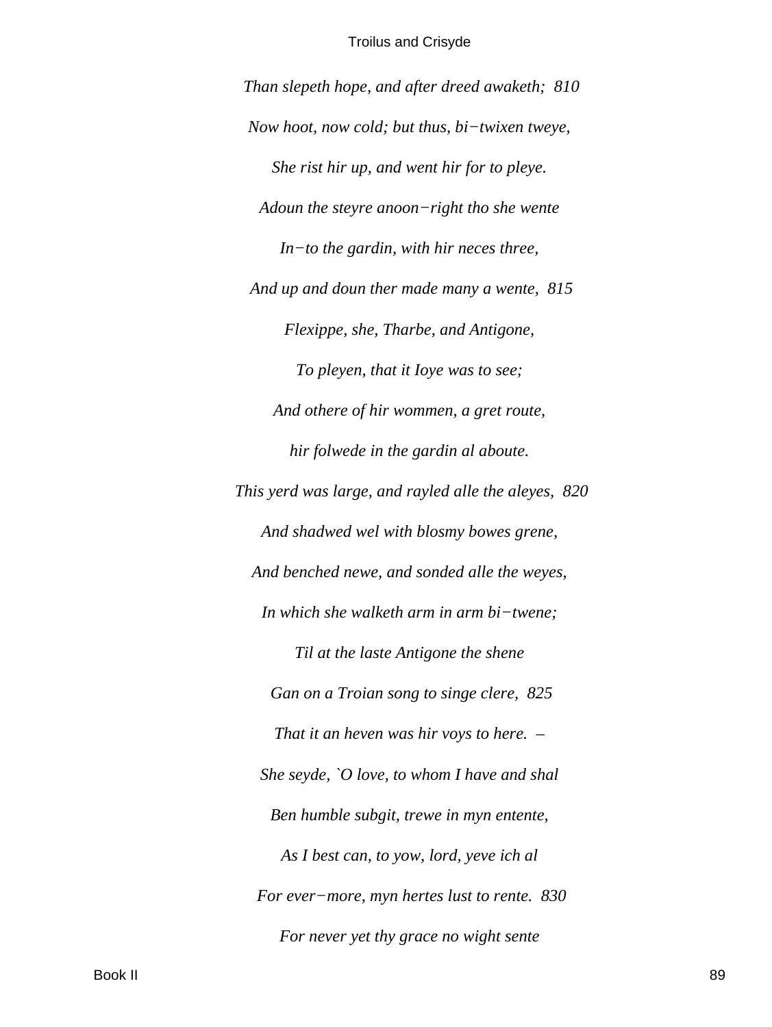*Than slepeth hope, and after dreed awaketh;  810*

*Now hoot, now cold; but thus, bi−twixen tweye,*

*She rist hir up, and went hir for to pleye.*

*Adoun the steyre anoon−right tho she wente*

*In−to the gardin, with hir neces three,*

*And up and doun ther made many a wente,  815*

*Flexippe, she, Tharbe, and Antigone,*

*To pleyen, that it Ioye was to see;*

*And othere of hir wommen, a gret route,*

*hir folwede in the gardin al aboute.*

*This yerd was large, and rayled alle the aleyes,  820*

*And shadwed wel with blosmy bowes grene,*

*And benched newe, and sonded alle the weyes,*

*In which she walketh arm in arm bi−twene;*

*Til at the laste Antigone the shene*

*Gan on a Troian song to singe clere,  825*

*That it an heven was hir voys to here.  –*

*She seyde, `O love, to whom I have and shal*

*Ben humble subgit, trewe in myn entente,*

*As I best can, to yow, lord, yeve ich al*

*For ever−more, myn hertes lust to rente.  830*

*For never yet thy grace no wight sente*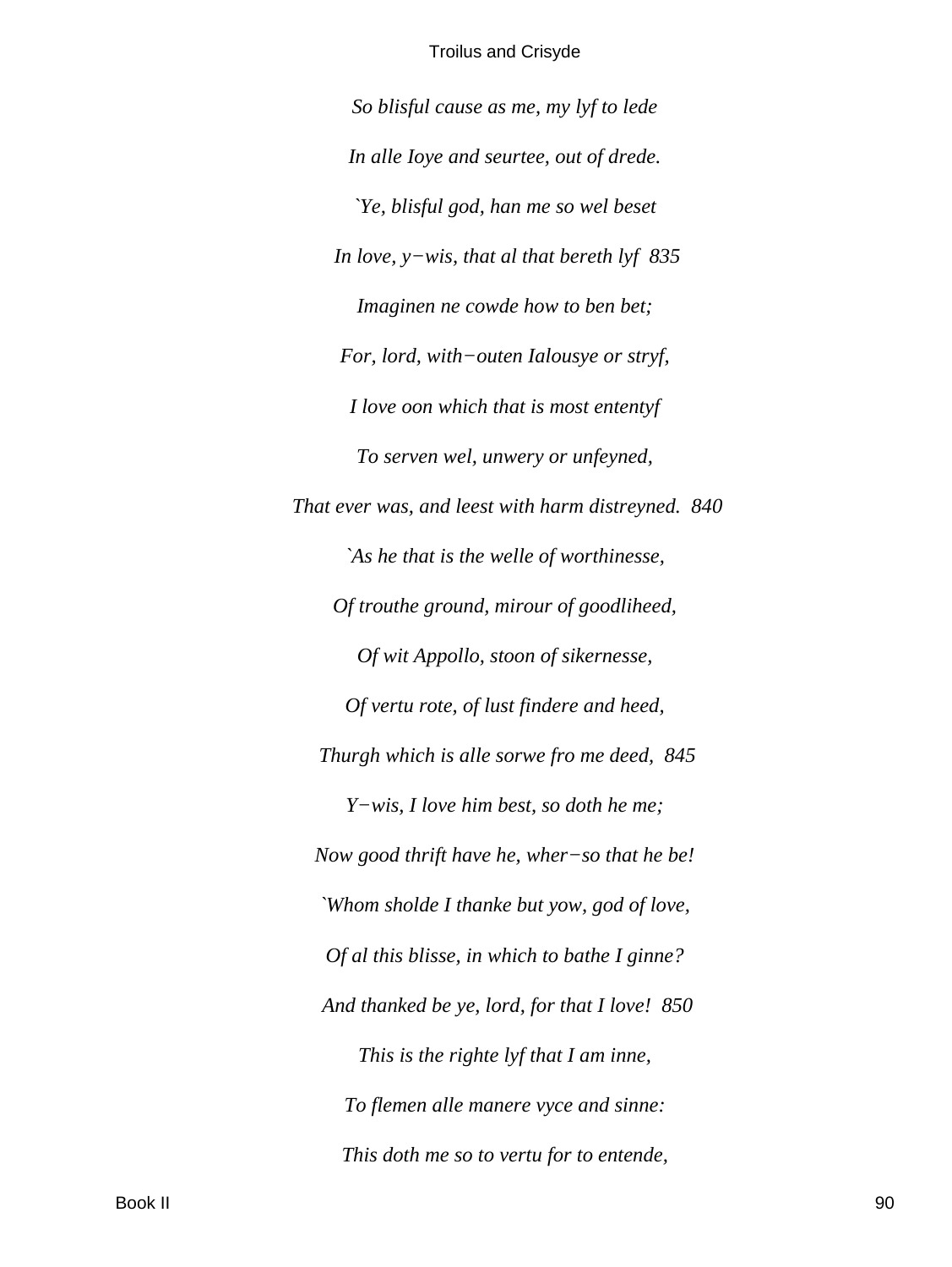*So blisful cause as me, my lyf to lede*

*In alle Ioye and seurtee, out of drede.*

*`Ye, blisful god, han me so wel beset*

*In love, y−wis, that al that bereth lyf  835*

*Imaginen ne cowde how to ben bet;*

*For, lord, with−outen Ialousye or stryf,*

*I love oon which that is most ententyf*

*To serven wel, unwery or unfeyned,*

*That ever was, and leest with harm distreyned.  840*

*`As he that is the welle of worthinesse,*

*Of trouthe ground, mirour of goodliheed,*

*Of wit Appollo, stoon of sikernesse,*

*Of vertu rote, of lust findere and heed,*

*Thurgh which is alle sorwe fro me deed,  845*

*Y−wis, I love him best, so doth he me;*

*Now good thrift have he, wher−so that he be!*

*`Whom sholde I thanke but yow, god of love,*

*Of al this blisse, in which to bathe I ginne?*

*And thanked be ye, lord, for that I love!  850*

*This is the righte lyf that I am inne,*

*To flemen alle manere vyce and sinne:*

*This doth me so to vertu for to entende,*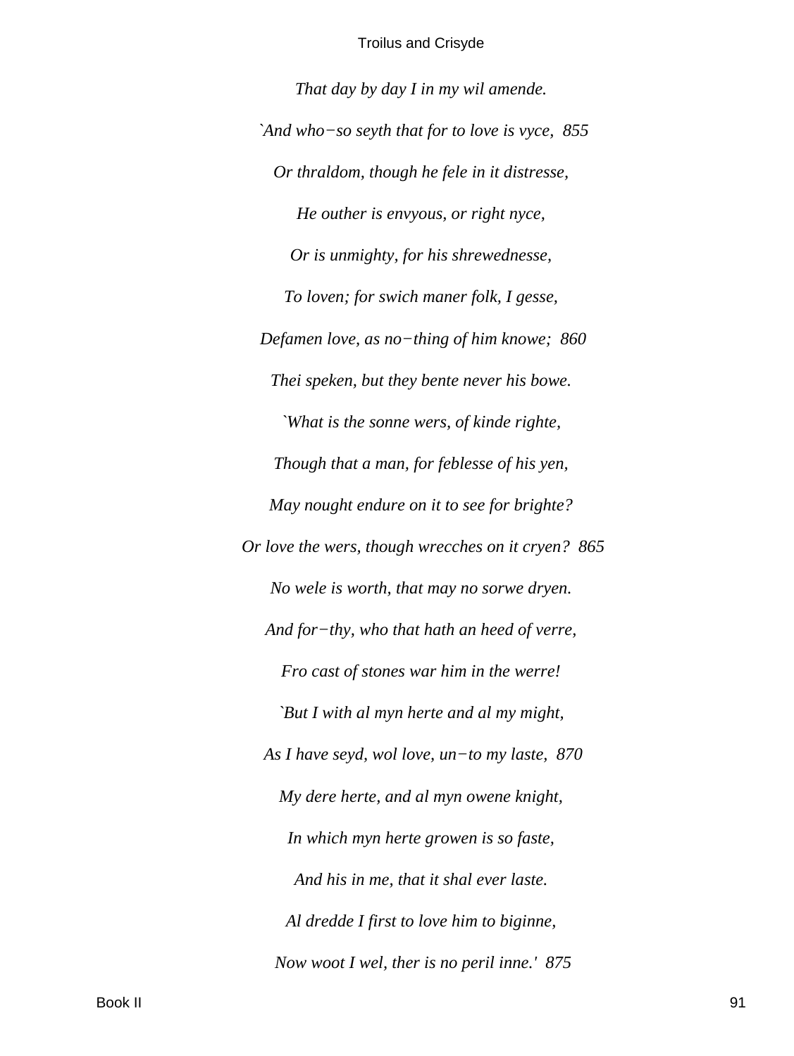*That day by day I in my wil amende.*

*`And who−so seyth that for to love is vyce, 855*

*Or thraldom, though he fele in it distresse,*

*He outher is envyous, or right nyce,*

*Or is unmighty, for his shrewednesse,*

*To loven; for swich maner folk, I gesse,*

*Defamen love, as no−thing of him knowe; 860*

*Thei speken, but they bente never his bowe.*

*`What is the sonne wers, of kinde righte,*

*Though that a man, for feblesse of his yen,*

*May nought endure on it to see for brighte?*

*Or love the wers, though wrecches on it cryen? 865*

*No wele is worth, that may no sorwe dryen.*

*And for−thy, who that hath an heed of verre,*

*Fro cast of stones war him in the werre!*

*`But I with al myn herte and al my might,*

*As I have seyd, wol love, un−to my laste, 870*

*My dere herte, and al myn owene knight,*

*In which myn herte growen is so faste,*

*And his in me, that it shal ever laste.*

*Al dredde I first to love him to biginne,*

*Now woot I wel, ther is no peril inne.' 875*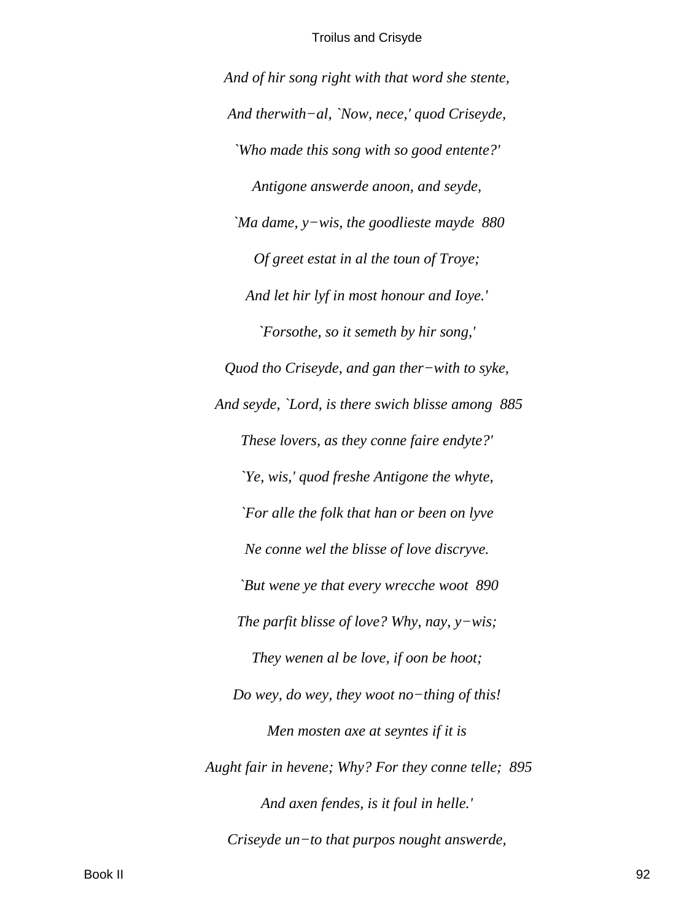*And of hir song right with that word she stente,*

*And therwith−al, `Now, nece,' quod Criseyde,*

*`Who made this song with so good entente?'*

*Antigone answerde anoon, and seyde,*

*`Ma dame, y−wis, the goodlieste mayde  880*

*Of greet estat in al the toun of Troye;*

*And let hir lyf in most honour and Ioye.'*

*`Forsothe, so it semeth by hir song,'*

*Quod tho Criseyde, and gan ther−with to syke,*

*And seyde, `Lord, is there swich blisse among  885*

*These lovers, as they conne faire endyte?'*

*`Ye, wis,' quod freshe Antigone the whyte,*

*`For alle the folk that han or been on lyve*

*Ne conne wel the blisse of love discryve.*

*`But wene ye that every wrecche woot  890*

*The parfit blisse of love? Why, nay, y−wis;*

*They wenen al be love, if oon be hoot;*

*Do wey, do wey, they woot no−thing of this!*

*Men mosten axe at seyntes if it is*

*Aught fair in hevene; Why? For they conne telle;  895*

*And axen fendes, is it foul in helle.'*

*Criseyde un−to that purpos nought answerde,*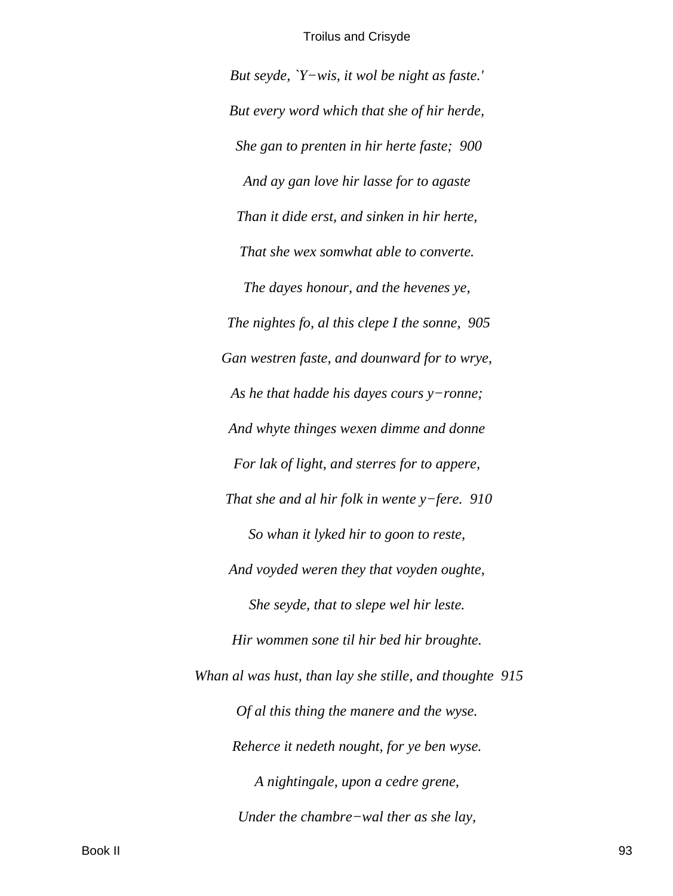*But seyde, `Y−wis, it wol be night as faste.'*

*But every word which that she of hir herde,*

*She gan to prenten in hir herte faste;  900*

*And ay gan love hir lasse for to agaste*

*Than it dide erst, and sinken in hir herte,*

*That she wex somwhat able to converte.*

*The dayes honour, and the hevenes ye,*

*The nightes fo, al this clepe I the sonne,  905*

*Gan westren faste, and dounward for to wrye,*

*As he that hadde his dayes cours y−ronne;*

*And whyte thinges wexen dimme and donne*

*For lak of light, and sterres for to appere,*

*That she and al hir folk in wente y−fere.  910*

*So whan it lyked hir to goon to reste,*

*And voyded weren they that voyden oughte,*

*She seyde, that to slepe wel hir leste.*

*Hir wommen sone til hir bed hir broughte.*

*Whan al was hust, than lay she stille, and thoughte  915*

*Of al this thing the manere and the wyse.*

*Reherce it nedeth nought, for ye ben wyse.*

*A nightingale, upon a cedre grene,*

*Under the chambre−wal ther as she lay,*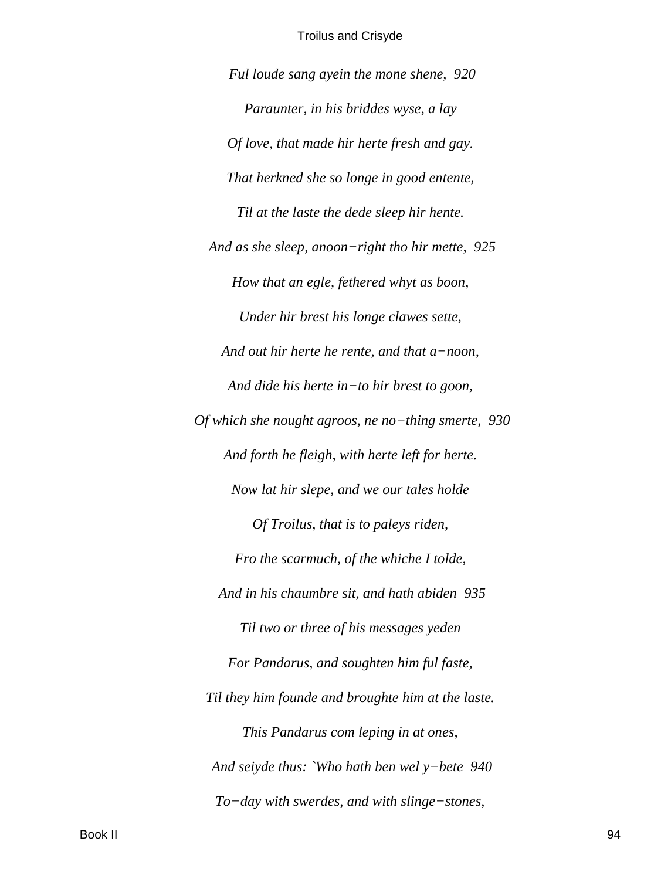*Ful loude sang ayein the mone shene, 920*

*Paraunter, in his briddes wyse, a lay*

*Of love, that made hir herte fresh and gay.*

*That herkned she so longe in good entente,*

*Til at the laste the dede sleep hir hente.*

*And as she sleep, anoon−right tho hir mette, 925*

*How that an egle, fethered whyt as boon,*

*Under hir brest his longe clawes sette,*

*And out hir herte he rente, and that a−noon,*

*And dide his herte in−to hir brest to goon,*

*Of which she nought agroos, ne no−thing smerte, 930*

*And forth he fleigh, with herte left for herte.*

*Now lat hir slepe, and we our tales holde*

*Of Troilus, that is to paleys riden,*

*Fro the scarmuch, of the whiche I tolde,*

*And in his chaumbre sit, and hath abiden 935*

*Til two or three of his messages yeden*

*For Pandarus, and soughten him ful faste,*

*Til they him founde and broughte him at the laste.*

*This Pandarus com leping in at ones,*

*And seiyde thus: `Who hath ben wel y−bete 940*

*To−day with swerdes, and with slinge−stones,*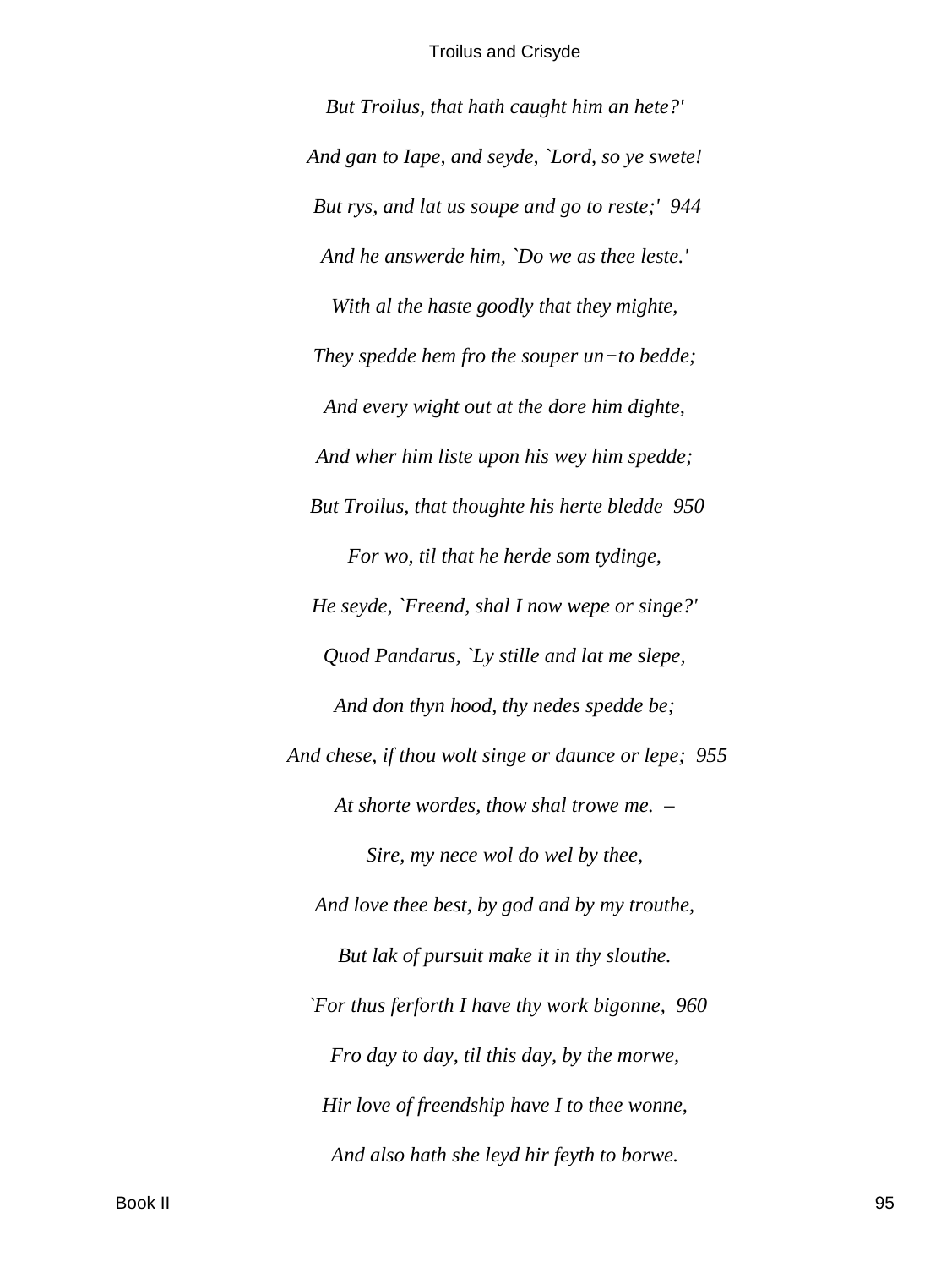*But Troilus, that hath caught him an hete?'*

*And gan to Iape, and seyde, `Lord, so ye swete!*

*But rys, and lat us soupe and go to reste;' 944*

*And he answerde him, `Do we as thee leste.'*

*With al the haste goodly that they mighte,*

*They spedde hem fro the souper un−to bedde;*

*And every wight out at the dore him dighte,*

*And wher him liste upon his wey him spedde;*

*But Troilus, that thoughte his herte bledde 950*

*For wo, til that he herde som tydinge,*

*He seyde, `Freend, shal I now wepe or singe?'*

*Quod Pandarus, `Ly stille and lat me slepe,*

*And don thyn hood, thy nedes spedde be;*

*And chese, if thou wolt singe or daunce or lepe; 955*

*At shorte wordes, thow shal trowe me. –*

*Sire, my nece wol do wel by thee,*

*And love thee best, by god and by my trouthe,*

*But lak of pursuit make it in thy slouthe.*

*`For thus ferforth I have thy work bigonne, 960*

*Fro day to day, til this day, by the morwe,*

*Hir love of freendship have I to thee wonne,*

*And also hath she leyd hir feyth to borwe.*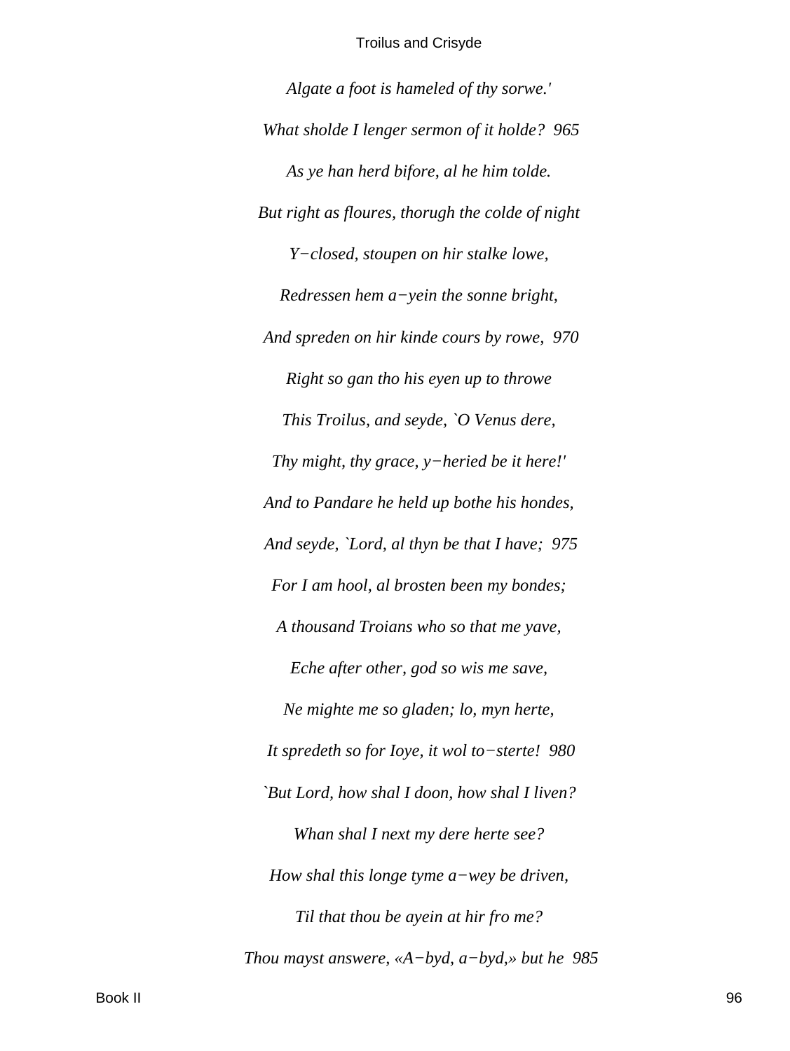*Algate a foot is hameled of thy sorwe.'*

*What sholde I lenger sermon of it holde?  965*

*As ye han herd bifore, al he him tolde.*

*But right as floures, thorugh the colde of night*

*Y−closed, stoupen on hir stalke lowe,*

*Redressen hem a−yein the sonne bright,*

*And spreden on hir kinde cours by rowe,  970*

*Right so gan tho his eyen up to throwe*

*This Troilus, and seyde, `O Venus dere,*

*Thy might, thy grace, y−heried be it here!'*

*And to Pandare he held up bothe his hondes,*

*And seyde, `Lord, al thyn be that I have;  975*

*For I am hool, al brosten been my bondes;*

*A thousand Troians who so that me yave,*

*Eche after other, god so wis me save,*

*Ne mighte me so gladen; lo, myn herte,*

*It spredeth so for Ioye, it wol to−sterte!  980*

*`But Lord, how shal I doon, how shal I liven?*

*Whan shal I next my dere herte see?*

*How shal this longe tyme a−wey be driven,*

*Til that thou be ayein at hir fro me?*

*Thou mayst answere, «A−byd, a−byd,» but he  985*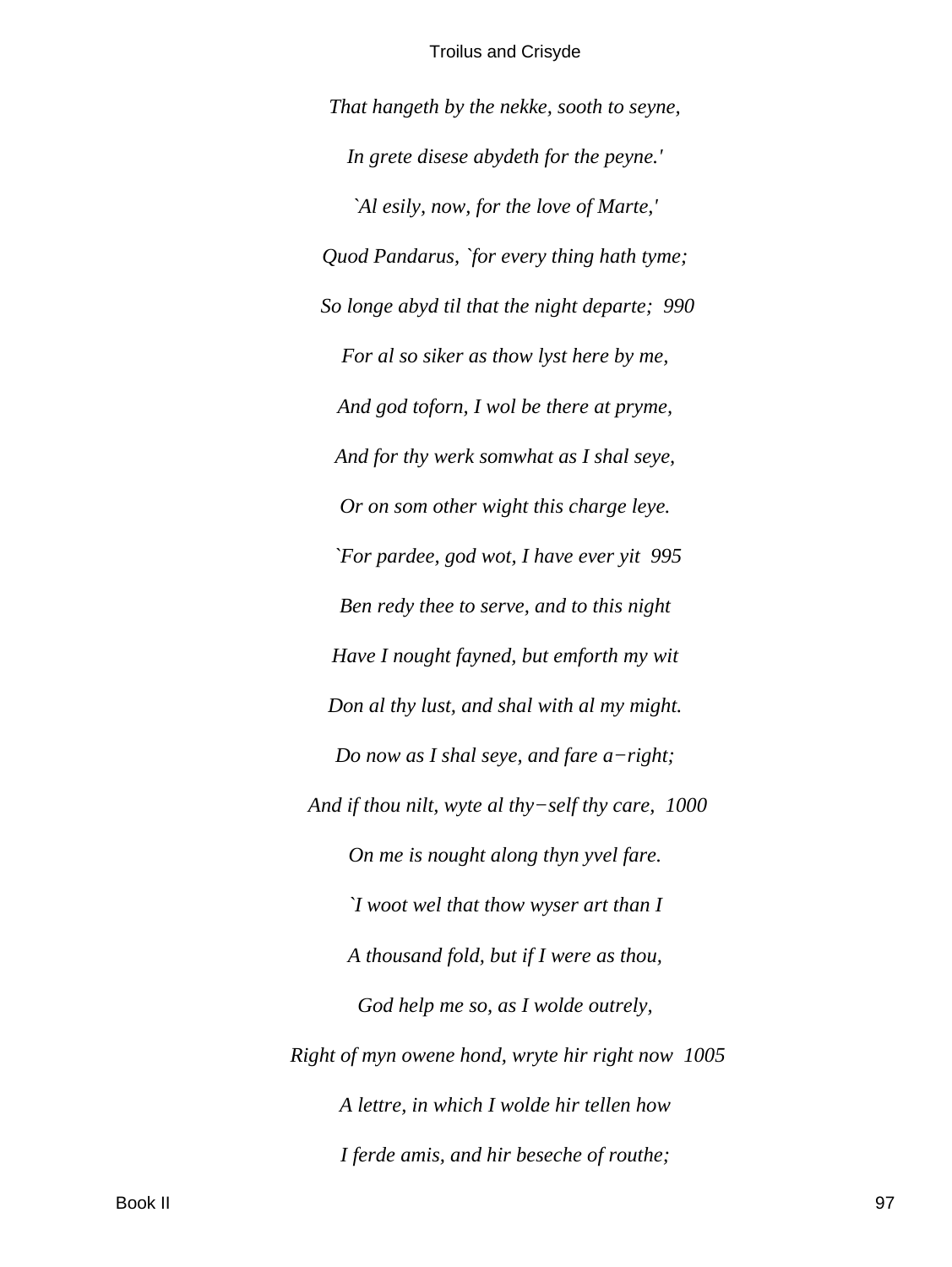*That hangeth by the nekke, sooth to seyne,*

*In grete disese abydeth for the peyne.'*

*`Al esily, now, for the love of Marte,'*

*Quod Pandarus, `for every thing hath tyme;*

*So longe abyd til that the night departe;  990*

*For al so siker as thow lyst here by me,*

*And god toforn, I wol be there at pryme,*

*And for thy werk somwhat as I shal seye,*

*Or on som other wight this charge leye.*

*`For pardee, god wot, I have ever yit  995*

*Ben redy thee to serve, and to this night*

*Have I nought fayned, but emforth my wit*

*Don al thy lust, and shal with al my might.*

*Do now as I shal seye, and fare a−right;*

*And if thou nilt, wyte al thy−self thy care,  1000*

*On me is nought along thyn yvel fare.*

*`I woot wel that thow wyser art than I*

*A thousand fold, but if I were as thou,*

*God help me so, as I wolde outrely,*

*Right of myn owene hond, wryte hir right now  1005*

*A lettre, in which I wolde hir tellen how*

*I ferde amis, and hir beseche of routhe;*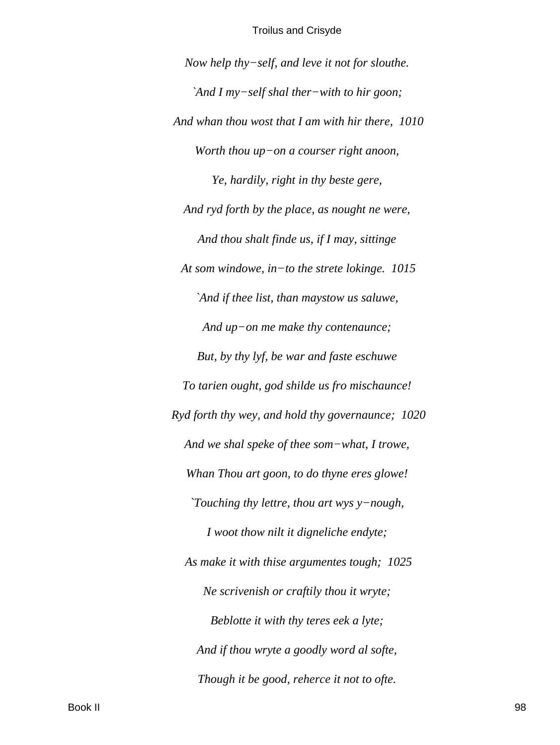*Now help thy−self, and leve it not for slouthe.*

*`And I my−self shal ther−with to hir goon;*

*And whan thou wost that I am with hir there,  1010*

*Worth thou up−on a courser right anoon,*

*Ye, hardily, right in thy beste gere,*

*And ryd forth by the place, as nought ne were,*

*And thou shalt finde us, if I may, sittinge*

*At som windowe, in−to the strete lokinge.  1015*

*`And if thee list, than maystow us saluwe,*

*And up−on me make thy contenaunce;*

*But, by thy lyf, be war and faste eschuwe*

*To tarien ought, god shilde us fro mischaunce!*

*Ryd forth thy wey, and hold thy governaunce;  1020*

*And we shal speke of thee som−what, I trowe,*

*Whan Thou art goon, to do thyne eres glowe!*

*`Touching thy lettre, thou art wys y−nough,*

*I woot thow nilt it digneliche endyte;*

*As make it with thise argumentes tough;  1025*

*Ne scrivenish or craftily thou it wryte;*

*Beblotte it with thy teres eek a lyte;*

*And if thou wryte a goodly word al softe,*

*Though it be good, reherce it not to ofte.*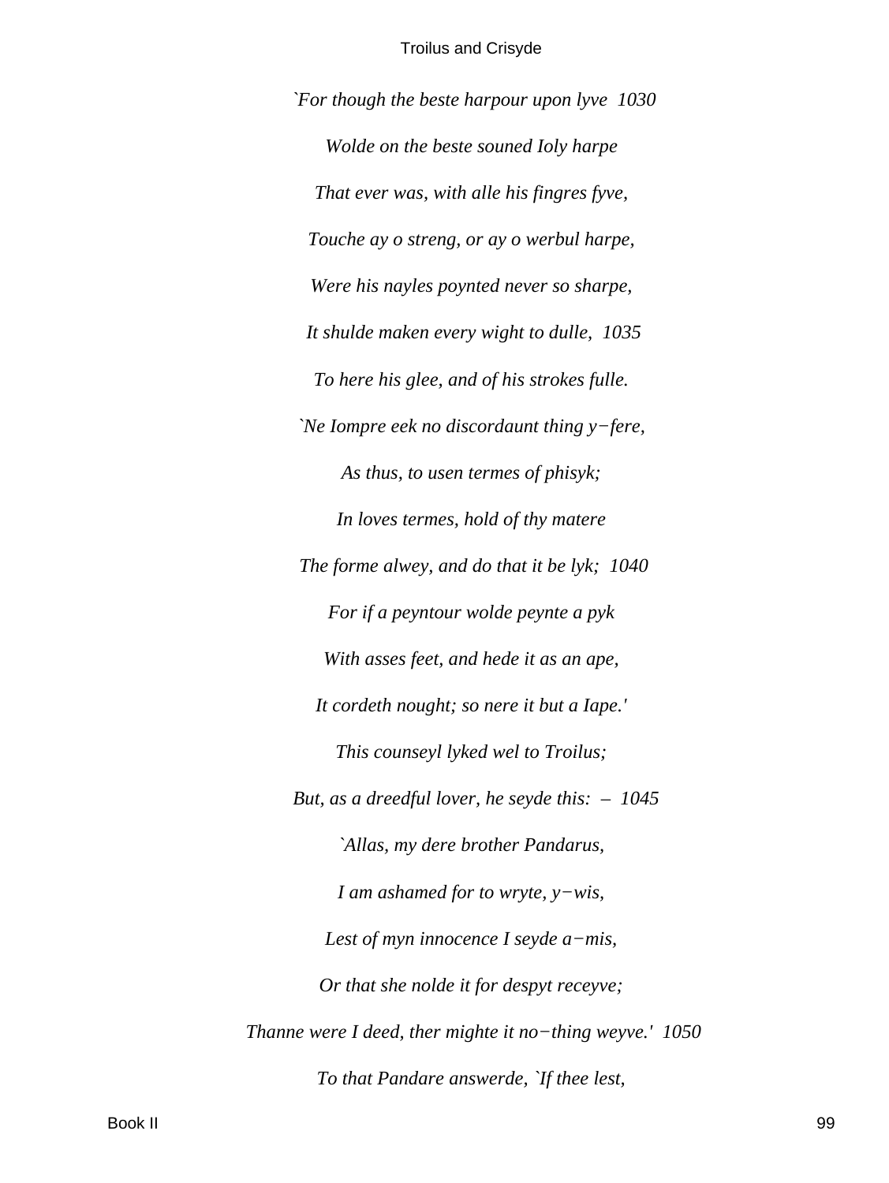*`For though the beste harpour upon lyve  1030*

*Wolde on the beste souned Ioly harpe*

*That ever was, with alle his fingres fyve,*

*Touche ay o streng, or ay o werbul harpe,*

*Were his nayles poynted never so sharpe,*

*It shulde maken every wight to dulle,  1035*

*To here his glee, and of his strokes fulle.*

*`Ne Iompre eek no discordaunt thing y−fere,*

*As thus, to usen termes of phisyk;*

*In loves termes, hold of thy matere*

*The forme alwey, and do that it be lyk;  1040*

*For if a peyntour wolde peynte a pyk*

*With asses feet, and hede it as an ape,*

*It cordeth nought; so nere it but a Iape.'*

*This counseyl lyked wel to Troilus;*

*But, as a dreedful lover, he seyde this:  –  1045*

*`Allas, my dere brother Pandarus,*

*I am ashamed for to wryte, y−wis,*

*Lest of myn innocence I seyde a−mis,*

*Or that she nolde it for despyt receyve;*

*Thanne were I deed, ther mighte it no−thing weyve.'  1050*

*To that Pandare answerde, `If thee lest,*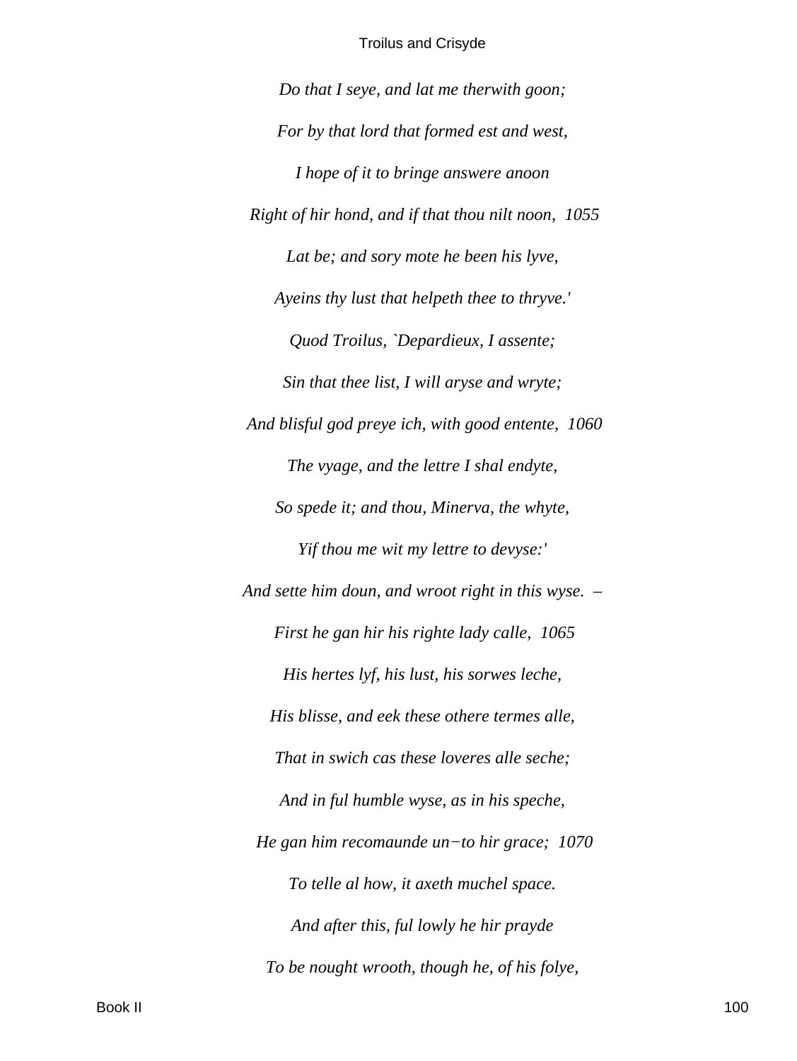*Do that I seye, and lat me therwith goon;*

*For by that lord that formed est and west,*

*I hope of it to bringe answere anoon*

*Right of hir hond, and if that thou nilt noon,  1055*

*Lat be; and sory mote he been his lyve,*

*Ayeins thy lust that helpeth thee to thryve.'*

*Quod Troilus, `Depardieux, I assente;*

*Sin that thee list, I will aryse and wryte;*

*And blisful god preye ich, with good entente,  1060*

*The vyage, and the lettre I shal endyte,*

*So spede it; and thou, Minerva, the whyte,*

*Yif thou me wit my lettre to devyse:'*

*And sette him doun, and wroot right in this wyse.  –*

*First he gan hir his righte lady calle,  1065*

*His hertes lyf, his lust, his sorwes leche,*

*His blisse, and eek these othere termes alle,*

*That in swich cas these loveres alle seche;*

*And in ful humble wyse, as in his speche,*

*He gan him recomaunde un−to hir grace;  1070*

*To telle al how, it axeth muchel space.*

*And after this, ful lowly he hir prayde*

*To be nought wrooth, though he, of his folye,*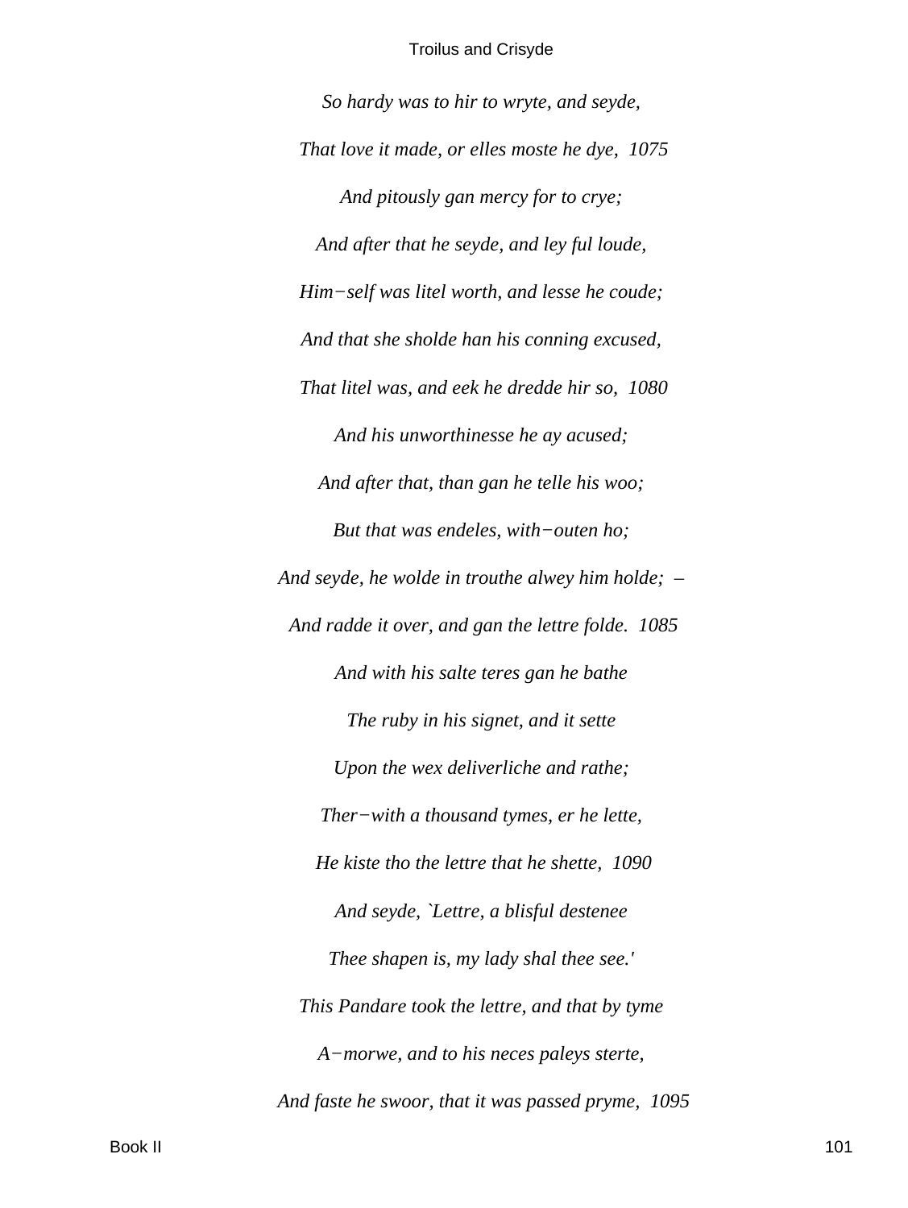*So hardy was to hir to wryte, and seyde,*

*That love it made, or elles moste he dye,  1075*

*And pitously gan mercy for to crye;*

*And after that he seyde, and ley ful loude,*

*Him−self was litel worth, and lesse he coude;*

*And that she sholde han his conning excused,*

*That litel was, and eek he dredde hir so,  1080*

*And his unworthinesse he ay acused;*

*And after that, than gan he telle his woo;*

*But that was endeles, with−outen ho;*

*And seyde, he wolde in trouthe alwey him holde;  –*

*And radde it over, and gan the lettre folde.  1085*

*And with his salte teres gan he bathe*

*The ruby in his signet, and it sette*

*Upon the wex deliverliche and rathe;*

*Ther−with a thousand tymes, er he lette,*

*He kiste tho the lettre that he shette,  1090*

*And seyde, `Lettre, a blisful destenee*

*Thee shapen is, my lady shal thee see.'*

*This Pandare took the lettre, and that by tyme*

*A−morwe, and to his neces paleys sterte,*

*And faste he swoor, that it was passed pryme,  1095*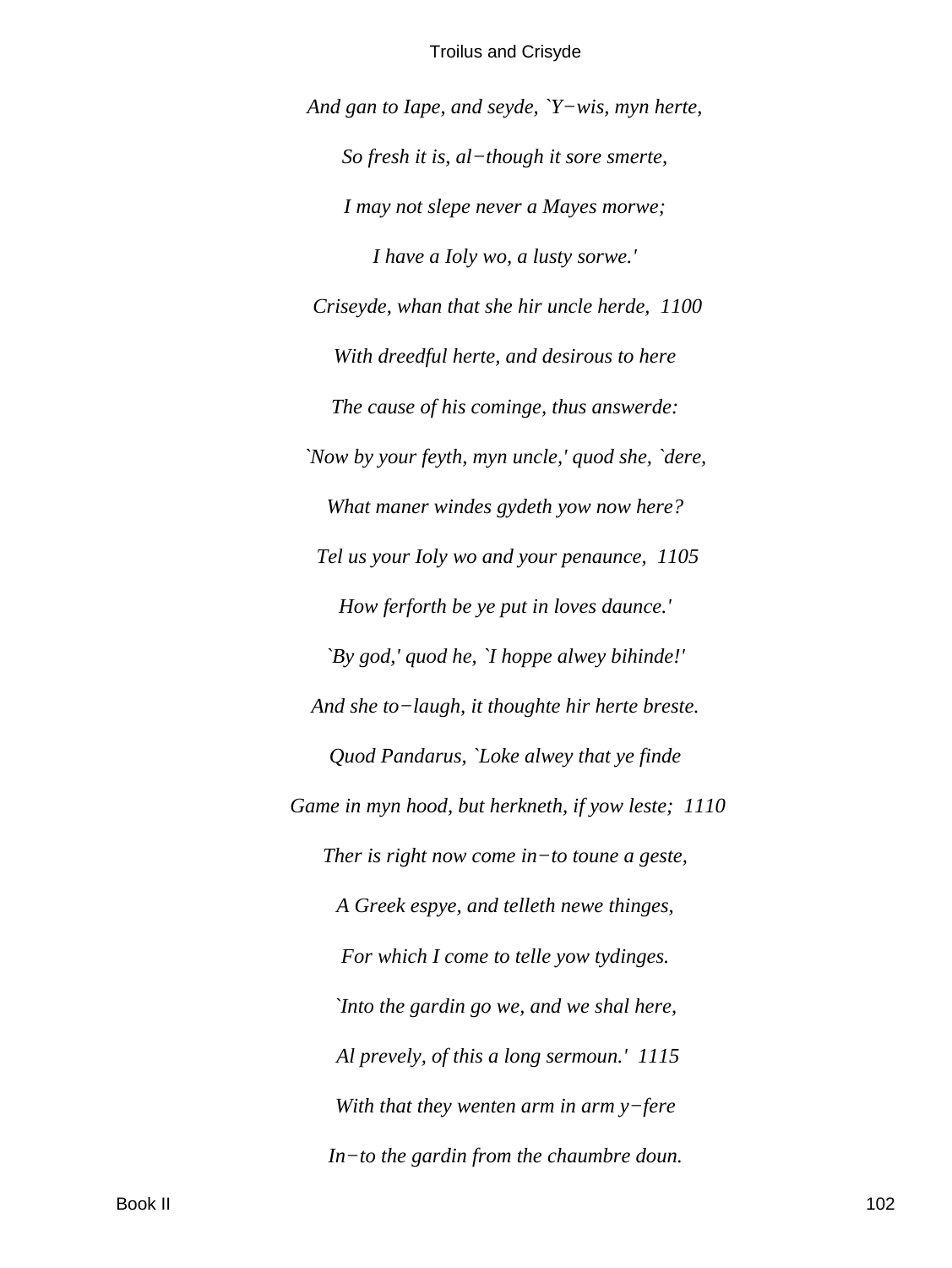*And gan to Iape, and seyde, `Y−wis, myn herte,*

*So fresh it is, al−though it sore smerte,*

*I may not slepe never a Mayes morwe;*

*I have a Ioly wo, a lusty sorwe.'*

*Criseyde, whan that she hir uncle herde, 1100*

*With dreedful herte, and desirous to here*

*The cause of his cominge, thus answerde:*

*`Now by your feyth, myn uncle,' quod she, `dere,*

*What maner windes gydeth yow now here?*

*Tel us your Ioly wo and your penaunce, 1105*

*How ferforth be ye put in loves daunce.'*

*`By god,' quod he, `I hoppe alwey bihinde!'*

*And she to−laugh, it thoughte hir herte breste.*

*Quod Pandarus, `Loke alwey that ye finde*

*Game in myn hood, but herkneth, if yow leste; 1110*

*Ther is right now come in−to toune a geste,*

*A Greek espye, and telleth newe thinges,*

*For which I come to telle yow tydinges.*

*`Into the gardin go we, and we shal here,*

*Al prevely, of this a long sermoun.' 1115*

*With that they wenten arm in arm y−fere*

*In−to the gardin from the chaumbre doun.*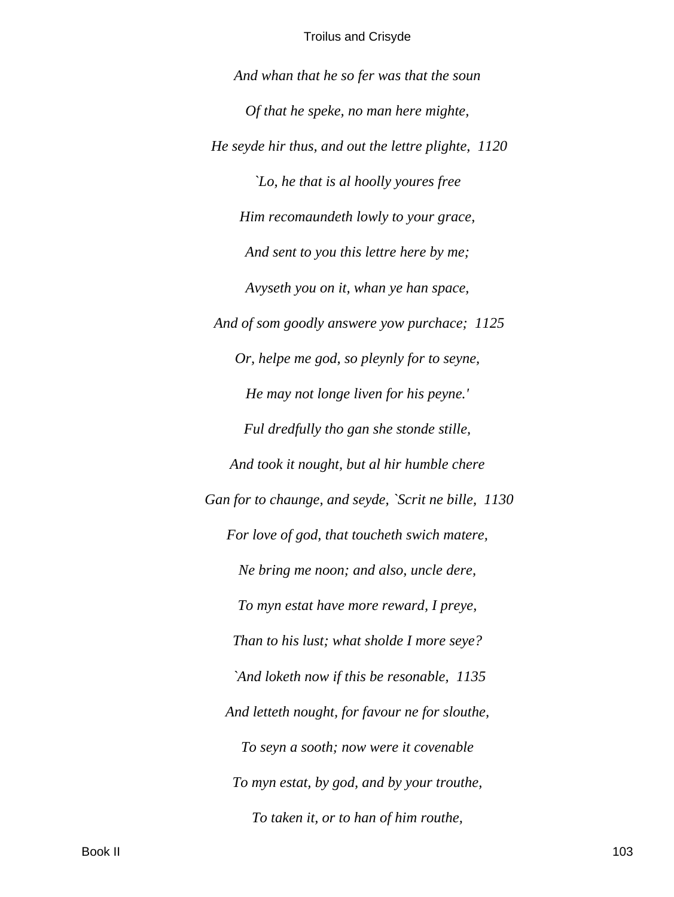*And whan that he so fer was that the soun*

*Of that he speke, no man here mighte,*

*He seyde hir thus, and out the lettre plighte, 1120*

*`Lo, he that is al hoolly youres free*

*Him recomaundeth lowly to your grace,*

*And sent to you this lettre here by me;*

*Avyseth you on it, whan ye han space,*

*And of som goodly answere yow purchace; 1125*

*Or, helpe me god, so pleynly for to seyne,*

*He may not longe liven for his peyne.'*

*Ful dredfully tho gan she stonde stille,*

*And took it nought, but al hir humble chere*

*Gan for to chaunge, and seyde, `Scrit ne bille, 1130*

*For love of god, that toucheth swich matere,*

*Ne bring me noon; and also, uncle dere,*

*To myn estat have more reward, I preye,*

*Than to his lust; what sholde I more seye?*

*`And loketh now if this be resonable, 1135*

*And letteth nought, for favour ne for slouthe,*

*To seyn a sooth; now were it covenable*

*To myn estat, by god, and by your trouthe,*

*To taken it, or to han of him routhe,*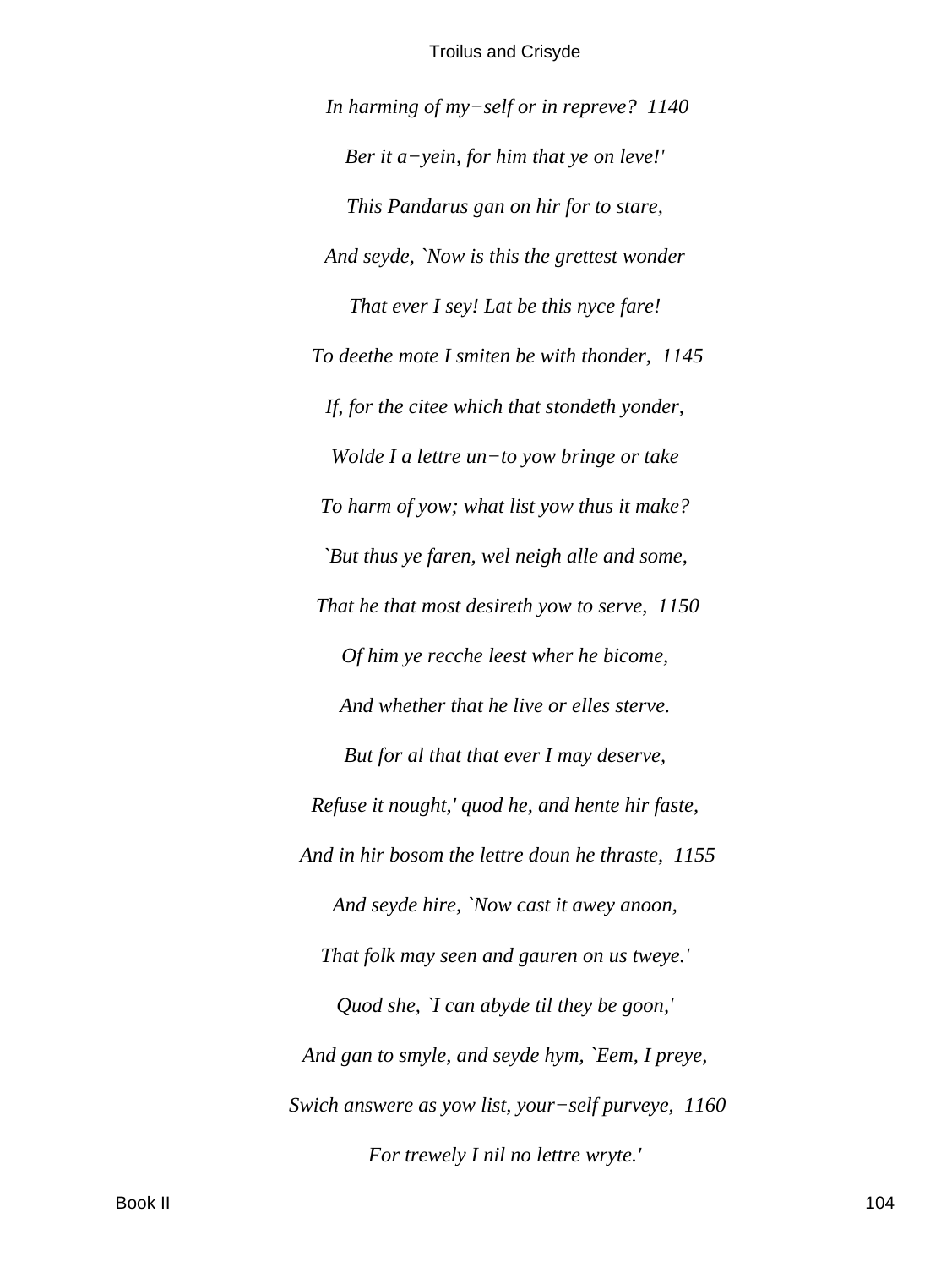*In harming of my−self or in repreve?  1140*

*Ber it a−yein, for him that ye on leve!'*

*This Pandarus gan on hir for to stare,*

*And seyde, `Now is this the grettest wonder*

*That ever I sey! Lat be this nyce fare!*

*To deethe mote I smiten be with thonder,  1145*

*If, for the citee which that stondeth yonder,*

*Wolde I a lettre un−to yow bringe or take*

*To harm of yow; what list yow thus it make?*

*`But thus ye faren, wel neigh alle and some,*

*That he that most desireth yow to serve,  1150*

*Of him ye recche leest wher he bicome,*

*And whether that he live or elles sterve.*

*But for al that that ever I may deserve,*

*Refuse it nought,' quod he, and hente hir faste,*

*And in hir bosom the lettre doun he thraste,  1155*

*And seyde hire, `Now cast it awey anoon,*

*That folk may seen and gauren on us tweye.'*

*Quod she, `I can abyde til they be goon,'*

*And gan to smyle, and seyde hym, `Eem, I preye,*

*Swich answere as yow list, your−self purveye,  1160*

*For trewely I nil no lettre wryte.'*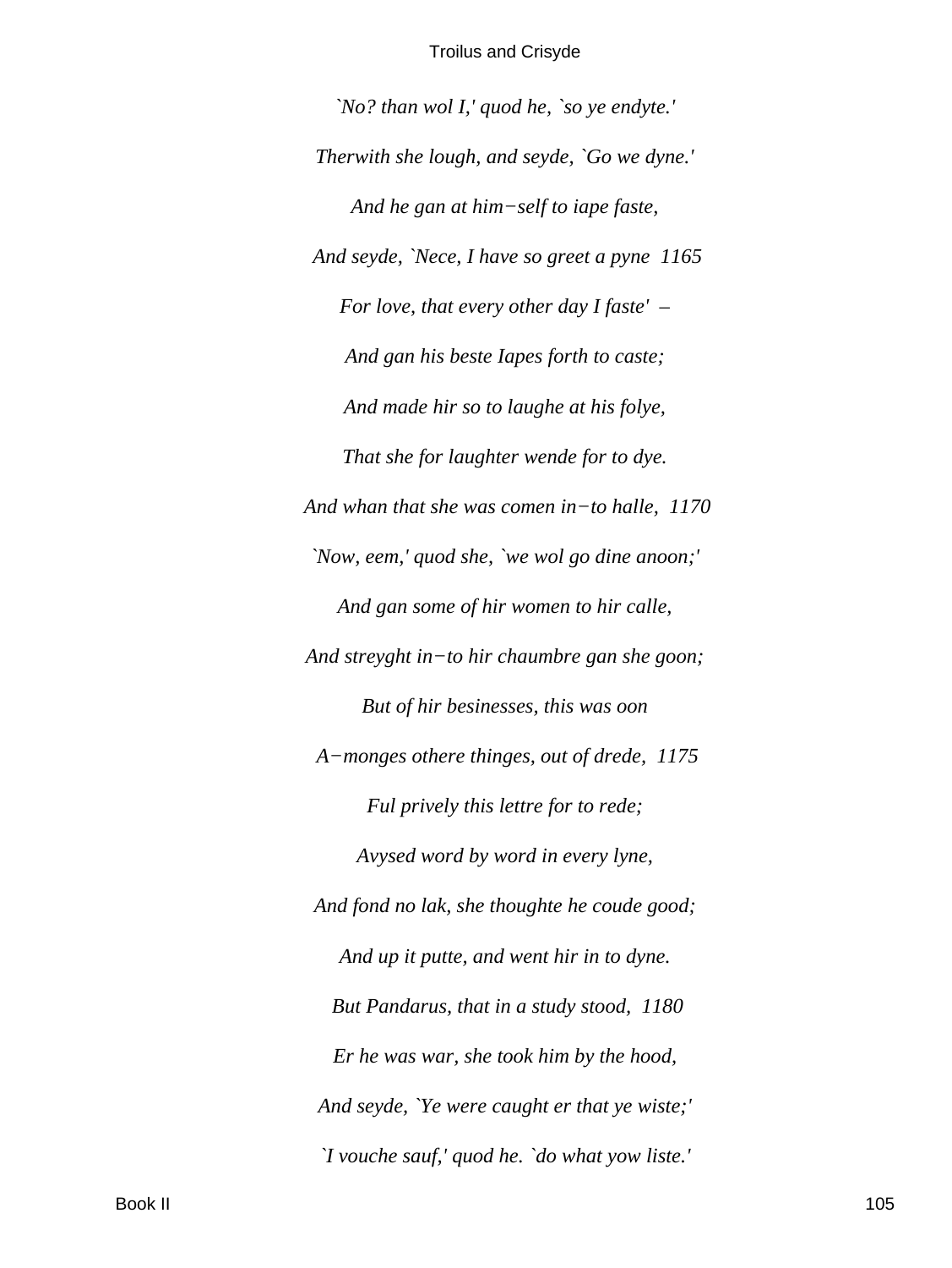*`No? than wol I,' quod he, `so ye endyte.'*

*Therwith she lough, and seyde, `Go we dyne.'*

*And he gan at him−self to iape faste,*

*And seyde, `Nece, I have so greet a pyne  1165*

*For love, that every other day I faste'  –*

*And gan his beste Iapes forth to caste;*

*And made hir so to laughe at his folye,*

*That she for laughter wende for to dye.*

*And whan that she was comen in−to halle,  1170*

*`Now, eem,' quod she, `we wol go dine anoon;'*

*And gan some of hir women to hir calle,*

*And streyght in−to hir chaumbre gan she goon;*

*But of hir besinesses, this was oon*

*A−monges othere thinges, out of drede,  1175*

*Ful prively this lettre for to rede;*

*Avysed word by word in every lyne,*

*And fond no lak, she thoughte he coude good;*

*And up it putte, and went hir in to dyne.*

*But Pandarus, that in a study stood,  1180*

*Er he was war, she took him by the hood,*

*And seyde, `Ye were caught er that ye wiste;'*

*`I vouche sauf,' quod he. `do what yow liste.'*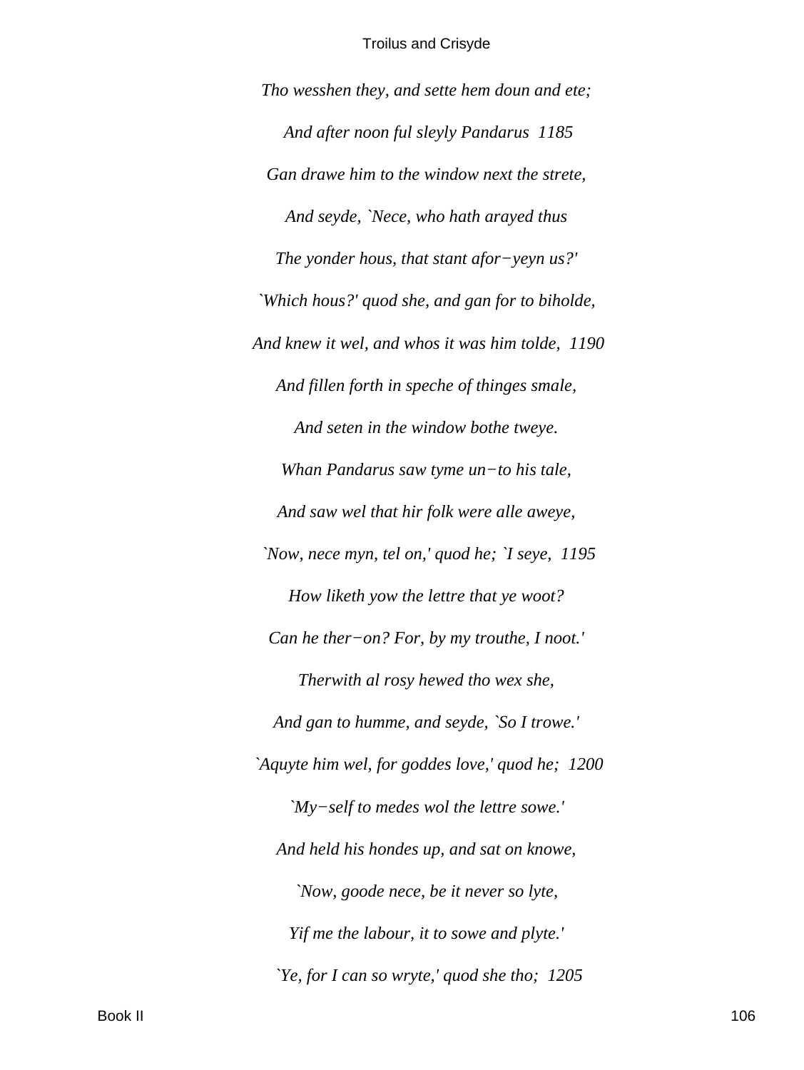*Tho wesshen they, and sette hem doun and ete;*

*And after noon ful sleyly Pandarus  1185*

*Gan drawe him to the window next the strete,*

*And seyde, `Nece, who hath arayed thus*

*The yonder hous, that stant afor−yeyn us?'*

*`Which hous?' quod she, and gan for to biholde,*

*And knew it wel, and whos it was him tolde,  1190*

*And fillen forth in speche of thinges smale,*

*And seten in the window bothe tweye.*

*Whan Pandarus saw tyme un−to his tale,*

*And saw wel that hir folk were alle aweye,*

*`Now, nece myn, tel on,' quod he; `I seye,  1195*

*How liketh yow the lettre that ye woot?*

*Can he ther−on? For, by my trouthe, I noot.'*

*Therwith al rosy hewed tho wex she,*

*And gan to humme, and seyde, `So I trowe.'*

*`Aquyte him wel, for goddes love,' quod he;  1200*

*`My−self to medes wol the lettre sowe.'*

*And held his hondes up, and sat on knowe,*

*`Now, goode nece, be it never so lyte,*

*Yif me the labour, it to sowe and plyte.'*

*`Ye, for I can so wryte,' quod she tho;  1205*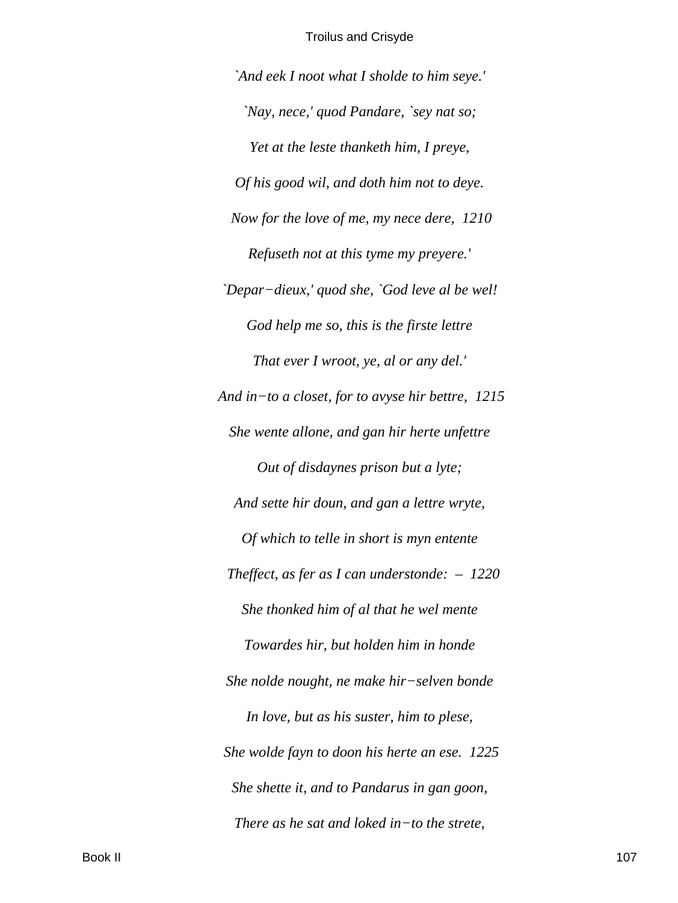*`And eek I noot what I sholde to him seye.'*

*`Nay, nece,' quod Pandare, `sey nat so;*

*Yet at the leste thanketh him, I preye,*

*Of his good wil, and doth him not to deye.*

*Now for the love of me, my nece dere, 1210*

*Refuseth not at this tyme my preyere.'*

*`Depar−dieux,' quod she, `God leve al be wel!*

*God help me so, this is the firste lettre*

*That ever I wroot, ye, al or any del.'*

*And in−to a closet, for to avyse hir bettre, 1215*

*She wente allone, and gan hir herte unfettre*

*Out of disdaynes prison but a lyte;*

*And sette hir doun, and gan a lettre wryte,*

*Of which to telle in short is myn entente*

*Theffect, as fer as I can understonde: – 1220*

*She thonked him of al that he wel mente*

*Towardes hir, but holden him in honde*

*She nolde nought, ne make hir−selven bonde*

*In love, but as his suster, him to plese,*

*She wolde fayn to doon his herte an ese. 1225*

*She shette it, and to Pandarus in gan goon,*

*There as he sat and loked in−to the strete,*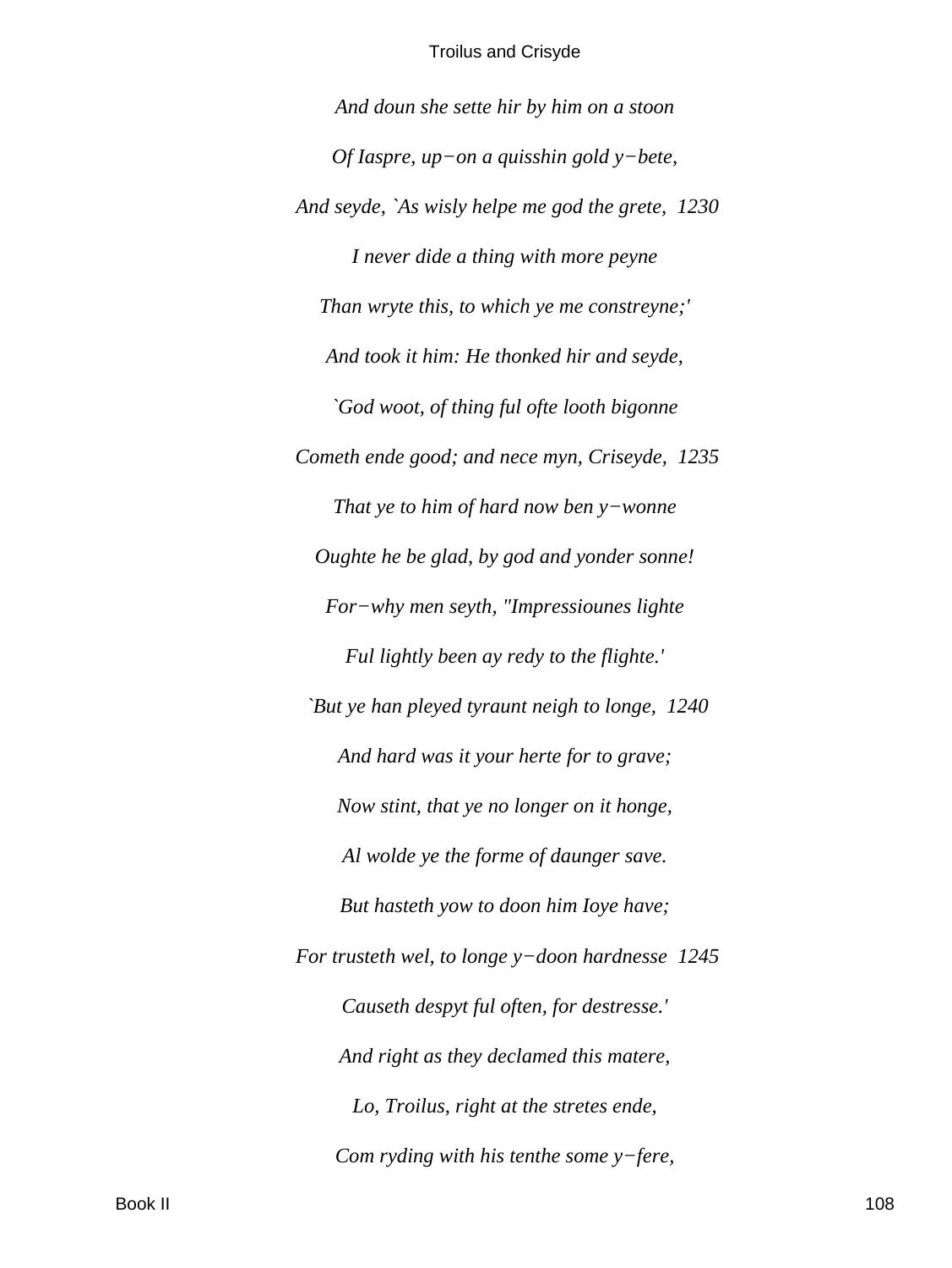*And doun she sette hir by him on a stoon*

*Of Iaspre, up−on a quisshin gold y−bete,*

*And seyde, `As wisly helpe me god the grete, 1230*

*I never dide a thing with more peyne*

*Than wryte this, to which ye me constreyne;'*

*And took it him: He thonked hir and seyde,*

*`God woot, of thing ful ofte looth bigonne*

*Cometh ende good; and nece myn, Criseyde, 1235*

*That ye to him of hard now ben y−wonne*

*Oughte he be glad, by god and yonder sonne!*

*For−why men seyth, "Impressiounes lighte*

*Ful lightly been ay redy to the flighte.'*

*`But ye han pleyed tyraunt neigh to longe, 1240*

*And hard was it your herte for to grave;*

*Now stint, that ye no longer on it honge,*

*Al wolde ye the forme of daunger save.*

*But hasteth yow to doon him Ioye have;*

*For trusteth wel, to longe y−doon hardnesse 1245*

*Causeth despyt ful often, for destresse.'*

*And right as they declamed this matere,*

*Lo, Troilus, right at the stretes ende,*

*Com ryding with his tenthe some y−fere,*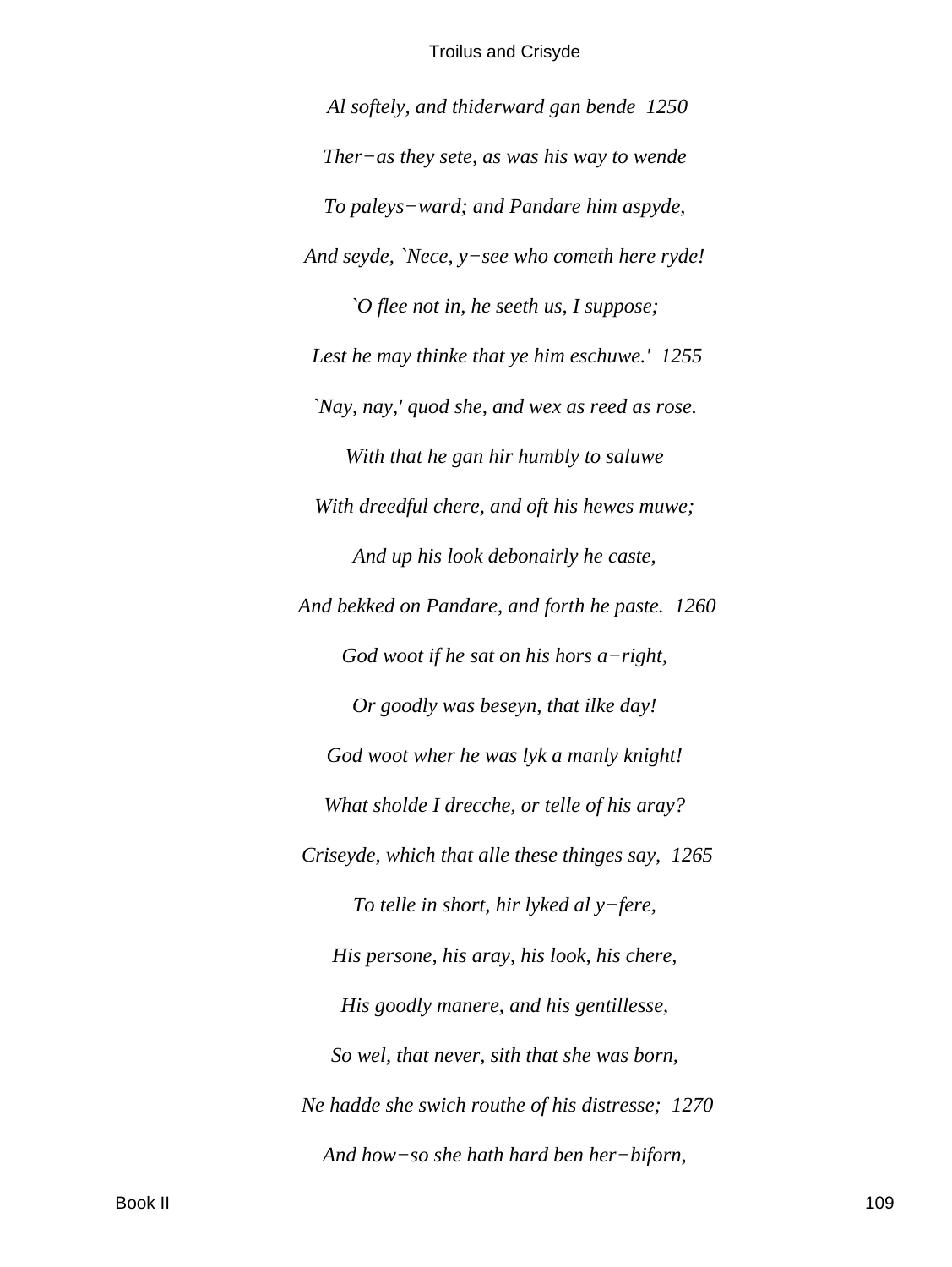*Al softely, and thiderward gan bende  1250*

*Ther−as they sete, as was his way to wende*

*To paleys−ward; and Pandare him aspyde,*

*And seyde, `Nece, y−see who cometh here ryde!*

*`O flee not in, he seeth us, I suppose;*

*Lest he may thinke that ye him eschuwe.'  1255*

*`Nay, nay,' quod she, and wex as reed as rose.*

*With that he gan hir humbly to saluwe*

*With dreedful chere, and oft his hewes muwe;*

*And up his look debonairly he caste,*

*And bekked on Pandare, and forth he paste.  1260*

*God woot if he sat on his hors a−right,*

*Or goodly was beseyn, that ilke day!*

*God woot wher he was lyk a manly knight!*

*What sholde I drecche, or telle of his aray?*

*Criseyde, which that alle these thinges say,  1265*

*To telle in short, hir lyked al y−fere,*

*His persone, his aray, his look, his chere,*

*His goodly manere, and his gentillesse,*

*So wel, that never, sith that she was born,*

*Ne hadde she swich routhe of his distresse;  1270*

*And how−so she hath hard ben her−biforn,*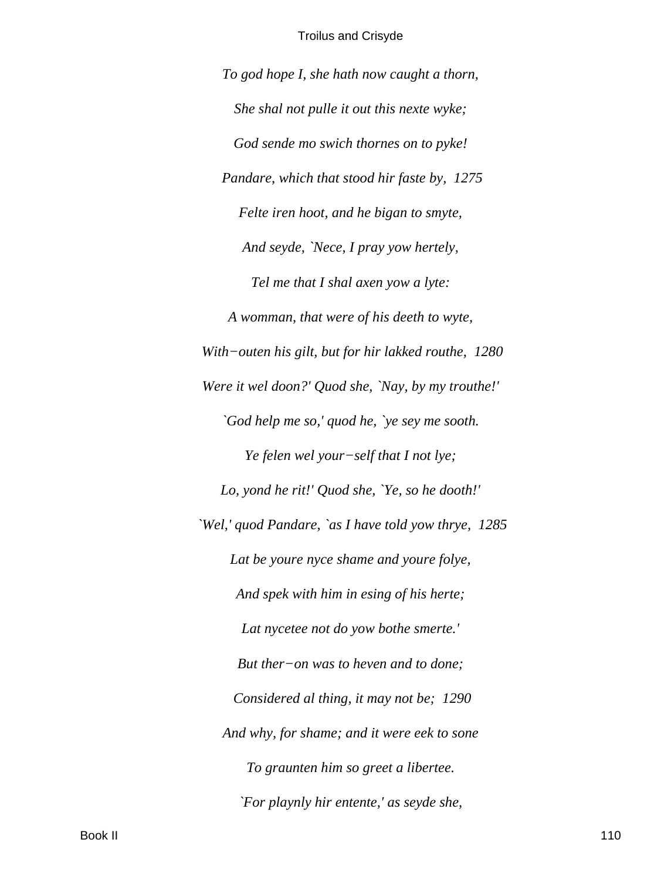*To god hope I, she hath now caught a thorn,*

*She shal not pulle it out this nexte wyke;*

*God sende mo swich thornes on to pyke!*

*Pandare, which that stood hir faste by,  1275*

*Felte iren hoot, and he bigan to smyte,*

*And seyde, `Nece, I pray yow hertely,*

*Tel me that I shal axen yow a lyte:*

*A womman, that were of his deeth to wyte,*

*With−outen his gilt, but for hir lakked routhe,  1280*

*Were it wel doon?' Quod she, `Nay, by my trouthe!'*

*`God help me so,' quod he, `ye sey me sooth.*

*Ye felen wel your−self that I not lye;*

*Lo, yond he rit!' Quod she, `Ye, so he dooth!'*

*`Wel,' quod Pandare, `as I have told yow thrye,  1285*

*Lat be youre nyce shame and youre folye,*

*And spek with him in esing of his herte;*

*Lat nycetee not do yow bothe smerte.'*

*But ther−on was to heven and to done;*

*Considered al thing, it may not be;  1290*

*And why, for shame; and it were eek to sone*

*To graunten him so greet a libertee.*

*`For playnly hir entente,' as seyde she,*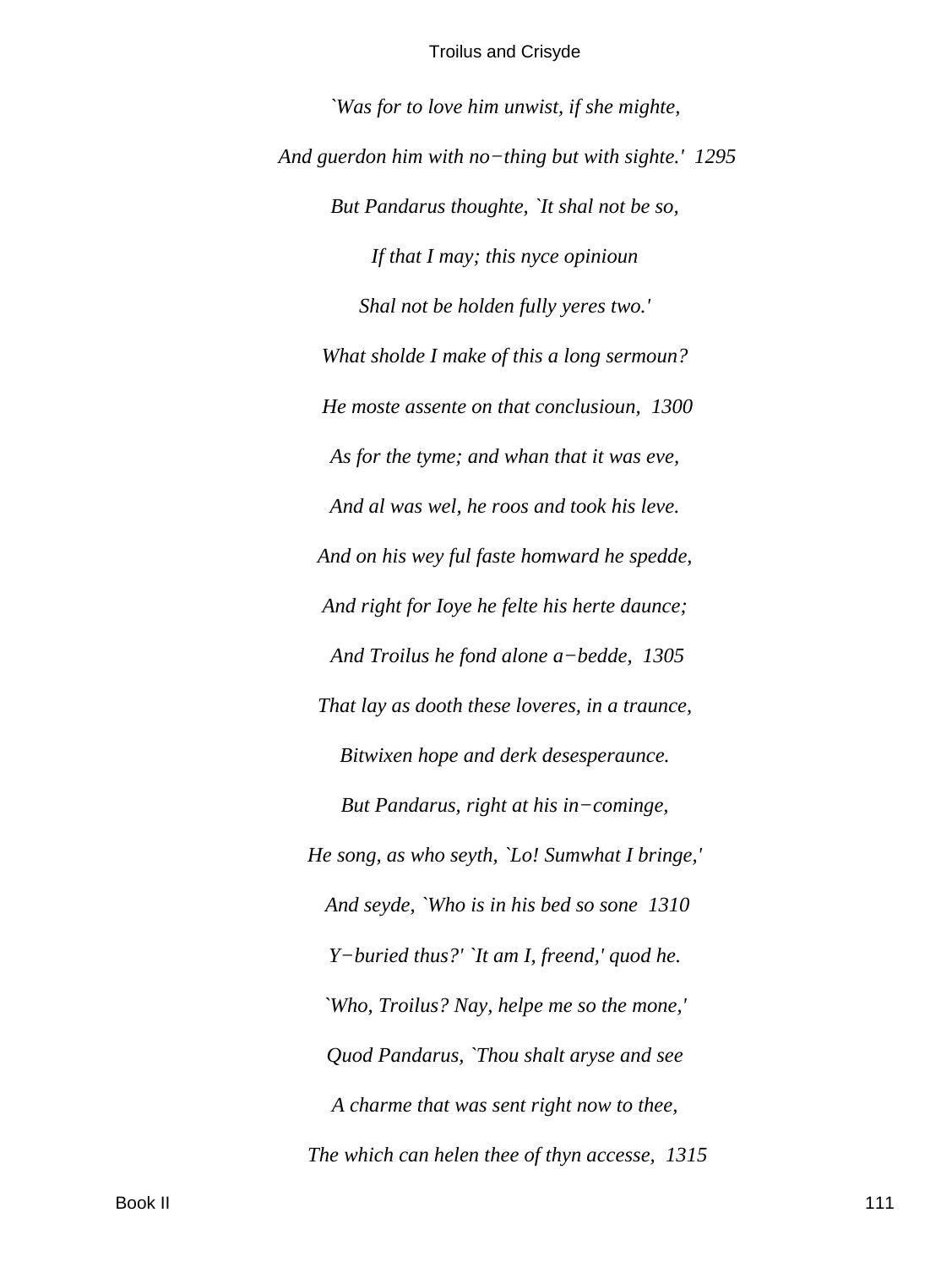*`Was for to love him unwist, if she mighte,*

*And guerdon him with no−thing but with sighte.' 1295*

*But Pandarus thoughte, `It shal not be so,*

*If that I may; this nyce opinioun*

*Shal not be holden fully yeres two.'*

*What sholde I make of this a long sermoun?*

*He moste assente on that conclusioun, 1300*

*As for the tyme; and whan that it was eve,*

*And al was wel, he roos and took his leve.*

*And on his wey ful faste homward he spedde,*

*And right for Ioye he felte his herte daunce;*

*And Troilus he fond alone a−bedde, 1305*

*That lay as dooth these loveres, in a traunce,*

*Bitwixen hope and derk desesperaunce.*

*But Pandarus, right at his in−cominge,*

*He song, as who seyth, `Lo! Sumwhat I bringe,'*

*And seyde, `Who is in his bed so sone 1310*

*Y−buried thus?' `It am I, freend,' quod he.*

*`Who, Troilus? Nay, helpe me so the mone,'*

*Quod Pandarus, `Thou shalt aryse and see*

*A charme that was sent right now to thee,*

*The which can helen thee of thyn accesse, 1315*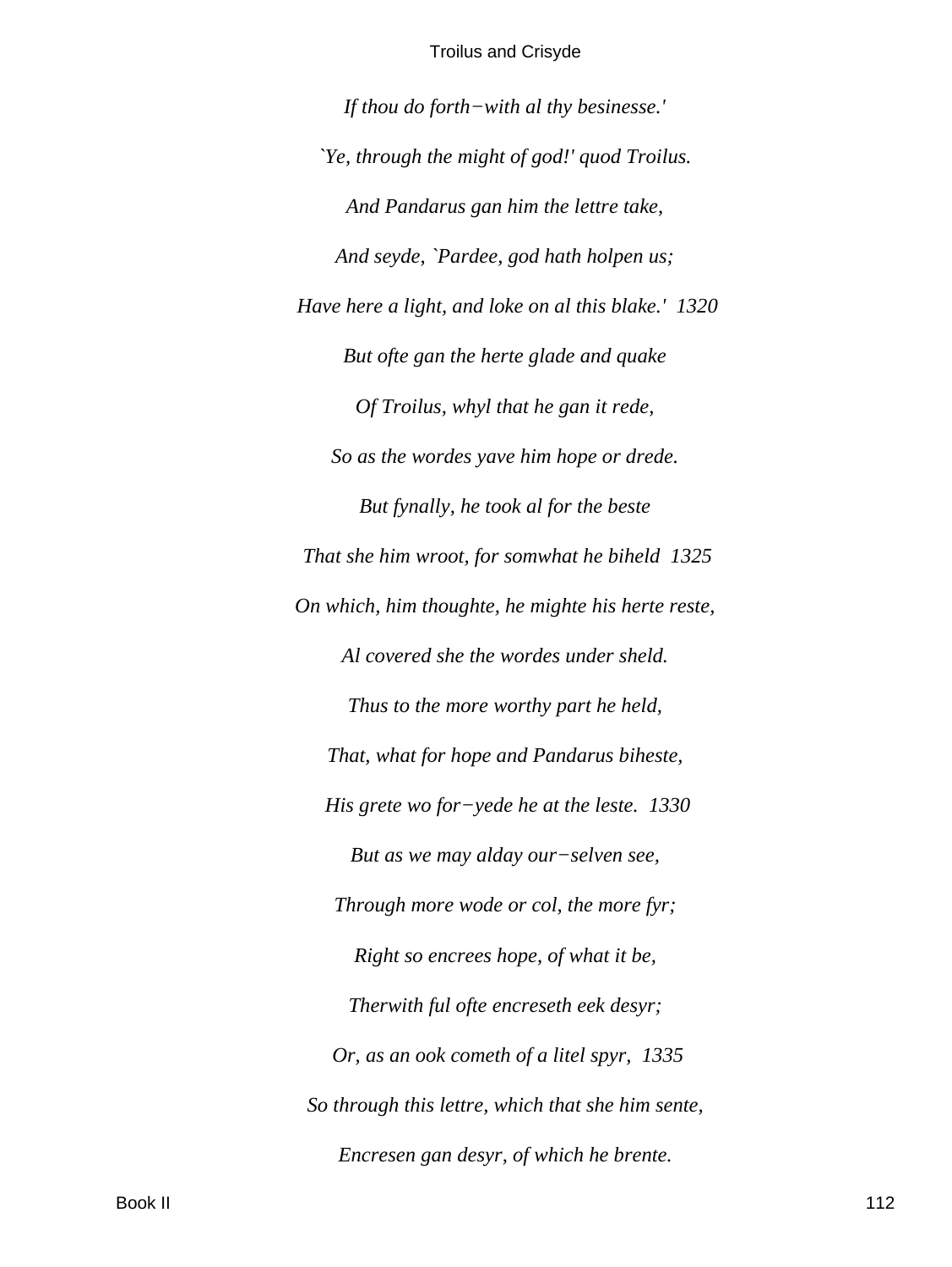*If thou do forth−with al thy besinesse.'*

*`Ye, through the might of god!' quod Troilus.*

*And Pandarus gan him the lettre take,*

*And seyde, `Pardee, god hath holpen us;*

*Have here a light, and loke on al this blake.'  1320*

*But ofte gan the herte glade and quake*

*Of Troilus, whyl that he gan it rede,*

*So as the wordes yave him hope or drede.*

*But fynally, he took al for the beste*

*That she him wroot, for somwhat he biheld  1325*

*On which, him thoughte, he mighte his herte reste,*

*Al covered she the wordes under sheld.*

*Thus to the more worthy part he held,*

*That, what for hope and Pandarus biheste,*

*His grete wo for−yede he at the leste.  1330*

*But as we may alday our−selven see,*

*Through more wode or col, the more fyr;*

*Right so encrees hope, of what it be,*

*Therwith ful ofte encreseth eek desyr;*

*Or, as an ook cometh of a litel spyr,  1335*

*So through this lettre, which that she him sente,*

*Encresen gan desyr, of which he brente.*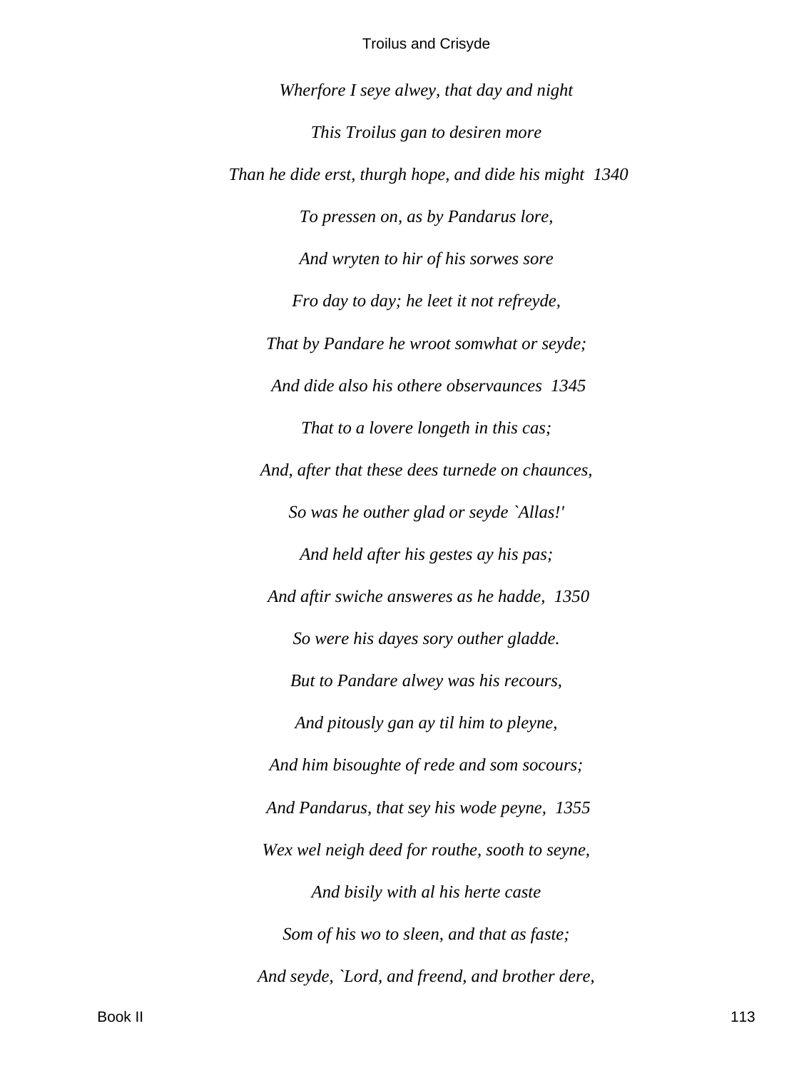*Wherfore I seye alwey, that day and night*

*This Troilus gan to desiren more*

*Than he dide erst, thurgh hope, and dide his might  1340*

*To pressen on, as by Pandarus lore,*

*And wryten to hir of his sorwes sore*

*Fro day to day; he leet it not refreyde,*

*That by Pandare he wroot somwhat or seyde;*

*And dide also his othere observaunces  1345*

*That to a lovere longeth in this cas;*

*And, after that these dees turnede on chaunces,*

*So was he outher glad or seyde `Allas!'*

*And held after his gestes ay his pas;*

*And aftir swiche answeres as he hadde,  1350*

*So were his dayes sory outher gladde.*

*But to Pandare alwey was his recours,*

*And pitously gan ay til him to pleyne,*

*And him bisoughte of rede and som socours;*

*And Pandarus, that sey his wode peyne,  1355*

*Wex wel neigh deed for routhe, sooth to seyne,*

*And bisily with al his herte caste*

*Som of his wo to sleen, and that as faste;*

*And seyde, `Lord, and freend, and brother dere,*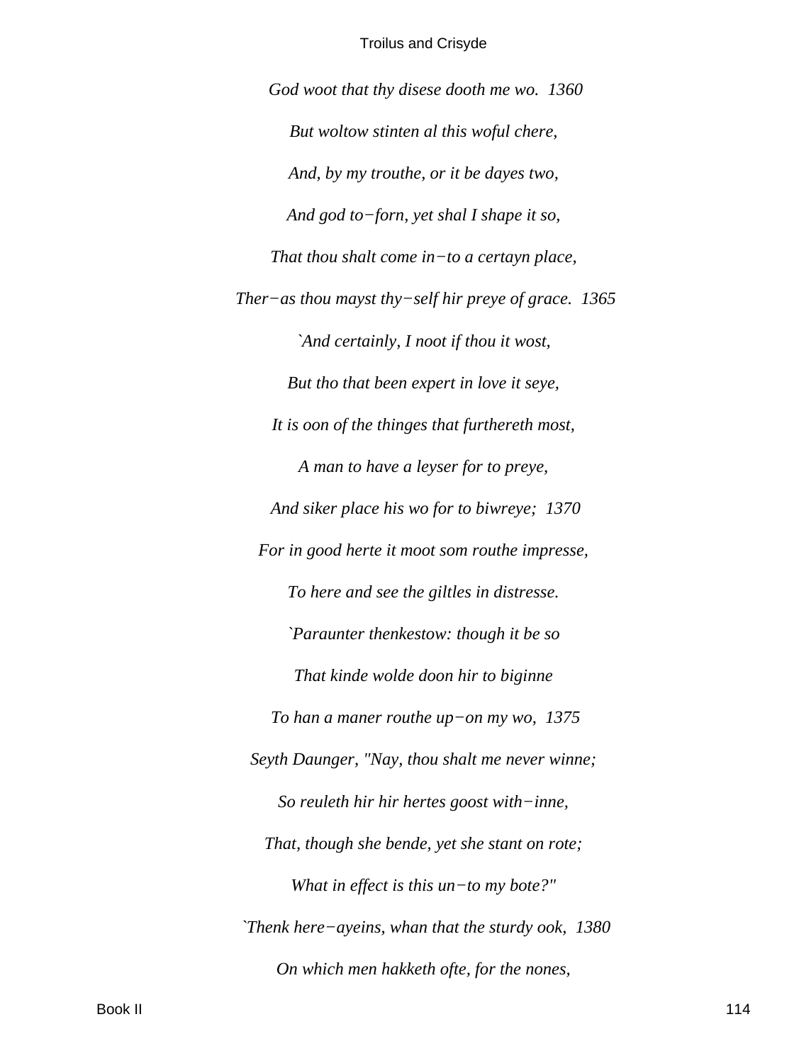*God woot that thy disese dooth me wo. 1360*

*But woltow stinten al this woful chere,*

*And, by my trouthe, or it be dayes two,*

*And god to−forn, yet shal I shape it so,*

*That thou shalt come in−to a certayn place,*

*Ther−as thou mayst thy−self hir preye of grace. 1365*

*`And certainly, I noot if thou it wost,*

*But tho that been expert in love it seye,*

*It is oon of the thinges that furthereth most,*

*A man to have a leyser for to preye,*

*And siker place his wo for to biwreye; 1370*

*For in good herte it moot som routhe impresse,*

*To here and see the giltles in distresse.*

*`Paraunter thenkestow: though it be so*

*That kinde wolde doon hir to biginne*

*To han a maner routhe up−on my wo, 1375*

*Seyth Daunger, "Nay, thou shalt me never winne;*

*So reuleth hir hir hertes goost with−inne,*

*That, though she bende, yet she stant on rote;*

*What in effect is this un−to my bote?"*

*`Thenk here−ayeins, whan that the sturdy ook, 1380*

*On which men hakketh ofte, for the nones,*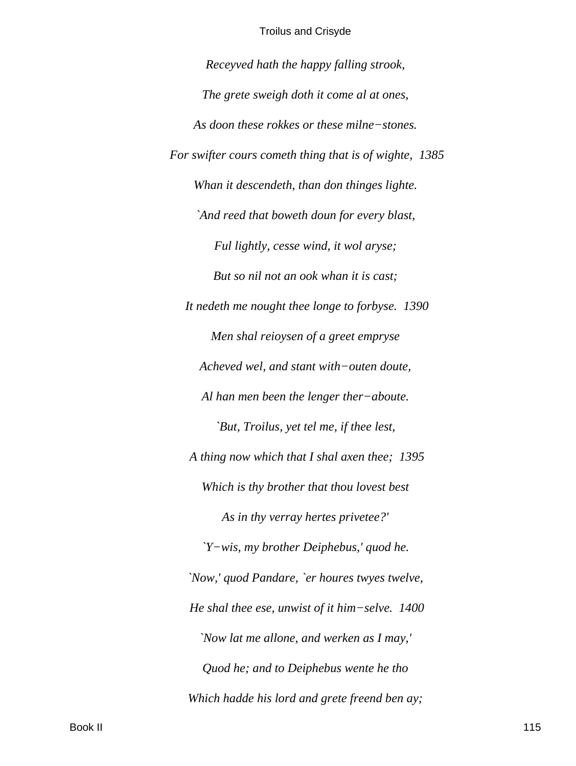*Receyved hath the happy falling strook,*

*The grete sweigh doth it come al at ones,*

*As doon these rokkes or these milne−stones.*

*For swifter cours cometh thing that is of wighte,  1385*

*Whan it descendeth, than don thinges lighte.*

*`And reed that boweth doun for every blast,*

*Ful lightly, cesse wind, it wol aryse;*

*But so nil not an ook whan it is cast;*

*It nedeth me nought thee longe to forbyse.  1390*

*Men shal reioysen of a greet empryse*

*Acheved wel, and stant with−outen doute,*

*Al han men been the lenger ther−aboute.*

*`But, Troilus, yet tel me, if thee lest,*

*A thing now which that I shal axen thee;  1395*

*Which is thy brother that thou lovest best*

*As in thy verray hertes privetee?'*

*`Y−wis, my brother Deiphebus,' quod he.*

*`Now,' quod Pandare, `er houres twyes twelve,*

*He shal thee ese, unwist of it him−selve.  1400*

*`Now lat me allone, and werken as I may,'*

*Quod he; and to Deiphebus wente he tho*

*Which hadde his lord and grete freend ben ay;*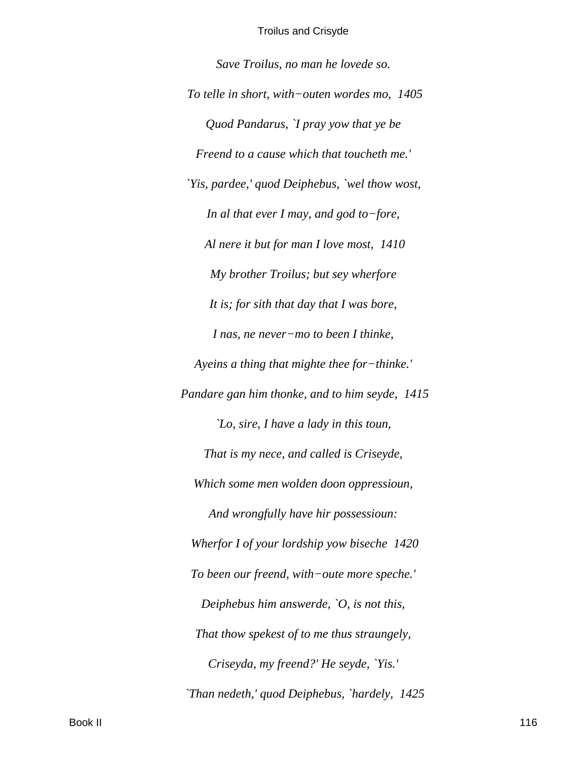*Save Troilus, no man he lovede so.*

*To telle in short, with−outen wordes mo,  1405*

*Quod Pandarus, `I pray yow that ye be*

*Freend to a cause which that toucheth me.'*

*`Yis, pardee,' quod Deiphebus, `wel thow wost,*

*In al that ever I may, and god to−fore,*

*Al nere it but for man I love most,  1410*

*My brother Troilus; but sey wherfore*

*It is; for sith that day that I was bore,*

*I nas, ne never−mo to been I thinke,*

*Ayeins a thing that mighte thee for−thinke.'*

*Pandare gan him thonke, and to him seyde,  1415*

*`Lo, sire, I have a lady in this toun,*

*That is my nece, and called is Criseyde,*

*Which some men wolden doon oppressioun,*

*And wrongfully have hir possessioun:*

*Wherfor I of your lordship yow biseche  1420*

*To been our freend, with−oute more speche.'*

*Deiphebus him answerde, `O, is not this,*

*That thow spekest of to me thus straungely,*

*Criseyda, my freend?' He seyde, `Yis.'*

*`Than nedeth,' quod Deiphebus, `hardely,  1425*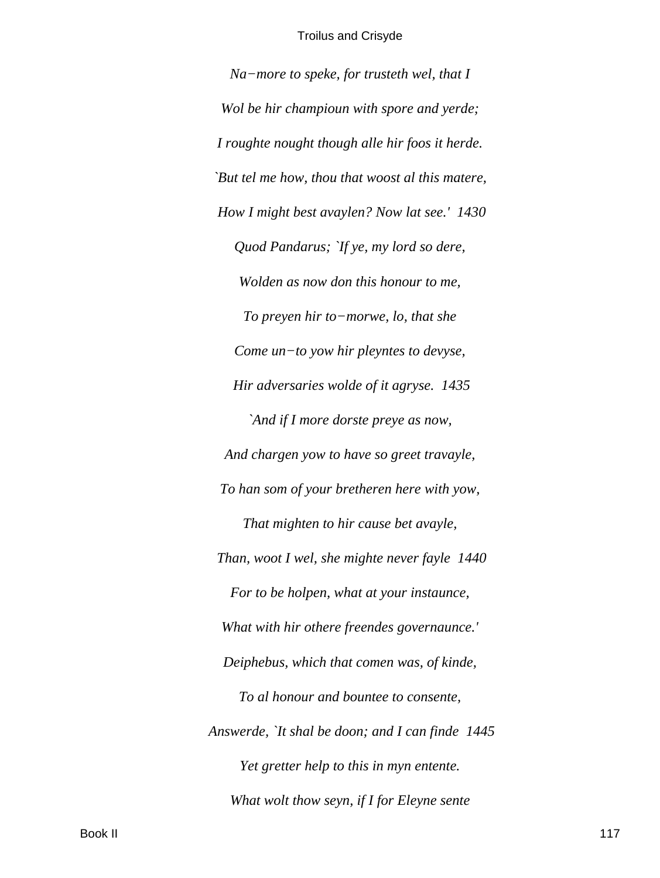*Na−more to speke, for trusteth wel, that I*

*Wol be hir champioun with spore and yerde;*

*I roughte nought though alle hir foos it herde.*

*`But tel me how, thou that woost al this matere,*

*How I might best avaylen? Now lat see.'  1430*

*Quod Pandarus; `If ye, my lord so dere,*

*Wolden as now don this honour to me,*

*To preyen hir to−morwe, lo, that she*

*Come un−to yow hir pleyntes to devyse,*

*Hir adversaries wolde of it agryse.  1435*

*`And if I more dorste preye as now,*

*And chargen yow to have so greet travayle,*

*To han som of your bretheren here with yow,*

*That mighten to hir cause bet avayle,*

*Than, woot I wel, she mighte never fayle  1440*

*For to be holpen, what at your instaunce,*

*What with hir othere freendes governaunce.'*

*Deiphebus, which that comen was, of kinde,*

*To al honour and bountee to consente,*

*Answerde, `It shal be doon; and I can finde  1445*

*Yet gretter help to this in myn entente.*

*What wolt thow seyn, if I for Eleyne sente*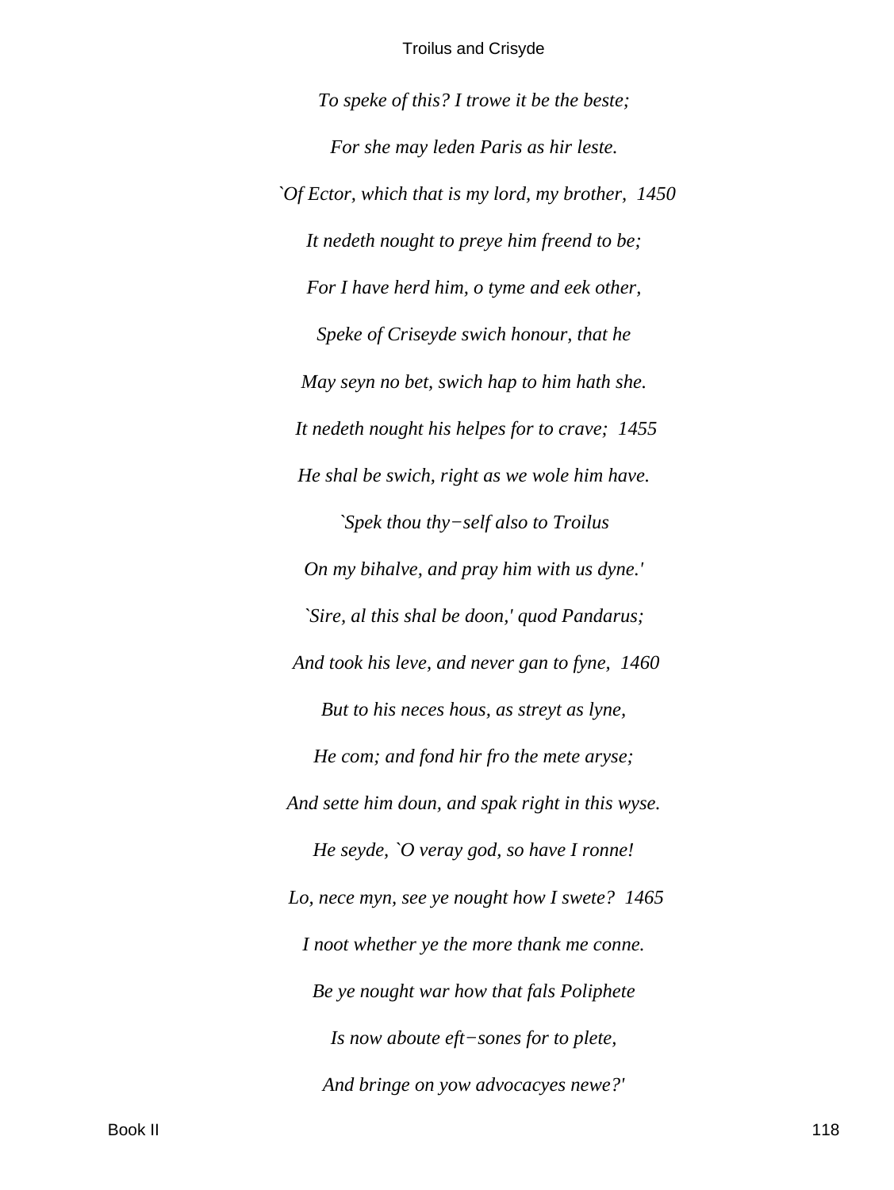*To speke of this? I trowe it be the beste;*

*For she may leden Paris as hir leste.*

*`Of Ector, which that is my lord, my brother, 1450*

*It nedeth nought to preye him freend to be;*

*For I have herd him, o tyme and eek other,*

*Speke of Criseyde swich honour, that he*

*May seyn no bet, swich hap to him hath she.*

*It nedeth nought his helpes for to crave; 1455*

*He shal be swich, right as we wole him have.*

*`Spek thou thy−self also to Troilus*

*On my bihalve, and pray him with us dyne.'*

*`Sire, al this shal be doon,' quod Pandarus;*

*And took his leve, and never gan to fyne, 1460*

*But to his neces hous, as streyt as lyne,*

*He com; and fond hir fro the mete aryse;*

*And sette him doun, and spak right in this wyse.*

*He seyde, `O veray god, so have I ronne!*

*Lo, nece myn, see ye nought how I swete? 1465*

*I noot whether ye the more thank me conne.*

*Be ye nought war how that fals Poliphete*

*Is now aboute eft−sones for to plete,*

*And bringe on yow advocacyes newe?'*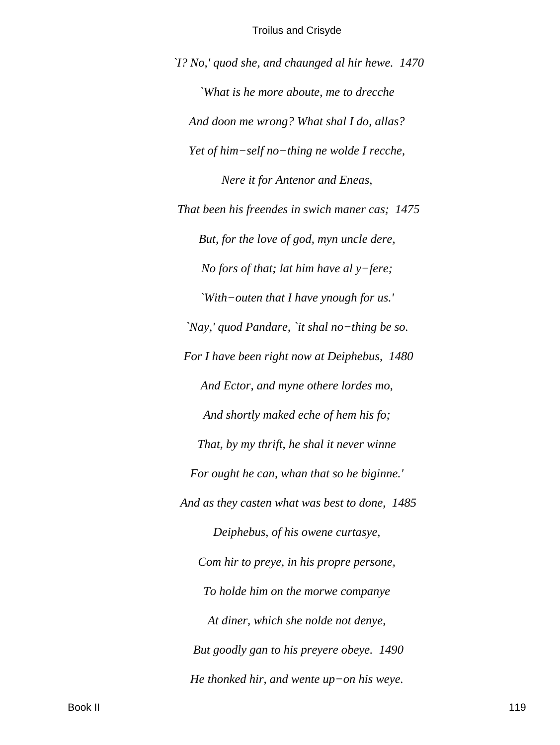*`I? No,' quod she, and chaunged al hir hewe.  1470*

*`What is he more aboute, me to drecche*

*And doon me wrong? What shal I do, allas?*

*Yet of him−self no−thing ne wolde I recche,*

*Nere it for Antenor and Eneas,*

*That been his freendes in swich maner cas;  1475*

*But, for the love of god, myn uncle dere,*

*No fors of that; lat him have al y−fere;*

*`With−outen that I have ynough for us.'*

*`Nay,' quod Pandare, `it shal no−thing be so.*

*For I have been right now at Deiphebus,  1480*

*And Ector, and myne othere lordes mo,*

*And shortly maked eche of hem his fo;*

*That, by my thrift, he shal it never winne*

*For ought he can, whan that so he biginne.'*

*And as they casten what was best to done,  1485*

*Deiphebus, of his owene curtasye,*

*Com hir to preye, in his propre persone,*

*To holde him on the morwe companye*

*At diner, which she nolde not denye,*

*But goodly gan to his preyere obeye.  1490*

*He thonked hir, and wente up−on his weye.*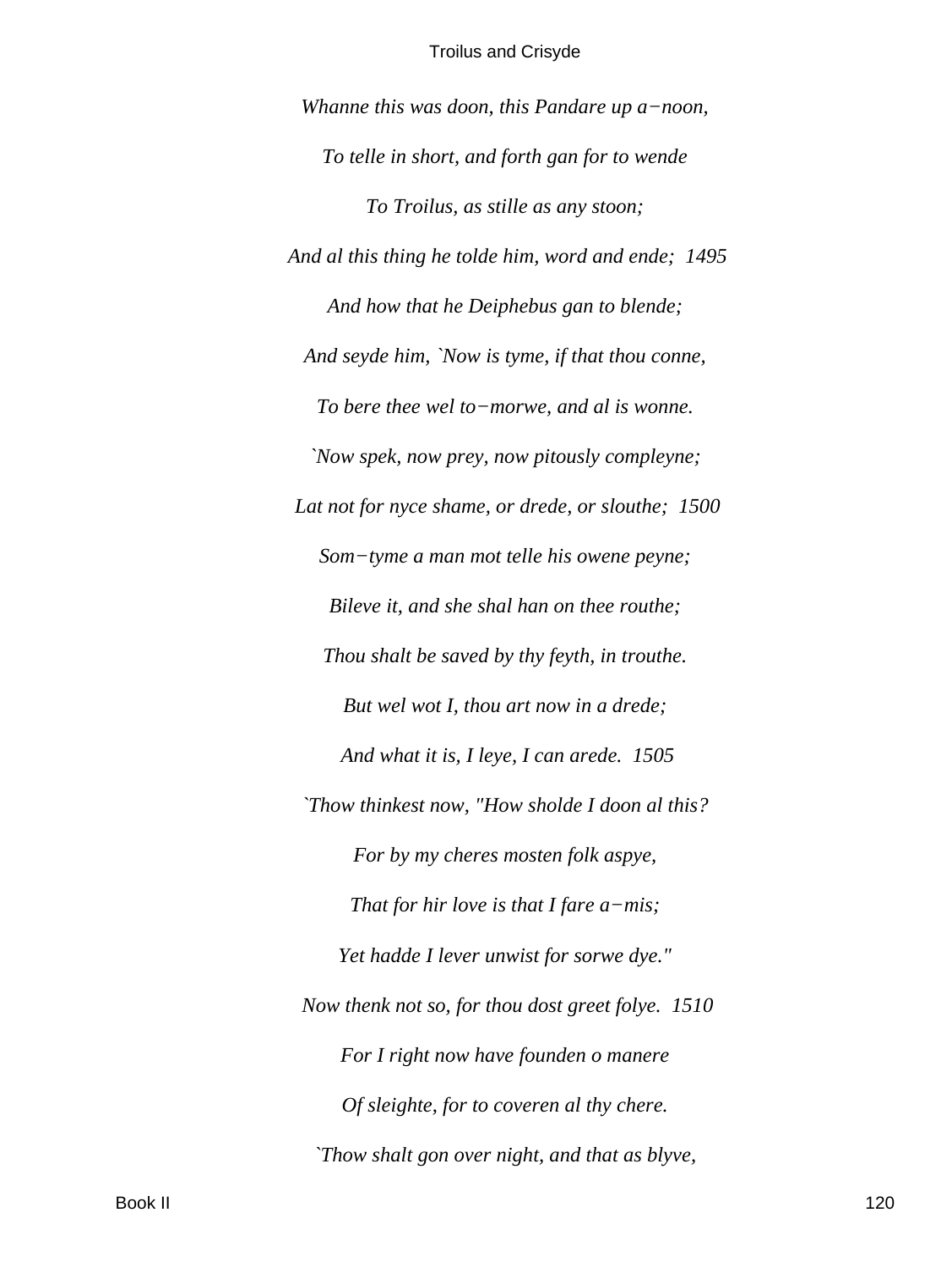*Whanne this was doon, this Pandare up a−noon,*

*To telle in short, and forth gan for to wende*

*To Troilus, as stille as any stoon;*

*And al this thing he tolde him, word and ende; 1495*

*And how that he Deiphebus gan to blende;*

*And seyde him, `Now is tyme, if that thou conne,*

*To bere thee wel to−morwe, and al is wonne.*

*`Now spek, now prey, now pitously compleyne;*

*Lat not for nyce shame, or drede, or slouthe; 1500*

*Som−tyme a man mot telle his owene peyne;*

*Bileve it, and she shal han on thee routhe;*

*Thou shalt be saved by thy feyth, in trouthe.*

*But wel wot I, thou art now in a drede;*

*And what it is, I leye, I can arede. 1505*

*`Thow thinkest now, "How sholde I doon al this?*

*For by my cheres mosten folk aspye,*

*That for hir love is that I fare a−mis;*

*Yet hadde I lever unwist for sorwe dye."*

*Now thenk not so, for thou dost greet folye. 1510*

*For I right now have founden o manere*

*Of sleighte, for to coveren al thy chere.*

*`Thow shalt gon over night, and that as blyve,*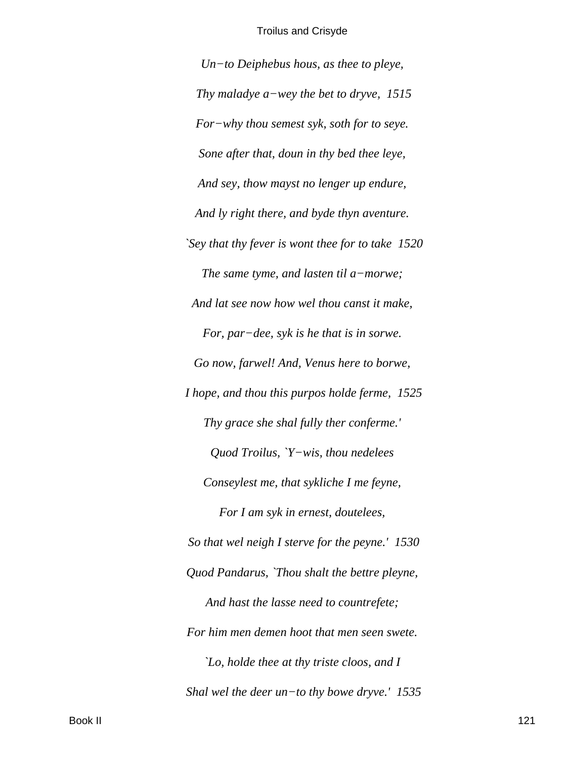*Un−to Deiphebus hous, as thee to pleye,*

*Thy maladye a−wey the bet to dryve,  1515*

*For−why thou semest syk, soth for to seye.*

*Sone after that, doun in thy bed thee leye,*

*And sey, thow mayst no lenger up endure,*

*And ly right there, and byde thyn aventure.*

*`Sey that thy fever is wont thee for to take  1520*

*The same tyme, and lasten til a−morwe;*

*And lat see now how wel thou canst it make,*

*For, par−dee, syk is he that is in sorwe.*

*Go now, farwel! And, Venus here to borwe,*

*I hope, and thou this purpos holde ferme,  1525*

*Thy grace she shal fully ther conferme.'*

*Quod Troilus, `Y−wis, thou nedelees*

*Conseylest me, that sykliche I me feyne,*

*For I am syk in ernest, doutelees,*

*So that wel neigh I sterve for the peyne.'  1530*

*Quod Pandarus, `Thou shalt the bettre pleyne,*

*And hast the lasse need to countrefete;*

*For him men demen hoot that men seen swete.*

*`Lo, holde thee at thy triste cloos, and I*

*Shal wel the deer un−to thy bowe dryve.'  1535*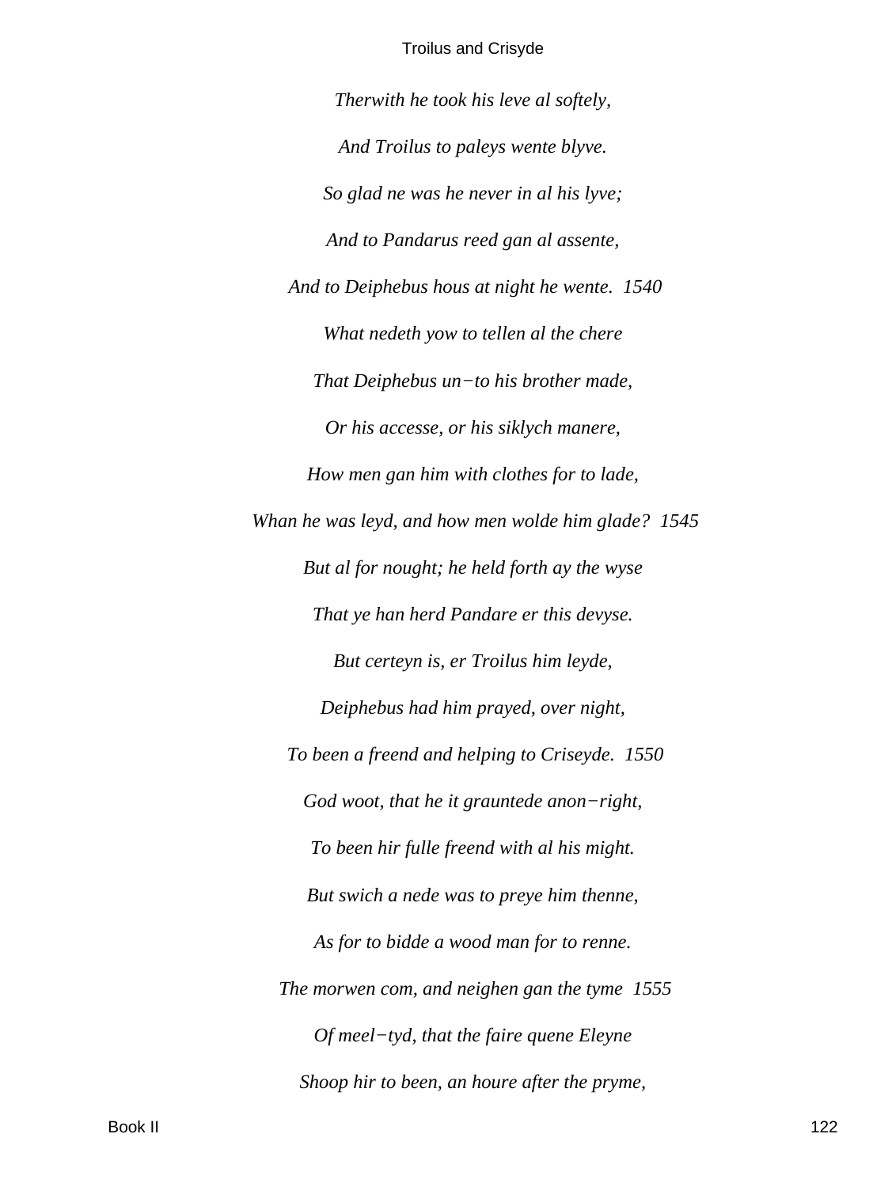*Therwith he took his leve al softely,*

*And Troilus to paleys wente blyve.*

*So glad ne was he never in al his lyve;*

*And to Pandarus reed gan al assente,*

*And to Deiphebus hous at night he wente.  1540*

*What nedeth yow to tellen al the chere*

*That Deiphebus un−to his brother made,*

*Or his accesse, or his siklych manere,*

*How men gan him with clothes for to lade,*

*Whan he was leyd, and how men wolde him glade?  1545*

*But al for nought; he held forth ay the wyse*

*That ye han herd Pandare er this devyse.*

*But certeyn is, er Troilus him leyde,*

*Deiphebus had him prayed, over night,*

*To been a freend and helping to Criseyde.  1550*

*God woot, that he it grauntede anon−right,*

*To been hir fulle freend with al his might.*

*But swich a nede was to preye him thenne,*

*As for to bidde a wood man for to renne.*

*The morwen com, and neighen gan the tyme  1555*

*Of meel−tyd, that the faire quene Eleyne*

*Shoop hir to been, an houre after the pryme,*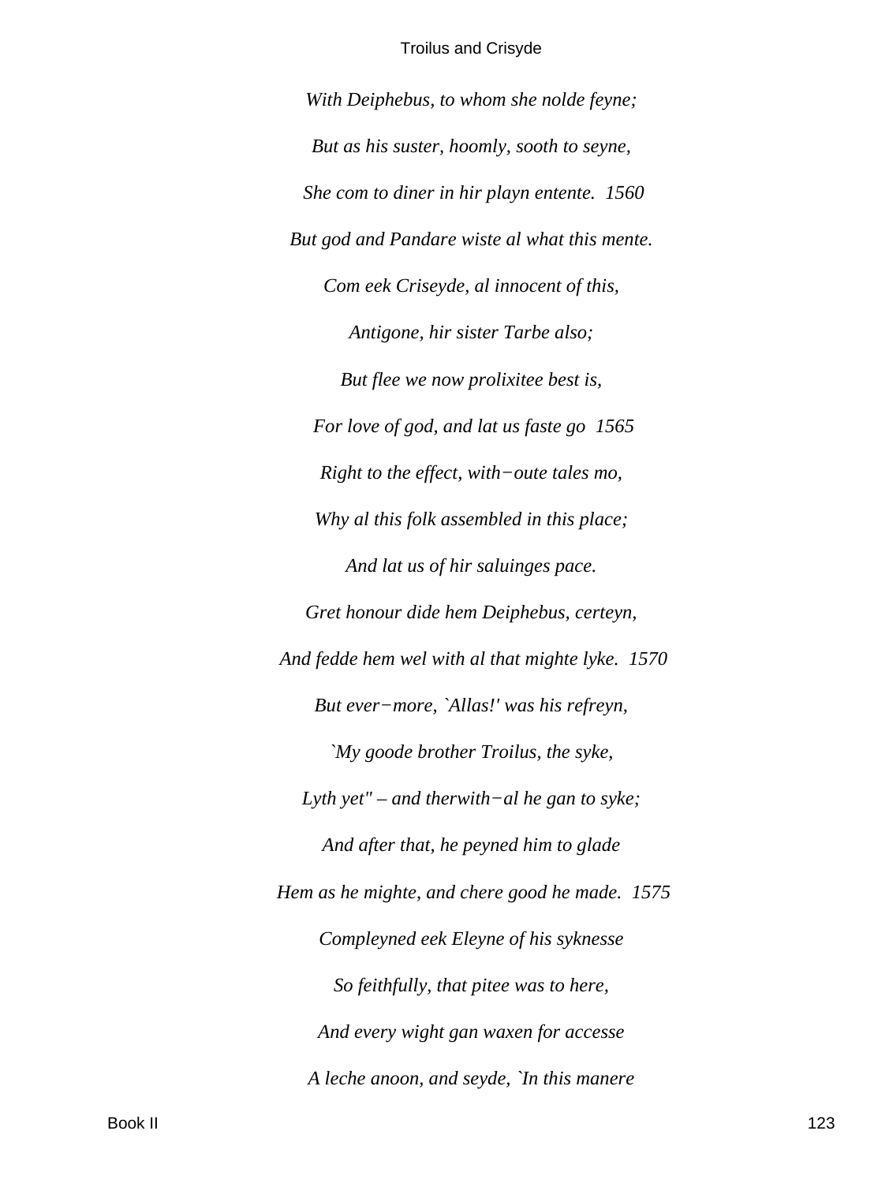*With Deiphebus, to whom she nolde feyne;*

*But as his suster, hoomly, sooth to seyne,*

*She com to diner in hir playn entente. 1560*

*But god and Pandare wiste al what this mente.*

*Com eek Criseyde, al innocent of this,*

*Antigone, hir sister Tarbe also;*

*But flee we now prolixitee best is,*

*For love of god, and lat us faste go 1565*

*Right to the effect, with−oute tales mo,*

*Why al this folk assembled in this place;*

*And lat us of hir saluinges pace.*

*Gret honour dide hem Deiphebus, certeyn,*

*And fedde hem wel with al that mighte lyke. 1570*

*But ever−more, `Allas!' was his refreyn,*

*`My goode brother Troilus, the syke,*

*Lyth yet" – and therwith−al he gan to syke;*

*And after that, he peyned him to glade*

*Hem as he mighte, and chere good he made. 1575*

*Compleyned eek Eleyne of his syknesse*

*So feithfully, that pitee was to here,*

*And every wight gan waxen for accesse*

*A leche anoon, and seyde, `In this manere*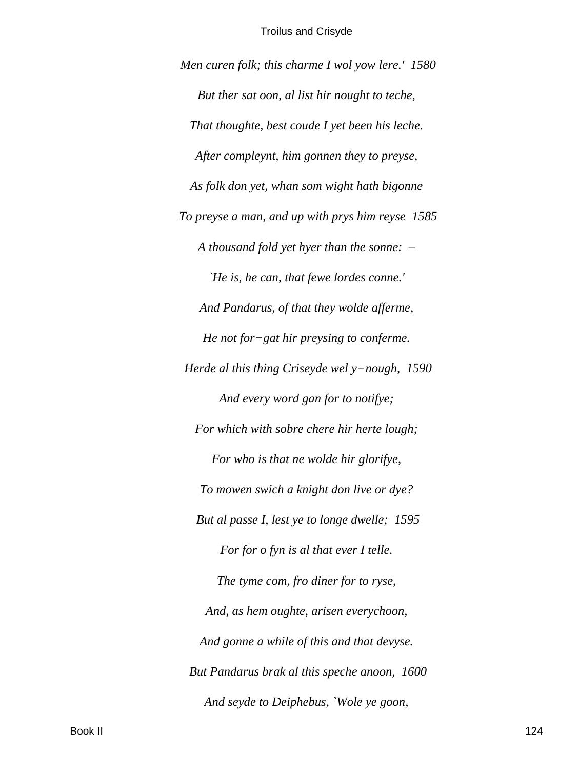*Men curen folk; this charme I wol yow lere.'  1580*

*But ther sat oon, al list hir nought to teche,*

*That thoughte, best coude I yet been his leche.*

*After compleynt, him gonnen they to preyse,*

*As folk don yet, whan som wight hath bigonne*

*To preyse a man, and up with prys him reyse  1585*

*A thousand fold yet hyer than the sonne:  –*

*`He is, he can, that fewe lordes conne.'*

*And Pandarus, of that they wolde afferme,*

*He not for−gat hir preysing to conferme.*

*Herde al this thing Criseyde wel y−nough,  1590*

*And every word gan for to notifye;*

*For which with sobre chere hir herte lough;*

*For who is that ne wolde hir glorifye,*

*To mowen swich a knight don live or dye?*

*But al passe I, lest ye to longe dwelle;  1595*

*For for o fyn is al that ever I telle.*

*The tyme com, fro diner for to ryse,*

*And, as hem oughte, arisen everychoon,*

*And gonne a while of this and that devyse.*

*But Pandarus brak al this speche anoon,  1600*

*And seyde to Deiphebus, `Wole ye goon,*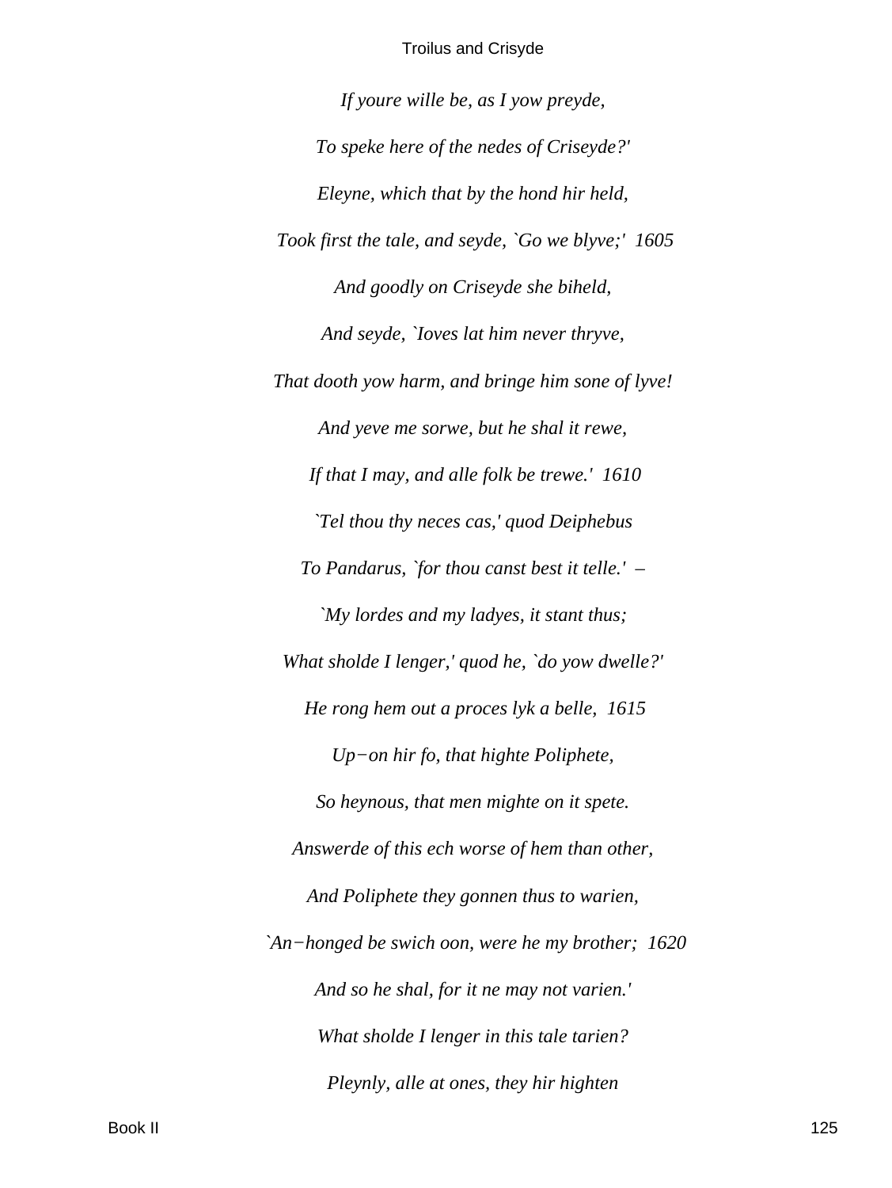*If youre wille be, as I yow preyde,*

*To speke here of the nedes of Criseyde?'*

*Eleyne, which that by the hond hir held,*

*Took first the tale, and seyde, `Go we blyve;'  1605*

*And goodly on Criseyde she biheld,*

*And seyde, `Ioves lat him never thryve,*

*That dooth yow harm, and bringe him sone of lyve!*

*And yeve me sorwe, but he shal it rewe,*

*If that I may, and alle folk be trewe.'  1610*

*`Tel thou thy neces cas,' quod Deiphebus*

*To Pandarus, `for thou canst best it telle.'  –*

*`My lordes and my ladyes, it stant thus;*

*What sholde I lenger,' quod he, `do yow dwelle?'*

*He rong hem out a proces lyk a belle,  1615*

*Up−on hir fo, that highte Poliphete,*

*So heynous, that men mighte on it spete.*

*Answerde of this ech worse of hem than other,*

*And Poliphete they gonnen thus to warien,*

*`An−honged be swich oon, were he my brother;  1620*

*And so he shal, for it ne may not varien.'*

*What sholde I lenger in this tale tarien?*

*Pleynly, alle at ones, they hir highten*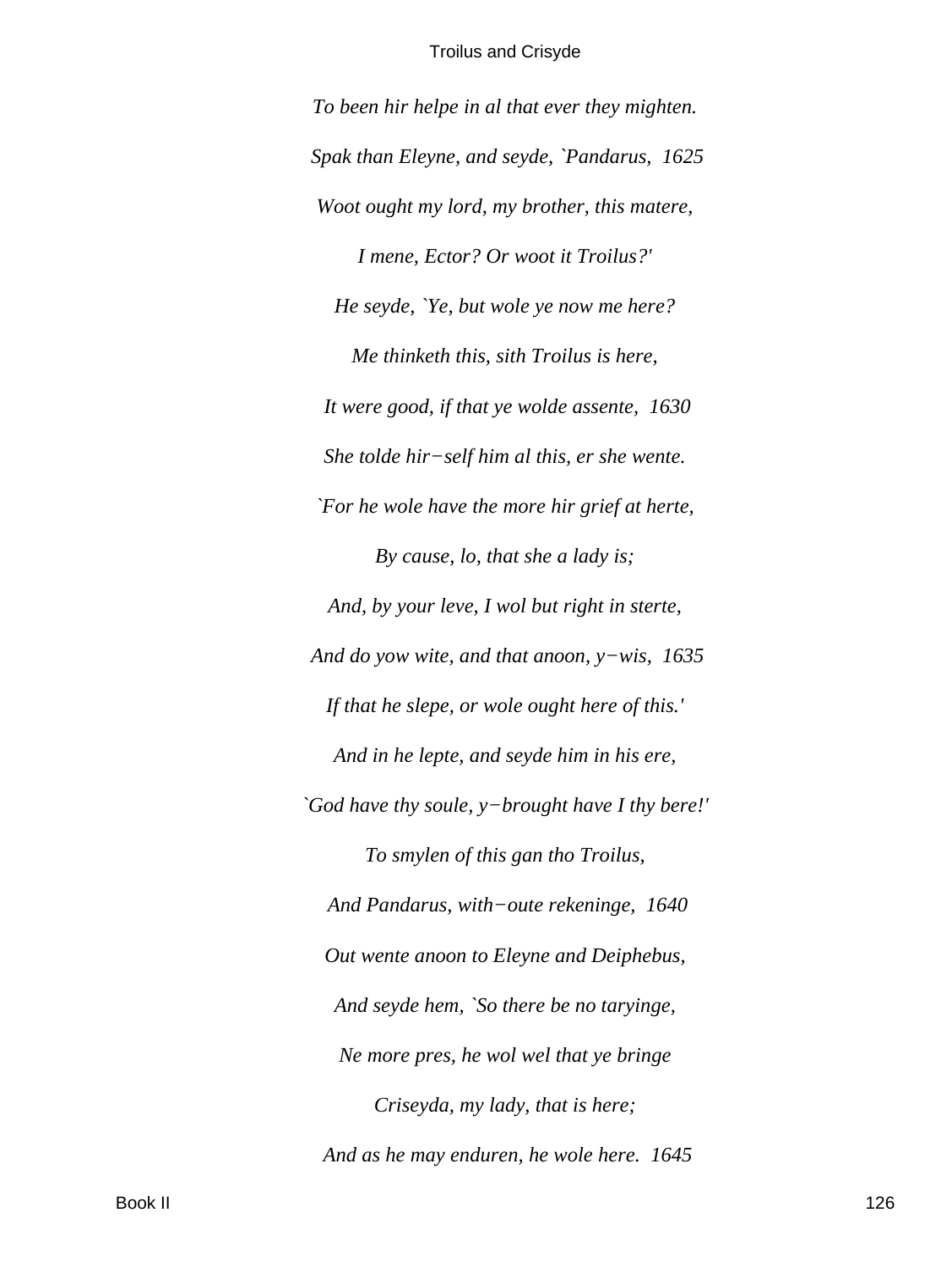*To been hir helpe in al that ever they mighten.*

*Spak than Eleyne, and seyde, `Pandarus,  1625*

*Woot ought my lord, my brother, this matere,*

*I mene, Ector? Or woot it Troilus?'*

*He seyde, `Ye, but wole ye now me here?*

*Me thinketh this, sith Troilus is here,*

*It were good, if that ye wolde assente,  1630*

*She tolde hir−self him al this, er she wente.*

*`For he wole have the more hir grief at herte,*

*By cause, lo, that she a lady is;*

*And, by your leve, I wol but right in sterte,*

*And do yow wite, and that anoon, y−wis,  1635*

*If that he slepe, or wole ought here of this.'*

*And in he lepte, and seyde him in his ere,*

*`God have thy soule, y−brought have I thy bere!'*

*To smylen of this gan tho Troilus,*

*And Pandarus, with−oute rekeninge,  1640*

*Out wente anoon to Eleyne and Deiphebus,*

*And seyde hem, `So there be no taryinge,*

*Ne more pres, he wol wel that ye bringe*

*Criseyda, my lady, that is here;*

*And as he may enduren, he wole here.  1645*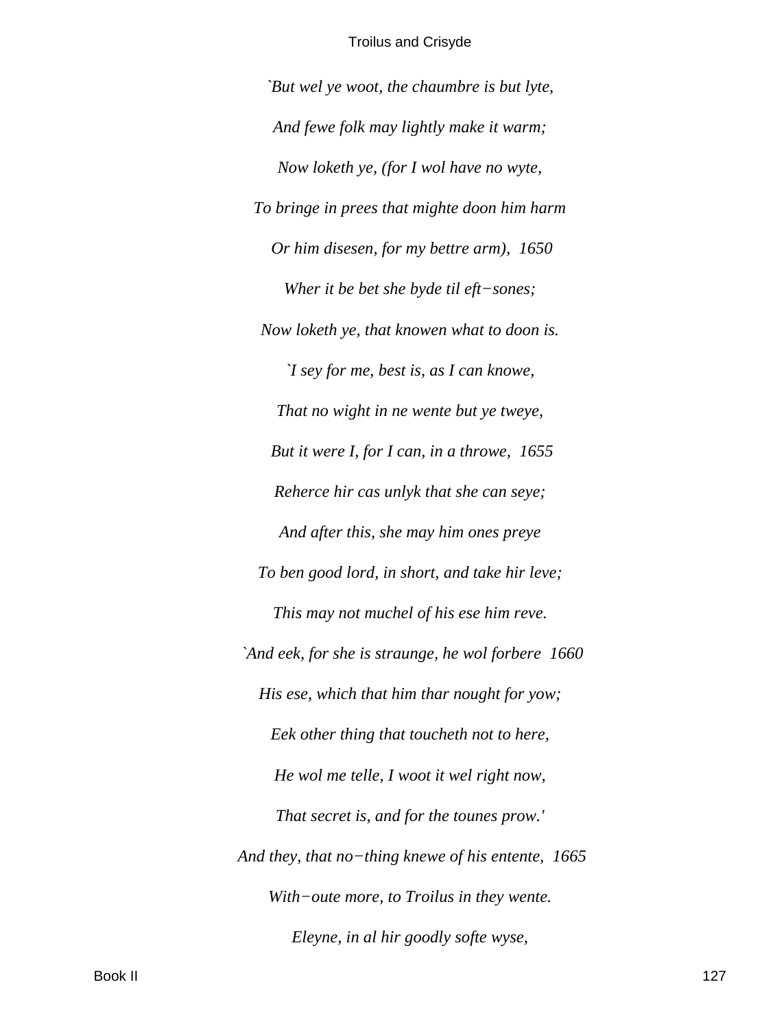*`But wel ye woot, the chaumbre is but lyte,*

*And fewe folk may lightly make it warm;*

*Now loketh ye, (for I wol have no wyte,*

*To bringe in prees that mighte doon him harm*

*Or him disesen, for my bettre arm), 1650*

*Wher it be bet she byde til eft−sones;*

*Now loketh ye, that knowen what to doon is.*

*`I sey for me, best is, as I can knowe,*

*That no wight in ne wente but ye tweye,*

*But it were I, for I can, in a throwe, 1655*

*Reherce hir cas unlyk that she can seye;*

*And after this, she may him ones preye*

*To ben good lord, in short, and take hir leve;*

*This may not muchel of his ese him reve.*

*`And eek, for she is straunge, he wol forbere 1660*

*His ese, which that him thar nought for yow;*

*Eek other thing that toucheth not to here,*

*He wol me telle, I woot it wel right now,*

*That secret is, and for the tounes prow.'*

*And they, that no−thing knewe of his entente, 1665*

*With−oute more, to Troilus in they wente.*

*Eleyne, in al hir goodly softe wyse,*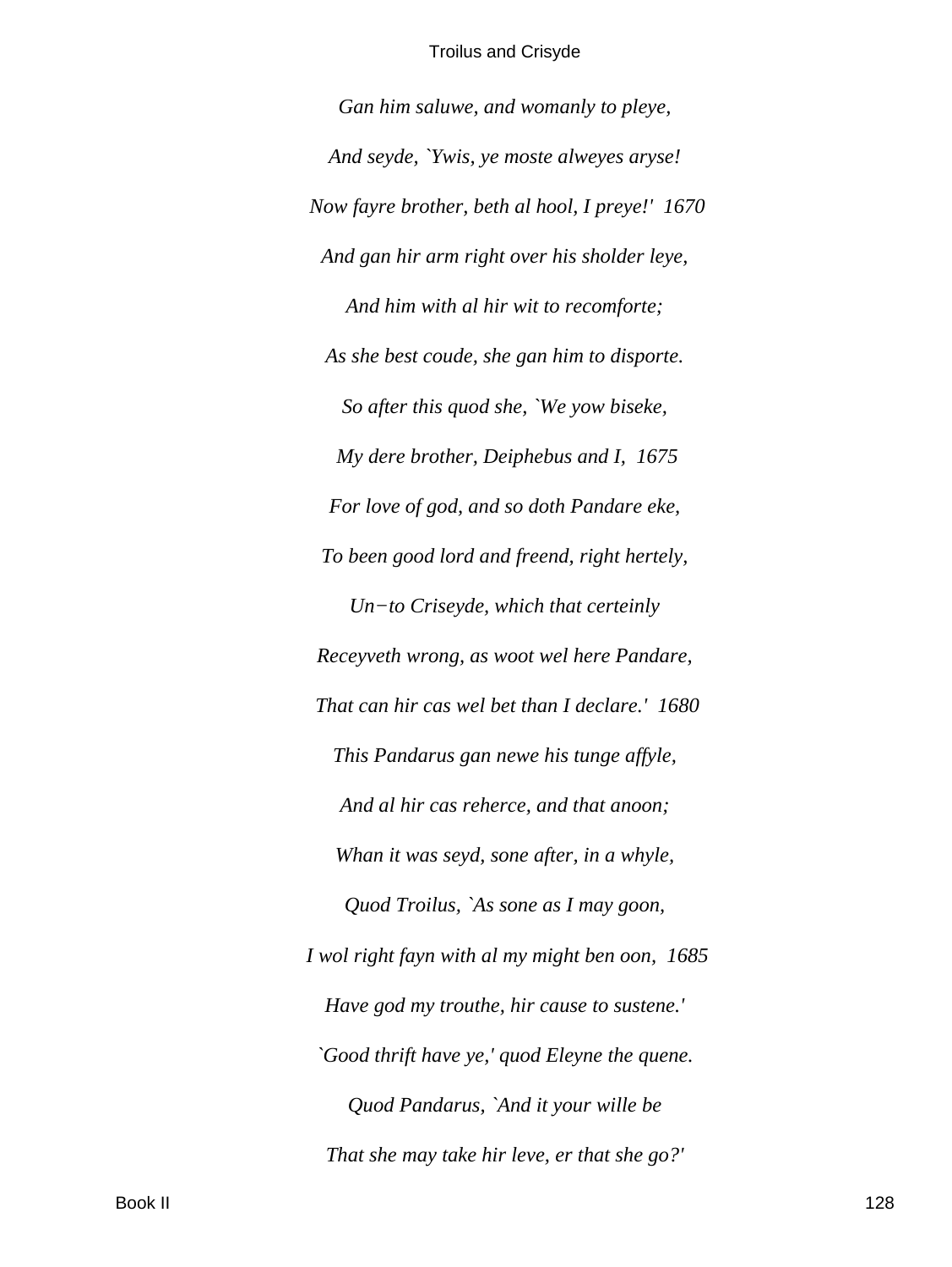*Gan him saluwe, and womanly to pleye,*

*And seyde, `Ywis, ye moste alweyes aryse!*

*Now fayre brother, beth al hool, I preye!'  1670*

*And gan hir arm right over his sholder leye,*

*And him with al hir wit to recomforte;*

*As she best coude, she gan him to disporte.*

*So after this quod she, `We yow biseke,*

*My dere brother, Deiphebus and I,  1675*

*For love of god, and so doth Pandare eke,*

*To been good lord and freend, right hertely,*

*Un−to Criseyde, which that certeinly*

*Receyveth wrong, as woot wel here Pandare,*

*That can hir cas wel bet than I declare.'  1680*

*This Pandarus gan newe his tunge affyle,*

*And al hir cas reherce, and that anoon;*

*Whan it was seyd, sone after, in a whyle,*

*Quod Troilus, `As sone as I may goon,*

*I wol right fayn with al my might ben oon,  1685*

*Have god my trouthe, hir cause to sustene.'*

*`Good thrift have ye,' quod Eleyne the quene.*

*Quod Pandarus, `And it your wille be*

*That she may take hir leve, er that she go?'*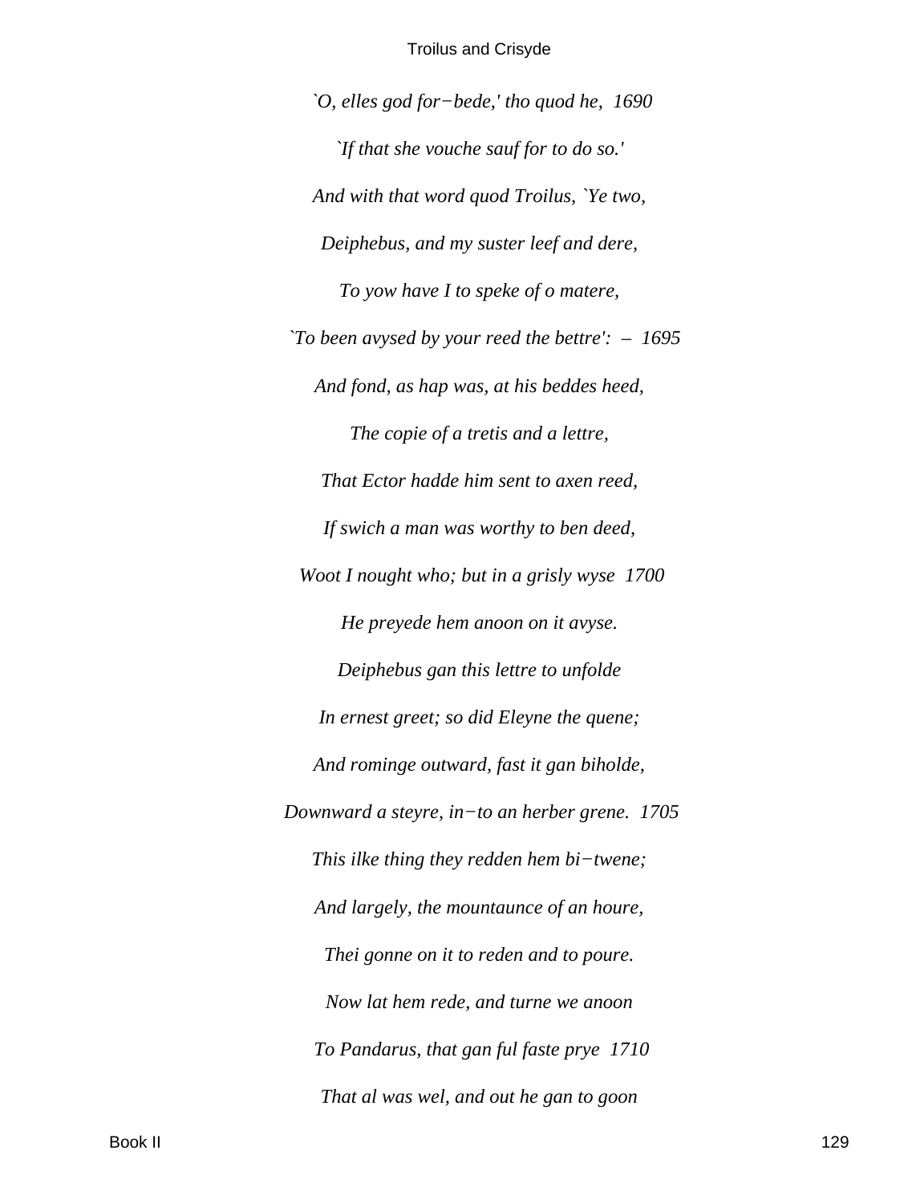*`O, elles god for−bede,' tho quod he,  1690*

*`If that she vouche sauf for to do so.'*

*And with that word quod Troilus, `Ye two,*

*Deiphebus, and my suster leef and dere,*

*To yow have I to speke of o matere,*

*`To been avysed by your reed the bettre':  –  1695*

*And fond, as hap was, at his beddes heed,*

*The copie of a tretis and a lettre,*

*That Ector hadde him sent to axen reed,*

*If swich a man was worthy to ben deed,*

*Woot I nought who; but in a grisly wyse  1700*

*He preyede hem anoon on it avyse.*

*Deiphebus gan this lettre to unfolde*

*In ernest greet; so did Eleyne the quene;*

*And rominge outward, fast it gan biholde,*

*Downward a steyre, in−to an herber grene.  1705*

*This ilke thing they redden hem bi−twene;*

*And largely, the mountaunce of an houre,*

*Thei gonne on it to reden and to poure.*

*Now lat hem rede, and turne we anoon*

*To Pandarus, that gan ful faste prye  1710*

*That al was wel, and out he gan to goon*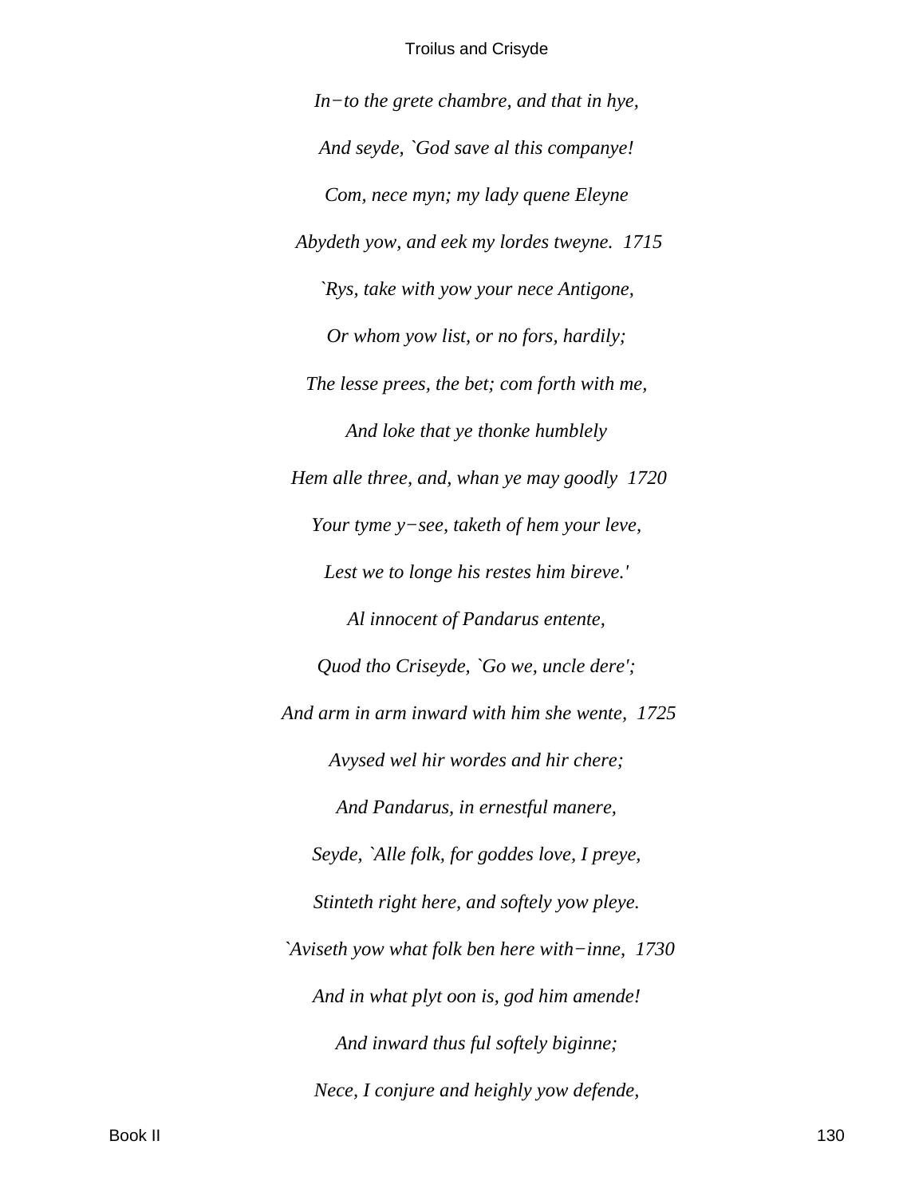*In−to the grete chambre, and that in hye,*

*And seyde, `God save al this companye!*

*Com, nece myn; my lady quene Eleyne*

*Abydeth yow, and eek my lordes tweyne.  1715*

*`Rys, take with yow your nece Antigone,*

*Or whom yow list, or no fors, hardily;*

*The lesse prees, the bet; com forth with me,*

*And loke that ye thonke humblely*

*Hem alle three, and, whan ye may goodly  1720*

*Your tyme y−see, taketh of hem your leve,*

*Lest we to longe his restes him bireve.'*

*Al innocent of Pandarus entente,*

*Quod tho Criseyde, `Go we, uncle dere';*

*And arm in arm inward with him she wente,  1725*

*Avysed wel hir wordes and hir chere;*

*And Pandarus, in ernestful manere,*

*Seyde, `Alle folk, for goddes love, I preye,*

*Stinteth right here, and softely yow pleye.*

*`Aviseth yow what folk ben here with−inne,  1730*

*And in what plyt oon is, god him amende!*

*And inward thus ful softely biginne;*

*Nece, I conjure and heighly yow defende,*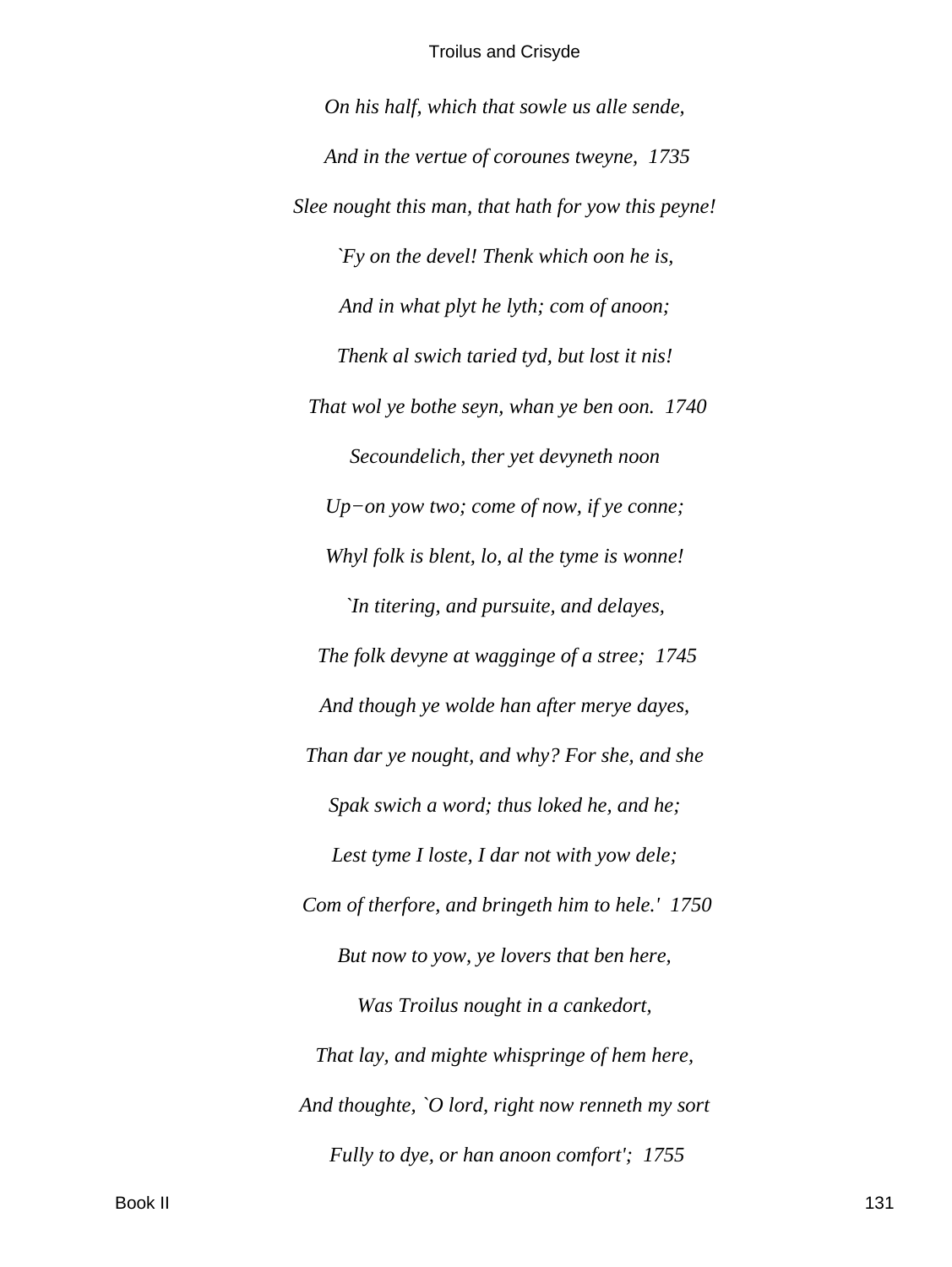*On his half, which that sowle us alle sende,*

*And in the vertue of corounes tweyne, 1735*

*Slee nought this man, that hath for yow this peyne!*

*`Fy on the devel! Thenk which oon he is,*

*And in what plyt he lyth; com of anoon;*

*Thenk al swich taried tyd, but lost it nis!*

*That wol ye bothe seyn, whan ye ben oon. 1740*

*Secoundelich, ther yet devyneth noon*

*Up−on yow two; come of now, if ye conne;*

*Whyl folk is blent, lo, al the tyme is wonne!*

*`In titering, and pursuite, and delayes,*

*The folk devyne at wagginge of a stree; 1745*

*And though ye wolde han after merye dayes,*

*Than dar ye nought, and why? For she, and she*

*Spak swich a word; thus loked he, and he;*

*Lest tyme I loste, I dar not with yow dele;*

*Com of therfore, and bringeth him to hele.' 1750*

*But now to yow, ye lovers that ben here,*

*Was Troilus nought in a cankedort,*

*That lay, and mighte whispringe of hem here,*

*And thoughte, `O lord, right now renneth my sort*

*Fully to dye, or han anoon comfort'; 1755*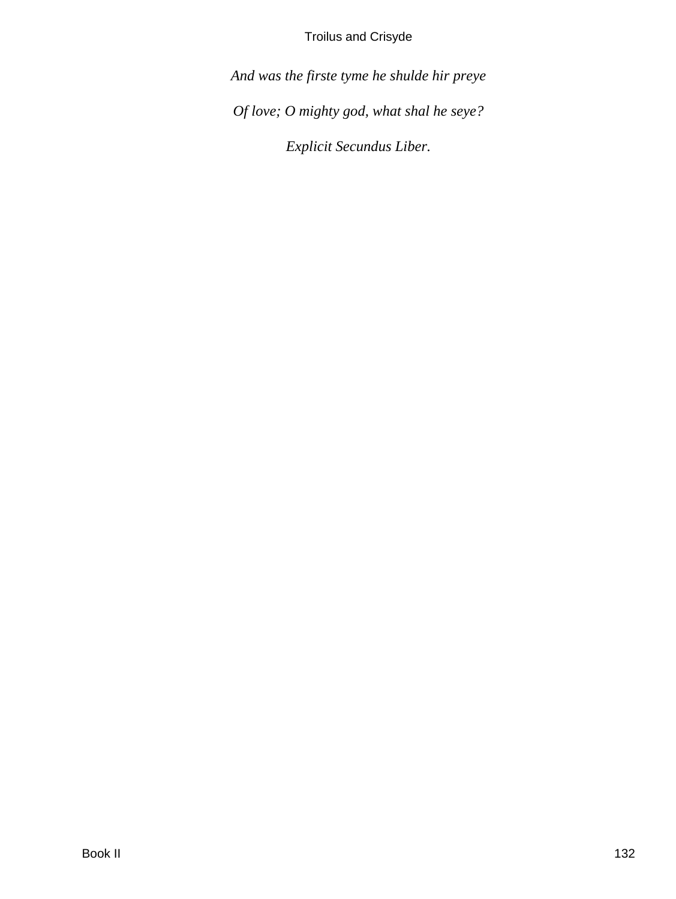*And was the firste tyme he shulde hir preye*

*Of love; O mighty god, what shal he seye?*

*Explicit Secundus Liber.*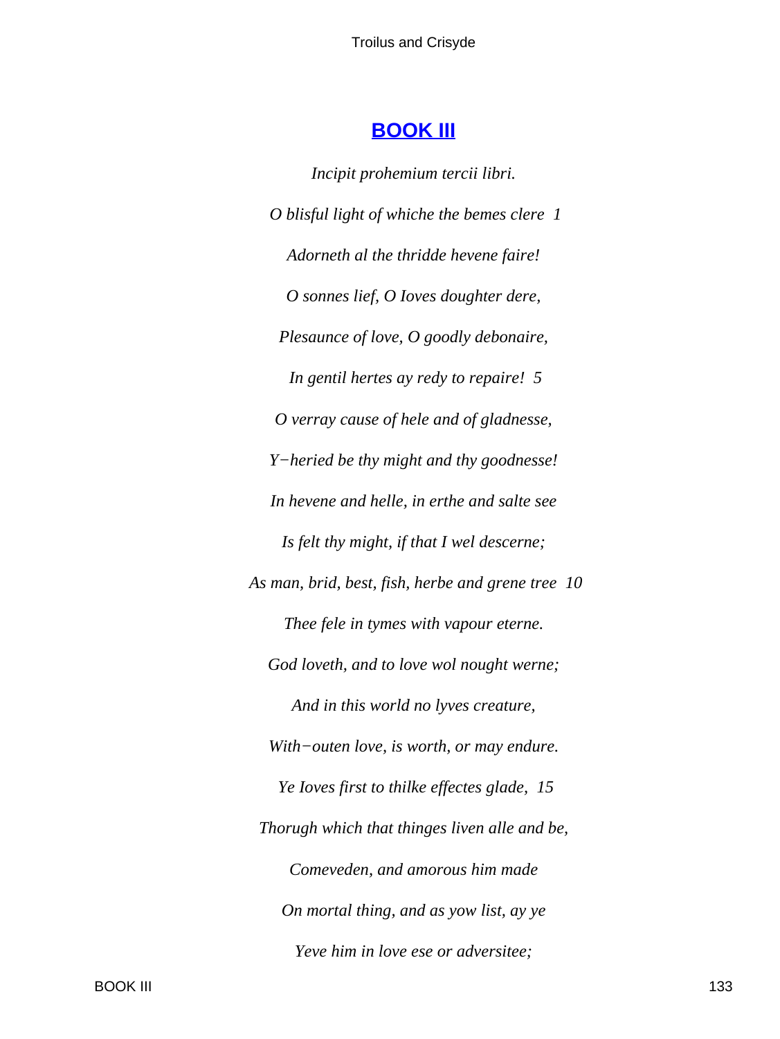## BOOK III

*Incipit prohemium tercii libri.*

*O blisful light of whiche the bemes clere  1*

*Adorneth al the thridde hevene faire!*

*O sonnes lief, O Ioves doughter dere,*

*Plesaunce of love, O goodly debonaire,*

*In gentil hertes ay redy to repaire!  5*

*O verray cause of hele and of gladnesse,*

*Y−heried be thy might and thy goodnesse!*

*In hevene and helle, in erthe and salte see*

*Is felt thy might, if that I wel descerne;*

*As man, brid, best, fish, herbe and grene tree  10*

*Thee fele in tymes with vapour eterne.*

*God loveth, and to love wol nought werne;*

*And in this world no lyves creature,*

*With−outen love, is worth, or may endure.*

*Ye Ioves first to thilke effectes glade,  15*

*Thorugh which that thinges liven alle and be,*

*Comeveden, and amorous him made*

*On mortal thing, and as yow list, ay ye*

*Yeve him in love ese or adversitee;*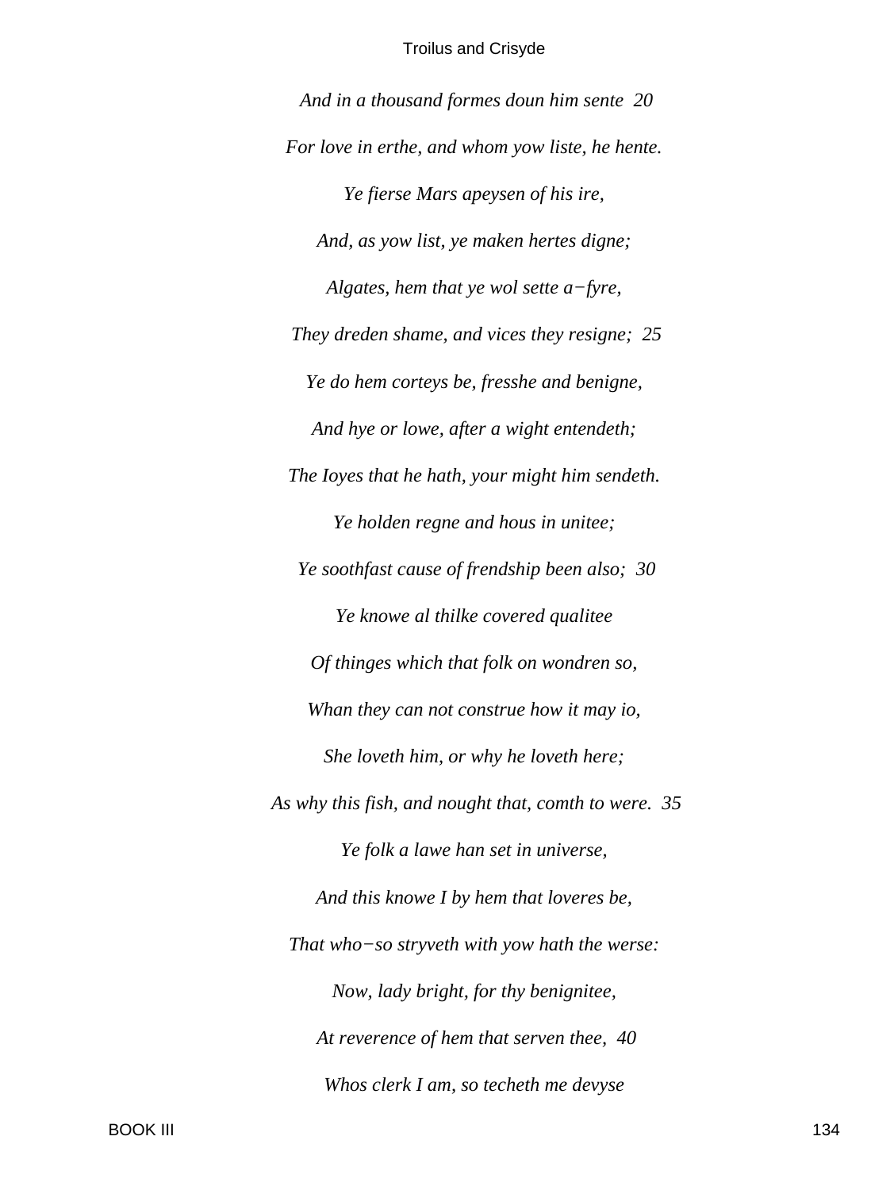*And in a thousand formes doun him sente  20*

*For love in erthe, and whom yow liste, he hente.*

*Ye fierse Mars apeysen of his ire,*

*And, as yow list, ye maken hertes digne;*

*Algates, hem that ye wol sette a−fyre,*

*They dreden shame, and vices they resigne;  25*

*Ye do hem corteys be, fresshe and benigne,*

*And hye or lowe, after a wight entendeth;*

*The Ioyes that he hath, your might him sendeth.*

*Ye holden regne and hous in unitee;*

*Ye soothfast cause of frendship been also;  30*

*Ye knowe al thilke covered qualitee*

*Of thinges which that folk on wondren so,*

*Whan they can not construe how it may io,*

*She loveth him, or why he loveth here;*

*As why this fish, and nought that, comth to were.  35*

*Ye folk a lawe han set in universe,*

*And this knowe I by hem that loveres be,*

*That who−so stryveth with yow hath the werse:*

*Now, lady bright, for thy benignitee,*

*At reverence of hem that serven thee,  40*

*Whos clerk I am, so techeth me devyse*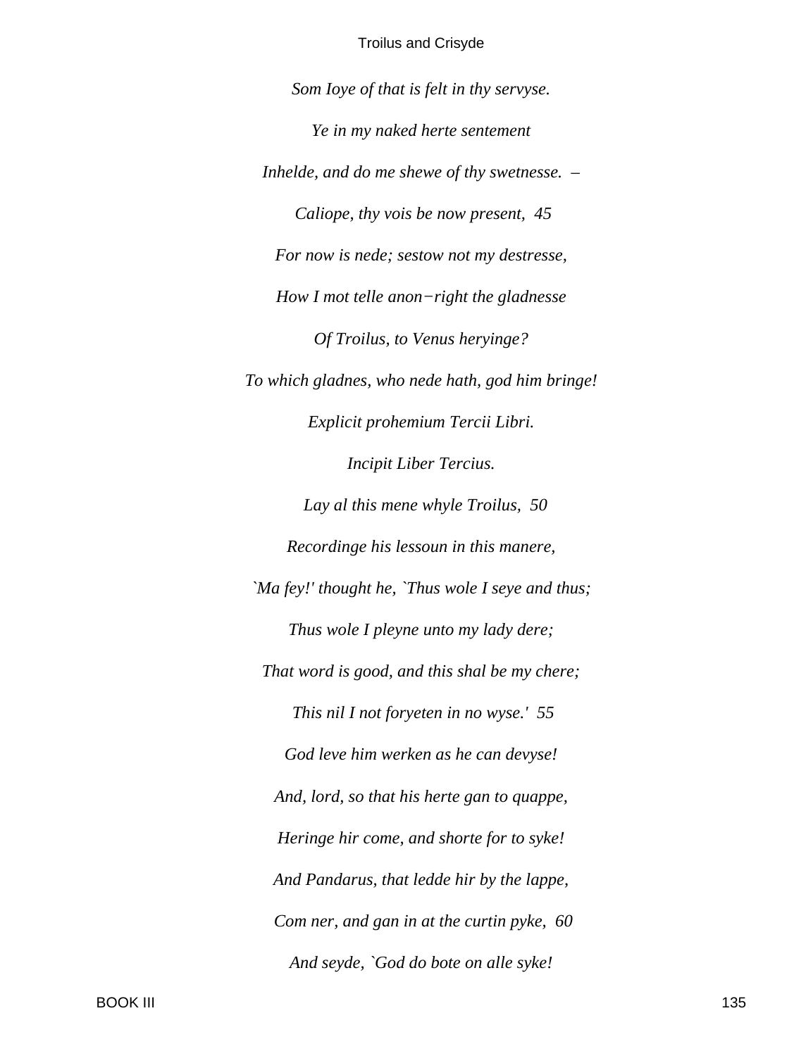*Som Ioye of that is felt in thy servyse.*

*Ye in my naked herte sentement*

*Inhelde, and do me shewe of thy swetnesse. –*

*Caliope, thy vois be now present,  45*

*For now is nede; sestow not my destresse,*

*How I mot telle anon−right the gladnesse*

*Of Troilus, to Venus heryinge?*

*To which gladnes, who nede hath, god him bringe!*

*Explicit prohemium Tercii Libri.*

*Incipit Liber Tercius.*

*Lay al this mene whyle Troilus,  50*

*Recordinge his lessoun in this manere,*

*`Ma fey!' thought he, `Thus wole I seye and thus;*

*Thus wole I pleyne unto my lady dere;*

*That word is good, and this shal be my chere;*

*This nil I not foryeten in no wyse.'  55*

*God leve him werken as he can devyse!*

*And, lord, so that his herte gan to quappe,*

*Heringe hir come, and shorte for to syke!*

*And Pandarus, that ledde hir by the lappe,*

*Com ner, and gan in at the curtin pyke,  60*

*And seyde, `God do bote on alle syke!*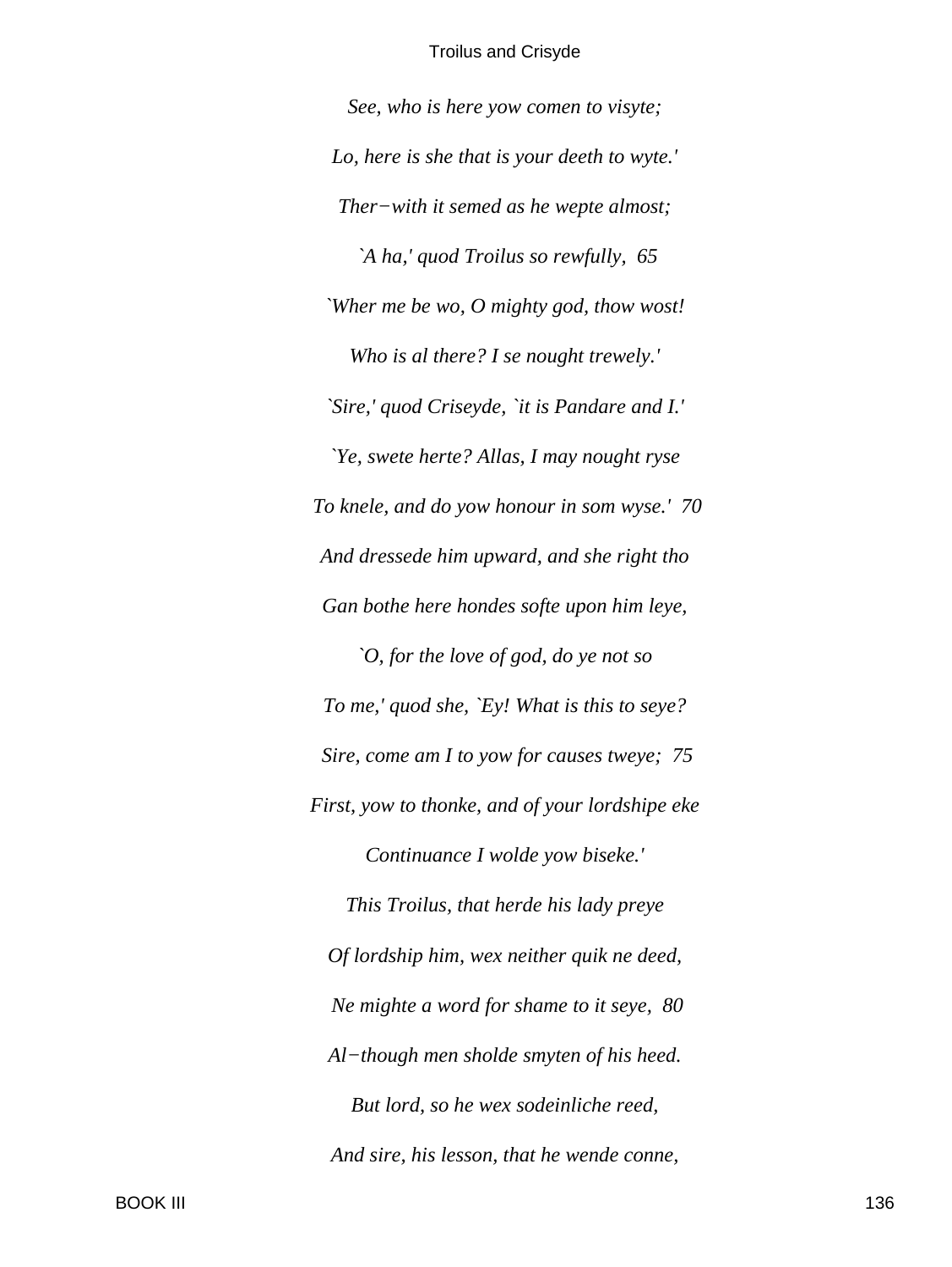*See, who is here yow comen to visyte;*

*Lo, here is she that is your deeth to wyte.'*

*Ther−with it semed as he wepte almost;*

*`A ha,' quod Troilus so rewfully, 65*

*`Wher me be wo, O mighty god, thow wost!*

*Who is al there? I se nought trewely.'*

*`Sire,' quod Criseyde, `it is Pandare and I.'*

*`Ye, swete herte? Allas, I may nought ryse*

*To knele, and do yow honour in som wyse.' 70*

*And dressede him upward, and she right tho*

*Gan bothe here hondes softe upon him leye,*

*`O, for the love of god, do ye not so*

*To me,' quod she, `Ey! What is this to seye?*

*Sire, come am I to yow for causes tweye; 75*

*First, yow to thonke, and of your lordshipe eke*

*Continuance I wolde yow biseke.'*

*This Troilus, that herde his lady preye*

*Of lordship him, wex neither quik ne deed,*

*Ne mighte a word for shame to it seye, 80*

*Al−though men sholde smyten of his heed.*

*But lord, so he wex sodeinliche reed,*

*And sire, his lesson, that he wende conne,*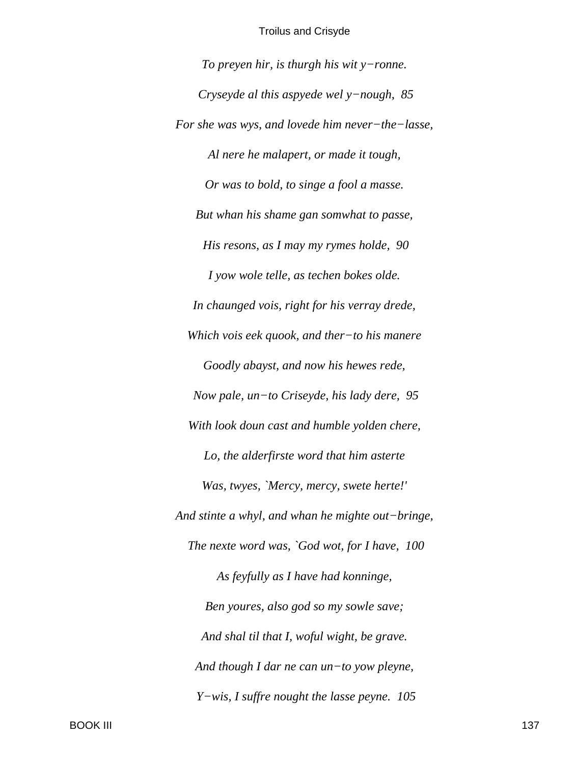*To preyen hir, is thurgh his wit y−ronne.*

*Cryseyde al this aspyede wel y−nough, 85*

*For she was wys, and lovede him never−the−lasse,*

*Al nere he malapert, or made it tough,*

*Or was to bold, to singe a fool a masse.*

*But whan his shame gan somwhat to passe,*

*His resons, as I may my rymes holde, 90*

*I yow wole telle, as techen bokes olde.*

*In chaunged vois, right for his verray drede,*

*Which vois eek quook, and ther−to his manere*

*Goodly abayst, and now his hewes rede,*

*Now pale, un−to Criseyde, his lady dere, 95*

*With look doun cast and humble yolden chere,*

*Lo, the alderfirste word that him asterte*

*Was, twyes, `Mercy, mercy, swete herte!'*

*And stinte a whyl, and whan he mighte out−bringe,*

*The nexte word was, `God wot, for I have, 100*

*As feyfully as I have had konninge,*

*Ben youres, also god so my sowle save;*

*And shal til that I, woful wight, be grave.*

*And though I dar ne can un−to yow pleyne,*

*Y−wis, I suffre nought the lasse peyne. 105*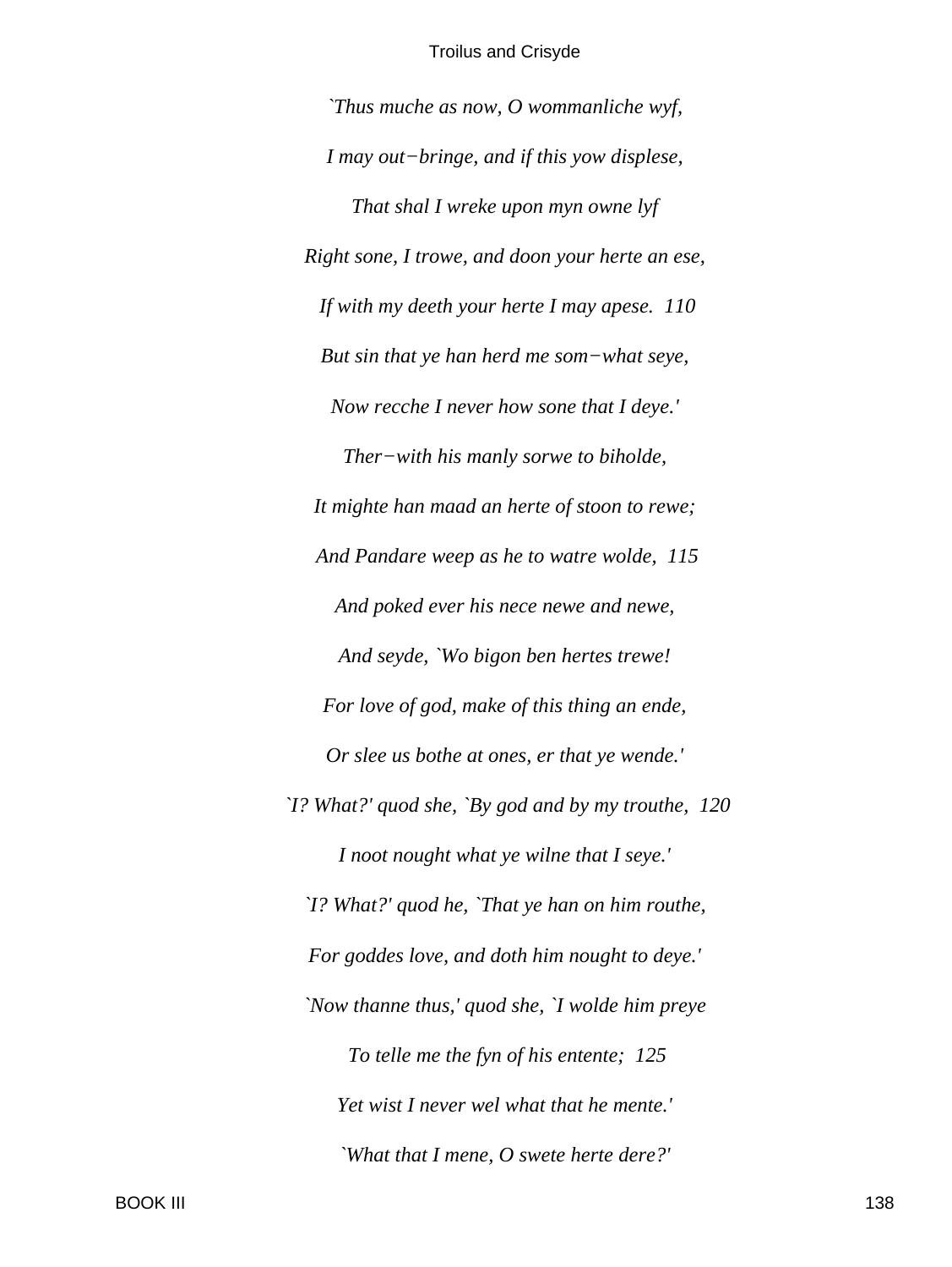*`Thus muche as now, O wommanliche wyf,*

*I may out−bringe, and if this yow displese,*

*That shal I wreke upon myn owne lyf*

*Right sone, I trowe, and doon your herte an ese,*

*If with my deeth your herte I may apese.  110*

*But sin that ye han herd me som−what seye,*

*Now recche I never how sone that I deye.'*

*Ther−with his manly sorwe to biholde,*

*It mighte han maad an herte of stoon to rewe;*

*And Pandare weep as he to watre wolde,  115*

*And poked ever his nece newe and newe,*

*And seyde, `Wo bigon ben hertes trewe!*

*For love of god, make of this thing an ende,*

*Or slee us bothe at ones, er that ye wende.'*

*`I? What?' quod she, `By god and by my trouthe,  120*

*I noot nought what ye wilne that I seye.'*

*`I? What?' quod he, `That ye han on him routhe,*

*For goddes love, and doth him nought to deye.'*

*`Now thanne thus,' quod she, `I wolde him preye*

*To telle me the fyn of his entente;  125*

*Yet wist I never wel what that he mente.'*

*`What that I mene, O swete herte dere?'*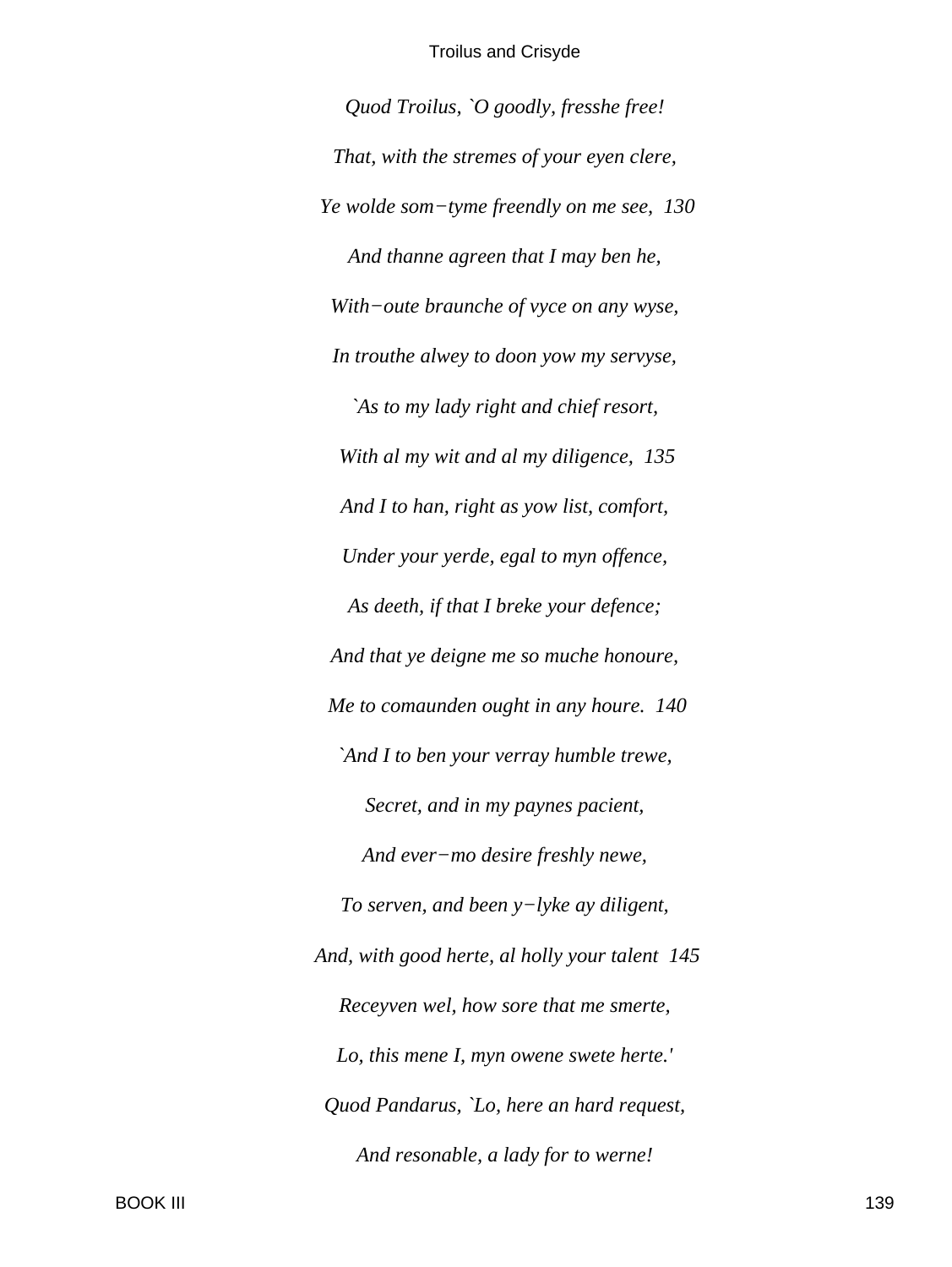*Quod Troilus, `O goodly, fresshe free!*

*That, with the stremes of your eyen clere,*

*Ye wolde som−tyme freendly on me see,  130*

*And thanne agreen that I may ben he,*

*With−oute braunche of vyce on any wyse,*

*In trouthe alwey to doon yow my servyse,*

*`As to my lady right and chief resort,*

*With al my wit and al my diligence,  135*

*And I to han, right as yow list, comfort,*

*Under your yerde, egal to myn offence,*

*As deeth, if that I breke your defence;*

*And that ye deigne me so muche honoure,*

*Me to comaunden ought in any houre.  140*

*`And I to ben your verray humble trewe,*

*Secret, and in my paynes pacient,*

*And ever−mo desire freshly newe,*

*To serven, and been y−lyke ay diligent,*

*And, with good herte, al holly your talent  145*

*Receyven wel, how sore that me smerte,*

*Lo, this mene I, myn owene swete herte.'*

*Quod Pandarus, `Lo, here an hard request,*

*And resonable, a lady for to werne!*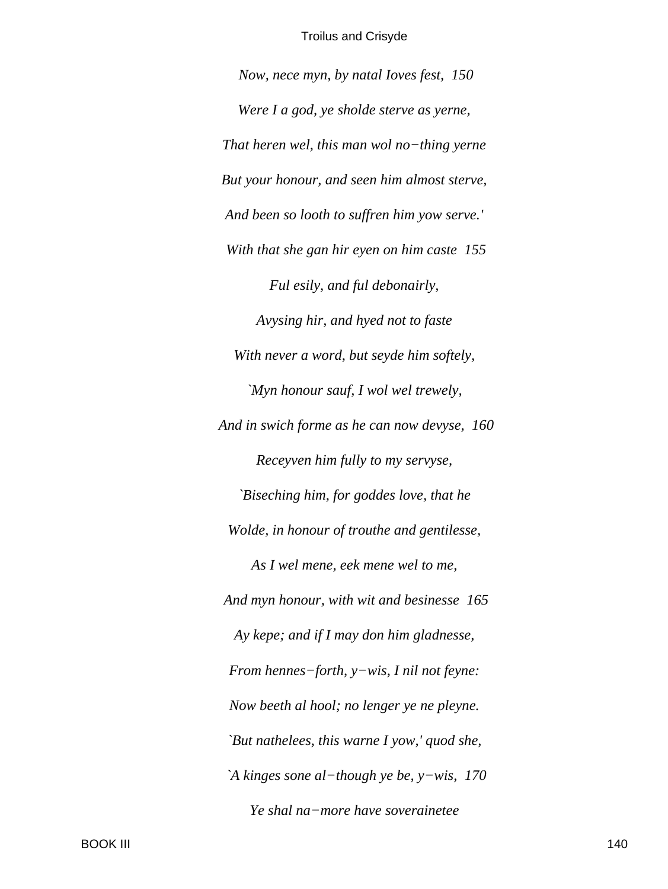*Now, nece myn, by natal Ioves fest,  150*

*Were I a god, ye sholde sterve as yerne,*

*That heren wel, this man wol no−thing yerne*

*But your honour, and seen him almost sterve,*

*And been so looth to suffren him yow serve.'*

*With that she gan hir eyen on him caste  155*

*Ful esily, and ful debonairly,*

*Avysing hir, and hyed not to faste*

*With never a word, but seyde him softely,*

*`Myn honour sauf, I wol wel trewely,*

*And in swich forme as he can now devyse,  160*

*Receyven him fully to my servyse,*

*`Biseching him, for goddes love, that he*

*Wolde, in honour of trouthe and gentilesse,*

*As I wel mene, eek mene wel to me,*

*And myn honour, with wit and besinesse  165*

*Ay kepe; and if I may don him gladnesse,*

*From hennes−forth, y−wis, I nil not feyne:*

*Now beeth al hool; no lenger ye ne pleyne.*

*`But nathelees, this warne I yow,' quod she,*

*`A kinges sone al−though ye be, y−wis,  170*

*Ye shal na−more have soverainetee*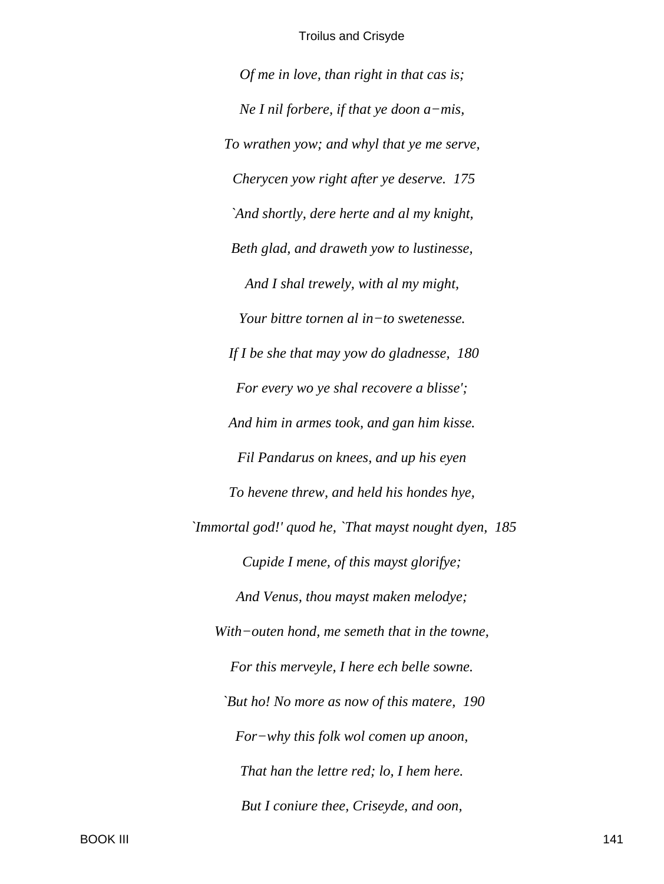*Of me in love, than right in that cas is;*

*Ne I nil forbere, if that ye doon a−mis,*

*To wrathen yow; and whyl that ye me serve,*

*Cherycen yow right after ye deserve.  175*

*`And shortly, dere herte and al my knight,*

*Beth glad, and draweth yow to lustinesse,*

*And I shal trewely, with al my might,*

*Your bittre tornen al in−to swetenesse.*

*If I be she that may yow do gladnesse,  180*

*For every wo ye shal recovere a blisse';*

*And him in armes took, and gan him kisse.*

*Fil Pandarus on knees, and up his eyen*

*To hevene threw, and held his hondes hye,*

*`Immortal god!' quod he, `That mayst nought dyen,  185*

*Cupide I mene, of this mayst glorifye;*

*And Venus, thou mayst maken melodye;*

*With−outen hond, me semeth that in the towne,*

*For this merveyle, I here ech belle sowne.*

*`But ho! No more as now of this matere,  190*

*For−why this folk wol comen up anoon,*

*That han the lettre red; lo, I hem here.*

*But I coniure thee, Criseyde, and oon,*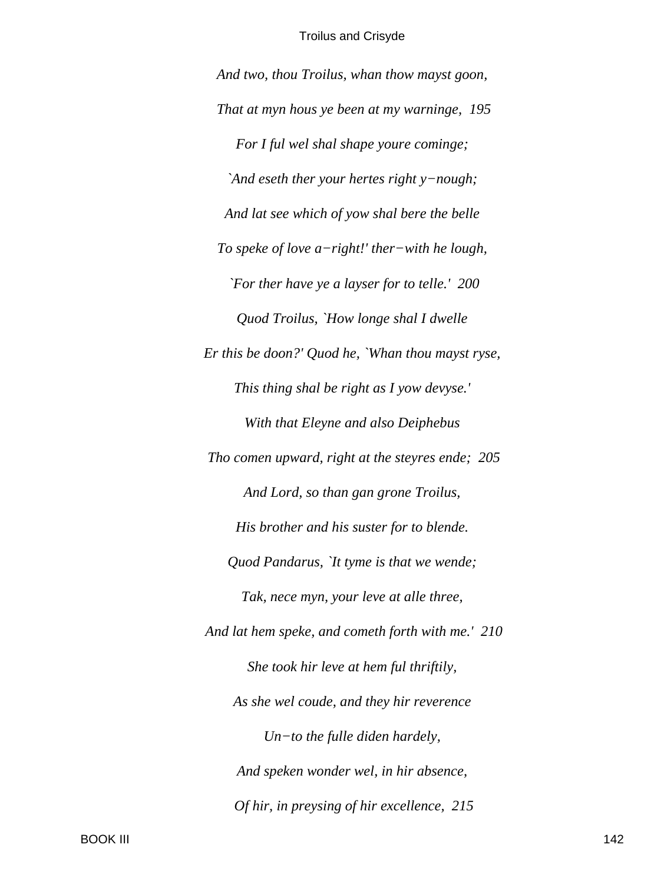*And two, thou Troilus, whan thow mayst goon,*

*That at myn hous ye been at my warninge,  195*

*For I ful wel shal shape youre cominge;*

*`And eseth ther your hertes right y−nough;*

*And lat see which of yow shal bere the belle*

*To speke of love a−right!' ther−with he lough,*

*`For ther have ye a layser for to telle.'  200*

*Quod Troilus, `How longe shal I dwelle*

*Er this be doon?' Quod he, `Whan thou mayst ryse,*

*This thing shal be right as I yow devyse.'*

*With that Eleyne and also Deiphebus*

*Tho comen upward, right at the steyres ende;  205*

*And Lord, so than gan grone Troilus,*

*His brother and his suster for to blende.*

*Quod Pandarus, `It tyme is that we wende;*

*Tak, nece myn, your leve at alle three,*

*And lat hem speke, and cometh forth with me.'  210*

*She took hir leve at hem ful thriftily,*

*As she wel coude, and they hir reverence*

*Un−to the fulle diden hardely,*

*And speken wonder wel, in hir absence,*

*Of hir, in preysing of hir excellence,  215*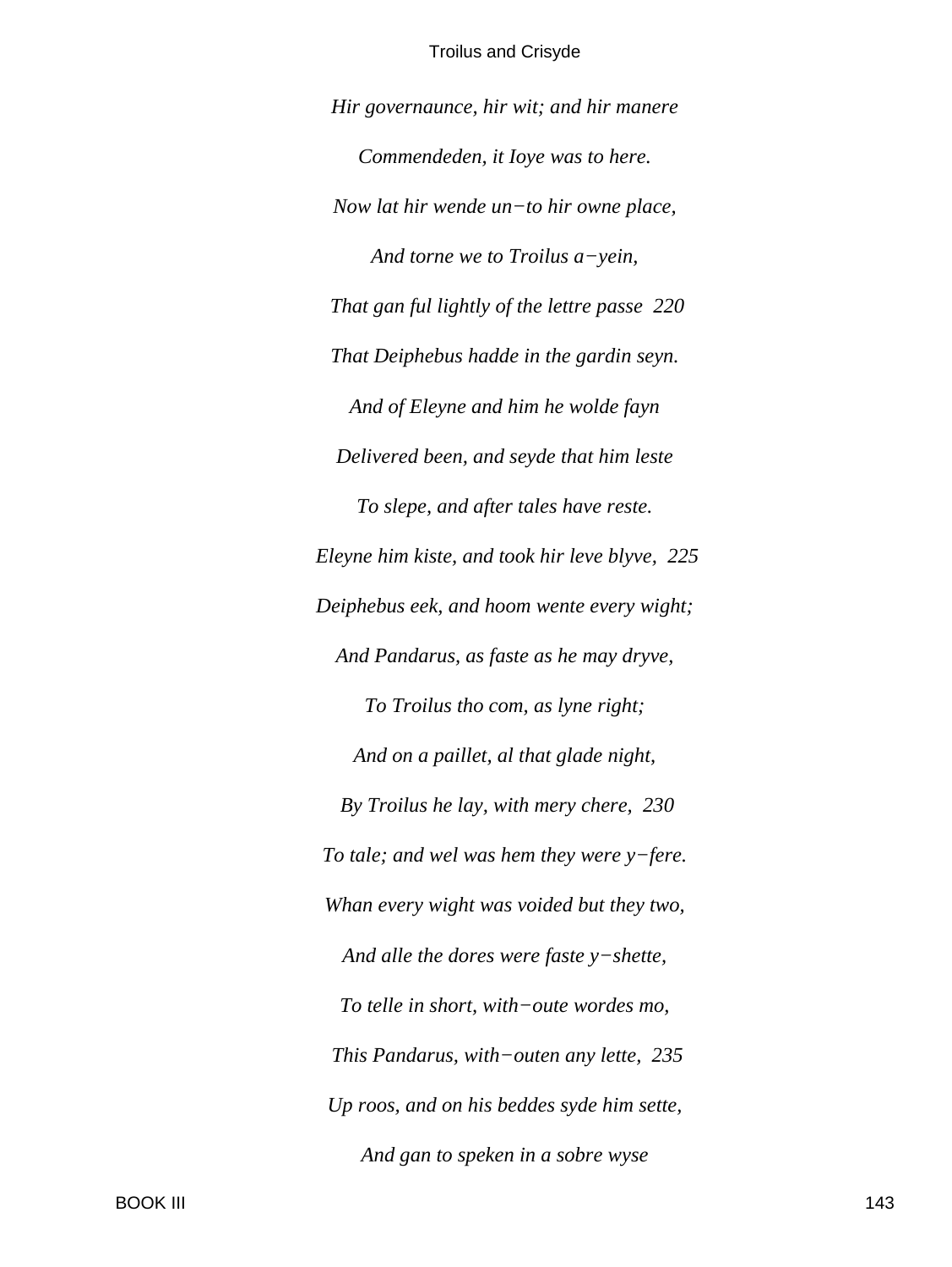*Hir governaunce, hir wit; and hir manere*

*Commendeden, it Ioye was to here.*

*Now lat hir wende un−to hir owne place,*

*And torne we to Troilus a−yein,*

*That gan ful lightly of the lettre passe 220*

*That Deiphebus hadde in the gardin seyn.*

*And of Eleyne and him he wolde fayn*

*Delivered been, and seyde that him leste*

*To slepe, and after tales have reste.*

*Eleyne him kiste, and took hir leve blyve, 225*

*Deiphebus eek, and hoom wente every wight;*

*And Pandarus, as faste as he may dryve,*

*To Troilus tho com, as lyne right;*

*And on a paillet, al that glade night,*

*By Troilus he lay, with mery chere, 230*

*To tale; and wel was hem they were y−fere.*

*Whan every wight was voided but they two,*

*And alle the dores were faste y−shette,*

*To telle in short, with−oute wordes mo,*

*This Pandarus, with−outen any lette, 235*

*Up roos, and on his beddes syde him sette,*

*And gan to speken in a sobre wyse*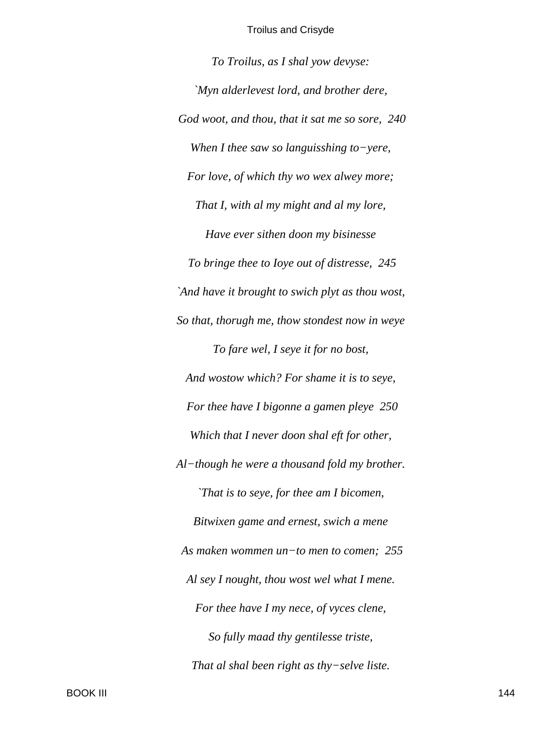*To Troilus, as I shal yow devyse:*

*`Myn alderlevest lord, and brother dere,*

*God woot, and thou, that it sat me so sore,  240*

*When I thee saw so languisshing to−yere,*

*For love, of which thy wo wex alwey more;*

*That I, with al my might and al my lore,*

*Have ever sithen doon my bisinesse*

*To bringe thee to Ioye out of distresse,  245*

*`And have it brought to swich plyt as thou wost,*

*So that, thorugh me, thow stondest now in weye*

*To fare wel, I seye it for no bost,*

*And wostow which? For shame it is to seye,*

*For thee have I bigonne a gamen pleye  250*

*Which that I never doon shal eft for other,*

*Al−though he were a thousand fold my brother.*

*`That is to seye, for thee am I bicomen,*

*Bitwixen game and ernest, swich a mene*

*As maken wommen un−to men to comen;  255*

*Al sey I nought, thou wost wel what I mene.*

*For thee have I my nece, of vyces clene,*

*So fully maad thy gentilesse triste,*

*That al shal been right as thy−selve liste.*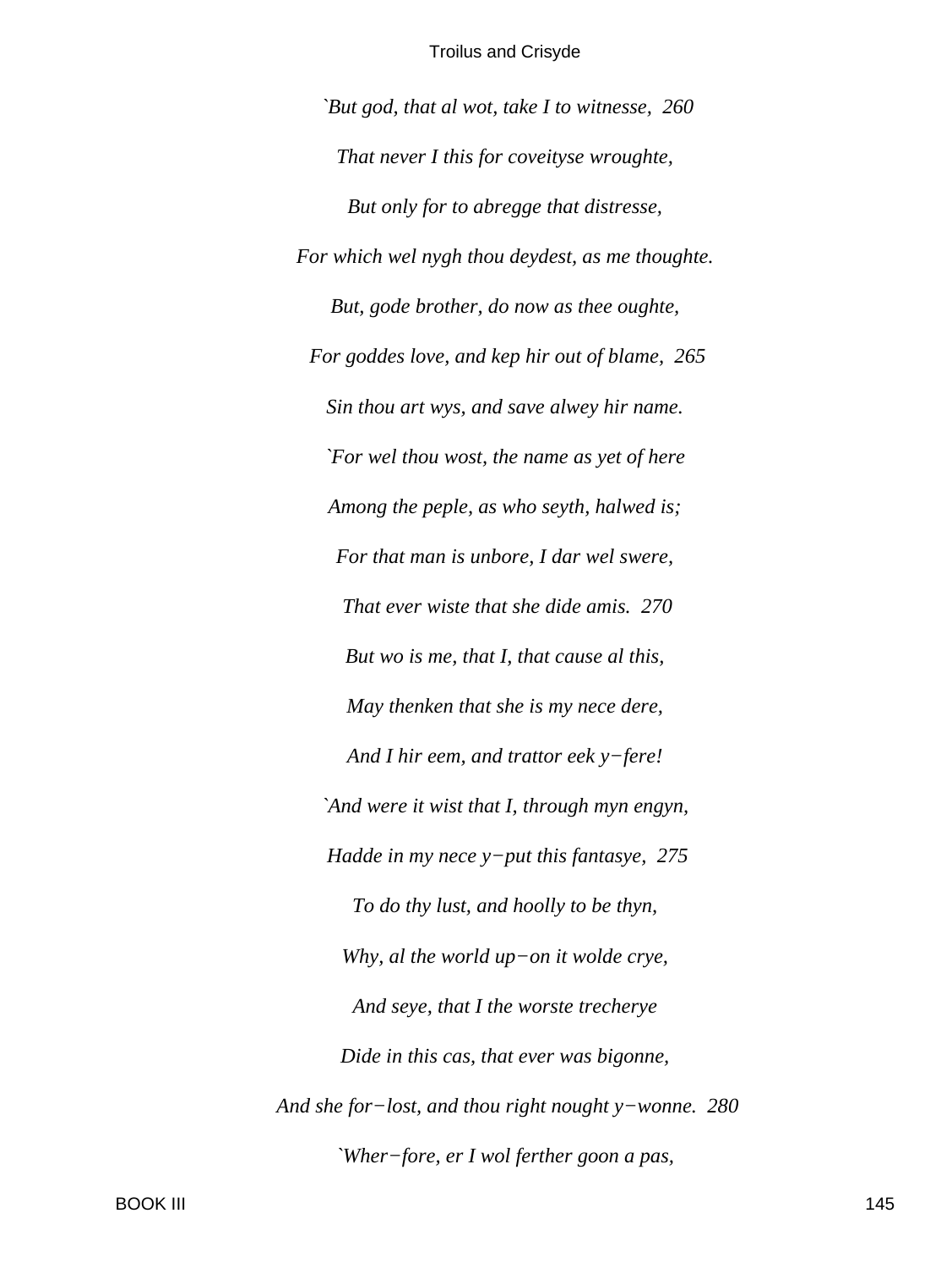*`But god, that al wot, take I to witnesse,  260*

*That never I this for coveityse wroughte,*

*But only for to abregge that distresse,*

*For which wel nygh thou deydest, as me thoughte.*

*But, gode brother, do now as thee oughte,*

*For goddes love, and kep hir out of blame,  265*

*Sin thou art wys, and save alwey hir name.*

*`For wel thou wost, the name as yet of here*

*Among the peple, as who seyth, halwed is;*

*For that man is unbore, I dar wel swere,*

*That ever wiste that she dide amis.  270*

*But wo is me, that I, that cause al this,*

*May thenken that she is my nece dere,*

*And I hir eem, and trattor eek y−fere!*

*`And were it wist that I, through myn engyn,*

*Hadde in my nece y−put this fantasye,  275*

*To do thy lust, and hoolly to be thyn,*

*Why, al the world up−on it wolde crye,*

*And seye, that I the worste trecherye*

*Dide in this cas, that ever was bigonne,*

*And she for−lost, and thou right nought y−wonne.  280*

*`Wher−fore, er I wol ferther goon a pas,*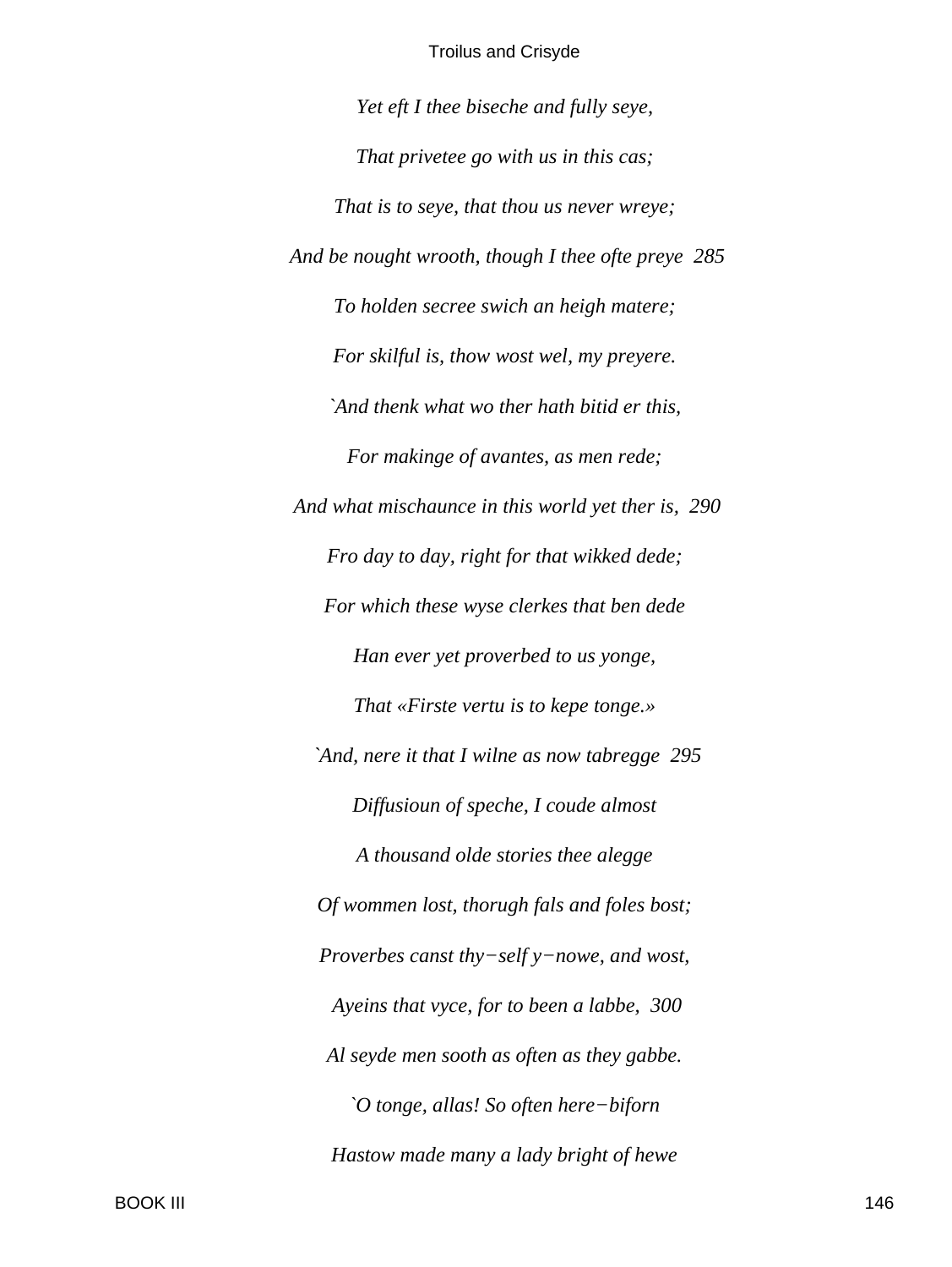*Yet eft I thee biseche and fully seye,*

*That privetee go with us in this cas;*

*That is to seye, that thou us never wreye;*

*And be nought wrooth, though I thee ofte preye  285*

*To holden secree swich an heigh matere;*

*For skilful is, thow wost wel, my preyere.*

*`And thenk what wo ther hath bitid er this,*

*For makinge of avantes, as men rede;*

*And what mischaunce in this world yet ther is,  290*

*Fro day to day, right for that wikked dede;*

*For which these wyse clerkes that ben dede*

*Han ever yet proverbed to us yonge,*

*That «Firste vertu is to kepe tonge.»*

*`And, nere it that I wilne as now tabregge  295*

*Diffusioun of speche, I coude almost*

*A thousand olde stories thee alegge*

*Of wommen lost, thorugh fals and foles bost;*

*Proverbes canst thy−self y−nowe, and wost,*

*Ayeins that vyce, for to been a labbe,  300*

*Al seyde men sooth as often as they gabbe.*

*`O tonge, allas! So often here−biforn*

*Hastow made many a lady bright of hewe*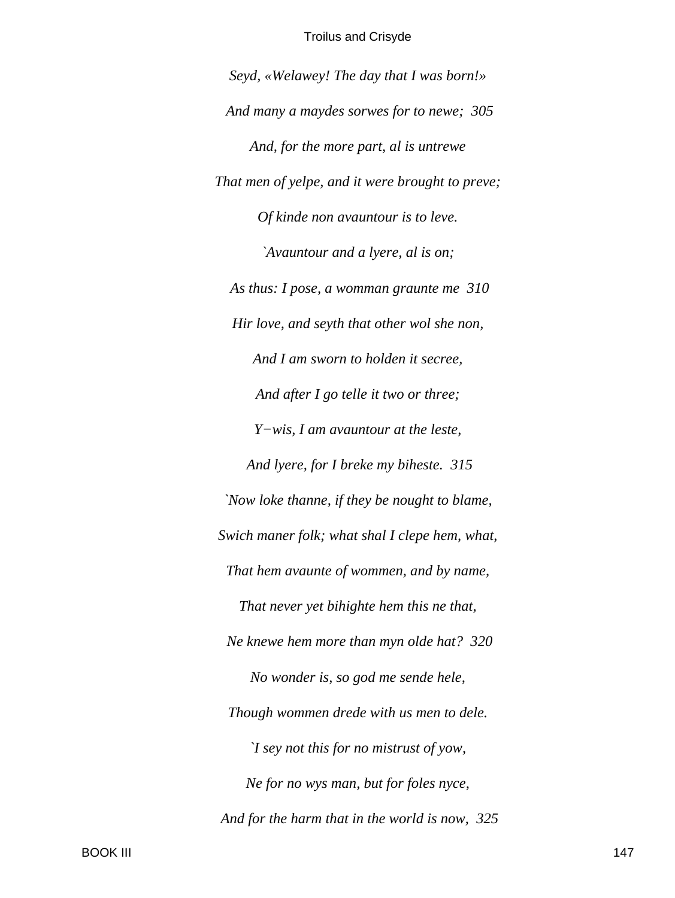*Seyd, «Welawey! The day that I was born!»*

*And many a maydes sorwes for to newe; 305*

*And, for the more part, al is untrewe*

*That men of yelpe, and it were brought to preve;*

*Of kinde non avauntour is to leve.*

*`Avauntour and a lyere, al is on;*

*As thus: I pose, a womman graunte me 310*

*Hir love, and seyth that other wol she non,*

*And I am sworn to holden it secree,*

*And after I go telle it two or three;*

*Y−wis, I am avauntour at the leste,*

*And lyere, for I breke my biheste. 315*

*`Now loke thanne, if they be nought to blame,*

*Swich maner folk; what shal I clepe hem, what,*

*That hem avaunte of wommen, and by name,*

*That never yet bihighte hem this ne that,*

*Ne knewe hem more than myn olde hat? 320*

*No wonder is, so god me sende hele,*

*Though wommen drede with us men to dele.*

*`I sey not this for no mistrust of yow,*

*Ne for no wys man, but for foles nyce,*

*And for the harm that in the world is now, 325*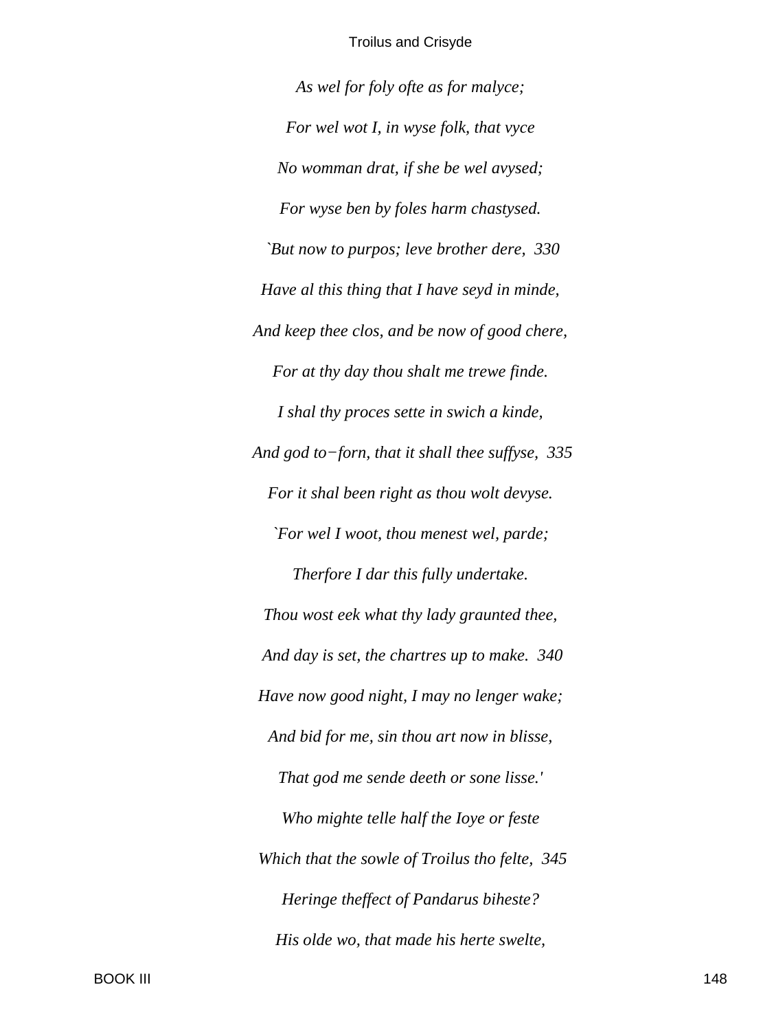*As wel for foly ofte as for malyce;*

*For wel wot I, in wyse folk, that vyce*

*No womman drat, if she be wel avysed;*

*For wyse ben by foles harm chastysed.*

*`But now to purpos; leve brother dere, 330*

*Have al this thing that I have seyd in minde,*

*And keep thee clos, and be now of good chere,*

*For at thy day thou shalt me trewe finde.*

*I shal thy proces sette in swich a kinde,*

*And god to−forn, that it shall thee suffyse, 335*

*For it shal been right as thou wolt devyse.*

*`For wel I woot, thou menest wel, parde;*

*Therfore I dar this fully undertake.*

*Thou wost eek what thy lady graunted thee,*

*And day is set, the chartres up to make. 340*

*Have now good night, I may no lenger wake;*

*And bid for me, sin thou art now in blisse,*

*That god me sende deeth or sone lisse.'*

*Who mighte telle half the Ioye or feste*

*Which that the sowle of Troilus tho felte, 345*

*Heringe theffect of Pandarus biheste?*

*His olde wo, that made his herte swelte,*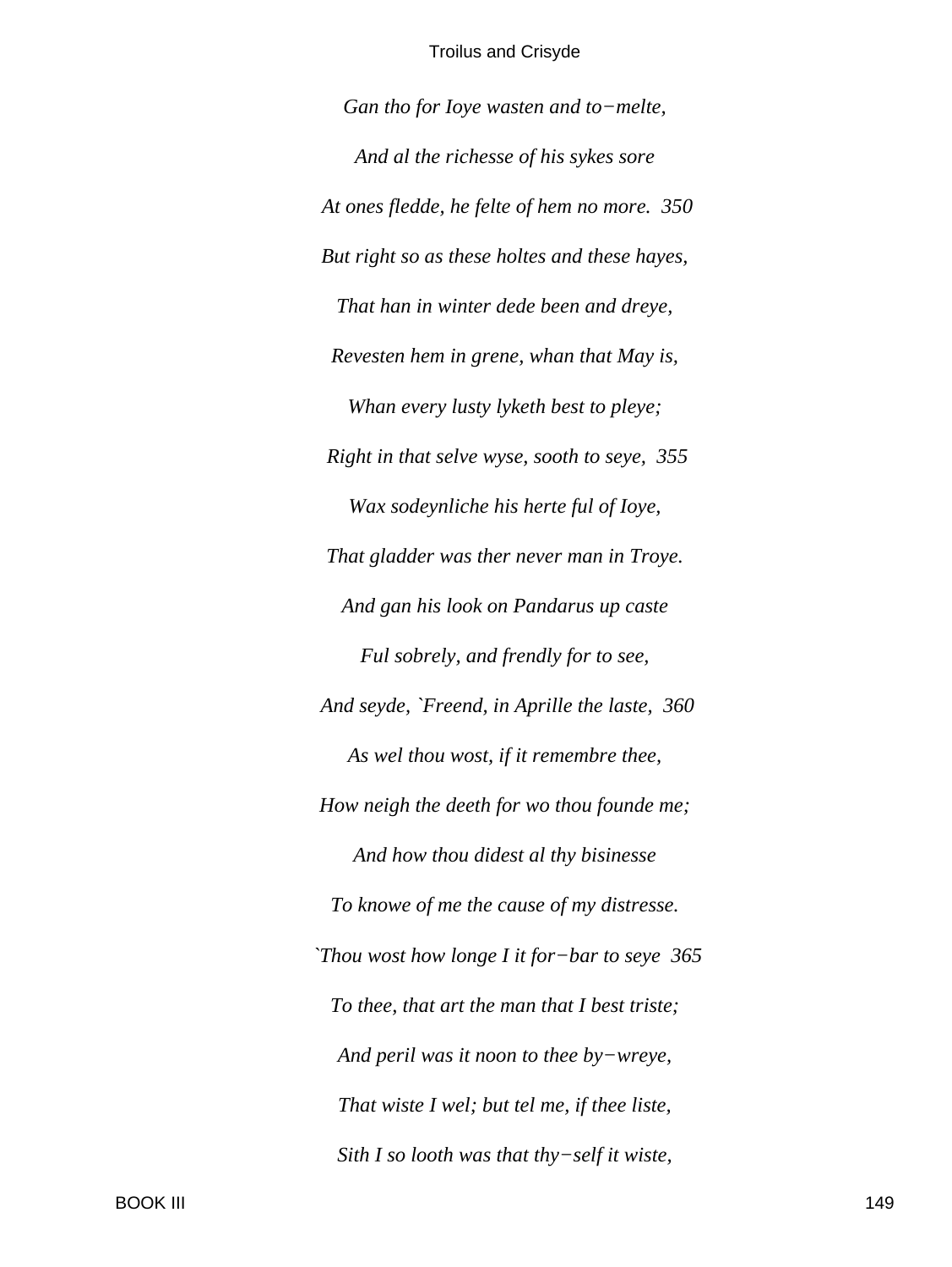*Gan tho for Ioye wasten and to−melte,*

*And al the richesse of his sykes sore*

*At ones fledde, he felte of hem no more. 350*

*But right so as these holtes and these hayes,*

*That han in winter dede been and dreye,*

*Revesten hem in grene, whan that May is,*

*Whan every lusty lyketh best to pleye;*

*Right in that selve wyse, sooth to seye, 355*

*Wax sodeynliche his herte ful of Ioye,*

*That gladder was ther never man in Troye.*

*And gan his look on Pandarus up caste*

*Ful sobrely, and frendly for to see,*

*And seyde, `Freend, in Aprille the laste, 360*

*As wel thou wost, if it remembre thee,*

*How neigh the deeth for wo thou founde me;*

*And how thou didest al thy bisinesse*

*To knowe of me the cause of my distresse.*

*`Thou wost how longe I it for−bar to seye 365*

*To thee, that art the man that I best triste;*

*And peril was it noon to thee by−wreye,*

*That wiste I wel; but tel me, if thee liste,*

*Sith I so looth was that thy−self it wiste,*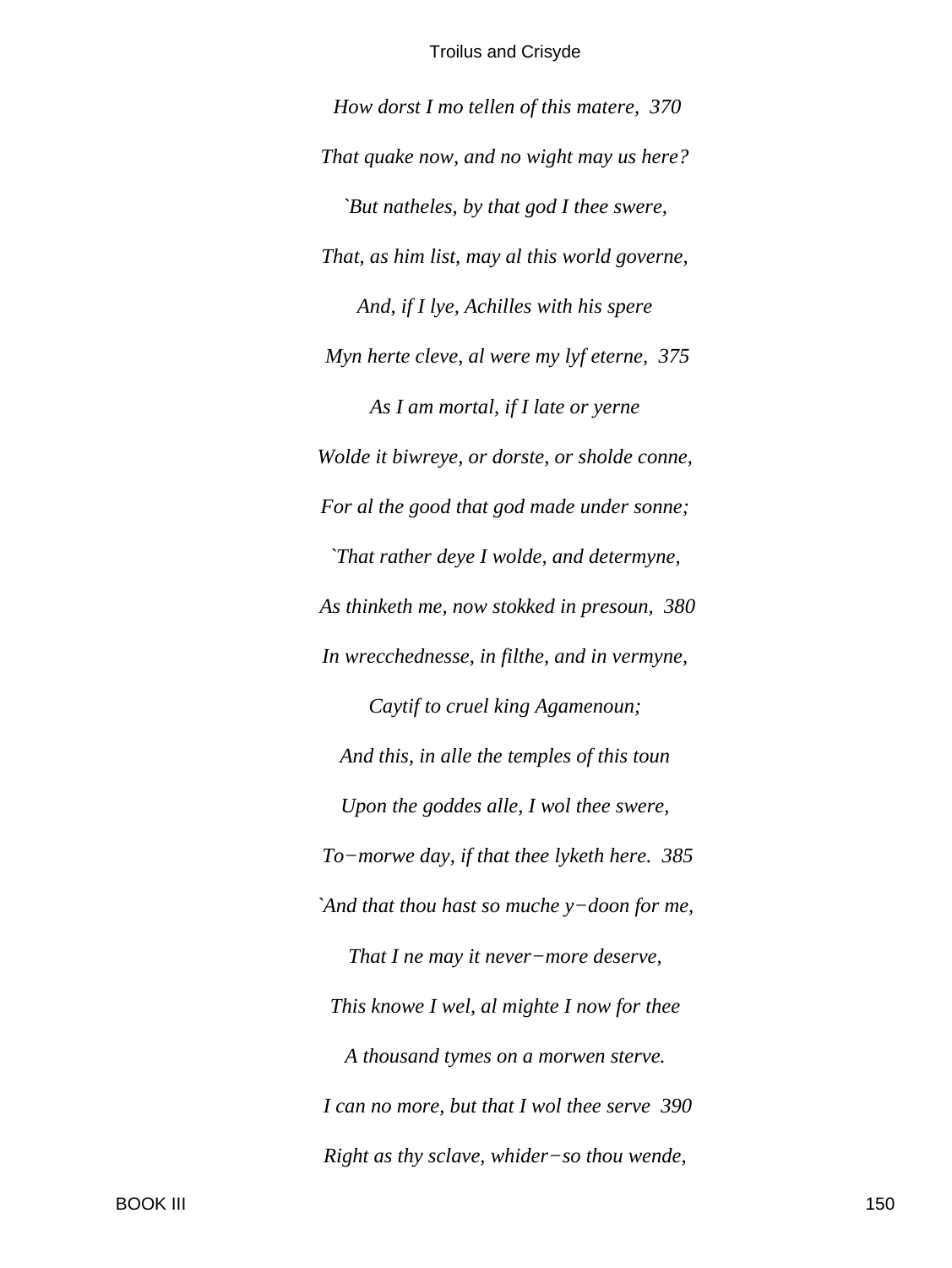*How dorst I mo tellen of this matere,  370*

*That quake now, and no wight may us here?*

*`But natheles, by that god I thee swere,*

*That, as him list, may al this world governe,*

*And, if I lye, Achilles with his spere*

*Myn herte cleve, al were my lyf eterne,  375*

*As I am mortal, if I late or yerne*

*Wolde it biwreye, or dorste, or sholde conne,*

*For al the good that god made under sonne;*

*`That rather deye I wolde, and determyne,*

*As thinketh me, now stokked in presoun,  380*

*In wrecchednesse, in filthe, and in vermyne,*

*Caytif to cruel king Agamenoun;*

*And this, in alle the temples of this toun*

*Upon the goddes alle, I wol thee swere,*

*To−morwe day, if that thee lyketh here.  385*

*`And that thou hast so muche y−doon for me,*

*That I ne may it never−more deserve,*

*This knowe I wel, al mighte I now for thee*

*A thousand tymes on a morwen sterve.*

*I can no more, but that I wol thee serve  390*

*Right as thy sclave, whider−so thou wende,*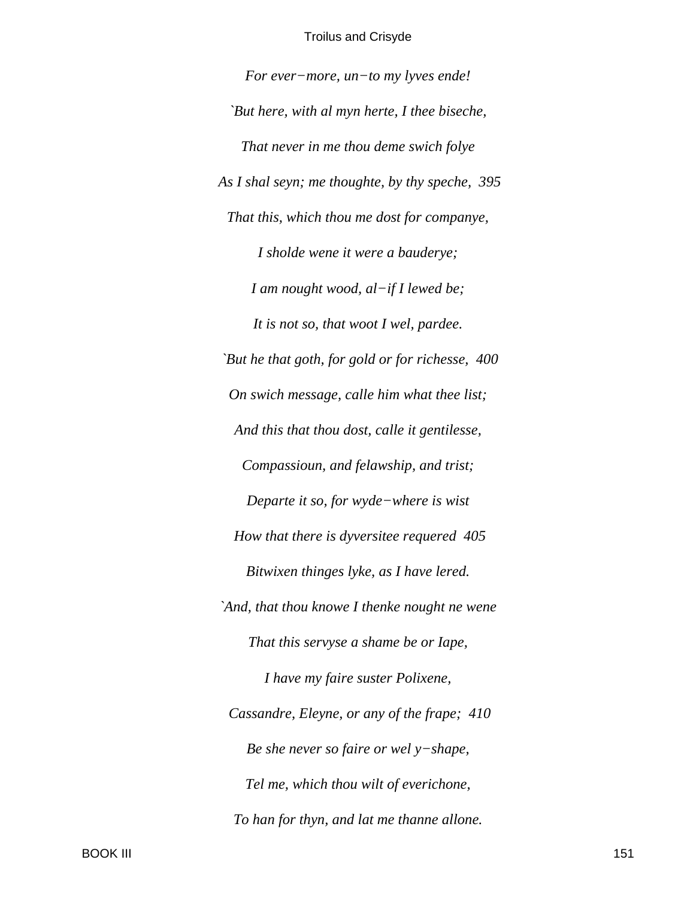*For ever−more, un−to my lyves ende!*

*`But here, with al myn herte, I thee biseche,*

*That never in me thou deme swich folye*

*As I shal seyn; me thoughte, by thy speche, 395*

*That this, which thou me dost for companye,*

*I sholde wene it were a bauderye;*

*I am nought wood, al−if I lewed be;*

*It is not so, that woot I wel, pardee.*

*`But he that goth, for gold or for richesse, 400*

*On swich message, calle him what thee list;*

*And this that thou dost, calle it gentilesse,*

*Compassioun, and felawship, and trist;*

*Departe it so, for wyde−where is wist*

*How that there is dyversitee requered 405*

*Bitwixen thinges lyke, as I have lered.*

*`And, that thou knowe I thenke nought ne wene*

*That this servyse a shame be or Iape,*

*I have my faire suster Polixene,*

*Cassandre, Eleyne, or any of the frape; 410*

*Be she never so faire or wel y−shape,*

*Tel me, which thou wilt of everichone,*

*To han for thyn, and lat me thanne allone.*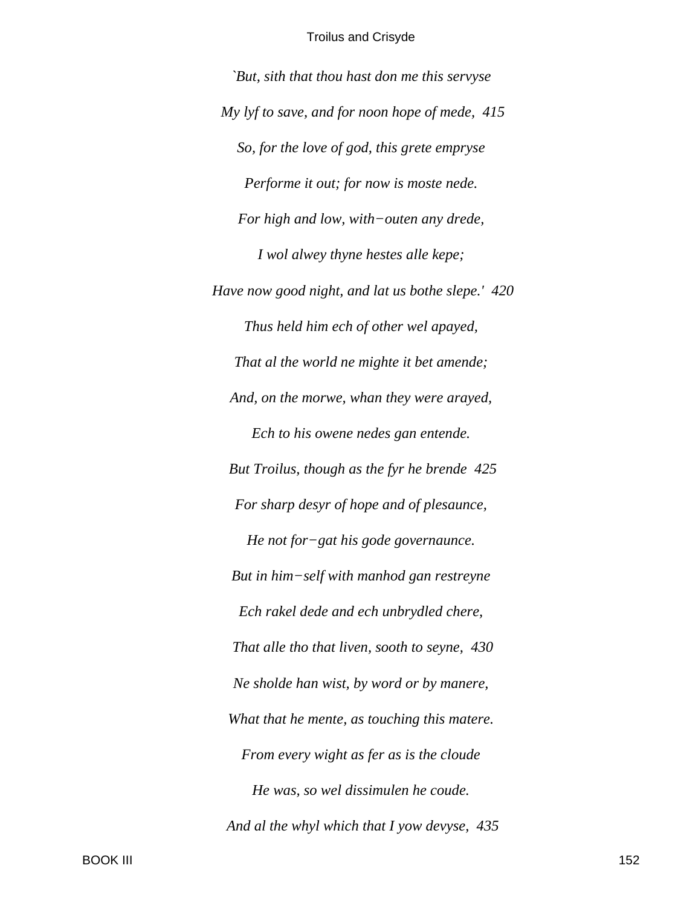*`But, sith that thou hast don me this servyse*

*My lyf to save, and for noon hope of mede,  415*

*So, for the love of god, this grete empryse*

*Performe it out; for now is moste nede.*

*For high and low, with−outen any drede,*

*I wol alwey thyne hestes alle kepe;*

*Have now good night, and lat us bothe slepe.'  420*

*Thus held him ech of other wel apayed,*

*That al the world ne mighte it bet amende;*

*And, on the morwe, whan they were arayed,*

*Ech to his owene nedes gan entende.*

*But Troilus, though as the fyr he brende  425*

*For sharp desyr of hope and of plesaunce,*

*He not for−gat his gode governaunce.*

*But in him−self with manhod gan restreyne*

*Ech rakel dede and ech unbrydled chere,*

*That alle tho that liven, sooth to seyne,  430*

*Ne sholde han wist, by word or by manere,*

*What that he mente, as touching this matere.*

*From every wight as fer as is the cloude*

*He was, so wel dissimulen he coude.*

*And al the whyl which that I yow devyse,  435*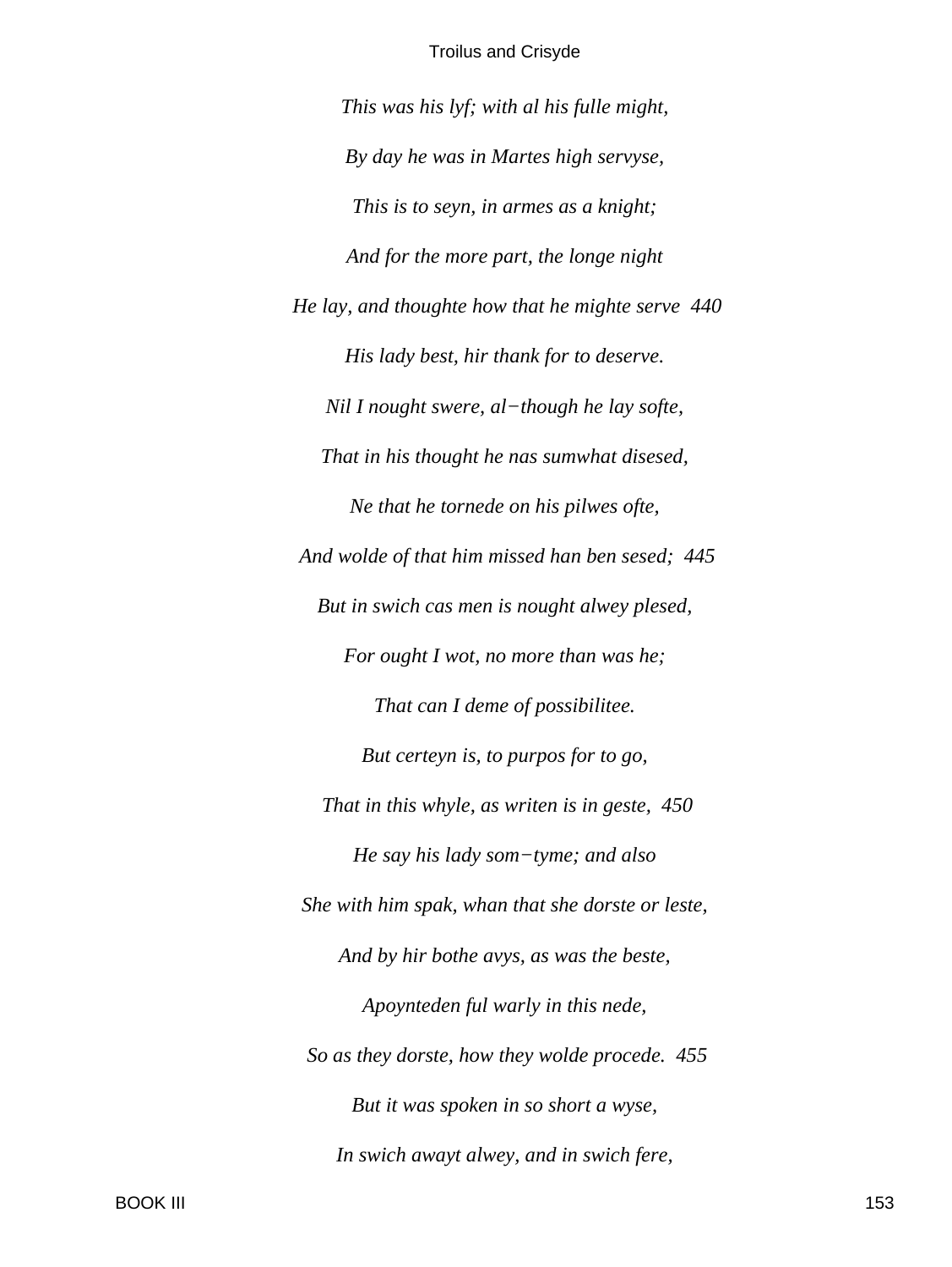*This was his lyf; with al his fulle might,*

*By day he was in Martes high servyse,*

*This is to seyn, in armes as a knight;*

*And for the more part, the longe night*

*He lay, and thoughte how that he mighte serve  440*

*His lady best, hir thank for to deserve.*

*Nil I nought swere, al−though he lay softe,*

*That in his thought he nas sumwhat disesed,*

*Ne that he tornede on his pilwes ofte,*

*And wolde of that him missed han ben sesed;  445*

*But in swich cas men is nought alwey plesed,*

*For ought I wot, no more than was he;*

*That can I deme of possibilitee.*

*But certeyn is, to purpos for to go,*

*That in this whyle, as writen is in geste,  450*

*He say his lady som−tyme; and also*

*She with him spak, whan that she dorste or leste,*

*And by hir bothe avys, as was the beste,*

*Apoynteden ful warly in this nede,*

*So as they dorste, how they wolde procede.  455*

*But it was spoken in so short a wyse,*

*In swich awayt alwey, and in swich fere,*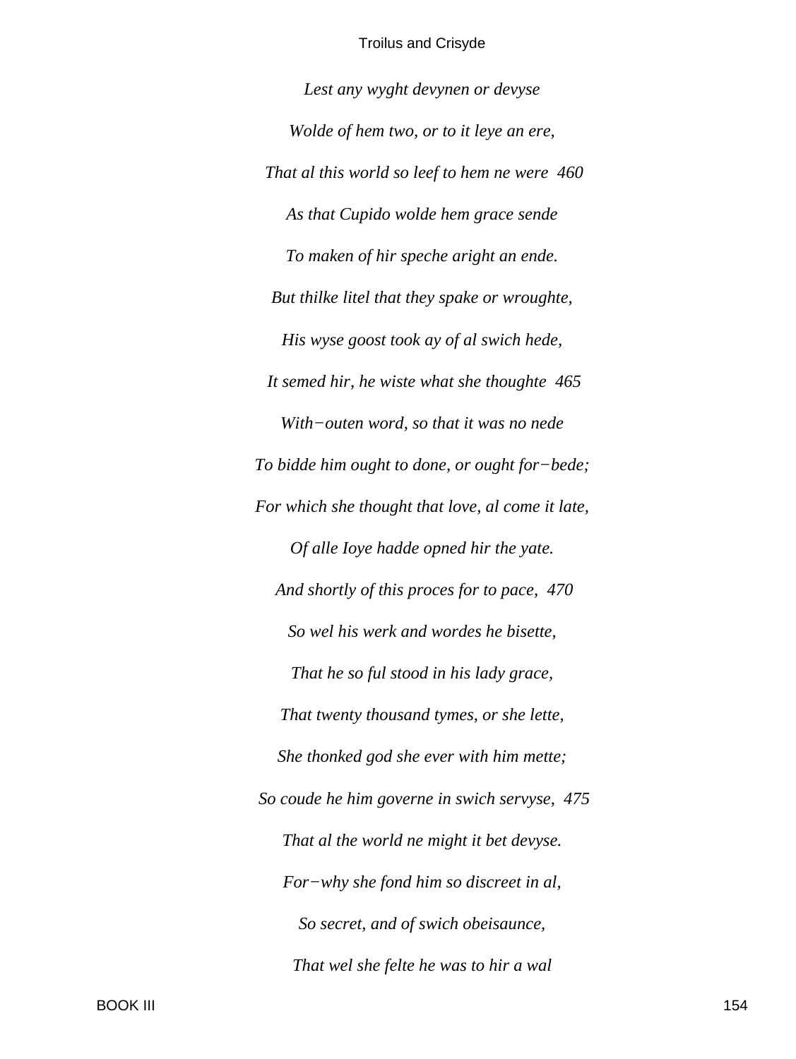*Lest any wyght devynen or devyse*

*Wolde of hem two, or to it leye an ere,*

*That al this world so leef to hem ne were  460*

*As that Cupido wolde hem grace sende*

*To maken of hir speche aright an ende.*

*But thilke litel that they spake or wroughte,*

*His wyse goost took ay of al swich hede,*

*It semed hir, he wiste what she thoughte  465*

*With−outen word, so that it was no nede*

*To bidde him ought to done, or ought for−bede;*

*For which she thought that love, al come it late,*

*Of alle Ioye hadde opned hir the yate.*

*And shortly of this proces for to pace,  470*

*So wel his werk and wordes he bisette,*

*That he so ful stood in his lady grace,*

*That twenty thousand tymes, or she lette,*

*She thonked god she ever with him mette;*

*So coude he him governe in swich servyse,  475*

*That al the world ne might it bet devyse.*

*For−why she fond him so discreet in al,*

*So secret, and of swich obeisaunce,*

*That wel she felte he was to hir a wal*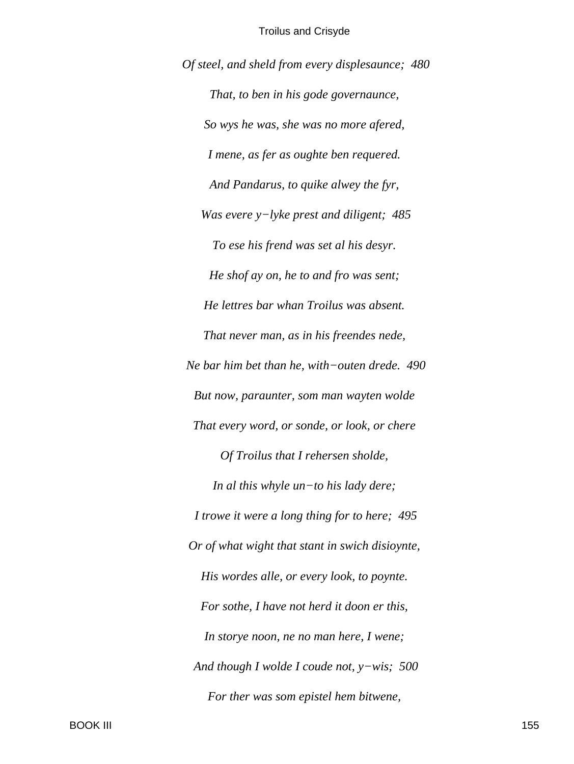*Of steel, and sheld from every displesaunce;  480*

*That, to ben in his gode governaunce,*

*So wys he was, she was no more afered,*

*I mene, as fer as oughte ben requered.*

*And Pandarus, to quike alwey the fyr,*

*Was evere y−lyke prest and diligent;  485*

*To ese his frend was set al his desyr.*

*He shof ay on, he to and fro was sent;*

*He lettres bar whan Troilus was absent.*

*That never man, as in his freendes nede,*

*Ne bar him bet than he, with−outen drede.  490*

*But now, paraunter, som man wayten wolde*

*That every word, or sonde, or look, or chere*

*Of Troilus that I rehersen sholde,*

*In al this whyle un−to his lady dere;*

*I trowe it were a long thing for to here;  495*

*Or of what wight that stant in swich disioynte,*

*His wordes alle, or every look, to poynte.*

*For sothe, I have not herd it doon er this,*

*In storye noon, ne no man here, I wene;*

*And though I wolde I coude not, y−wis;  500*

*For ther was som epistel hem bitwene,*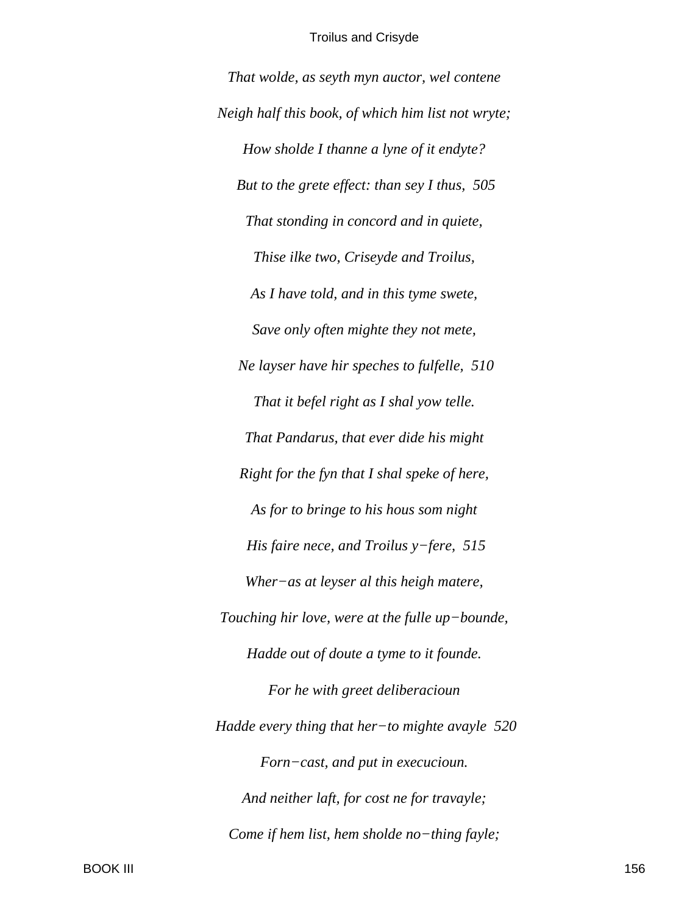*That wolde, as seyth myn auctor, wel contene*

*Neigh half this book, of which him list not wryte;*

*How sholde I thanne a lyne of it endyte?*

*But to the grete effect: than sey I thus, 505*

*That stonding in concord and in quiete,*

*Thise ilke two, Criseyde and Troilus,*

*As I have told, and in this tyme swete,*

*Save only often mighte they not mete,*

*Ne layser have hir speches to fulfelle, 510*

*That it befel right as I shal yow telle.*

*That Pandarus, that ever dide his might*

*Right for the fyn that I shal speke of here,*

*As for to bringe to his hous som night*

*His faire nece, and Troilus y−fere, 515*

*Wher−as at leyser al this heigh matere,*

*Touching hir love, were at the fulle up−bounde,*

*Hadde out of doute a tyme to it founde.*

*For he with greet deliberacioun*

*Hadde every thing that her−to mighte avayle 520*

*Forn−cast, and put in execucioun.*

*And neither laft, for cost ne for travayle;*

*Come if hem list, hem sholde no−thing fayle;*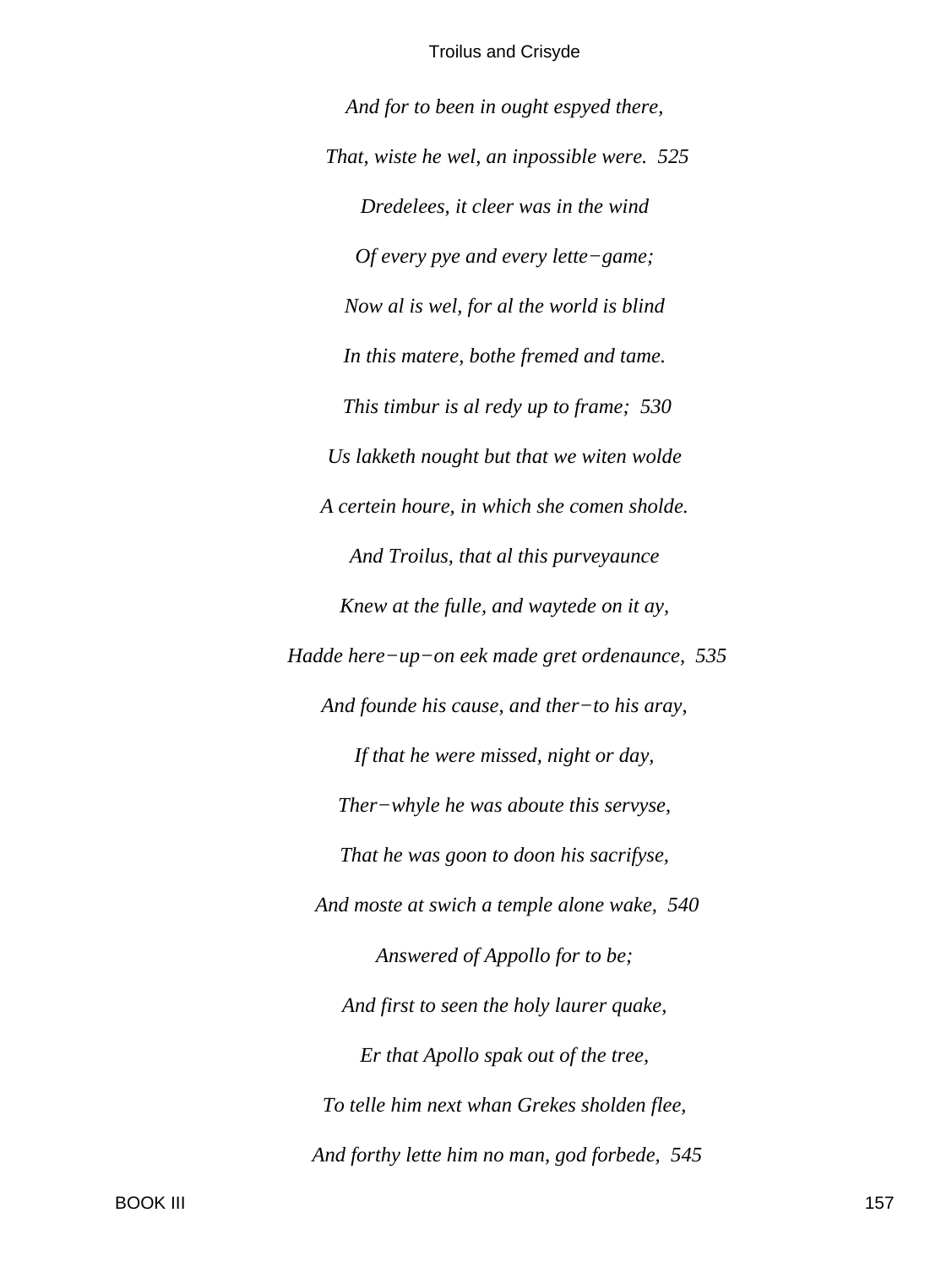*And for to been in ought espyed there,*

*That, wiste he wel, an inpossible were.  525*

*Dredelees, it cleer was in the wind*

*Of every pye and every lette−game;*

*Now al is wel, for al the world is blind*

*In this matere, bothe fremed and tame.*

*This timbur is al redy up to frame;  530*

*Us lakketh nought but that we witen wolde*

*A certein houre, in which she comen sholde.*

*And Troilus, that al this purveyaunce*

*Knew at the fulle, and waytede on it ay,*

*Hadde here−up−on eek made gret ordenaunce,  535*

*And founde his cause, and ther−to his aray,*

*If that he were missed, night or day,*

*Ther−whyle he was aboute this servyse,*

*That he was goon to doon his sacrifyse,*

*And moste at swich a temple alone wake,  540*

*Answered of Appollo for to be;*

*And first to seen the holy laurer quake,*

*Er that Apollo spak out of the tree,*

*To telle him next whan Grekes sholden flee,*

*And forthy lette him no man, god forbede,  545*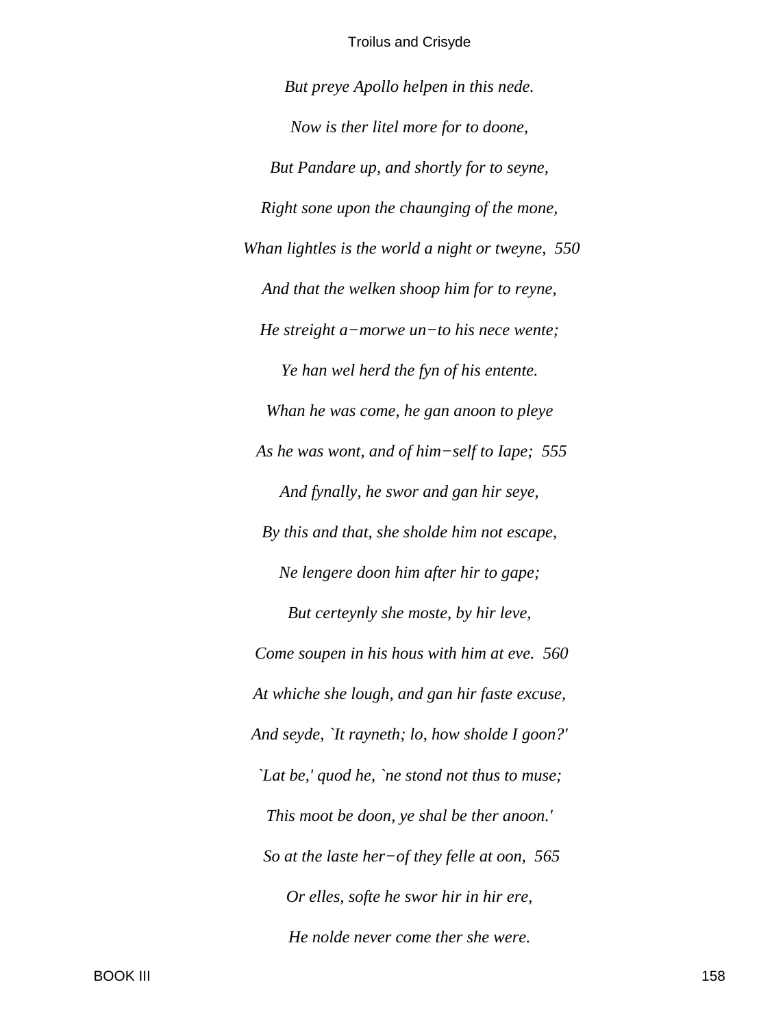*But preye Apollo helpen in this nede.*

*Now is ther litel more for to doone,*

*But Pandare up, and shortly for to seyne,*

*Right sone upon the chaunging of the mone,*

*Whan lightles is the world a night or tweyne, 550*

*And that the welken shoop him for to reyne,*

*He streight a−morwe un−to his nece wente;*

*Ye han wel herd the fyn of his entente.*

*Whan he was come, he gan anoon to pleye*

*As he was wont, and of him−self to Iape; 555*

*And fynally, he swor and gan hir seye,*

*By this and that, she sholde him not escape,*

*Ne lengere doon him after hir to gape;*

*But certeynly she moste, by hir leve,*

*Come soupen in his hous with him at eve. 560*

*At whiche she lough, and gan hir faste excuse,*

*And seyde, `It rayneth; lo, how sholde I goon?'*

*`Lat be,' quod he, `ne stond not thus to muse;*

*This moot be doon, ye shal be ther anoon.'*

*So at the laste her−of they felle at oon, 565*

*Or elles, softe he swor hir in hir ere,*

*He nolde never come ther she were.*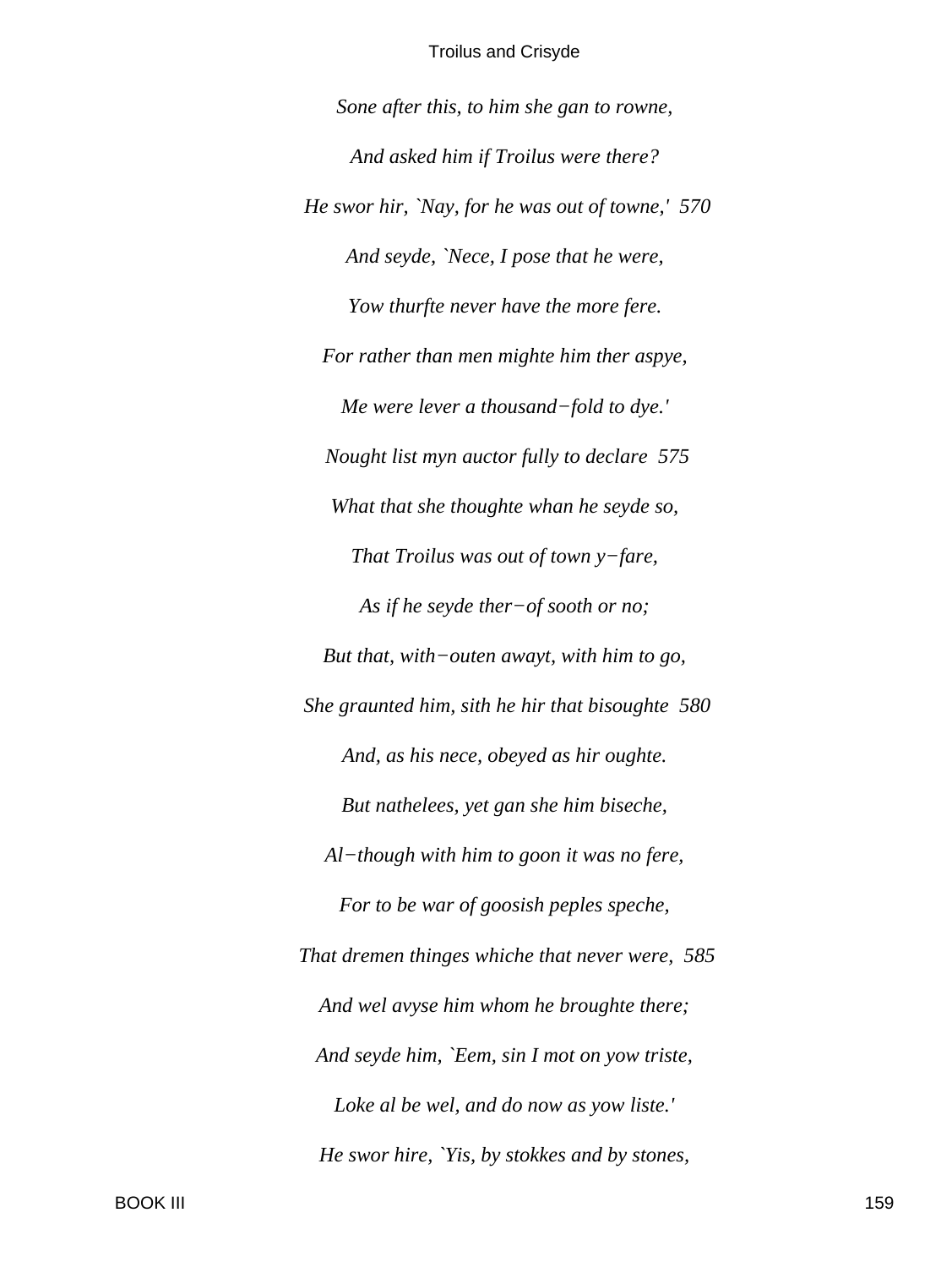*Sone after this, to him she gan to rowne,*

*And asked him if Troilus were there?*

*He swor hir, `Nay, for he was out of towne,'  570*

*And seyde, `Nece, I pose that he were,*

*Yow thurfte never have the more fere.*

*For rather than men mighte him ther aspye,*

*Me were lever a thousand−fold to dye.'*

*Nought list myn auctor fully to declare  575*

*What that she thoughte whan he seyde so,*

*That Troilus was out of town y−fare,*

*As if he seyde ther−of sooth or no;*

*But that, with−outen awayt, with him to go,*

*She graunted him, sith he hir that bisoughte  580*

*And, as his nece, obeyed as hir oughte.*

*But nathelees, yet gan she him biseche,*

*Al−though with him to goon it was no fere,*

*For to be war of goosish peples speche,*

*That dremen thinges whiche that never were,  585*

*And wel avyse him whom he broughte there;*

*And seyde him, `Eem, sin I mot on yow triste,*

*Loke al be wel, and do now as yow liste.'*

*He swor hire, `Yis, by stokkes and by stones,*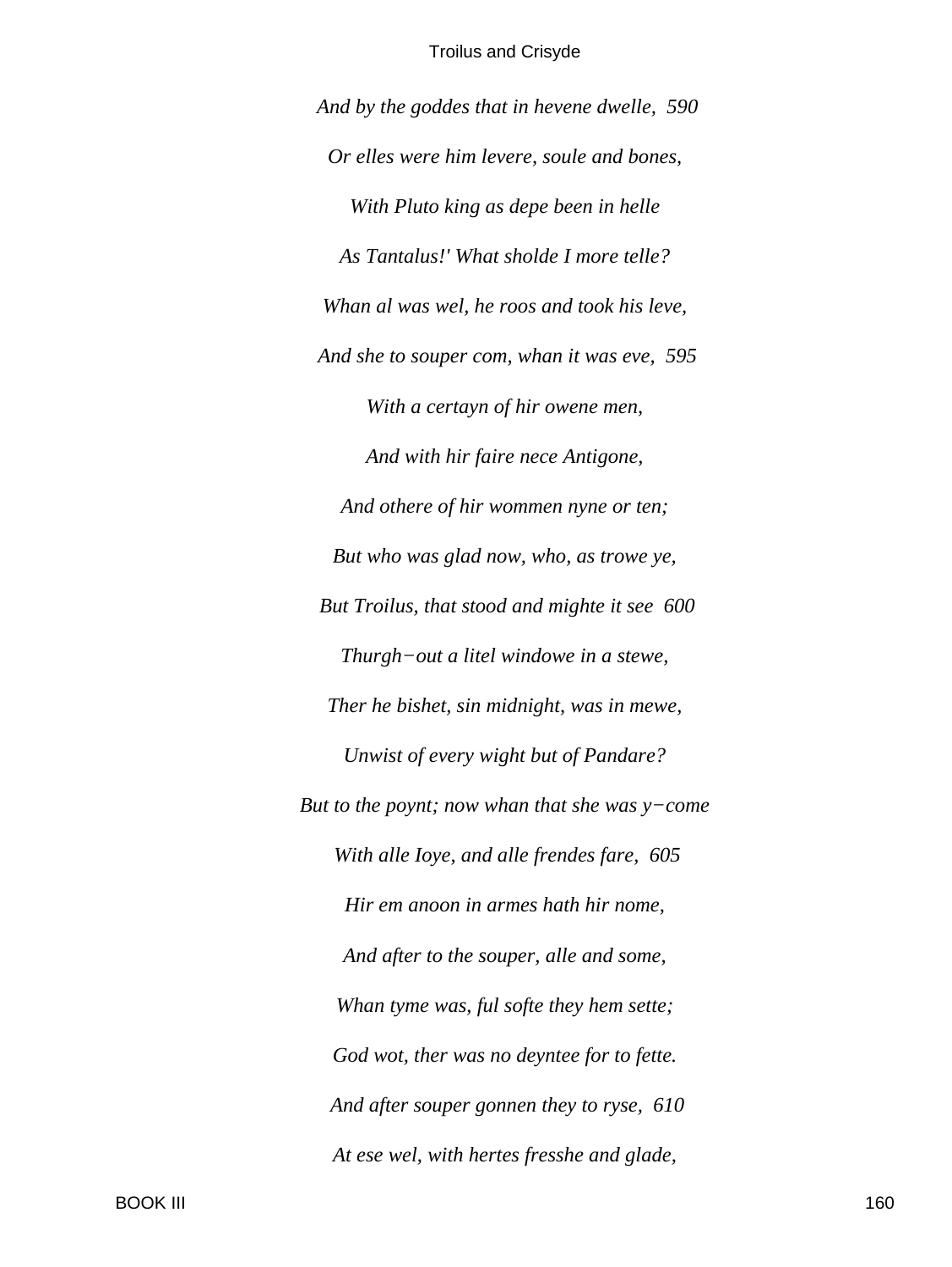*And by the goddes that in hevene dwelle, 590*

*Or elles were him levere, soule and bones,*

*With Pluto king as depe been in helle*

*As Tantalus!' What sholde I more telle?*

*Whan al was wel, he roos and took his leve,*

*And she to souper com, whan it was eve, 595*

*With a certayn of hir owene men,*

*And with hir faire nece Antigone,*

*And othere of hir wommen nyne or ten;*

*But who was glad now, who, as trowe ye,*

*But Troilus, that stood and mighte it see 600*

*Thurgh−out a litel windowe in a stewe,*

*Ther he bishet, sin midnight, was in mewe,*

*Unwist of every wight but of Pandare?*

*But to the poynt; now whan that she was y−come*

*With alle Ioye, and alle frendes fare, 605*

*Hir em anoon in armes hath hir nome,*

*And after to the souper, alle and some,*

*Whan tyme was, ful softe they hem sette;*

*God wot, ther was no deyntee for to fette.*

*And after souper gonnen they to ryse, 610*

*At ese wel, with hertes fresshe and glade,*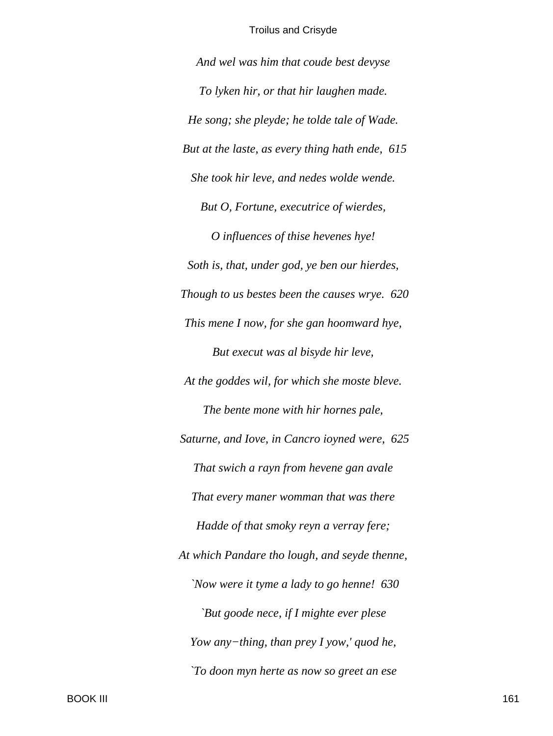*And wel was him that coude best devyse*

*To lyken hir, or that hir laughen made.*

*He song; she pleyde; he tolde tale of Wade.*

*But at the laste, as every thing hath ende,  615*

*She took hir leve, and nedes wolde wende.*

*But O, Fortune, executrice of wierdes,*

*O influences of thise hevenes hye!*

*Soth is, that, under god, ye ben our hierdes,*

*Though to us bestes been the causes wrye.  620*

*This mene I now, for she gan hoomward hye,*

*But execut was al bisyde hir leve,*

*At the goddes wil, for which she moste bleve.*

*The bente mone with hir hornes pale,*

*Saturne, and Iove, in Cancro ioyned were,  625*

*That swich a rayn from hevene gan avale*

*That every maner womman that was there*

*Hadde of that smoky reyn a verray fere;*

*At which Pandare tho lough, and seyde thenne,*

*`Now were it tyme a lady to go henne!  630*

*`But goode nece, if I mighte ever plese*

*Yow any−thing, than prey I yow,' quod he,*

*`To doon myn herte as now so greet an ese*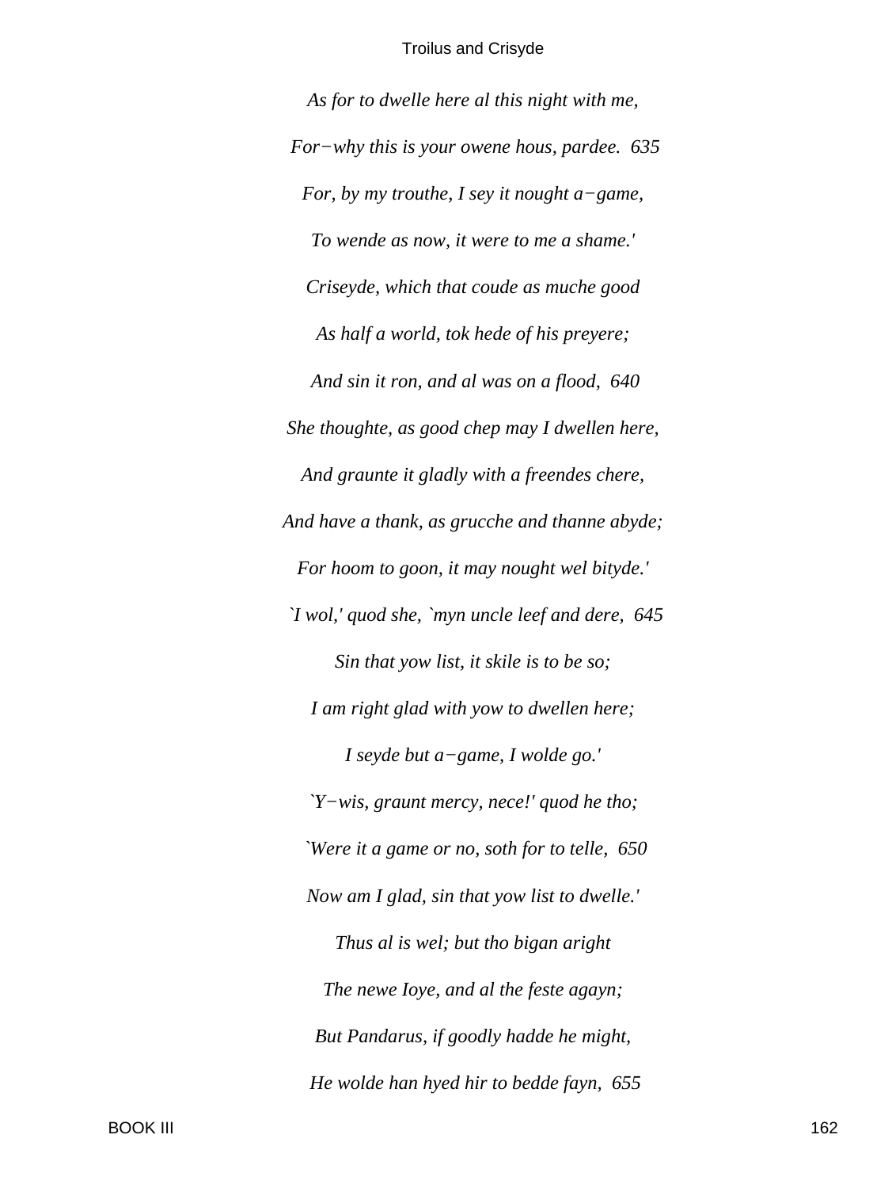*As for to dwelle here al this night with me,*

*For−why this is your owene hous, pardee. 635*

*For, by my trouthe, I sey it nought a−game,*

*To wende as now, it were to me a shame.'*

*Criseyde, which that coude as muche good*

*As half a world, tok hede of his preyere;*

*And sin it ron, and al was on a flood, 640*

*She thoughte, as good chep may I dwellen here,*

*And graunte it gladly with a freendes chere,*

*And have a thank, as grucche and thanne abyde;*

*For hoom to goon, it may nought wel bityde.'*

*`I wol,' quod she, `myn uncle leef and dere, 645*

*Sin that yow list, it skile is to be so;*

*I am right glad with yow to dwellen here;*

*I seyde but a−game, I wolde go.'*

*`Y−wis, graunt mercy, nece!' quod he tho;*

*`Were it a game or no, soth for to telle, 650*

*Now am I glad, sin that yow list to dwelle.'*

*Thus al is wel; but tho bigan aright*

*The newe Ioye, and al the feste agayn;*

*But Pandarus, if goodly hadde he might,*

*He wolde han hyed hir to bedde fayn, 655*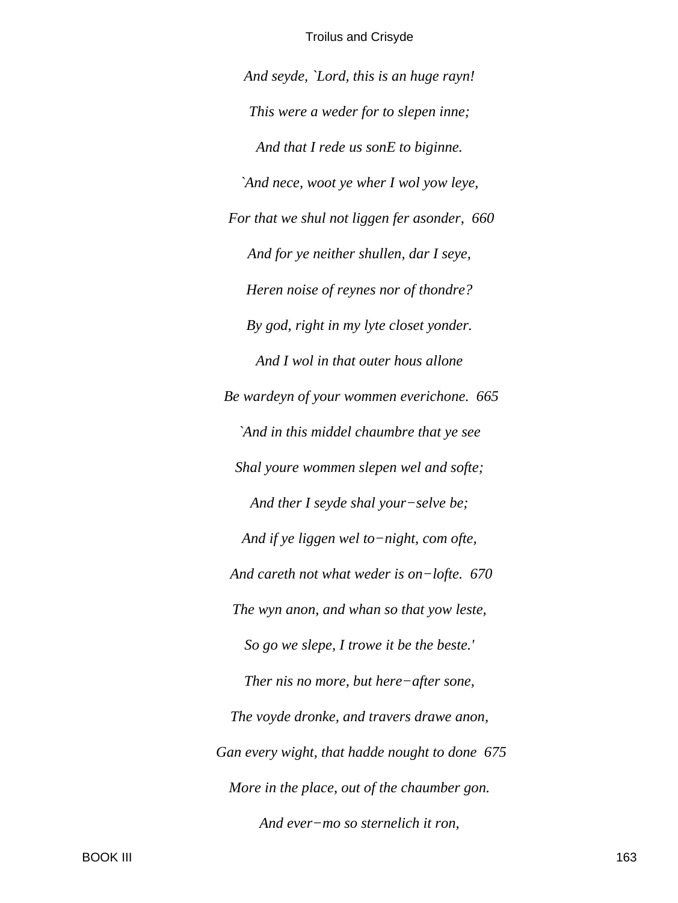*And seyde, `Lord, this is an huge rayn!*

*This were a weder for to slepen inne;*

*And that I rede us sonE to biginne.*

*`And nece, woot ye wher I wol yow leye,*

*For that we shul not liggen fer asonder, 660*

*And for ye neither shullen, dar I seye,*

*Heren noise of reynes nor of thondre?*

*By god, right in my lyte closet yonder.*

*And I wol in that outer hous allone*

*Be wardeyn of your wommen everichone. 665*

*`And in this middel chaumbre that ye see*

*Shal youre wommen slepen wel and softe;*

*And ther I seyde shal your−selve be;*

*And if ye liggen wel to−night, com ofte,*

*And careth not what weder is on−lofte. 670*

*The wyn anon, and whan so that yow leste,*

*So go we slepe, I trowe it be the beste.'*

*Ther nis no more, but here−after sone,*

*The voyde dronke, and travers drawe anon,*

*Gan every wight, that hadde nought to done 675*

*More in the place, out of the chaumber gon.*

*And ever−mo so sternelich it ron,*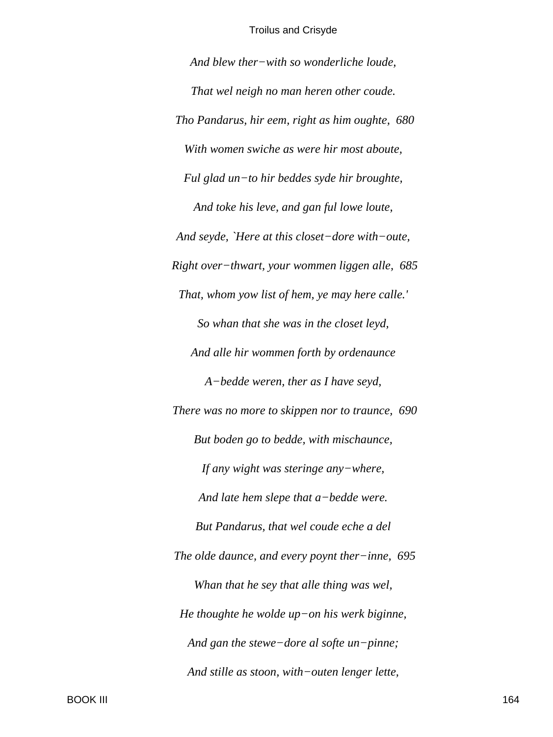*And blew ther−with so wonderliche loude,*

*That wel neigh no man heren other coude.*

*Tho Pandarus, hir eem, right as him oughte,  680*

*With women swiche as were hir most aboute,*

*Ful glad un−to hir beddes syde hir broughte,*

*And toke his leve, and gan ful lowe loute,*

*And seyde, `Here at this closet−dore with−oute,*

*Right over−thwart, your wommen liggen alle,  685*

*That, whom yow list of hem, ye may here calle.'*

*So whan that she was in the closet leyd,*

*And alle hir wommen forth by ordenaunce*

*A−bedde weren, ther as I have seyd,*

*There was no more to skippen nor to traunce,  690*

*But boden go to bedde, with mischaunce,*

*If any wight was steringe any−where,*

*And late hem slepe that a−bedde were.*

*But Pandarus, that wel coude eche a del*

*The olde daunce, and every poynt ther−inne,  695*

*Whan that he sey that alle thing was wel,*

*He thoughte he wolde up−on his werk biginne,*

*And gan the stewe−dore al softe un−pinne;*

*And stille as stoon, with−outen lenger lette,*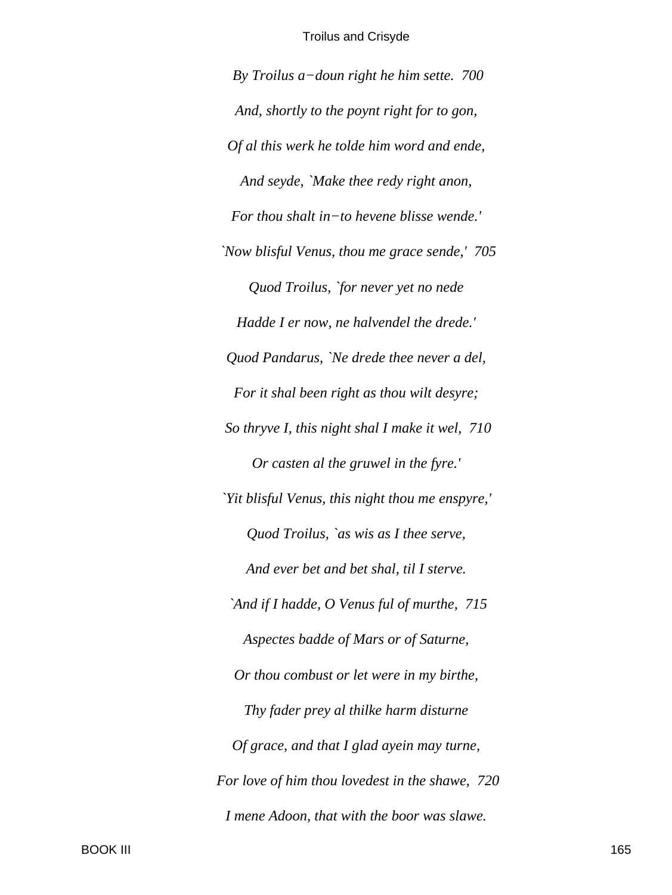*By Troilus a−doun right he him sette.  700*

*And, shortly to the poynt right for to gon,*

*Of al this werk he tolde him word and ende,*

*And seyde, `Make thee redy right anon,*

*For thou shalt in−to hevene blisse wende.'*

*`Now blisful Venus, thou me grace sende,'  705*

*Quod Troilus, `for never yet no nede*

*Hadde I er now, ne halvendel the drede.'*

*Quod Pandarus, `Ne drede thee never a del,*

*For it shal been right as thou wilt desyre;*

*So thryve I, this night shal I make it wel,  710*

*Or casten al the gruwel in the fyre.'*

*`Yit blisful Venus, this night thou me enspyre,'*

*Quod Troilus, `as wis as I thee serve,*

*And ever bet and bet shal, til I sterve.*

*`And if I hadde, O Venus ful of murthe,  715*

*Aspectes badde of Mars or of Saturne,*

*Or thou combust or let were in my birthe,*

*Thy fader prey al thilke harm disturne*

*Of grace, and that I glad ayein may turne,*

*For love of him thou lovedest in the shawe,  720*

*I mene Adoon, that with the boor was slawe.*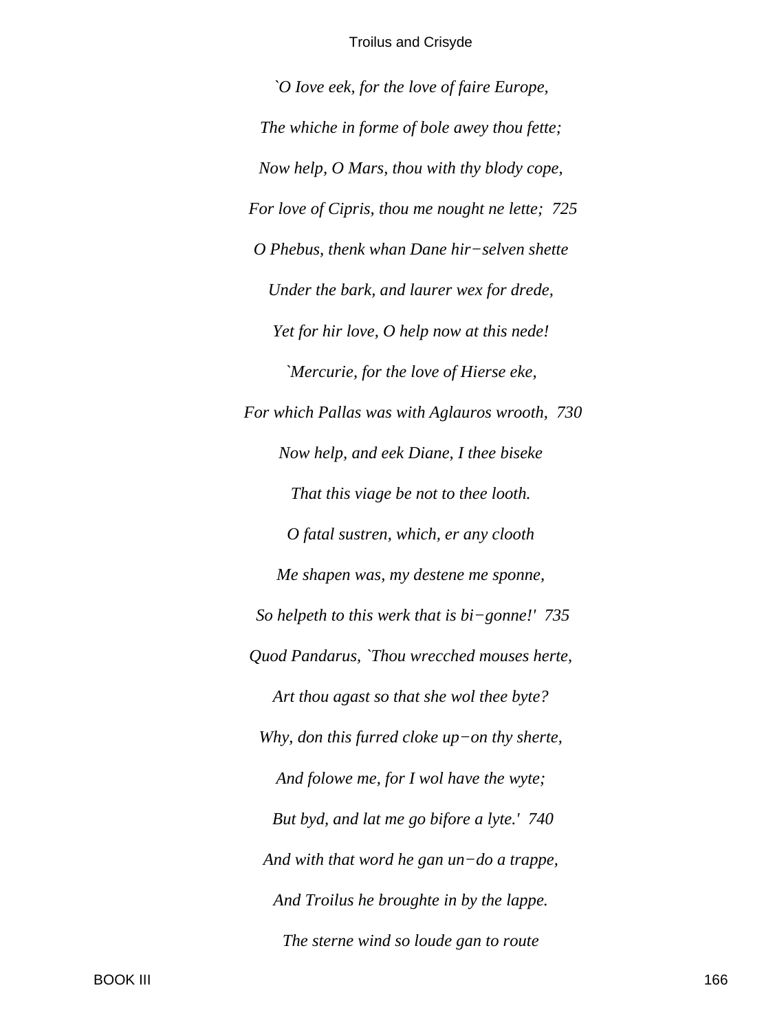*`O Iove eek, for the love of faire Europe,*

*The whiche in forme of bole awey thou fette;*

*Now help, O Mars, thou with thy blody cope,*

*For love of Cipris, thou me nought ne lette; 725*

*O Phebus, thenk whan Dane hir−selven shette*

*Under the bark, and laurer wex for drede,*

*Yet for hir love, O help now at this nede!*

*`Mercurie, for the love of Hierse eke,*

*For which Pallas was with Aglauros wrooth, 730*

*Now help, and eek Diane, I thee biseke*

*That this viage be not to thee looth.*

*O fatal sustren, which, er any clooth*

*Me shapen was, my destene me sponne,*

*So helpeth to this werk that is bi−gonne!' 735*

*Quod Pandarus, `Thou wrecched mouses herte,*

*Art thou agast so that she wol thee byte?*

*Why, don this furred cloke up−on thy sherte,*

*And folowe me, for I wol have the wyte;*

*But byd, and lat me go bifore a lyte.' 740*

*And with that word he gan un−do a trappe,*

*And Troilus he broughte in by the lappe.*

*The sterne wind so loude gan to route*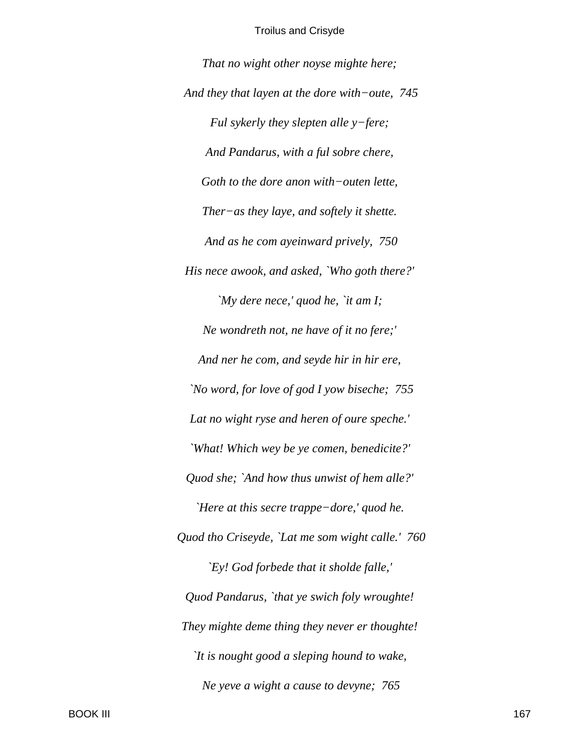*That no wight other noyse mighte here;*

*And they that layen at the dore with−oute, 745*

*Ful sykerly they slepten alle y−fere;*

*And Pandarus, with a ful sobre chere,*

*Goth to the dore anon with−outen lette,*

*Ther−as they laye, and softely it shette.*

*And as he com ayeinward prively, 750*

*His nece awook, and asked, `Who goth there?'*

*`My dere nece,' quod he, `it am I;*

*Ne wondreth not, ne have of it no fere;'*

*And ner he com, and seyde hir in hir ere,*

*`No word, for love of god I yow biseche; 755*

*Lat no wight ryse and heren of oure speche.'*

*`What! Which wey be ye comen, benedicite?'*

*Quod she; `And how thus unwist of hem alle?'*

*`Here at this secre trappe−dore,' quod he.*

*Quod tho Criseyde, `Lat me som wight calle.' 760*

*`Ey! God forbede that it sholde falle,'*

*Quod Pandarus, `that ye swich foly wroughte!*

*They mighte deme thing they never er thoughte!*

*`It is nought good a sleping hound to wake,*

*Ne yeve a wight a cause to devyne; 765*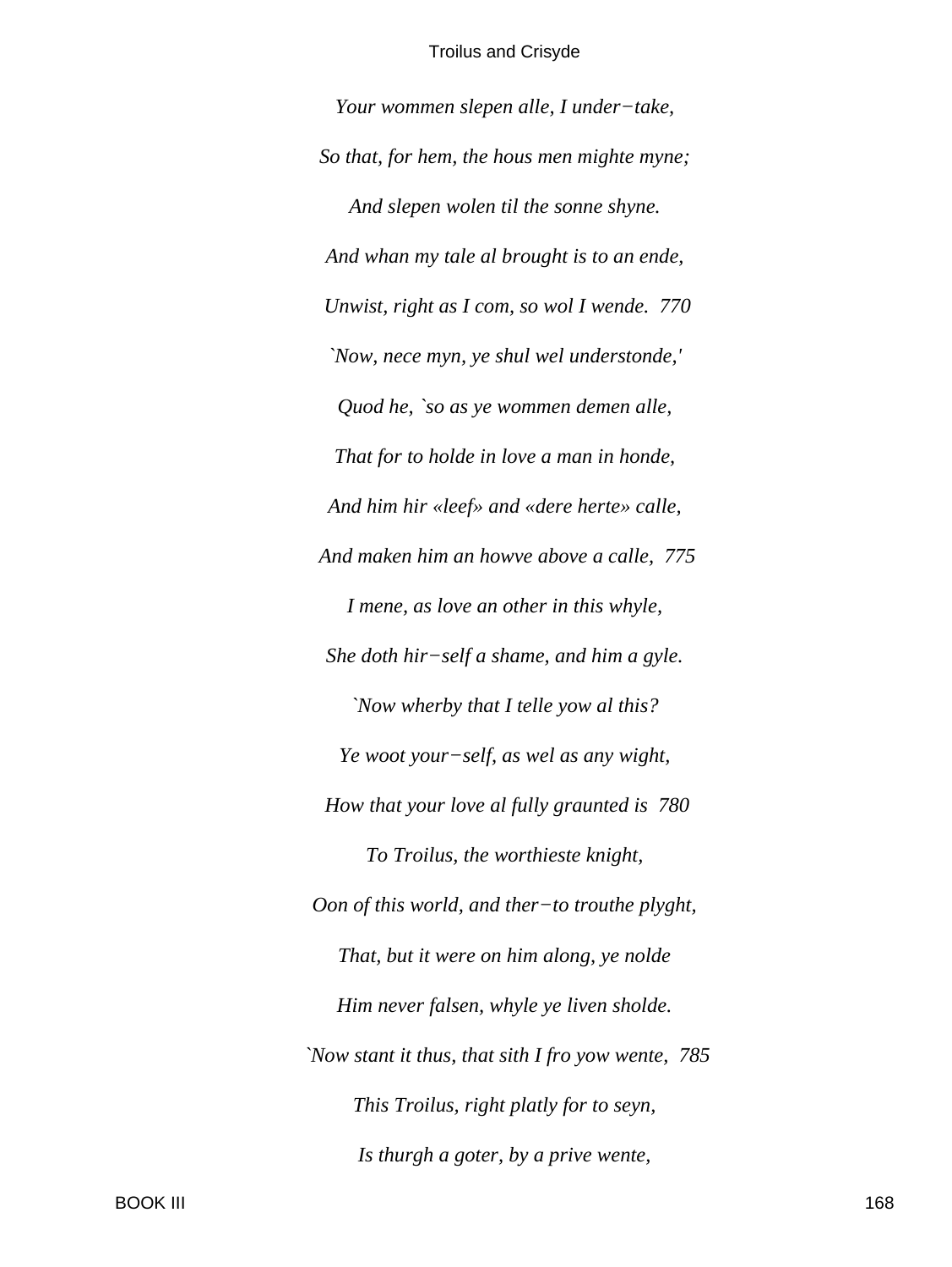*Your wommen slepen alle, I under−take,*

*So that, for hem, the hous men mighte myne;*

*And slepen wolen til the sonne shyne.*

*And whan my tale al brought is to an ende,*

*Unwist, right as I com, so wol I wende.  770*

*`Now, nece myn, ye shul wel understonde,'*

*Quod he, `so as ye wommen demen alle,*

*That for to holde in love a man in honde,*

*And him hir «leef» and «dere herte» calle,*

*And maken him an howve above a calle,  775*

*I mene, as love an other in this whyle,*

*She doth hir−self a shame, and him a gyle.*

*`Now wherby that I telle yow al this?*

*Ye woot your−self, as wel as any wight,*

*How that your love al fully graunted is  780*

*To Troilus, the worthieste knight,*

*Oon of this world, and ther−to trouthe plyght,*

*That, but it were on him along, ye nolde*

*Him never falsen, whyle ye liven sholde.*

*`Now stant it thus, that sith I fro yow wente,  785*

*This Troilus, right platly for to seyn,*

*Is thurgh a goter, by a prive wente,*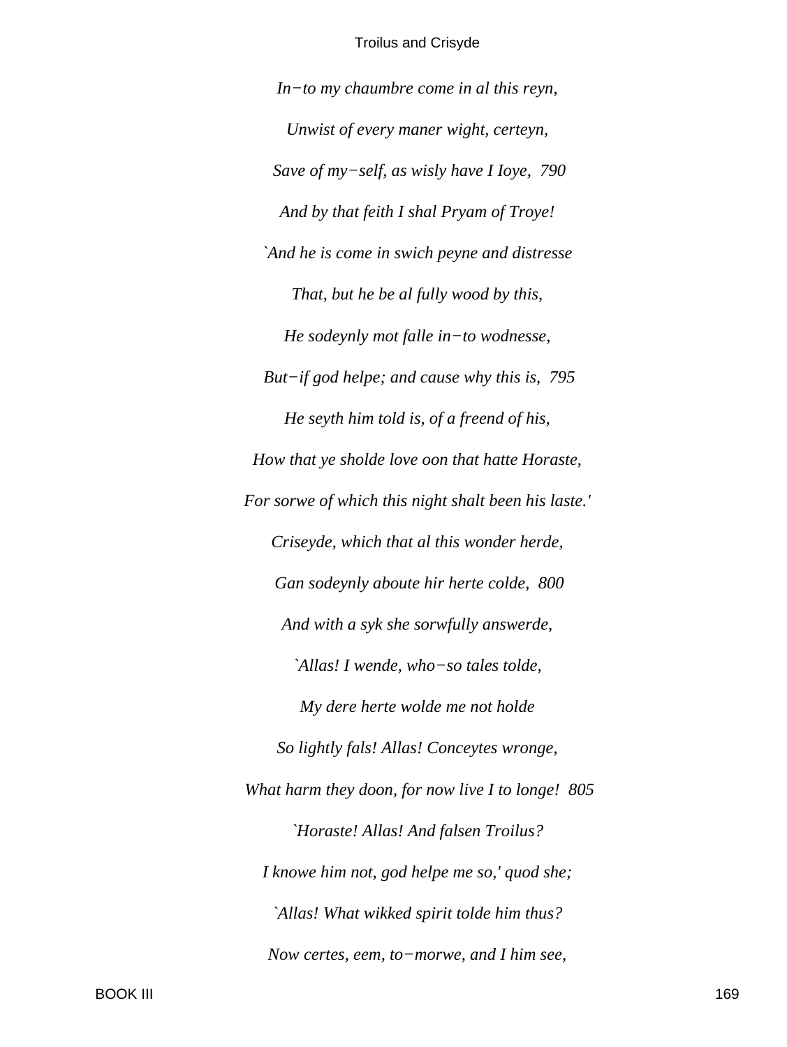*In−to my chaumbre come in al this reyn,*

*Unwist of every maner wight, certeyn,*

*Save of my−self, as wisly have I Ioye, 790*

*And by that feith I shal Pryam of Troye!*

*`And he is come in swich peyne and distresse*

*That, but he be al fully wood by this,*

*He sodeynly mot falle in−to wodnesse,*

*But−if god helpe; and cause why this is, 795*

*He seyth him told is, of a freend of his,*

*How that ye sholde love oon that hatte Horaste,*

*For sorwe of which this night shalt been his laste.'*

*Criseyde, which that al this wonder herde,*

*Gan sodeynly aboute hir herte colde, 800*

*And with a syk she sorwfully answerde,*

*`Allas! I wende, who−so tales tolde,*

*My dere herte wolde me not holde*

*So lightly fals! Allas! Conceytes wronge,*

*What harm they doon, for now live I to longe! 805*

*`Horaste! Allas! And falsen Troilus?*

*I knowe him not, god helpe me so,' quod she;*

*`Allas! What wikked spirit tolde him thus?*

*Now certes, eem, to−morwe, and I him see,*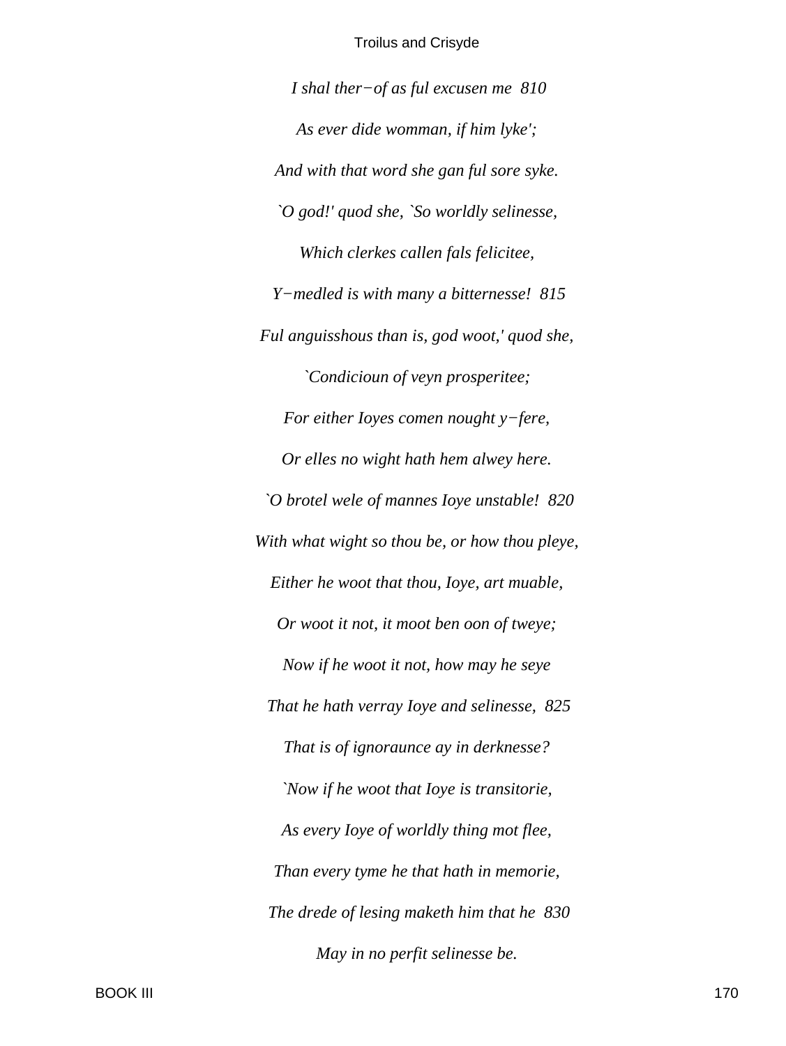*I shal ther−of as ful excusen me  810*

*As ever dide womman, if him lyke';*

*And with that word she gan ful sore syke.*

*`O god!' quod she, `So worldly selinesse,*

*Which clerkes callen fals felicitee,*

*Y−medled is with many a bitternesse!  815*

*Ful anguisshous than is, god woot,' quod she,*

*`Condicioun of veyn prosperitee;*

*For either Ioyes comen nought y−fere,*

*Or elles no wight hath hem alwey here.*

*`O brotel wele of mannes Ioye unstable!  820*

*With what wight so thou be, or how thou pleye,*

*Either he woot that thou, Ioye, art muable,*

*Or woot it not, it moot ben oon of tweye;*

*Now if he woot it not, how may he seye*

*That he hath verray Ioye and selinesse,  825*

*That is of ignoraunce ay in derknesse?*

*`Now if he woot that Ioye is transitorie,*

*As every Ioye of worldly thing mot flee,*

*Than every tyme he that hath in memorie,*

*The drede of lesing maketh him that he  830*

*May in no perfit selinesse be.*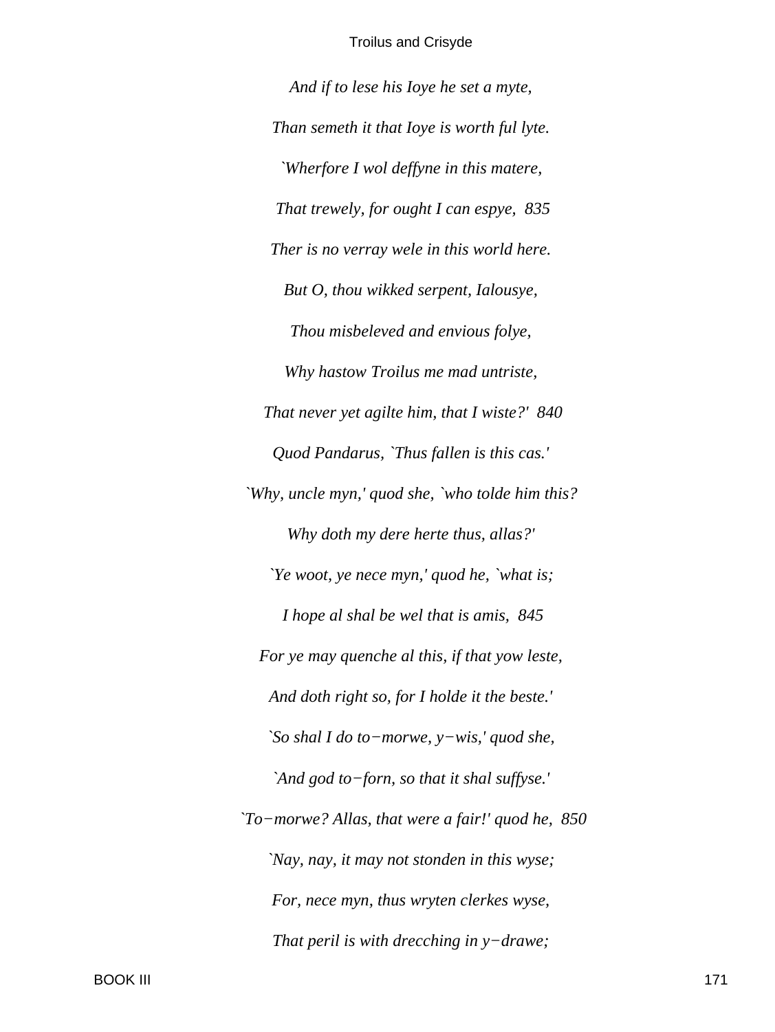*And if to lese his Ioye he set a myte,*

*Than semeth it that Ioye is worth ful lyte.*

*`Wherfore I wol deffyne in this matere,*

*That trewely, for ought I can espye, 835*

*Ther is no verray wele in this world here.*

*But O, thou wikked serpent, Ialousye,*

*Thou misbeleved and envious folye,*

*Why hastow Troilus me mad untriste,*

*That never yet agilte him, that I wiste?' 840*

*Quod Pandarus, `Thus fallen is this cas.'*

*`Why, uncle myn,' quod she, `who tolde him this?*

*Why doth my dere herte thus, allas?'*

*`Ye woot, ye nece myn,' quod he, `what is;*

*I hope al shal be wel that is amis, 845*

*For ye may quenche al this, if that yow leste,*

*And doth right so, for I holde it the beste.'*

*`So shal I do to−morwe, y−wis,' quod she,*

*`And god to−forn, so that it shal suffyse.'*

*`To−morwe? Allas, that were a fair!' quod he, 850*

*`Nay, nay, it may not stonden in this wyse;*

*For, nece myn, thus wryten clerkes wyse,*

*That peril is with drecching in y−drawe;*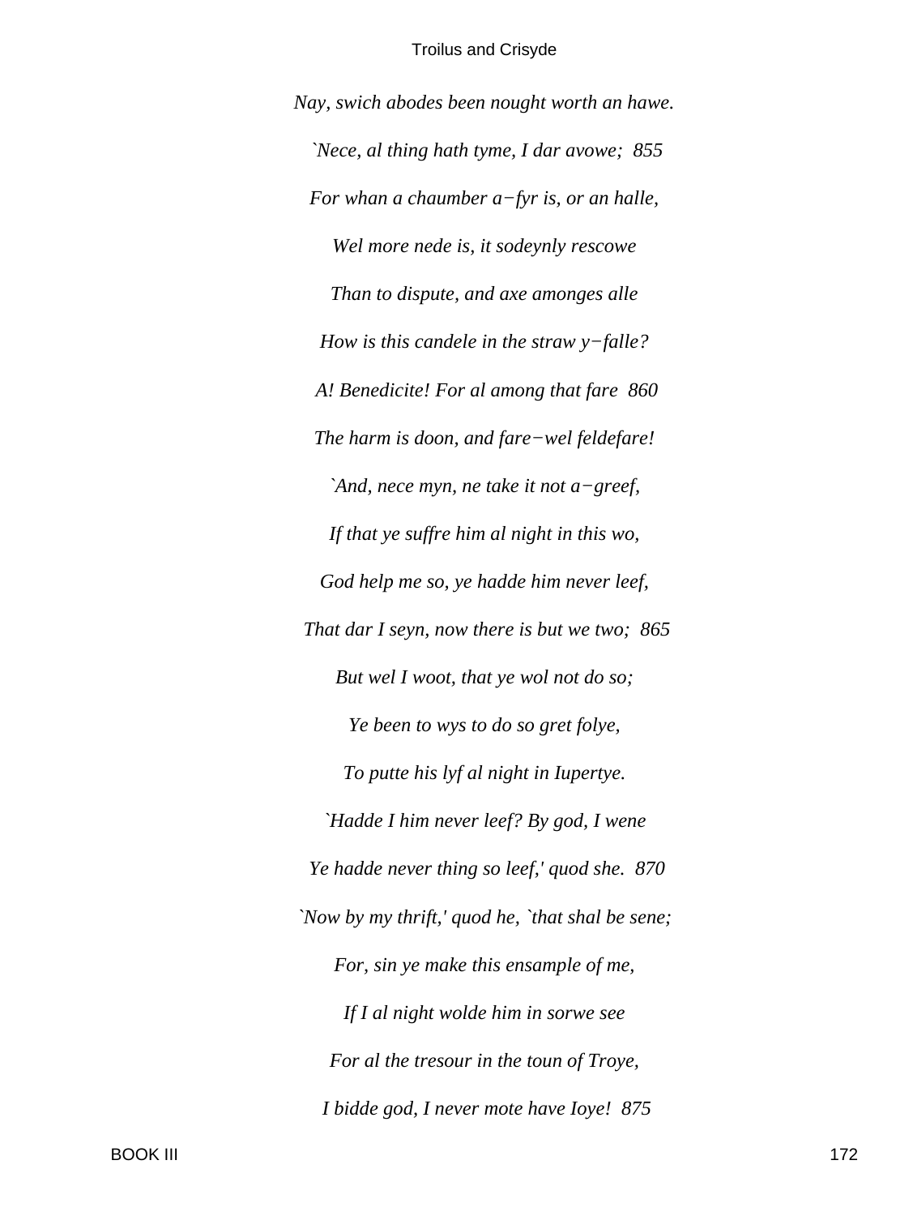*Nay, swich abodes been nought worth an hawe.*

*`Nece, al thing hath tyme, I dar avowe;  855*

*For whan a chaumber a−fyr is, or an halle,*

*Wel more nede is, it sodeynly rescowe*

*Than to dispute, and axe amonges alle*

*How is this candele in the straw y−falle?*

*A! Benedicite! For al among that fare  860*

*The harm is doon, and fare−wel feldefare!*

*`And, nece myn, ne take it not a−greef,*

*If that ye suffre him al night in this wo,*

*God help me so, ye hadde him never leef,*

*That dar I seyn, now there is but we two;  865*

*But wel I woot, that ye wol not do so;*

*Ye been to wys to do so gret folye,*

*To putte his lyf al night in Iupertye.*

*`Hadde I him never leef? By god, I wene*

*Ye hadde never thing so leef,' quod she.  870*

*`Now by my thrift,' quod he, `that shal be sene;*

*For, sin ye make this ensample of me,*

*If I al night wolde him in sorwe see*

*For al the tresour in the toun of Troye,*

*I bidde god, I never mote have Ioye!  875*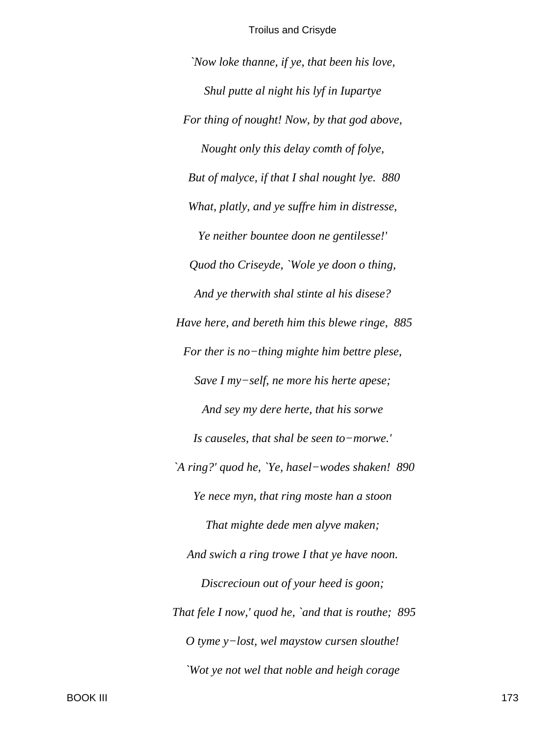*`Now loke thanne, if ye, that been his love,*

*Shul putte al night his lyf in Iupartye*

*For thing of nought! Now, by that god above,*

*Nought only this delay comth of folye,*

*But of malyce, if that I shal nought lye. 880*

*What, platly, and ye suffre him in distresse,*

*Ye neither bountee doon ne gentilesse!'*

*Quod tho Criseyde, `Wole ye doon o thing,*

*And ye therwith shal stinte al his disese?*

*Have here, and bereth him this blewe ringe, 885*

*For ther is no−thing mighte him bettre plese,*

*Save I my−self, ne more his herte apese;*

*And sey my dere herte, that his sorwe*

*Is causeles, that shal be seen to−morwe.'*

*`A ring?' quod he, `Ye, hasel−wodes shaken! 890*

*Ye nece myn, that ring moste han a stoon*

*That mighte dede men alyve maken;*

*And swich a ring trowe I that ye have noon.*

*Discrecioun out of your heed is goon;*

*That fele I now,' quod he, `and that is routhe; 895*

*O tyme y−lost, wel maystow cursen slouthe!*

*`Wot ye not wel that noble and heigh corage*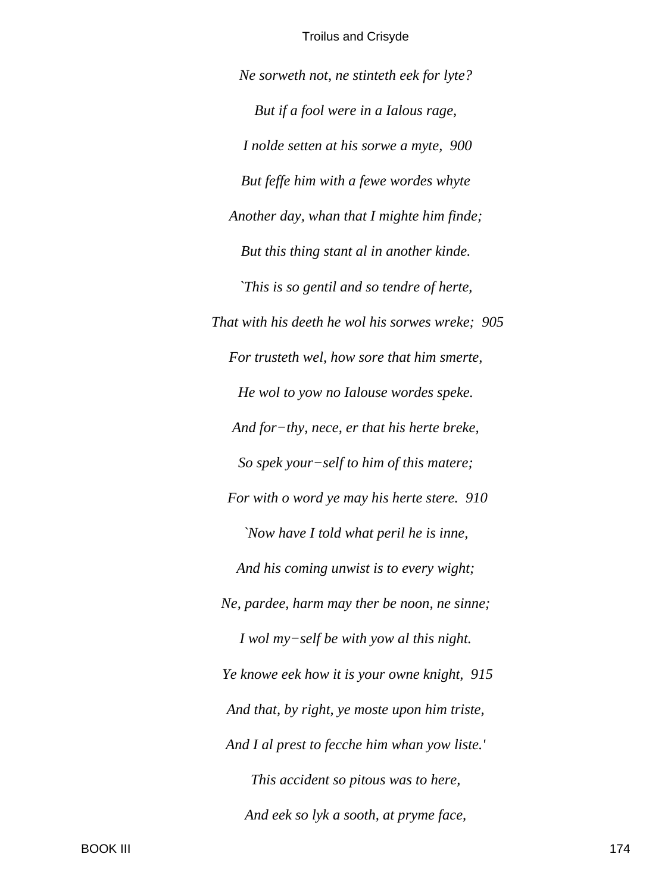*Ne sorweth not, ne stinteth eek for lyte?*

*But if a fool were in a Ialous rage,*

*I nolde setten at his sorwe a myte, 900*

*But feffe him with a fewe wordes whyte*

*Another day, whan that I mighte him finde;*

*But this thing stant al in another kinde.*

*`This is so gentil and so tendre of herte,*

*That with his deeth he wol his sorwes wreke; 905*

*For trusteth wel, how sore that him smerte,*

*He wol to yow no Ialouse wordes speke.*

*And for−thy, nece, er that his herte breke,*

*So spek your−self to him of this matere;*

*For with o word ye may his herte stere. 910*

*`Now have I told what peril he is inne,*

*And his coming unwist is to every wight;*

*Ne, pardee, harm may ther be noon, ne sinne;*

*I wol my−self be with yow al this night.*

*Ye knowe eek how it is your owne knight, 915*

*And that, by right, ye moste upon him triste,*

*And I al prest to fecche him whan yow liste.'*

*This accident so pitous was to here,*

*And eek so lyk a sooth, at pryme face,*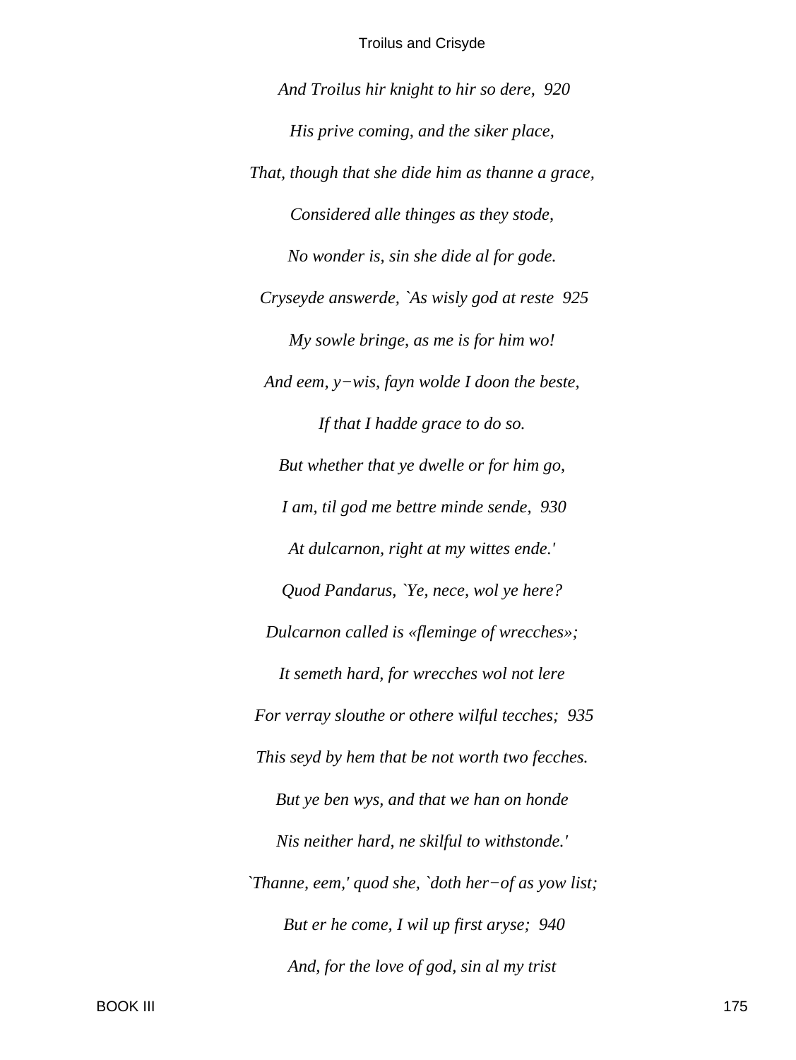*And Troilus hir knight to hir so dere, 920*

*His prive coming, and the siker place,*

*That, though that she dide him as thanne a grace,*

*Considered alle thinges as they stode,*

*No wonder is, sin she dide al for gode.*

*Cryseyde answerde, `As wisly god at reste 925*

*My sowle bringe, as me is for him wo!*

*And eem, y−wis, fayn wolde I doon the beste,*

*If that I hadde grace to do so.*

*But whether that ye dwelle or for him go,*

*I am, til god me bettre minde sende, 930*

*At dulcarnon, right at my wittes ende.'*

*Quod Pandarus, `Ye, nece, wol ye here?*

*Dulcarnon called is «fleminge of wrecches»;*

*It semeth hard, for wrecches wol not lere*

*For verray slouthe or othere wilful tecches; 935*

*This seyd by hem that be not worth two fecches.*

*But ye ben wys, and that we han on honde*

*Nis neither hard, ne skilful to withstonde.'*

*`Thanne, eem,' quod she, `doth her−of as yow list;*

*But er he come, I wil up first aryse; 940*

*And, for the love of god, sin al my trist*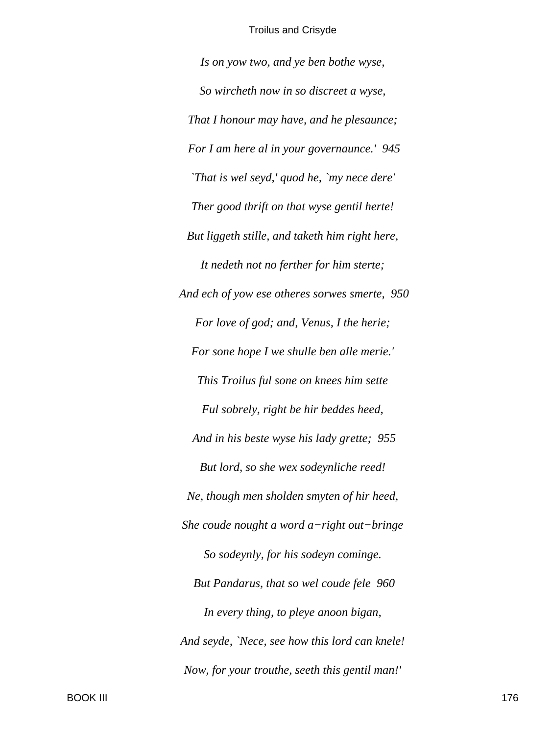*Is on yow two, and ye ben bothe wyse,*

*So wircheth now in so discreet a wyse,*

*That I honour may have, and he plesaunce;*

*For I am here al in your governaunce.' 945*

*`That is wel seyd,' quod he, `my nece dere'*

*Ther good thrift on that wyse gentil herte!*

*But liggeth stille, and taketh him right here,*

*It nedeth not no ferther for him sterte;*

*And ech of yow ese otheres sorwes smerte, 950*

*For love of god; and, Venus, I the herie;*

*For sone hope I we shulle ben alle merie.'*

*This Troilus ful sone on knees him sette*

*Ful sobrely, right be hir beddes heed,*

*And in his beste wyse his lady grette; 955*

*But lord, so she wex sodeynliche reed!*

*Ne, though men sholden smyten of hir heed,*

*She coude nought a word a−right out−bringe*

*So sodeynly, for his sodeyn cominge.*

*But Pandarus, that so wel coude fele 960*

*In every thing, to pleye anoon bigan,*

*And seyde, `Nece, see how this lord can knele!*

*Now, for your trouthe, seeth this gentil man!'*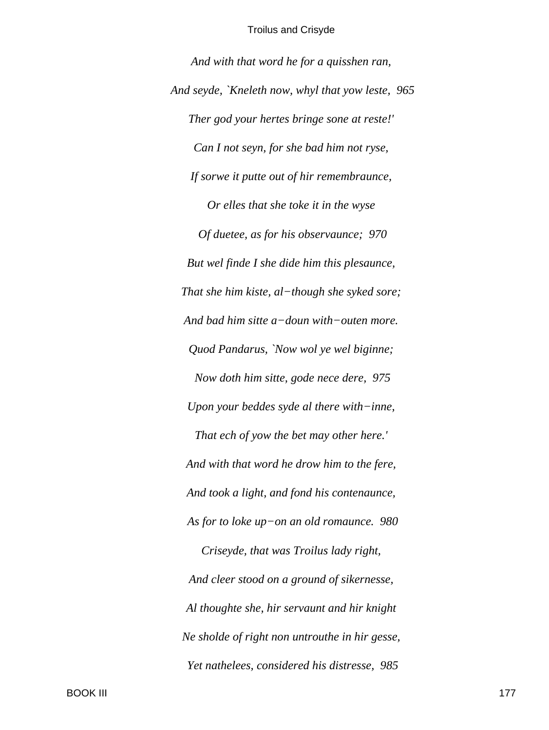*And with that word he for a quisshen ran,*

*And seyde, `Kneleth now, whyl that yow leste, 965*

*Ther god your hertes bringe sone at reste!'*

*Can I not seyn, for she bad him not ryse,*

*If sorwe it putte out of hir remembraunce,*

*Or elles that she toke it in the wyse*

*Of duetee, as for his observaunce; 970*

*But wel finde I she dide him this plesaunce,*

*That she him kiste, al−though she syked sore;*

*And bad him sitte a−doun with−outen more.*

*Quod Pandarus, `Now wol ye wel biginne;*

*Now doth him sitte, gode nece dere, 975*

*Upon your beddes syde al there with−inne,*

*That ech of yow the bet may other here.'*

*And with that word he drow him to the fere,*

*And took a light, and fond his contenaunce,*

*As for to loke up−on an old romaunce. 980*

*Criseyde, that was Troilus lady right,*

*And cleer stood on a ground of sikernesse,*

*Al thoughte she, hir servaunt and hir knight*

*Ne sholde of right non untrouthe in hir gesse,*

*Yet nathelees, considered his distresse, 985*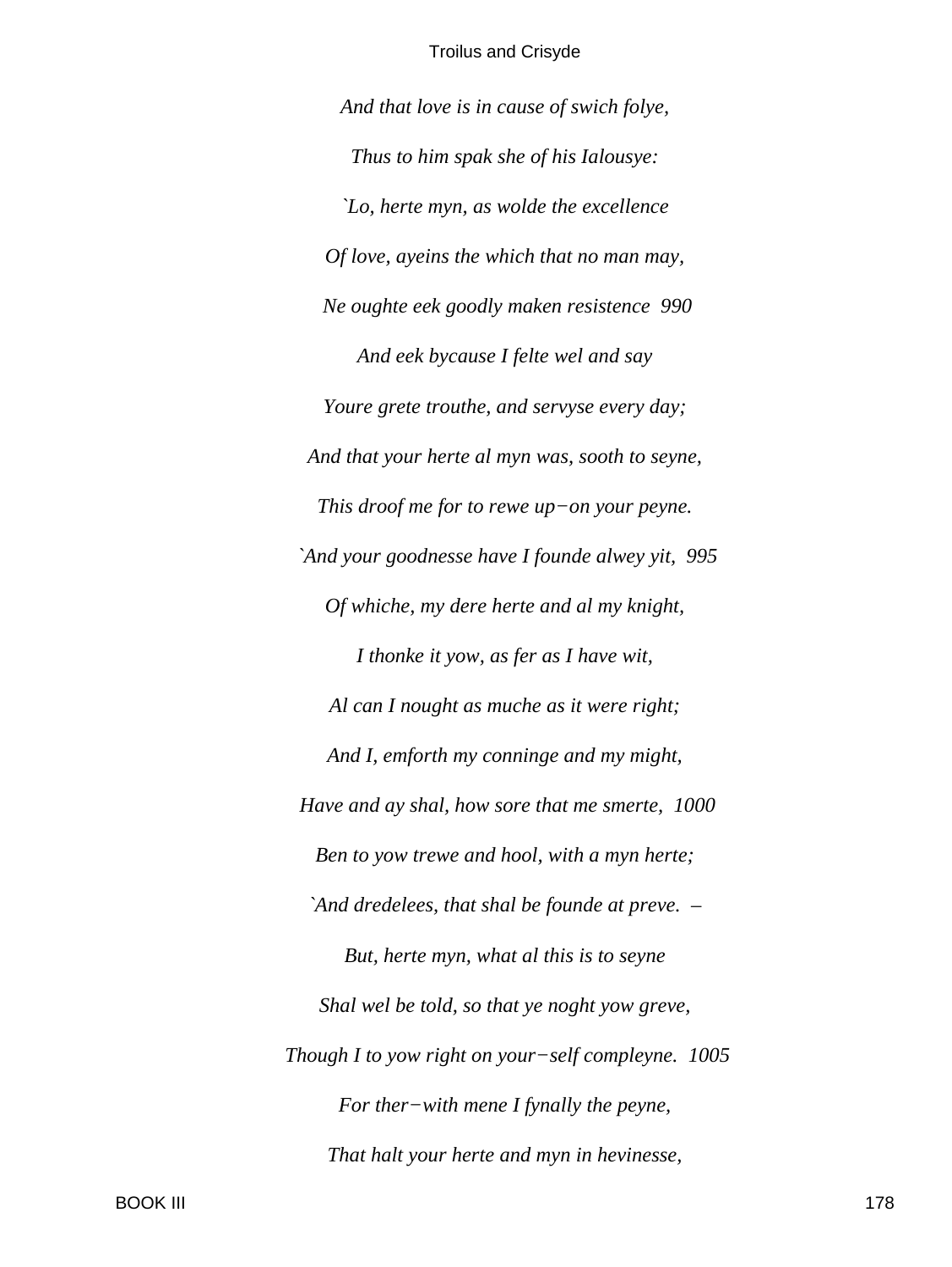*And that love is in cause of swich folye,*

*Thus to him spak she of his Ialousye:*

*`Lo, herte myn, as wolde the excellence*

*Of love, ayeins the which that no man may,*

*Ne oughte eek goodly maken resistence  990*

*And eek bycause I felte wel and say*

*Youre grete trouthe, and servyse every day;*

*And that your herte al myn was, sooth to seyne,*

*This droof me for to rewe up−on your peyne.*

*`And your goodnesse have I founde alwey yit,  995*

*Of whiche, my dere herte and al my knight,*

*I thonke it yow, as fer as I have wit,*

*Al can I nought as muche as it were right;*

*And I, emforth my conninge and my might,*

*Have and ay shal, how sore that me smerte,  1000*

*Ben to yow trewe and hool, with a myn herte;*

*`And dredelees, that shal be founde at preve. –*

*But, herte myn, what al this is to seyne*

*Shal wel be told, so that ye noght yow greve,*

*Though I to yow right on your−self compleyne.  1005*

*For ther−with mene I fynally the peyne,*

*That halt your herte and myn in hevinesse,*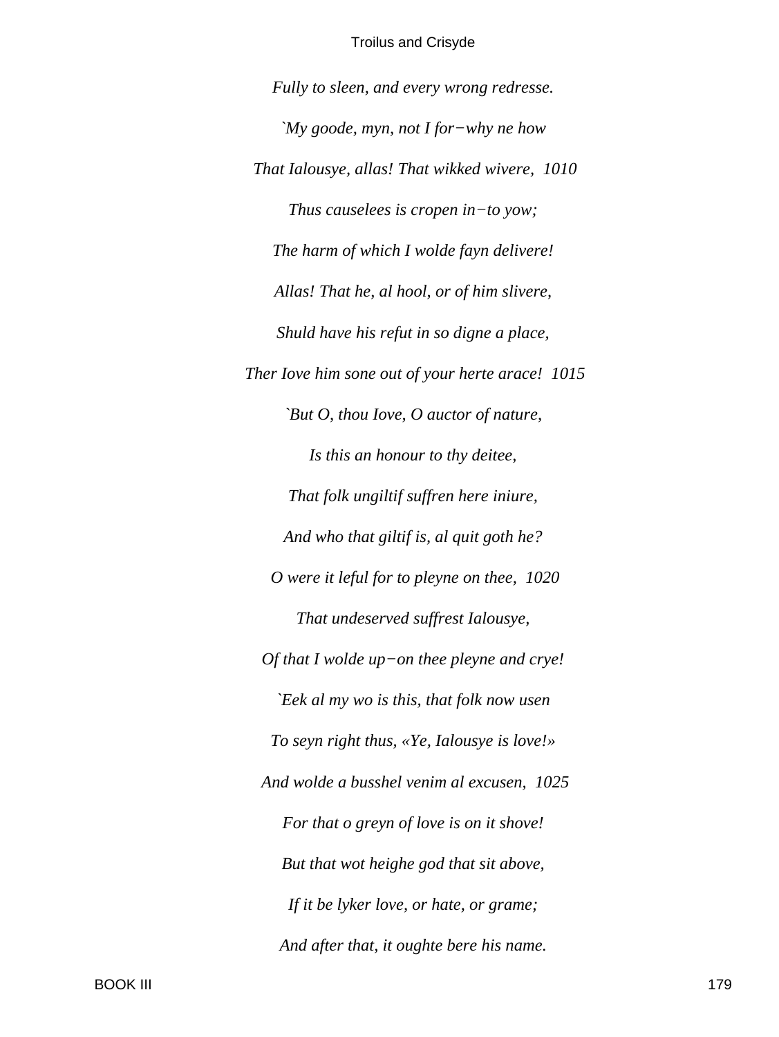*Fully to sleen, and every wrong redresse.*

*`My goode, myn, not I for−why ne how*

*That Ialousye, allas! That wikked wivere,  1010*

*Thus causelees is cropen in−to yow;*

*The harm of which I wolde fayn delivere!*

*Allas! That he, al hool, or of him slivere,*

*Shuld have his refut in so digne a place,*

*Ther Iove him sone out of your herte arace!  1015*

*`But O, thou Iove, O auctor of nature,*

*Is this an honour to thy deitee,*

*That folk ungiltif suffren here iniure,*

*And who that giltif is, al quit goth he?*

*O were it leful for to pleyne on thee,  1020*

*That undeserved suffrest Ialousye,*

*Of that I wolde up−on thee pleyne and crye!*

*`Eek al my wo is this, that folk now usen*

*To seyn right thus, «Ye, Ialousye is love!»*

*And wolde a busshel venim al excusen,  1025*

*For that o greyn of love is on it shove!*

*But that wot heighe god that sit above,*

*If it be lyker love, or hate, or grame;*

*And after that, it oughte bere his name.*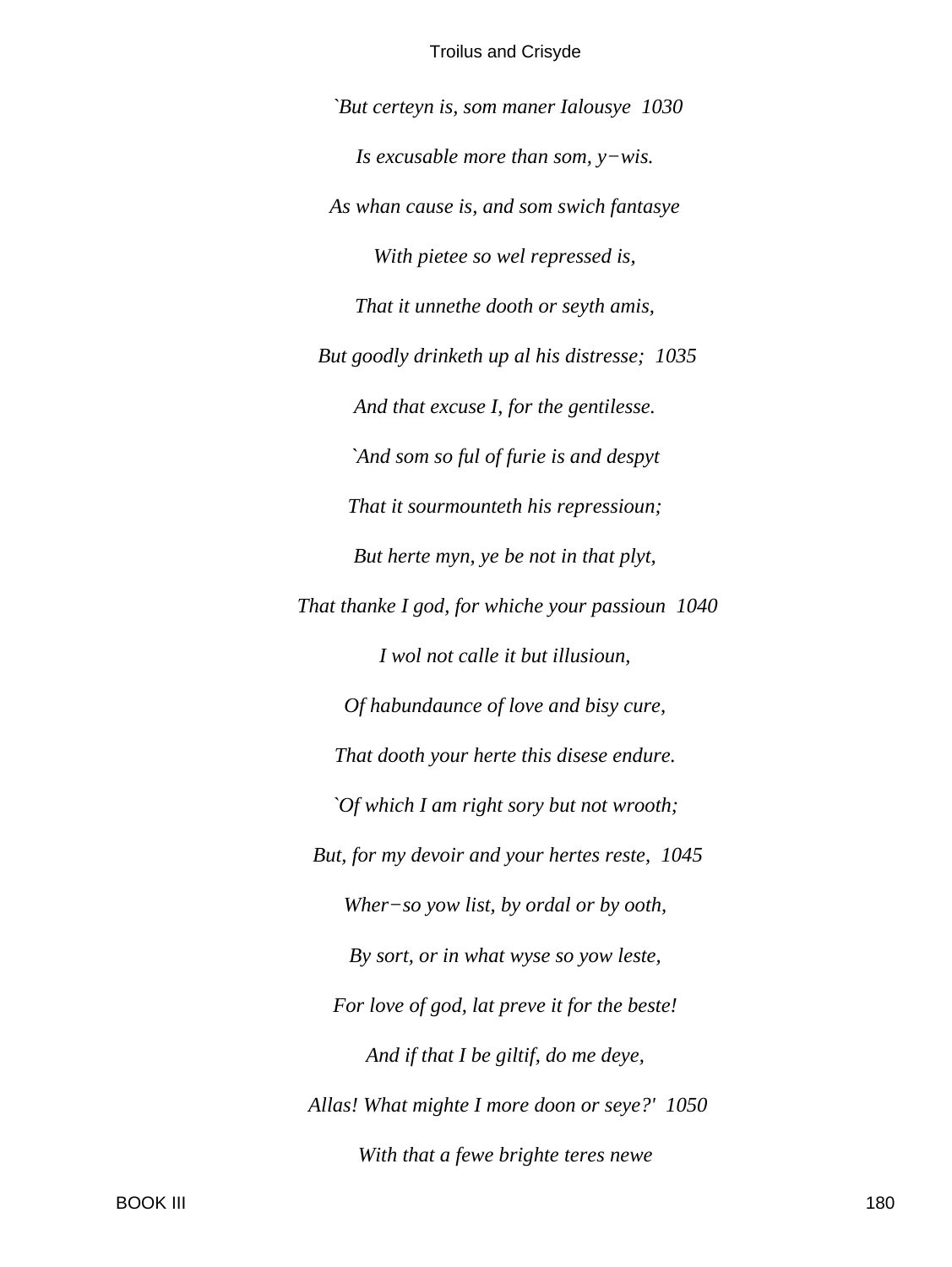*`But certeyn is, som maner Ialousye  1030*

*Is excusable more than som, y−wis.*

*As whan cause is, and som swich fantasye*

*With pietee so wel repressed is,*

*That it unnethe dooth or seyth amis,*

*But goodly drinketh up al his distresse;  1035*

*And that excuse I, for the gentilesse.*

*`And som so ful of furie is and despyt*

*That it sourmounteth his repressioun;*

*But herte myn, ye be not in that plyt,*

*That thanke I god, for whiche your passioun  1040*

*I wol not calle it but illusioun,*

*Of habundaunce of love and bisy cure,*

*That dooth your herte this disese endure.*

*`Of which I am right sory but not wrooth;*

*But, for my devoir and your hertes reste,  1045*

*Wher−so yow list, by ordal or by ooth,*

*By sort, or in what wyse so yow leste,*

*For love of god, lat preve it for the beste!*

*And if that I be giltif, do me deye,*

*Allas! What mighte I more doon or seye?'  1050*

*With that a fewe brighte teres newe*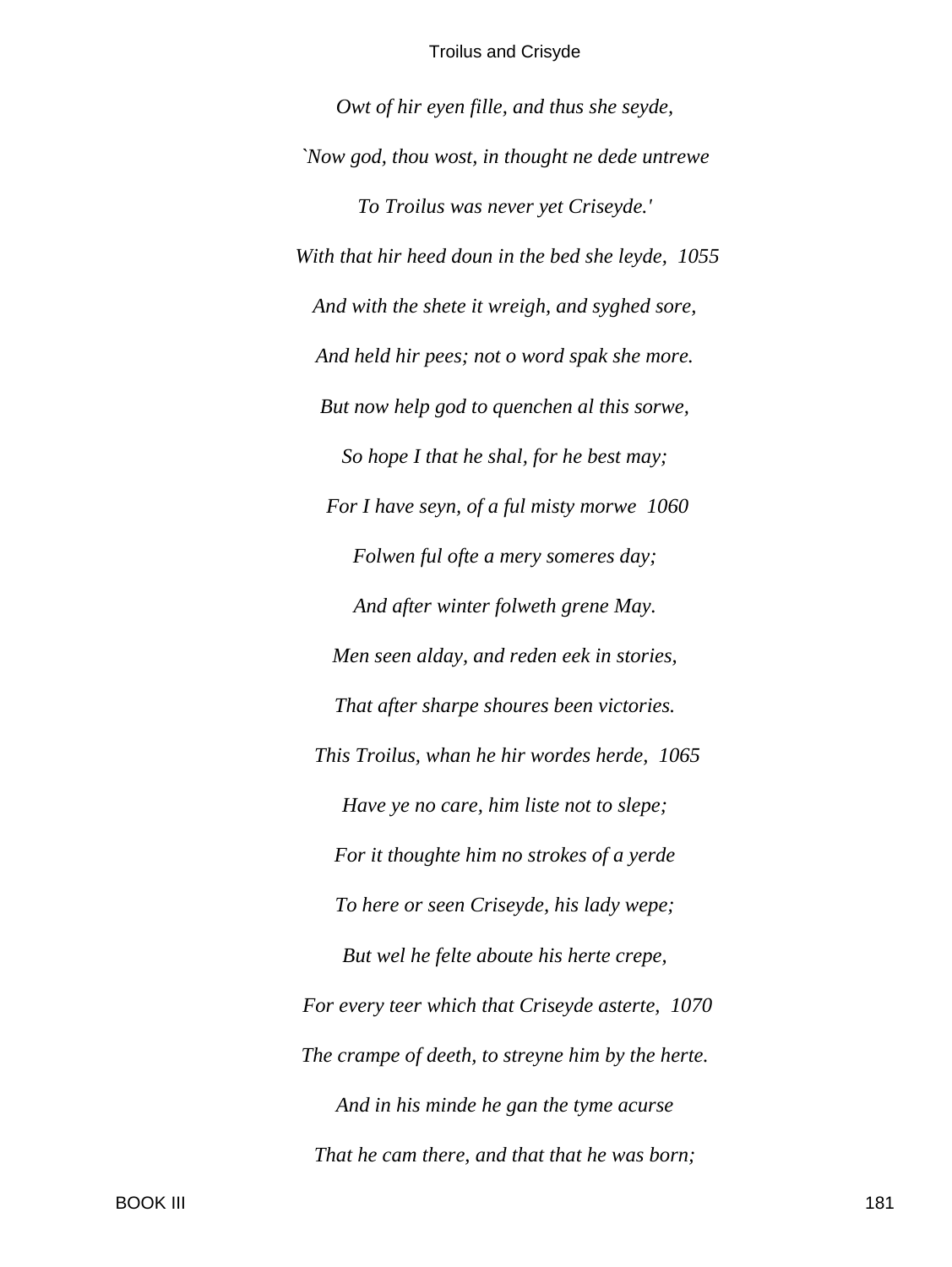*Owt of hir eyen fille, and thus she seyde,*

*`Now god, thou wost, in thought ne dede untrewe*

*To Troilus was never yet Criseyde.'*

*With that hir heed doun in the bed she leyde, 1055*

*And with the shete it wreigh, and syghed sore,*

*And held hir pees; not o word spak she more.*

*But now help god to quenchen al this sorwe,*

*So hope I that he shal, for he best may;*

*For I have seyn, of a ful misty morwe 1060*

*Folwen ful ofte a mery someres day;*

*And after winter folweth grene May.*

*Men seen alday, and reden eek in stories,*

*That after sharpe shoures been victories.*

*This Troilus, whan he hir wordes herde, 1065*

*Have ye no care, him liste not to slepe;*

*For it thoughte him no strokes of a yerde*

*To here or seen Criseyde, his lady wepe;*

*But wel he felte aboute his herte crepe,*

*For every teer which that Criseyde asterte, 1070*

*The crampe of deeth, to streyne him by the herte.*

*And in his minde he gan the tyme acurse*

*That he cam there, and that that he was born;*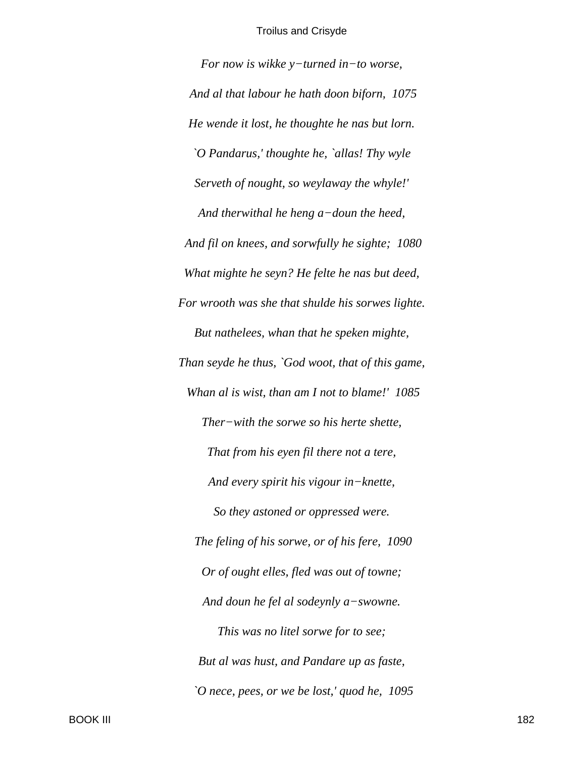*For now is wikke y−turned in−to worse,*

*And al that labour he hath doon biforn,  1075*

*He wende it lost, he thoughte he nas but lorn.*

*`O Pandarus,' thoughte he, `allas! Thy wyle*

*Serveth of nought, so weylaway the whyle!'*

*And therwithal he heng a−doun the heed,*

*And fil on knees, and sorwfully he sighte;  1080*

*What mighte he seyn? He felte he nas but deed,*

*For wrooth was she that shulde his sorwes lighte.*

*But nathelees, whan that he speken mighte,*

*Than seyde he thus, `God woot, that of this game,*

*Whan al is wist, than am I not to blame!'  1085*

*Ther−with the sorwe so his herte shette,*

*That from his eyen fil there not a tere,*

*And every spirit his vigour in−knette,*

*So they astoned or oppressed were.*

*The feling of his sorwe, or of his fere,  1090*

*Or of ought elles, fled was out of towne;*

*And doun he fel al sodeynly a−swowne.*

*This was no litel sorwe for to see;*

*But al was hust, and Pandare up as faste,*

*`O nece, pees, or we be lost,' quod he,  1095*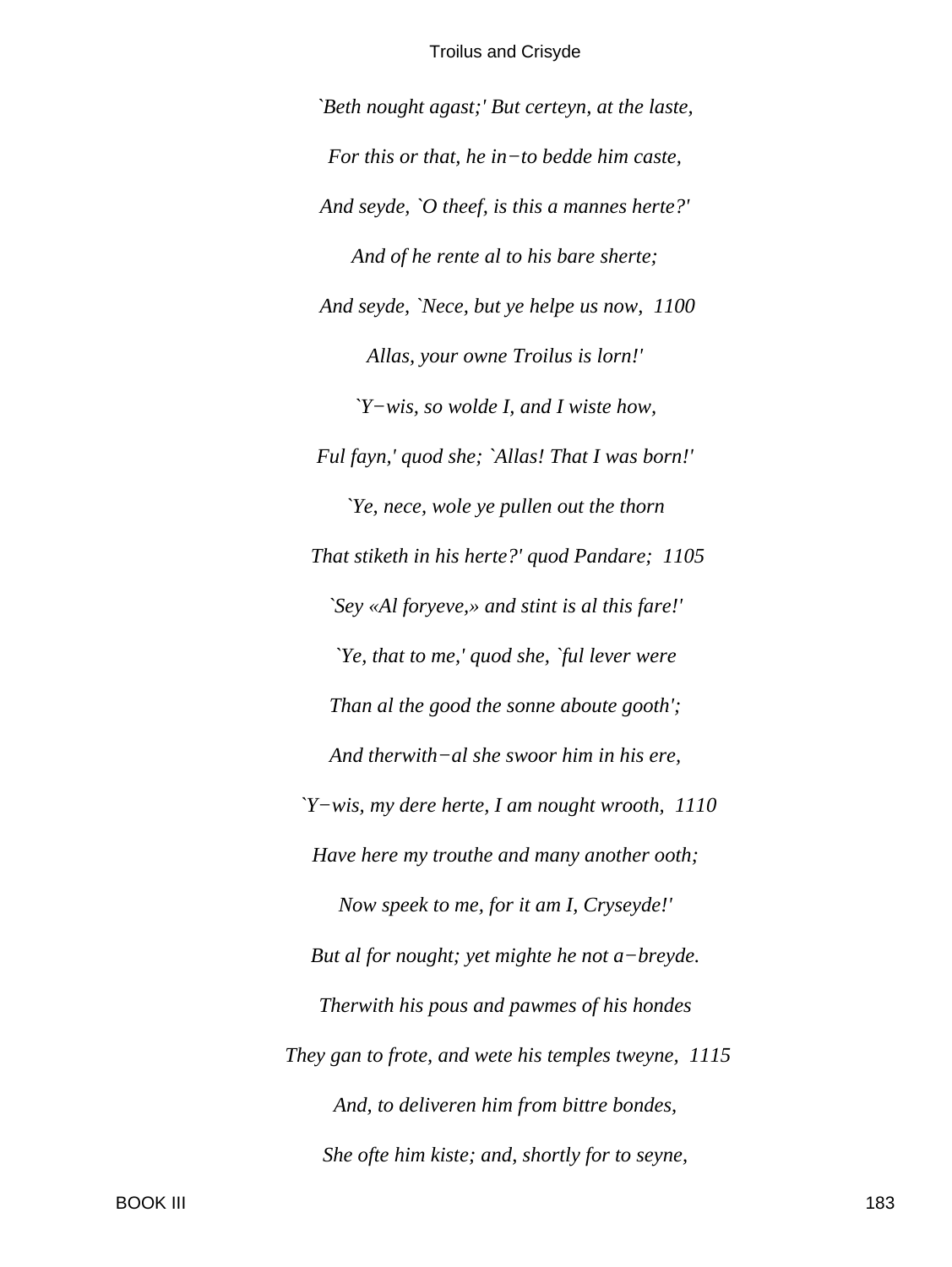*`Beth nought agast;' But certeyn, at the laste,*

*For this or that, he in−to bedde him caste,*

*And seyde, `O theef, is this a mannes herte?'*

*And of he rente al to his bare sherte;*

*And seyde, `Nece, but ye helpe us now, 1100*

*Allas, your owne Troilus is lorn!'*

*`Y−wis, so wolde I, and I wiste how,*

*Ful fayn,' quod she; `Allas! That I was born!'*

*`Ye, nece, wole ye pullen out the thorn*

*That stiketh in his herte?' quod Pandare; 1105*

*`Sey «Al foryeve,» and stint is al this fare!'*

*`Ye, that to me,' quod she, `ful lever were*

*Than al the good the sonne aboute gooth';*

*And therwith−al she swoor him in his ere,*

*`Y−wis, my dere herte, I am nought wrooth, 1110*

*Have here my trouthe and many another ooth;*

*Now speek to me, for it am I, Cryseyde!'*

*But al for nought; yet mighte he not a−breyde.*

*Therwith his pous and pawmes of his hondes*

*They gan to frote, and wete his temples tweyne, 1115*

*And, to deliveren him from bittre bondes,*

*She ofte him kiste; and, shortly for to seyne,*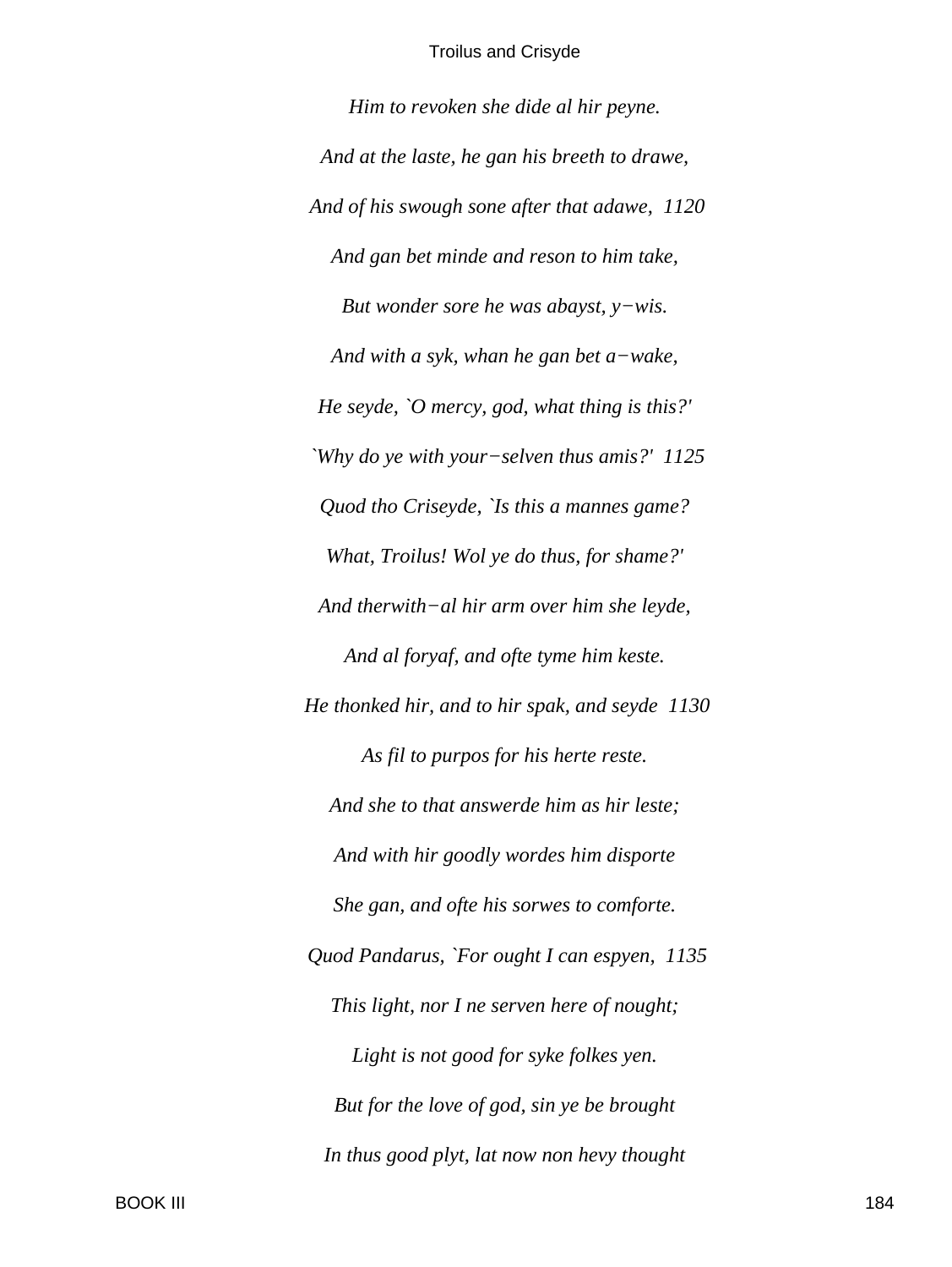*Him to revoken she dide al hir peyne.*

*And at the laste, he gan his breeth to drawe,*

*And of his swough sone after that adawe, 1120*

*And gan bet minde and reson to him take,*

*But wonder sore he was abayst, y−wis.*

*And with a syk, whan he gan bet a−wake,*

*He seyde, `O mercy, god, what thing is this?'*

*`Why do ye with your−selven thus amis?' 1125*

*Quod tho Criseyde, `Is this a mannes game?*

*What, Troilus! Wol ye do thus, for shame?'*

*And therwith−al hir arm over him she leyde,*

*And al foryaf, and ofte tyme him keste.*

*He thonked hir, and to hir spak, and seyde 1130*

*As fil to purpos for his herte reste.*

*And she to that answerde him as hir leste;*

*And with hir goodly wordes him disporte*

*She gan, and ofte his sorwes to comforte.*

*Quod Pandarus, `For ought I can espyen, 1135*

*This light, nor I ne serven here of nought;*

*Light is not good for syke folkes yen.*

*But for the love of god, sin ye be brought*

*In thus good plyt, lat now non hevy thought*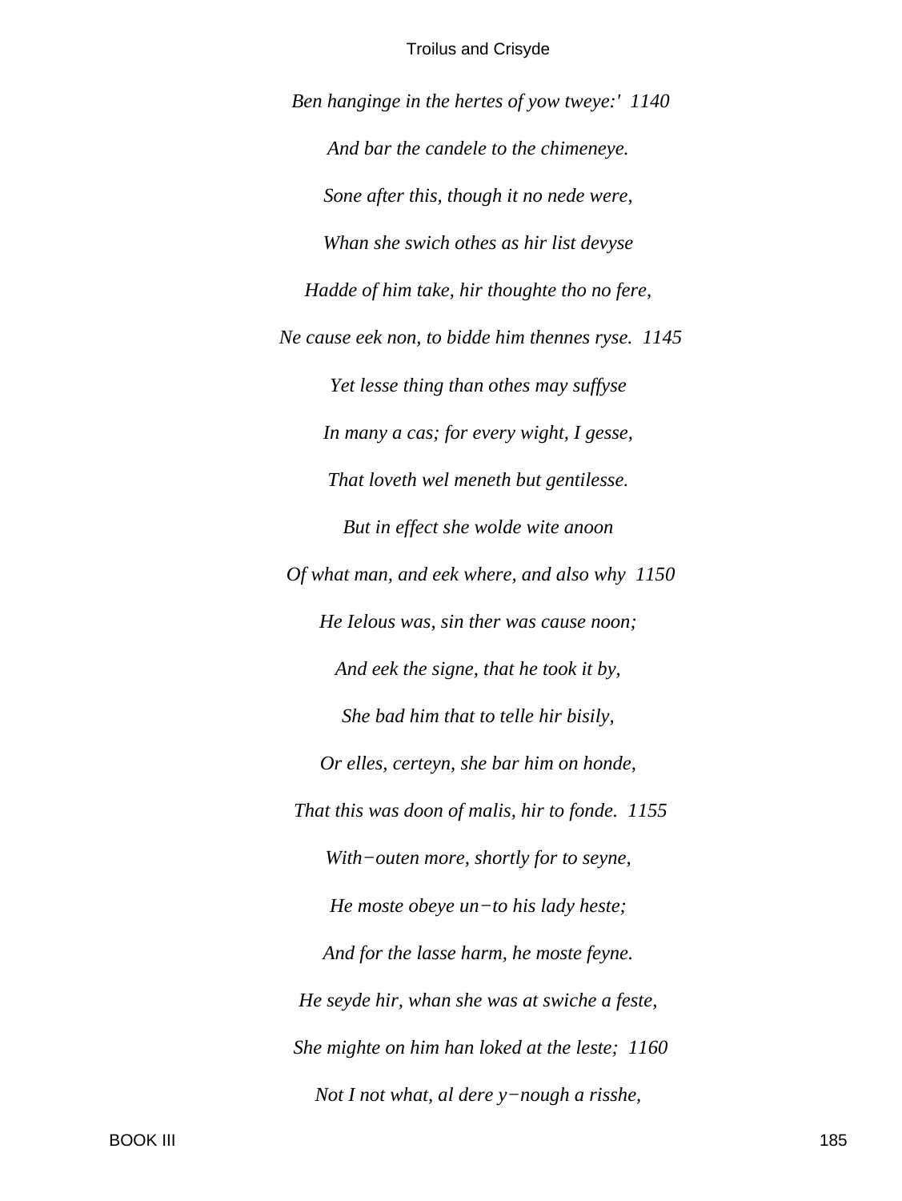*Ben hanginge in the hertes of yow tweye:'  1140*

*And bar the candele to the chimeneye.*

*Sone after this, though it no nede were,*

*Whan she swich othes as hir list devyse*

*Hadde of him take, hir thoughte tho no fere,*

*Ne cause eek non, to bidde him thennes ryse.  1145*

*Yet lesse thing than othes may suffyse*

*In many a cas; for every wight, I gesse,*

*That loveth wel meneth but gentilesse.*

*But in effect she wolde wite anoon*

*Of what man, and eek where, and also why  1150*

*He Ielous was, sin ther was cause noon;*

*And eek the signe, that he took it by,*

*She bad him that to telle hir bisily,*

*Or elles, certeyn, she bar him on honde,*

*That this was doon of malis, hir to fonde.  1155*

*With−outen more, shortly for to seyne,*

*He moste obeye un−to his lady heste;*

*And for the lasse harm, he moste feyne.*

*He seyde hir, whan she was at swiche a feste,*

*She mighte on him han loked at the leste;  1160*

*Not I not what, al dere y−nough a risshe,*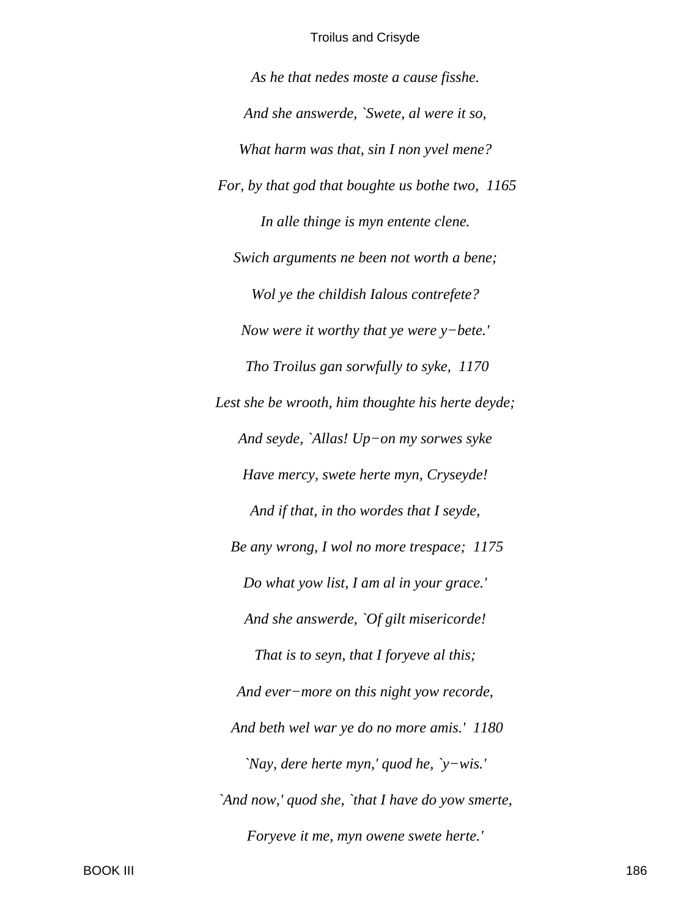*As he that nedes moste a cause fisshe.*

*And she answerde, `Swete, al were it so,*

*What harm was that, sin I non yvel mene?*

*For, by that god that boughte us bothe two,  1165*

*In alle thinge is myn entente clene.*

*Swich arguments ne been not worth a bene;*

*Wol ye the childish Ialous contrefete?*

*Now were it worthy that ye were y−bete.'*

*Tho Troilus gan sorwfully to syke,  1170*

*Lest she be wrooth, him thoughte his herte deyde;*

*And seyde, `Allas! Up−on my sorwes syke*

*Have mercy, swete herte myn, Cryseyde!*

*And if that, in tho wordes that I seyde,*

*Be any wrong, I wol no more trespace;  1175*

*Do what yow list, I am al in your grace.'*

*And she answerde, `Of gilt misericorde!*

*That is to seyn, that I foryeve al this;*

*And ever−more on this night yow recorde,*

*And beth wel war ye do no more amis.'  1180*

*`Nay, dere herte myn,' quod he, `y−wis.'*

*`And now,' quod she, `that I have do yow smerte,*

*Foryeve it me, myn owene swete herte.'*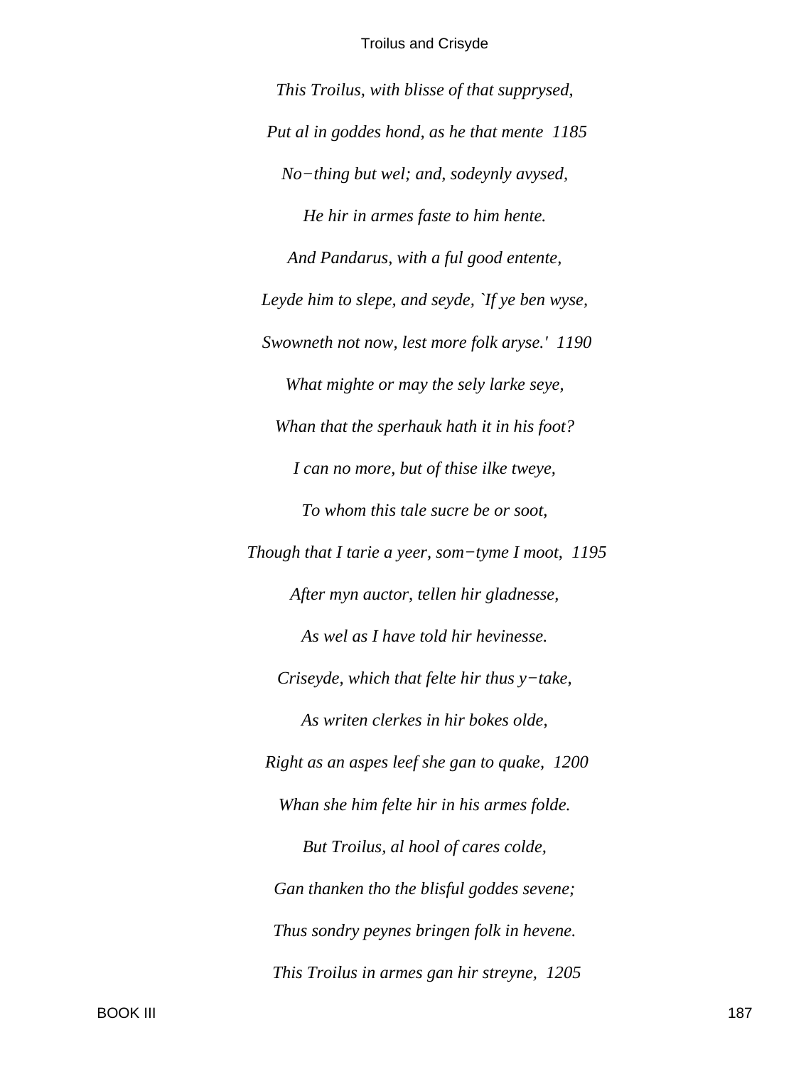*This Troilus, with blisse of that supprysed,*

*Put al in goddes hond, as he that mente  1185*

*No−thing but wel; and, sodeynly avysed,*

*He hir in armes faste to him hente.*

*And Pandarus, with a ful good entente,*

*Leyde him to slepe, and seyde, `If ye ben wyse,*

*Swowneth not now, lest more folk aryse.'  1190*

*What mighte or may the sely larke seye,*

*Whan that the sperhauk hath it in his foot?*

*I can no more, but of thise ilke tweye,*

*To whom this tale sucre be or soot,*

*Though that I tarie a yeer, som−tyme I moot,  1195*

*After myn auctor, tellen hir gladnesse,*

*As wel as I have told hir hevinesse.*

*Criseyde, which that felte hir thus y−take,*

*As writen clerkes in hir bokes olde,*

*Right as an aspes leef she gan to quake,  1200*

*Whan she him felte hir in his armes folde.*

*But Troilus, al hool of cares colde,*

*Gan thanken tho the blisful goddes sevene;*

*Thus sondry peynes bringen folk in hevene.*

*This Troilus in armes gan hir streyne,  1205*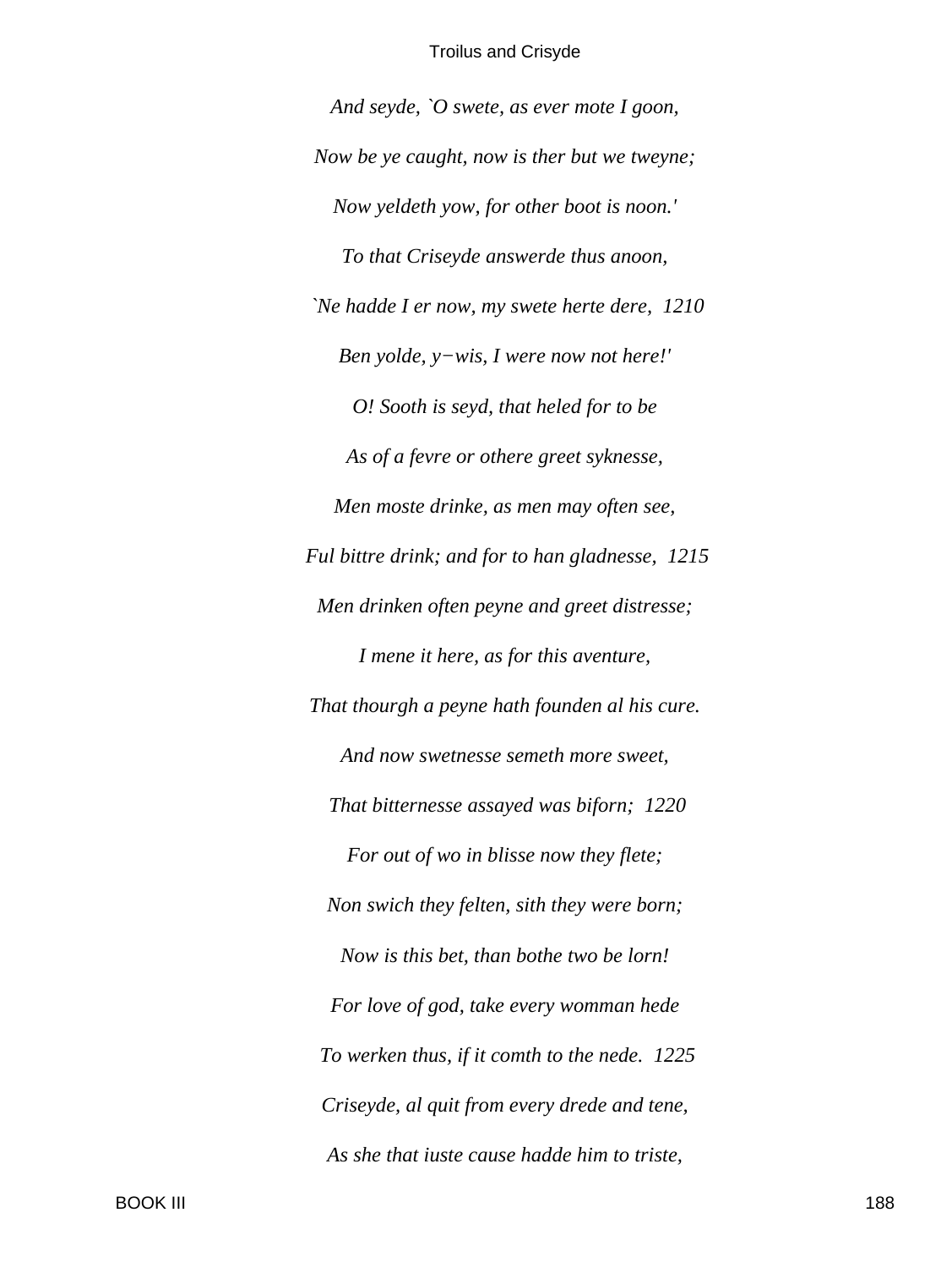*And seyde, `O swete, as ever mote I goon,*

*Now be ye caught, now is ther but we tweyne;*

*Now yeldeth yow, for other boot is noon.'*

*To that Criseyde answerde thus anoon,*

*`Ne hadde I er now, my swete herte dere, 1210*

*Ben yolde, y−wis, I were now not here!'*

*O! Sooth is seyd, that heled for to be*

*As of a fevre or othere greet syknesse,*

*Men moste drinke, as men may often see,*

*Ful bittre drink; and for to han gladnesse, 1215*

*Men drinken often peyne and greet distresse;*

*I mene it here, as for this aventure,*

*That thourgh a peyne hath founden al his cure.*

*And now swetnesse semeth more sweet,*

*That bitternesse assayed was biforn; 1220*

*For out of wo in blisse now they flete;*

*Non swich they felten, sith they were born;*

*Now is this bet, than bothe two be lorn!*

*For love of god, take every womman hede*

*To werken thus, if it comth to the nede. 1225*

*Criseyde, al quit from every drede and tene,*

*As she that iuste cause hadde him to triste,*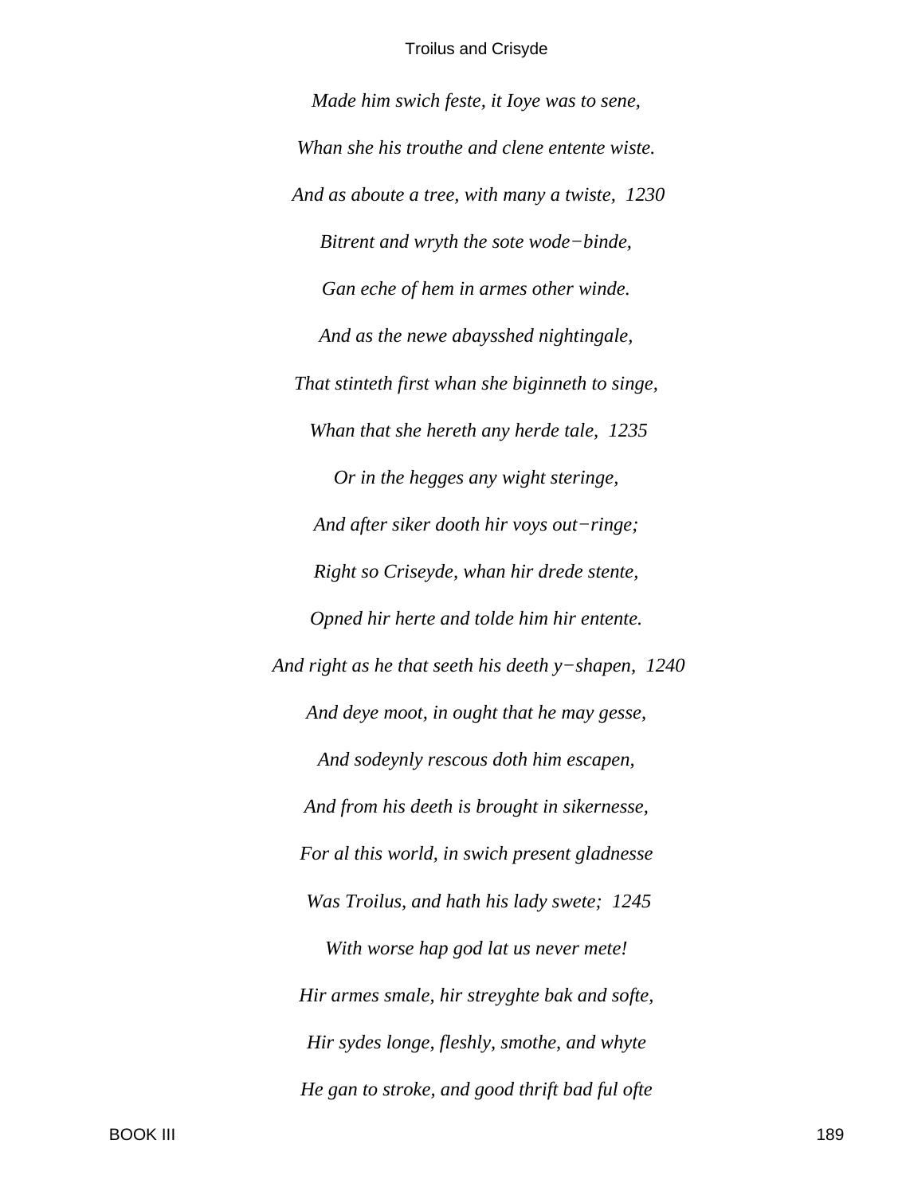*Made him swich feste, it Ioye was to sene,*

*Whan she his trouthe and clene entente wiste.*

*And as aboute a tree, with many a twiste,  1230*

*Bitrent and wryth the sote wode−binde,*

*Gan eche of hem in armes other winde.*

*And as the newe abaysshed nightingale,*

*That stinteth first whan she biginneth to singe,*

*Whan that she hereth any herde tale,  1235*

*Or in the hegges any wight steringe,*

*And after siker dooth hir voys out−ringe;*

*Right so Criseyde, whan hir drede stente,*

*Opned hir herte and tolde him hir entente.*

*And right as he that seeth his deeth y−shapen,  1240*

*And deye moot, in ought that he may gesse,*

*And sodeynly rescous doth him escapen,*

*And from his deeth is brought in sikernesse,*

*For al this world, in swich present gladnesse*

*Was Troilus, and hath his lady swete;  1245*

*With worse hap god lat us never mete!*

*Hir armes smale, hir streyghte bak and softe,*

*Hir sydes longe, fleshly, smothe, and whyte*

*He gan to stroke, and good thrift bad ful ofte*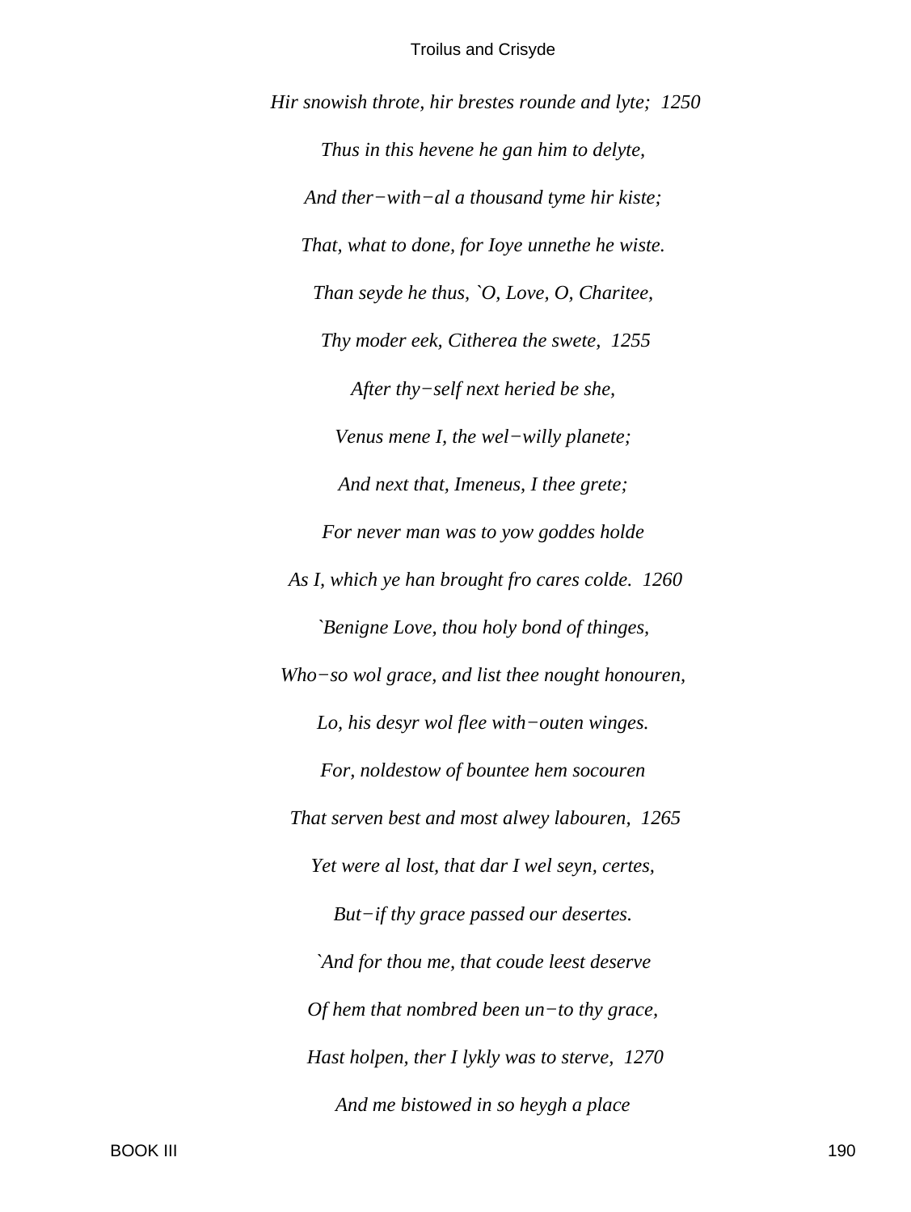*Hir snowish throte, hir brestes rounde and lyte; 1250*

*Thus in this hevene he gan him to delyte,*

*And ther−with−al a thousand tyme hir kiste;*

*That, what to done, for Ioye unnethe he wiste.*

*Than seyde he thus, `O, Love, O, Charitee,*

*Thy moder eek, Citherea the swete, 1255*

*After thy−self next heried be she,*

*Venus mene I, the wel−willy planete;*

*And next that, Imeneus, I thee grete;*

*For never man was to yow goddes holde*

*As I, which ye han brought fro cares colde. 1260*

*`Benigne Love, thou holy bond of thinges,*

*Who−so wol grace, and list thee nought honouren,*

*Lo, his desyr wol flee with−outen winges.*

*For, noldestow of bountee hem socouren*

*That serven best and most alwey labouren, 1265*

*Yet were al lost, that dar I wel seyn, certes,*

*But−if thy grace passed our desertes.*

*`And for thou me, that coude leest deserve*

*Of hem that nombred been un−to thy grace,*

*Hast holpen, ther I lykly was to sterve, 1270*

*And me bistowed in so heygh a place*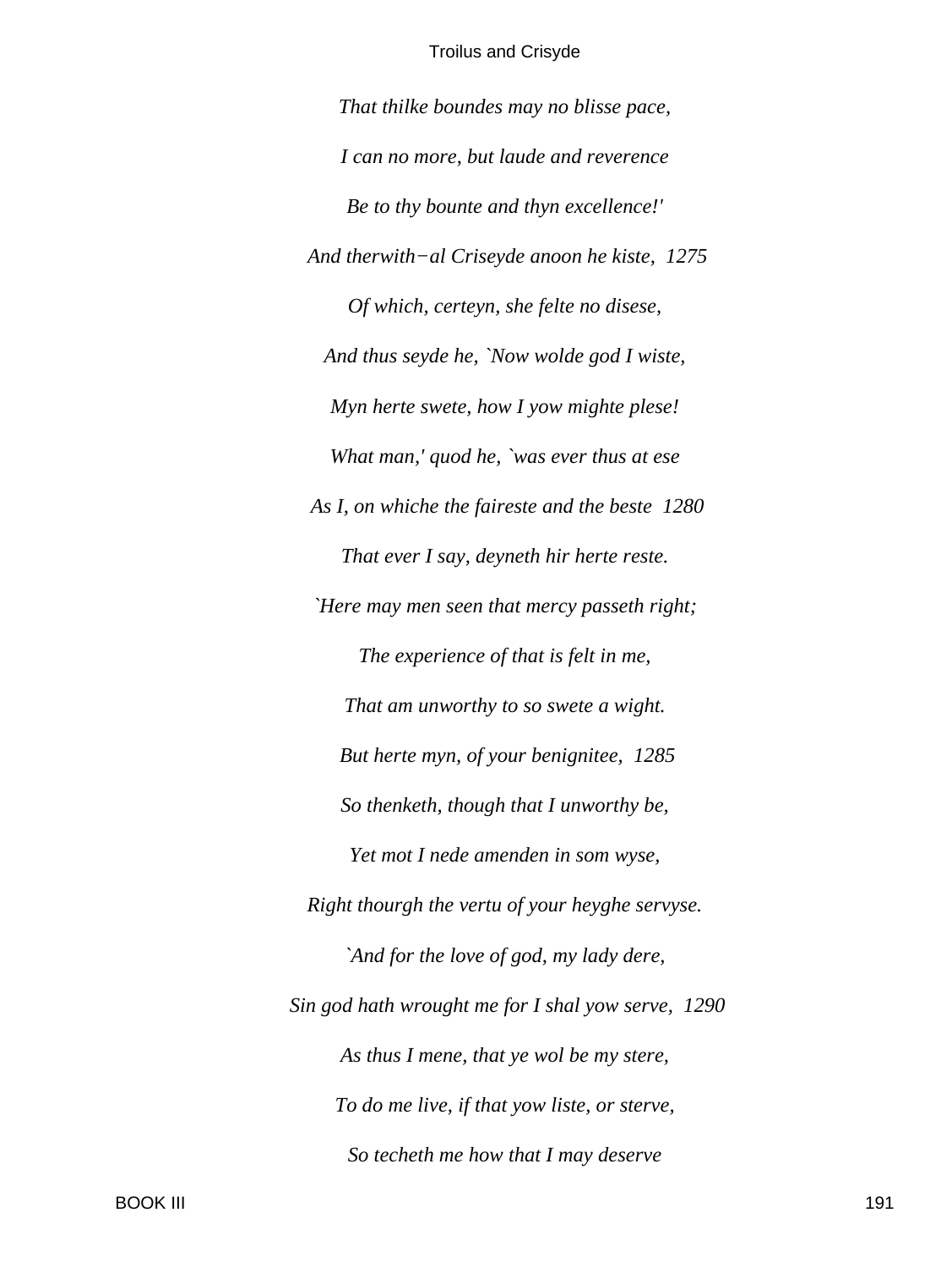*That thilke boundes may no blisse pace,*

*I can no more, but laude and reverence*

*Be to thy bounte and thyn excellence!'*

*And therwith−al Criseyde anoon he kiste, 1275*

*Of which, certeyn, she felte no disese,*

*And thus seyde he, `Now wolde god I wiste,*

*Myn herte swete, how I yow mighte plese!*

*What man,' quod he, `was ever thus at ese*

*As I, on whiche the faireste and the beste 1280*

*That ever I say, deyneth hir herte reste.*

*`Here may men seen that mercy passeth right;*

*The experience of that is felt in me,*

*That am unworthy to so swete a wight.*

*But herte myn, of your benignitee, 1285*

*So thenketh, though that I unworthy be,*

*Yet mot I nede amenden in som wyse,*

*Right thourgh the vertu of your heyghe servyse.*

*`And for the love of god, my lady dere,*

*Sin god hath wrought me for I shal yow serve, 1290*

*As thus I mene, that ye wol be my stere,*

*To do me live, if that yow liste, or sterve,*

*So techeth me how that I may deserve*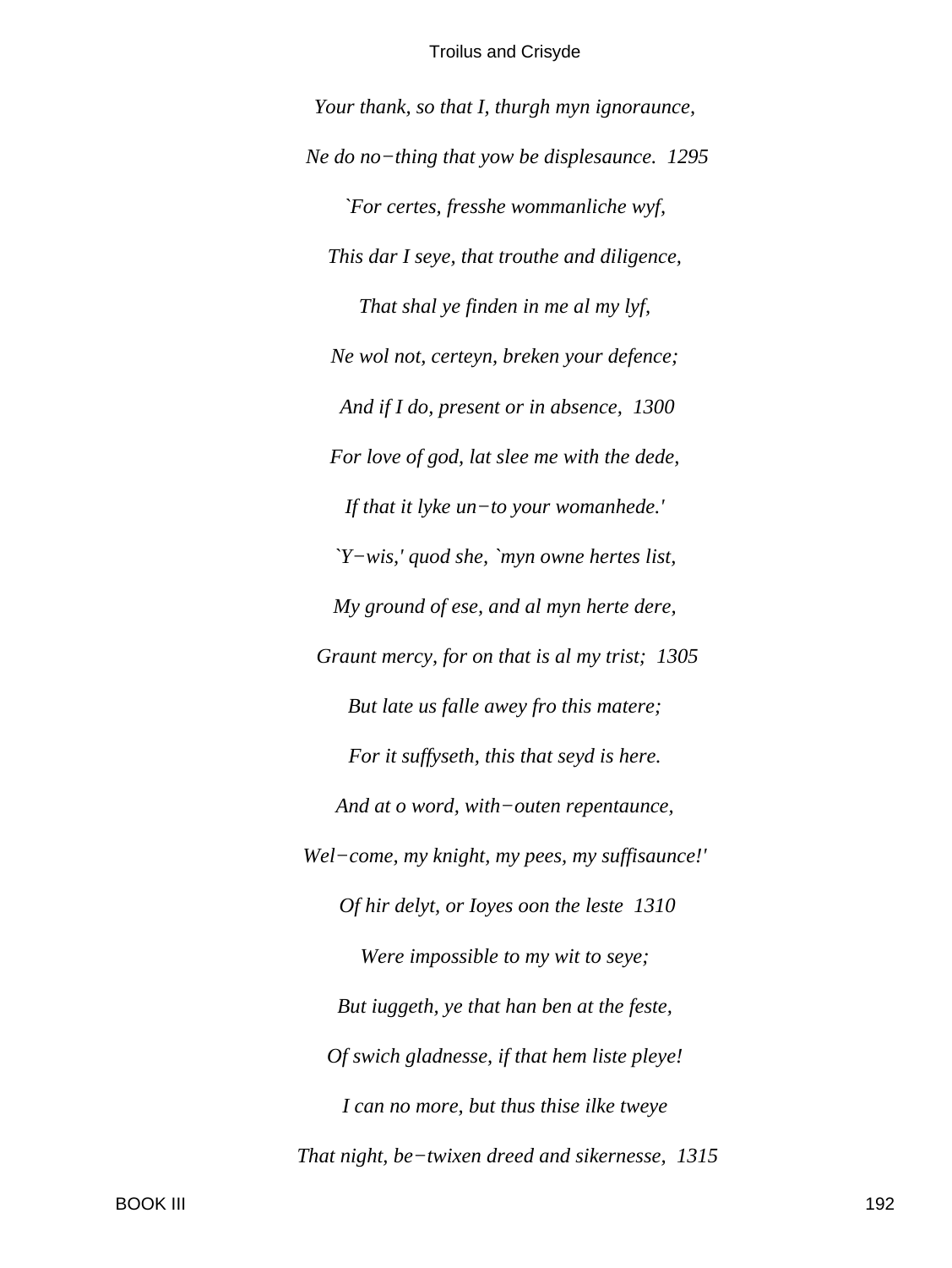*Your thank, so that I, thurgh myn ignoraunce,*

*Ne do no−thing that yow be displesaunce.  1295*

*`For certes, fresshe wommanliche wyf,*

*This dar I seye, that trouthe and diligence,*

*That shal ye finden in me al my lyf,*

*Ne wol not, certeyn, breken your defence;*

*And if I do, present or in absence,  1300*

*For love of god, lat slee me with the dede,*

*If that it lyke un−to your womanhede.'*

*`Y−wis,' quod she, `myn owne hertes list,*

*My ground of ese, and al myn herte dere,*

*Graunt mercy, for on that is al my trist;  1305*

*But late us falle awey fro this matere;*

*For it suffyseth, this that seyd is here.*

*And at o word, with−outen repentaunce,*

*Wel−come, my knight, my pees, my suffisaunce!'*

*Of hir delyt, or Ioyes oon the leste  1310*

*Were impossible to my wit to seye;*

*But iuggeth, ye that han ben at the feste,*

*Of swich gladnesse, if that hem liste pleye!*

*I can no more, but thus thise ilke tweye*

*That night, be−twixen dreed and sikernesse,  1315*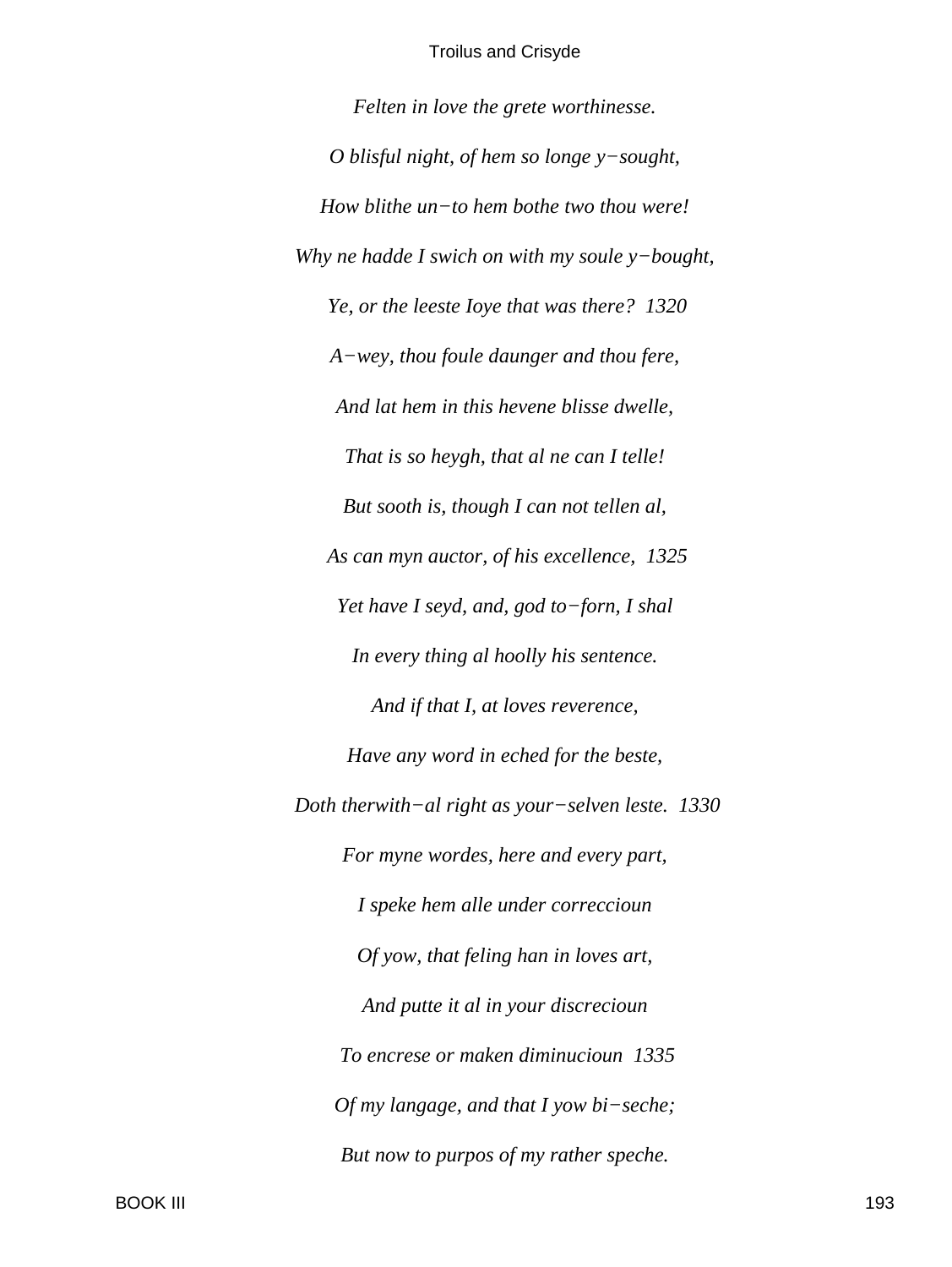*Felten in love the grete worthinesse.*

*O blisful night, of hem so longe y−sought,*

*How blithe un−to hem bothe two thou were!*

*Why ne hadde I swich on with my soule y−bought,*

*Ye, or the leeste Ioye that was there?  1320*

*A−wey, thou foule daunger and thou fere,*

*And lat hem in this hevene blisse dwelle,*

*That is so heygh, that al ne can I telle!*

*But sooth is, though I can not tellen al,*

*As can myn auctor, of his excellence,  1325*

*Yet have I seyd, and, god to−forn, I shal*

*In every thing al hoolly his sentence.*

*And if that I, at loves reverence,*

*Have any word in eched for the beste,*

*Doth therwith−al right as your−selven leste.  1330*

*For myne wordes, here and every part,*

*I speke hem alle under correccioun*

*Of yow, that feling han in loves art,*

*And putte it al in your discrecioun*

*To encrese or maken diminucioun  1335*

*Of my langage, and that I yow bi−seche;*

*But now to purpos of my rather speche.*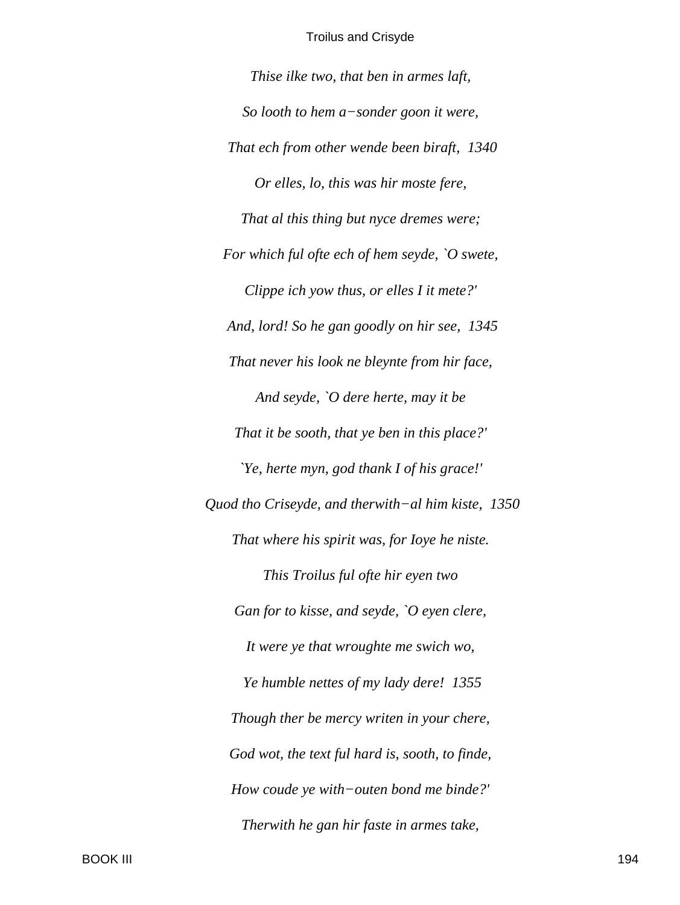*Thise ilke two, that ben in armes laft,*

*So looth to hem a−sonder goon it were,*

*That ech from other wende been biraft,  1340*

*Or elles, lo, this was hir moste fere,*

*That al this thing but nyce dremes were;*

*For which ful ofte ech of hem seyde, `O swete,*

*Clippe ich yow thus, or elles I it mete?'*

*And, lord! So he gan goodly on hir see,  1345*

*That never his look ne bleynte from hir face,*

*And seyde, `O dere herte, may it be*

*That it be sooth, that ye ben in this place?'*

*`Ye, herte myn, god thank I of his grace!'*

*Quod tho Criseyde, and therwith−al him kiste,  1350*

*That where his spirit was, for Ioye he niste.*

*This Troilus ful ofte hir eyen two*

*Gan for to kisse, and seyde, `O eyen clere,*

*It were ye that wroughte me swich wo,*

*Ye humble nettes of my lady dere!  1355*

*Though ther be mercy writen in your chere,*

*God wot, the text ful hard is, sooth, to finde,*

*How coude ye with−outen bond me binde?'*

*Therwith he gan hir faste in armes take,*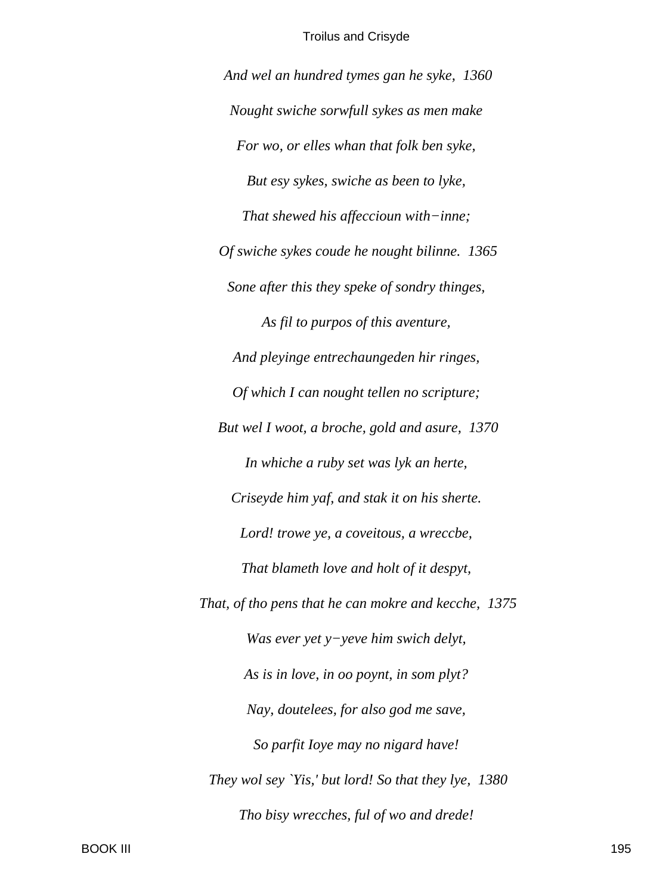*And wel an hundred tymes gan he syke,  1360*

*Nought swiche sorwfull sykes as men make*

*For wo, or elles whan that folk ben syke,*

*But esy sykes, swiche as been to lyke,*

*That shewed his affeccioun with−inne;*

*Of swiche sykes coude he nought bilinne.  1365*

*Sone after this they speke of sondry thinges,*

*As fil to purpos of this aventure,*

*And pleyinge entrechaungeden hir ringes,*

*Of which I can nought tellen no scripture;*

*But wel I woot, a broche, gold and asure,  1370*

*In whiche a ruby set was lyk an herte,*

*Criseyde him yaf, and stak it on his sherte.*

*Lord! trowe ye, a coveitous, a wreccbe,*

*That blameth love and holt of it despyt,*

*That, of tho pens that he can mokre and kecche,  1375*

*Was ever yet y−yeve him swich delyt,*

*As is in love, in oo poynt, in som plyt?*

*Nay, doutelees, for also god me save,*

*So parfit Ioye may no nigard have!*

*They wol sey `Yis,' but lord! So that they lye,  1380*

*Tho bisy wrecches, ful of wo and drede!*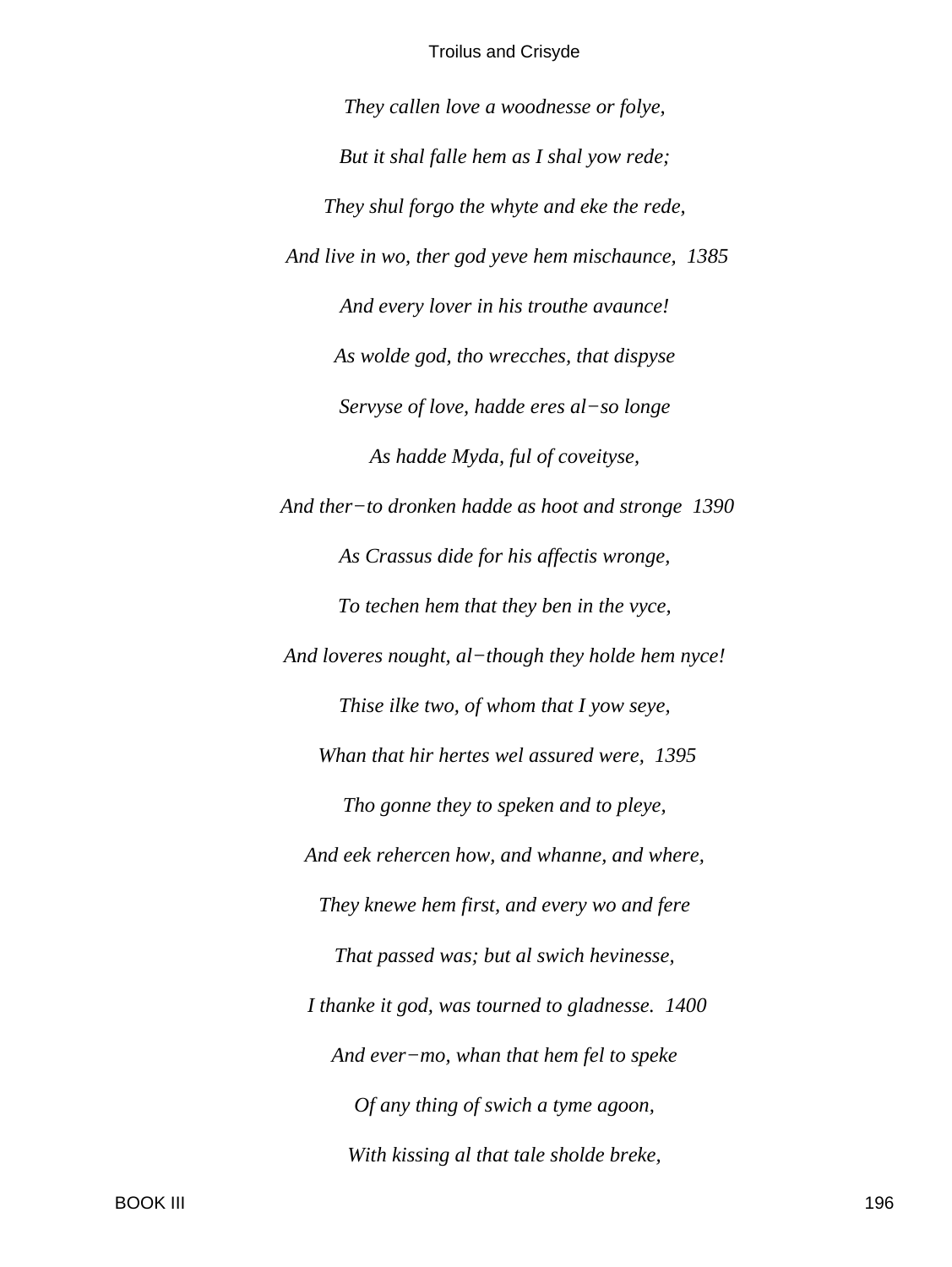*They callen love a woodnesse or folye,*

*But it shal falle hem as I shal yow rede;*

*They shul forgo the whyte and eke the rede,*

*And live in wo, ther god yeve hem mischaunce,  1385*

*And every lover in his trouthe avaunce!*

*As wolde god, tho wrecches, that dispyse*

*Servyse of love, hadde eres al−so longe*

*As hadde Myda, ful of coveityse,*

*And ther−to dronken hadde as hoot and stronge  1390*

*As Crassus dide for his affectis wronge,*

*To techen hem that they ben in the vyce,*

*And loveres nought, al−though they holde hem nyce!*

*Thise ilke two, of whom that I yow seye,*

*Whan that hir hertes wel assured were,  1395*

*Tho gonne they to speken and to pleye,*

*And eek rehercen how, and whanne, and where,*

*They knewe hem first, and every wo and fere*

*That passed was; but al swich hevinesse,*

*I thanke it god, was tourned to gladnesse.  1400*

*And ever−mo, whan that hem fel to speke*

*Of any thing of swich a tyme agoon,*

*With kissing al that tale sholde breke,*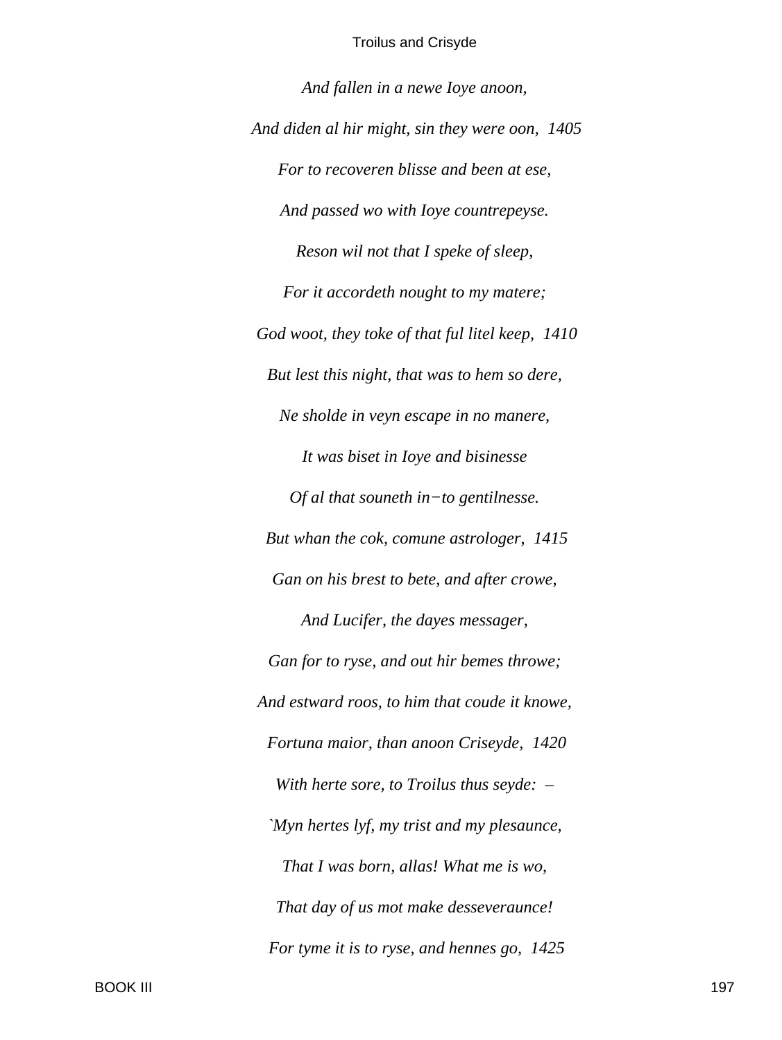*And fallen in a newe Ioye anoon,*

*And diden al hir might, sin they were oon,  1405*

*For to recoveren blisse and been at ese,*

*And passed wo with Ioye countrepeyse.*

*Reson wil not that I speke of sleep,*

*For it accordeth nought to my matere;*

*God woot, they toke of that ful litel keep,  1410*

*But lest this night, that was to hem so dere,*

*Ne sholde in veyn escape in no manere,*

*It was biset in Ioye and bisinesse*

*Of al that souneth in−to gentilnesse.*

*But whan the cok, comune astrologer,  1415*

*Gan on his brest to bete, and after crowe,*

*And Lucifer, the dayes messager,*

*Gan for to ryse, and out hir bemes throwe;*

*And estward roos, to him that coude it knowe,*

*Fortuna maior, than anoon Criseyde,  1420*

*With herte sore, to Troilus thus seyde:  –*

*`Myn hertes lyf, my trist and my plesaunce,*

*That I was born, allas! What me is wo,*

*That day of us mot make desseveraunce!*

*For tyme it is to ryse, and hennes go,  1425*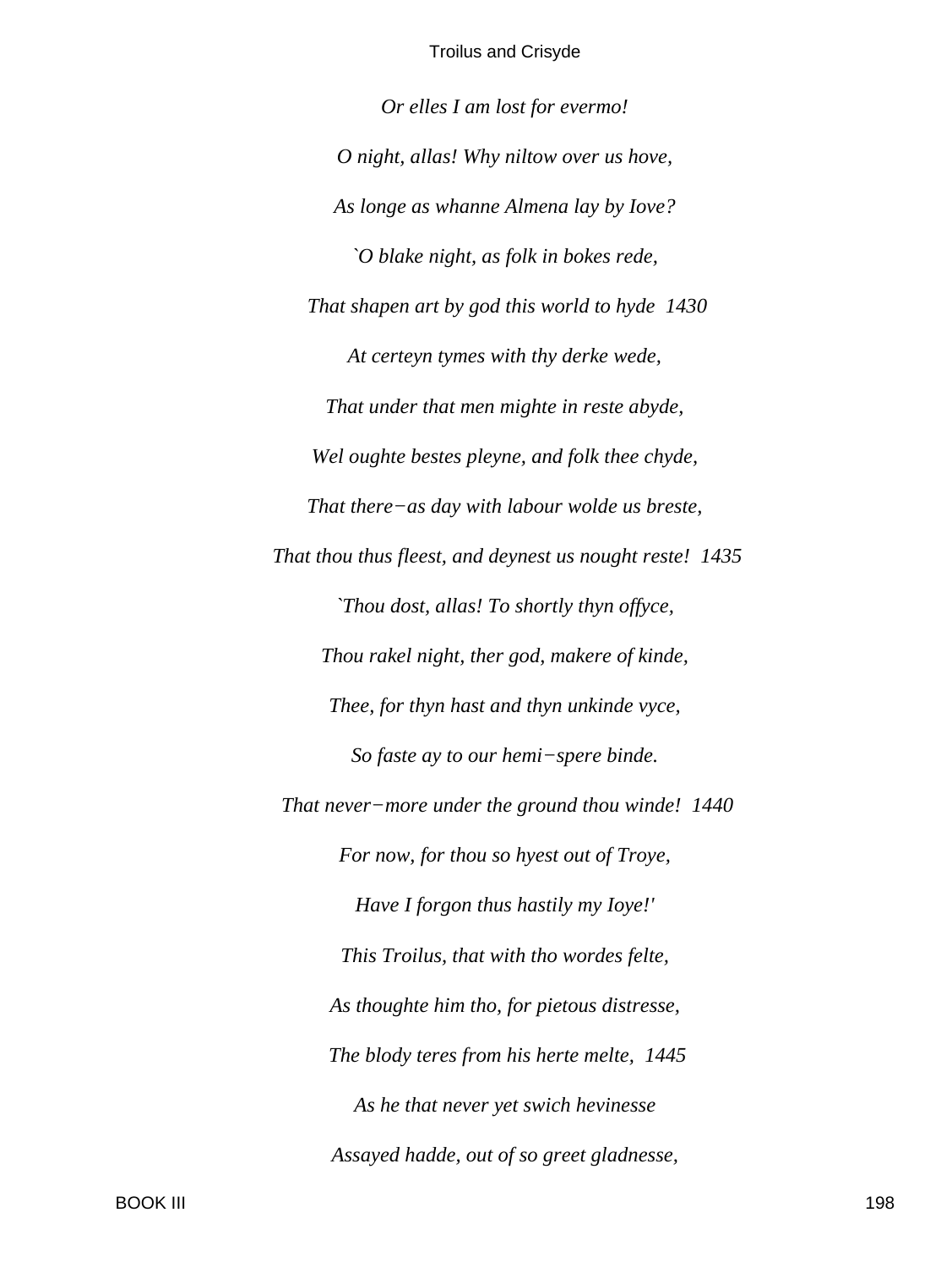*Or elles I am lost for evermo!*

*O night, allas! Why niltow over us hove,*

*As longe as whanne Almena lay by Iove?*

*`O blake night, as folk in bokes rede,*

*That shapen art by god this world to hyde 1430*

*At certeyn tymes with thy derke wede,*

*That under that men mighte in reste abyde,*

*Wel oughte bestes pleyne, and folk thee chyde,*

*That there−as day with labour wolde us breste,*

*That thou thus fleest, and deynest us nought reste! 1435*

*`Thou dost, allas! To shortly thyn offyce,*

*Thou rakel night, ther god, makere of kinde,*

*Thee, for thyn hast and thyn unkinde vyce,*

*So faste ay to our hemi−spere binde.*

*That never−more under the ground thou winde! 1440*

*For now, for thou so hyest out of Troye,*

*Have I forgon thus hastily my Ioye!'*

*This Troilus, that with tho wordes felte,*

*As thoughte him tho, for pietous distresse,*

*The blody teres from his herte melte, 1445*

*As he that never yet swich hevinesse*

*Assayed hadde, out of so greet gladnesse,*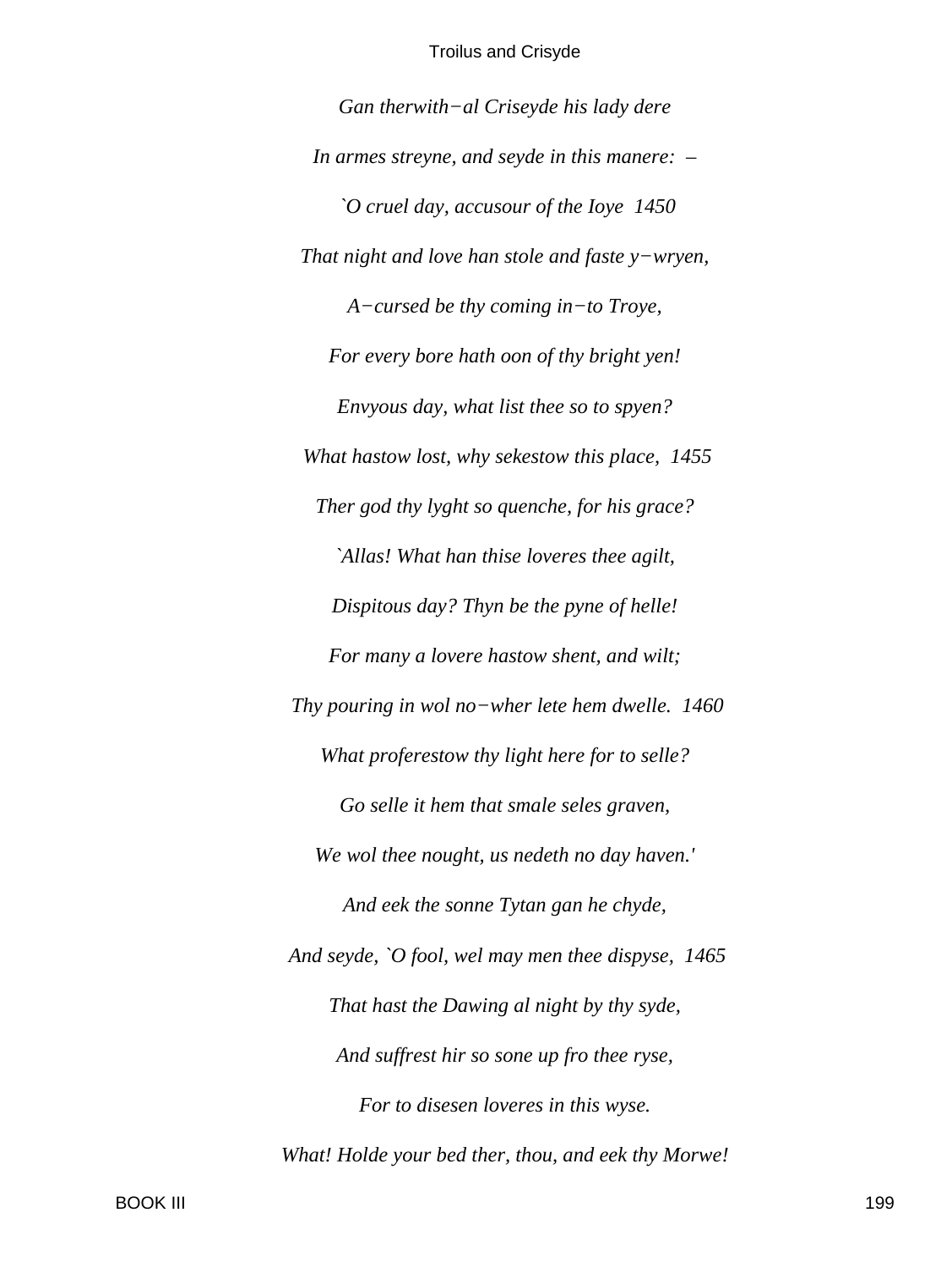*Gan therwith−al Criseyde his lady dere*

*In armes streyne, and seyde in this manere: –*

*`O cruel day, accusour of the Ioye 1450*

*That night and love han stole and faste y−wryen,*

*A−cursed be thy coming in−to Troye,*

*For every bore hath oon of thy bright yen!*

*Envyous day, what list thee so to spyen?*

*What hastow lost, why sekestow this place, 1455*

*Ther god thy lyght so quenche, for his grace?*

*`Allas! What han thise loveres thee agilt,*

*Dispitous day? Thyn be the pyne of helle!*

*For many a lovere hastow shent, and wilt;*

*Thy pouring in wol no−wher lete hem dwelle. 1460*

*What proferestow thy light here for to selle?*

*Go selle it hem that smale seles graven,*

*We wol thee nought, us nedeth no day haven.'*

*And eek the sonne Tytan gan he chyde,*

*And seyde, `O fool, wel may men thee dispyse, 1465*

*That hast the Dawing al night by thy syde,*

*And suffrest hir so sone up fro thee ryse,*

*For to disesen loveres in this wyse.*

*What! Holde your bed ther, thou, and eek thy Morwe!*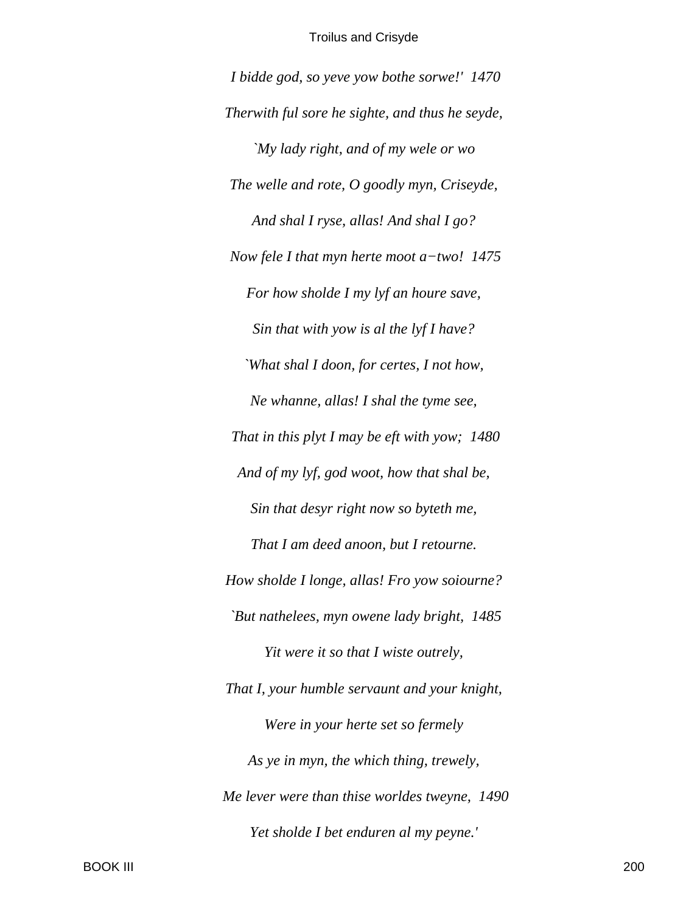*I bidde god, so yeve yow bothe sorwe!' 1470*

*Therwith ful sore he sighte, and thus he seyde,*

*`My lady right, and of my wele or wo*

*The welle and rote, O goodly myn, Criseyde,*

*And shal I ryse, allas! And shal I go?*

*Now fele I that myn herte moot a−two! 1475*

*For how sholde I my lyf an houre save,*

*Sin that with yow is al the lyf I have?*

*`What shal I doon, for certes, I not how,*

*Ne whanne, allas! I shal the tyme see,*

*That in this plyt I may be eft with yow; 1480*

*And of my lyf, god woot, how that shal be,*

*Sin that desyr right now so byteth me,*

*That I am deed anoon, but I retourne.*

*How sholde I longe, allas! Fro yow soiourne?*

*`But nathelees, myn owene lady bright, 1485*

*Yit were it so that I wiste outrely,*

*That I, your humble servaunt and your knight,*

*Were in your herte set so fermely*

*As ye in myn, the which thing, trewely,*

*Me lever were than thise worldes tweyne, 1490*

*Yet sholde I bet enduren al my peyne.'*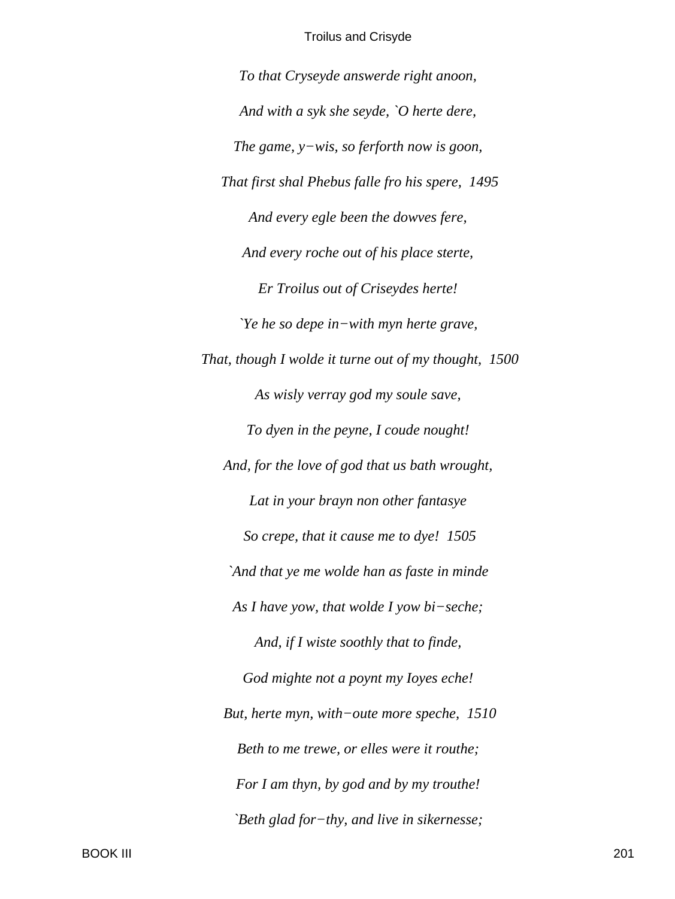*To that Cryseyde answerde right anoon,*

*And with a syk she seyde, `O herte dere,*

*The game, y−wis, so ferforth now is goon,*

*That first shal Phebus falle fro his spere, 1495*

*And every egle been the dowves fere,*

*And every roche out of his place sterte,*

*Er Troilus out of Criseydes herte!*

*`Ye he so depe in−with myn herte grave,*

*That, though I wolde it turne out of my thought, 1500*

*As wisly verray god my soule save,*

*To dyen in the peyne, I coude nought!*

*And, for the love of god that us bath wrought,*

*Lat in your brayn non other fantasye*

*So crepe, that it cause me to dye! 1505*

*`And that ye me wolde han as faste in minde*

*As I have yow, that wolde I yow bi−seche;*

*And, if I wiste soothly that to finde,*

*God mighte not a poynt my Ioyes eche!*

*But, herte myn, with−oute more speche, 1510*

*Beth to me trewe, or elles were it routhe;*

*For I am thyn, by god and by my trouthe!*

*`Beth glad for−thy, and live in sikernesse;*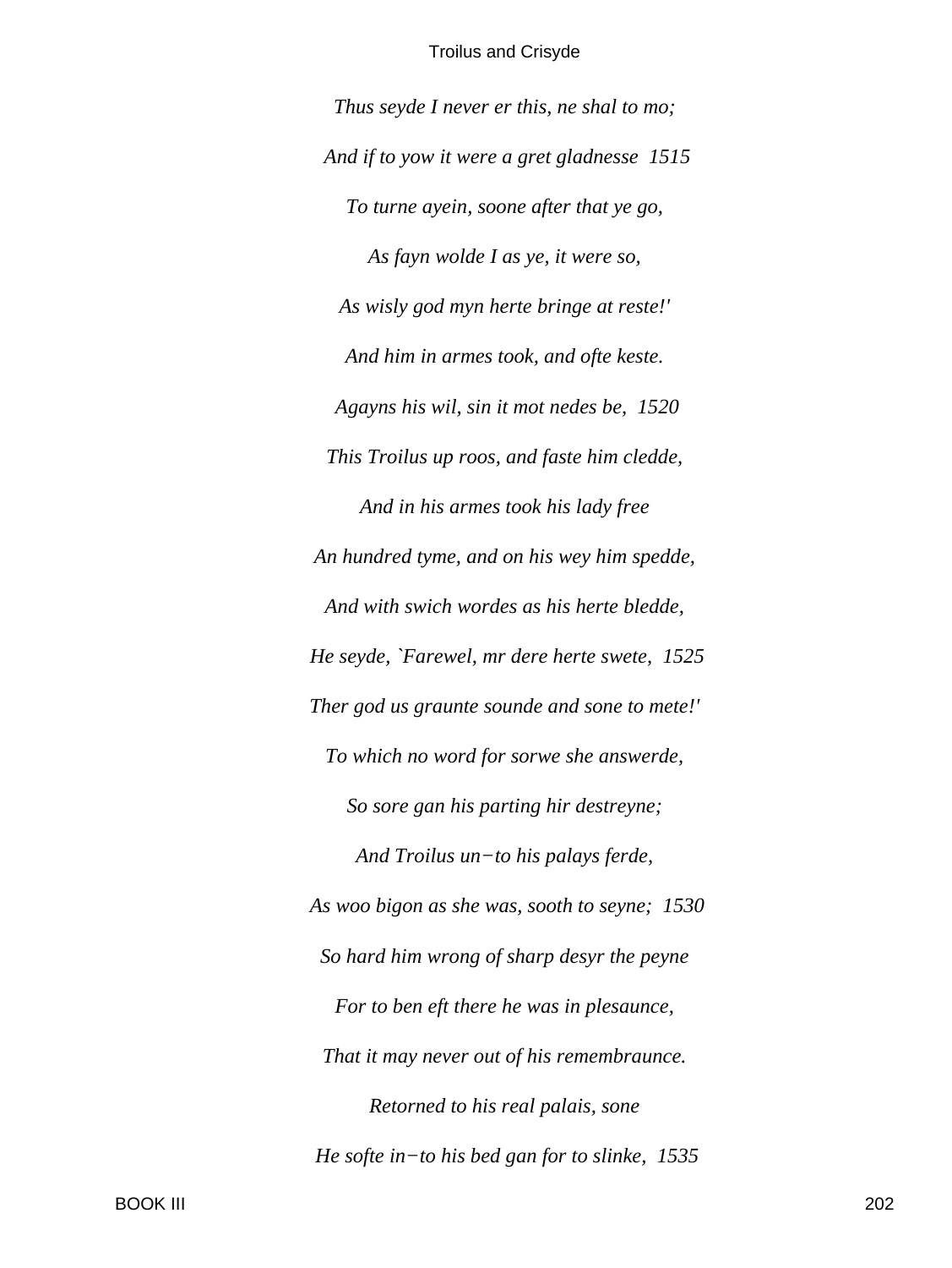*Thus seyde I never er this, ne shal to mo;*

*And if to yow it were a gret gladnesse  1515*

*To turne ayein, soone after that ye go,*

*As fayn wolde I as ye, it were so,*

*As wisly god myn herte bringe at reste!'*

*And him in armes took, and ofte keste.*

*Agayns his wil, sin it mot nedes be,  1520*

*This Troilus up roos, and faste him cledde,*

*And in his armes took his lady free*

*An hundred tyme, and on his wey him spedde,*

*And with swich wordes as his herte bledde,*

*He seyde, `Farewel, mr dere herte swete,  1525*

*Ther god us graunte sounde and sone to mete!'*

*To which no word for sorwe she answerde,*

*So sore gan his parting hir destreyne;*

*And Troilus un−to his palays ferde,*

*As woo bigon as she was, sooth to seyne;  1530*

*So hard him wrong of sharp desyr the peyne*

*For to ben eft there he was in plesaunce,*

*That it may never out of his remembraunce.*

*Retorned to his real palais, sone*

*He softe in−to his bed gan for to slinke,  1535*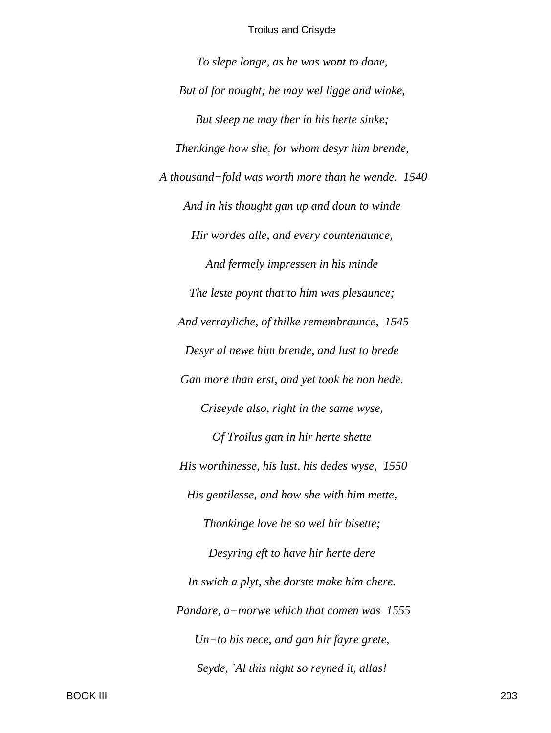*To slepe longe, as he was wont to done,*

*But al for nought; he may wel ligge and winke,*

*But sleep ne may ther in his herte sinke;*

*Thenkinge how she, for whom desyr him brende,*

*A thousand−fold was worth more than he wende.  1540*

*And in his thought gan up and doun to winde*

*Hir wordes alle, and every countenaunce,*

*And fermely impressen in his minde*

*The leste poynt that to him was plesaunce;*

*And verrayliche, of thilke remembraunce,  1545*

*Desyr al newe him brende, and lust to brede*

*Gan more than erst, and yet took he non hede.*

*Criseyde also, right in the same wyse,*

*Of Troilus gan in hir herte shette*

*His worthinesse, his lust, his dedes wyse,  1550*

*His gentilesse, and how she with him mette,*

*Thonkinge love he so wel hir bisette;*

*Desyring eft to have hir herte dere*

*In swich a plyt, she dorste make him chere.*

*Pandare, a−morwe which that comen was  1555*

*Un−to his nece, and gan hir fayre grete,*

*Seyde, `Al this night so reyned it, allas!*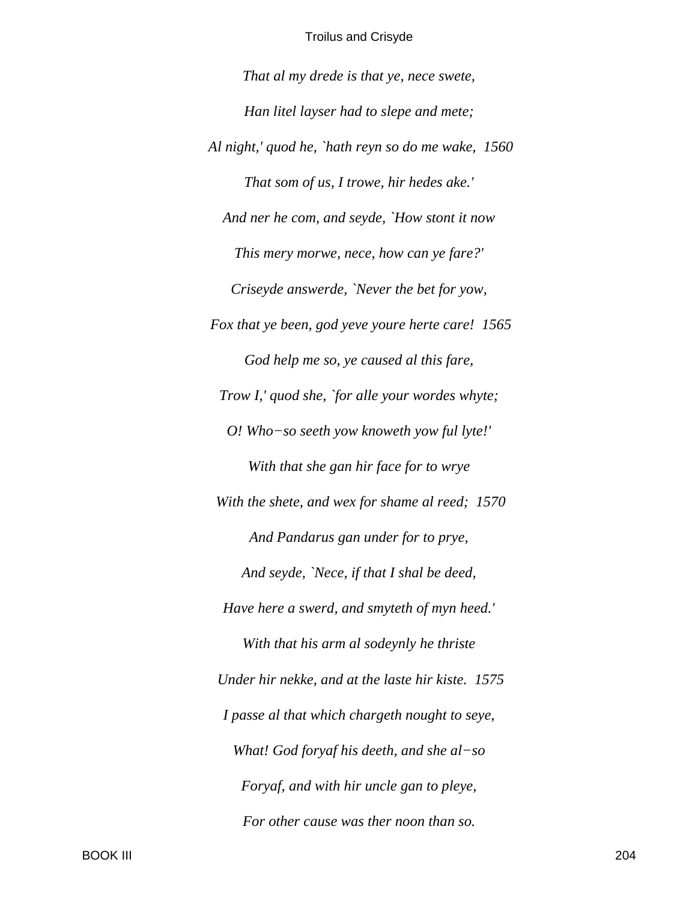*That al my drede is that ye, nece swete,*

*Han litel layser had to slepe and mete;*

*Al night,' quod he, `hath reyn so do me wake,  1560*

*That som of us, I trowe, hir hedes ake.'*

*And ner he com, and seyde, `How stont it now*

*This mery morwe, nece, how can ye fare?'*

*Criseyde answerde, `Never the bet for yow,*

*Fox that ye been, god yeve youre herte care!  1565*

*God help me so, ye caused al this fare,*

*Trow I,' quod she, `for alle your wordes whyte;*

*O! Who−so seeth yow knoweth yow ful lyte!'*

*With that she gan hir face for to wrye*

*With the shete, and wex for shame al reed;  1570*

*And Pandarus gan under for to prye,*

*And seyde, `Nece, if that I shal be deed,*

*Have here a swerd, and smyteth of myn heed.'*

*With that his arm al sodeynly he thriste*

*Under hir nekke, and at the laste hir kiste.  1575*

*I passe al that which chargeth nought to seye,*

*What! God foryaf his deeth, and she al−so*

*Foryaf, and with hir uncle gan to pleye,*

*For other cause was ther noon than so.*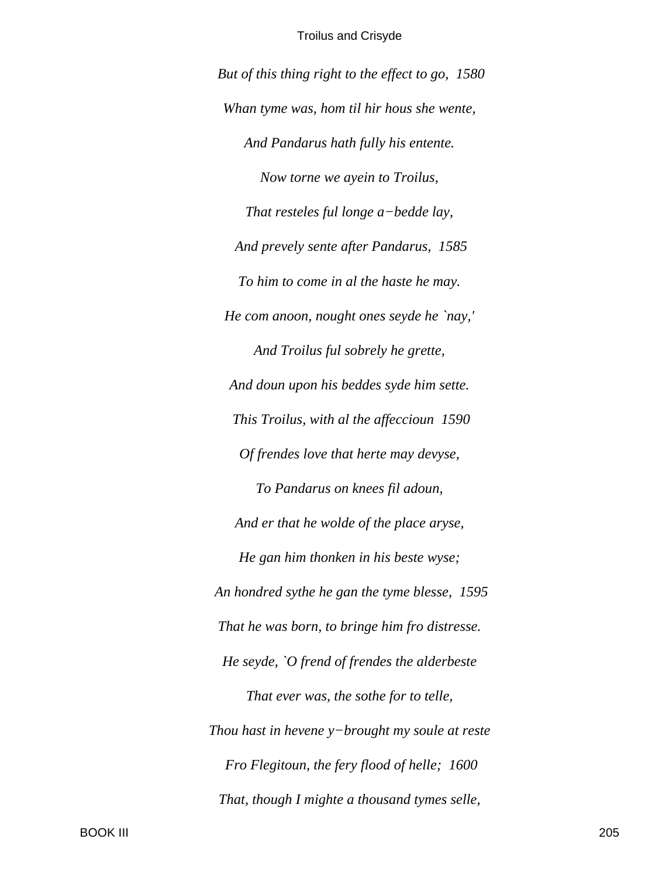*But of this thing right to the effect to go,  1580*

*Whan tyme was, hom til hir hous she wente,*

*And Pandarus hath fully his entente.*

*Now torne we ayein to Troilus,*

*That resteles ful longe a−bedde lay,*

*And prevely sente after Pandarus,  1585*

*To him to come in al the haste he may.*

*He com anoon, nought ones seyde he `nay,'*

*And Troilus ful sobrely he grette,*

*And doun upon his beddes syde him sette.*

*This Troilus, with al the affeccioun  1590*

*Of frendes love that herte may devyse,*

*To Pandarus on knees fil adoun,*

*And er that he wolde of the place aryse,*

*He gan him thonken in his beste wyse;*

*An hondred sythe he gan the tyme blesse,  1595*

*That he was born, to bringe him fro distresse.*

*He seyde, `O frend of frendes the alderbeste*

*That ever was, the sothe for to telle,*

*Thou hast in hevene y−brought my soule at reste*

*Fro Flegitoun, the fery flood of helle;  1600*

*That, though I mighte a thousand tymes selle,*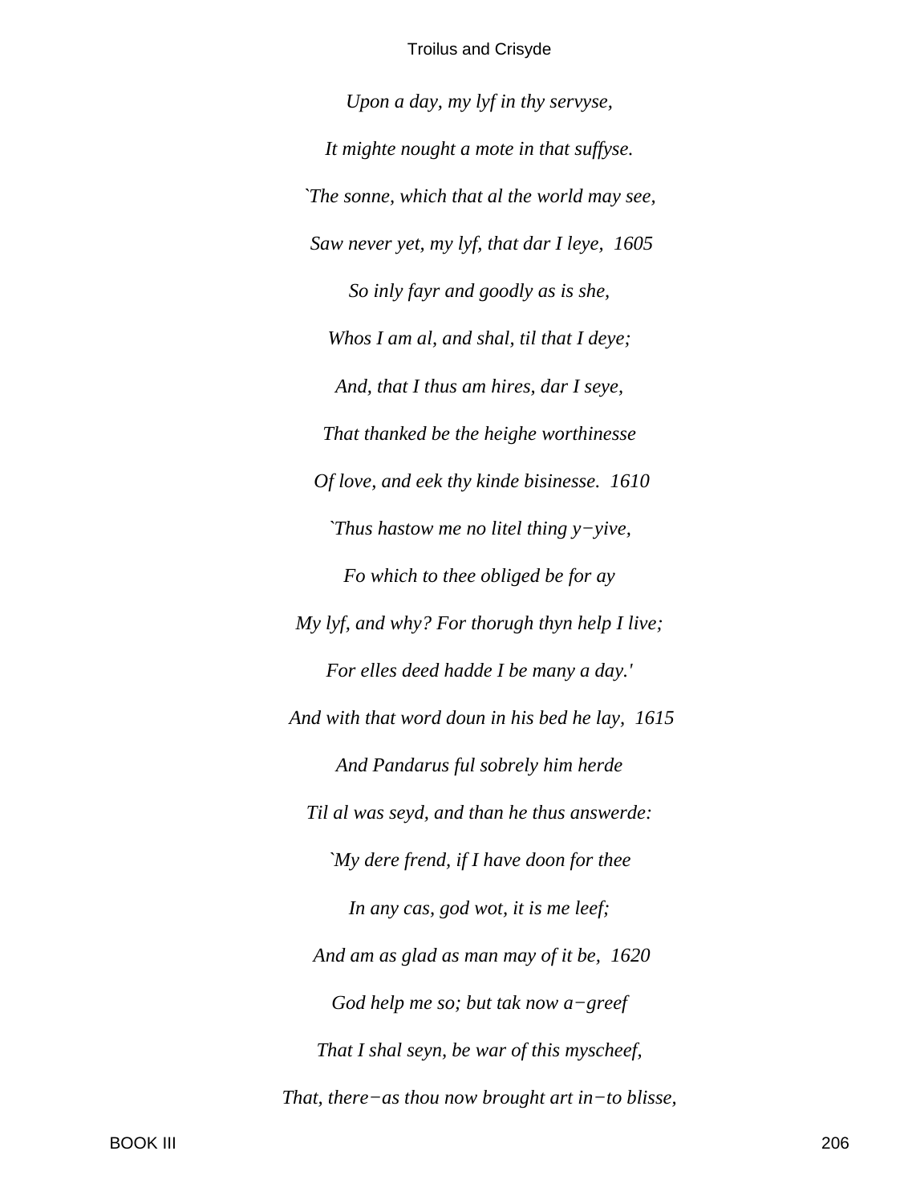*Upon a day, my lyf in thy servyse,*

*It mighte nought a mote in that suffyse.*

*`The sonne, which that al the world may see,*

*Saw never yet, my lyf, that dar I leye, 1605*

*So inly fayr and goodly as is she,*

*Whos I am al, and shal, til that I deye;*

*And, that I thus am hires, dar I seye,*

*That thanked be the heighe worthinesse*

*Of love, and eek thy kinde bisinesse. 1610*

*`Thus hastow me no litel thing y−yive,*

*Fo which to thee obliged be for ay*

*My lyf, and why? For thorugh thyn help I live;*

*For elles deed hadde I be many a day.'*

*And with that word doun in his bed he lay, 1615*

*And Pandarus ful sobrely him herde*

*Til al was seyd, and than he thus answerde:*

*`My dere frend, if I have doon for thee*

*In any cas, god wot, it is me leef;*

*And am as glad as man may of it be, 1620*

*God help me so; but tak now a−greef*

*That I shal seyn, be war of this myscheef,*

*That, there−as thou now brought art in−to blisse,*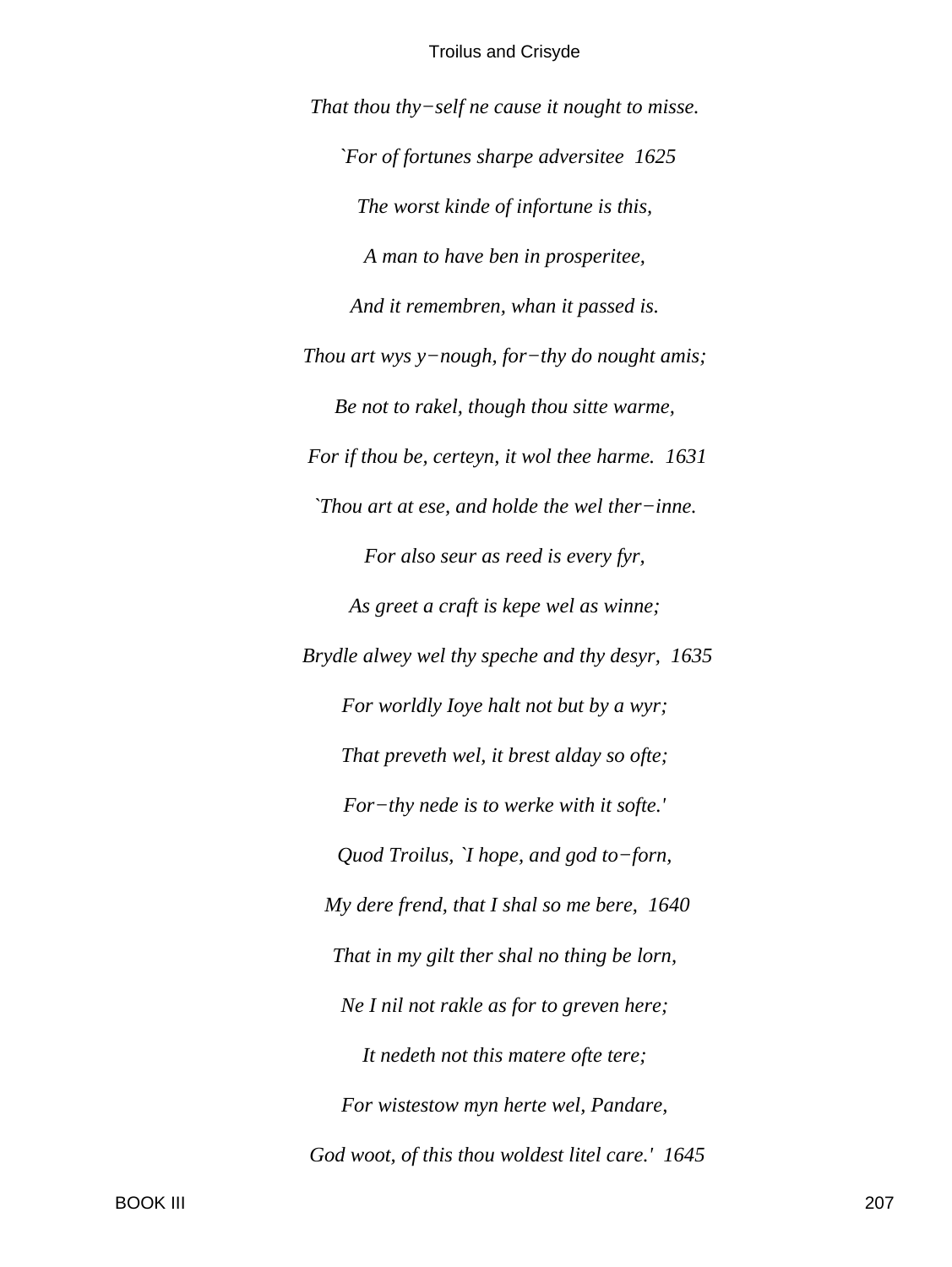*That thou thy−self ne cause it nought to misse.*

*`For of fortunes sharpe adversitee  1625*

*The worst kinde of infortune is this,*

*A man to have ben in prosperitee,*

*And it remembren, whan it passed is.*

*Thou art wys y−nough, for−thy do nought amis;*

*Be not to rakel, though thou sitte warme,*

*For if thou be, certeyn, it wol thee harme.  1631*

*`Thou art at ese, and holde the wel ther−inne.*

*For also seur as reed is every fyr,*

*As greet a craft is kepe wel as winne;*

*Brydle alwey wel thy speche and thy desyr,  1635*

*For worldly Ioye halt not but by a wyr;*

*That preveth wel, it brest alday so ofte;*

*For−thy nede is to werke with it softe.'*

*Quod Troilus, `I hope, and god to−forn,*

*My dere frend, that I shal so me bere,  1640*

*That in my gilt ther shal no thing be lorn,*

*Ne I nil not rakle as for to greven here;*

*It nedeth not this matere ofte tere;*

*For wistestow myn herte wel, Pandare,*

*God woot, of this thou woldest litel care.'  1645*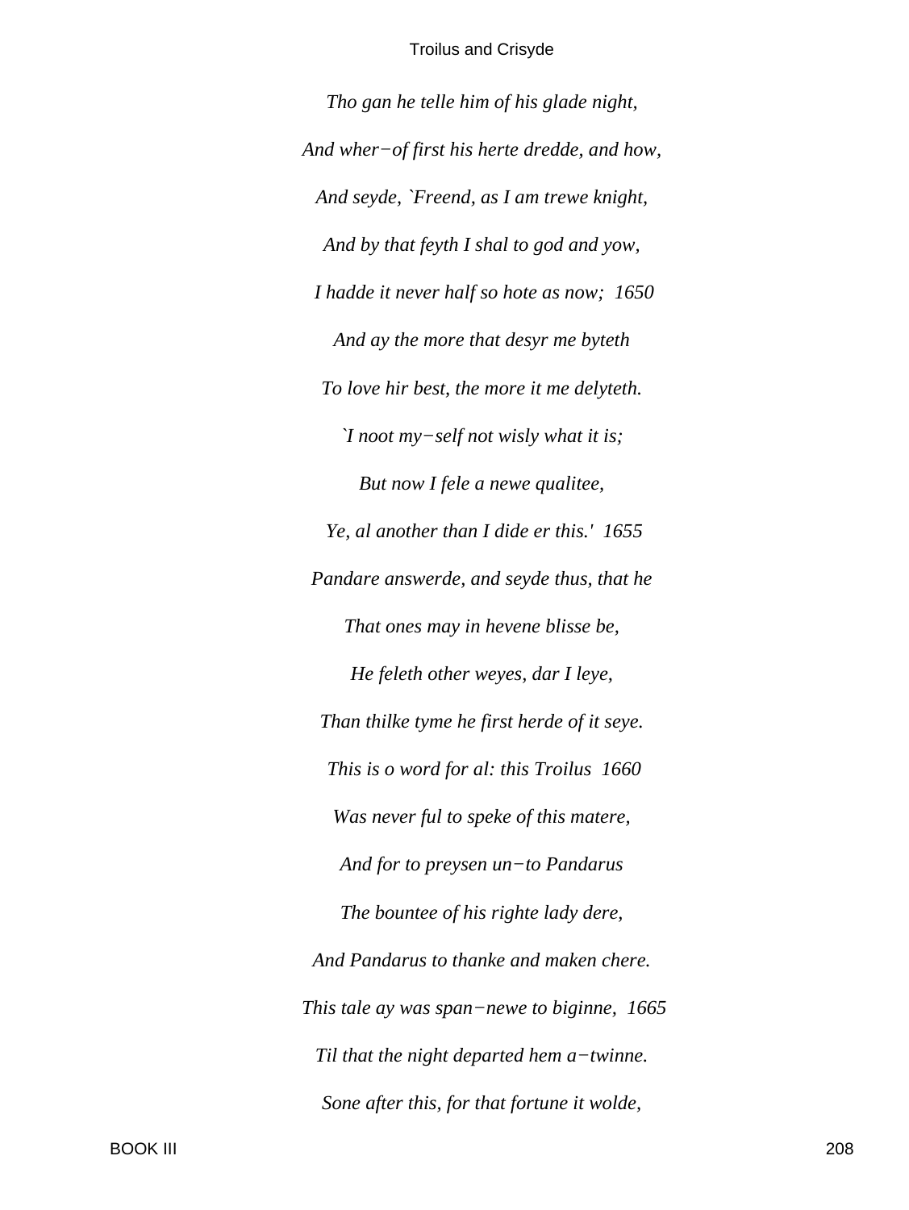*Tho gan he telle him of his glade night,*

*And wher−of first his herte dredde, and how,*

*And seyde, `Freend, as I am trewe knight,*

*And by that feyth I shal to god and yow,*

*I hadde it never half so hote as now; 1650*

*And ay the more that desyr me byteth*

*To love hir best, the more it me delyteth.*

*`I noot my−self not wisly what it is;*

*But now I fele a newe qualitee,*

*Ye, al another than I dide er this.' 1655*

*Pandare answerde, and seyde thus, that he*

*That ones may in hevene blisse be,*

*He feleth other weyes, dar I leye,*

*Than thilke tyme he first herde of it seye.*

*This is o word for al: this Troilus 1660*

*Was never ful to speke of this matere,*

*And for to preysen un−to Pandarus*

*The bountee of his righte lady dere,*

*And Pandarus to thanke and maken chere.*

*This tale ay was span−newe to biginne, 1665*

*Til that the night departed hem a−twinne.*

*Sone after this, for that fortune it wolde,*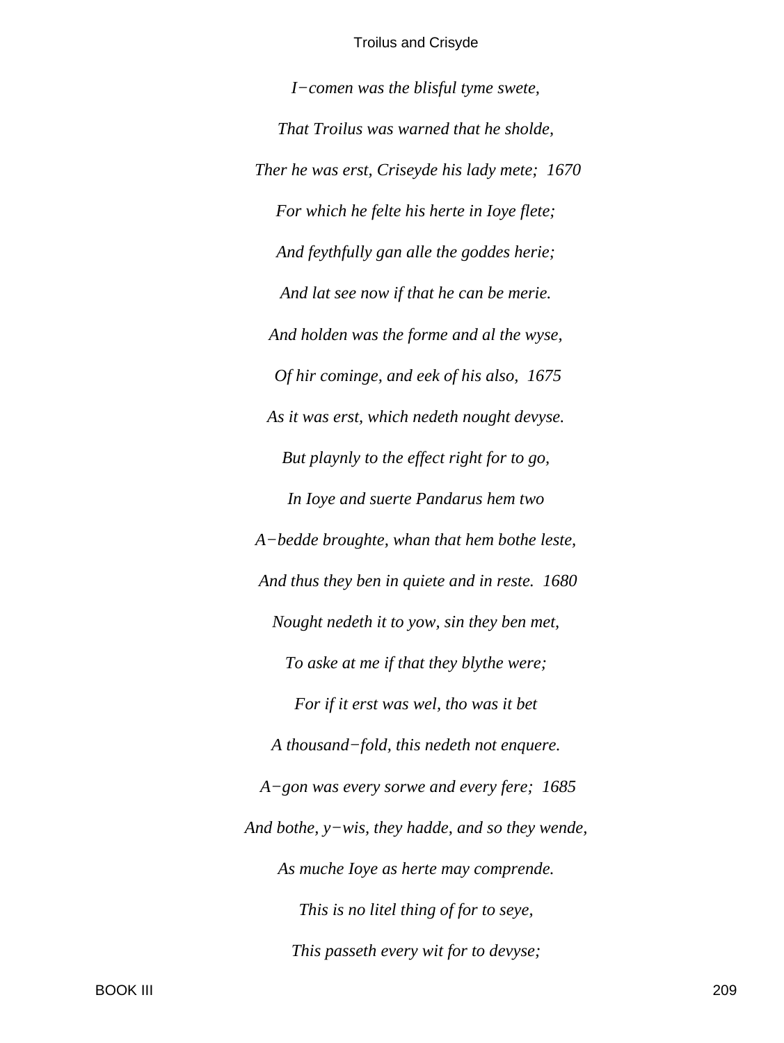*I−comen was the blisful tyme swete,*

*That Troilus was warned that he sholde,*

*Ther he was erst, Criseyde his lady mete; 1670*

*For which he felte his herte in Ioye flete;*

*And feythfully gan alle the goddes herie;*

*And lat see now if that he can be merie.*

*And holden was the forme and al the wyse,*

*Of hir cominge, and eek of his also, 1675*

*As it was erst, which nedeth nought devyse.*

*But playnly to the effect right for to go,*

*In Ioye and suerte Pandarus hem two*

*A−bedde broughte, whan that hem bothe leste,*

*And thus they ben in quiete and in reste. 1680*

*Nought nedeth it to yow, sin they ben met,*

*To aske at me if that they blythe were;*

*For if it erst was wel, tho was it bet*

*A thousand−fold, this nedeth not enquere.*

*A−gon was every sorwe and every fere; 1685*

*And bothe, y−wis, they hadde, and so they wende,*

*As muche Ioye as herte may comprende.*

*This is no litel thing of for to seye,*

*This passeth every wit for to devyse;*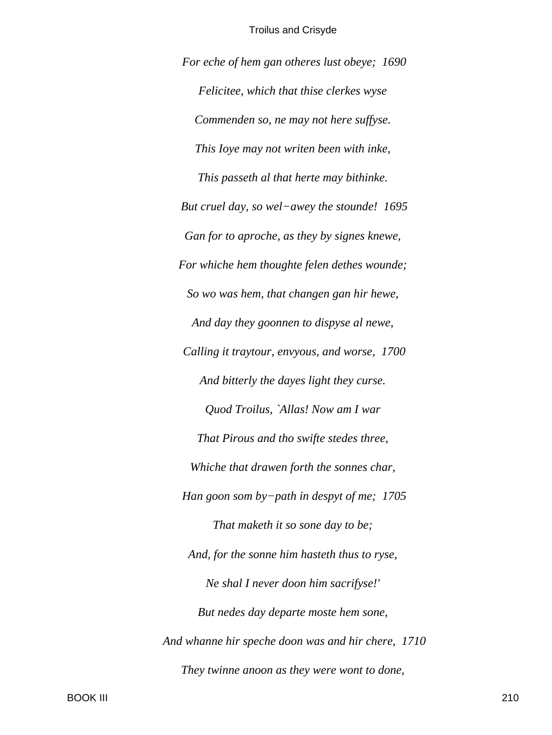*For eche of hem gan otheres lust obeye;  1690*

*Felicitee, which that thise clerkes wyse*

*Commenden so, ne may not here suffyse.*

*This Ioye may not writen been with inke,*

*This passeth al that herte may bithinke.*

*But cruel day, so wel−awey the stounde!  1695*

*Gan for to aproche, as they by signes knewe,*

*For whiche hem thoughte felen dethes wounde;*

*So wo was hem, that changen gan hir hewe,*

*And day they goonnen to dispyse al newe,*

*Calling it traytour, envyous, and worse,  1700*

*And bitterly the dayes light they curse.*

*Quod Troilus, `Allas! Now am I war*

*That Pirous and tho swifte stedes three,*

*Whiche that drawen forth the sonnes char,*

*Han goon som by−path in despyt of me;  1705*

*That maketh it so sone day to be;*

*And, for the sonne him hasteth thus to ryse,*

*Ne shal I never doon him sacrifyse!'*

*But nedes day departe moste hem sone,*

*And whanne hir speche doon was and hir chere,  1710*

*They twinne anoon as they were wont to done,*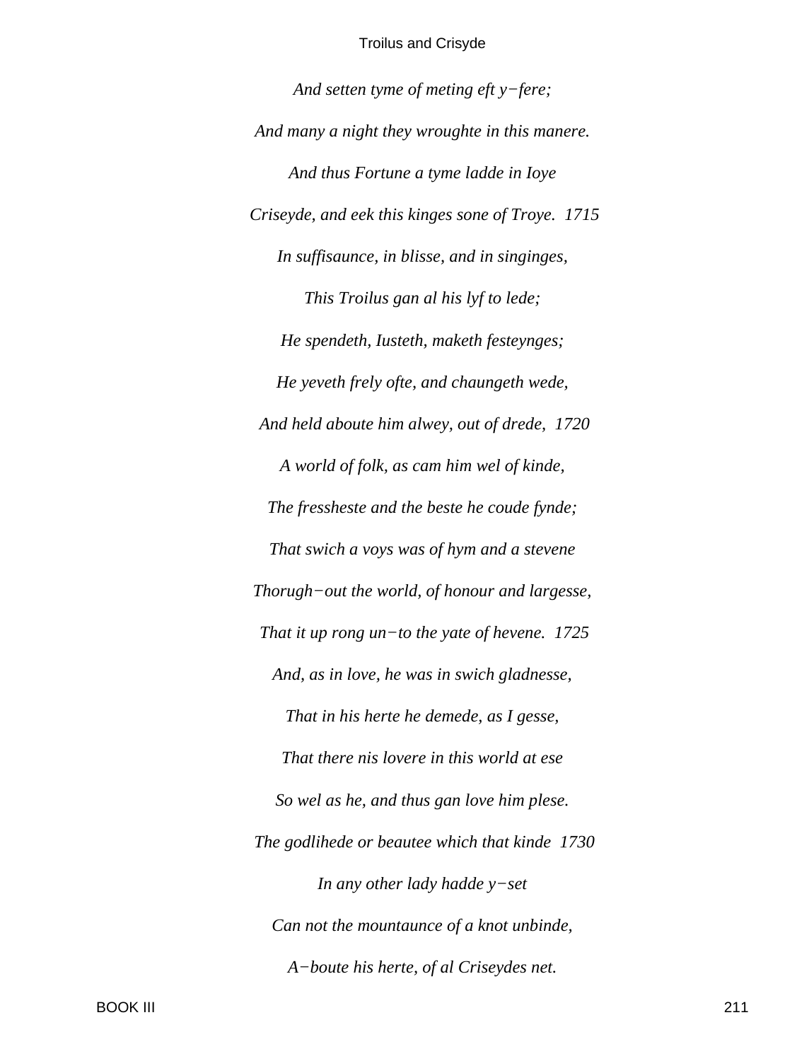*And setten tyme of meting eft y−fere;*

*And many a night they wroughte in this manere.*

*And thus Fortune a tyme ladde in Ioye*

*Criseyde, and eek this kinges sone of Troye. 1715*

*In suffisaunce, in blisse, and in singinges,*

*This Troilus gan al his lyf to lede;*

*He spendeth, Iusteth, maketh festeynges;*

*He yeveth frely ofte, and chaungeth wede,*

*And held aboute him alwey, out of drede, 1720*

*A world of folk, as cam him wel of kinde,*

*The fressheste and the beste he coude fynde;*

*That swich a voys was of hym and a stevene*

*Thorugh−out the world, of honour and largesse,*

*That it up rong un−to the yate of hevene. 1725*

*And, as in love, he was in swich gladnesse,*

*That in his herte he demede, as I gesse,*

*That there nis lovere in this world at ese*

*So wel as he, and thus gan love him plese.*

*The godlihede or beautee which that kinde 1730*

*In any other lady hadde y−set*

*Can not the mountaunce of a knot unbinde,*

*A−boute his herte, of al Criseydes net.*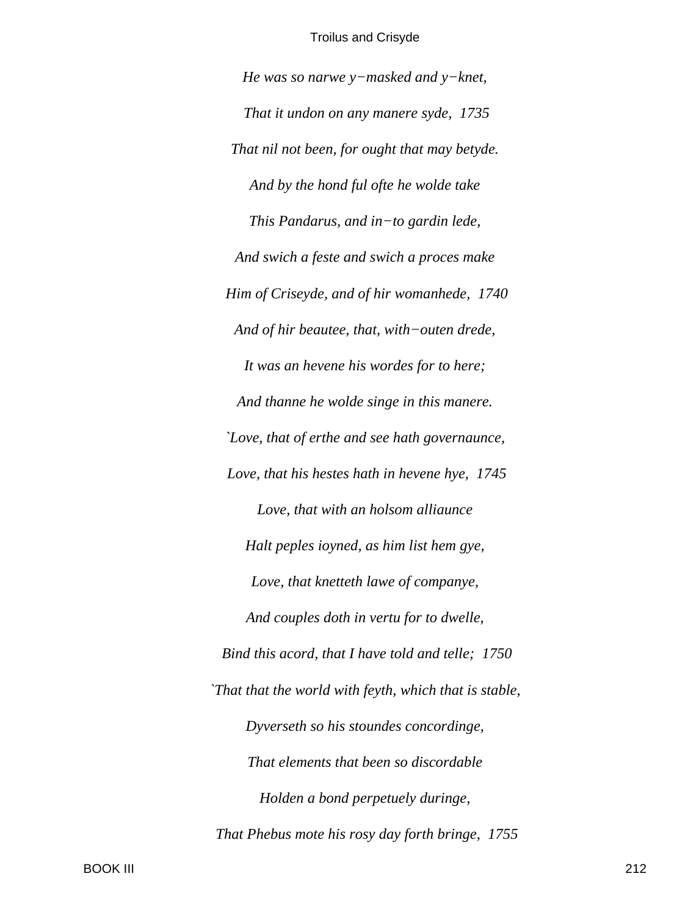*He was so narwe y−masked and y−knet,*

*That it undon on any manere syde, 1735*

*That nil not been, for ought that may betyde.*

*And by the hond ful ofte he wolde take*

*This Pandarus, and in−to gardin lede,*

*And swich a feste and swich a proces make*

*Him of Criseyde, and of hir womanhede, 1740*

*And of hir beautee, that, with−outen drede,*

*It was an hevene his wordes for to here;*

*And thanne he wolde singe in this manere.*

*`Love, that of erthe and see hath governaunce,*

*Love, that his hestes hath in hevene hye, 1745*

*Love, that with an holsom alliaunce*

*Halt peples ioyned, as him list hem gye,*

*Love, that knetteth lawe of companye,*

*And couples doth in vertu for to dwelle,*

*Bind this acord, that I have told and telle; 1750*

*`That that the world with feyth, which that is stable,*

*Dyverseth so his stoundes concordinge,*

*That elements that been so discordable*

*Holden a bond perpetuely duringe,*

*That Phebus mote his rosy day forth bringe, 1755*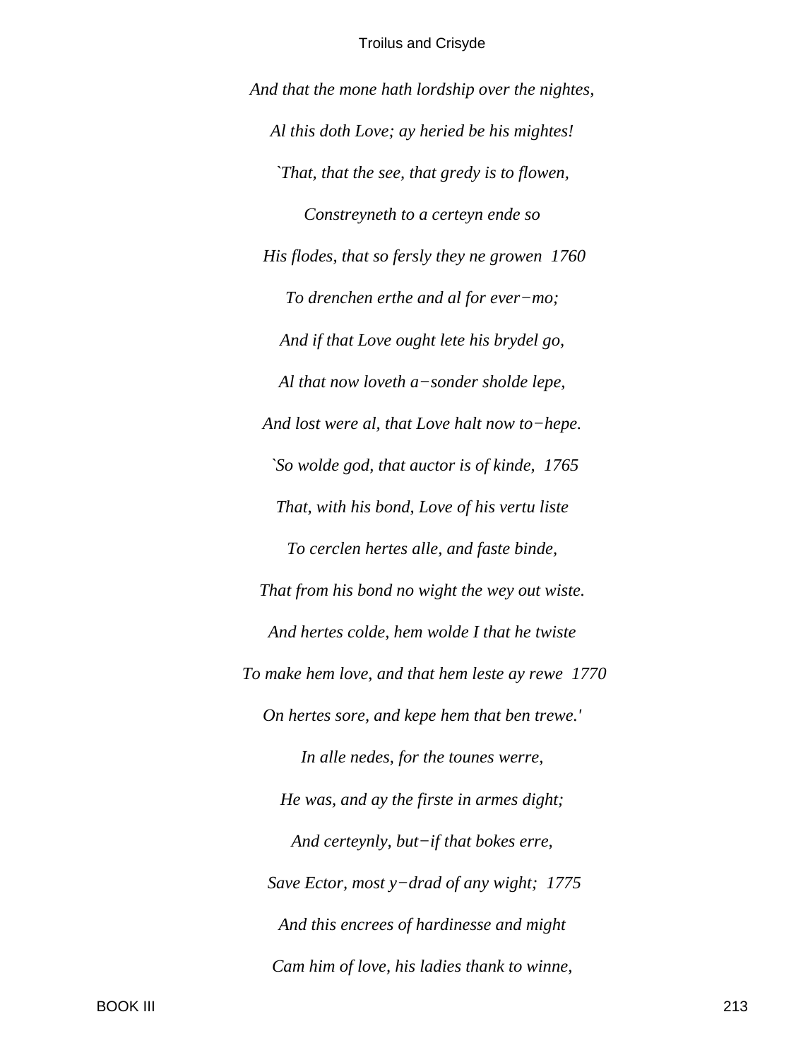*And that the mone hath lordship over the nightes,*

*Al this doth Love; ay heried be his mightes!*

*`That, that the see, that gredy is to flowen,*

*Constreyneth to a certeyn ende so*

*His flodes, that so fersly they ne growen 1760*

*To drenchen erthe and al for ever−mo;*

*And if that Love ought lete his brydel go,*

*Al that now loveth a−sonder sholde lepe,*

*And lost were al, that Love halt now to−hepe.*

*`So wolde god, that auctor is of kinde, 1765*

*That, with his bond, Love of his vertu liste*

*To cerclen hertes alle, and faste binde,*

*That from his bond no wight the wey out wiste.*

*And hertes colde, hem wolde I that he twiste*

*To make hem love, and that hem leste ay rewe 1770*

*On hertes sore, and kepe hem that ben trewe.'*

*In alle nedes, for the tounes werre,*

*He was, and ay the firste in armes dight;*

*And certeynly, but−if that bokes erre,*

*Save Ector, most y−drad of any wight; 1775*

*And this encrees of hardinesse and might*

*Cam him of love, his ladies thank to winne,*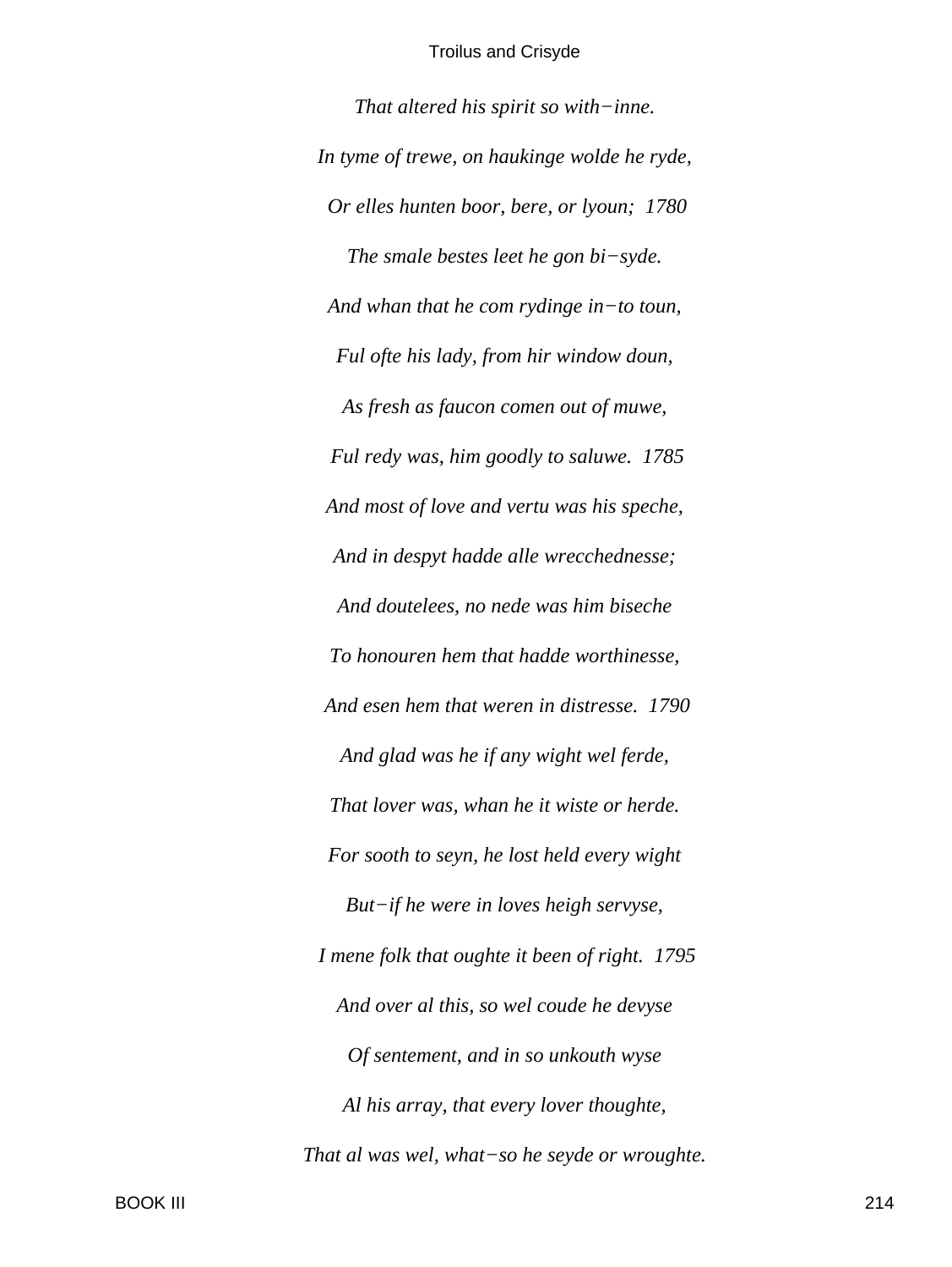*That altered his spirit so with−inne.*

*In tyme of trewe, on haukinge wolde he ryde,*

*Or elles hunten boor, bere, or lyoun;  1780*

*The smale bestes leet he gon bi−syde.*

*And whan that he com rydinge in−to toun,*

*Ful ofte his lady, from hir window doun,*

*As fresh as faucon comen out of muwe,*

*Ful redy was, him goodly to saluwe.  1785*

*And most of love and vertu was his speche,*

*And in despyt hadde alle wrecchednesse;*

*And doutelees, no nede was him biseche*

*To honouren hem that hadde worthinesse,*

*And esen hem that weren in distresse.  1790*

*And glad was he if any wight wel ferde,*

*That lover was, whan he it wiste or herde.*

*For sooth to seyn, he lost held every wight*

*But−if he were in loves heigh servyse,*

*I mene folk that oughte it been of right.  1795*

*And over al this, so wel coude he devyse*

*Of sentement, and in so unkouth wyse*

*Al his array, that every lover thoughte,*

*That al was wel, what−so he seyde or wroughte.*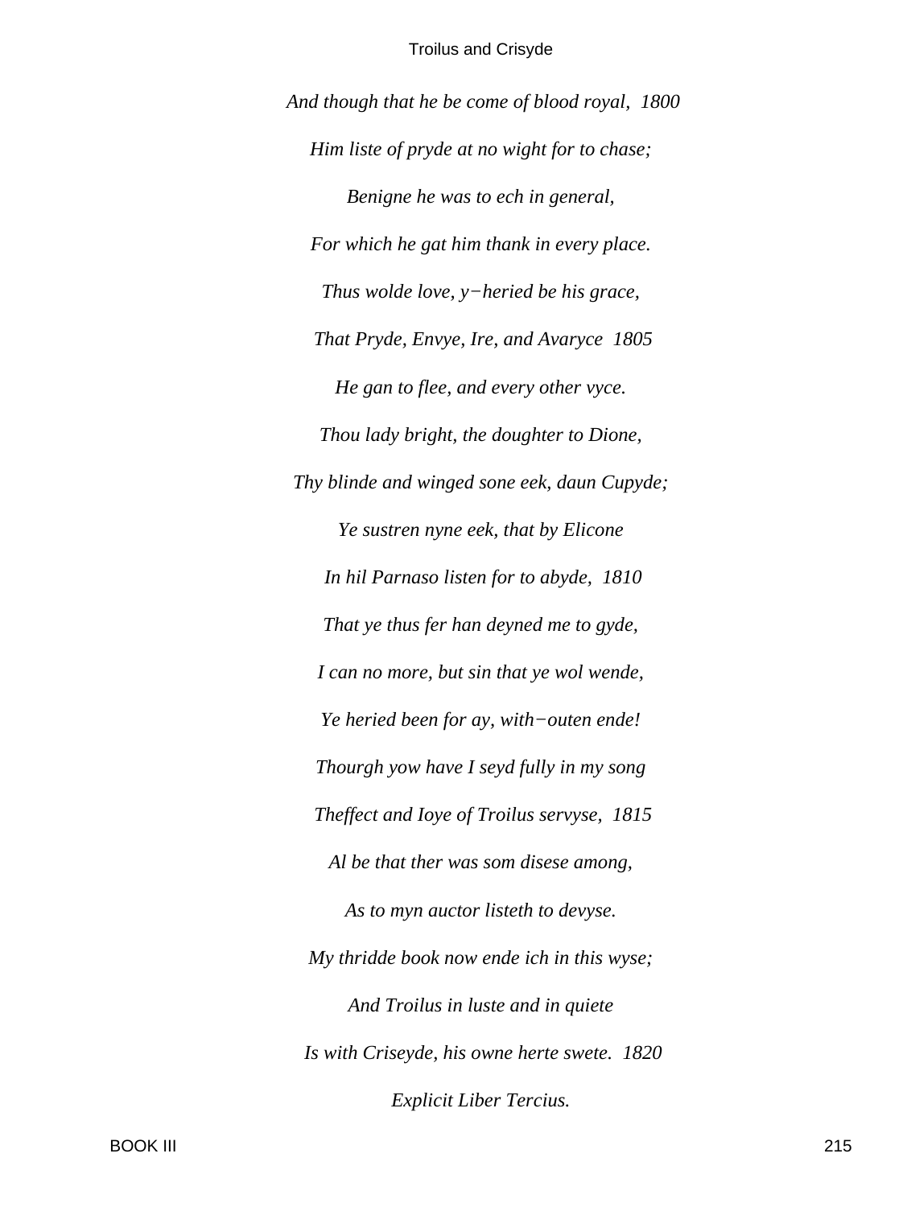*And though that he be come of blood royal,  1800*

*Him liste of pryde at no wight for to chase;*

*Benigne he was to ech in general,*

*For which he gat him thank in every place.*

*Thus wolde love, y−heried be his grace,*

*That Pryde, Envye, Ire, and Avaryce  1805*

*He gan to flee, and every other vyce.*

*Thou lady bright, the doughter to Dione,*

*Thy blinde and winged sone eek, daun Cupyde;*

*Ye sustren nyne eek, that by Elicone*

*In hil Parnaso listen for to abyde,  1810*

*That ye thus fer han deyned me to gyde,*

*I can no more, but sin that ye wol wende,*

*Ye heried been for ay, with−outen ende!*

*Thourgh yow have I seyd fully in my song*

*Theffect and Ioye of Troilus servyse,  1815*

*Al be that ther was som disese among,*

*As to myn auctor listeth to devyse.*

*My thridde book now ende ich in this wyse;*

*And Troilus in luste and in quiete*

*Is with Criseyde, his owne herte swete.  1820*

*Explicit Liber Tercius.*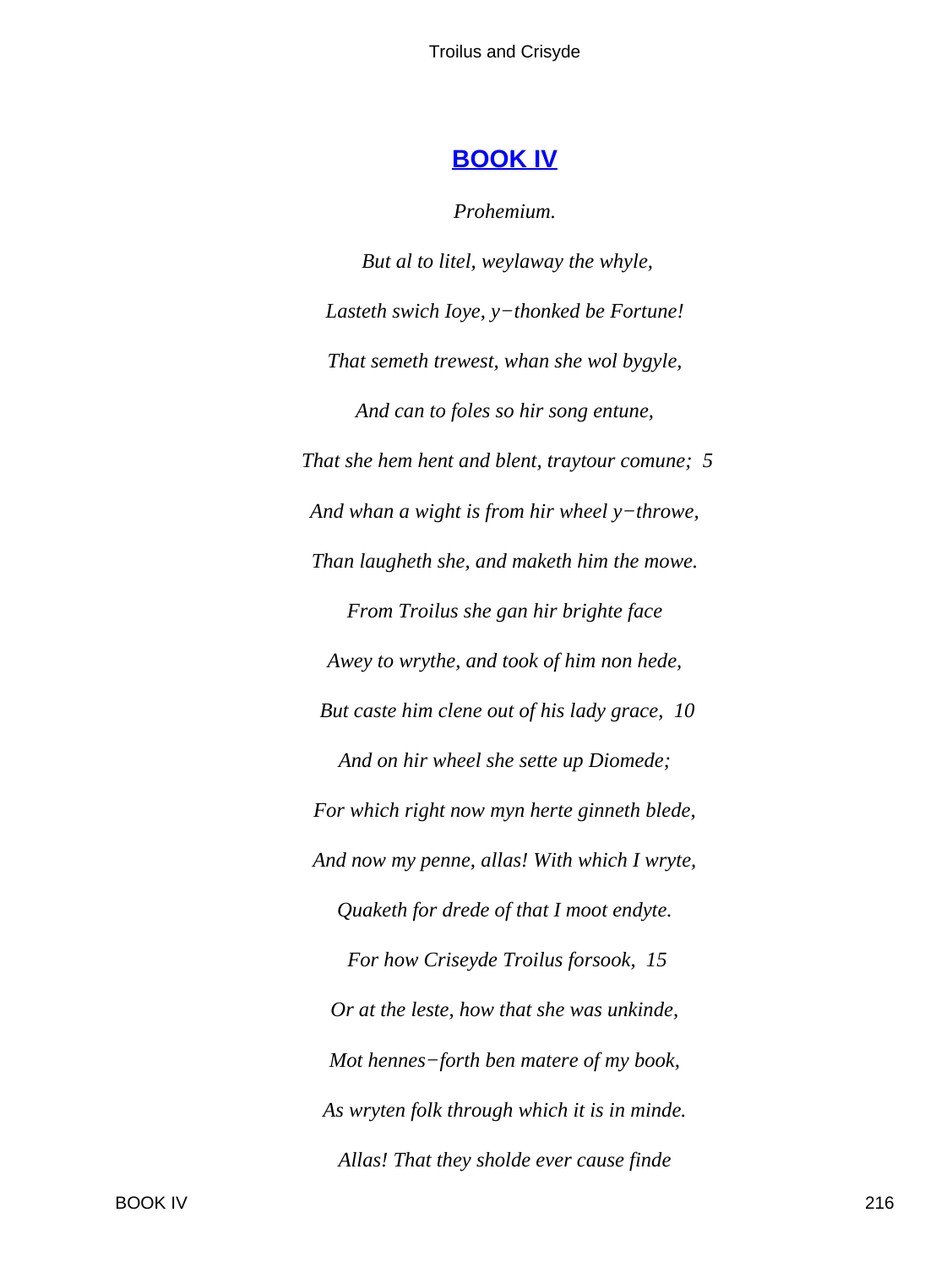## **BOOK IV**

*Prohemium.*

*But al to litel, weylaway the whyle,*

*Lasteth swich Ioye, y−thonked be Fortune!*

*That semeth trewest, whan she wol bygyle,*

*And can to foles so hir song entune,*

*That she hem hent and blent, traytour comune; 5*

*And whan a wight is from hir wheel y−throwe,*

*Than laugheth she, and maketh him the mowe.*

*From Troilus she gan hir brighte face*

*Awey to wrythe, and took of him non hede,*

*But caste him clene out of his lady grace, 10*

*And on hir wheel she sette up Diomede;*

*For which right now myn herte ginneth blede,*

*And now my penne, allas! With which I wryte,*

*Quaketh for drede of that I moot endyte.*

*For how Criseyde Troilus forsook, 15*

*Or at the leste, how that she was unkinde,*

*Mot hennes−forth ben matere of my book,*

*As wryten folk through which it is in minde.*

*Allas! That they sholde ever cause finde*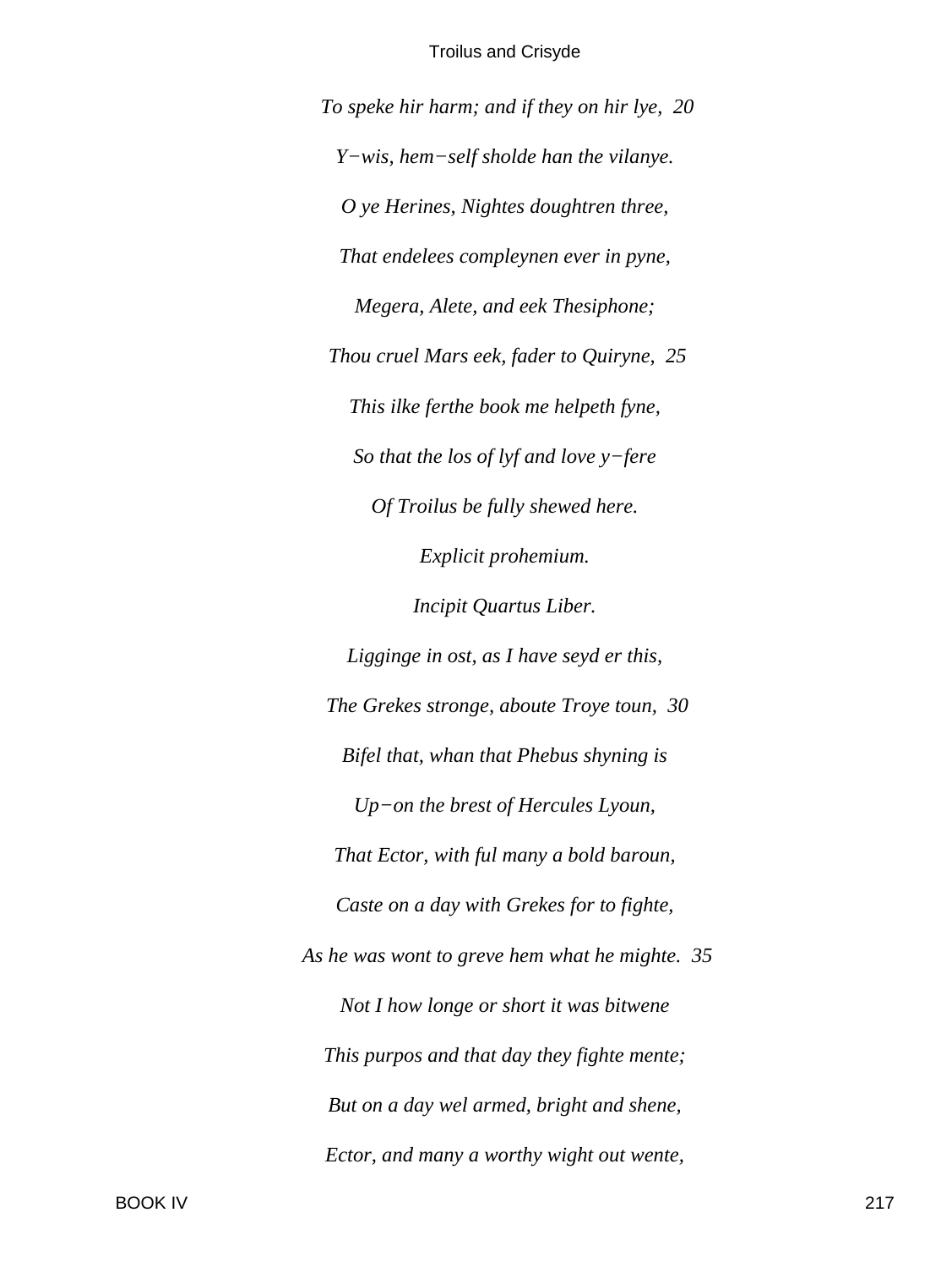*To speke hir harm; and if they on hir lye,  20*

*Y−wis, hem−self sholde han the vilanye.*

*O ye Herines, Nightes doughtren three,*

*That endelees compleynen ever in pyne,*

*Megera, Alete, and eek Thesiphone;*

*Thou cruel Mars eek, fader to Quiryne,  25*

*This ilke ferthe book me helpeth fyne,*

*So that the los of lyf and love y−fere*

*Of Troilus be fully shewed here.*

*Explicit prohemium.*

*Incipit Quartus Liber.*

*Ligginge in ost, as I have seyd er this,*

*The Grekes stronge, aboute Troye toun,  30*

*Bifel that, whan that Phebus shyning is*

*Up−on the brest of Hercules Lyoun,*

*That Ector, with ful many a bold baroun,*

*Caste on a day with Grekes for to fighte,*

*As he was wont to greve hem what he mighte.  35*

*Not I how longe or short it was bitwene*

*This purpos and that day they fighte mente;*

*But on a day wel armed, bright and shene,*

*Ector, and many a worthy wight out wente,*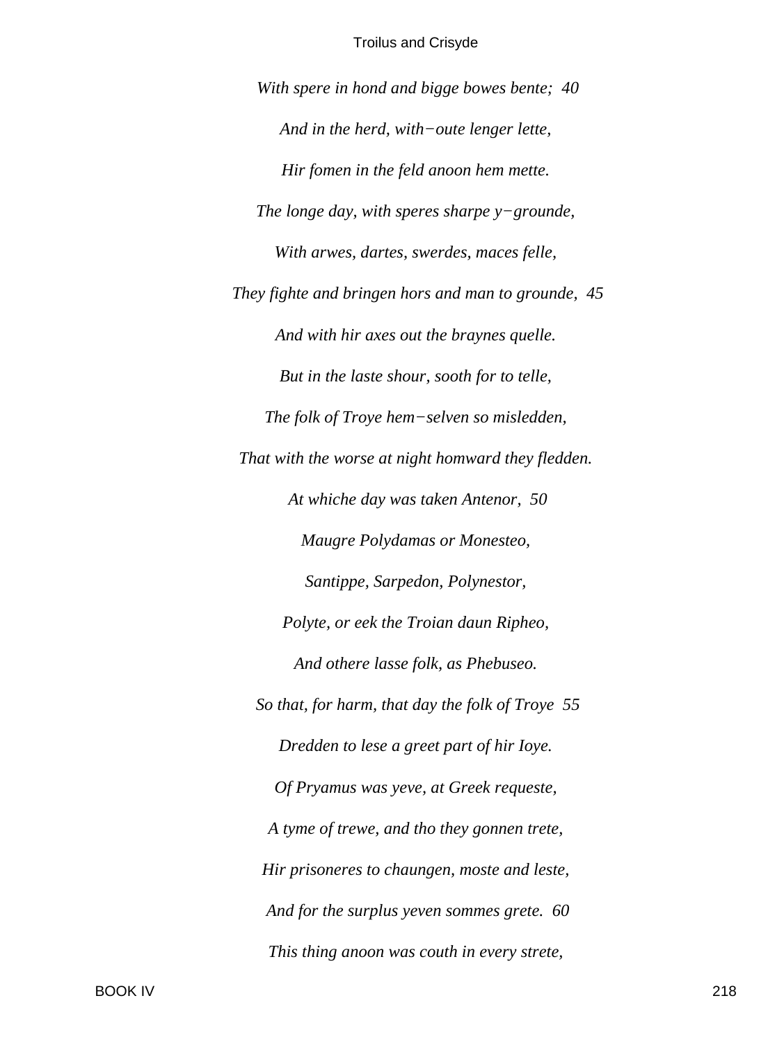*With spere in hond and bigge bowes bente;  40*

*And in the herd, with−oute lenger lette,*

*Hir fomen in the feld anoon hem mette.*

*The longe day, with speres sharpe y−grounde,*

*With arwes, dartes, swerdes, maces felle,*

*They fighte and bringen hors and man to grounde,  45*

*And with hir axes out the braynes quelle.*

*But in the laste shour, sooth for to telle,*

*The folk of Troye hem−selven so misledden,*

*That with the worse at night homward they fledden.*

*At whiche day was taken Antenor,  50*

*Maugre Polydamas or Monesteo,*

*Santippe, Sarpedon, Polynestor,*

*Polyte, or eek the Troian daun Ripheo,*

*And othere lasse folk, as Phebuseo.*

*So that, for harm, that day the folk of Troye  55*

*Dredden to lese a greet part of hir Ioye.*

*Of Pryamus was yeve, at Greek requeste,*

*A tyme of trewe, and tho they gonnen trete,*

*Hir prisoneres to chaungen, moste and leste,*

*And for the surplus yeven sommes grete.  60*

*This thing anoon was couth in every strete,*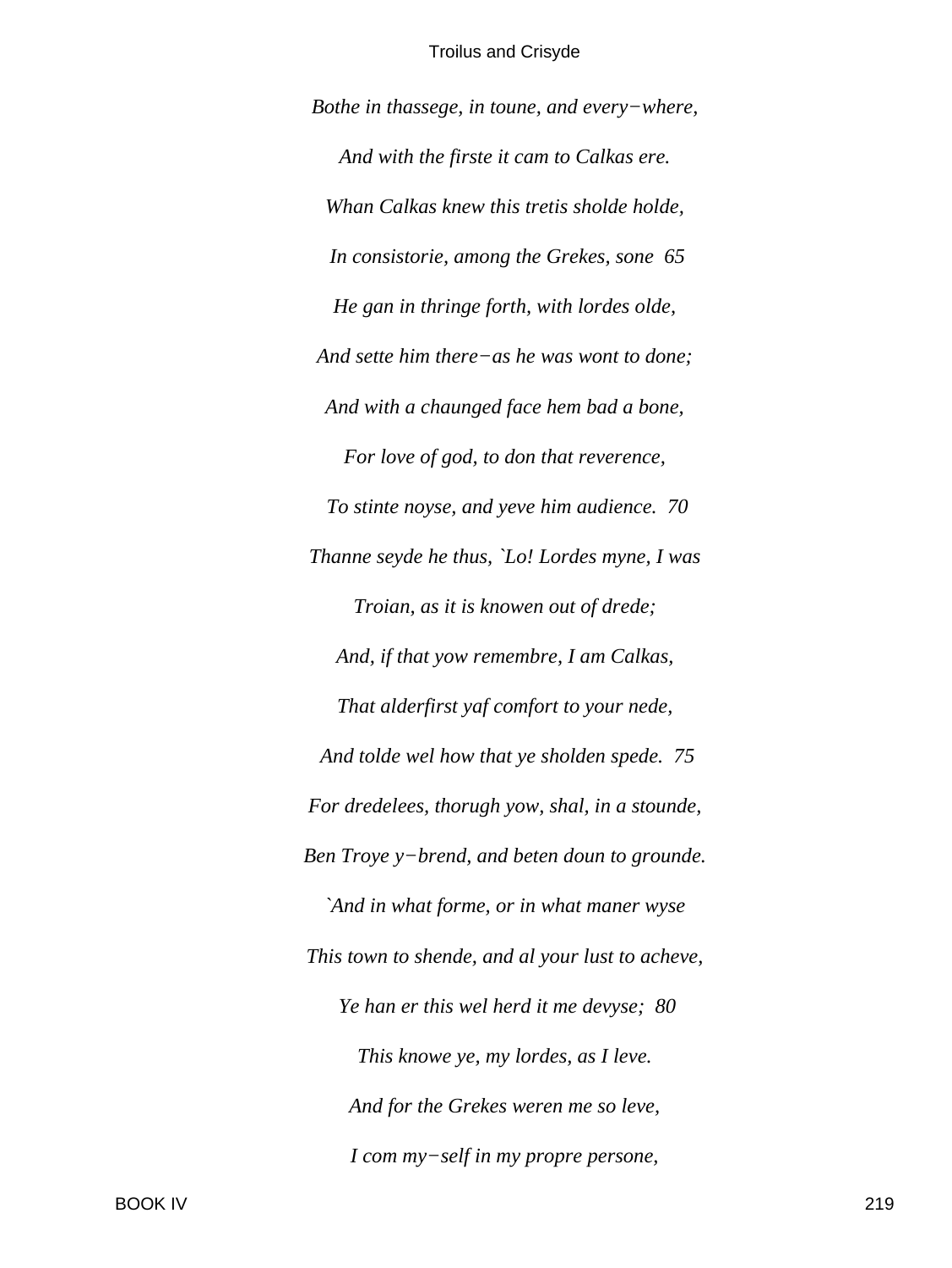*Bothe in thassege, in toune, and every−where,*

*And with the firste it cam to Calkas ere.*

*Whan Calkas knew this tretis sholde holde,*

*In consistorie, among the Grekes, sone 65*

*He gan in thringe forth, with lordes olde,*

*And sette him there−as he was wont to done;*

*And with a chaunged face hem bad a bone,*

*For love of god, to don that reverence,*

*To stinte noyse, and yeve him audience. 70*

*Thanne seyde he thus, `Lo! Lordes myne, I was*

*Troian, as it is knowen out of drede;*

*And, if that yow remembre, I am Calkas,*

*That alderfirst yaf comfort to your nede,*

*And tolde wel how that ye sholden spede. 75*

*For dredelees, thorugh yow, shal, in a stounde,*

*Ben Troye y−brend, and beten doun to grounde.*

*`And in what forme, or in what maner wyse*

*This town to shende, and al your lust to acheve,*

*Ye han er this wel herd it me devyse; 80*

*This knowe ye, my lordes, as I leve.*

*And for the Grekes weren me so leve,*

*I com my−self in my propre persone,*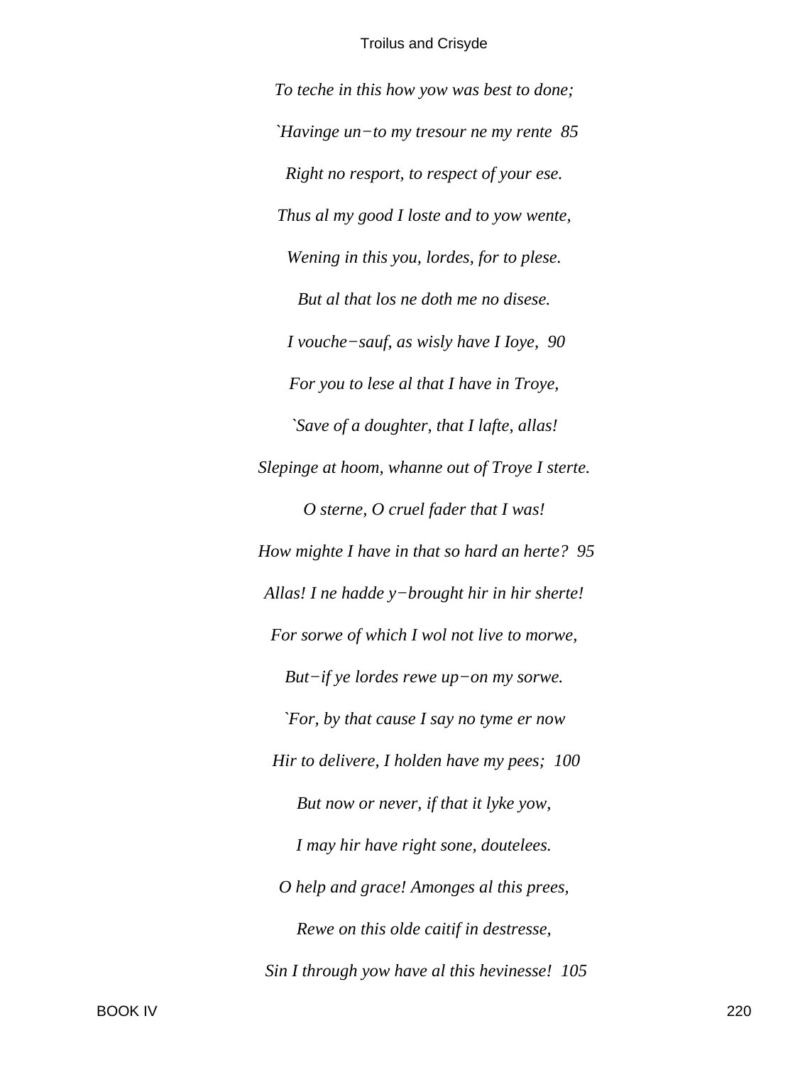*To teche in this how yow was best to done;*

*`Havinge un−to my tresour ne my rente  85*

*Right no resport, to respect of your ese.*

*Thus al my good I loste and to yow wente,*

*Wening in this you, lordes, for to plese.*

*But al that los ne doth me no disese.*

*I vouche−sauf, as wisly have I Ioye,  90*

*For you to lese al that I have in Troye,*

*`Save of a doughter, that I lafte, allas!*

*Slepinge at hoom, whanne out of Troye I sterte.*

*O sterne, O cruel fader that I was!*

*How mighte I have in that so hard an herte?  95*

*Allas! I ne hadde y−brought hir in hir sherte!*

*For sorwe of which I wol not live to morwe,*

*But−if ye lordes rewe up−on my sorwe.*

*`For, by that cause I say no tyme er now*

*Hir to delivere, I holden have my pees;  100*

*But now or never, if that it lyke yow,*

*I may hir have right sone, doutelees.*

*O help and grace! Amonges al this prees,*

*Rewe on this olde caitif in destresse,*

*Sin I through yow have al this hevinesse!  105*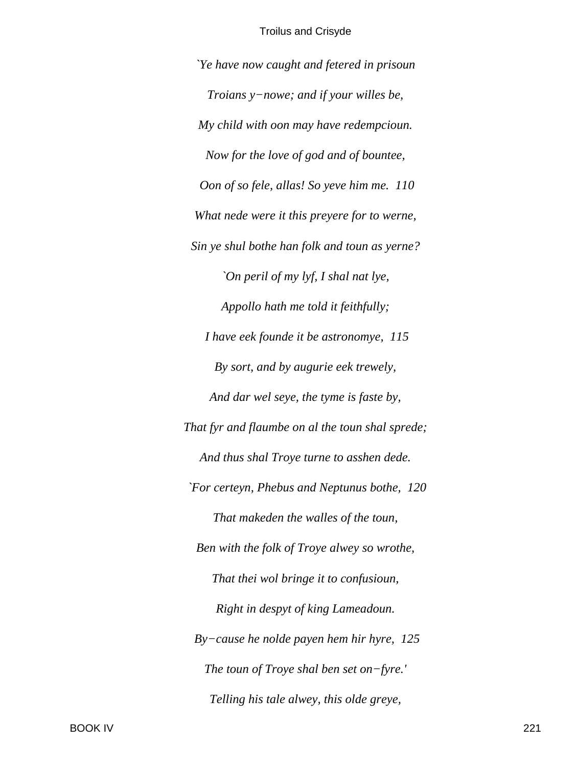*`Ye have now caught and fetered in prisoun*

*Troians y−nowe; and if your willes be,*

*My child with oon may have redempcioun.*

*Now for the love of god and of bountee,*

*Oon of so fele, allas! So yeve him me. 110*

*What nede were it this preyere for to werne,*

*Sin ye shul bothe han folk and toun as yerne?*

*`On peril of my lyf, I shal nat lye,*

*Appollo hath me told it feithfully;*

*I have eek founde it be astronomye, 115*

*By sort, and by augurie eek trewely,*

*And dar wel seye, the tyme is faste by,*

*That fyr and flaumbe on al the toun shal sprede;*

*And thus shal Troye turne to asshen dede.*

*`For certeyn, Phebus and Neptunus bothe, 120*

*That makeden the walles of the toun,*

*Ben with the folk of Troye alwey so wrothe,*

*That thei wol bringe it to confusioun,*

*Right in despyt of king Lameadoun.*

*By−cause he nolde payen hem hir hyre, 125*

*The toun of Troye shal ben set on−fyre.'*

*Telling his tale alwey, this olde greye,*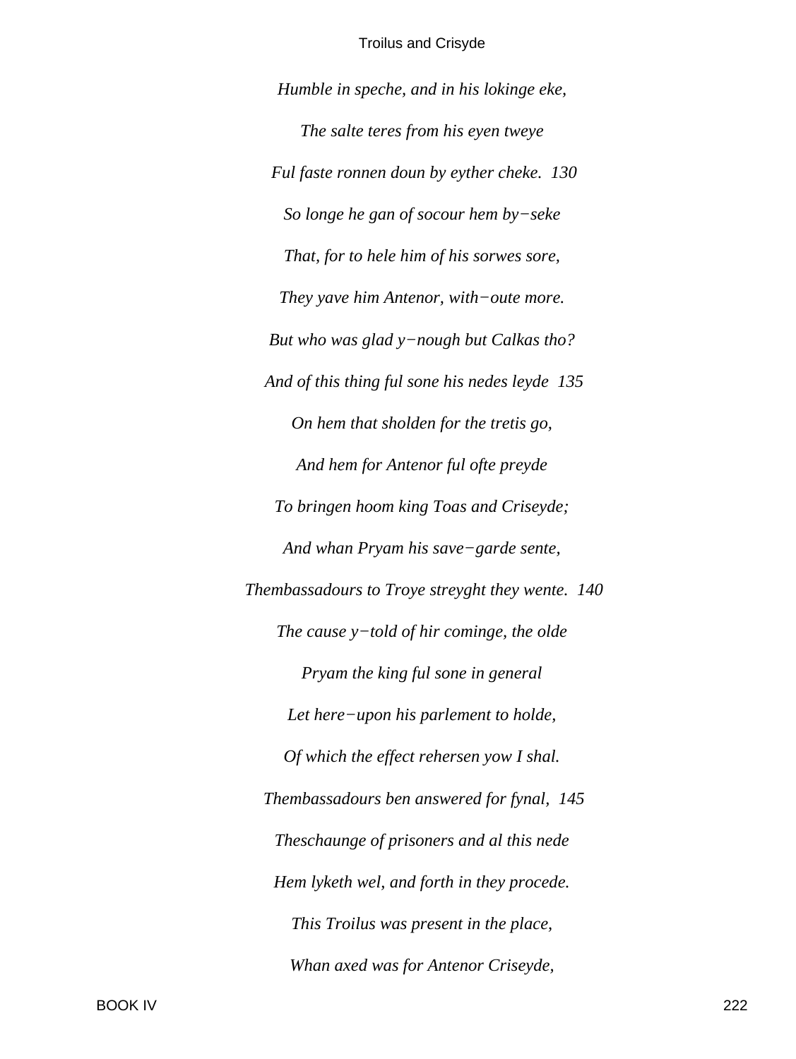*Humble in speche, and in his lokinge eke,*

*The salte teres from his eyen tweye*

*Ful faste ronnen doun by eyther cheke.  130*

*So longe he gan of socour hem by−seke*

*That, for to hele him of his sorwes sore,*

*They yave him Antenor, with−oute more.*

*But who was glad y−nough but Calkas tho?*

*And of this thing ful sone his nedes leyde  135*

*On hem that sholden for the tretis go,*

*And hem for Antenor ful ofte preyde*

*To bringen hoom king Toas and Criseyde;*

*And whan Pryam his save−garde sente,*

*Thembassadours to Troye streyght they wente.  140*

*The cause y−told of hir cominge, the olde*

*Pryam the king ful sone in general*

*Let here−upon his parlement to holde,*

*Of which the effect rehersen yow I shal.*

*Thembassadours ben answered for fynal,  145*

*Theschaunge of prisoners and al this nede*

*Hem lyketh wel, and forth in they procede.*

*This Troilus was present in the place,*

*Whan axed was for Antenor Criseyde,*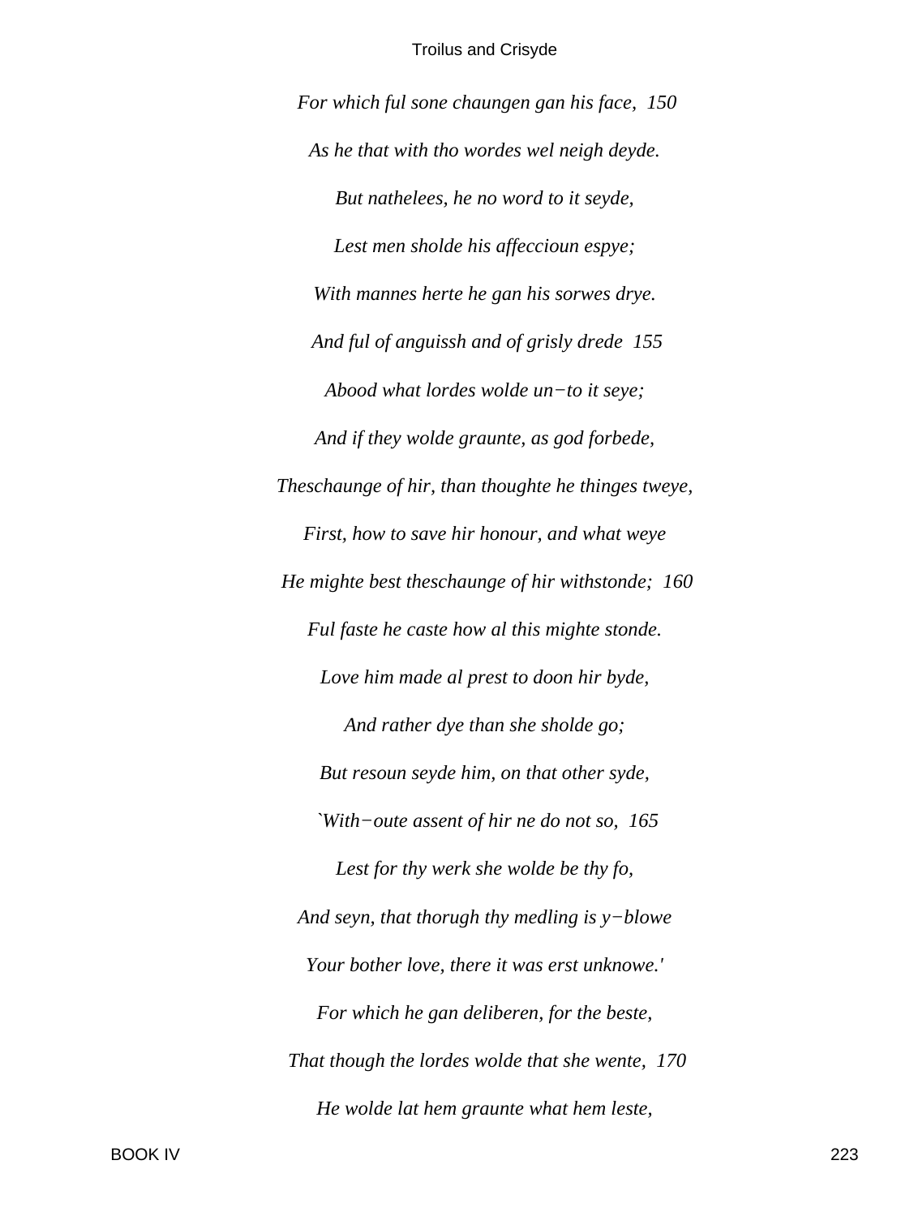*For which ful sone chaungen gan his face, 150*

*As he that with tho wordes wel neigh deyde.*

*But nathelees, he no word to it seyde,*

*Lest men sholde his affeccioun espye;*

*With mannes herte he gan his sorwes drye.*

*And ful of anguissh and of grisly drede 155*

*Abood what lordes wolde un−to it seye;*

*And if they wolde graunte, as god forbede,*

*Theschaunge of hir, than thoughte he thinges tweye,*

*First, how to save hir honour, and what weye*

*He mighte best theschaunge of hir withstonde; 160*

*Ful faste he caste how al this mighte stonde.*

*Love him made al prest to doon hir byde,*

*And rather dye than she sholde go;*

*But resoun seyde him, on that other syde,*

*`With−oute assent of hir ne do not so, 165*

*Lest for thy werk she wolde be thy fo,*

*And seyn, that thorugh thy medling is y−blowe*

*Your bother love, there it was erst unknowe.'*

*For which he gan deliberen, for the beste,*

*That though the lordes wolde that she wente, 170*

*He wolde lat hem graunte what hem leste,*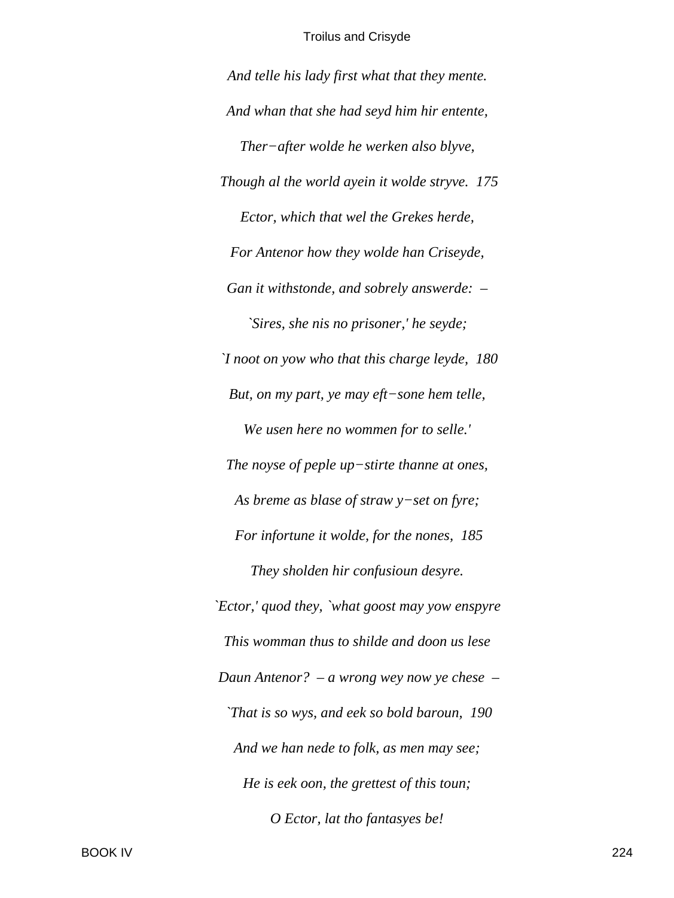*And telle his lady first what that they mente.*

*And whan that she had seyd him hir entente,*

*Ther−after wolde he werken also blyve,*

*Though al the world ayein it wolde stryve.  175*

*Ector, which that wel the Grekes herde,*

*For Antenor how they wolde han Criseyde,*

*Gan it withstonde, and sobrely answerde:  –*

*`Sires, she nis no prisoner,' he seyde;*

*`I noot on yow who that this charge leyde,  180*

*But, on my part, ye may eft−sone hem telle,*

*We usen here no wommen for to selle.'*

*The noyse of peple up−stirte thanne at ones,*

*As breme as blase of straw y−set on fyre;*

*For infortune it wolde, for the nones,  185*

*They sholden hir confusioun desyre.*

*`Ector,' quod they, `what goost may yow enspyre*

*This womman thus to shilde and doon us lese*

*Daun Antenor?  – a wrong wey now ye chese  –*

*`That is so wys, and eek so bold baroun,  190*

*And we han nede to folk, as men may see;*

*He is eek oon, the grettest of this toun;*

*O Ector, lat tho fantasyes be!*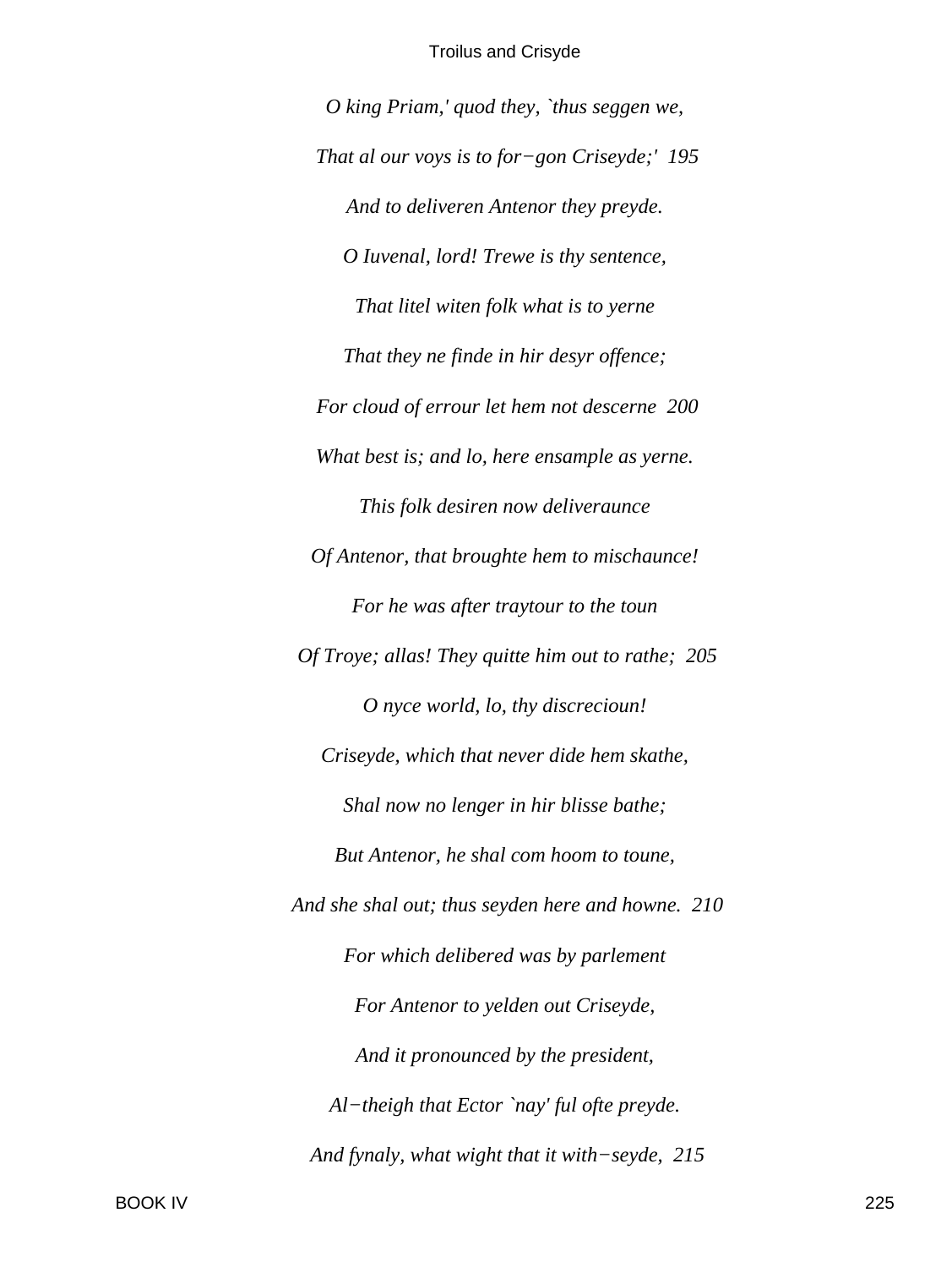*O king Priam,' quod they, `thus seggen we,*

*That al our voys is to for−gon Criseyde;'  195*

*And to deliveren Antenor they preyde.*

*O Iuvenal, lord! Trewe is thy sentence,*

*That litel witen folk what is to yerne*

*That they ne finde in hir desyr offence;*

*For cloud of errour let hem not descerne  200*

*What best is; and lo, here ensample as yerne.*

*This folk desiren now deliveraunce*

*Of Antenor, that broughte hem to mischaunce!*

*For he was after traytour to the toun*

*Of Troye; allas! They quitte him out to rathe;  205*

*O nyce world, lo, thy discrecioun!*

*Criseyde, which that never dide hem skathe,*

*Shal now no lenger in hir blisse bathe;*

*But Antenor, he shal com hoom to toune,*

*And she shal out; thus seyden here and howne.  210*

*For which delibered was by parlement*

*For Antenor to yelden out Criseyde,*

*And it pronounced by the president,*

*Al−theigh that Ector `nay' ful ofte preyde.*

*And fynaly, what wight that it with−seyde,  215*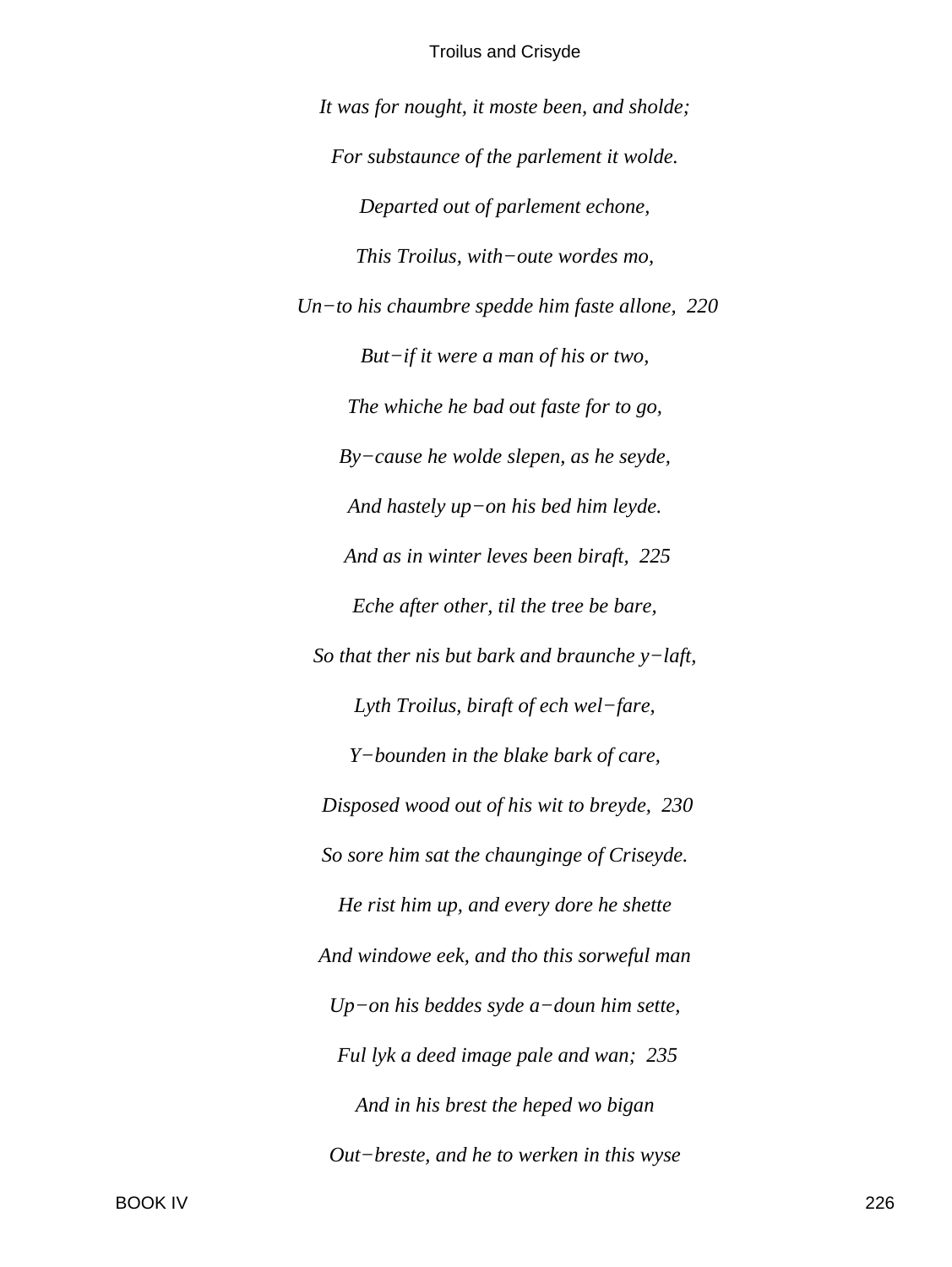*It was for nought, it moste been, and sholde;*

*For substaunce of the parlement it wolde.*

*Departed out of parlement echone,*

*This Troilus, with−oute wordes mo,*

*Un−to his chaumbre spedde him faste allone,* 220

*But−if it were a man of his or two,*

*The whiche he bad out faste for to go,*

*By−cause he wolde slepen, as he seyde,*

*And hastely up−on his bed him leyde.*

*And as in winter leves been biraft,* 225

*Eche after other, til the tree be bare,*

*So that ther nis but bark and braunche y−laft,*

*Lyth Troilus, biraft of ech wel−fare,*

*Y−bounden in the blake bark of care,*

*Disposed wood out of his wit to breyde,* 230

*So sore him sat the chaunginge of Criseyde.*

*He rist him up, and every dore he shette*

*And windowe eek, and tho this sorweful man*

*Up−on his beddes syde a−doun him sette,*

*Ful lyk a deed image pale and wan;* 235

*And in his brest the heped wo bigan*

*Out−breste, and he to werken in this wyse*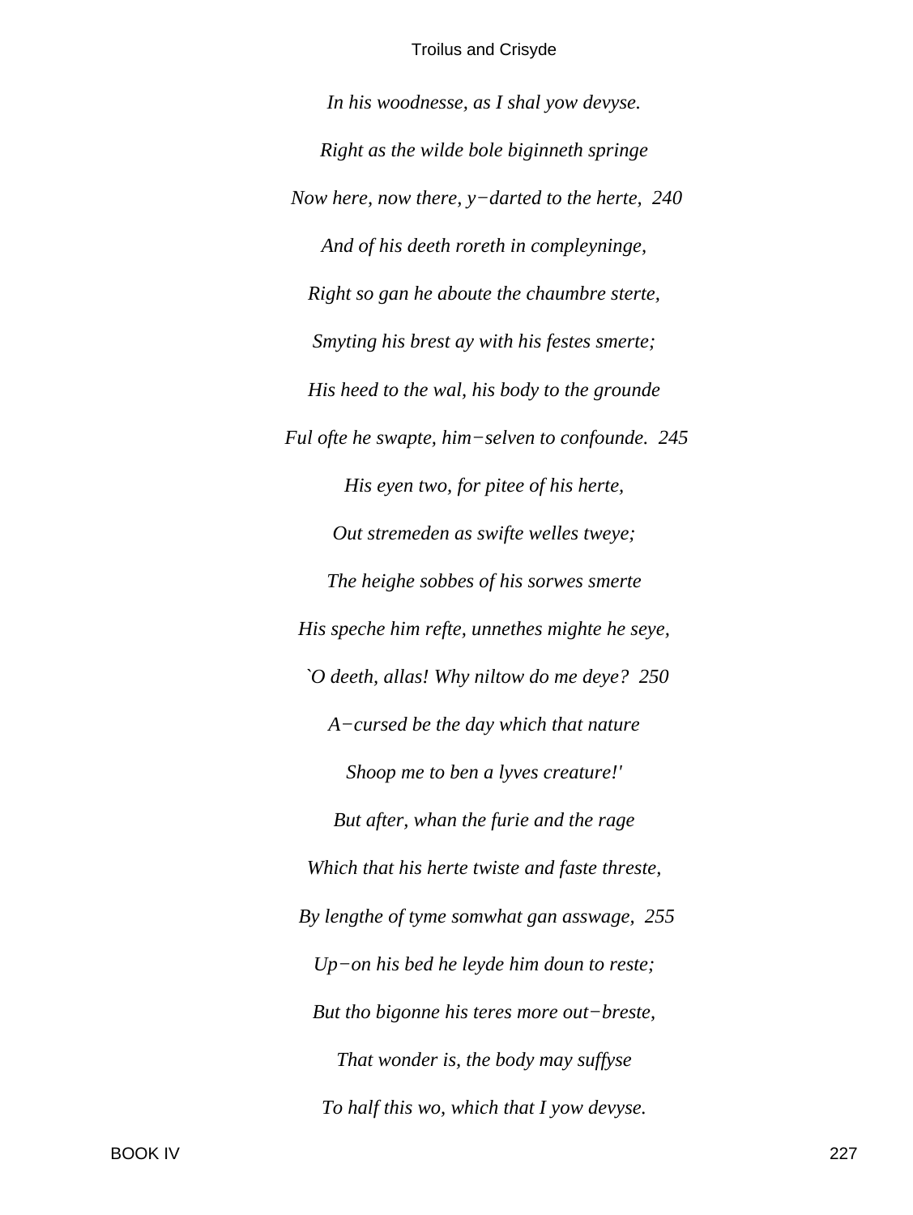*In his woodnesse, as I shal yow devyse.*

*Right as the wilde bole biginneth springe*

*Now here, now there, y−darted to the herte,  240*

*And of his deeth roreth in compleyninge,*

*Right so gan he aboute the chaumbre sterte,*

*Smyting his brest ay with his festes smerte;*

*His heed to the wal, his body to the grounde*

*Ful ofte he swapte, him−selven to confounde.  245*

*His eyen two, for pitee of his herte,*

*Out stremeden as swifte welles tweye;*

*The heighe sobbes of his sorwes smerte*

*His speche him refte, unnethes mighte he seye,*

*`O deeth, allas! Why niltow do me deye?  250*

*A−cursed be the day which that nature*

*Shoop me to ben a lyves creature!'*

*But after, whan the furie and the rage*

*Which that his herte twiste and faste threste,*

*By lengthe of tyme somwhat gan asswage,  255*

*Up−on his bed he leyde him doun to reste;*

*But tho bigonne his teres more out−breste,*

*That wonder is, the body may suffyse*

*To half this wo, which that I yow devyse.*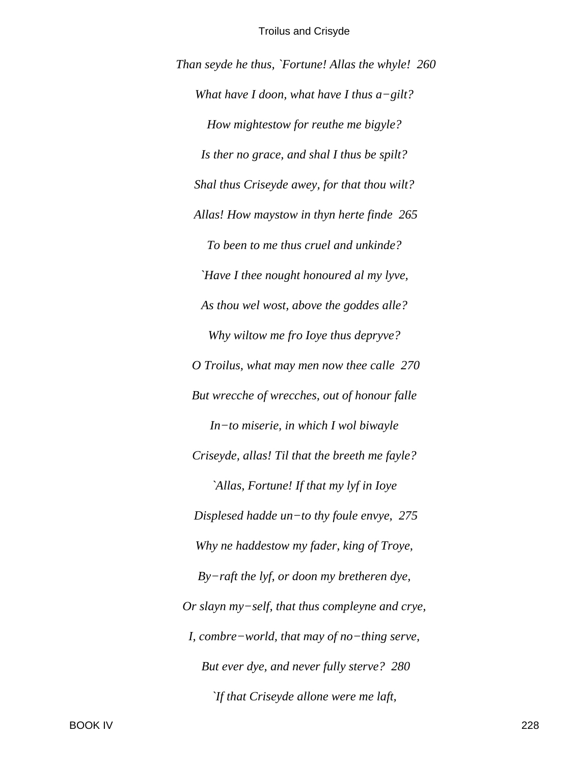*Than seyde he thus, `Fortune! Allas the whyle! 260*

*What have I doon, what have I thus a−gilt?*

*How mightestow for reuthe me bigyle?*

*Is ther no grace, and shal I thus be spilt?*

*Shal thus Criseyde awey, for that thou wilt?*

*Allas! How maystow in thyn herte finde 265*

*To been to me thus cruel and unkinde?*

*`Have I thee nought honoured al my lyve,*

*As thou wel wost, above the goddes alle?*

*Why wiltow me fro Ioye thus depryve?*

*O Troilus, what may men now thee calle 270*

*But wrecche of wrecches, out of honour falle*

*In−to miserie, in which I wol biwayle*

*Criseyde, allas! Til that the breeth me fayle?*

*`Allas, Fortune! If that my lyf in Ioye*

*Displesed hadde un−to thy foule envye, 275*

*Why ne haddestow my fader, king of Troye,*

*By−raft the lyf, or doon my bretheren dye,*

*Or slayn my−self, that thus compleyne and crye,*

*I, combre−world, that may of no−thing serve,*

*But ever dye, and never fully sterve? 280*

*`If that Criseyde allone were me laft,*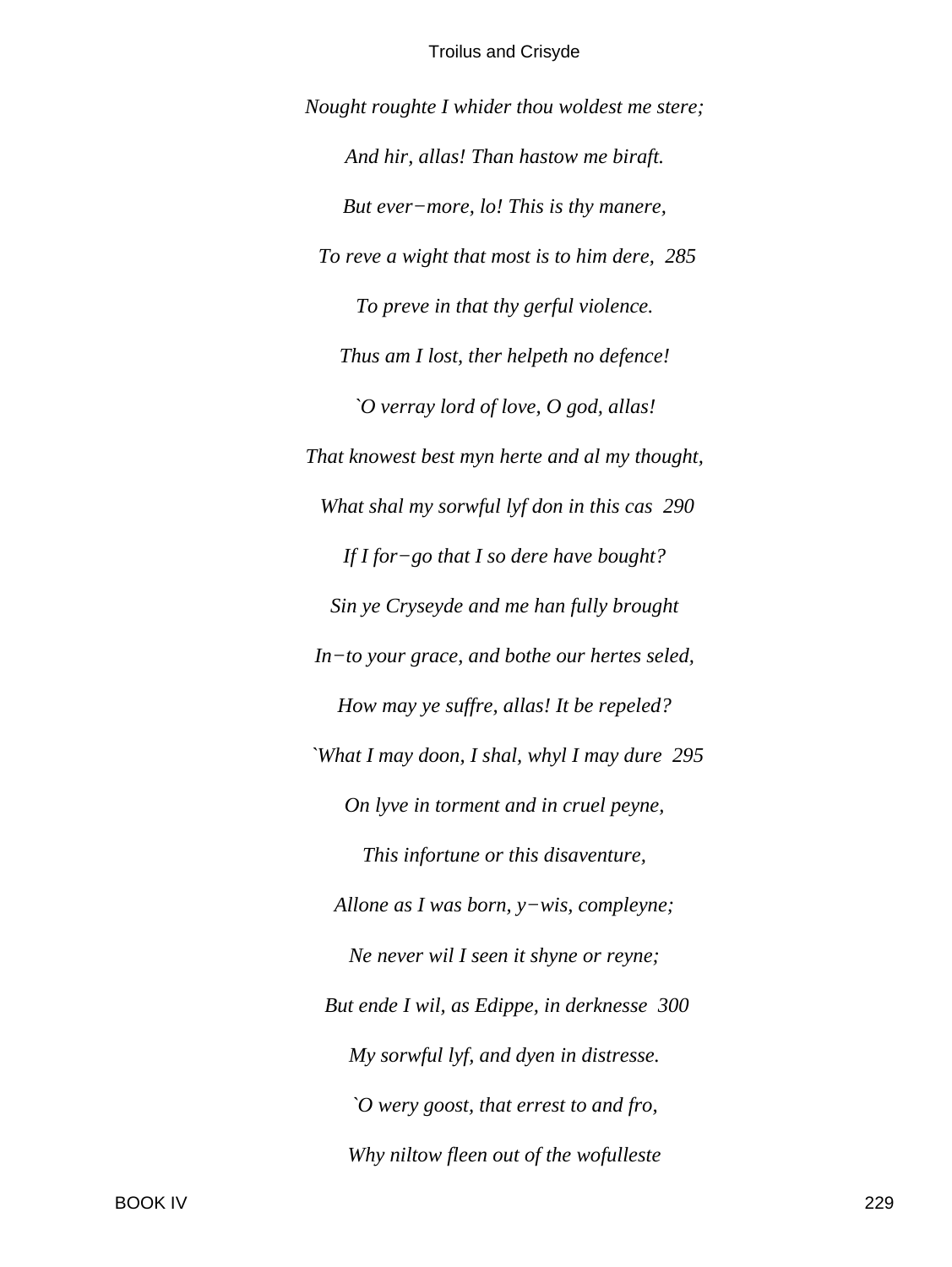*Nought roughte I whider thou woldest me stere;*

*And hir, allas! Than hastow me biraft.*

*But ever−more, lo! This is thy manere,*

*To reve a wight that most is to him dere, 285*

*To preve in that thy gerful violence.*

*Thus am I lost, ther helpeth no defence!*

*`O verray lord of love, O god, allas!*

*That knowest best myn herte and al my thought,*

*What shal my sorwful lyf don in this cas 290*

*If I for−go that I so dere have bought?*

*Sin ye Cryseyde and me han fully brought*

*In−to your grace, and bothe our hertes seled,*

*How may ye suffre, allas! It be repeled?*

*`What I may doon, I shal, whyl I may dure 295*

*On lyve in torment and in cruel peyne,*

*This infortune or this disaventure,*

*Allone as I was born, y−wis, compleyne;*

*Ne never wil I seen it shyne or reyne;*

*But ende I wil, as Edippe, in derknesse 300*

*My sorwful lyf, and dyen in distresse.*

*`O wery goost, that errest to and fro,*

*Why niltow fleen out of the wofulleste*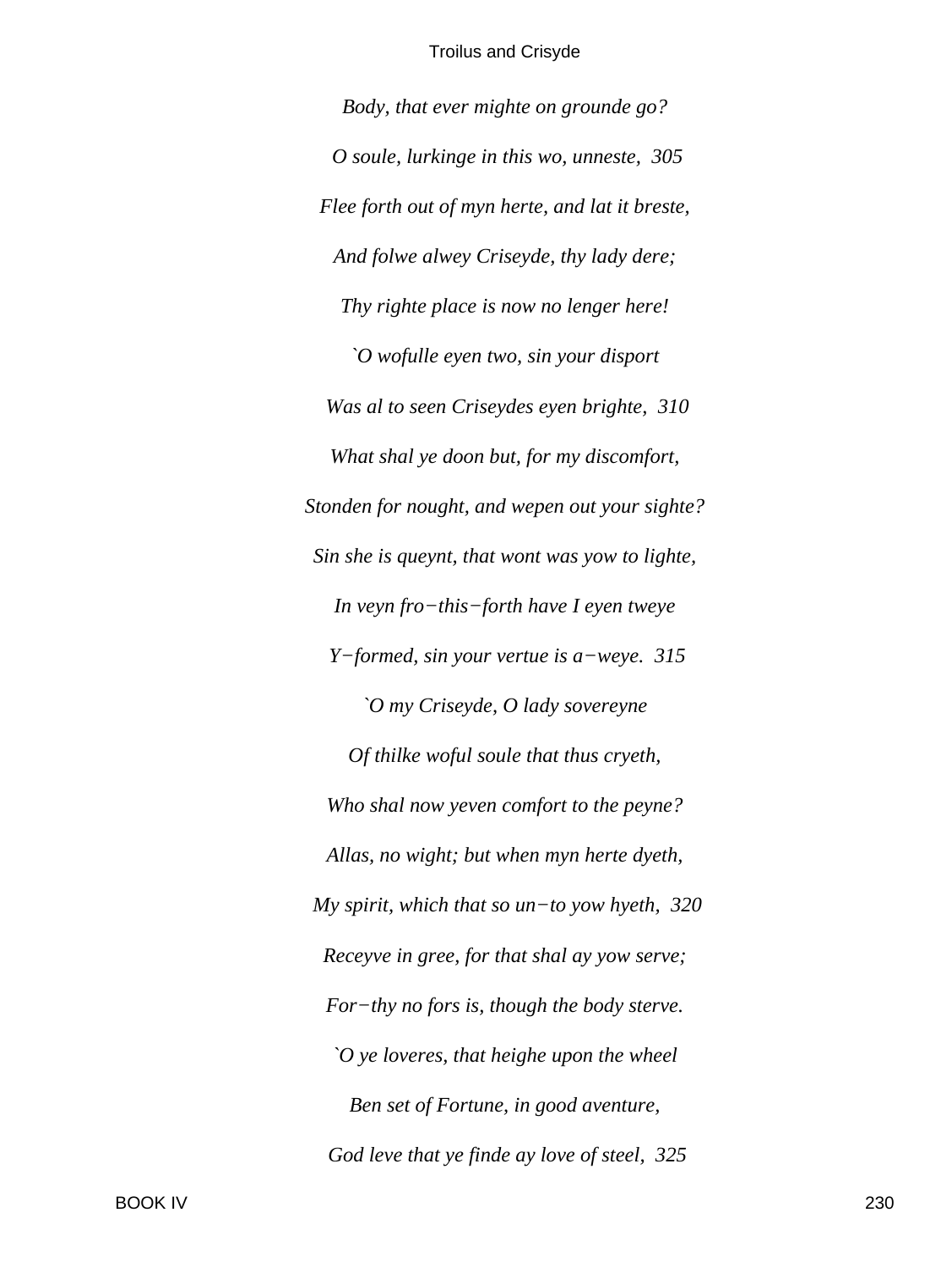*Body, that ever mighte on grounde go?*

*O soule, lurkinge in this wo, unneste, 305*

*Flee forth out of myn herte, and lat it breste,*

*And folwe alwey Criseyde, thy lady dere;*

*Thy righte place is now no lenger here!*

*`O wofulle eyen two, sin your disport*

*Was al to seen Criseydes eyen brighte, 310*

*What shal ye doon but, for my discomfort,*

*Stonden for nought, and wepen out your sighte?*

*Sin she is queynt, that wont was yow to lighte,*

*In veyn fro−this−forth have I eyen tweye*

*Y−formed, sin your vertue is a−weye. 315*

*`O my Criseyde, O lady sovereyne*

*Of thilke woful soule that thus cryeth,*

*Who shal now yeven comfort to the peyne?*

*Allas, no wight; but when myn herte dyeth,*

*My spirit, which that so un−to yow hyeth, 320*

*Receyve in gree, for that shal ay yow serve;*

*For−thy no fors is, though the body sterve.*

*`O ye loveres, that heighe upon the wheel*

*Ben set of Fortune, in good aventure,*

*God leve that ye finde ay love of steel, 325*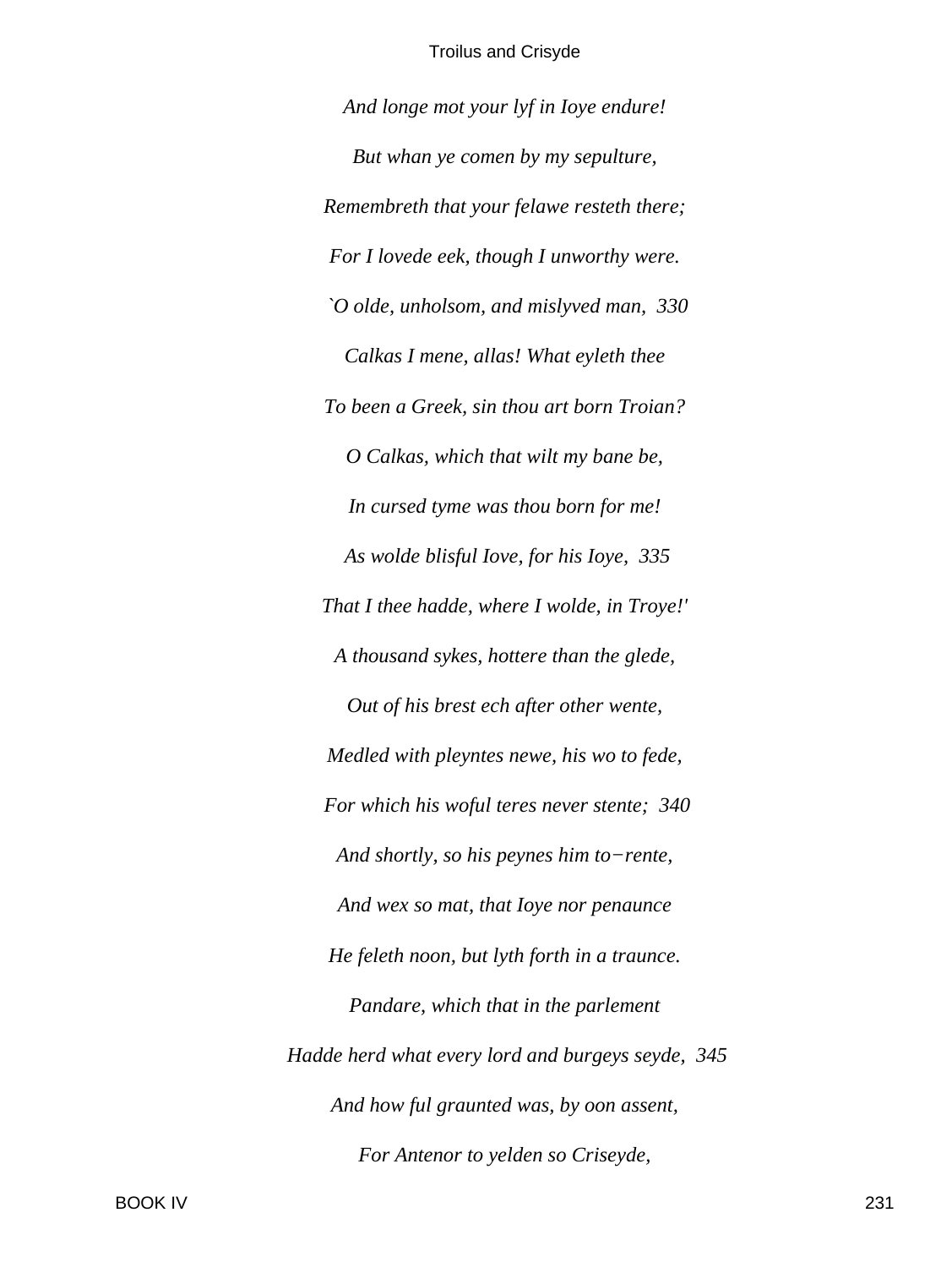*And longe mot your lyf in Ioye endure!*

*But whan ye comen by my sepulture,*

*Remembreth that your felawe resteth there;*

*For I lovede eek, though I unworthy were.*

*`O olde, unholsom, and mislyved man, 330*

*Calkas I mene, allas! What eyleth thee*

*To been a Greek, sin thou art born Troian?*

*O Calkas, which that wilt my bane be,*

*In cursed tyme was thou born for me!*

*As wolde blisful Iove, for his Ioye, 335*

*That I thee hadde, where I wolde, in Troye!'*

*A thousand sykes, hottere than the glede,*

*Out of his brest ech after other wente,*

*Medled with pleyntes newe, his wo to fede,*

*For which his woful teres never stente; 340*

*And shortly, so his peynes him to−rente,*

*And wex so mat, that Ioye nor penaunce*

*He feleth noon, but lyth forth in a traunce.*

*Pandare, which that in the parlement*

*Hadde herd what every lord and burgeys seyde, 345*

*And how ful graunted was, by oon assent,*

*For Antenor to yelden so Criseyde,*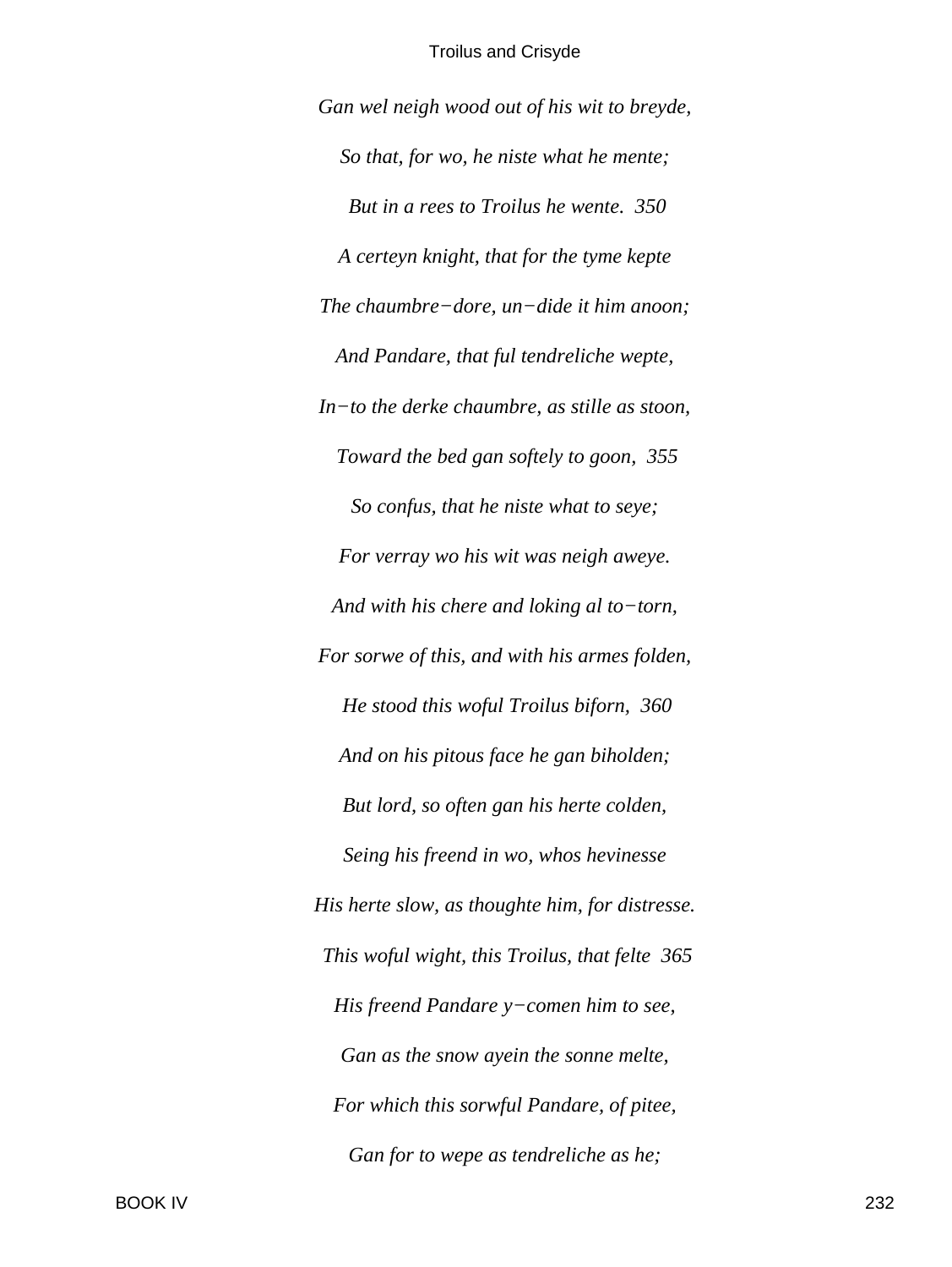*Gan wel neigh wood out of his wit to breyde,*

*So that, for wo, he niste what he mente;*

*But in a rees to Troilus he wente.  350*

*A certeyn knight, that for the tyme kepte*

*The chaumbre−dore, un−dide it him anoon;*

*And Pandare, that ful tendreliche wepte,*

*In−to the derke chaumbre, as stille as stoon,*

*Toward the bed gan softely to goon,  355*

*So confus, that he niste what to seye;*

*For verray wo his wit was neigh aweye.*

*And with his chere and loking al to−torn,*

*For sorwe of this, and with his armes folden,*

*He stood this woful Troilus biforn,  360*

*And on his pitous face he gan biholden;*

*But lord, so often gan his herte colden,*

*Seing his freend in wo, whos hevinesse*

*His herte slow, as thoughte him, for distresse.*

*This woful wight, this Troilus, that felte  365*

*His freend Pandare y−comen him to see,*

*Gan as the snow ayein the sonne melte,*

*For which this sorwful Pandare, of pitee,*

*Gan for to wepe as tendreliche as he;*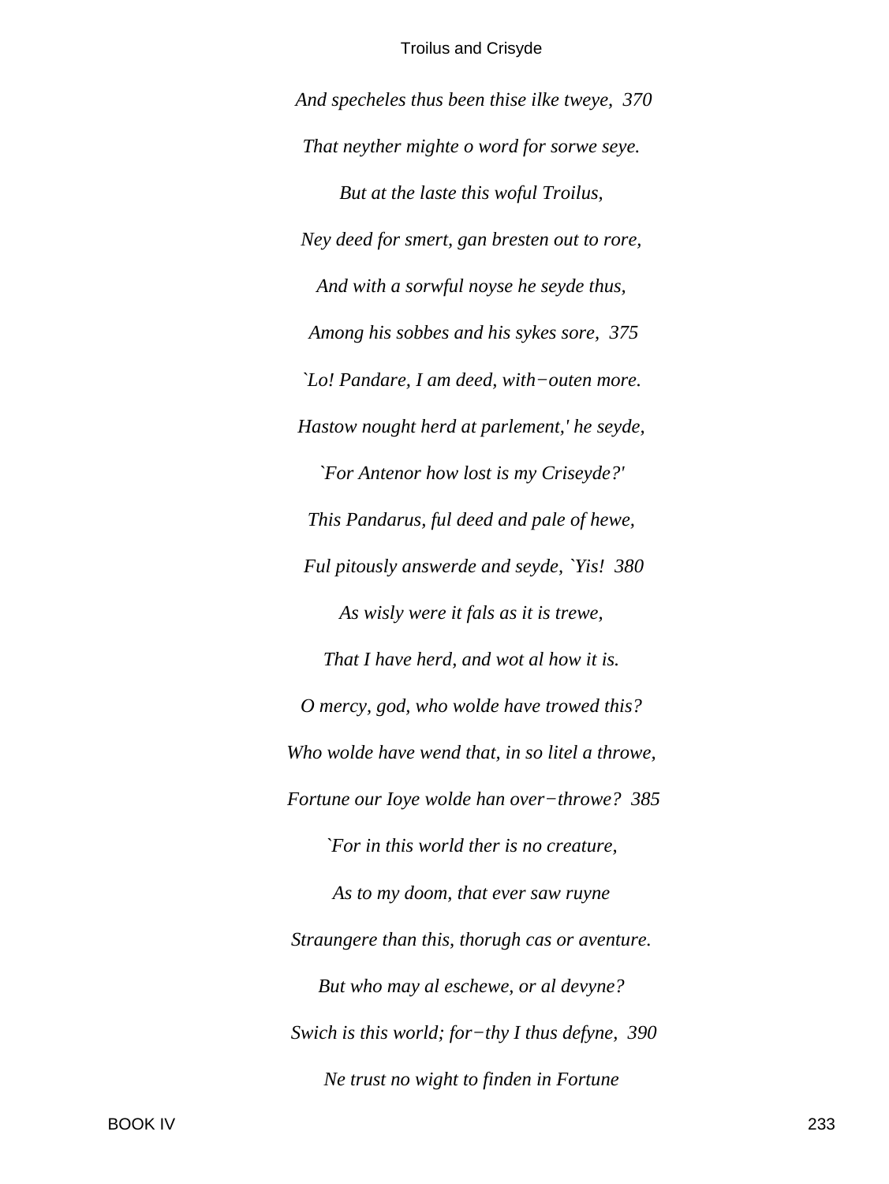*And specheles thus been thise ilke tweye, 370*

*That neyther mighte o word for sorwe seye.*

*But at the laste this woful Troilus,*

*Ney deed for smert, gan bresten out to rore,*

*And with a sorwful noyse he seyde thus,*

*Among his sobbes and his sykes sore, 375*

*`Lo! Pandare, I am deed, with−outen more.*

*Hastow nought herd at parlement,' he seyde,*

*`For Antenor how lost is my Criseyde?'*

*This Pandarus, ful deed and pale of hewe,*

*Ful pitously answerde and seyde, `Yis! 380*

*As wisly were it fals as it is trewe,*

*That I have herd, and wot al how it is.*

*O mercy, god, who wolde have trowed this?*

*Who wolde have wend that, in so litel a throwe,*

*Fortune our Ioye wolde han over−throwe? 385*

*`For in this world ther is no creature,*

*As to my doom, that ever saw ruyne*

*Straungere than this, thorugh cas or aventure.*

*But who may al eschewe, or al devyne?*

*Swich is this world; for−thy I thus defyne, 390*

*Ne trust no wight to finden in Fortune*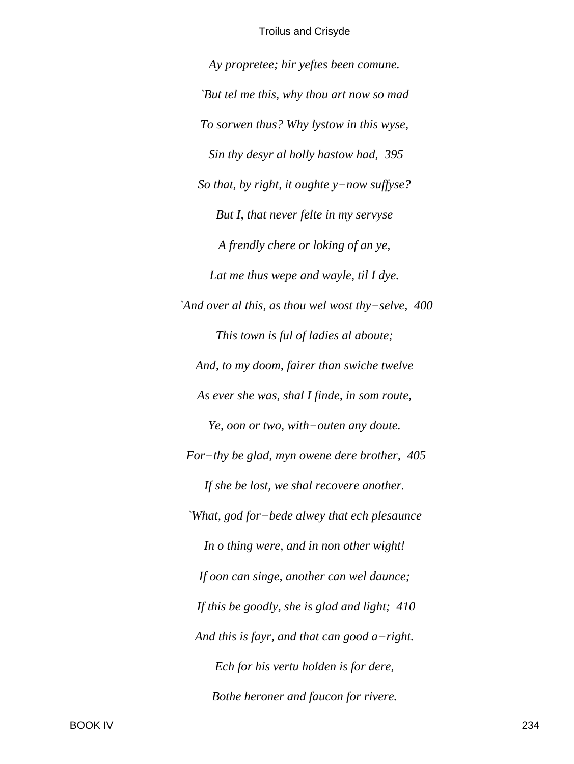*Ay propretee; hir yeftes been comune.*

*`But tel me this, why thou art now so mad*

*To sorwen thus? Why lystow in this wyse,*

*Sin thy desyr al holly hastow had, 395*

*So that, by right, it oughte y−now suffyse?*

*But I, that never felte in my servyse*

*A frendly chere or loking of an ye,*

*Lat me thus wepe and wayle, til I dye.*

*`And over al this, as thou wel wost thy−selve, 400*

*This town is ful of ladies al aboute;*

*And, to my doom, fairer than swiche twelve*

*As ever she was, shal I finde, in som route,*

*Ye, oon or two, with−outen any doute.*

*For−thy be glad, myn owene dere brother, 405*

*If she be lost, we shal recovere another.*

*`What, god for−bede alwey that ech plesaunce*

*In o thing were, and in non other wight!*

*If oon can singe, another can wel daunce;*

*If this be goodly, she is glad and light; 410*

*And this is fayr, and that can good a−right.*

*Ech for his vertu holden is for dere,*

*Bothe heroner and faucon for rivere.*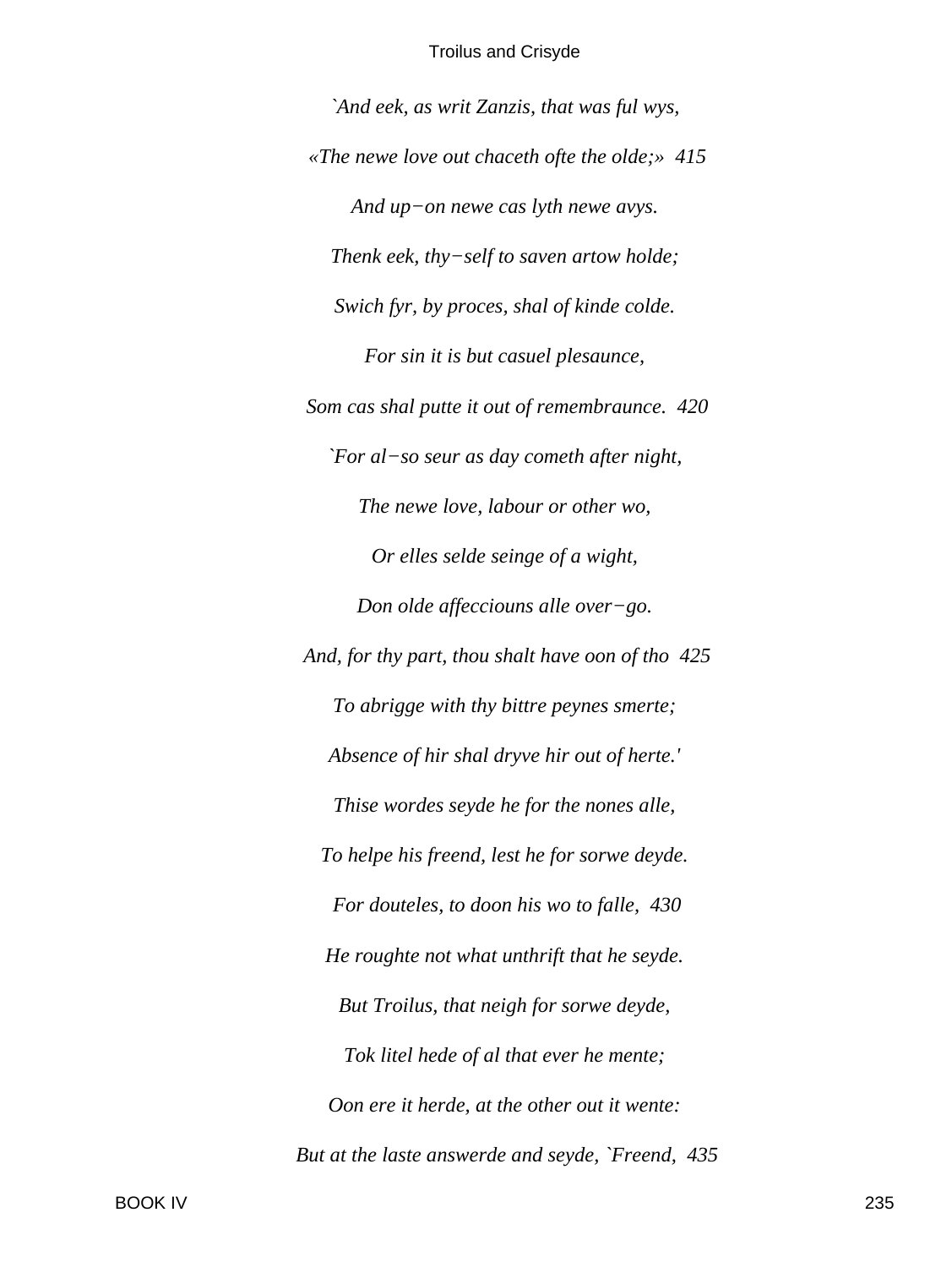*`And eek, as writ Zanzis, that was ful wys,*

*«The newe love out chaceth ofte the olde;» 415*

*And up−on newe cas lyth newe avys.*

*Thenk eek, thy−self to saven artow holde;*

*Swich fyr, by proces, shal of kinde colde.*

*For sin it is but casuel plesaunce,*

*Som cas shal putte it out of remembraunce. 420*

*`For al−so seur as day cometh after night,*

*The newe love, labour or other wo,*

*Or elles selde seinge of a wight,*

*Don olde affecciouns alle over−go.*

*And, for thy part, thou shalt have oon of tho 425*

*To abrigge with thy bittre peynes smerte;*

*Absence of hir shal dryve hir out of herte.'*

*Thise wordes seyde he for the nones alle,*

*To helpe his freend, lest he for sorwe deyde.*

*For douteles, to doon his wo to falle, 430*

*He roughte not what unthrift that he seyde.*

*But Troilus, that neigh for sorwe deyde,*

*Tok litel hede of al that ever he mente;*

*Oon ere it herde, at the other out it wente:*

*But at the laste answerde and seyde, `Freend, 435*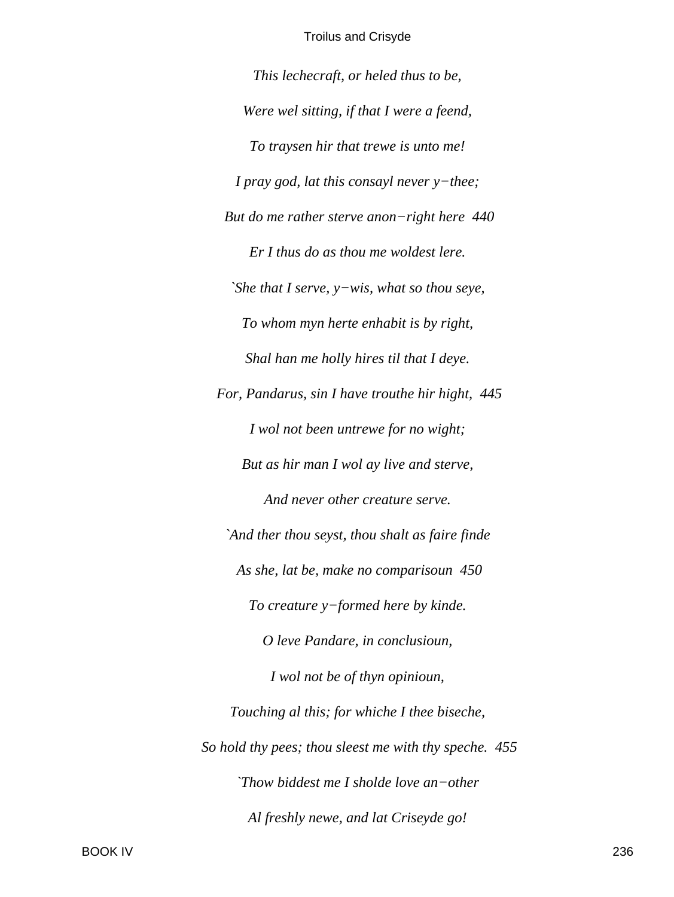*This lechecraft, or heled thus to be,*

*Were wel sitting, if that I were a feend,*

*To traysen hir that trewe is unto me!*

*I pray god, lat this consayl never y−thee;*

*But do me rather sterve anon−right here  440*

*Er I thus do as thou me woldest lere.*

*`She that I serve, y−wis, what so thou seye,*

*To whom myn herte enhabit is by right,*

*Shal han me holly hires til that I deye.*

*For, Pandarus, sin I have trouthe hir hight,  445*

*I wol not been untrewe for no wight;*

*But as hir man I wol ay live and sterve,*

*And never other creature serve.*

*`And ther thou seyst, thou shalt as faire finde*

*As she, lat be, make no comparisoun  450*

*To creature y−formed here by kinde.*

*O leve Pandare, in conclusioun,*

*I wol not be of thyn opinioun,*

*Touching al this; for whiche I thee biseche,*

*So hold thy pees; thou sleest me with thy speche.  455*

*`Thow biddest me I sholde love an−other*

*Al freshly newe, and lat Criseyde go!*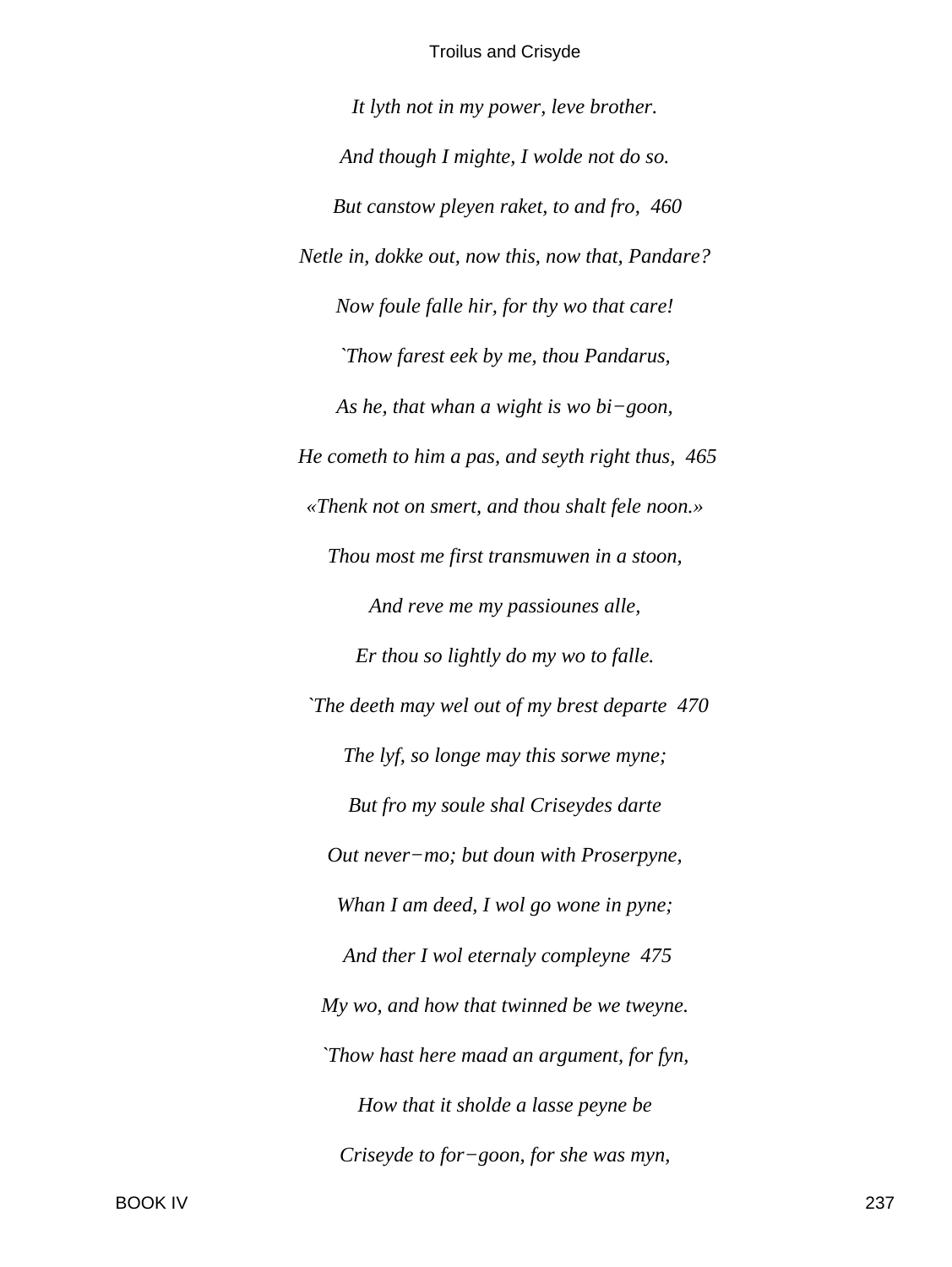*It lyth not in my power, leve brother.*

*And though I mighte, I wolde not do so.*

*But canstow pleyen raket, to and fro,  460*

*Netle in, dokke out, now this, now that, Pandare?*

*Now foule falle hir, for thy wo that care!*

*`Thow farest eek by me, thou Pandarus,*

*As he, that whan a wight is wo bi−goon,*

*He cometh to him a pas, and seyth right thus,  465*

*«Thenk not on smert, and thou shalt fele noon.»*

*Thou most me first transmuwen in a stoon,*

*And reve me my passiounes alle,*

*Er thou so lightly do my wo to falle.*

*`The deeth may wel out of my brest departe  470*

*The lyf, so longe may this sorwe myne;*

*But fro my soule shal Criseydes darte*

*Out never−mo; but doun with Proserpyne,*

*Whan I am deed, I wol go wone in pyne;*

*And ther I wol eternaly compleyne  475*

*My wo, and how that twinned be we tweyne.*

*`Thow hast here maad an argument, for fyn,*

*How that it sholde a lasse peyne be*

*Criseyde to for−goon, for she was myn,*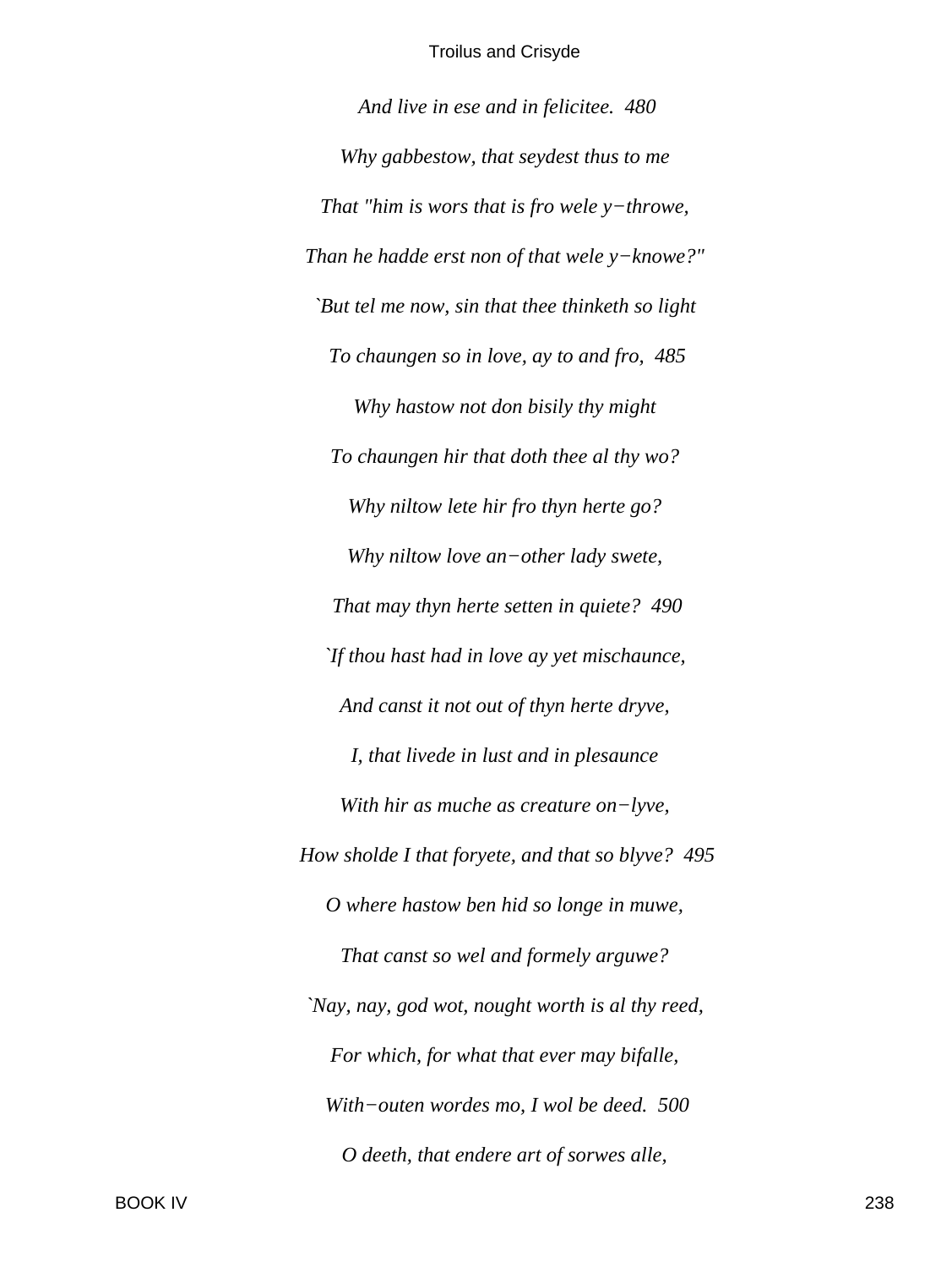*And live in ese and in felicitee.  480*

*Why gabbestow, that seydest thus to me*

*That "him is wors that is fro wele y−throwe,*

*Than he hadde erst non of that wele y−knowe?"*

*`But tel me now, sin that thee thinketh so light*

*To chaungen so in love, ay to and fro,  485*

*Why hastow not don bisily thy might*

*To chaungen hir that doth thee al thy wo?*

*Why niltow lete hir fro thyn herte go?*

*Why niltow love an−other lady swete,*

*That may thyn herte setten in quiete?  490*

*`If thou hast had in love ay yet mischaunce,*

*And canst it not out of thyn herte dryve,*

*I, that livede in lust and in plesaunce*

*With hir as muche as creature on−lyve,*

*How sholde I that foryete, and that so blyve?  495*

*O where hastow ben hid so longe in muwe,*

*That canst so wel and formely arguwe?*

*`Nay, nay, god wot, nought worth is al thy reed,*

*For which, for what that ever may bifalle,*

*With−outen wordes mo, I wol be deed.  500*

*O deeth, that endere art of sorwes alle,*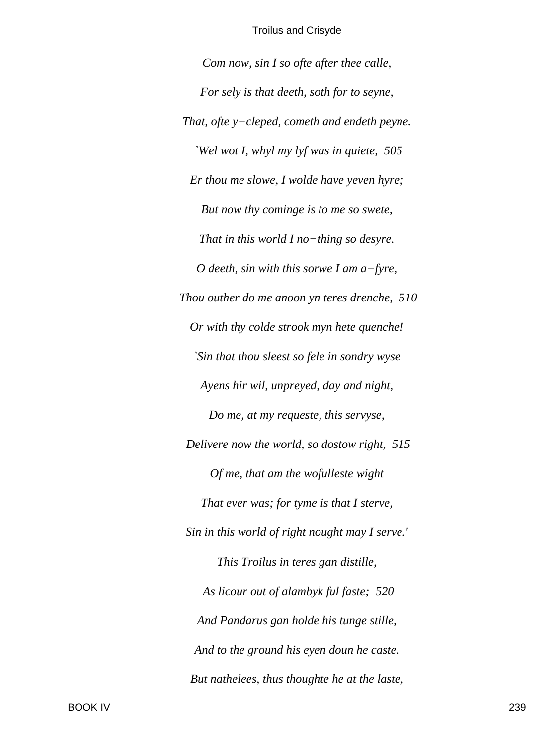*Com now, sin I so ofte after thee calle,*

*For sely is that deeth, soth for to seyne,*

*That, ofte y−cleped, cometh and endeth peyne.*

*`Wel wot I, whyl my lyf was in quiete,  505*

*Er thou me slowe, I wolde have yeven hyre;*

*But now thy cominge is to me so swete,*

*That in this world I no−thing so desyre.*

*O deeth, sin with this sorwe I am a−fyre,*

*Thou outher do me anoon yn teres drenche,  510*

*Or with thy colde strook myn hete quenche!*

*`Sin that thou sleest so fele in sondry wyse*

*Ayens hir wil, unpreyed, day and night,*

*Do me, at my requeste, this servyse,*

*Delivere now the world, so dostow right,  515*

*Of me, that am the wofulleste wight*

*That ever was; for tyme is that I sterve,*

*Sin in this world of right nought may I serve.'*

*This Troilus in teres gan distille,*

*As licour out of alambyk ful faste;  520*

*And Pandarus gan holde his tunge stille,*

*And to the ground his eyen doun he caste.*

*But nathelees, thus thoughte he at the laste,*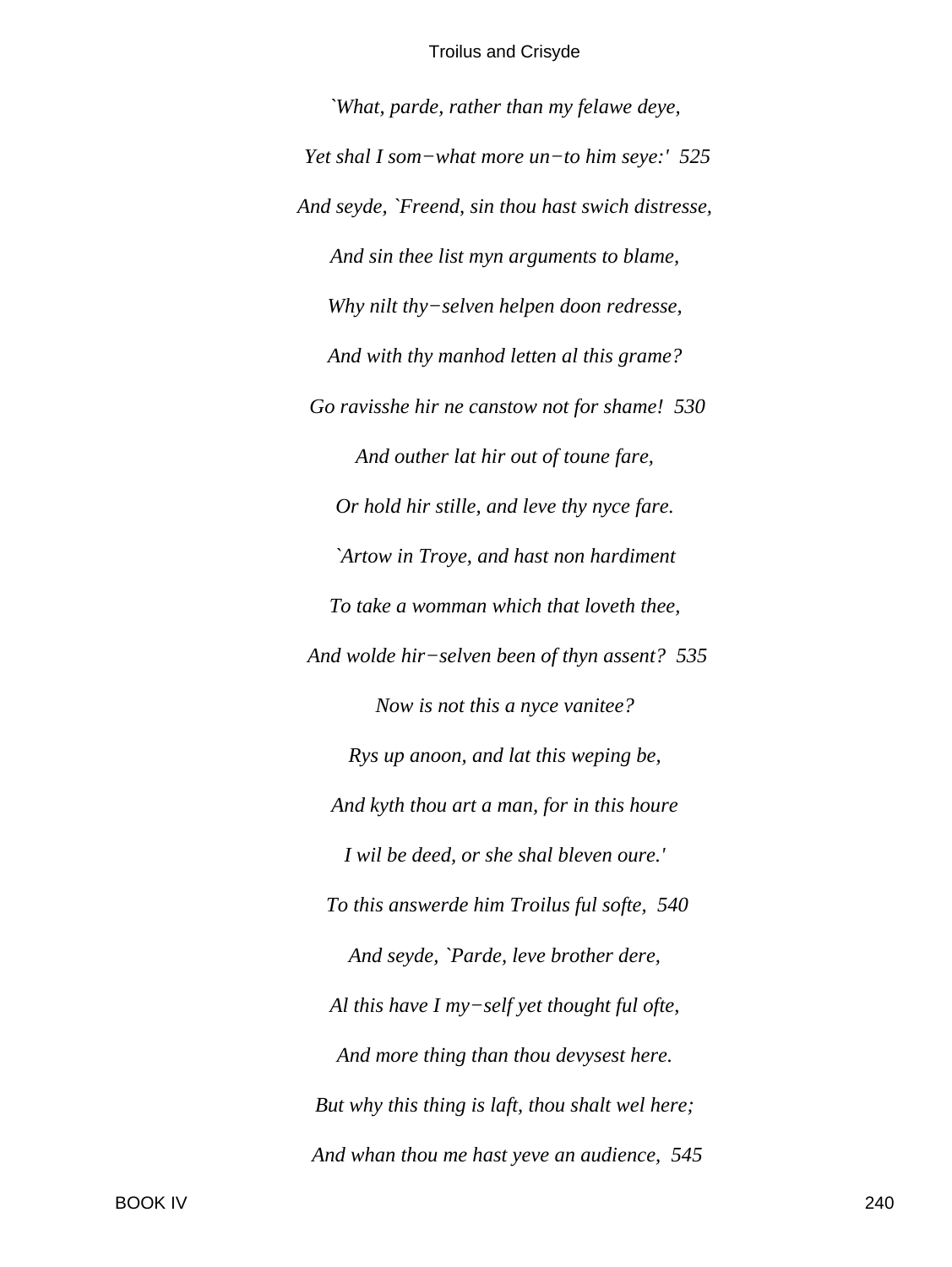*`What, parde, rather than my felawe deye,*

*Yet shal I som−what more un−to him seye:' 525*

*And seyde, `Freend, sin thou hast swich distresse,*

*And sin thee list myn arguments to blame,*

*Why nilt thy−selven helpen doon redresse,*

*And with thy manhod letten al this grame?*

*Go ravisshe hir ne canstow not for shame! 530*

*And outher lat hir out of toune fare,*

*Or hold hir stille, and leve thy nyce fare.*

*`Artow in Troye, and hast non hardiment*

*To take a womman which that loveth thee,*

*And wolde hir−selven been of thyn assent? 535*

*Now is not this a nyce vanitee?*

*Rys up anoon, and lat this weping be,*

*And kyth thou art a man, for in this houre*

*I wil be deed, or she shal bleven oure.'*

*To this answerde him Troilus ful softe, 540*

*And seyde, `Parde, leve brother dere,*

*Al this have I my−self yet thought ful ofte,*

*And more thing than thou devysest here.*

*But why this thing is laft, thou shalt wel here;*

*And whan thou me hast yeve an audience, 545*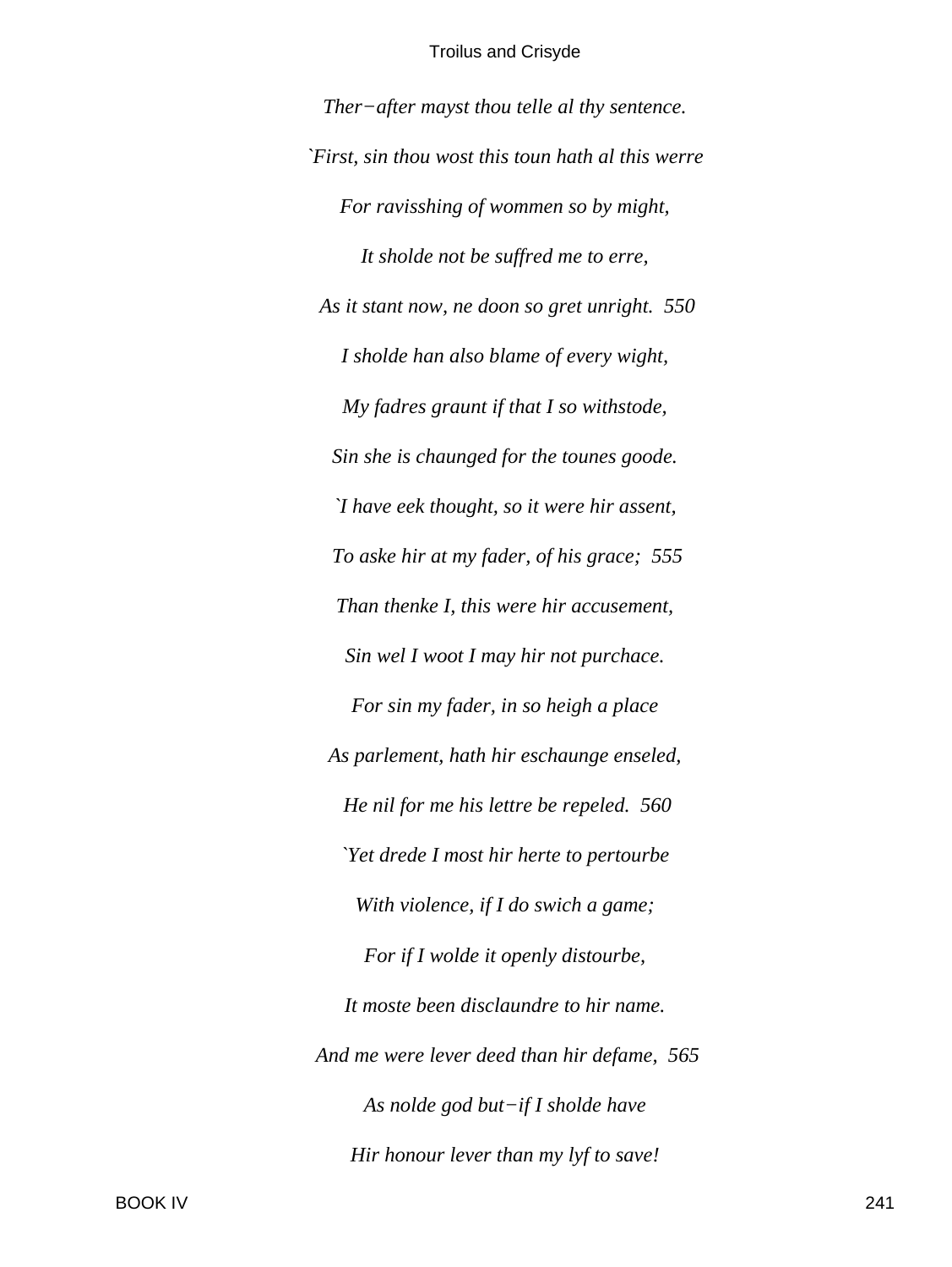*Ther−after mayst thou telle al thy sentence.*

*`First, sin thou wost this toun hath al this werre*

*For ravisshing of wommen so by might,*

*It sholde not be suffred me to erre,*

*As it stant now, ne doon so gret unright. 550*

*I sholde han also blame of every wight,*

*My fadres graunt if that I so withstode,*

*Sin she is chaunged for the tounes goode.*

*`I have eek thought, so it were hir assent,*

*To aske hir at my fader, of his grace; 555*

*Than thenke I, this were hir accusement,*

*Sin wel I woot I may hir not purchace.*

*For sin my fader, in so heigh a place*

*As parlement, hath hir eschaunge enseled,*

*He nil for me his lettre be repeled. 560*

*`Yet drede I most hir herte to pertourbe*

*With violence, if I do swich a game;*

*For if I wolde it openly distourbe,*

*It moste been disclaundre to hir name.*

*And me were lever deed than hir defame, 565*

*As nolde god but−if I sholde have*

*Hir honour lever than my lyf to save!*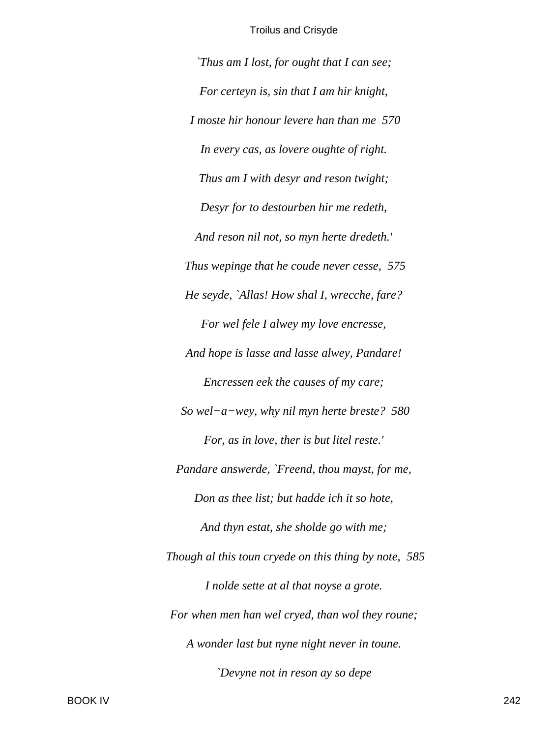*`Thus am I lost, for ought that I can see;*

*For certeyn is, sin that I am hir knight,*

*I moste hir honour levere han than me  570*

*In every cas, as lovere oughte of right.*

*Thus am I with desyr and reson twight;*

*Desyr for to destourben hir me redeth,*

*And reson nil not, so myn herte dredeth.'*

*Thus wepinge that he coude never cesse,  575*

*He seyde, `Allas! How shal I, wrecche, fare?*

*For wel fele I alwey my love encresse,*

*And hope is lasse and lasse alwey, Pandare!*

*Encressen eek the causes of my care;*

*So wel−a−wey, why nil myn herte breste?  580*

*For, as in love, ther is but litel reste.'*

*Pandare answerde, `Freend, thou mayst, for me,*

*Don as thee list; but hadde ich it so hote,*

*And thyn estat, she sholde go with me;*

*Though al this toun cryede on this thing by note,  585*

*I nolde sette at al that noyse a grote.*

*For when men han wel cryed, than wol they roune;*

*A wonder last but nyne night never in toune.*

*`Devyne not in reson ay so depe*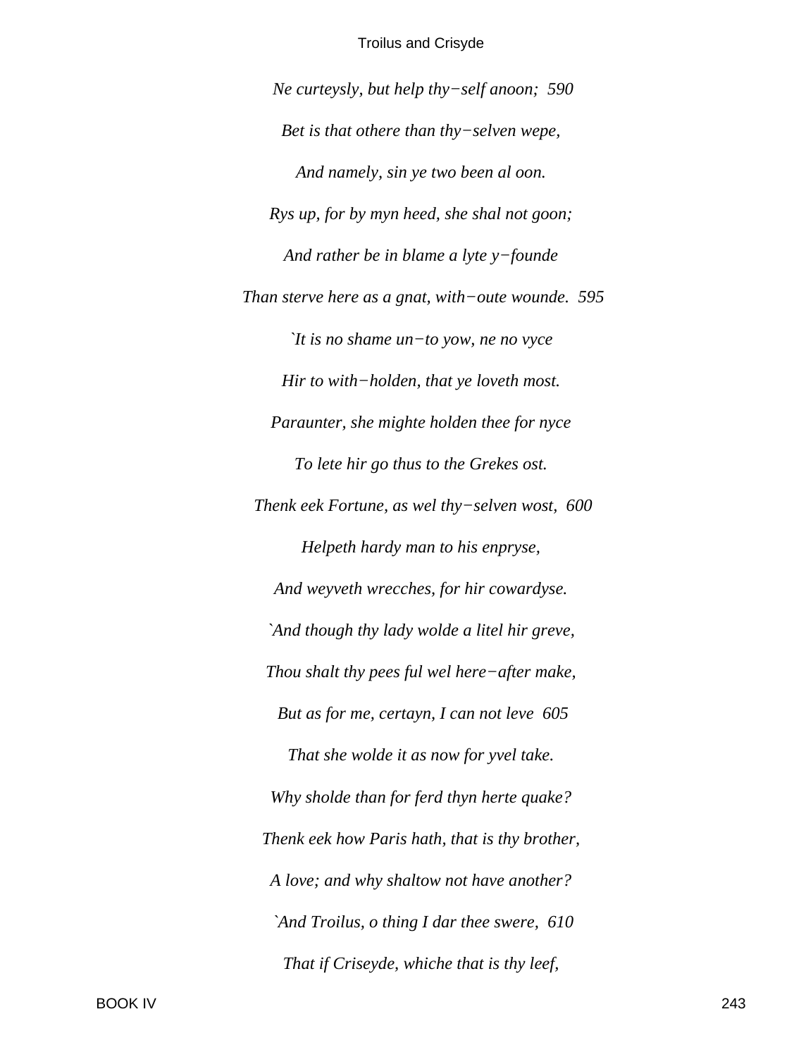*Ne curteysly, but help thy−self anoon; 590*

*Bet is that othere than thy−selven wepe,*

*And namely, sin ye two been al oon.*

*Rys up, for by myn heed, she shal not goon;*

*And rather be in blame a lyte y−founde*

*Than sterve here as a gnat, with−oute wounde. 595*

*`It is no shame un−to yow, ne no vyce*

*Hir to with−holden, that ye loveth most.*

*Paraunter, she mighte holden thee for nyce*

*To lete hir go thus to the Grekes ost.*

*Thenk eek Fortune, as wel thy−selven wost, 600*

*Helpeth hardy man to his enpryse,*

*And weyveth wrecches, for hir cowardyse.*

*`And though thy lady wolde a litel hir greve,*

*Thou shalt thy pees ful wel here−after make,*

*But as for me, certayn, I can not leve 605*

*That she wolde it as now for yvel take.*

*Why sholde than for ferd thyn herte quake?*

*Thenk eek how Paris hath, that is thy brother,*

*A love; and why shaltow not have another?*

*`And Troilus, o thing I dar thee swere, 610*

*That if Criseyde, whiche that is thy leef,*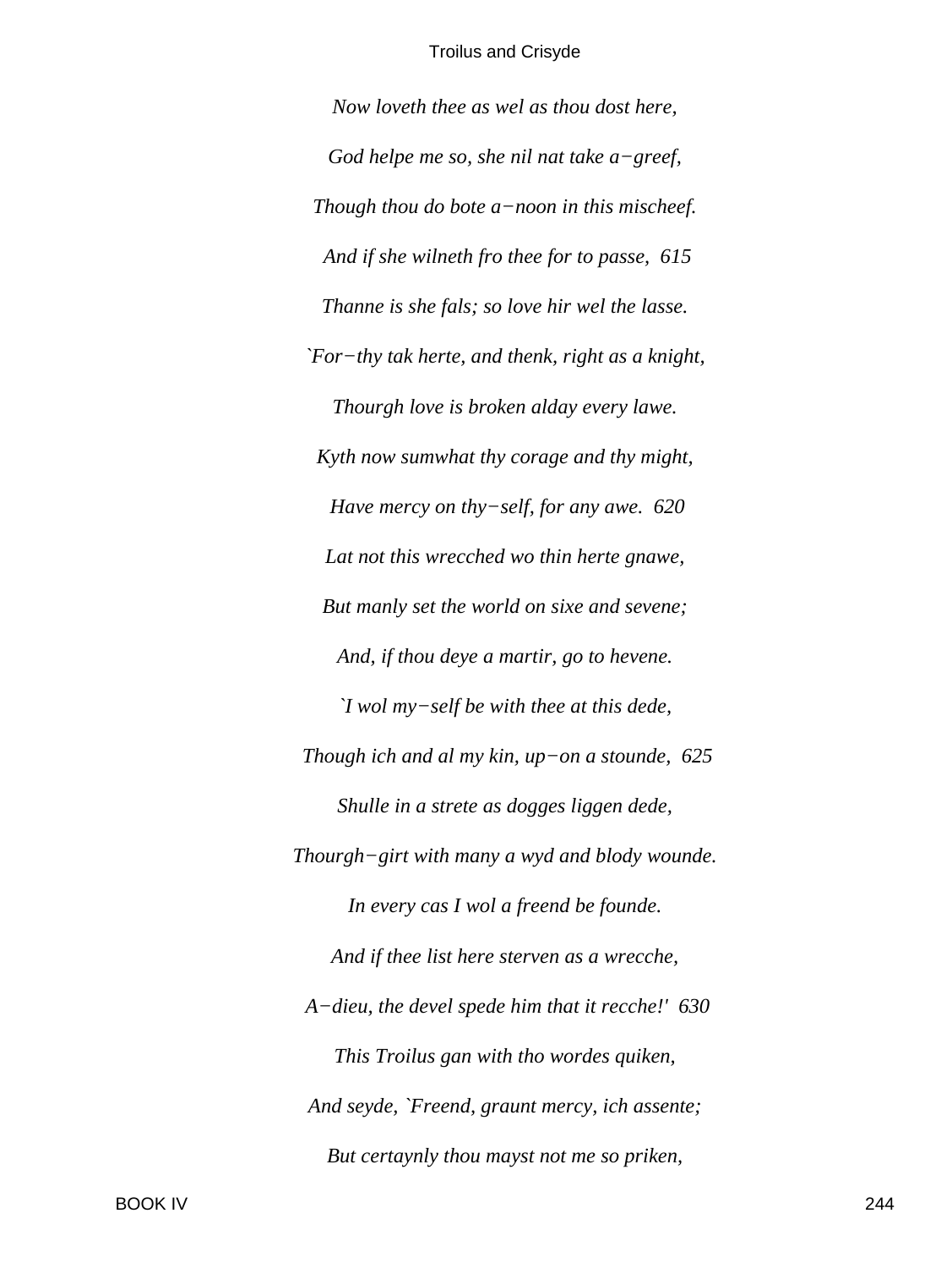*Now loveth thee as wel as thou dost here,*

*God helpe me so, she nil nat take a−greef,*

*Though thou do bote a−noon in this mischeef.*

*And if she wilneth fro thee for to passe, 615*

*Thanne is she fals; so love hir wel the lasse.*

*`For−thy tak herte, and thenk, right as a knight,*

*Thourgh love is broken alday every lawe.*

*Kyth now sumwhat thy corage and thy might,*

*Have mercy on thy−self, for any awe. 620*

*Lat not this wrecched wo thin herte gnawe,*

*But manly set the world on sixe and sevene;*

*And, if thou deye a martir, go to hevene.*

*`I wol my−self be with thee at this dede,*

*Though ich and al my kin, up−on a stounde, 625*

*Shulle in a strete as dogges liggen dede,*

*Thourgh−girt with many a wyd and blody wounde.*

*In every cas I wol a freend be founde.*

*And if thee list here sterven as a wrecche,*

*A−dieu, the devel spede him that it recche!' 630*

*This Troilus gan with tho wordes quiken,*

*And seyde, `Freend, graunt mercy, ich assente;*

*But certaynly thou mayst not me so priken,*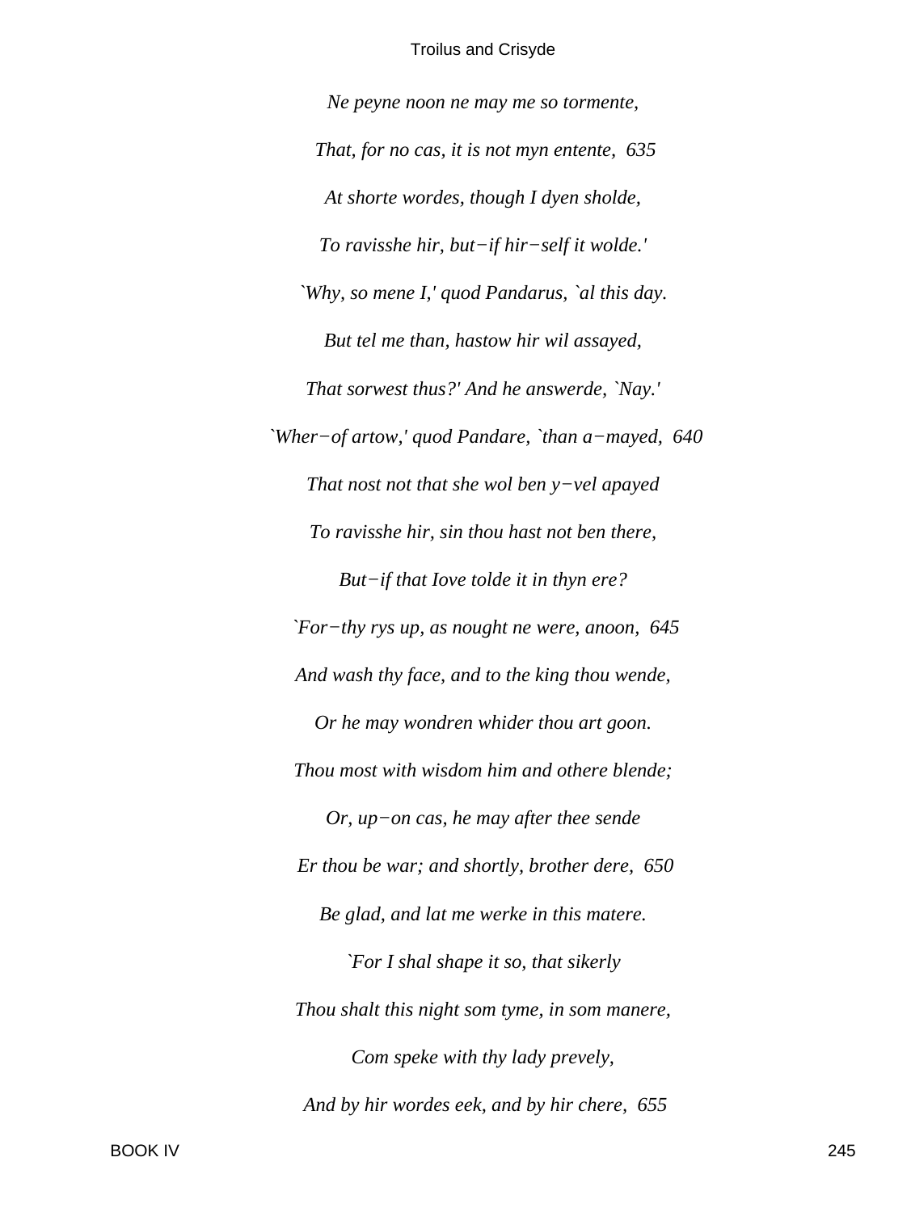*Ne peyne noon ne may me so tormente,*

*That, for no cas, it is not myn entente, 635*

*At shorte wordes, though I dyen sholde,*

*To ravisshe hir, but−if hir−self it wolde.'*

*`Why, so mene I,' quod Pandarus, `al this day.*

*But tel me than, hastow hir wil assayed,*

*That sorwest thus?' And he answerde, `Nay.'*

*`Wher−of artow,' quod Pandare, `than a−mayed, 640*

*That nost not that she wol ben y−vel apayed*

*To ravisshe hir, sin thou hast not ben there,*

*But−if that Iove tolde it in thyn ere?*

*`For−thy rys up, as nought ne were, anoon, 645*

*And wash thy face, and to the king thou wende,*

*Or he may wondren whider thou art goon.*

*Thou most with wisdom him and othere blende;*

*Or, up−on cas, he may after thee sende*

*Er thou be war; and shortly, brother dere, 650*

*Be glad, and lat me werke in this matere.*

*`For I shal shape it so, that sikerly*

*Thou shalt this night som tyme, in som manere,*

*Com speke with thy lady prevely,*

*And by hir wordes eek, and by hir chere, 655*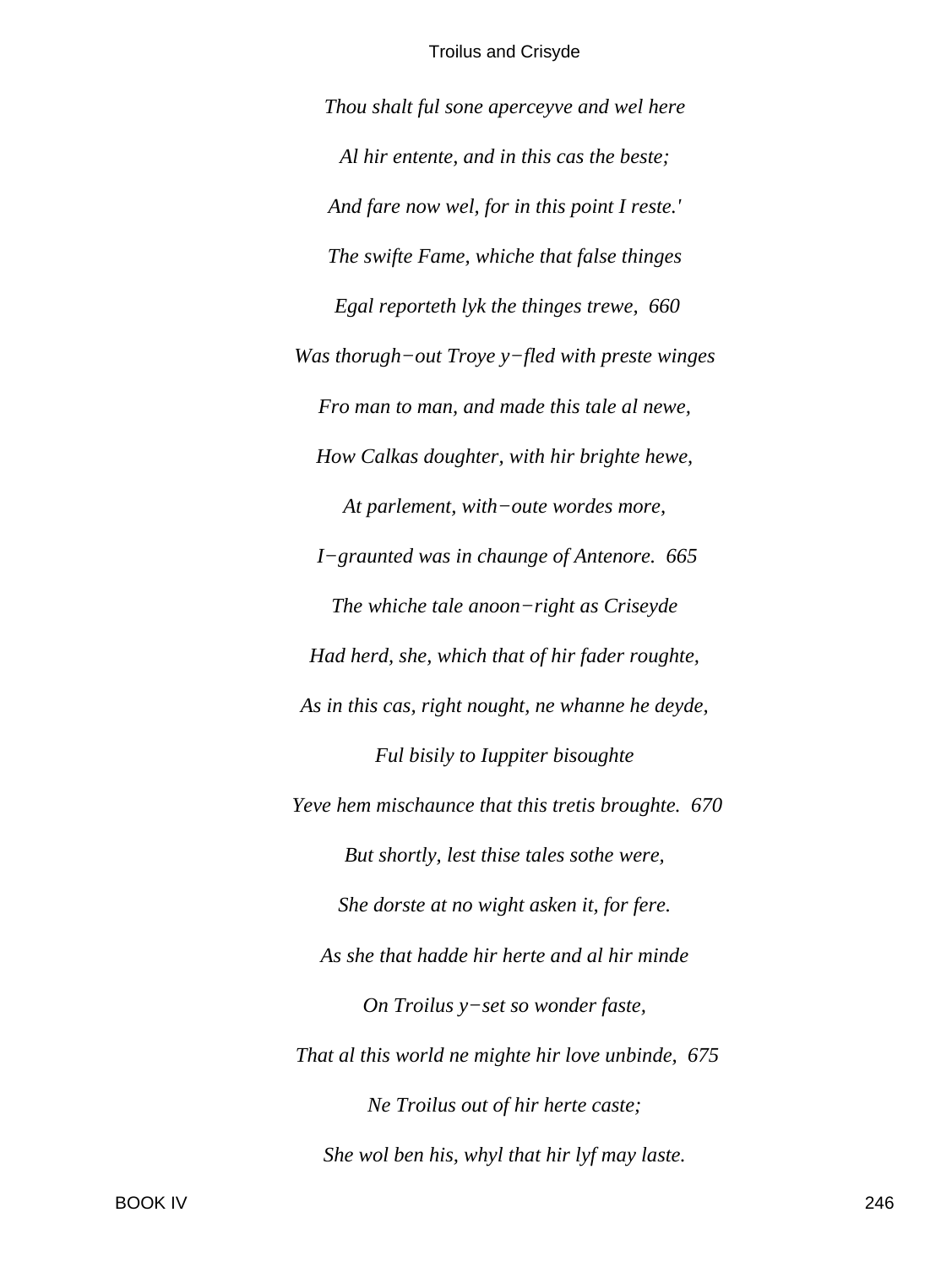*Thou shalt ful sone aperceyve and wel here*

*Al hir entente, and in this cas the beste;*

*And fare now wel, for in this point I reste.'*

*The swifte Fame, whiche that false thinges*

*Egal reporteth lyk the thinges trewe,  660*

*Was thorugh−out Troye y−fled with preste winges*

*Fro man to man, and made this tale al newe,*

*How Calkas doughter, with hir brighte hewe,*

*At parlement, with−oute wordes more,*

*I−graunted was in chaunge of Antenore.  665*

*The whiche tale anoon−right as Criseyde*

*Had herd, she, which that of hir fader roughte,*

*As in this cas, right nought, ne whanne he deyde,*

*Ful bisily to Iuppiter bisoughte*

*Yeve hem mischaunce that this tretis broughte.  670*

*But shortly, lest thise tales sothe were,*

*She dorste at no wight asken it, for fere.*

*As she that hadde hir herte and al hir minde*

*On Troilus y−set so wonder faste,*

*That al this world ne mighte hir love unbinde,  675*

*Ne Troilus out of hir herte caste;*

*She wol ben his, whyl that hir lyf may laste.*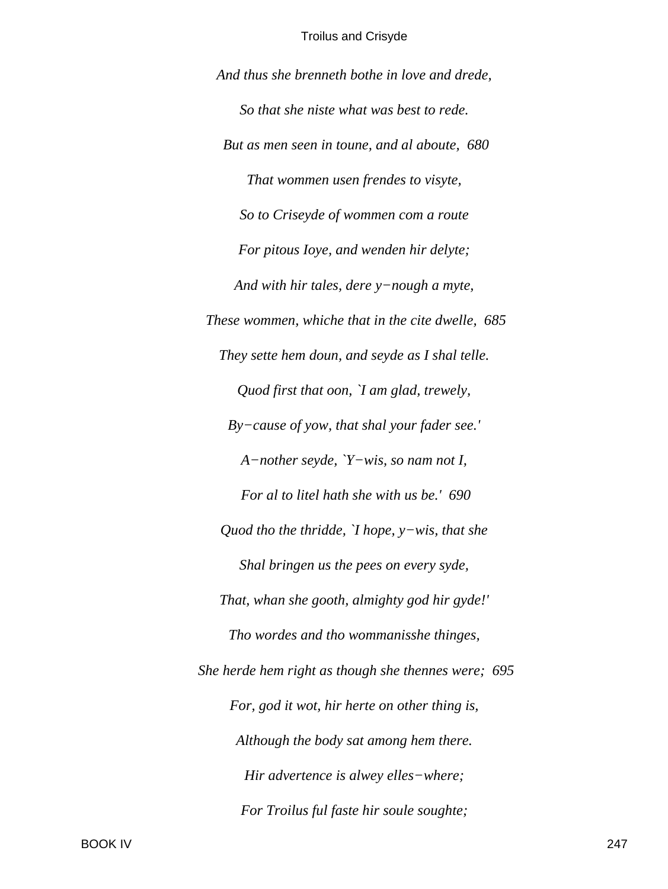*And thus she brenneth bothe in love and drede,*

*So that she niste what was best to rede.*

*But as men seen in toune, and al aboute,  680*

*That wommen usen frendes to visyte,*

*So to Criseyde of wommen com a route*

*For pitous Ioye, and wenden hir delyte;*

*And with hir tales, dere y−nough a myte,*

*These wommen, whiche that in the cite dwelle,  685*

*They sette hem doun, and seyde as I shal telle.*

*Quod first that oon, `I am glad, trewely,*

*By−cause of yow, that shal your fader see.'*

*A−nother seyde, `Y−wis, so nam not I,*

*For al to litel hath she with us be.'  690*

*Quod tho the thridde, `I hope, y−wis, that she*

*Shal bringen us the pees on every syde,*

*That, whan she gooth, almighty god hir gyde!'*

*Tho wordes and tho wommanisshe thinges,*

*She herde hem right as though she thennes were;  695*

*For, god it wot, hir herte on other thing is,*

*Although the body sat among hem there.*

*Hir advertence is alwey elles−where;*

*For Troilus ful faste hir soule soughte;*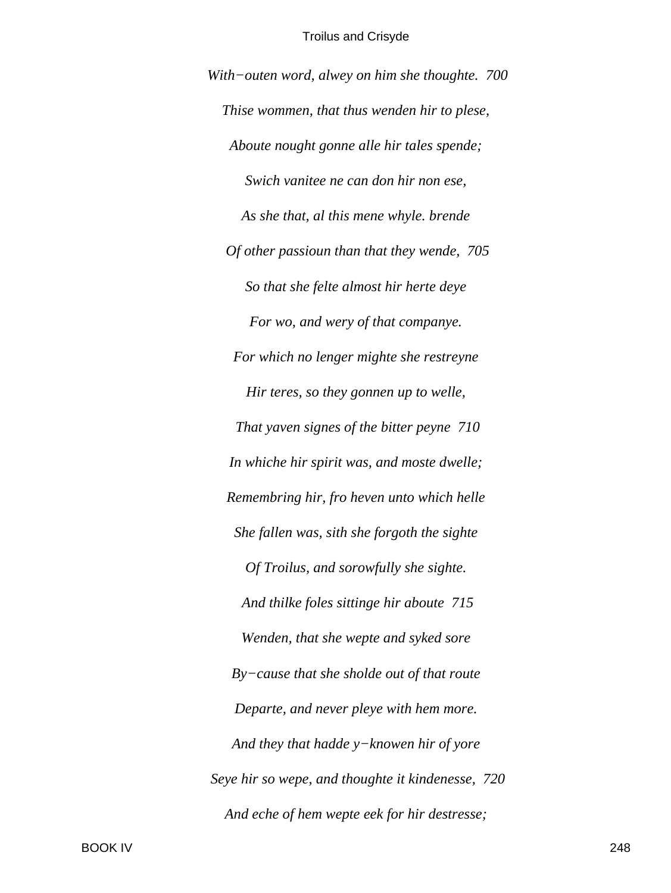*With−outen word, alwey on him she thoughte. 700*

*Thise wommen, that thus wenden hir to plese,*

*Aboute nought gonne alle hir tales spende;*

*Swich vanitee ne can don hir non ese,*

*As she that, al this mene whyle. brende*

*Of other passioun than that they wende, 705*

*So that she felte almost hir herte deye*

*For wo, and wery of that companye.*

*For which no lenger mighte she restreyne*

*Hir teres, so they gonnen up to welle,*

*That yaven signes of the bitter peyne 710*

*In whiche hir spirit was, and moste dwelle;*

*Remembring hir, fro heven unto which helle*

*She fallen was, sith she forgoth the sighte*

*Of Troilus, and sorowfully she sighte.*

*And thilke foles sittinge hir aboute 715*

*Wenden, that she wepte and syked sore*

*By−cause that she sholde out of that route*

*Departe, and never pleye with hem more.*

*And they that hadde y−knowen hir of yore*

*Seye hir so wepe, and thoughte it kindenesse, 720*

*And eche of hem wepte eek for hir destresse;*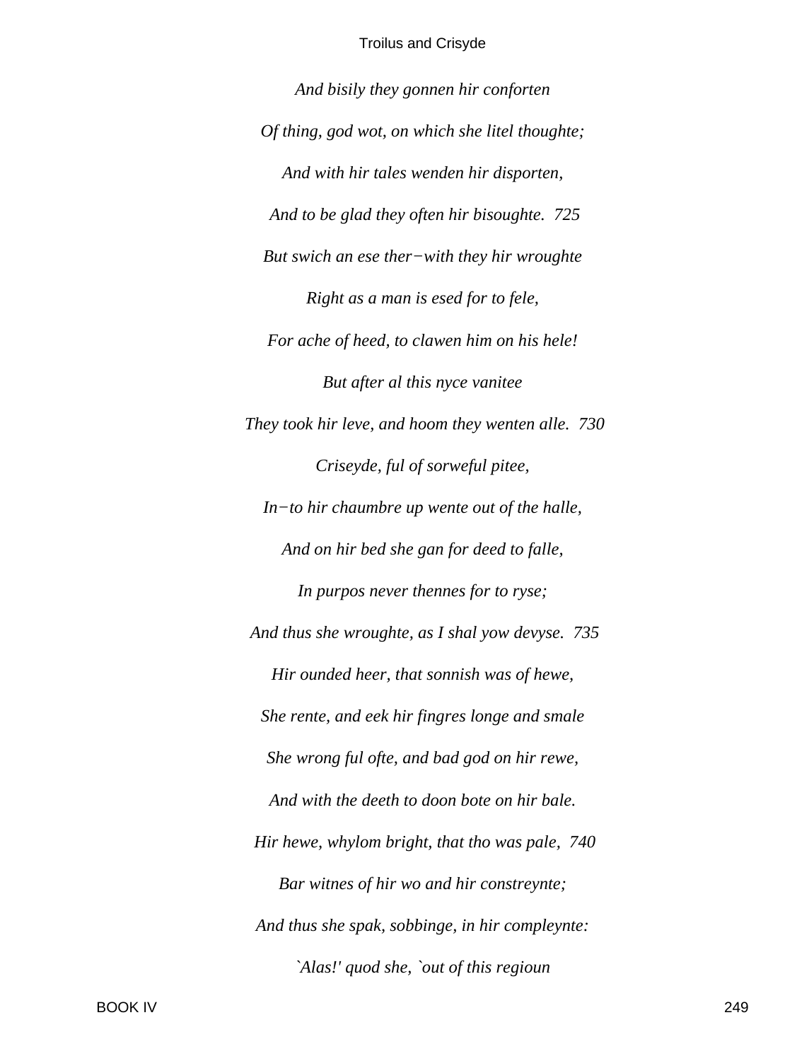*And bisily they gonnen hir conforten*

*Of thing, god wot, on which she litel thoughte;*

*And with hir tales wenden hir disporten,*

*And to be glad they often hir bisoughte. 725*

*But swich an ese ther−with they hir wroughte*

*Right as a man is esed for to fele,*

*For ache of heed, to clawen him on his hele!*

*But after al this nyce vanitee*

*They took hir leve, and hoom they wenten alle. 730*

*Criseyde, ful of sorweful pitee,*

*In−to hir chaumbre up wente out of the halle,*

*And on hir bed she gan for deed to falle,*

*In purpos never thennes for to ryse;*

*And thus she wroughte, as I shal yow devyse. 735*

*Hir ounded heer, that sonnish was of hewe,*

*She rente, and eek hir fingres longe and smale*

*She wrong ful ofte, and bad god on hir rewe,*

*And with the deeth to doon bote on hir bale.*

*Hir hewe, whylom bright, that tho was pale, 740*

*Bar witnes of hir wo and hir constreynte;*

*And thus she spak, sobbinge, in hir compleynte:*

*`Alas!' quod she, `out of this regioun*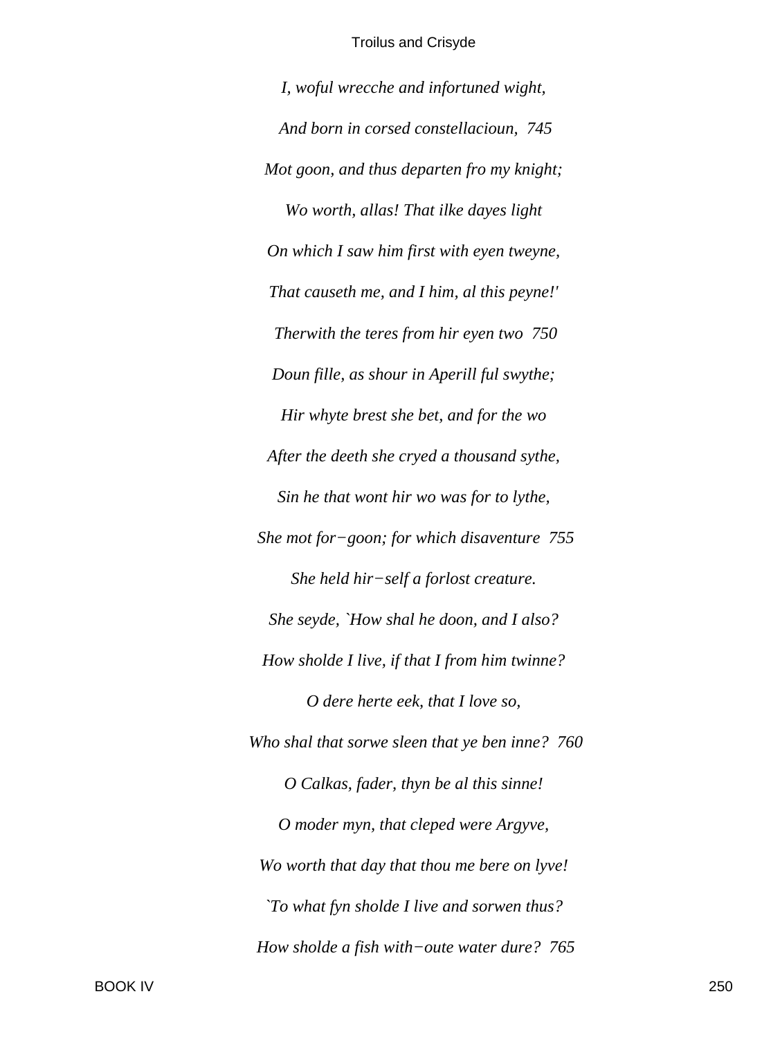*I, woful wrecche and infortuned wight,*

*And born in corsed constellacioun,  745*

*Mot goon, and thus departen fro my knight;*

*Wo worth, allas! That ilke dayes light*

*On which I saw him first with eyen tweyne,*

*That causeth me, and I him, al this peyne!'*

*Therwith the teres from hir eyen two  750*

*Doun fille, as shour in Aperill ful swythe;*

*Hir whyte brest she bet, and for the wo*

*After the deeth she cryed a thousand sythe,*

*Sin he that wont hir wo was for to lythe,*

*She mot for−goon; for which disaventure  755*

*She held hir−self a forlost creature.*

*She seyde, `How shal he doon, and I also?*

*How sholde I live, if that I from him twinne?*

*O dere herte eek, that I love so,*

*Who shal that sorwe sleen that ye ben inne?  760*

*O Calkas, fader, thyn be al this sinne!*

*O moder myn, that cleped were Argyve,*

*Wo worth that day that thou me bere on lyve!*

*`To what fyn sholde I live and sorwen thus?*

*How sholde a fish with−oute water dure?  765*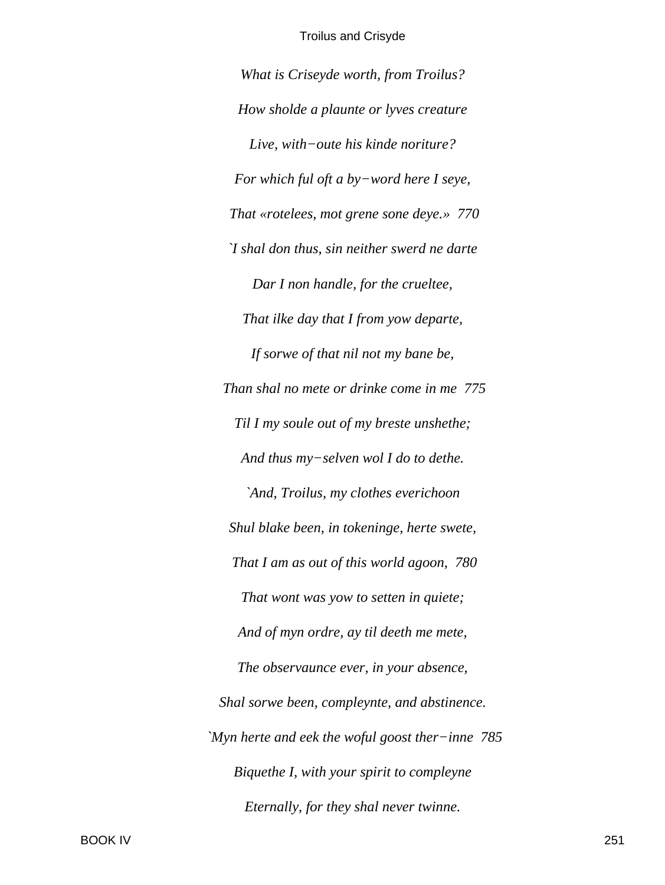*What is Criseyde worth, from Troilus?*

*How sholde a plaunte or lyves creature*

*Live, with−oute his kinde noriture?*

*For which ful oft a by−word here I seye,*

*That «rotelees, mot grene sone deye.»  770*

*`I shal don thus, sin neither swerd ne darte*

*Dar I non handle, for the crueltee,*

*That ilke day that I from yow departe,*

*If sorwe of that nil not my bane be,*

*Than shal no mete or drinke come in me  775*

*Til I my soule out of my breste unshethe;*

*And thus my−selven wol I do to dethe.*

*`And, Troilus, my clothes everichoon*

*Shul blake been, in tokeninge, herte swete,*

*That I am as out of this world agoon,  780*

*That wont was yow to setten in quiete;*

*And of myn ordre, ay til deeth me mete,*

*The observaunce ever, in your absence,*

*Shal sorwe been, compleynte, and abstinence.*

*`Myn herte and eek the woful goost ther−inne  785*

*Biquethe I, with your spirit to compleyne*

*Eternally, for they shal never twinne.*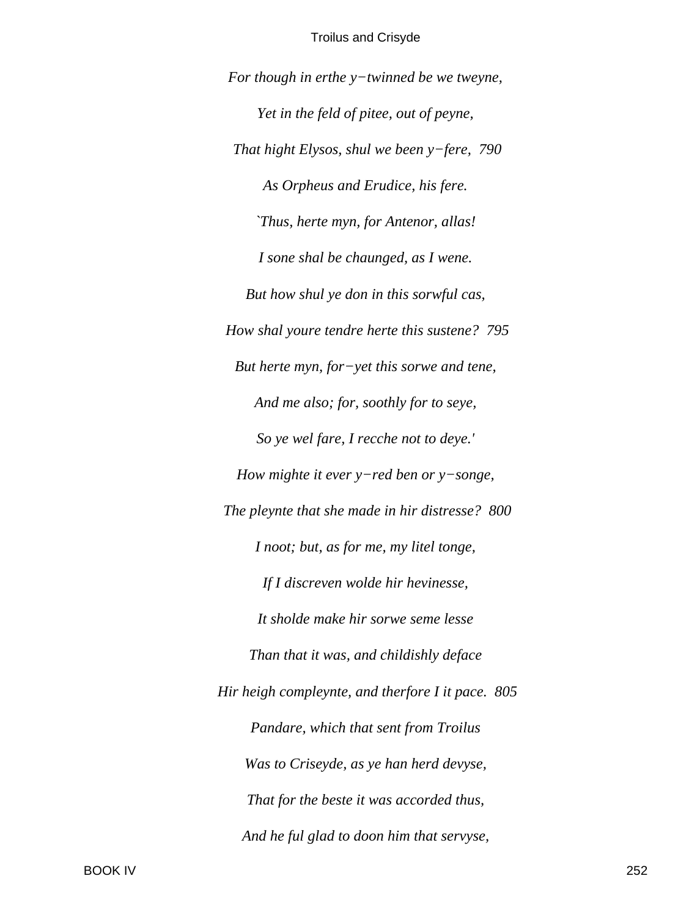*For though in erthe y−twinned be we tweyne,*

*Yet in the feld of pitee, out of peyne,*

*That hight Elysos, shul we been y−fere,  790*

*As Orpheus and Erudice, his fere.*

*`Thus, herte myn, for Antenor, allas!*

*I sone shal be chaunged, as I wene.*

*But how shul ye don in this sorwful cas,*

*How shal youre tendre herte this sustene?  795*

*But herte myn, for−yet this sorwe and tene,*

*And me also; for, soothly for to seye,*

*So ye wel fare, I recche not to deye.'*

*How mighte it ever y−red ben or y−songe,*

*The pleynte that she made in hir distresse?  800*

*I noot; but, as for me, my litel tonge,*

*If I discreven wolde hir hevinesse,*

*It sholde make hir sorwe seme lesse*

*Than that it was, and childishly deface*

*Hir heigh compleynte, and therfore I it pace.  805*

*Pandare, which that sent from Troilus*

*Was to Criseyde, as ye han herd devyse,*

*That for the beste it was accorded thus,*

*And he ful glad to doon him that servyse,*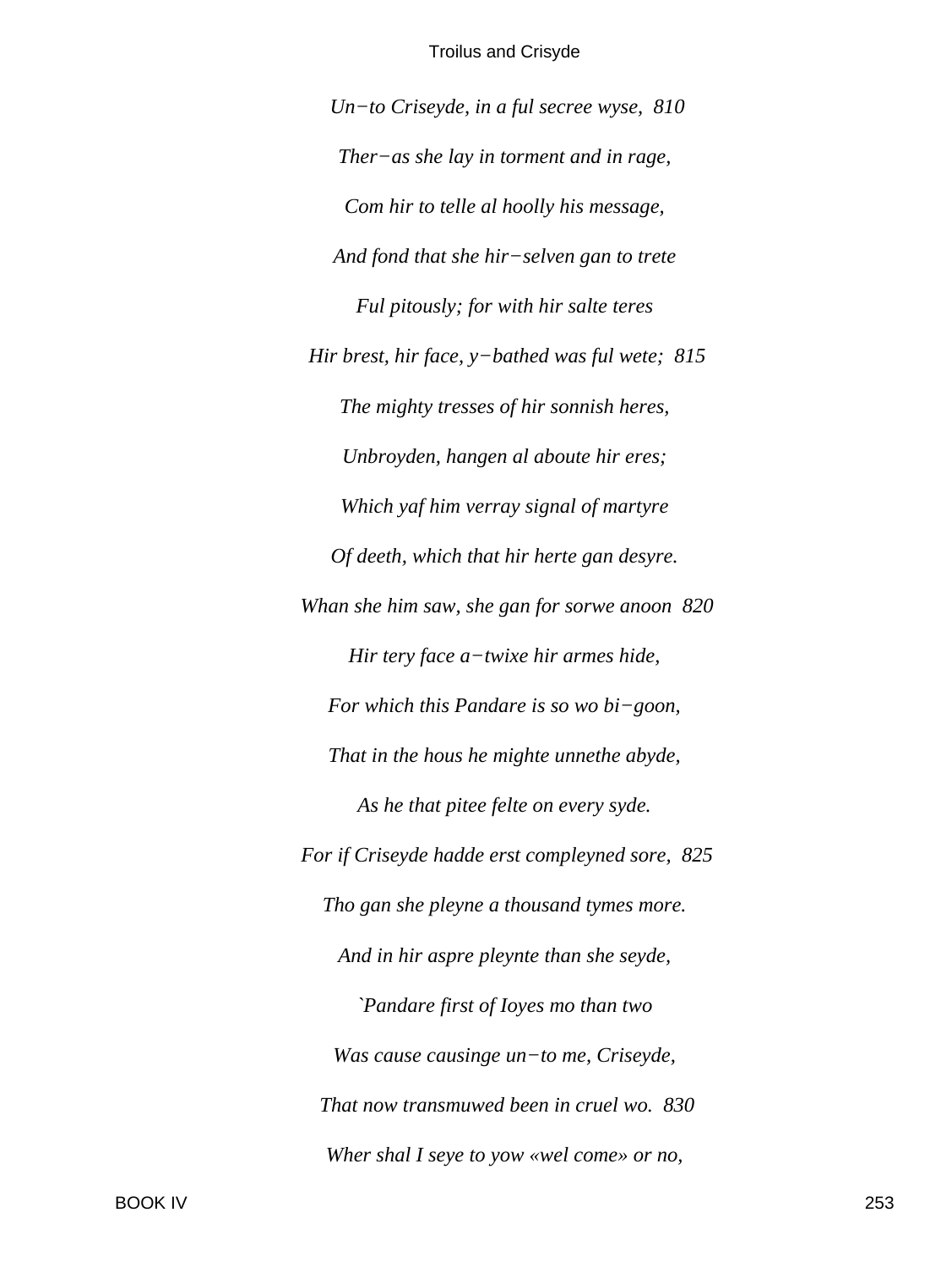*Un−to Criseyde, in a ful secree wyse,  810*

*Ther−as she lay in torment and in rage,*

*Com hir to telle al hoolly his message,*

*And fond that she hir−selven gan to trete*

*Ful pitously; for with hir salte teres*

*Hir brest, hir face, y−bathed was ful wete;  815*

*The mighty tresses of hir sonnish heres,*

*Unbroyden, hangen al aboute hir eres;*

*Which yaf him verray signal of martyre*

*Of deeth, which that hir herte gan desyre.*

*Whan she him saw, she gan for sorwe anoon  820*

*Hir tery face a−twixe hir armes hide,*

*For which this Pandare is so wo bi−goon,*

*That in the hous he mighte unnethe abyde,*

*As he that pitee felte on every syde.*

*For if Criseyde hadde erst compleyned sore,  825*

*Tho gan she pleyne a thousand tymes more.*

*And in hir aspre pleynte than she seyde,*

*`Pandare first of Ioyes mo than two*

*Was cause causinge un−to me, Criseyde,*

*That now transmuwed been in cruel wo.  830*

*Wher shal I seye to yow «wel come» or no,*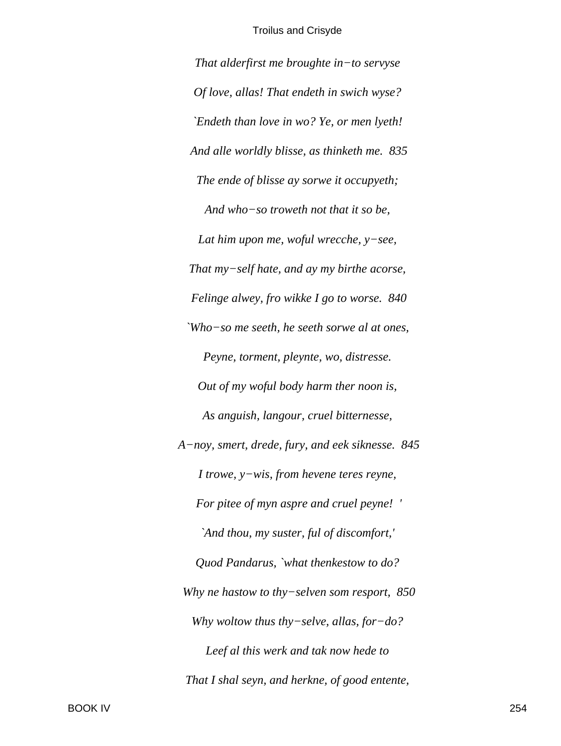*That alderfirst me broughte in−to servyse*

*Of love, allas! That endeth in swich wyse?*

*`Endeth than love in wo? Ye, or men lyeth!*

*And alle worldly blisse, as thinketh me. 835*

*The ende of blisse ay sorwe it occupyeth;*

*And who−so troweth not that it so be,*

*Lat him upon me, woful wrecche, y−see,*

*That my−self hate, and ay my birthe acorse,*

*Felinge alwey, fro wikke I go to worse. 840*

*`Who−so me seeth, he seeth sorwe al at ones,*

*Peyne, torment, pleynte, wo, distresse.*

*Out of my woful body harm ther noon is,*

*As anguish, langour, cruel bitternesse,*

*A−noy, smert, drede, fury, and eek siknesse. 845*

*I trowe, y−wis, from hevene teres reyne,*

*For pitee of myn aspre and cruel peyne! '*

*`And thou, my suster, ful of discomfort,'*

*Quod Pandarus, `what thenkestow to do?*

*Why ne hastow to thy−selven som resport, 850*

*Why woltow thus thy−selve, allas, for−do?*

*Leef al this werk and tak now hede to*

*That I shal seyn, and herkne, of good entente,*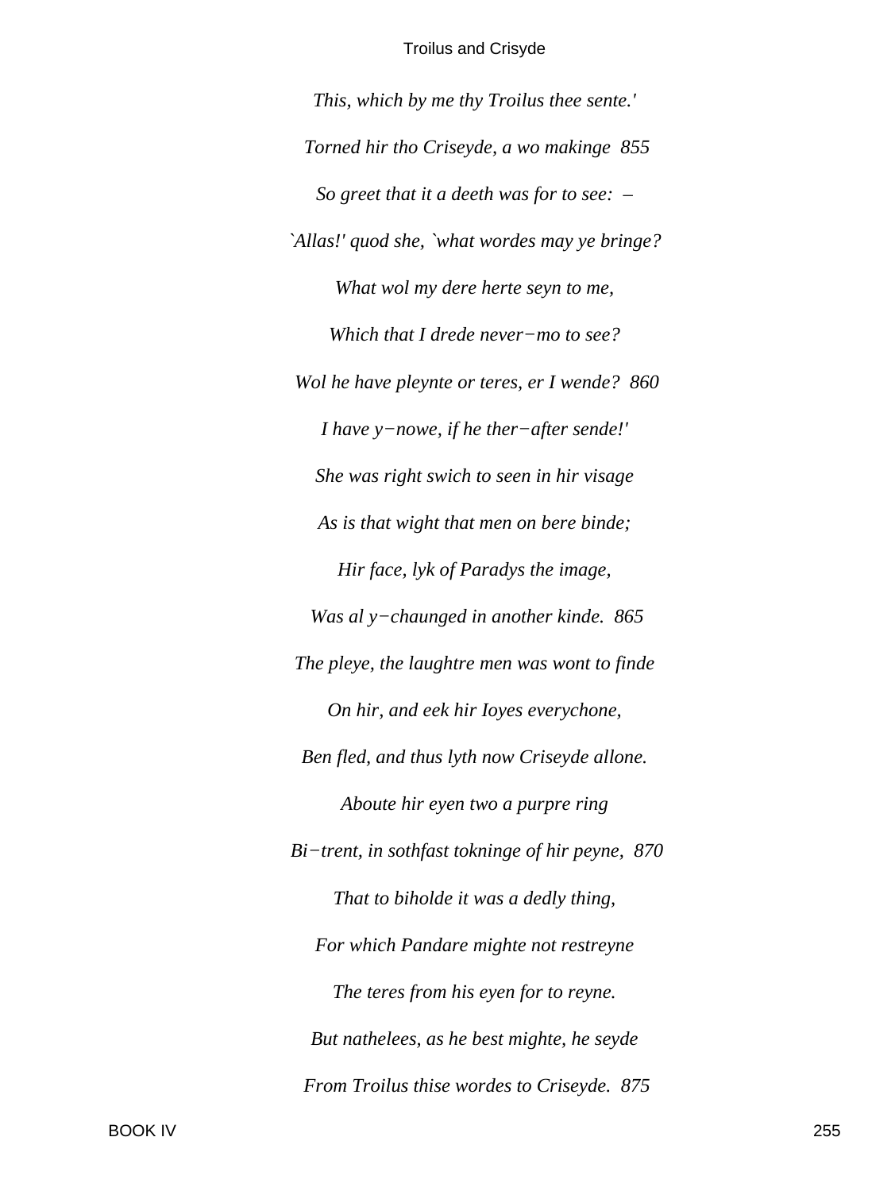*This, which by me thy Troilus thee sente.'*

*Torned hir tho Criseyde, a wo makinge  855*

*So greet that it a deeth was for to see:  –*

*`Allas!' quod she, `what wordes may ye bringe?*

*What wol my dere herte seyn to me,*

*Which that I drede never−mo to see?*

*Wol he have pleynte or teres, er I wende?  860*

*I have y−nowe, if he ther−after sende!'*

*She was right swich to seen in hir visage*

*As is that wight that men on bere binde;*

*Hir face, lyk of Paradys the image,*

*Was al y−chaunged in another kinde.  865*

*The pleye, the laughtre men was wont to finde*

*On hir, and eek hir Ioyes everychone,*

*Ben fled, and thus lyth now Criseyde allone.*

*Aboute hir eyen two a purpre ring*

*Bi−trent, in sothfast tokninge of hir peyne,  870*

*That to biholde it was a dedly thing,*

*For which Pandare mighte not restreyne*

*The teres from his eyen for to reyne.*

*But nathelees, as he best mighte, he seyde*

*From Troilus thise wordes to Criseyde.  875*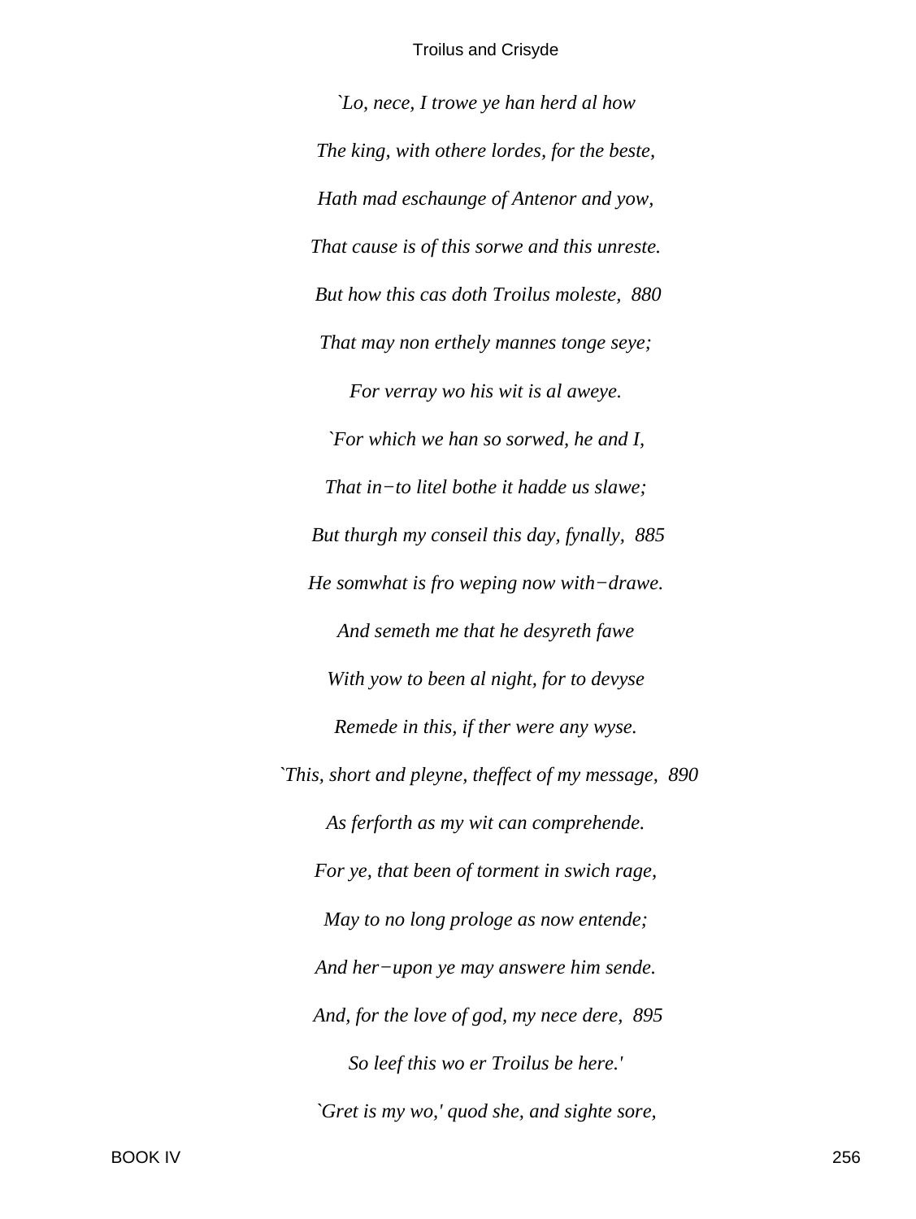*`Lo, nece, I trowe ye han herd al how*

*The king, with othere lordes, for the beste,*

*Hath mad eschaunge of Antenor and yow,*

*That cause is of this sorwe and this unreste.*

*But how this cas doth Troilus moleste, 880*

*That may non erthely mannes tonge seye;*

*For verray wo his wit is al aweye.*

*`For which we han so sorwed, he and I,*

*That in−to litel bothe it hadde us slawe;*

*But thurgh my conseil this day, fynally, 885*

*He somwhat is fro weping now with−drawe.*

*And semeth me that he desyreth fawe*

*With yow to been al night, for to devyse*

*Remede in this, if ther were any wyse.*

*`This, short and pleyne, theffect of my message, 890*

*As ferforth as my wit can comprehende.*

*For ye, that been of torment in swich rage,*

*May to no long prologe as now entende;*

*And her−upon ye may answere him sende.*

*And, for the love of god, my nece dere, 895*

*So leef this wo er Troilus be here.'*

*`Gret is my wo,' quod she, and sighte sore,*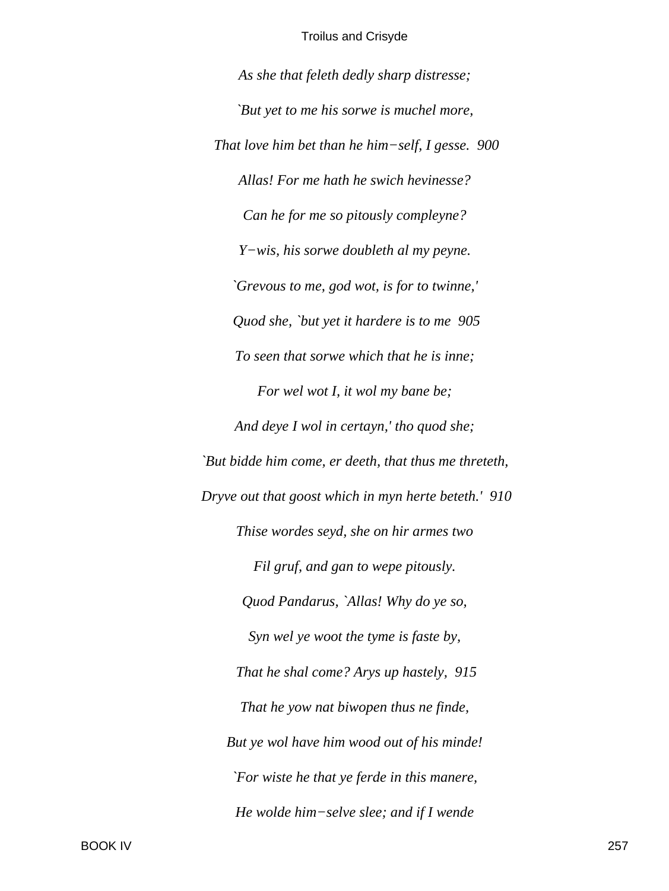*As she that feleth dedly sharp distresse;*

*`But yet to me his sorwe is muchel more,*

*That love him bet than he him−self, I gesse. 900*

*Allas! For me hath he swich hevinesse?*

*Can he for me so pitously compleyne?*

*Y−wis, his sorwe doubleth al my peyne.*

*`Grevous to me, god wot, is for to twinne,'*

*Quod she, `but yet it hardere is to me 905*

*To seen that sorwe which that he is inne;*

*For wel wot I, it wol my bane be;*

*And deye I wol in certayn,' tho quod she;*

*`But bidde him come, er deeth, that thus me threteth,*

*Dryve out that goost which in myn herte beteth.' 910*

*Thise wordes seyd, she on hir armes two*

*Fil gruf, and gan to wepe pitously.*

*Quod Pandarus, `Allas! Why do ye so,*

*Syn wel ye woot the tyme is faste by,*

*That he shal come? Arys up hastely, 915*

*That he yow nat biwopen thus ne finde,*

*But ye wol have him wood out of his minde!*

*`For wiste he that ye ferde in this manere,*

*He wolde him−selve slee; and if I wende*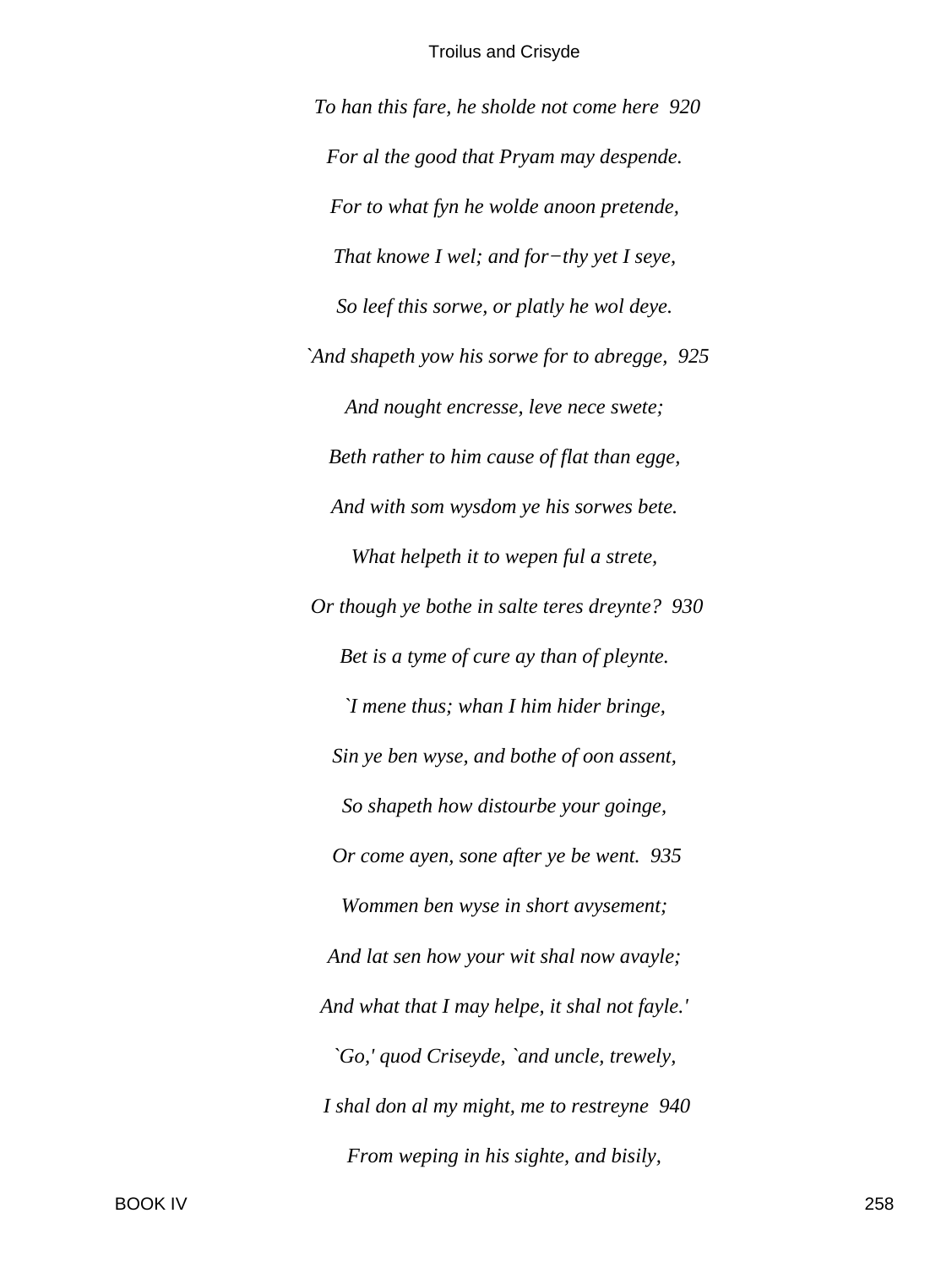*To han this fare, he sholde not come here  920*

*For al the good that Pryam may despende.*

*For to what fyn he wolde anoon pretende,*

*That knowe I wel; and for−thy yet I seye,*

*So leef this sorwe, or platly he wol deye.*

*`And shapeth yow his sorwe for to abregge,  925*

*And nought encresse, leve nece swete;*

*Beth rather to him cause of flat than egge,*

*And with som wysdom ye his sorwes bete.*

*What helpeth it to wepen ful a strete,*

*Or though ye bothe in salte teres dreynte?  930*

*Bet is a tyme of cure ay than of pleynte.*

*`I mene thus; whan I him hider bringe,*

*Sin ye ben wyse, and bothe of oon assent,*

*So shapeth how distourbe your goinge,*

*Or come ayen, sone after ye be went.  935*

*Wommen ben wyse in short avysement;*

*And lat sen how your wit shal now avayle;*

*And what that I may helpe, it shal not fayle.'*

*`Go,' quod Criseyde, `and uncle, trewely,*

*I shal don al my might, me to restreyne  940*

*From weping in his sighte, and bisily,*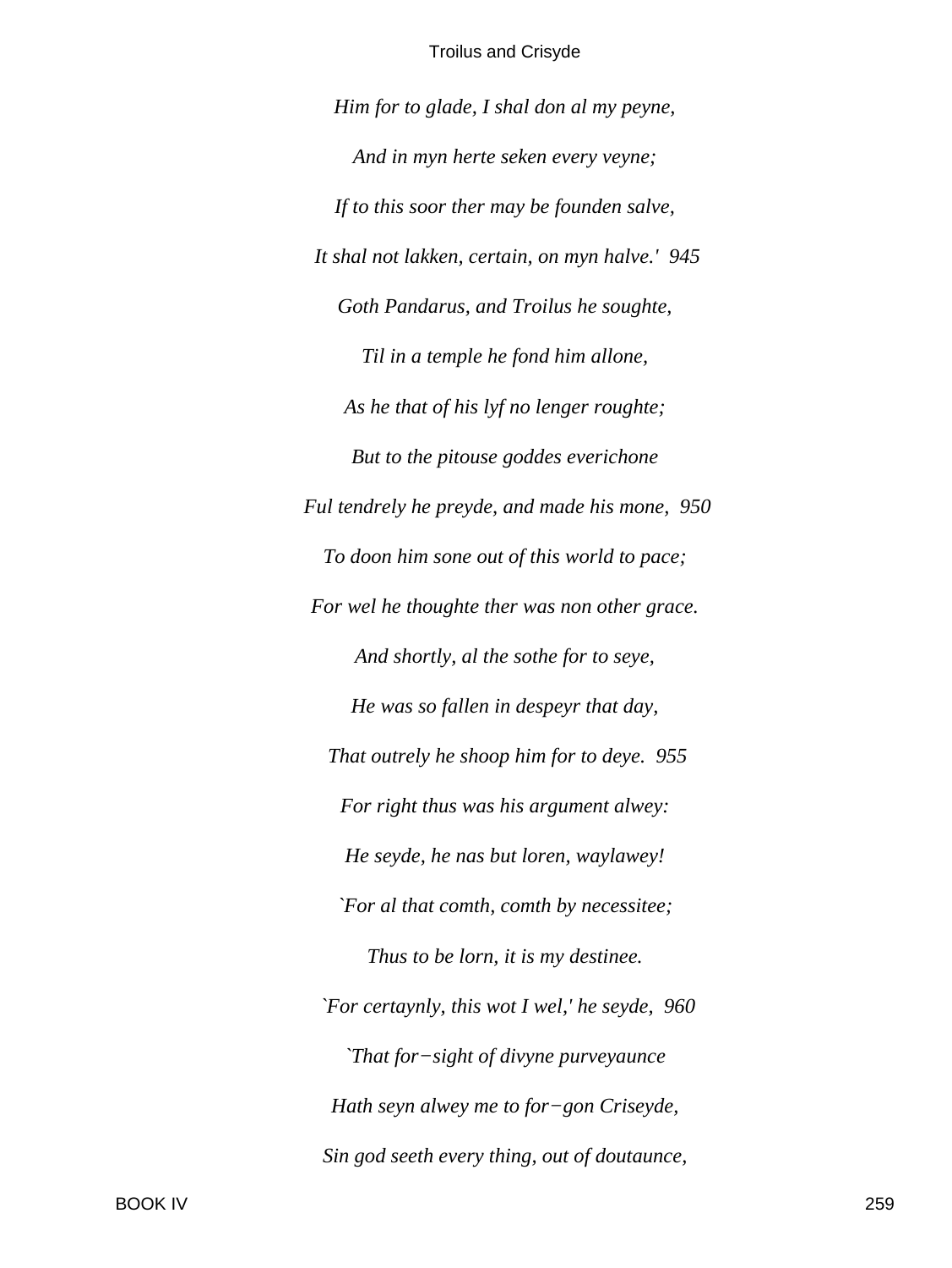*Him for to glade, I shal don al my peyne,*

*And in myn herte seken every veyne;*

*If to this soor ther may be founden salve,*

*It shal not lakken, certain, on myn halve.'* 945

*Goth Pandarus, and Troilus he soughte,*

*Til in a temple he fond him allone,*

*As he that of his lyf no lenger roughte;*

*But to the pitouse goddes everichone*

*Ful tendrely he preyde, and made his mone,* 950

*To doon him sone out of this world to pace;*

*For wel he thoughte ther was non other grace.*

*And shortly, al the sothe for to seye,*

*He was so fallen in despeyr that day,*

*That outrely he shoop him for to deye.* 955

*For right thus was his argument alwey:*

*He seyde, he nas but loren, waylawey!*

*`For al that comth, comth by necessitee;*

*Thus to be lorn, it is my destinee.*

*`For certaynly, this wot I wel,' he seyde,* 960

*`That for−sight of divyne purveyaunce*

*Hath seyn alwey me to for−gon Criseyde,*

*Sin god seeth every thing, out of doutaunce,*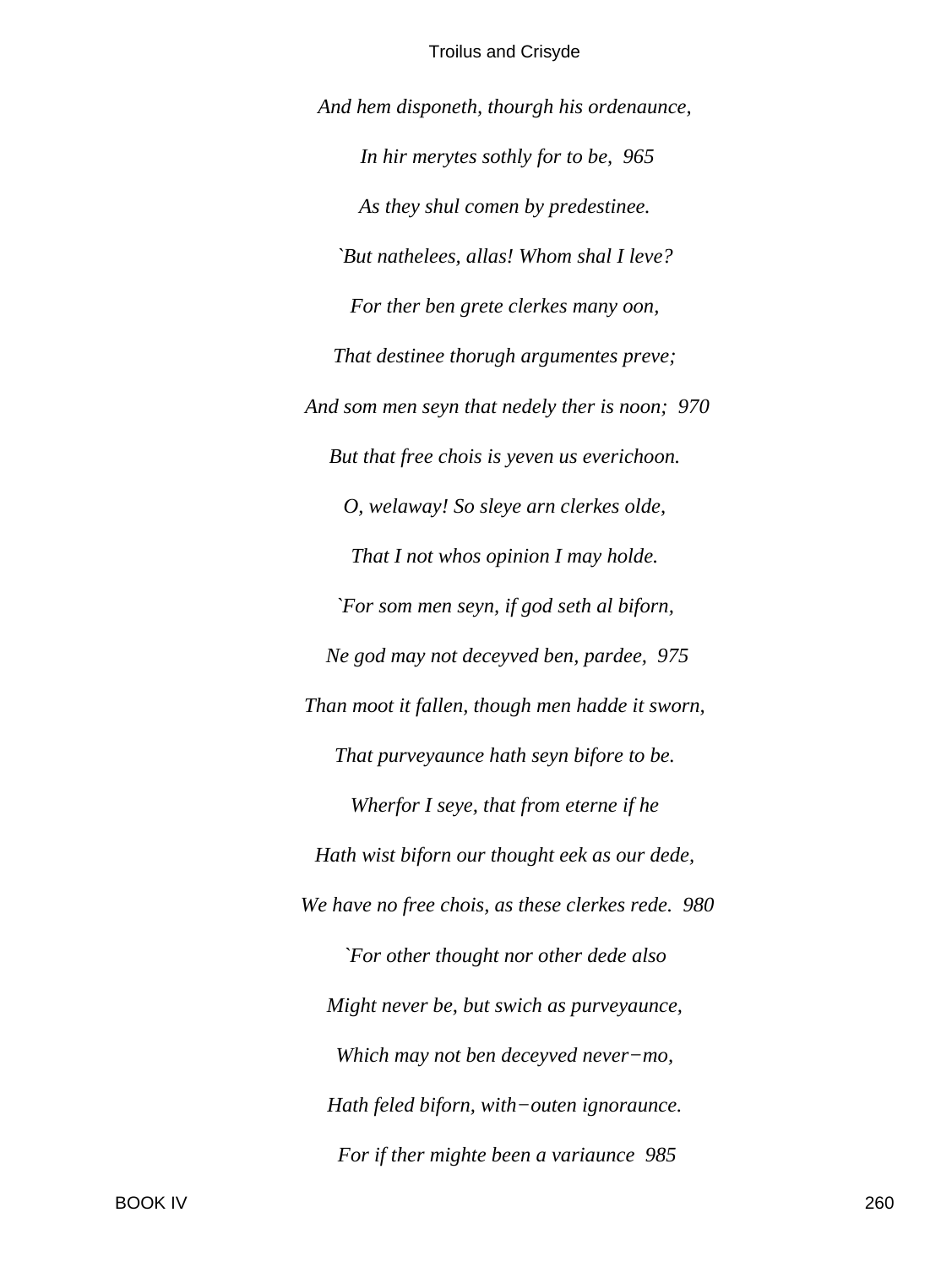*And hem disponeth, thourgh his ordenaunce,*

*In hir merytes sothly for to be,  965*

*As they shul comen by predestinee.*

*`But nathelees, allas! Whom shal I leve?*

*For ther ben grete clerkes many oon,*

*That destinee thorugh argumentes preve;*

*And som men seyn that nedely ther is noon;  970*

*But that free chois is yeven us everichoon.*

*O, welaway! So sleye arn clerkes olde,*

*That I not whos opinion I may holde.*

*`For som men seyn, if god seth al biforn,*

*Ne god may not deceyved ben, pardee,  975*

*Than moot it fallen, though men hadde it sworn,*

*That purveyaunce hath seyn bifore to be.*

*Wherfor I seye, that from eterne if he*

*Hath wist biforn our thought eek as our dede,*

*We have no free chois, as these clerkes rede.  980*

*`For other thought nor other dede also*

*Might never be, but swich as purveyaunce,*

*Which may not ben deceyved never−mo,*

*Hath feled biforn, with−outen ignoraunce.*

*For if ther mighte been a variaunce  985*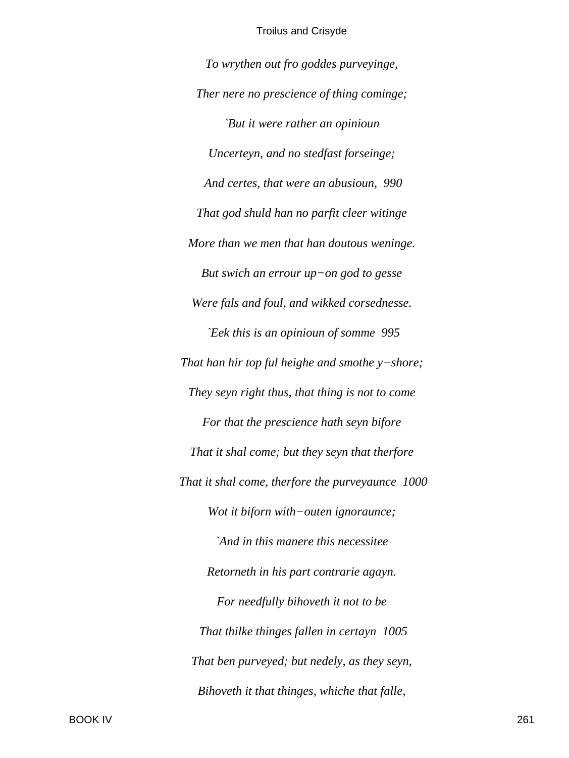*To wrythen out fro goddes purveyinge,*

*Ther nere no prescience of thing cominge;*

*`But it were rather an opinioun*

*Uncerteyn, and no stedfast forseinge;*

*And certes, that were an abusioun, 990*

*That god shuld han no parfit cleer witinge*

*More than we men that han doutous weninge.*

*But swich an errour up−on god to gesse*

*Were fals and foul, and wikked corsednesse.*

*`Eek this is an opinioun of somme 995*

*That han hir top ful heighe and smothe y−shore;*

*They seyn right thus, that thing is not to come*

*For that the prescience hath seyn bifore*

*That it shal come; but they seyn that therfore*

*That it shal come, therfore the purveyaunce 1000*

*Wot it biforn with−outen ignoraunce;*

*`And in this manere this necessitee*

*Retorneth in his part contrarie agayn.*

*For needfully bihoveth it not to be*

*That thilke thinges fallen in certayn 1005*

*That ben purveyed; but nedely, as they seyn,*

*Bihoveth it that thinges, whiche that falle,*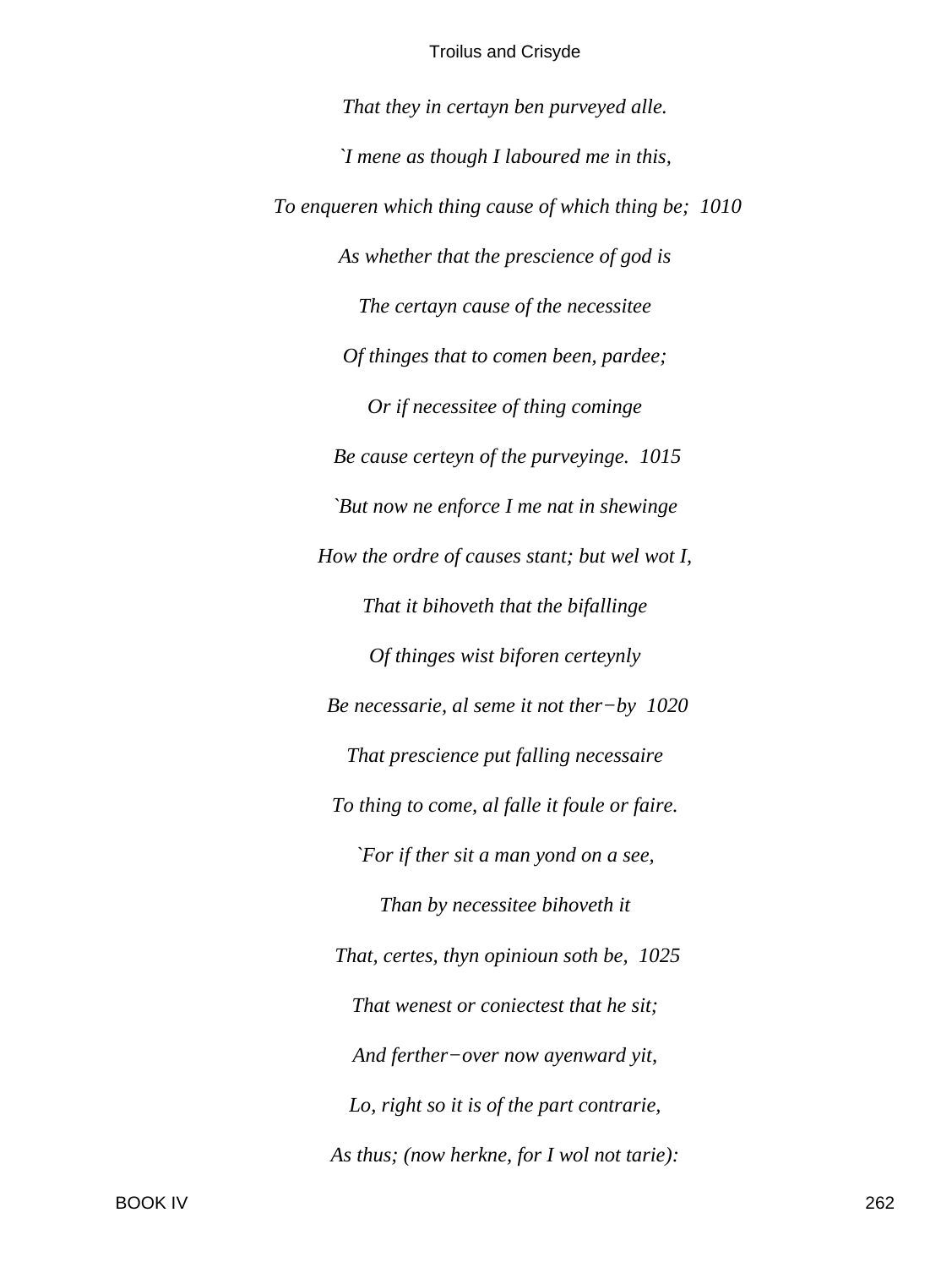*That they in certayn ben purveyed alle.*

*`I mene as though I laboured me in this,*

*To enqueren which thing cause of which thing be;  1010*

*As whether that the prescience of god is*

*The certayn cause of the necessitee*

*Of thinges that to comen been, pardee;*

*Or if necessitee of thing cominge*

*Be cause certeyn of the purveyinge.  1015*

*`But now ne enforce I me nat in shewinge*

*How the ordre of causes stant; but wel wot I,*

*That it bihoveth that the bifallinge*

*Of thinges wist biforen certeynly*

*Be necessarie, al seme it not ther−by  1020*

*That prescience put falling necessaire*

*To thing to come, al falle it foule or faire.*

*`For if ther sit a man yond on a see,*

*Than by necessitee bihoveth it*

*That, certes, thyn opinioun soth be,  1025*

*That wenest or coniectest that he sit;*

*And ferther−over now ayenward yit,*

*Lo, right so it is of the part contrarie,*

*As thus; (now herkne, for I wol not tarie):*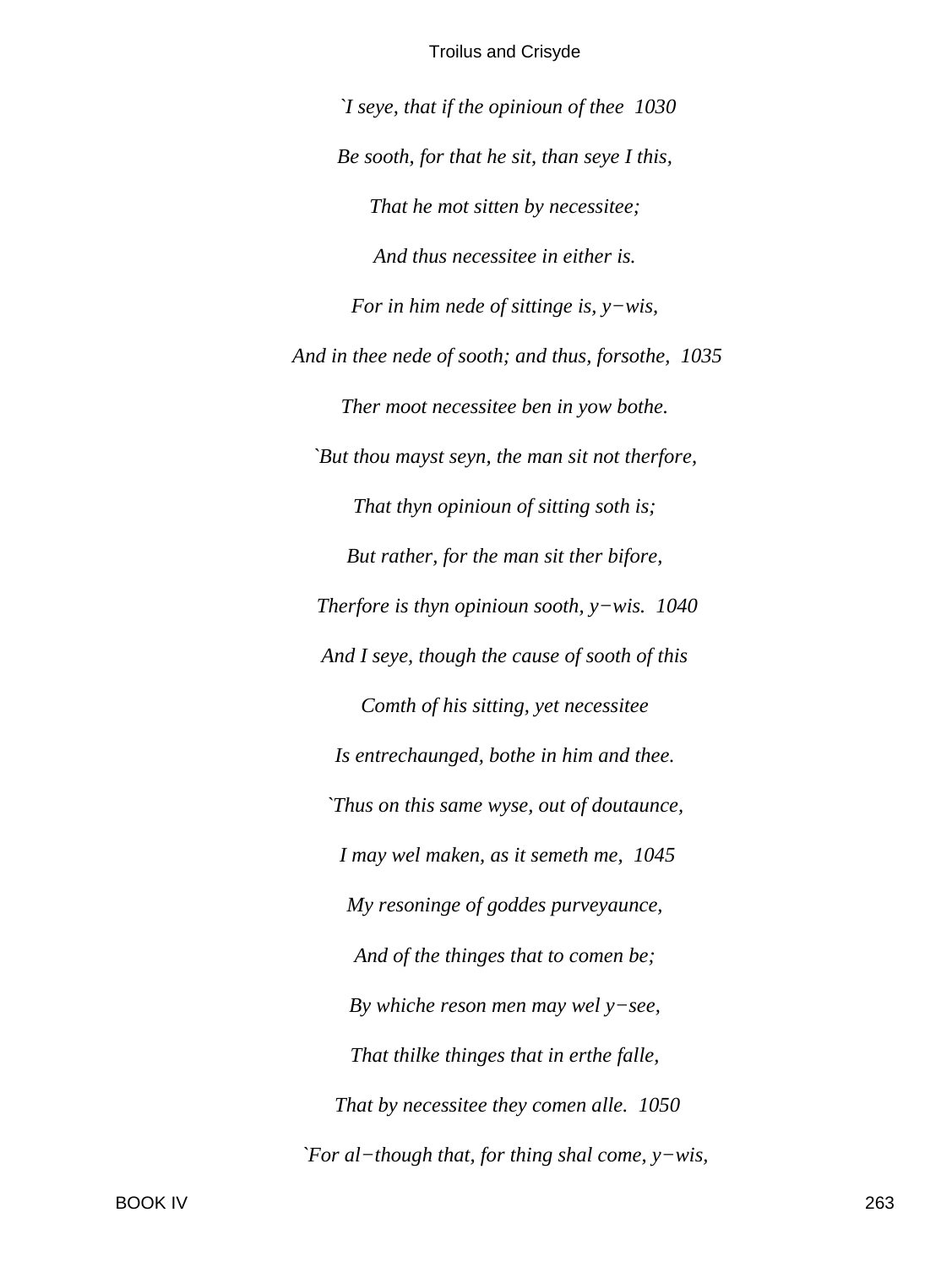*`I seye, that if the opinioun of thee  1030*

*Be sooth, for that he sit, than seye I this,*

*That he mot sitten by necessitee;*

*And thus necessitee in either is.*

*For in him nede of sittinge is, y−wis,*

*And in thee nede of sooth; and thus, forsothe,  1035*

*Ther moot necessitee ben in yow bothe.*

*`But thou mayst seyn, the man sit not therfore,*

*That thyn opinioun of sitting soth is;*

*But rather, for the man sit ther bifore,*

*Therfore is thyn opinioun sooth, y−wis.  1040*

*And I seye, though the cause of sooth of this*

*Comth of his sitting, yet necessitee*

*Is entrechaunged, bothe in him and thee.*

*`Thus on this same wyse, out of doutaunce,*

*I may wel maken, as it semeth me,  1045*

*My resoninge of goddes purveyaunce,*

*And of the thinges that to comen be;*

*By whiche reson men may wel y−see,*

*That thilke thinges that in erthe falle,*

*That by necessitee they comen alle.  1050*

*`For al−though that, for thing shal come, y−wis,*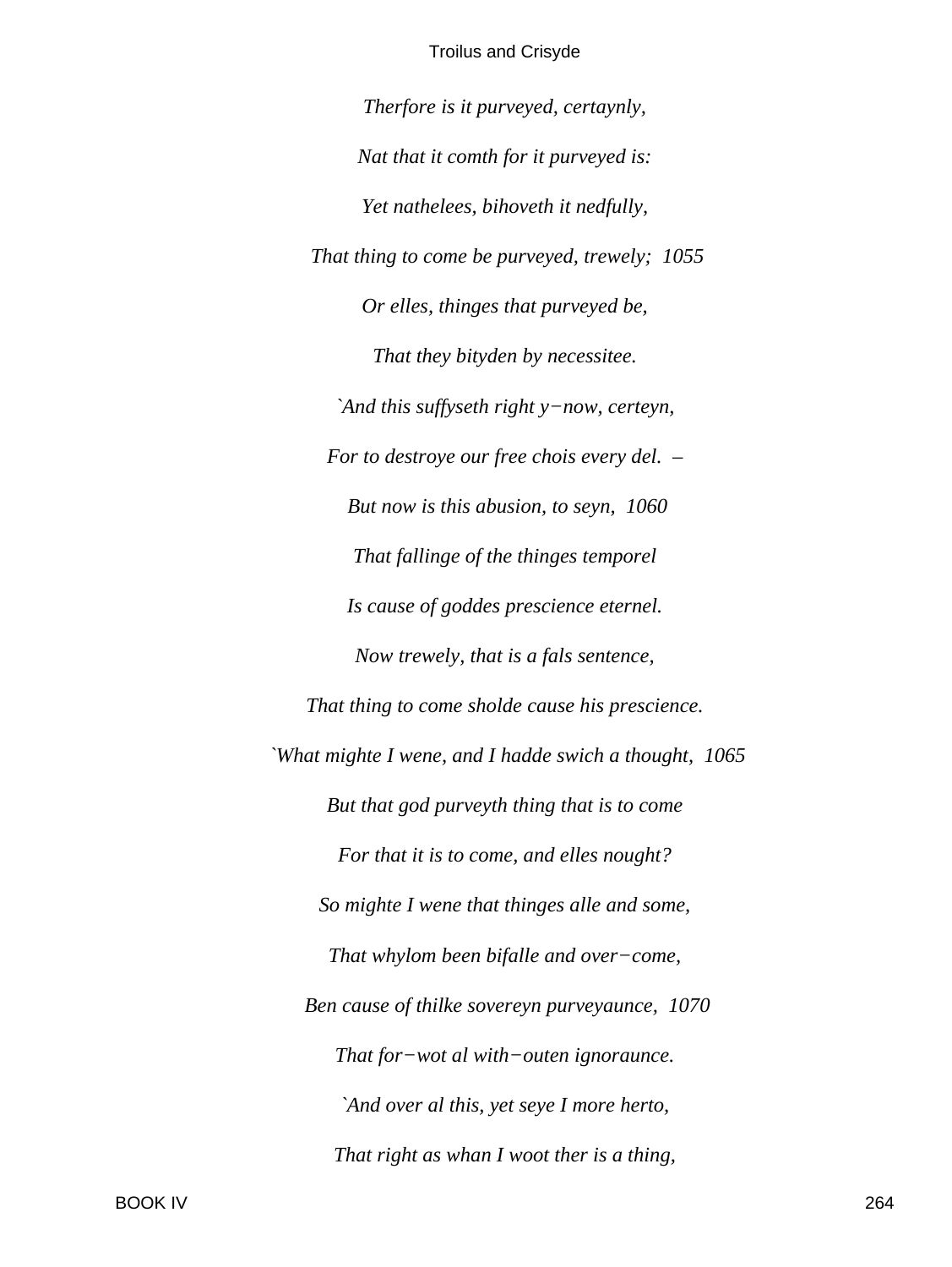*Therfore is it purveyed, certaynly,*

*Nat that it comth for it purveyed is:*

*Yet nathelees, bihoveth it nedfully,*

*That thing to come be purveyed, trewely; 1055*

*Or elles, thinges that purveyed be,*

*That they bityden by necessitee.*

*`And this suffyseth right y−now, certeyn,*

*For to destroye our free chois every del. –*

*But now is this abusion, to seyn, 1060*

*That fallinge of the thinges temporel*

*Is cause of goddes prescience eternel.*

*Now trewely, that is a fals sentence,*

*That thing to come sholde cause his prescience.*

*`What mighte I wene, and I hadde swich a thought, 1065*

*But that god purveyth thing that is to come*

*For that it is to come, and elles nought?*

*So mighte I wene that thinges alle and some,*

*That whylom been bifalle and over−come,*

*Ben cause of thilke sovereyn purveyaunce, 1070*

*That for−wot al with−outen ignoraunce.*

*`And over al this, yet seye I more herto,*

*That right as whan I woot ther is a thing,*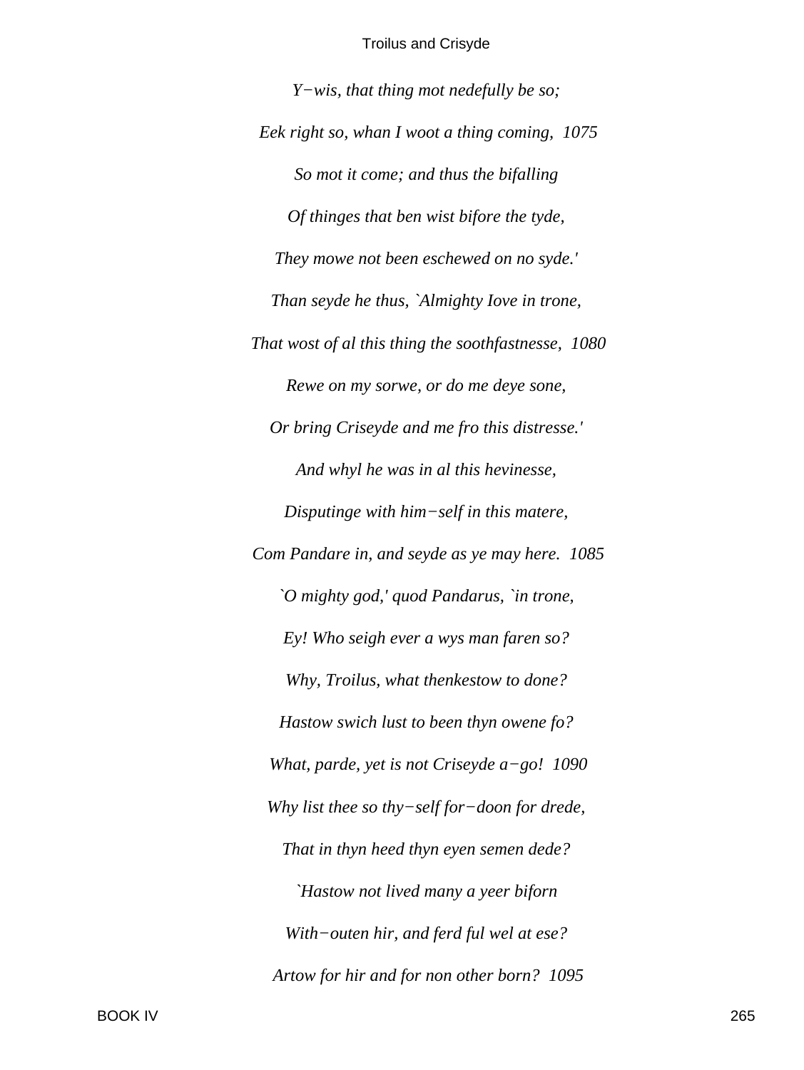*Y−wis, that thing mot nedefully be so;*

*Eek right so, whan I woot a thing coming,  1075*

*So mot it come; and thus the bifalling*

*Of thinges that ben wist bifore the tyde,*

*They mowe not been eschewed on no syde.'*

*Than seyde he thus, `Almighty Iove in trone,*

*That wost of al this thing the soothfastnesse,  1080*

*Rewe on my sorwe, or do me deye sone,*

*Or bring Criseyde and me fro this distresse.'*

*And whyl he was in al this hevinesse,*

*Disputinge with him−self in this matere,*

*Com Pandare in, and seyde as ye may here.  1085*

*`O mighty god,' quod Pandarus, `in trone,*

*Ey! Who seigh ever a wys man faren so?*

*Why, Troilus, what thenkestow to done?*

*Hastow swich lust to been thyn owene fo?*

*What, parde, yet is not Criseyde a−go!  1090*

*Why list thee so thy−self for−doon for drede,*

*That in thyn heed thyn eyen semen dede?*

*`Hastow not lived many a yeer biforn*

*With−outen hir, and ferd ful wel at ese?*

*Artow for hir and for non other born?  1095*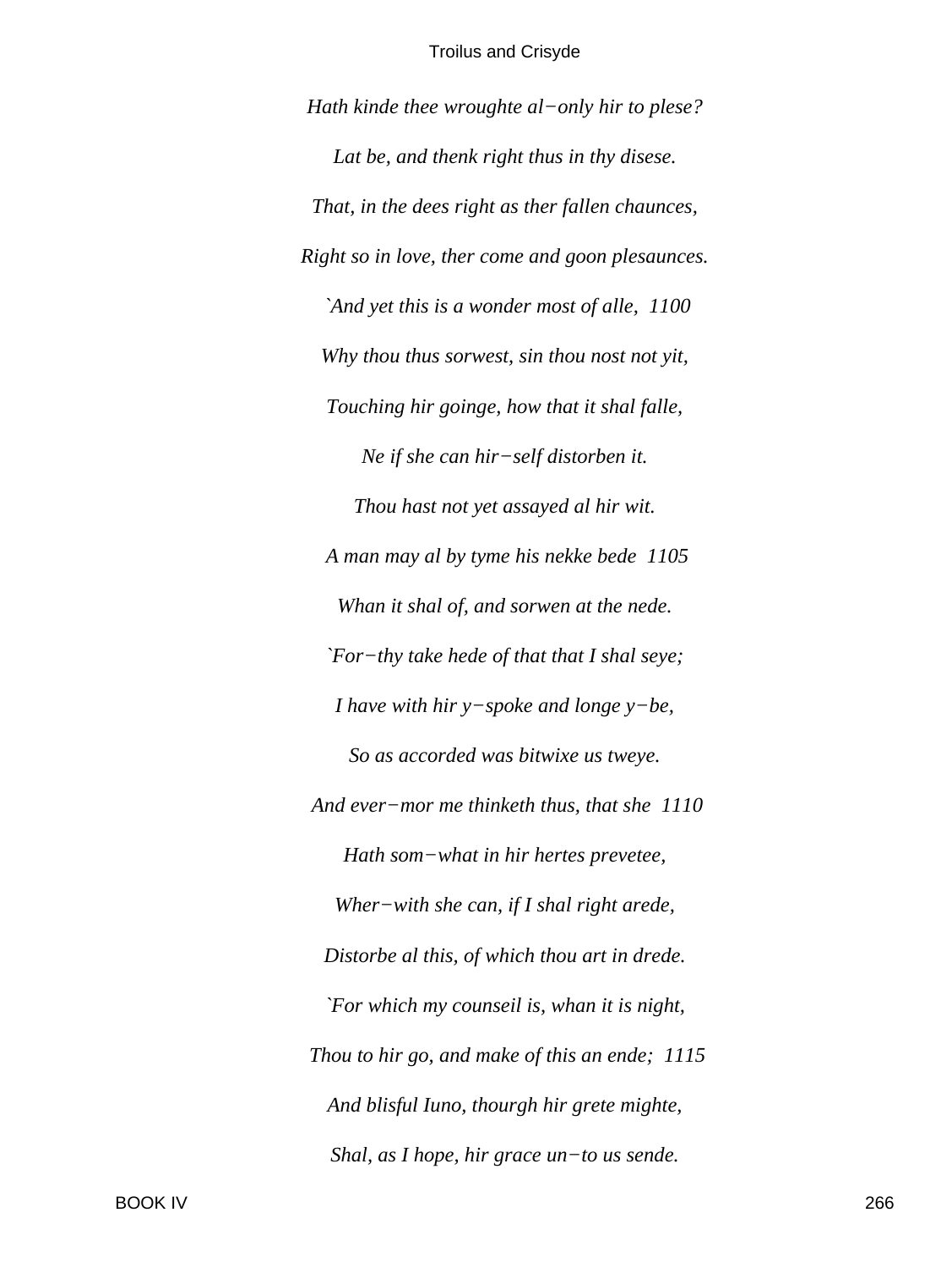*Hath kinde thee wroughte al−only hir to plese?*

*Lat be, and thenk right thus in thy disese.*

*That, in the dees right as ther fallen chaunces,*

*Right so in love, ther come and goon plesaunces.*

*`And yet this is a wonder most of alle,  1100*

*Why thou thus sorwest, sin thou nost not yit,*

*Touching hir goinge, how that it shal falle,*

*Ne if she can hir−self distorben it.*

*Thou hast not yet assayed al hir wit.*

*A man may al by tyme his nekke bede  1105*

*Whan it shal of, and sorwen at the nede.*

*`For−thy take hede of that that I shal seye;*

*I have with hir y−spoke and longe y−be,*

*So as accorded was bitwixe us tweye.*

*And ever−mor me thinketh thus, that she  1110*

*Hath som−what in hir hertes prevetee,*

*Wher−with she can, if I shal right arede,*

*Distorbe al this, of which thou art in drede.*

*`For which my counseil is, whan it is night,*

*Thou to hir go, and make of this an ende;  1115*

*And blisful Iuno, thourgh hir grete mighte,*

*Shal, as I hope, hir grace un−to us sende.*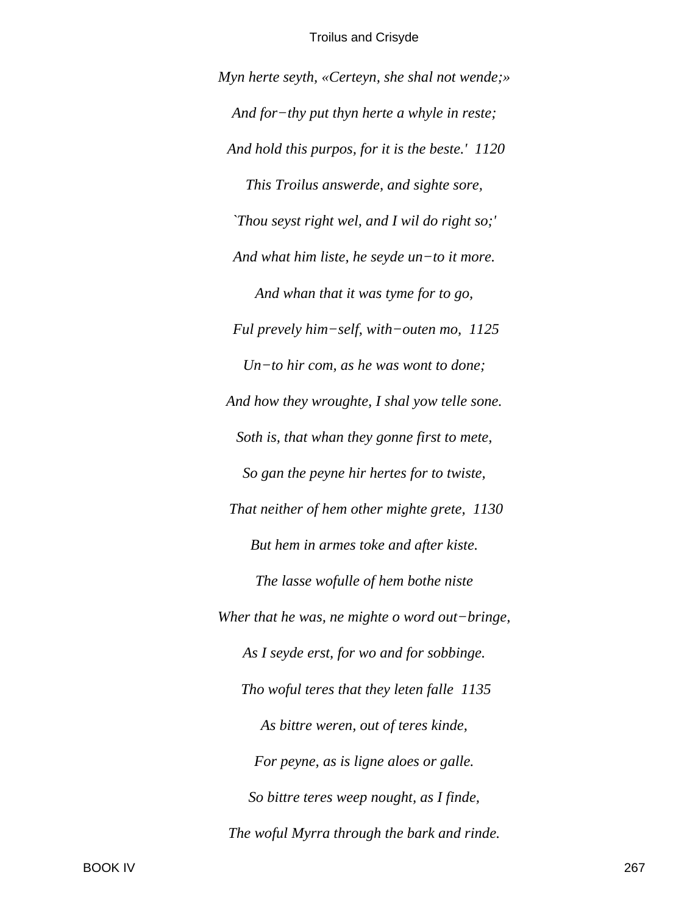*Myn herte seyth, «Certeyn, she shal not wende;»*

*And for−thy put thyn herte a whyle in reste;*

*And hold this purpos, for it is the beste.' 1120*

*This Troilus answerde, and sighte sore,*

*`Thou seyst right wel, and I wil do right so;'*

*And what him liste, he seyde un−to it more.*

*And whan that it was tyme for to go,*

*Ful prevely him−self, with−outen mo, 1125*

*Un−to hir com, as he was wont to done;*

*And how they wroughte, I shal yow telle sone.*

*Soth is, that whan they gonne first to mete,*

*So gan the peyne hir hertes for to twiste,*

*That neither of hem other mighte grete, 1130*

*But hem in armes toke and after kiste.*

*The lasse wofulle of hem bothe niste*

*Wher that he was, ne mighte o word out−bringe,*

*As I seyde erst, for wo and for sobbinge.*

*Tho woful teres that they leten falle 1135*

*As bittre weren, out of teres kinde,*

*For peyne, as is ligne aloes or galle.*

*So bittre teres weep nought, as I finde,*

*The woful Myrra through the bark and rinde.*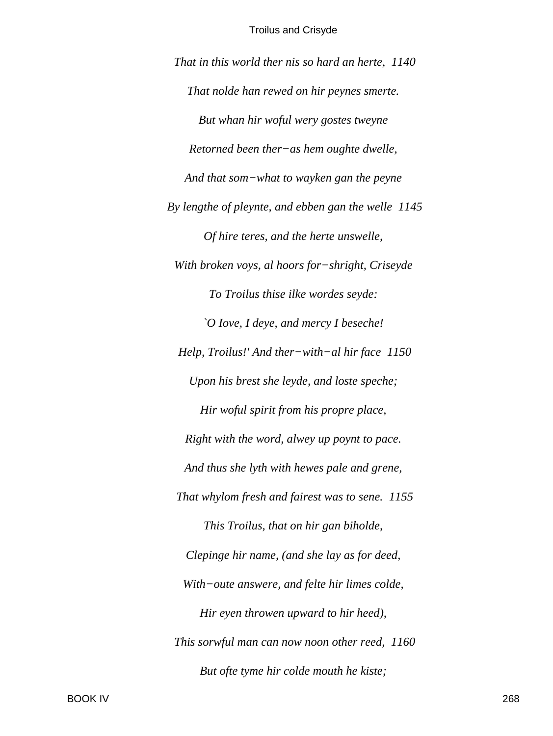*That in this world ther nis so hard an herte,  1140*

*That nolde han rewed on hir peynes smerte.*

*But whan hir woful wery gostes tweyne*

*Retorned been ther−as hem oughte dwelle,*

*And that som−what to wayken gan the peyne*

*By lengthe of pleynte, and ebben gan the welle  1145*

*Of hire teres, and the herte unswelle,*

*With broken voys, al hoors for−shright, Criseyde*

*To Troilus thise ilke wordes seyde:*

*`O Iove, I deye, and mercy I beseche!*

*Help, Troilus!' And ther−with−al hir face  1150*

*Upon his brest she leyde, and loste speche;*

*Hir woful spirit from his propre place,*

*Right with the word, alwey up poynt to pace.*

*And thus she lyth with hewes pale and grene,*

*That whylom fresh and fairest was to sene.  1155*

*This Troilus, that on hir gan biholde,*

*Clepinge hir name, (and she lay as for deed,*

*With−oute answere, and felte hir limes colde,*

*Hir eyen throwen upward to hir heed),*

*This sorwful man can now noon other reed,  1160*

*But ofte tyme hir colde mouth he kiste;*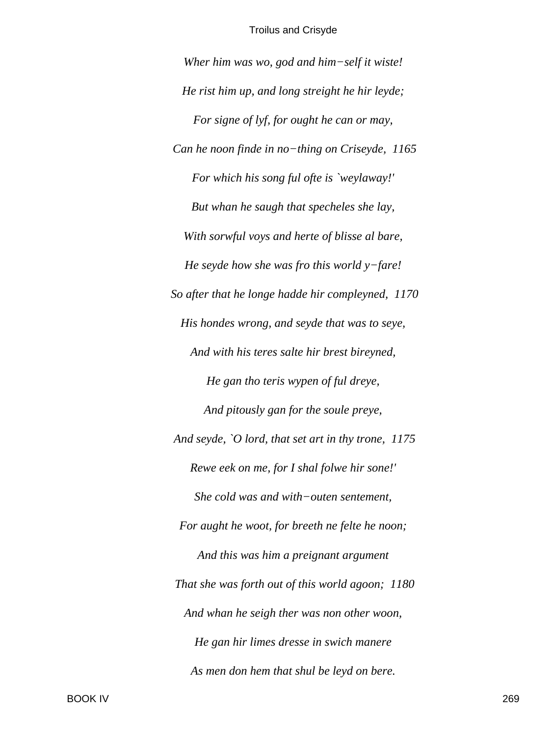*Wher him was wo, god and him−self it wiste!*

*He rist him up, and long streight he hir leyde;*

*For signe of lyf, for ought he can or may,*

*Can he noon finde in no−thing on Criseyde, 1165*

*For which his song ful ofte is `weylaway!'*

*But whan he saugh that specheles she lay,*

*With sorwful voys and herte of blisse al bare,*

*He seyde how she was fro this world y−fare!*

*So after that he longe hadde hir compleyned, 1170*

*His hondes wrong, and seyde that was to seye,*

*And with his teres salte hir brest bireyned,*

*He gan tho teris wypen of ful dreye,*

*And pitously gan for the soule preye,*

*And seyde, `O lord, that set art in thy trone, 1175*

*Rewe eek on me, for I shal folwe hir sone!'*

*She cold was and with−outen sentement,*

*For aught he woot, for breeth ne felte he noon;*

*And this was him a preignant argument*

*That she was forth out of this world agoon; 1180*

*And whan he seigh ther was non other woon,*

*He gan hir limes dresse in swich manere*

*As men don hem that shul be leyd on bere.*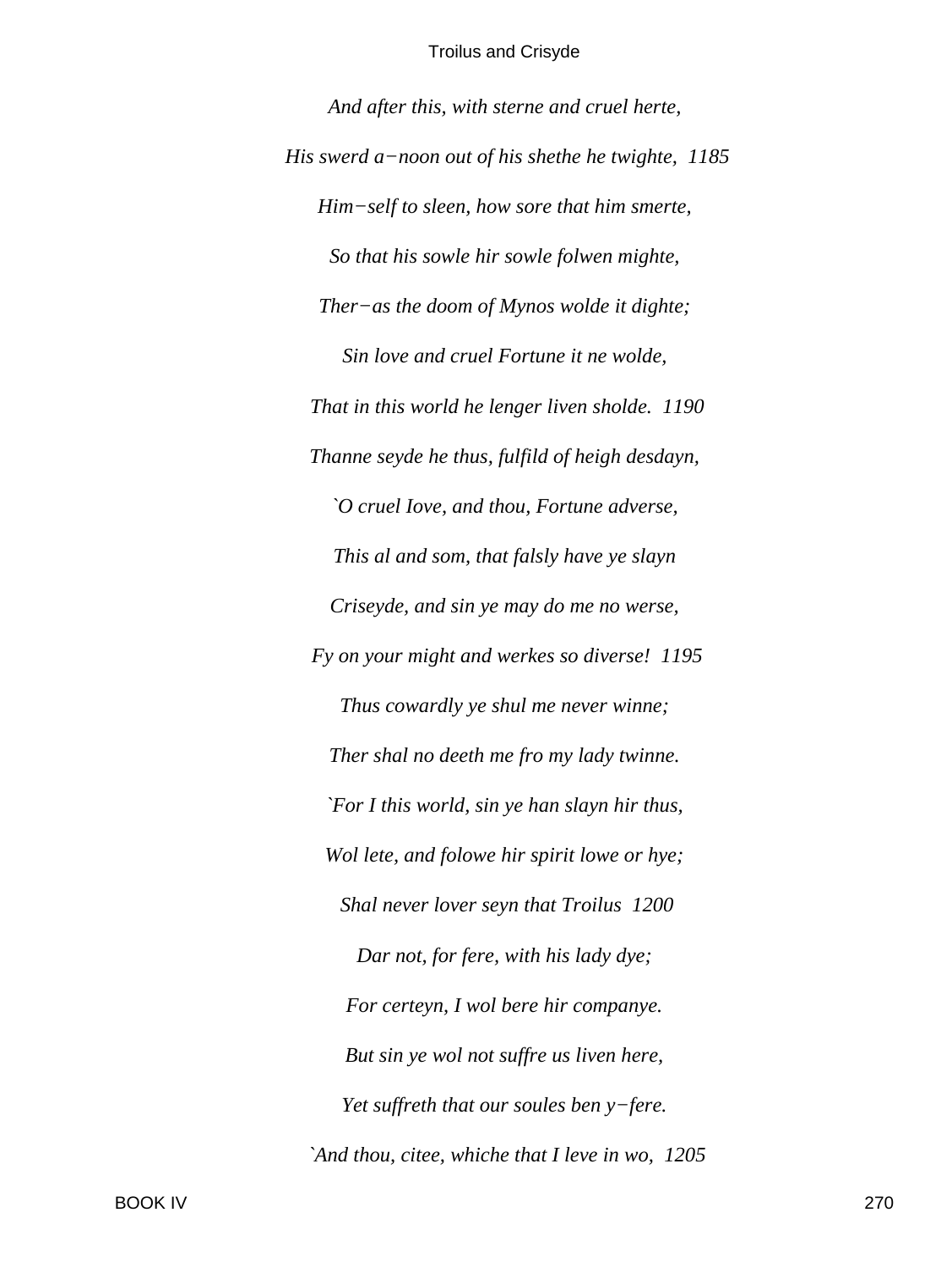*And after this, with sterne and cruel herte,*

*His swerd a−noon out of his shethe he twighte,  1185*

*Him−self to sleen, how sore that him smerte,*

*So that his sowle hir sowle folwen mighte,*

*Ther−as the doom of Mynos wolde it dighte;*

*Sin love and cruel Fortune it ne wolde,*

*That in this world he lenger liven sholde.  1190*

*Thanne seyde he thus, fulfild of heigh desdayn,*

*`O cruel Iove, and thou, Fortune adverse,*

*This al and som, that falsly have ye slayn*

*Criseyde, and sin ye may do me no werse,*

*Fy on your might and werkes so diverse!  1195*

*Thus cowardly ye shul me never winne;*

*Ther shal no deeth me fro my lady twinne.*

*`For I this world, sin ye han slayn hir thus,*

*Wol lete, and folowe hir spirit lowe or hye;*

*Shal never lover seyn that Troilus  1200*

*Dar not, for fere, with his lady dye;*

*For certeyn, I wol bere hir companye.*

*But sin ye wol not suffre us liven here,*

*Yet suffreth that our soules ben y−fere.*

*`And thou, citee, whiche that I leve in wo,  1205*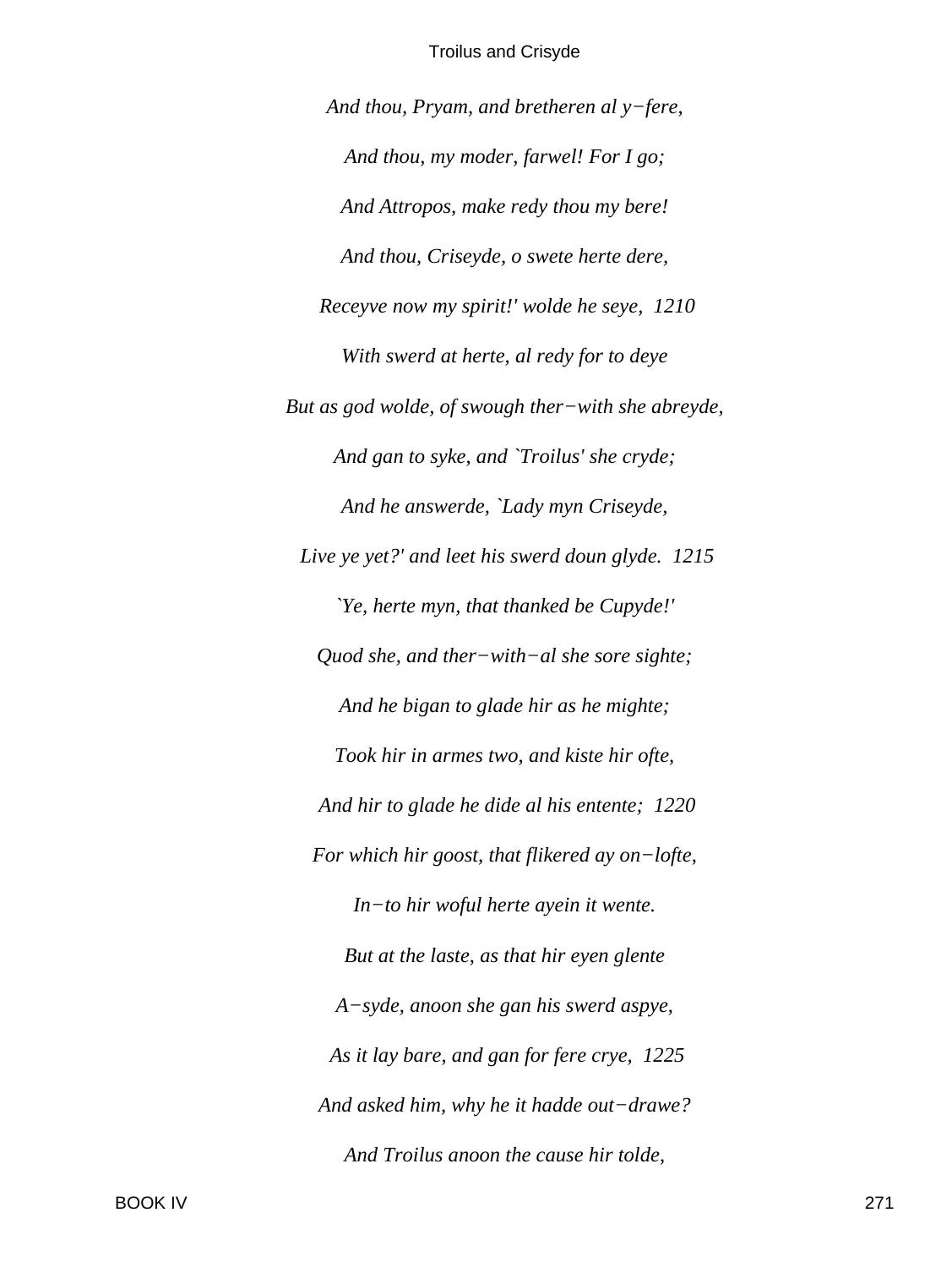*And thou, Pryam, and bretheren al y−fere,*

*And thou, my moder, farwel! For I go;*

*And Attropos, make redy thou my bere!*

*And thou, Criseyde, o swete herte dere,*

*Receyve now my spirit!' wolde he seye, 1210*

*With swerd at herte, al redy for to deye*

*But as god wolde, of swough ther−with she abreyde,*

*And gan to syke, and `Troilus' she cryde;*

*And he answerde, `Lady myn Criseyde,*

*Live ye yet?' and leet his swerd doun glyde. 1215*

*`Ye, herte myn, that thanked be Cupyde!'*

*Quod she, and ther−with−al she sore sighte;*

*And he bigan to glade hir as he mighte;*

*Took hir in armes two, and kiste hir ofte,*

*And hir to glade he dide al his entente; 1220*

*For which hir goost, that flikered ay on−lofte,*

*In−to hir woful herte ayein it wente.*

*But at the laste, as that hir eyen glente*

*A−syde, anoon she gan his swerd aspye,*

*As it lay bare, and gan for fere crye, 1225*

*And asked him, why he it hadde out−drawe?*

*And Troilus anoon the cause hir tolde,*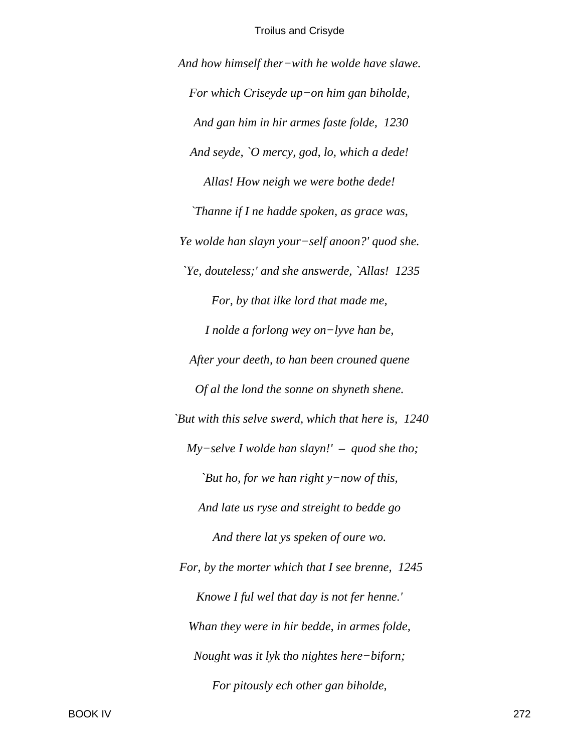*And how himself ther−with he wolde have slawe.*

*For which Criseyde up−on him gan biholde,*

*And gan him in hir armes faste folde, 1230*

*And seyde, `O mercy, god, lo, which a dede!*

*Allas! How neigh we were bothe dede!*

*`Thanne if I ne hadde spoken, as grace was,*

*Ye wolde han slayn your−self anoon?' quod she.*

*`Ye, douteless;' and she answerde, `Allas! 1235*

*For, by that ilke lord that made me,*

*I nolde a forlong wey on−lyve han be,*

*After your deeth, to han been crouned quene*

*Of al the lond the sonne on shyneth shene.*

*`But with this selve swerd, which that here is, 1240*

*My−selve I wolde han slayn!' – quod she tho;*

*`But ho, for we han right y−now of this,*

*And late us ryse and streight to bedde go*

*And there lat ys speken of oure wo.*

*For, by the morter which that I see brenne, 1245*

*Knowe I ful wel that day is not fer henne.'*

*Whan they were in hir bedde, in armes folde,*

*Nought was it lyk tho nightes here−biforn;*

*For pitously ech other gan biholde,*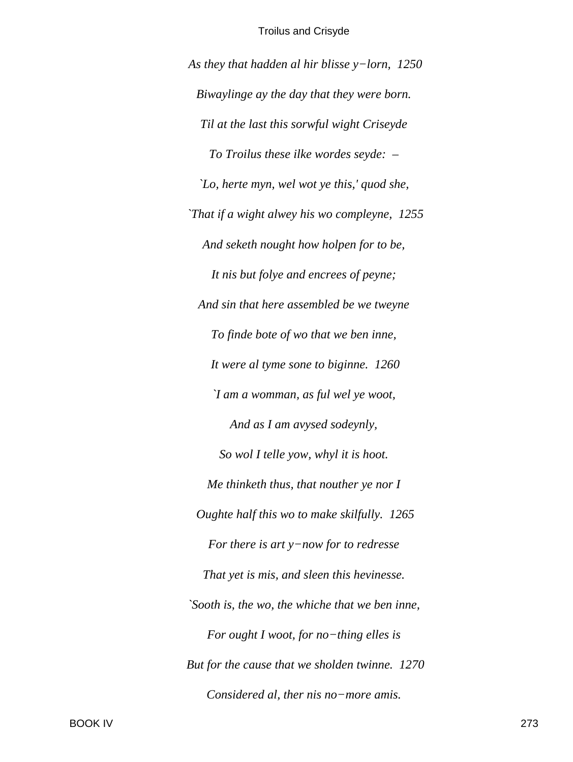*As they that hadden al hir blisse y−lorn, 1250*

*Biwaylinge ay the day that they were born.*

*Til at the last this sorwful wight Criseyde*

*To Troilus these ilke wordes seyde: –*

*`Lo, herte myn, wel wot ye this,' quod she,*

*`That if a wight alwey his wo compleyne, 1255*

*And seketh nought how holpen for to be,*

*It nis but folye and encrees of peyne;*

*And sin that here assembled be we tweyne*

*To finde bote of wo that we ben inne,*

*It were al tyme sone to biginne. 1260*

*`I am a womman, as ful wel ye woot,*

*And as I am avysed sodeynly,*

*So wol I telle yow, whyl it is hoot.*

*Me thinketh thus, that nouther ye nor I*

*Oughte half this wo to make skilfully. 1265*

*For there is art y−now for to redresse*

*That yet is mis, and sleen this hevinesse.*

*`Sooth is, the wo, the whiche that we ben inne,*

*For ought I woot, for no−thing elles is*

*But for the cause that we sholden twinne. 1270*

*Considered al, ther nis no−more amis.*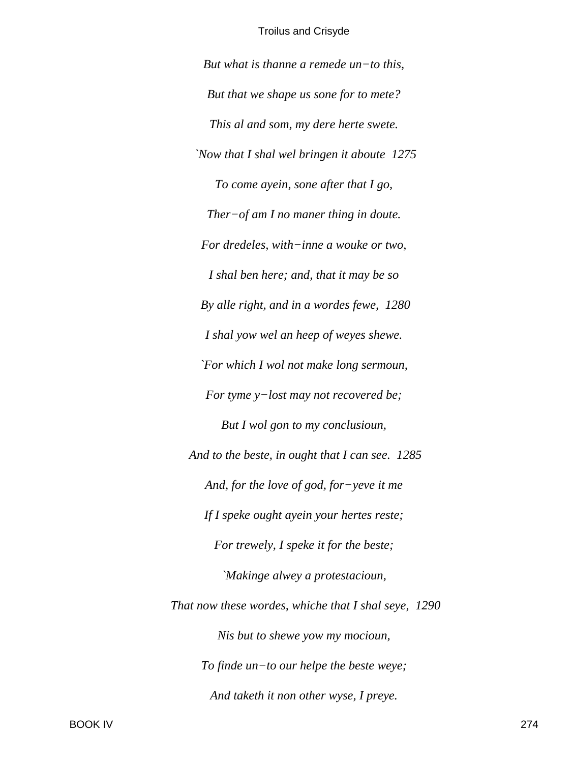*But what is thanne a remede un−to this,*

*But that we shape us sone for to mete?*

*This al and som, my dere herte swete.*

*`Now that I shal wel bringen it aboute 1275*

*To come ayein, sone after that I go,*

*Ther−of am I no maner thing in doute.*

*For dredeles, with−inne a wouke or two,*

*I shal ben here; and, that it may be so*

*By alle right, and in a wordes fewe, 1280*

*I shal yow wel an heep of weyes shewe.*

*`For which I wol not make long sermoun,*

*For tyme y−lost may not recovered be;*

*But I wol gon to my conclusioun,*

*And to the beste, in ought that I can see. 1285*

*And, for the love of god, for−yeve it me*

*If I speke ought ayein your hertes reste;*

*For trewely, I speke it for the beste;*

*`Makinge alwey a protestacioun,*

*That now these wordes, whiche that I shal seye, 1290*

*Nis but to shewe yow my mocioun,*

*To finde un−to our helpe the beste weye;*

*And taketh it non other wyse, I preye.*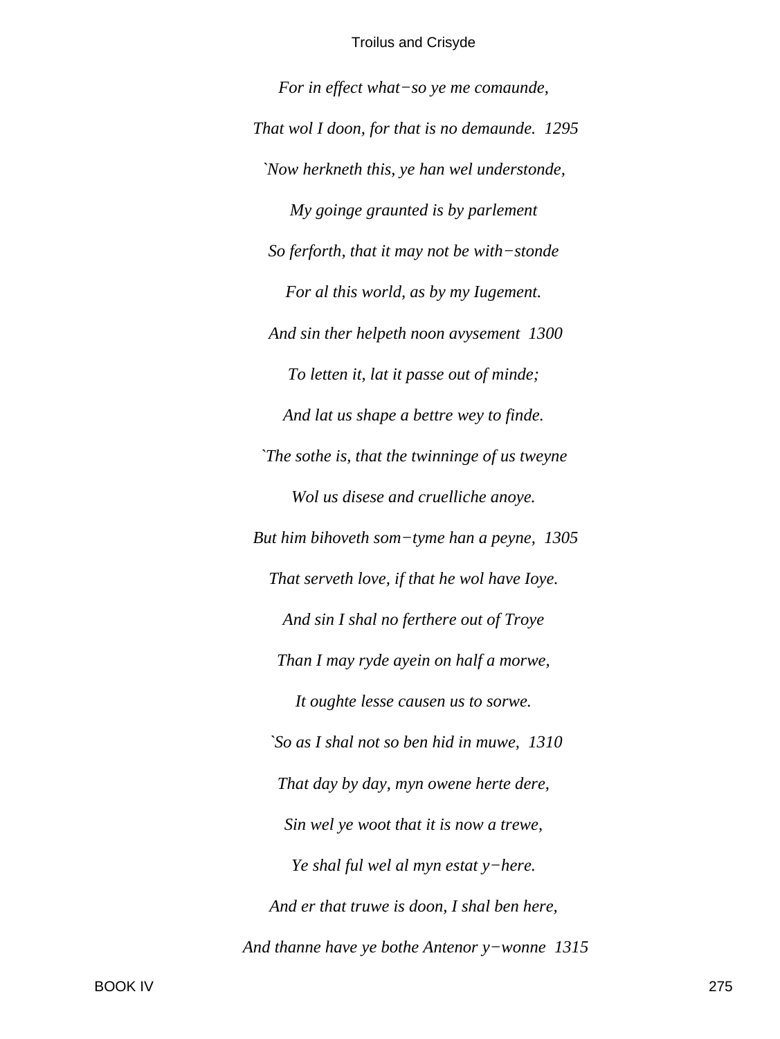*For in effect what−so ye me comaunde,*

*That wol I doon, for that is no demaunde. 1295*

*`Now herkneth this, ye han wel understonde,*

*My goinge graunted is by parlement*

*So ferforth, that it may not be with−stonde*

*For al this world, as by my Iugement.*

*And sin ther helpeth noon avysement 1300*

*To letten it, lat it passe out of minde;*

*And lat us shape a bettre wey to finde.*

*`The sothe is, that the twinninge of us tweyne*

*Wol us disese and cruelliche anoye.*

*But him bihoveth som−tyme han a peyne, 1305*

*That serveth love, if that he wol have Ioye.*

*And sin I shal no ferthere out of Troye*

*Than I may ryde ayein on half a morwe,*

*It oughte lesse causen us to sorwe.*

*`So as I shal not so ben hid in muwe, 1310*

*That day by day, myn owene herte dere,*

*Sin wel ye woot that it is now a trewe,*

*Ye shal ful wel al myn estat y−here.*

*And er that truwe is doon, I shal ben here,*

*And thanne have ye bothe Antenor y−wonne 1315*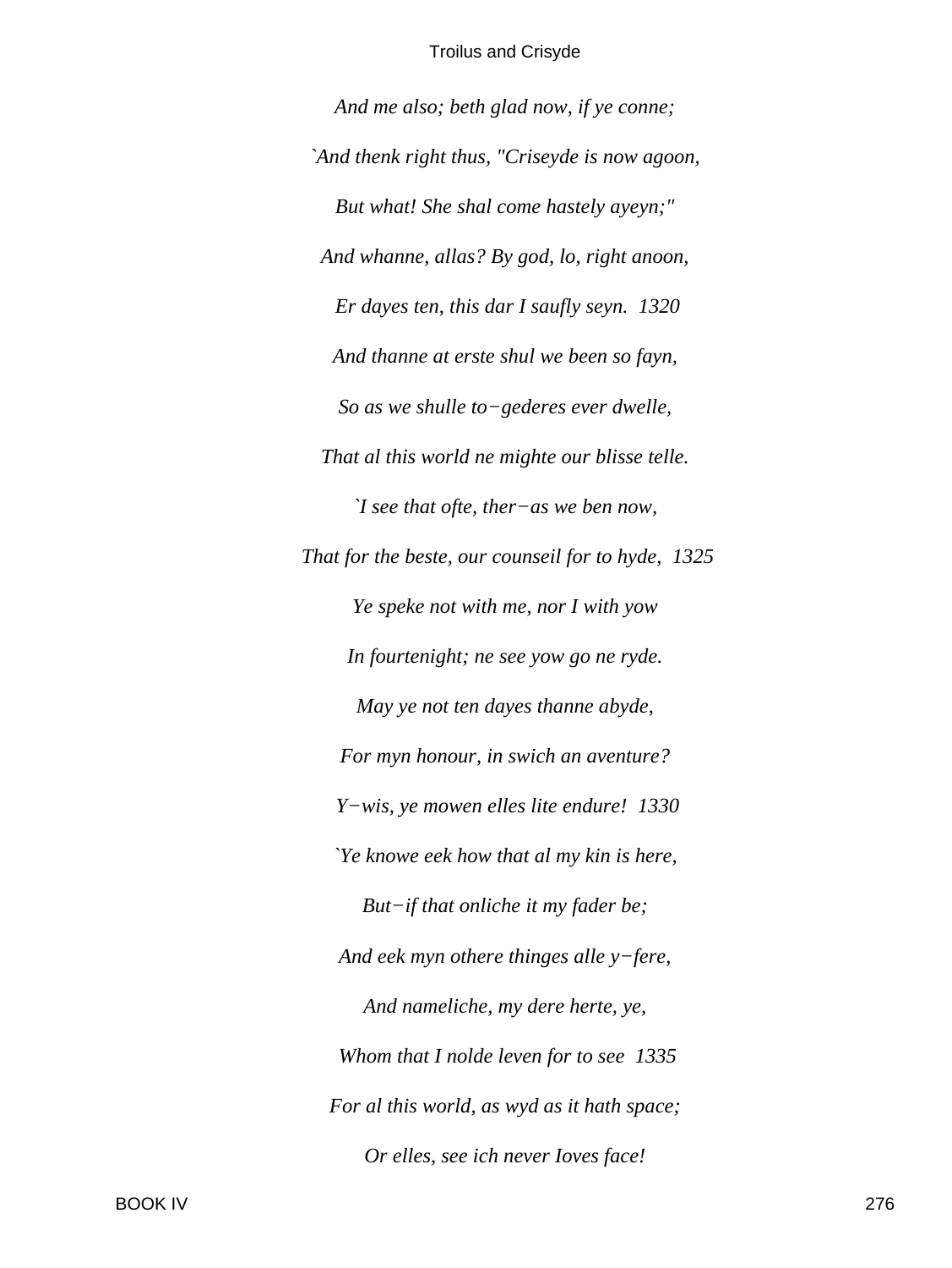*And me also; beth glad now, if ye conne;*

*`And thenk right thus, "Criseyde is now agoon,*

*But what! She shal come hastely ayeyn;"*

*And whanne, allas? By god, lo, right anoon,*

*Er dayes ten, this dar I saufly seyn. 1320*

*And thanne at erste shul we been so fayn,*

*So as we shulle to−gederes ever dwelle,*

*That al this world ne mighte our blisse telle.*

*`I see that ofte, ther−as we ben now,*

*That for the beste, our counseil for to hyde, 1325*

*Ye speke not with me, nor I with yow*

*In fourtenight; ne see yow go ne ryde.*

*May ye not ten dayes thanne abyde,*

*For myn honour, in swich an aventure?*

*Y−wis, ye mowen elles lite endure! 1330*

*`Ye knowe eek how that al my kin is here,*

*But−if that onliche it my fader be;*

*And eek myn othere thinges alle y−fere,*

*And nameliche, my dere herte, ye,*

*Whom that I nolde leven for to see 1335*

*For al this world, as wyd as it hath space;*

*Or elles, see ich never Ioves face!*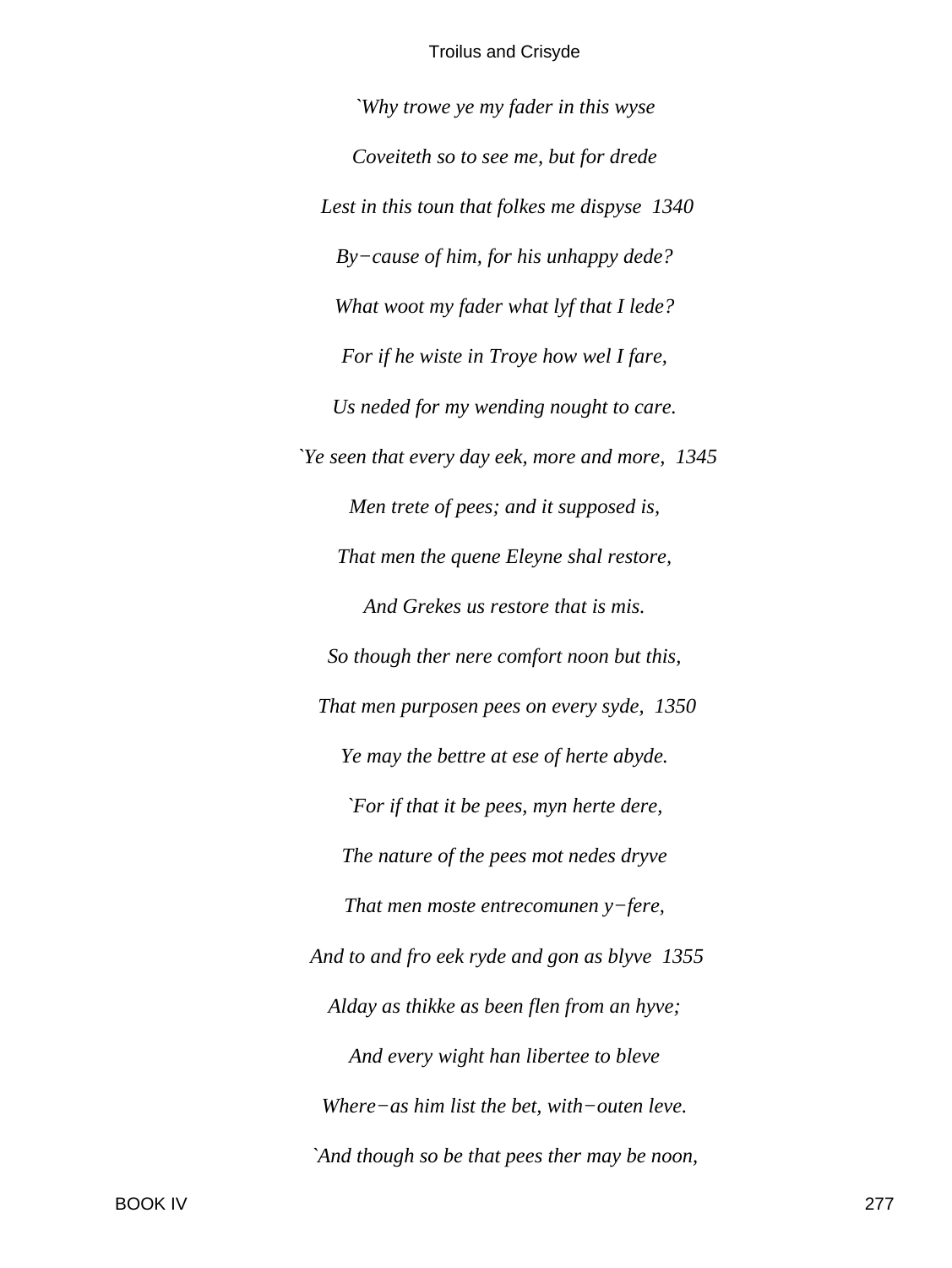*`Why trowe ye my fader in this wyse*

*Coveiteth so to see me, but for drede*

*Lest in this toun that folkes me dispyse  1340*

*By−cause of him, for his unhappy dede?*

*What woot my fader what lyf that I lede?*

*For if he wiste in Troye how wel I fare,*

*Us neded for my wending nought to care.*

*`Ye seen that every day eek, more and more,  1345*

*Men trete of pees; and it supposed is,*

*That men the quene Eleyne shal restore,*

*And Grekes us restore that is mis.*

*So though ther nere comfort noon but this,*

*That men purposen pees on every syde,  1350*

*Ye may the bettre at ese of herte abyde.*

*`For if that it be pees, myn herte dere,*

*The nature of the pees mot nedes dryve*

*That men moste entrecomunen y−fere,*

*And to and fro eek ryde and gon as blyve  1355*

*Alday as thikke as been flen from an hyve;*

*And every wight han libertee to bleve*

*Where−as him list the bet, with−outen leve.*

*`And though so be that pees ther may be noon,*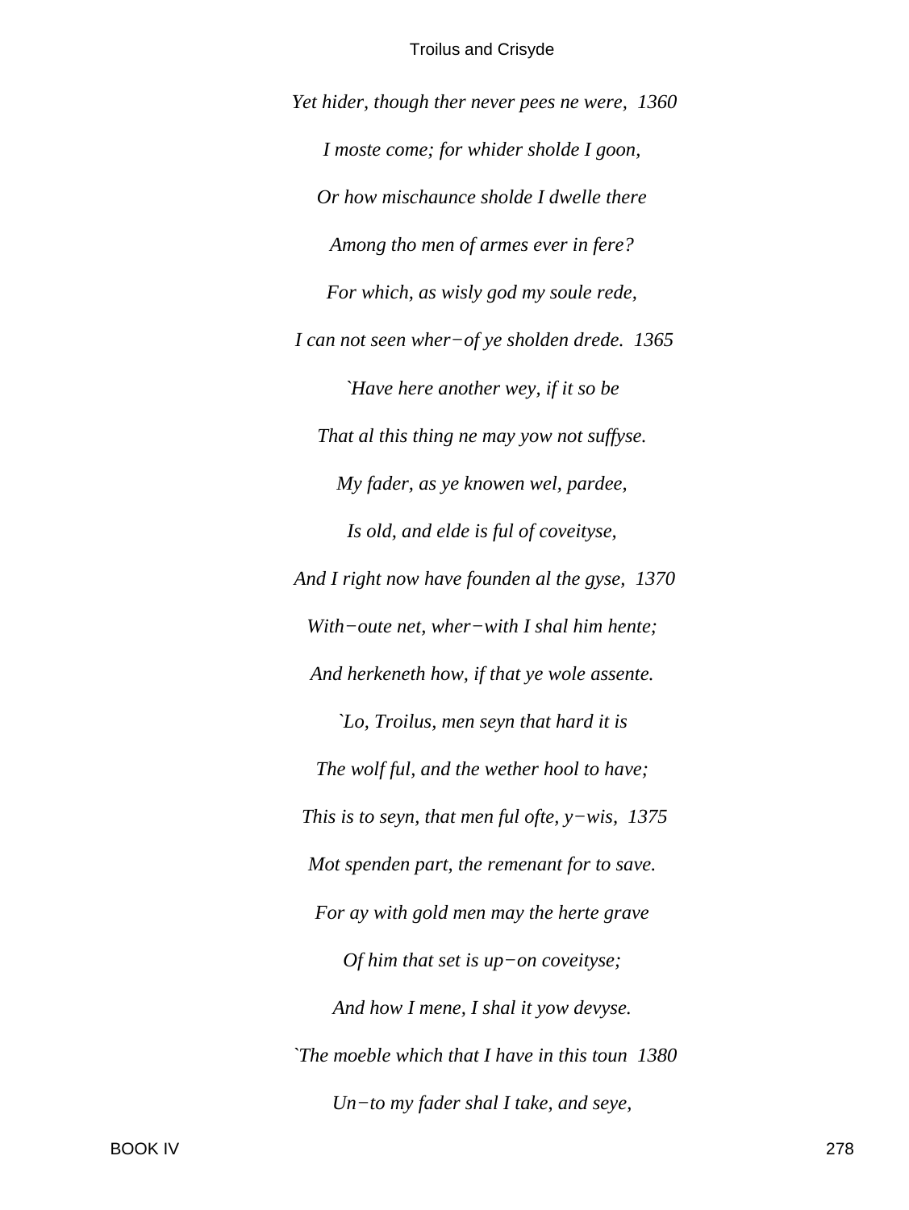*Yet hider, though ther never pees ne were,  1360*

*I moste come; for whider sholde I goon,*

*Or how mischaunce sholde I dwelle there*

*Among tho men of armes ever in fere?*

*For which, as wisly god my soule rede,*

*I can not seen wher−of ye sholden drede.  1365*

*`Have here another wey, if it so be*

*That al this thing ne may yow not suffyse.*

*My fader, as ye knowen wel, pardee,*

*Is old, and elde is ful of coveityse,*

*And I right now have founden al the gyse,  1370*

*With−oute net, wher−with I shal him hente;*

*And herkeneth how, if that ye wole assente.*

*`Lo, Troilus, men seyn that hard it is*

*The wolf ful, and the wether hool to have;*

*This is to seyn, that men ful ofte, y−wis,  1375*

*Mot spenden part, the remenant for to save.*

*For ay with gold men may the herte grave*

*Of him that set is up−on coveityse;*

*And how I mene, I shal it yow devyse.*

*`The moeble which that I have in this toun  1380*

*Un−to my fader shal I take, and seye,*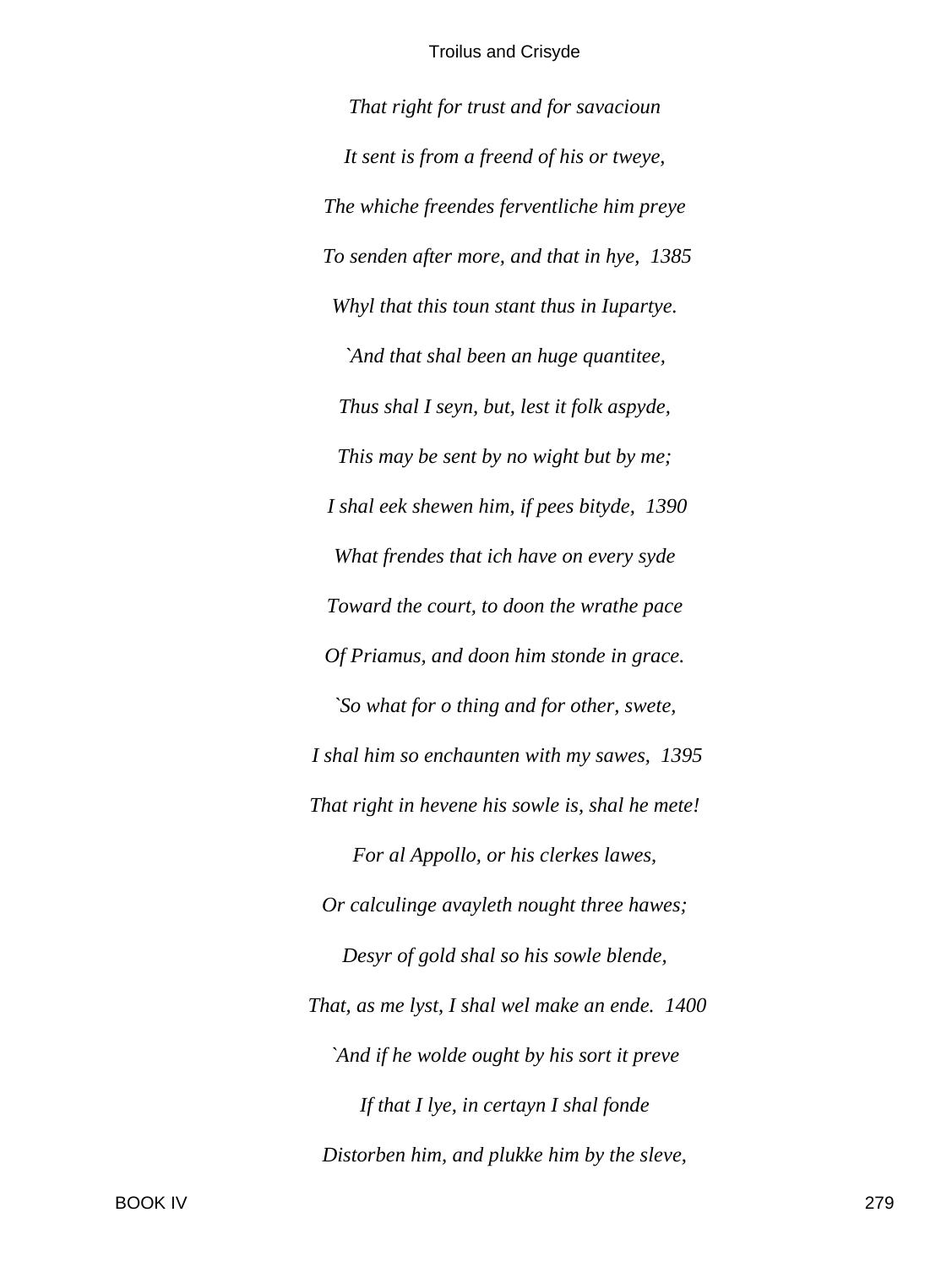*That right for trust and for savacioun*

*It sent is from a freend of his or tweye,*

*The whiche freendes ferventliche him preye*

*To senden after more, and that in hye,  1385*

*Whyl that this toun stant thus in Iupartye.*

*`And that shal been an huge quantitee,*

*Thus shal I seyn, but, lest it folk aspyde,*

*This may be sent by no wight but by me;*

*I shal eek shewen him, if pees bityde,  1390*

*What frendes that ich have on every syde*

*Toward the court, to doon the wrathe pace*

*Of Priamus, and doon him stonde in grace.*

*`So what for o thing and for other, swete,*

*I shal him so enchaunten with my sawes,  1395*

*That right in hevene his sowle is, shal he mete!*

*For al Appollo, or his clerkes lawes,*

*Or calculinge avayleth nought three hawes;*

*Desyr of gold shal so his sowle blende,*

*That, as me lyst, I shal wel make an ende.  1400*

*`And if he wolde ought by his sort it preve*

*If that I lye, in certayn I shal fonde*

*Distorben him, and plukke him by the sleve,*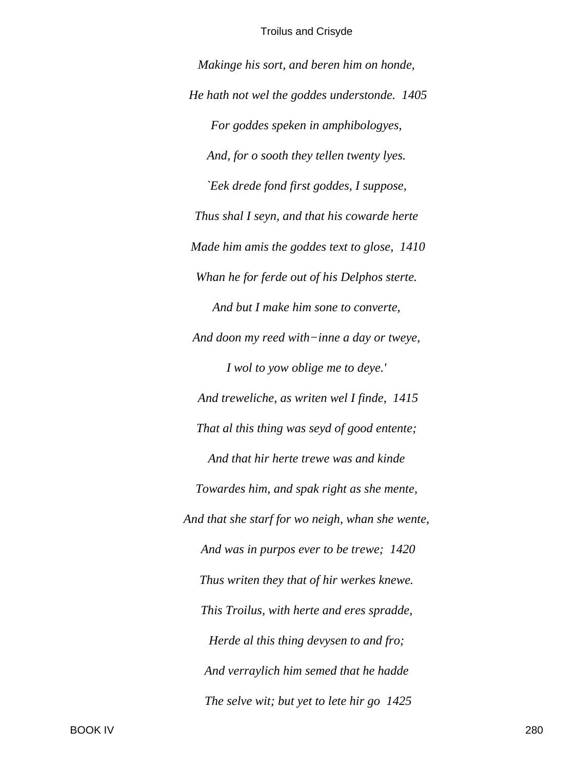*Makinge his sort, and beren him on honde,*

*He hath not wel the goddes understonde.  1405*

*For goddes speken in amphibologyes,*

*And, for o sooth they tellen twenty lyes.*

*`Eek drede fond first goddes, I suppose,*

*Thus shal I seyn, and that his cowarde herte*

*Made him amis the goddes text to glose,  1410*

*Whan he for ferde out of his Delphos sterte.*

*And but I make him sone to converte,*

*And doon my reed with−inne a day or tweye,*

*I wol to yow oblige me to deye.'*

*And treweliche, as writen wel I finde,  1415*

*That al this thing was seyd of good entente;*

*And that hir herte trewe was and kinde*

*Towardes him, and spak right as she mente,*

*And that she starf for wo neigh, whan she wente,*

*And was in purpos ever to be trewe;  1420*

*Thus writen they that of hir werkes knewe.*

*This Troilus, with herte and eres spradde,*

*Herde al this thing devysen to and fro;*

*And verraylich him semed that he hadde*

*The selve wit; but yet to lete hir go  1425*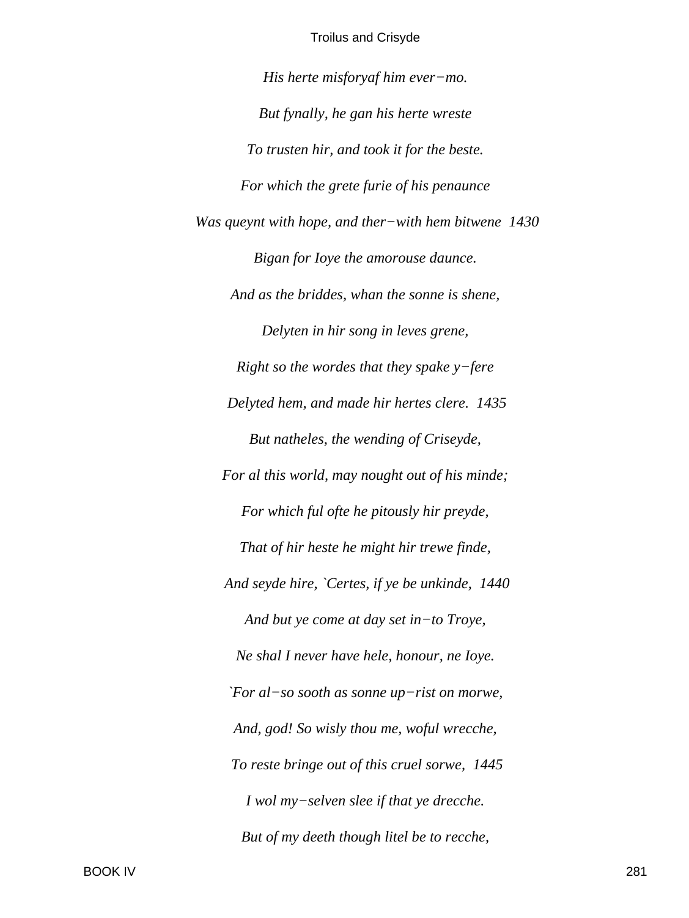*His herte misforyaf him ever−mo.*

*But fynally, he gan his herte wreste*

*To trusten hir, and took it for the beste.*

*For which the grete furie of his penaunce*

*Was queynt with hope, and ther−with hem bitwene 1430*

*Bigan for Ioye the amorouse daunce.*

*And as the briddes, whan the sonne is shene,*

*Delyten in hir song in leves grene,*

*Right so the wordes that they spake y−fere*

*Delyted hem, and made hir hertes clere. 1435*

*But natheles, the wending of Criseyde,*

*For al this world, may nought out of his minde;*

*For which ful ofte he pitously hir preyde,*

*That of hir heste he might hir trewe finde,*

*And seyde hire, `Certes, if ye be unkinde, 1440*

*And but ye come at day set in−to Troye,*

*Ne shal I never have hele, honour, ne Ioye.*

*`For al−so sooth as sonne up−rist on morwe,*

*And, god! So wisly thou me, woful wrecche,*

*To reste bringe out of this cruel sorwe, 1445*

*I wol my−selven slee if that ye drecche.*

*But of my deeth though litel be to recche,*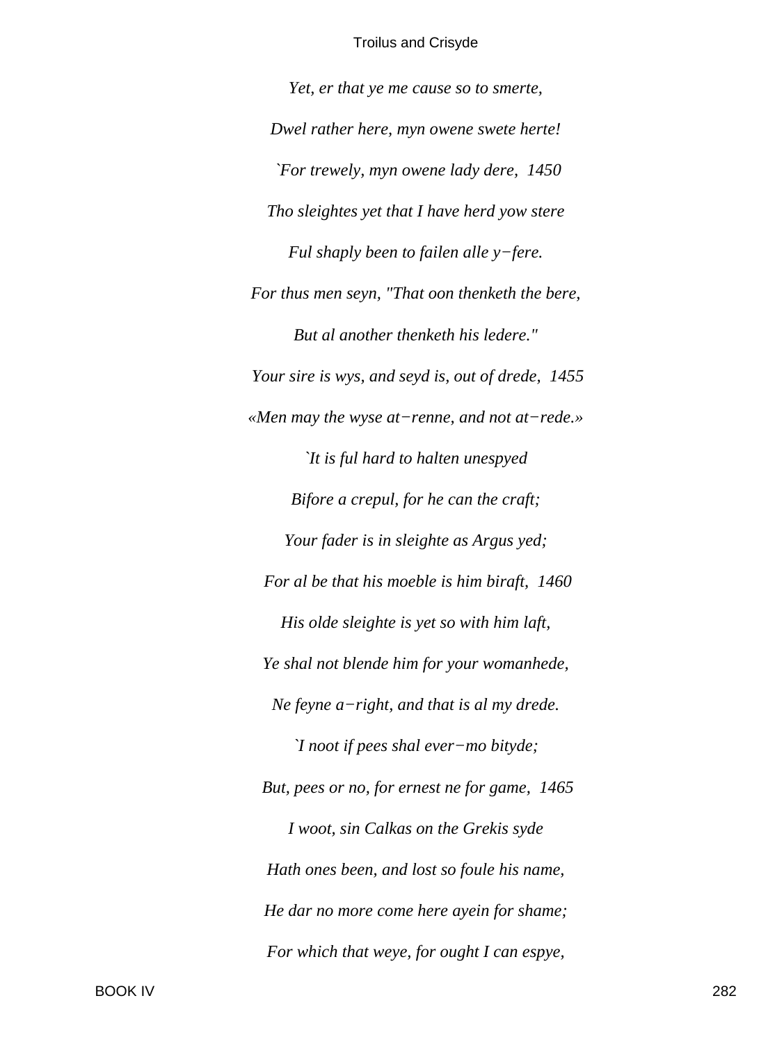*Yet, er that ye me cause so to smerte,*

*Dwel rather here, myn owene swete herte!*

*`For trewely, myn owene lady dere, 1450*

*Tho sleightes yet that I have herd yow stere*

*Ful shaply been to failen alle y−fere.*

*For thus men seyn, "That oon thenketh the bere,*

*But al another thenketh his ledere."*

*Your sire is wys, and seyd is, out of drede, 1455*

*«Men may the wyse at−renne, and not at−rede.»*

*`It is ful hard to halten unespyed*

*Bifore a crepul, for he can the craft;*

*Your fader is in sleighte as Argus yed;*

*For al be that his moeble is him biraft, 1460*

*His olde sleighte is yet so with him laft,*

*Ye shal not blende him for your womanhede,*

*Ne feyne a−right, and that is al my drede.*

*`I noot if pees shal ever−mo bityde;*

*But, pees or no, for ernest ne for game, 1465*

*I woot, sin Calkas on the Grekis syde*

*Hath ones been, and lost so foule his name,*

*He dar no more come here ayein for shame;*

*For which that weye, for ought I can espye,*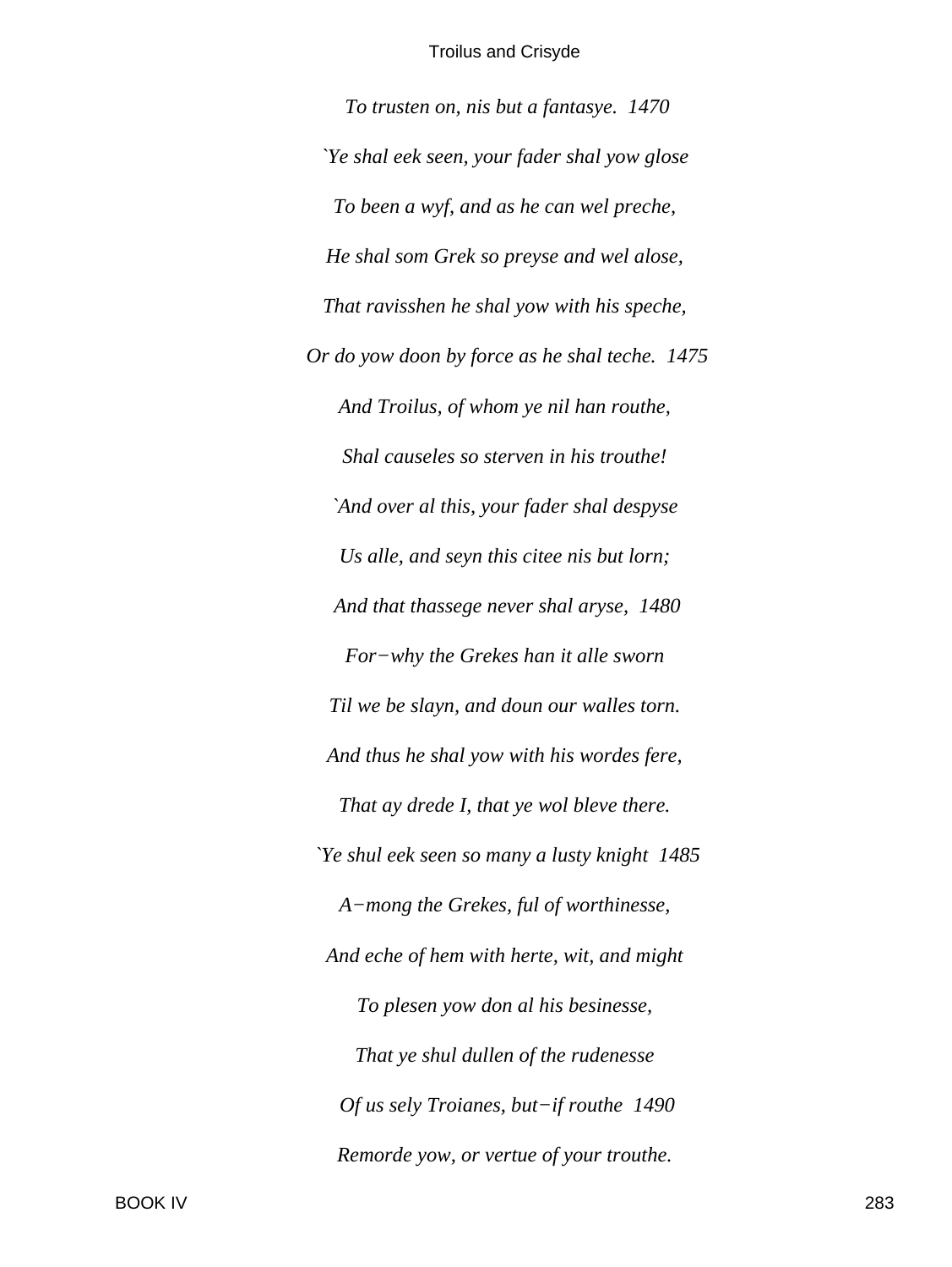*To trusten on, nis but a fantasye.  1470*

*`Ye shal eek seen, your fader shal yow glose*

*To been a wyf, and as he can wel preche,*

*He shal som Grek so preyse and wel alose,*

*That ravisshen he shal yow with his speche,*

*Or do yow doon by force as he shal teche.  1475*

*And Troilus, of whom ye nil han routhe,*

*Shal causeles so sterven in his trouthe!*

*`And over al this, your fader shal despyse*

*Us alle, and seyn this citee nis but lorn;*

*And that thassege never shal aryse,  1480*

*For−why the Grekes han it alle sworn*

*Til we be slayn, and doun our walles torn.*

*And thus he shal yow with his wordes fere,*

*That ay drede I, that ye wol bleve there.*

*`Ye shul eek seen so many a lusty knight  1485*

*A−mong the Grekes, ful of worthinesse,*

*And eche of hem with herte, wit, and might*

*To plesen yow don al his besinesse,*

*That ye shul dullen of the rudenesse*

*Of us sely Troianes, but−if routhe  1490*

*Remorde yow, or vertue of your trouthe.*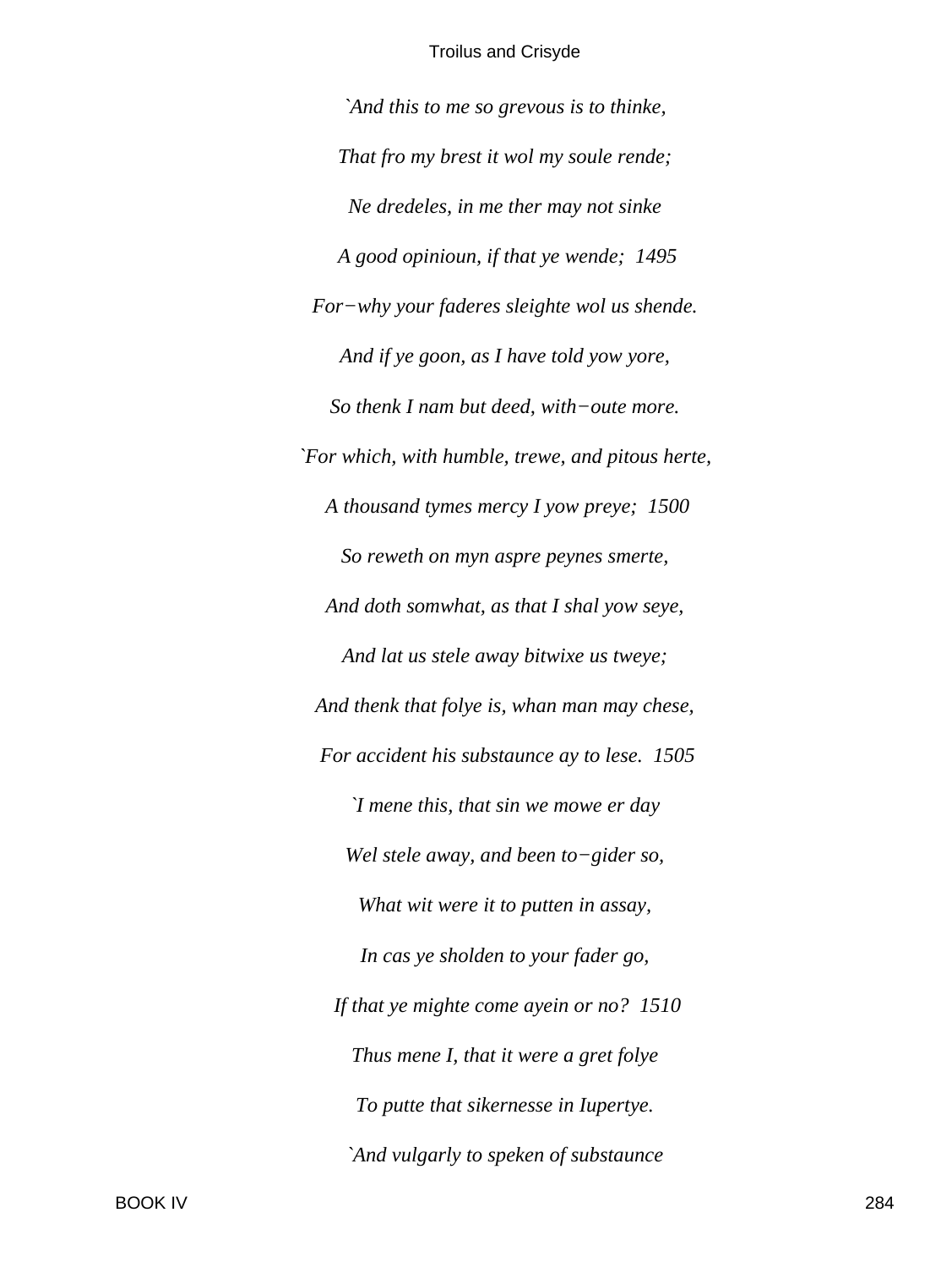*`And this to me so grevous is to thinke,*

*That fro my brest it wol my soule rende;*

*Ne dredeles, in me ther may not sinke*

*A good opinioun, if that ye wende; 1495*

*For−why your faderes sleighte wol us shende.*

*And if ye goon, as I have told yow yore,*

*So thenk I nam but deed, with−oute more.*

*`For which, with humble, trewe, and pitous herte,*

*A thousand tymes mercy I yow preye; 1500*

*So reweth on myn aspre peynes smerte,*

*And doth somwhat, as that I shal yow seye,*

*And lat us stele away bitwixe us tweye;*

*And thenk that folye is, whan man may chese,*

*For accident his substaunce ay to lese. 1505*

*`I mene this, that sin we mowe er day*

*Wel stele away, and been to−gider so,*

*What wit were it to putten in assay,*

*In cas ye sholden to your fader go,*

*If that ye mighte come ayein or no? 1510*

*Thus mene I, that it were a gret folye*

*To putte that sikernesse in Iupertye.*

*`And vulgarly to speken of substaunce*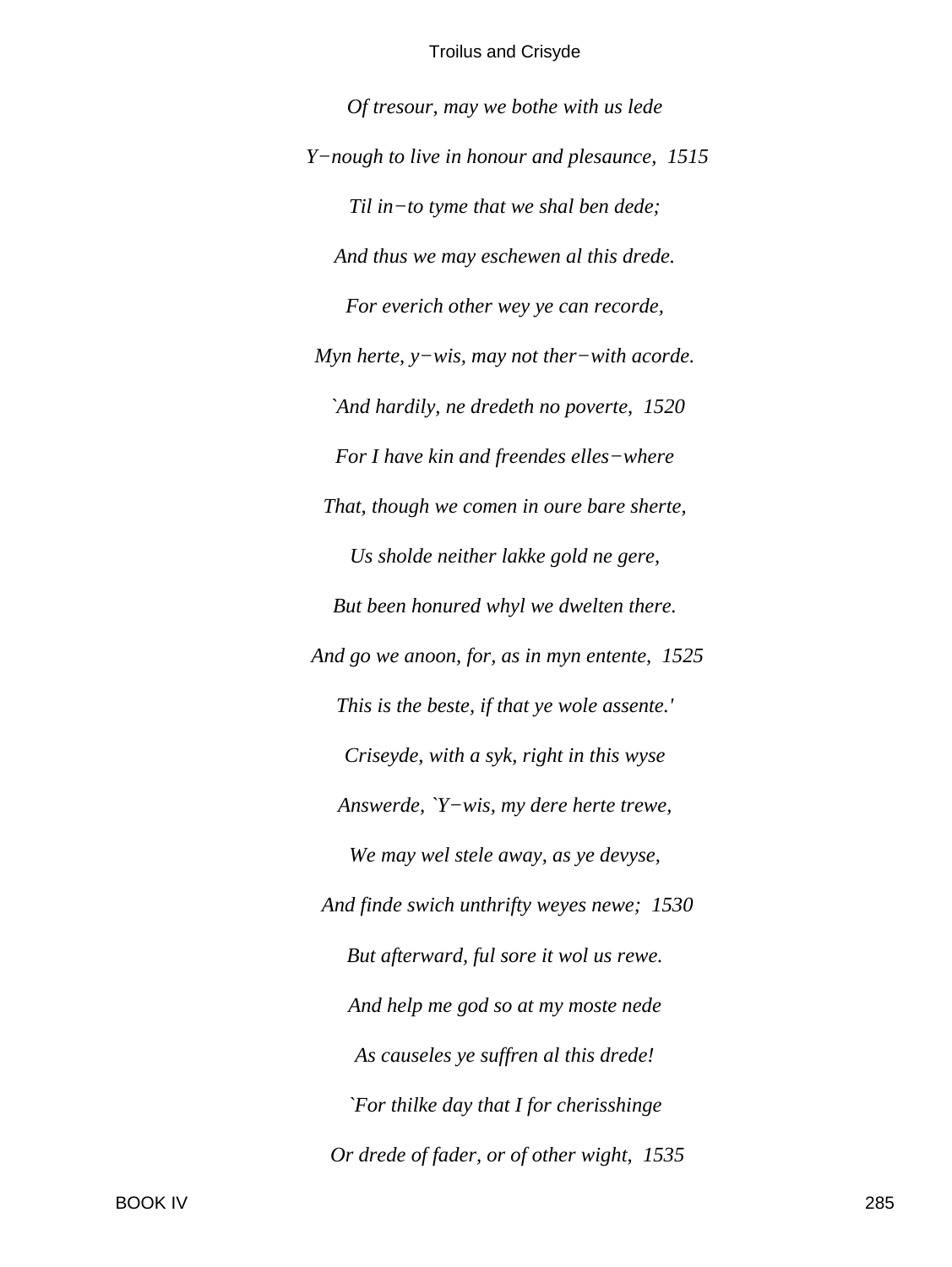*Of tresour, may we bothe with us lede*

*Y−nough to live in honour and plesaunce, 1515*

*Til in−to tyme that we shal ben dede;*

*And thus we may eschewen al this drede.*

*For everich other wey ye can recorde,*

*Myn herte, y−wis, may not ther−with acorde.*

*`And hardily, ne dredeth no poverte, 1520*

*For I have kin and freendes elles−where*

*That, though we comen in oure bare sherte,*

*Us sholde neither lakke gold ne gere,*

*But been honured whyl we dwelten there.*

*And go we anoon, for, as in myn entente, 1525*

*This is the beste, if that ye wole assente.'*

*Criseyde, with a syk, right in this wyse*

*Answerde, `Y−wis, my dere herte trewe,*

*We may wel stele away, as ye devyse,*

*And finde swich unthrifty weyes newe; 1530*

*But afterward, ful sore it wol us rewe.*

*And help me god so at my moste nede*

*As causeles ye suffren al this drede!*

*`For thilke day that I for cherisshinge*

*Or drede of fader, or of other wight, 1535*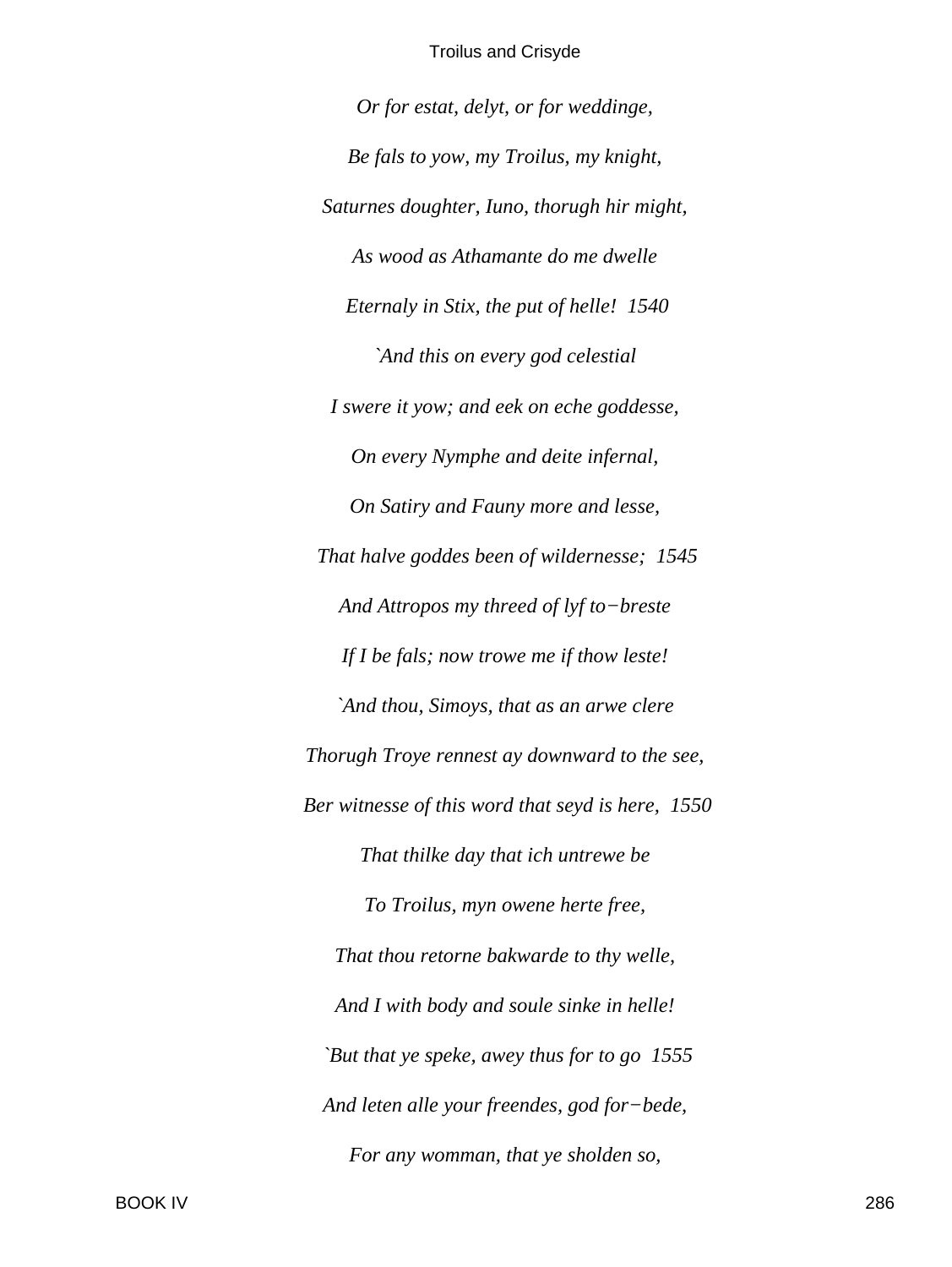*Or for estat, delyt, or for weddinge,*

*Be fals to yow, my Troilus, my knight,*

*Saturnes doughter, Iuno, thorugh hir might,*

*As wood as Athamante do me dwelle*

*Eternaly in Stix, the put of helle!  1540*

*`And this on every god celestial*

*I swere it yow; and eek on eche goddesse,*

*On every Nymphe and deite infernal,*

*On Satiry and Fauny more and lesse,*

*That halve goddes been of wildernesse;  1545*

*And Attropos my threed of lyf to−breste*

*If I be fals; now trowe me if thow leste!*

*`And thou, Simoys, that as an arwe clere*

*Thorugh Troye rennest ay downward to the see,*

*Ber witnesse of this word that seyd is here,  1550*

*That thilke day that ich untrewe be*

*To Troilus, myn owene herte free,*

*That thou retorne bakwarde to thy welle,*

*And I with body and soule sinke in helle!*

*`But that ye speke, awey thus for to go  1555*

*And leten alle your freendes, god for−bede,*

*For any womman, that ye sholden so,*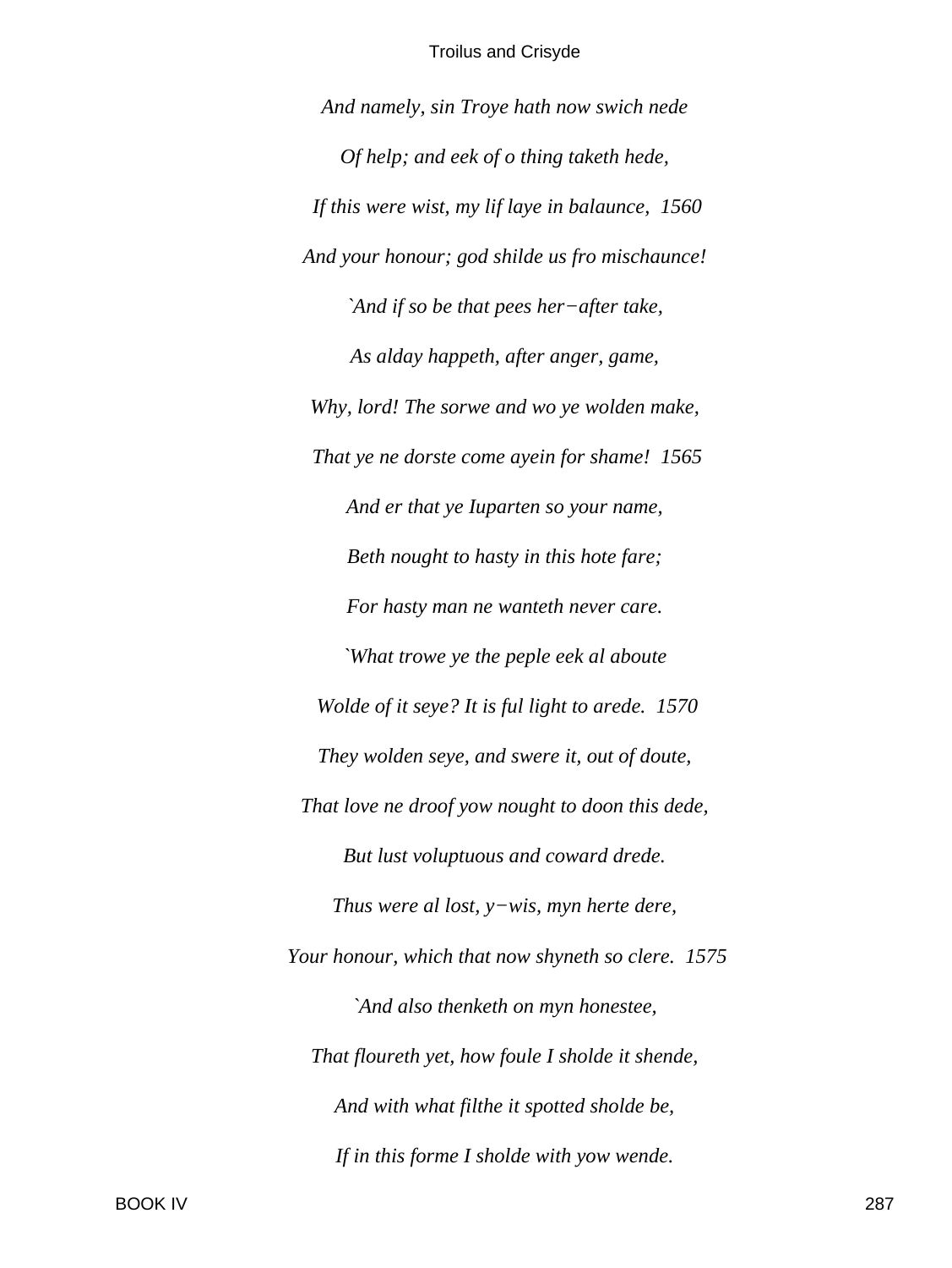*And namely, sin Troye hath now swich nede*

*Of help; and eek of o thing taketh hede,*

*If this were wist, my lif laye in balaunce, 1560*

*And your honour; god shilde us fro mischaunce!*

*`And if so be that pees her−after take,*

*As alday happeth, after anger, game,*

*Why, lord! The sorwe and wo ye wolden make,*

*That ye ne dorste come ayein for shame! 1565*

*And er that ye Iuparten so your name,*

*Beth nought to hasty in this hote fare;*

*For hasty man ne wanteth never care.*

*`What trowe ye the peple eek al aboute*

*Wolde of it seye? It is ful light to arede. 1570*

*They wolden seye, and swere it, out of doute,*

*That love ne droof yow nought to doon this dede,*

*But lust voluptuous and coward drede.*

*Thus were al lost, y−wis, myn herte dere,*

*Your honour, which that now shyneth so clere. 1575*

*`And also thenketh on myn honestee,*

*That floureth yet, how foule I sholde it shende,*

*And with what filthe it spotted sholde be,*

*If in this forme I sholde with yow wende.*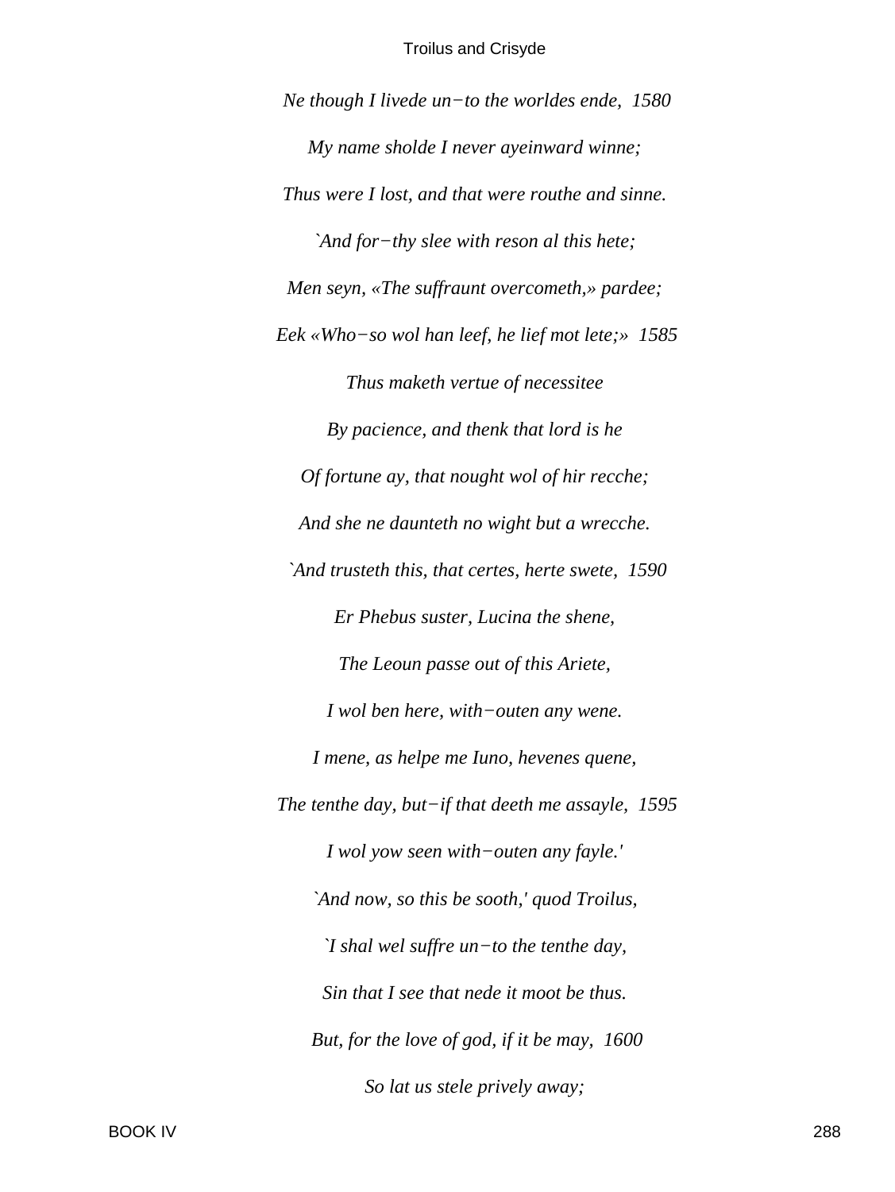*Ne though I livede un−to the worldes ende, 1580*

*My name sholde I never ayeinward winne;*

*Thus were I lost, and that were routhe and sinne.*

*`And for−thy slee with reson al this hete;*

*Men seyn, «The suffraunt overcometh,» pardee;*

*Eek «Who−so wol han leef, he lief mot lete;» 1585*

*Thus maketh vertue of necessitee*

*By pacience, and thenk that lord is he*

*Of fortune ay, that nought wol of hir recche;*

*And she ne daunteth no wight but a wrecche.*

*`And trusteth this, that certes, herte swete, 1590*

*Er Phebus suster, Lucina the shene,*

*The Leoun passe out of this Ariete,*

*I wol ben here, with−outen any wene.*

*I mene, as helpe me Iuno, hevenes quene,*

*The tenthe day, but−if that deeth me assayle, 1595*

*I wol yow seen with−outen any fayle.'*

*`And now, so this be sooth,' quod Troilus,*

*`I shal wel suffre un−to the tenthe day,*

*Sin that I see that nede it moot be thus.*

*But, for the love of god, if it be may, 1600*

*So lat us stele prively away;*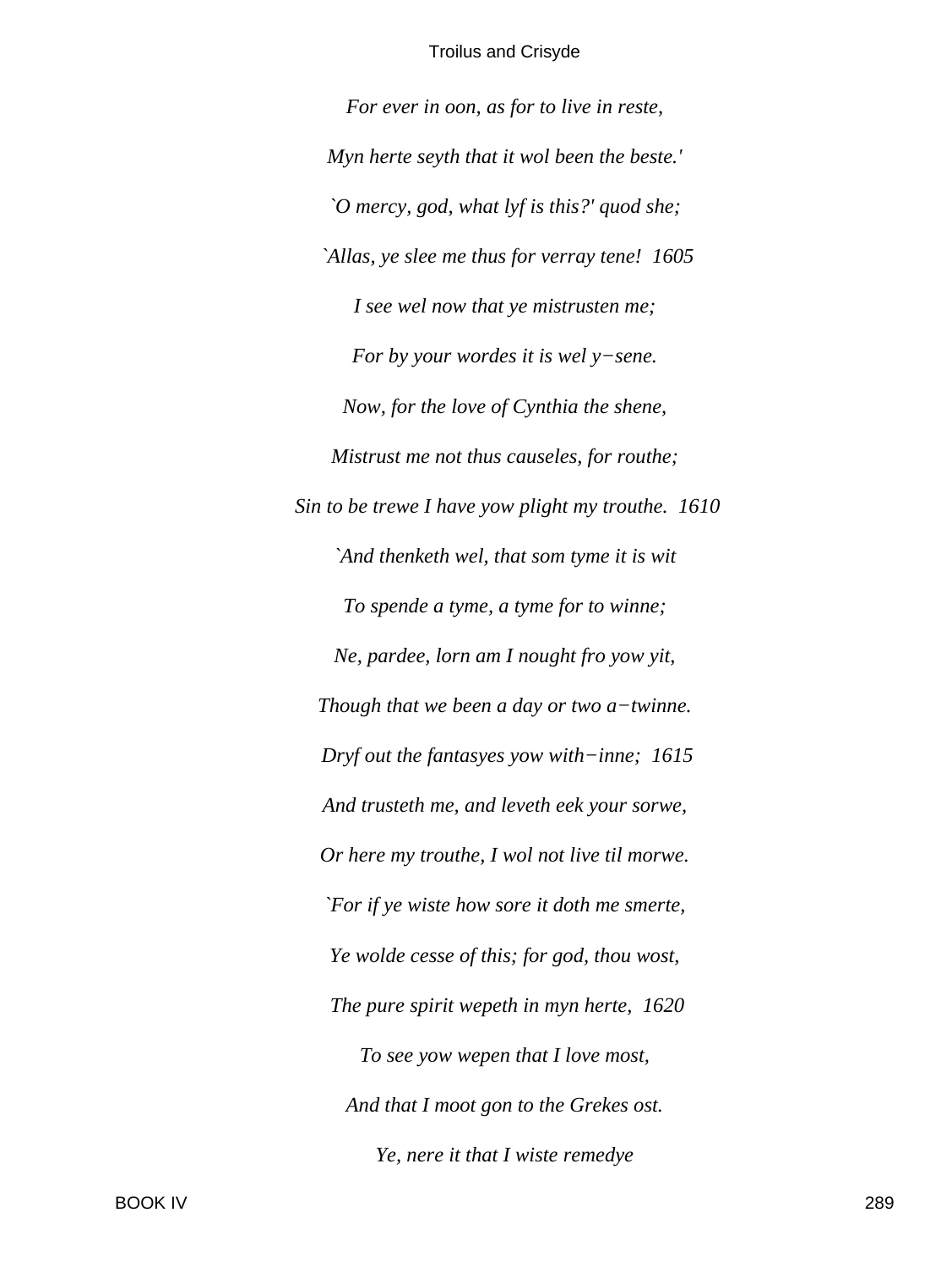*For ever in oon, as for to live in reste,*

*Myn herte seyth that it wol been the beste.'*

*`O mercy, god, what lyf is this?' quod she;*

*`Allas, ye slee me thus for verray tene!  1605*

*I see wel now that ye mistrusten me;*

*For by your wordes it is wel y−sene.*

*Now, for the love of Cynthia the shene,*

*Mistrust me not thus causeles, for routhe;*

*Sin to be trewe I have yow plight my trouthe.  1610*

*`And thenketh wel, that som tyme it is wit*

*To spende a tyme, a tyme for to winne;*

*Ne, pardee, lorn am I nought fro yow yit,*

*Though that we been a day or two a−twinne.*

*Dryf out the fantasyes yow with−inne;  1615*

*And trusteth me, and leveth eek your sorwe,*

*Or here my trouthe, I wol not live til morwe.*

*`For if ye wiste how sore it doth me smerte,*

*Ye wolde cesse of this; for god, thou wost,*

*The pure spirit wepeth in myn herte,  1620*

*To see yow wepen that I love most,*

*And that I moot gon to the Grekes ost.*

*Ye, nere it that I wiste remedye*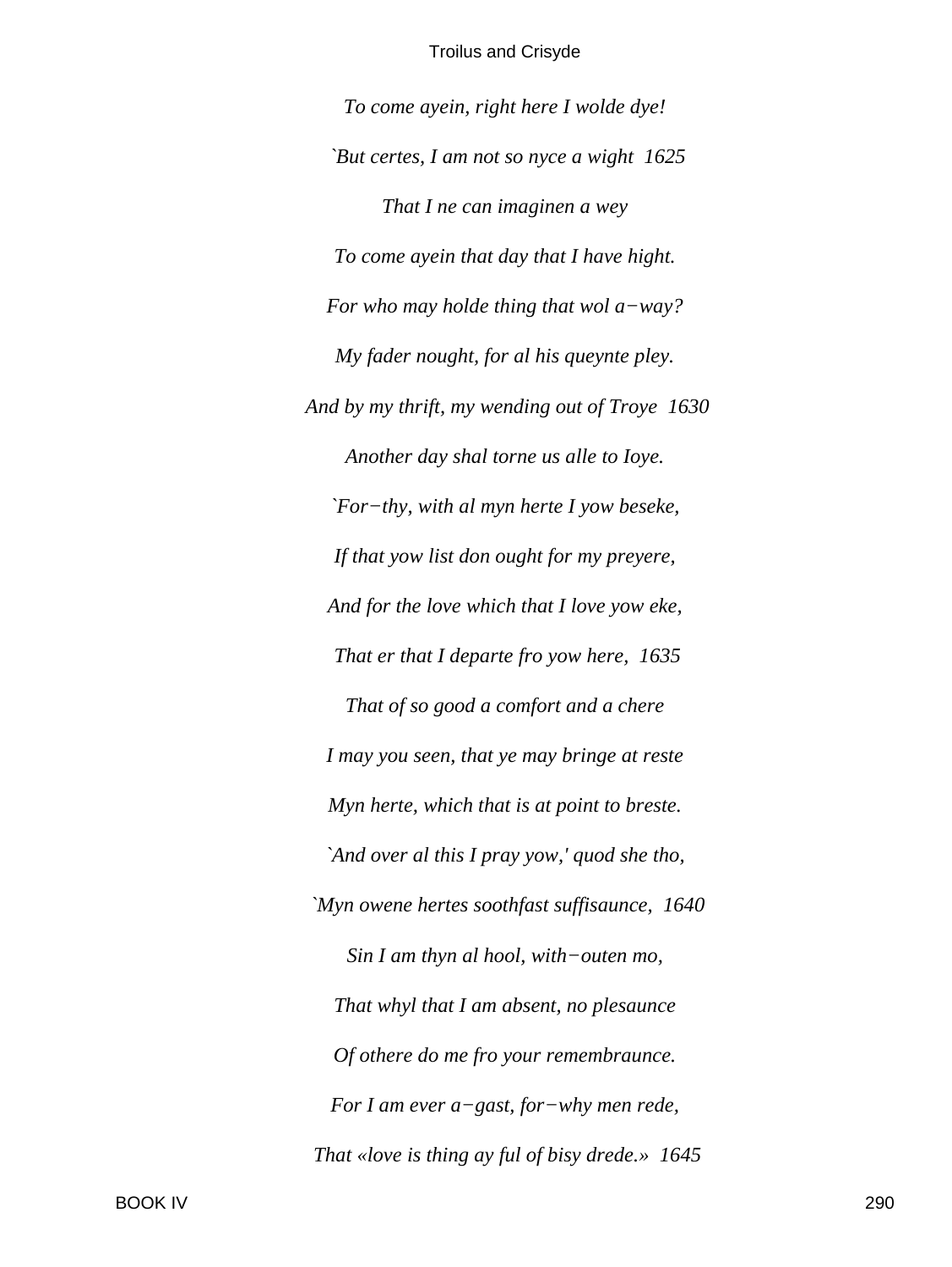*To come ayein, right here I wolde dye!*

*`But certes, I am not so nyce a wight  1625*

*That I ne can imaginen a wey*

*To come ayein that day that I have hight.*

*For who may holde thing that wol a−way?*

*My fader nought, for al his queynte pley.*

*And by my thrift, my wending out of Troye  1630*

*Another day shal torne us alle to Ioye.*

*`For−thy, with al myn herte I yow beseke,*

*If that yow list don ought for my preyere,*

*And for the love which that I love yow eke,*

*That er that I departe fro yow here,  1635*

*That of so good a comfort and a chere*

*I may you seen, that ye may bringe at reste*

*Myn herte, which that is at point to breste.*

*`And over al this I pray yow,' quod she tho,*

*`Myn owene hertes soothfast suffisaunce,  1640*

*Sin I am thyn al hool, with−outen mo,*

*That whyl that I am absent, no plesaunce*

*Of othere do me fro your remembraunce.*

*For I am ever a−gast, for−why men rede,*

*That «love is thing ay ful of bisy drede.»  1645*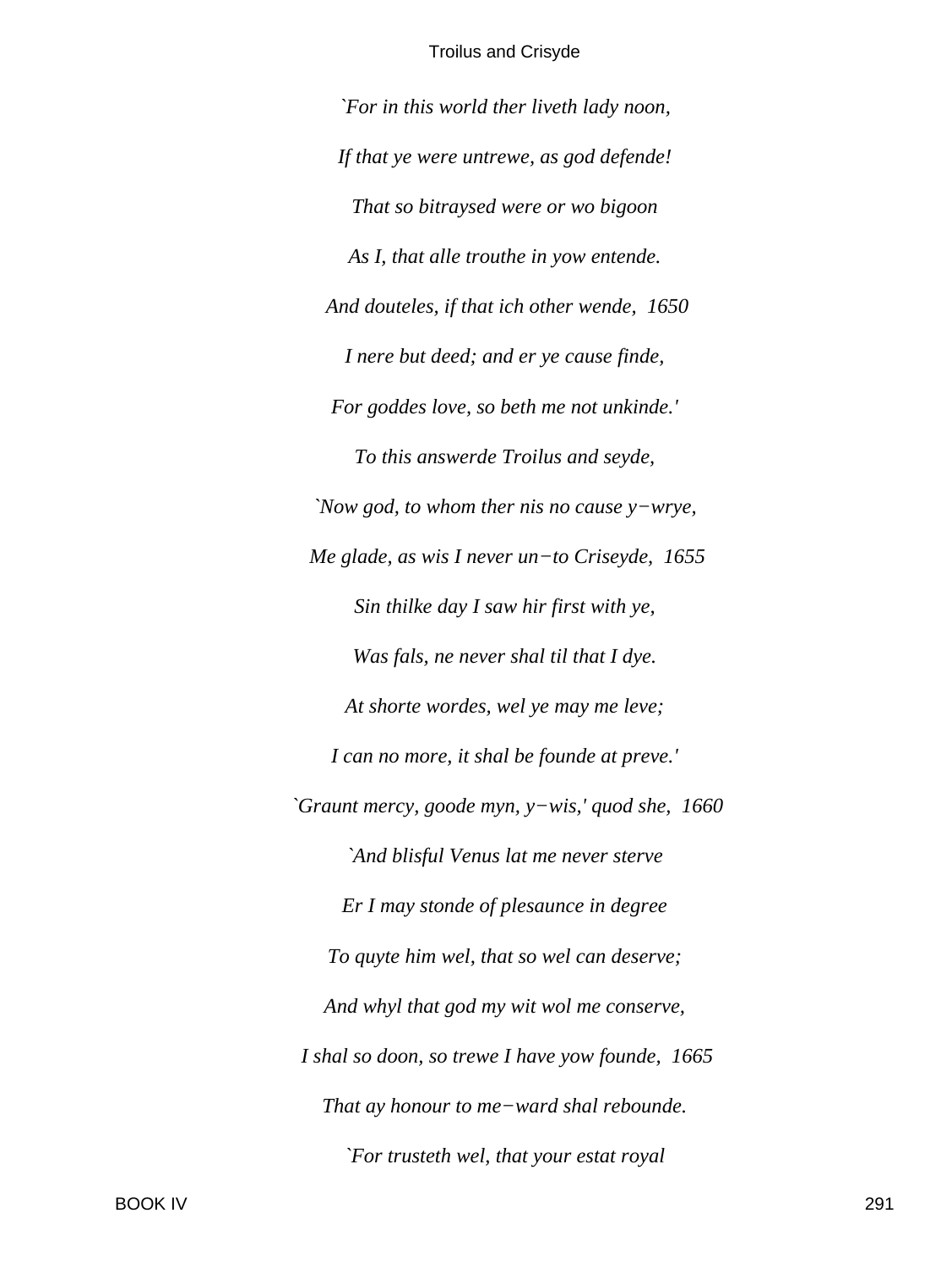*`For in this world ther liveth lady noon,*

*If that ye were untrewe, as god defende!*

*That so bitraysed were or wo bigoon*

*As I, that alle trouthe in yow entende.*

*And douteles, if that ich other wende, 1650*

*I nere but deed; and er ye cause finde,*

*For goddes love, so beth me not unkinde.'*

*To this answerde Troilus and seyde,*

*`Now god, to whom ther nis no cause y−wrye,*

*Me glade, as wis I never un−to Criseyde, 1655*

*Sin thilke day I saw hir first with ye,*

*Was fals, ne never shal til that I dye.*

*At shorte wordes, wel ye may me leve;*

*I can no more, it shal be founde at preve.'*

*`Graunt mercy, goode myn, y−wis,' quod she, 1660*

*`And blisful Venus lat me never sterve*

*Er I may stonde of plesaunce in degree*

*To quyte him wel, that so wel can deserve;*

*And whyl that god my wit wol me conserve,*

*I shal so doon, so trewe I have yow founde, 1665*

*That ay honour to me−ward shal rebounde.*

*`For trusteth wel, that your estat royal*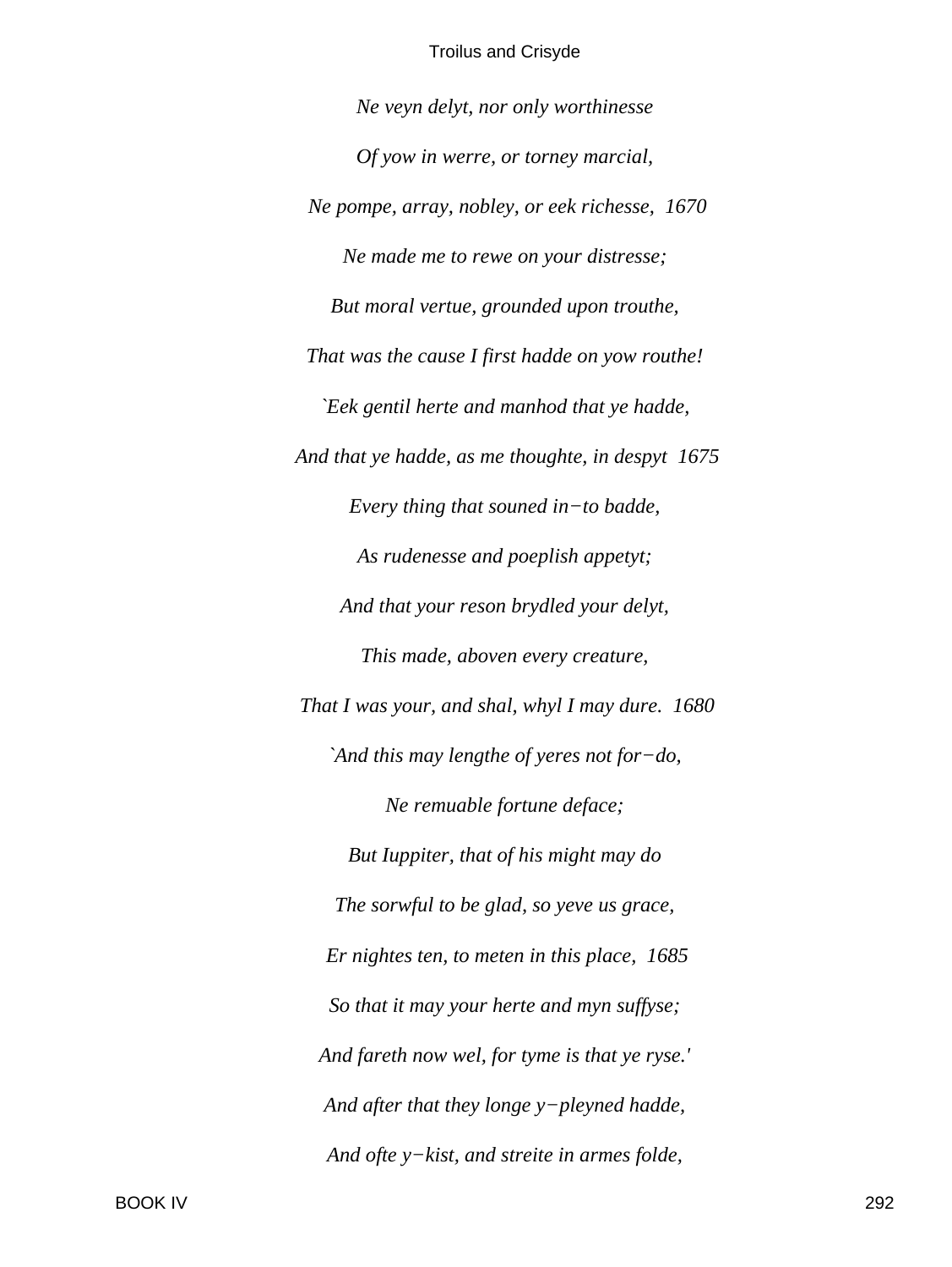*Ne veyn delyt, nor only worthinesse*

*Of yow in werre, or torney marcial,*

*Ne pompe, array, nobley, or eek richesse,  1670*

*Ne made me to rewe on your distresse;*

*But moral vertue, grounded upon trouthe,*

*That was the cause I first hadde on yow routhe!*

*`Eek gentil herte and manhod that ye hadde,*

*And that ye hadde, as me thoughte, in despyt  1675*

*Every thing that souned in−to badde,*

*As rudenesse and poeplish appetyt;*

*And that your reson brydled your delyt,*

*This made, aboven every creature,*

*That I was your, and shal, whyl I may dure.  1680*

*`And this may lengthe of yeres not for−do,*

*Ne remuable fortune deface;*

*But Iuppiter, that of his might may do*

*The sorwful to be glad, so yeve us grace,*

*Er nightes ten, to meten in this place,  1685*

*So that it may your herte and myn suffyse;*

*And fareth now wel, for tyme is that ye ryse.'*

*And after that they longe y−pleyned hadde,*

*And ofte y−kist, and streite in armes folde,*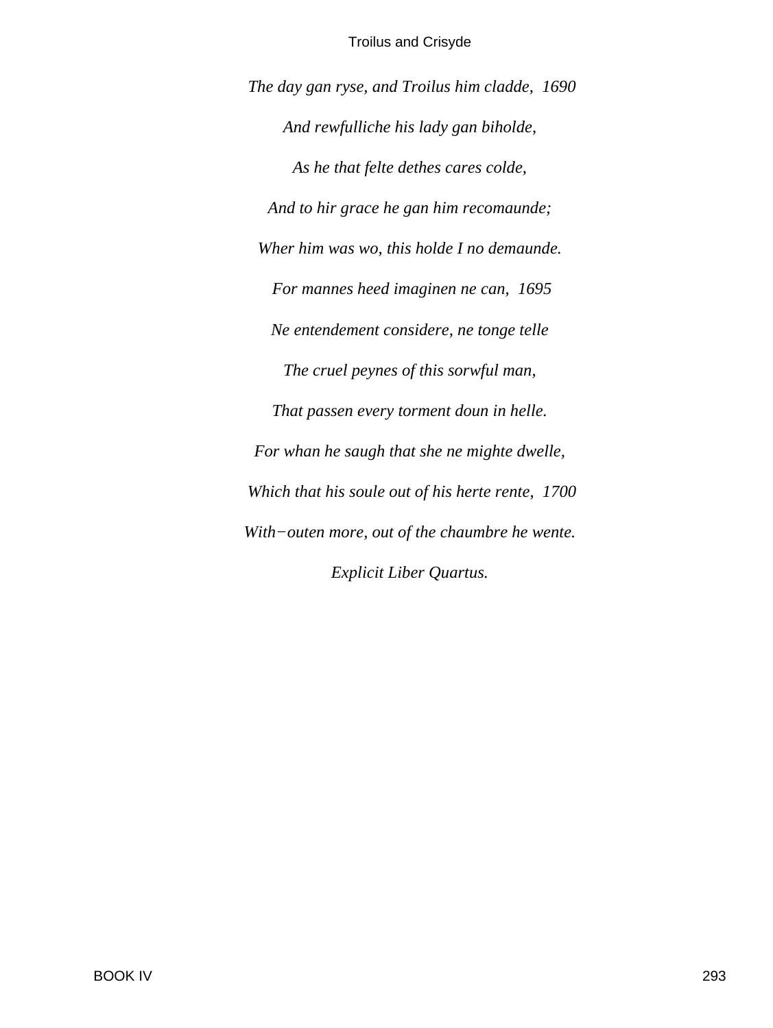*The day gan ryse, and Troilus him cladde, 1690*

*And rewfulliche his lady gan biholde,*

*As he that felte dethes cares colde,*

*And to hir grace he gan him recomaunde;*

*Wher him was wo, this holde I no demaunde.*

*For mannes heed imaginen ne can, 1695*

*Ne entendement considere, ne tonge telle*

*The cruel peynes of this sorwful man,*

*That passen every torment doun in helle.*

*For whan he saugh that she ne mighte dwelle,*

*Which that his soule out of his herte rente, 1700*

*With−outen more, out of the chaumbre he wente.*

*Explicit Liber Quartus.*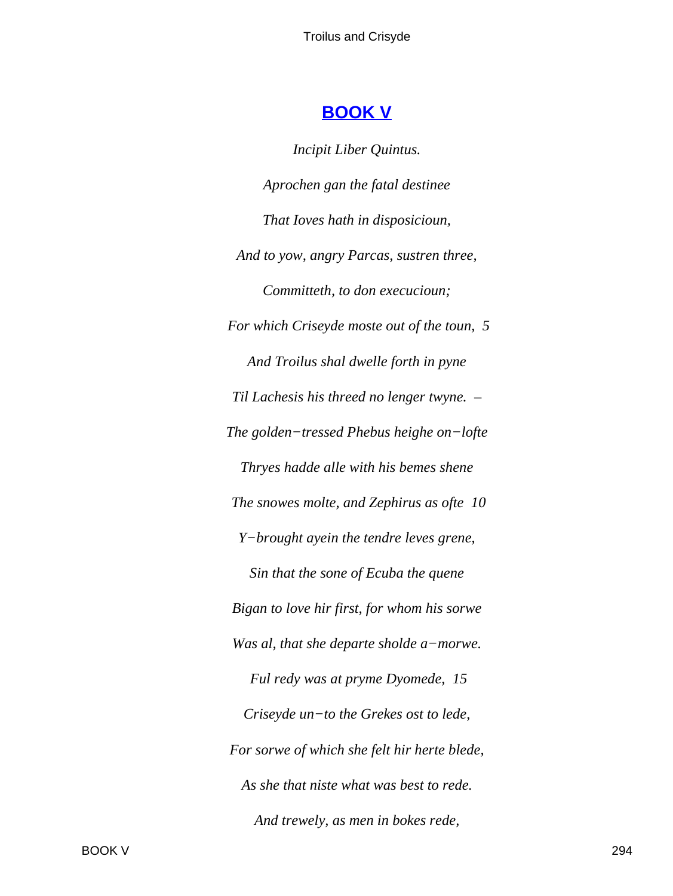## BOOK V

*Incipit Liber Quintus.*

*Aprochen gan the fatal destinee*

*That Ioves hath in disposicioun,*

*And to yow, angry Parcas, sustren three,*

*Committeth, to don execucioun;*

*For which Criseyde moste out of the toun, 5*

*And Troilus shal dwelle forth in pyne*

*Til Lachesis his threed no lenger twyne. –*

*The golden−tressed Phebus heighe on−lofte*

*Thryes hadde alle with his bemes shene*

*The snowes molte, and Zephirus as ofte 10*

*Y−brought ayein the tendre leves grene,*

*Sin that the sone of Ecuba the quene*

*Bigan to love hir first, for whom his sorwe*

*Was al, that she departe sholde a−morwe.*

*Ful redy was at pryme Dyomede, 15*

*Criseyde un−to the Grekes ost to lede,*

*For sorwe of which she felt hir herte blede,*

*As she that niste what was best to rede.*

*And trewely, as men in bokes rede,*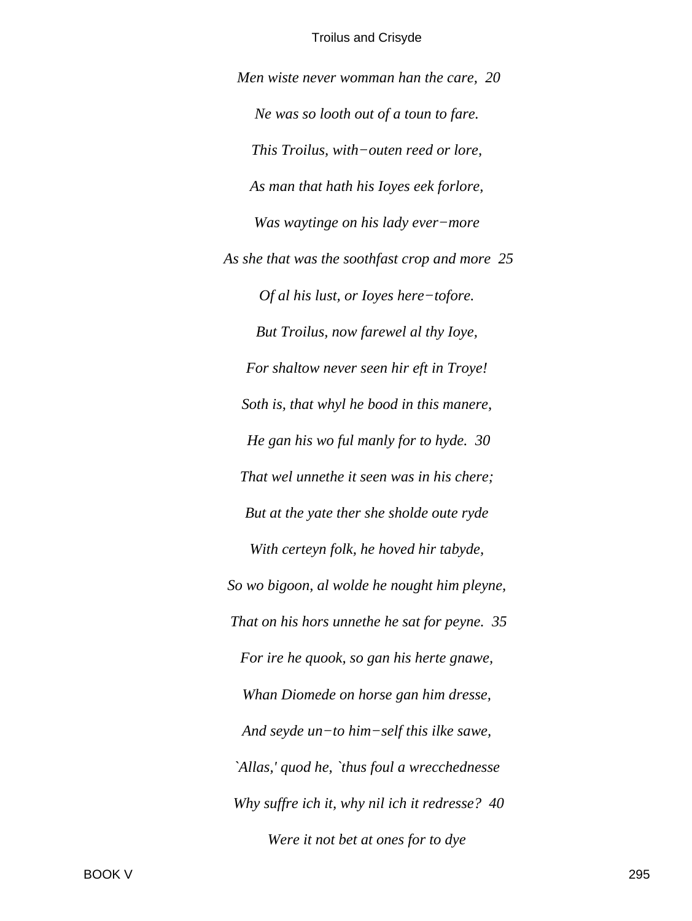*Men wiste never womman han the care,  20*

*Ne was so looth out of a toun to fare.*

*This Troilus, with−outen reed or lore,*

*As man that hath his Ioyes eek forlore,*

*Was waytinge on his lady ever−more*

*As she that was the soothfast crop and more  25*

*Of al his lust, or Ioyes here−tofore.*

*But Troilus, now farewel al thy Ioye,*

*For shaltow never seen hir eft in Troye!*

*Soth is, that whyl he bood in this manere,*

*He gan his wo ful manly for to hyde.  30*

*That wel unnethe it seen was in his chere;*

*But at the yate ther she sholde oute ryde*

*With certeyn folk, he hoved hir tabyde,*

*So wo bigoon, al wolde he nought him pleyne,*

*That on his hors unnethe he sat for peyne.  35*

*For ire he quook, so gan his herte gnawe,*

*Whan Diomede on horse gan him dresse,*

*And seyde un−to him−self this ilke sawe,*

*`Allas,' quod he, `thus foul a wrecchednesse*

*Why suffre ich it, why nil ich it redresse?  40*

*Were it not bet at ones for to dye*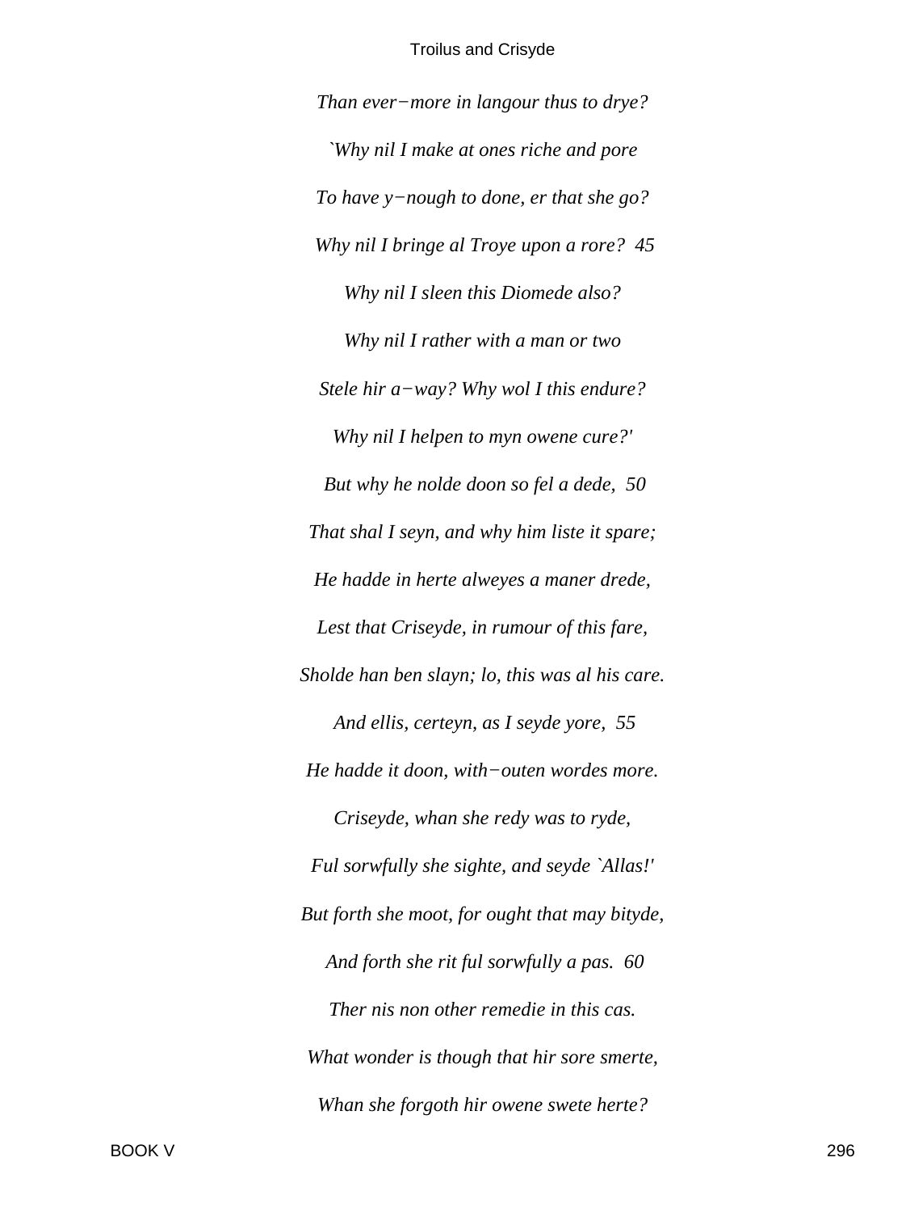*Than ever−more in langour thus to drye?*

*`Why nil I make at ones riche and pore*

*To have y−nough to done, er that she go?*

*Why nil I bringe al Troye upon a rore?  45*

*Why nil I sleen this Diomede also?*

*Why nil I rather with a man or two*

*Stele hir a−way? Why wol I this endure?*

*Why nil I helpen to myn owene cure?'*

*But why he nolde doon so fel a dede,  50*

*That shal I seyn, and why him liste it spare;*

*He hadde in herte alweyes a maner drede,*

*Lest that Criseyde, in rumour of this fare,*

*Sholde han ben slayn; lo, this was al his care.*

*And ellis, certeyn, as I seyde yore,  55*

*He hadde it doon, with−outen wordes more.*

*Criseyde, whan she redy was to ryde,*

*Ful sorwfully she sighte, and seyde `Allas!'*

*But forth she moot, for ought that may bityde,*

*And forth she rit ful sorwfully a pas.  60*

*Ther nis non other remedie in this cas.*

*What wonder is though that hir sore smerte,*

*Whan she forgoth hir owene swete herte?*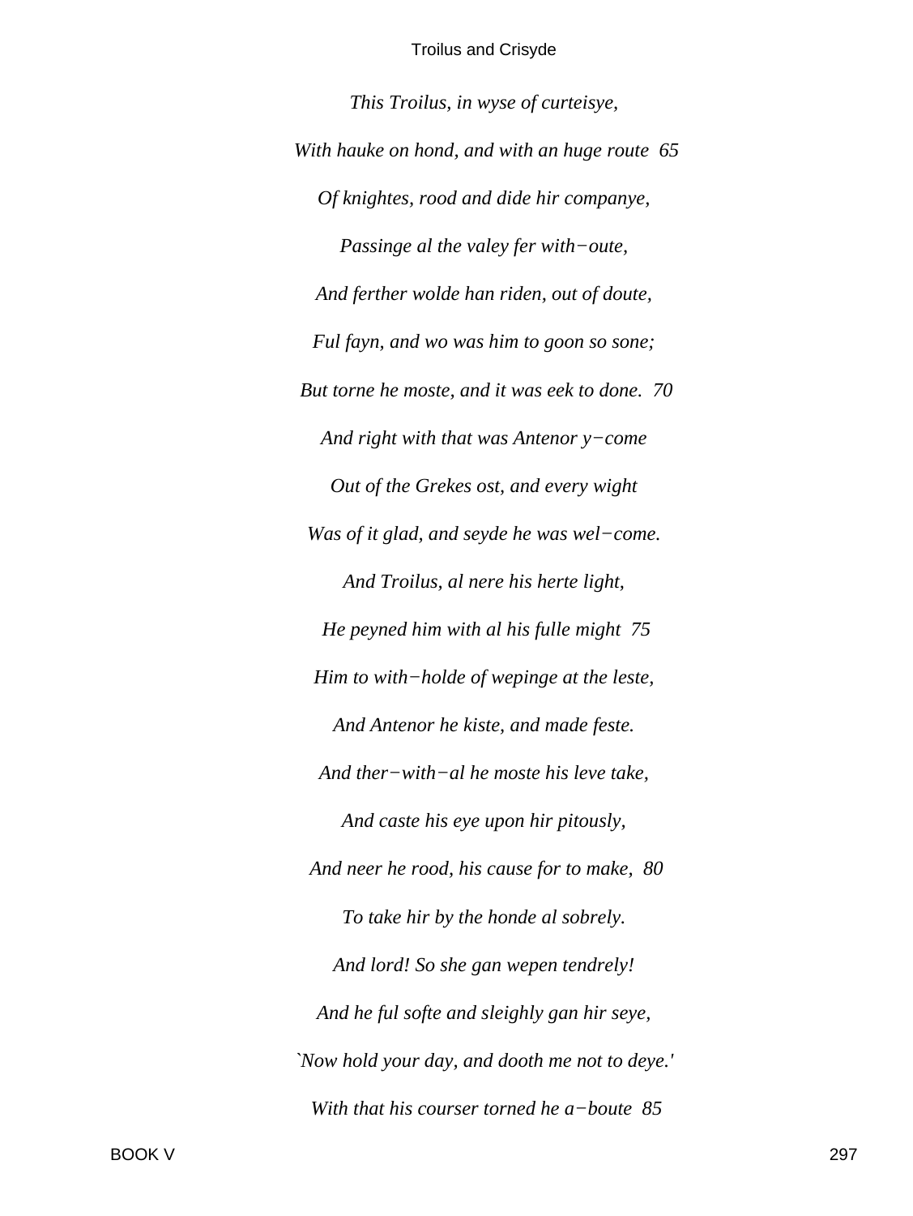*This Troilus, in wyse of curteisye,*

*With hauke on hond, and with an huge route  65*

*Of knightes, rood and dide hir companye,*

*Passinge al the valey fer with−oute,*

*And ferther wolde han riden, out of doute,*

*Ful fayn, and wo was him to goon so sone;*

*But torne he moste, and it was eek to done.  70*

*And right with that was Antenor y−come*

*Out of the Grekes ost, and every wight*

*Was of it glad, and seyde he was wel−come.*

*And Troilus, al nere his herte light,*

*He peyned him with al his fulle might  75*

*Him to with−holde of wepinge at the leste,*

*And Antenor he kiste, and made feste.*

*And ther−with−al he moste his leve take,*

*And caste his eye upon hir pitously,*

*And neer he rood, his cause for to make,  80*

*To take hir by the honde al sobrely.*

*And lord! So she gan wepen tendrely!*

*And he ful softe and sleighly gan hir seye,*

*`Now hold your day, and dooth me not to deye.'*

*With that his courser torned he a−boute  85*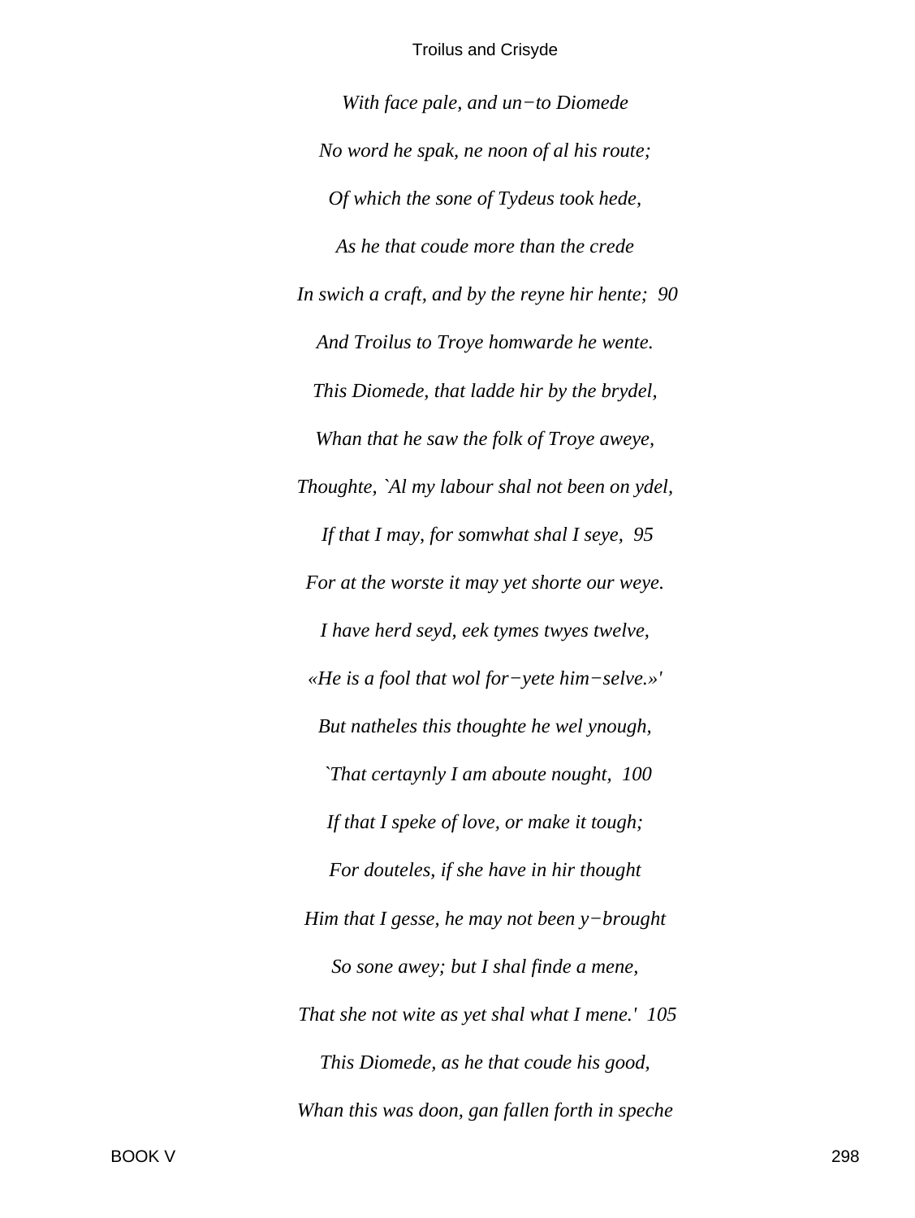*With face pale, and un−to Diomede*

*No word he spak, ne noon of al his route;*

*Of which the sone of Tydeus took hede,*

*As he that coude more than the crede*

*In swich a craft, and by the reyne hir hente;  90*

*And Troilus to Troye homwarde he wente.*

*This Diomede, that ladde hir by the brydel,*

*Whan that he saw the folk of Troye aweye,*

*Thoughte, `Al my labour shal not been on ydel,*

*If that I may, for somwhat shal I seye,  95*

*For at the worste it may yet shorte our weye.*

*I have herd seyd, eek tymes twyes twelve,*

*«He is a fool that wol for−yete him−selve.»'*

*But natheles this thoughte he wel ynough,*

*`That certaynly I am aboute nought,  100*

*If that I speke of love, or make it tough;*

*For douteles, if she have in hir thought*

*Him that I gesse, he may not been y−brought*

*So sone awey; but I shal finde a mene,*

*That she not wite as yet shal what I mene.'  105*

*This Diomede, as he that coude his good,*

*Whan this was doon, gan fallen forth in speche*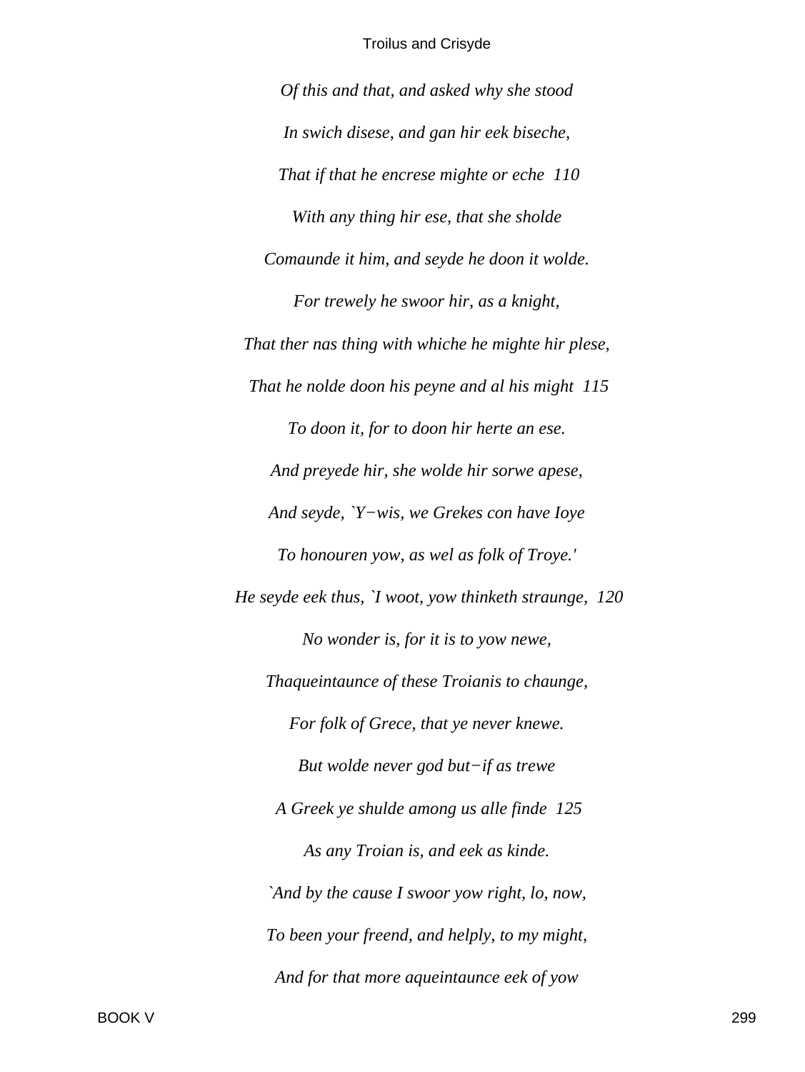*Of this and that, and asked why she stood*

*In swich disese, and gan hir eek biseche,*

*That if that he encrese mighte or eche  110*

*With any thing hir ese, that she sholde*

*Comaunde it him, and seyde he doon it wolde.*

*For trewely he swoor hir, as a knight,*

*That ther nas thing with whiche he mighte hir plese,*

*That he nolde doon his peyne and al his might  115*

*To doon it, for to doon hir herte an ese.*

*And preyede hir, she wolde hir sorwe apese,*

*And seyde, `Y−wis, we Grekes con have Ioye*

*To honouren yow, as wel as folk of Troye.'*

*He seyde eek thus, `I woot, yow thinketh straunge,  120*

*No wonder is, for it is to yow newe,*

*Thaqueintaunce of these Troianis to chaunge,*

*For folk of Grece, that ye never knewe.*

*But wolde never god but−if as trewe*

*A Greek ye shulde among us alle finde  125*

*As any Troian is, and eek as kinde.*

*`And by the cause I swoor yow right, lo, now,*

*To been your freend, and helply, to my might,*

*And for that more aqueintaunce eek of yow*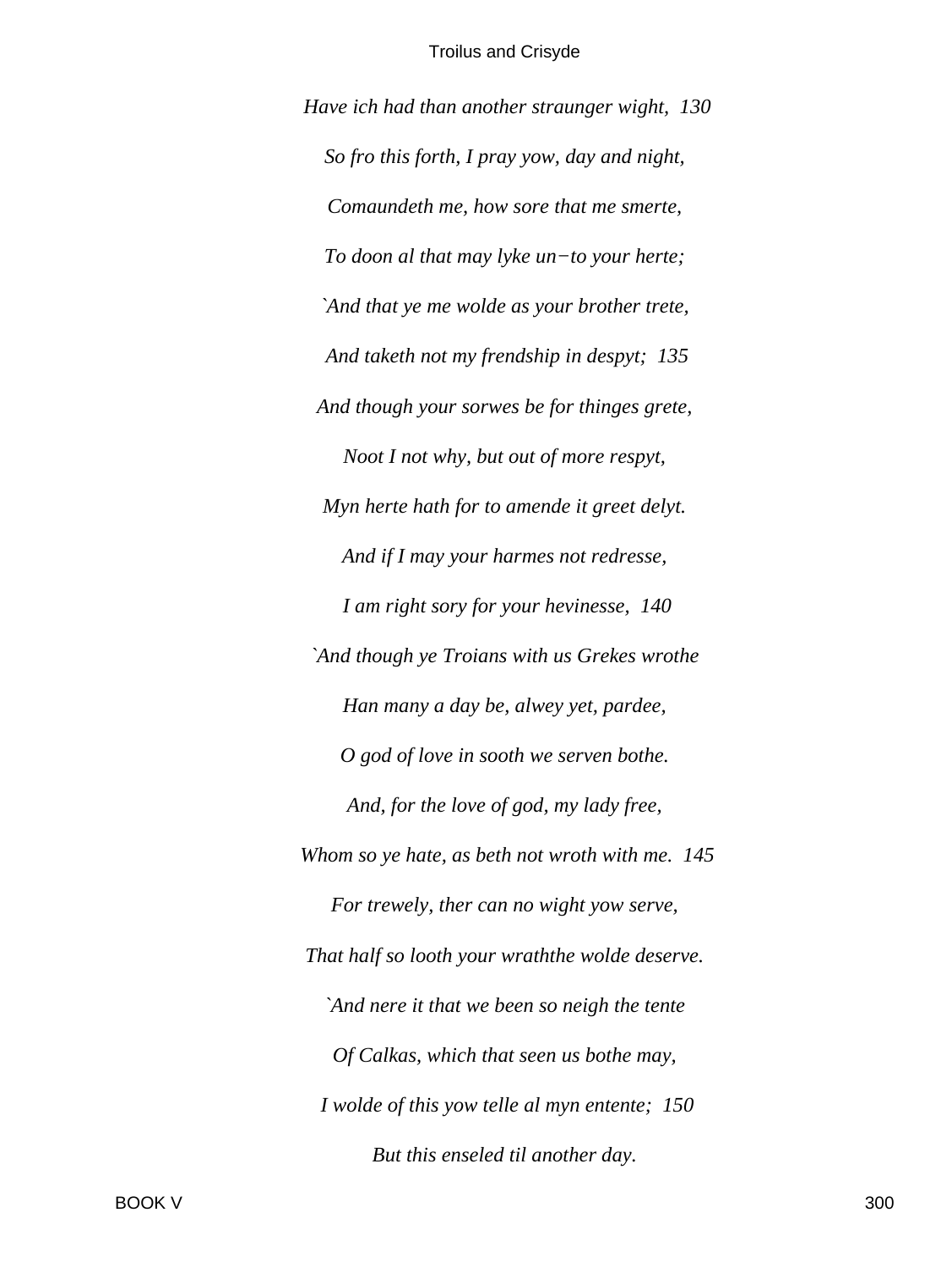*Have ich had than another straunger wight, 130*

*So fro this forth, I pray yow, day and night,*

*Comaundeth me, how sore that me smerte,*

*To doon al that may lyke un−to your herte;*

*`And that ye me wolde as your brother trete,*

*And taketh not my frendship in despyt; 135*

*And though your sorwes be for thinges grete,*

*Noot I not why, but out of more respyt,*

*Myn herte hath for to amende it greet delyt.*

*And if I may your harmes not redresse,*

*I am right sory for your hevinesse, 140*

*`And though ye Troians with us Grekes wrothe*

*Han many a day be, alwey yet, pardee,*

*O god of love in sooth we serven bothe.*

*And, for the love of god, my lady free,*

*Whom so ye hate, as beth not wroth with me. 145*

*For trewely, ther can no wight yow serve,*

*That half so looth your wraththe wolde deserve.*

*`And nere it that we been so neigh the tente*

*Of Calkas, which that seen us bothe may,*

*I wolde of this yow telle al myn entente; 150*

*But this enseled til another day.*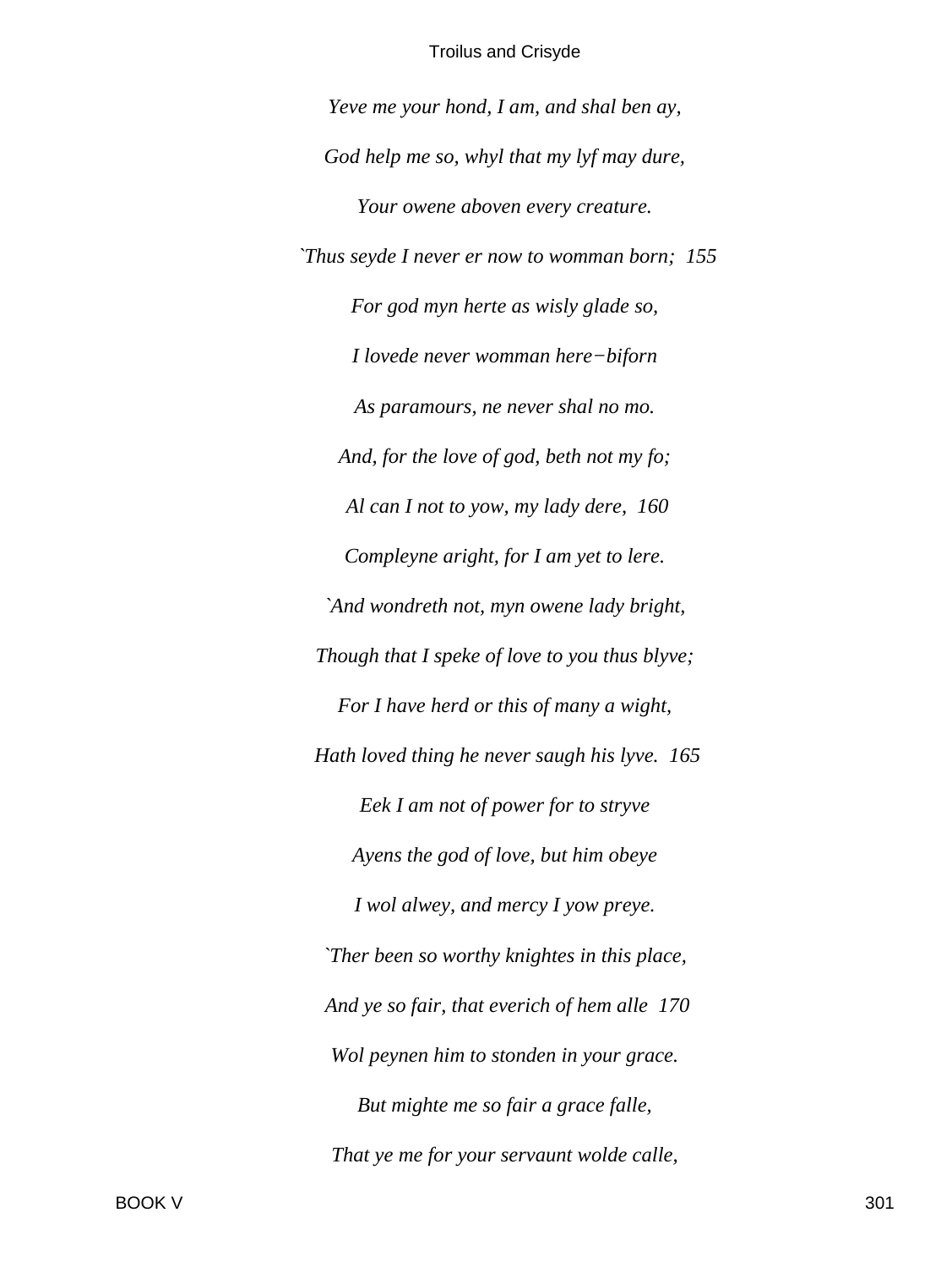*Yeve me your hond, I am, and shal ben ay,*

*God help me so, whyl that my lyf may dure,*

*Your owene aboven every creature.*

*`Thus seyde I never er now to womman born; 155*

*For god myn herte as wisly glade so,*

*I lovede never womman here−biforn*

*As paramours, ne never shal no mo.*

*And, for the love of god, beth not my fo;*

*Al can I not to yow, my lady dere, 160*

*Compleyne aright, for I am yet to lere.*

*`And wondreth not, myn owene lady bright,*

*Though that I speke of love to you thus blyve;*

*For I have herd or this of many a wight,*

*Hath loved thing he never saugh his lyve. 165*

*Eek I am not of power for to stryve*

*Ayens the god of love, but him obeye*

*I wol alwey, and mercy I yow preye.*

*`Ther been so worthy knightes in this place,*

*And ye so fair, that everich of hem alle 170*

*Wol peynen him to stonden in your grace.*

*But mighte me so fair a grace falle,*

*That ye me for your servaunt wolde calle,*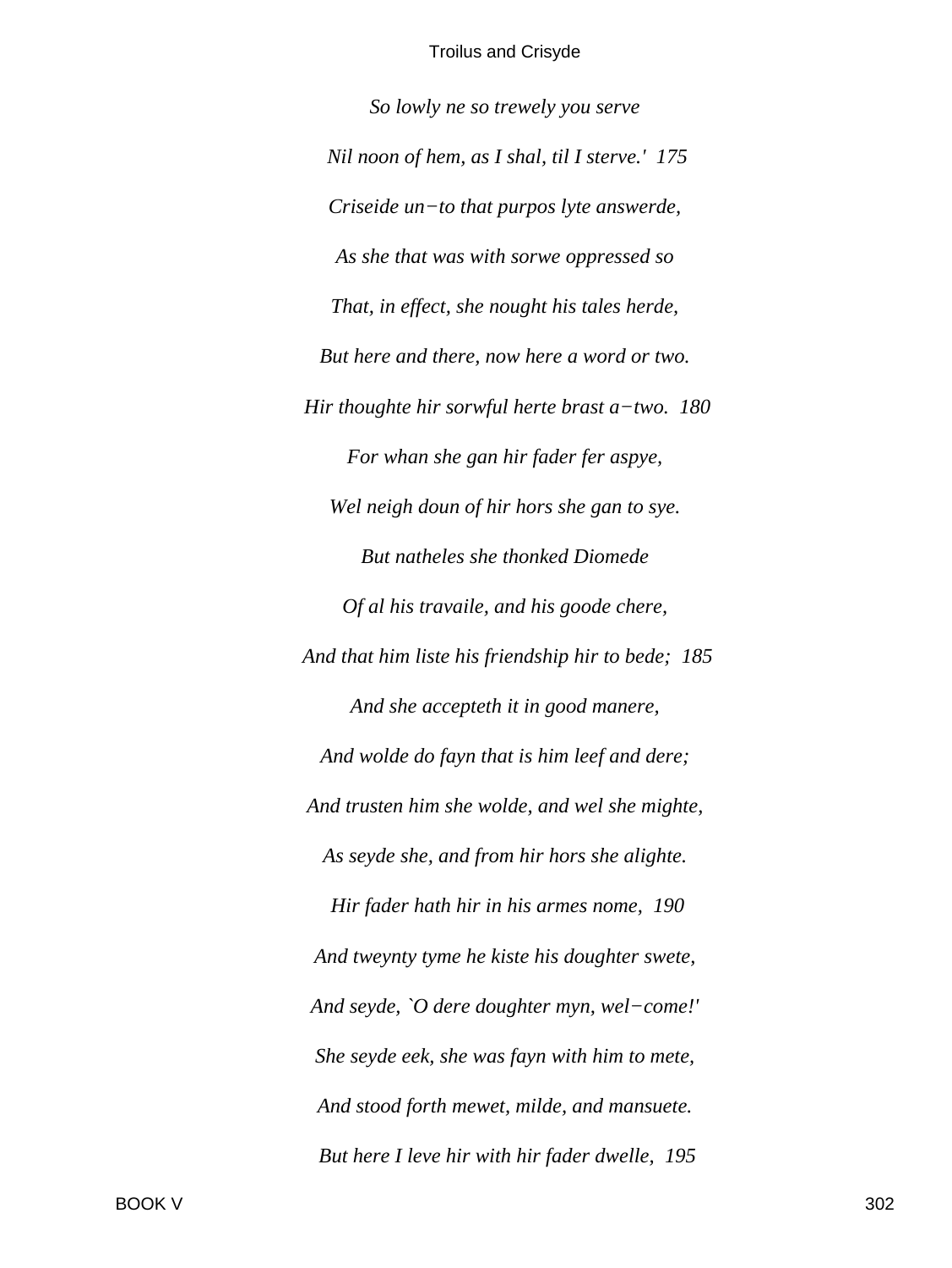*So lowly ne so trewely you serve*

*Nil noon of hem, as I shal, til I sterve.'  175*

*Criseide un−to that purpos lyte answerde,*

*As she that was with sorwe oppressed so*

*That, in effect, she nought his tales herde,*

*But here and there, now here a word or two.*

*Hir thoughte hir sorwful herte brast a−two.  180*

*For whan she gan hir fader fer aspye,*

*Wel neigh doun of hir hors she gan to sye.*

*But natheles she thonked Diomede*

*Of al his travaile, and his goode chere,*

*And that him liste his friendship hir to bede;  185*

*And she accepteth it in good manere,*

*And wolde do fayn that is him leef and dere;*

*And trusten him she wolde, and wel she mighte,*

*As seyde she, and from hir hors she alighte.*

*Hir fader hath hir in his armes nome,  190*

*And tweynty tyme he kiste his doughter swete,*

*And seyde, `O dere doughter myn, wel−come!'*

*She seyde eek, she was fayn with him to mete,*

*And stood forth mewet, milde, and mansuete.*

*But here I leve hir with hir fader dwelle,  195*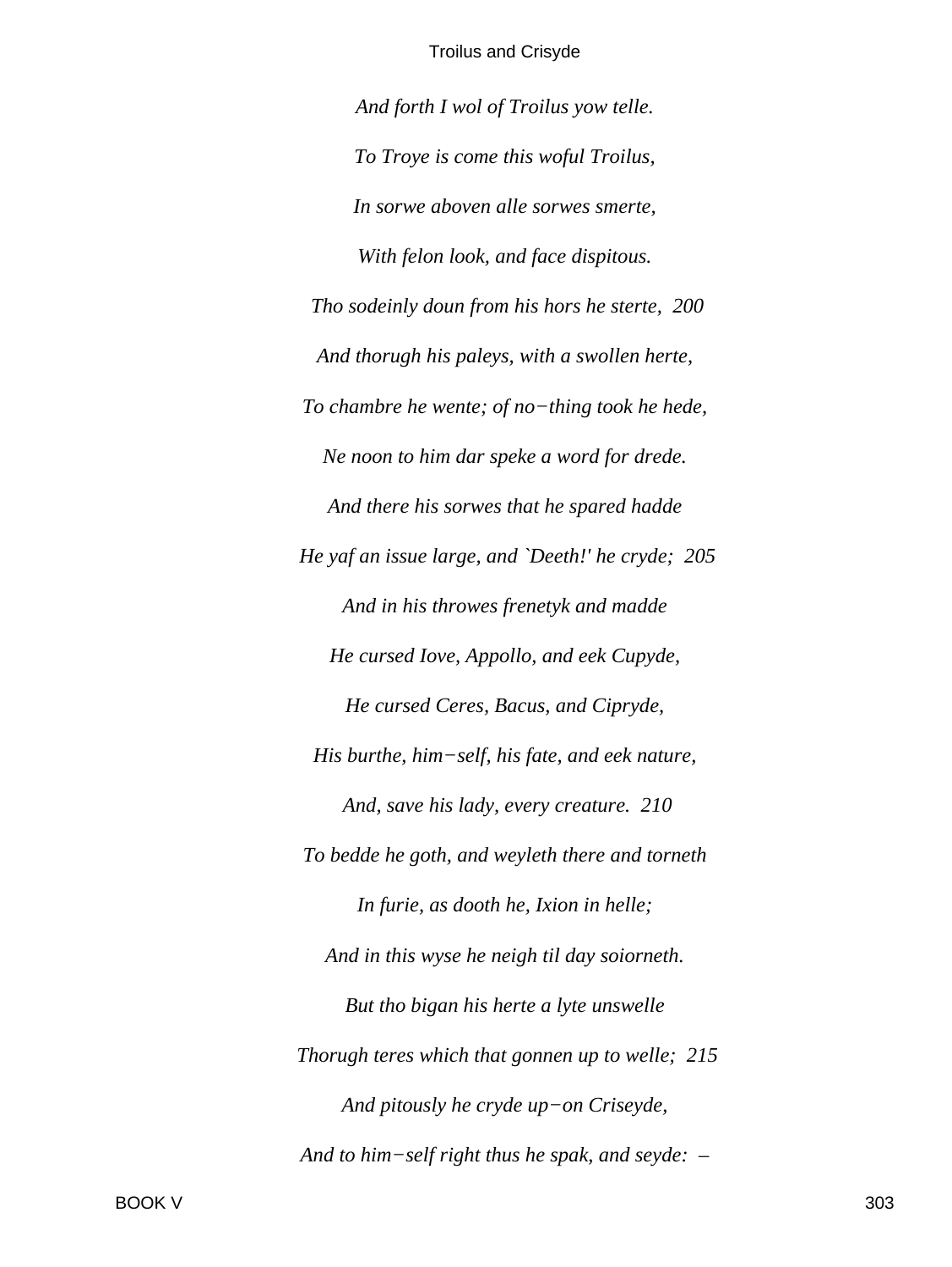*And forth I wol of Troilus yow telle.*

*To Troye is come this woful Troilus,*

*In sorwe aboven alle sorwes smerte,*

*With felon look, and face dispitous.*

*Tho sodeinly doun from his hors he sterte, 200*

*And thorugh his paleys, with a swollen herte,*

*To chambre he wente; of no−thing took he hede,*

*Ne noon to him dar speke a word for drede.*

*And there his sorwes that he spared hadde*

*He yaf an issue large, and `Deeth!' he cryde; 205*

*And in his throwes frenetyk and madde*

*He cursed Iove, Appollo, and eek Cupyde,*

*He cursed Ceres, Bacus, and Cipryde,*

*His burthe, him−self, his fate, and eek nature,*

*And, save his lady, every creature. 210*

*To bedde he goth, and weyleth there and torneth*

*In furie, as dooth he, Ixion in helle;*

*And in this wyse he neigh til day soiorneth.*

*But tho bigan his herte a lyte unswelle*

*Thorugh teres which that gonnen up to welle; 215*

*And pitously he cryde up−on Criseyde,*

*And to him−self right thus he spak, and seyde: –*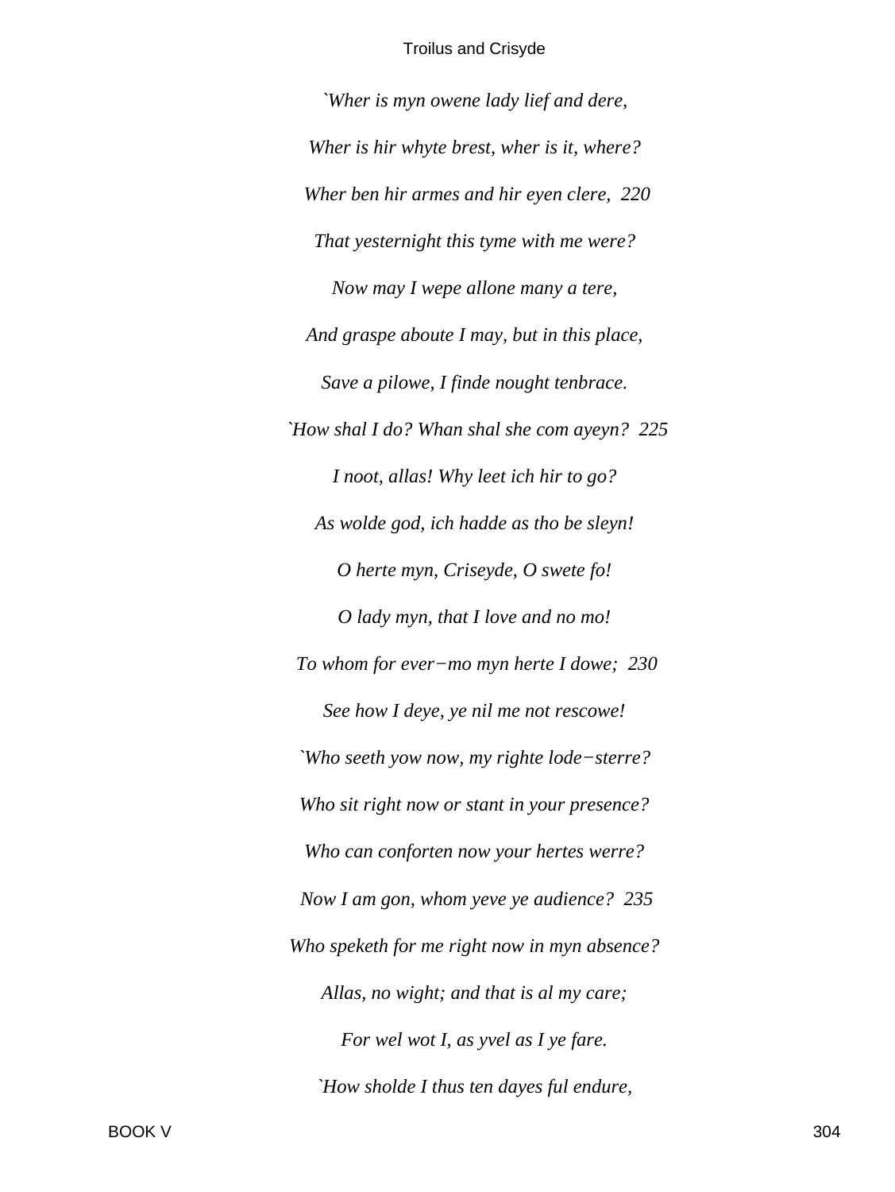*`Wher is myn owene lady lief and dere,*

*Wher is hir whyte brest, wher is it, where?*

*Wher ben hir armes and hir eyen clere,  220*

*That yesternight this tyme with me were?*

*Now may I wepe allone many a tere,*

*And graspe aboute I may, but in this place,*

*Save a pilowe, I finde nought tenbrace.*

*`How shal I do? Whan shal she com ayeyn?  225*

*I noot, allas! Why leet ich hir to go?*

*As wolde god, ich hadde as tho be sleyn!*

*O herte myn, Criseyde, O swete fo!*

*O lady myn, that I love and no mo!*

*To whom for ever−mo myn herte I dowe;  230*

*See how I deye, ye nil me not rescowe!*

*`Who seeth yow now, my righte lode−sterre?*

*Who sit right now or stant in your presence?*

*Who can conforten now your hertes werre?*

*Now I am gon, whom yeve ye audience?  235*

*Who speketh for me right now in myn absence?*

*Allas, no wight; and that is al my care;*

*For wel wot I, as yvel as I ye fare.*

*`How sholde I thus ten dayes ful endure,*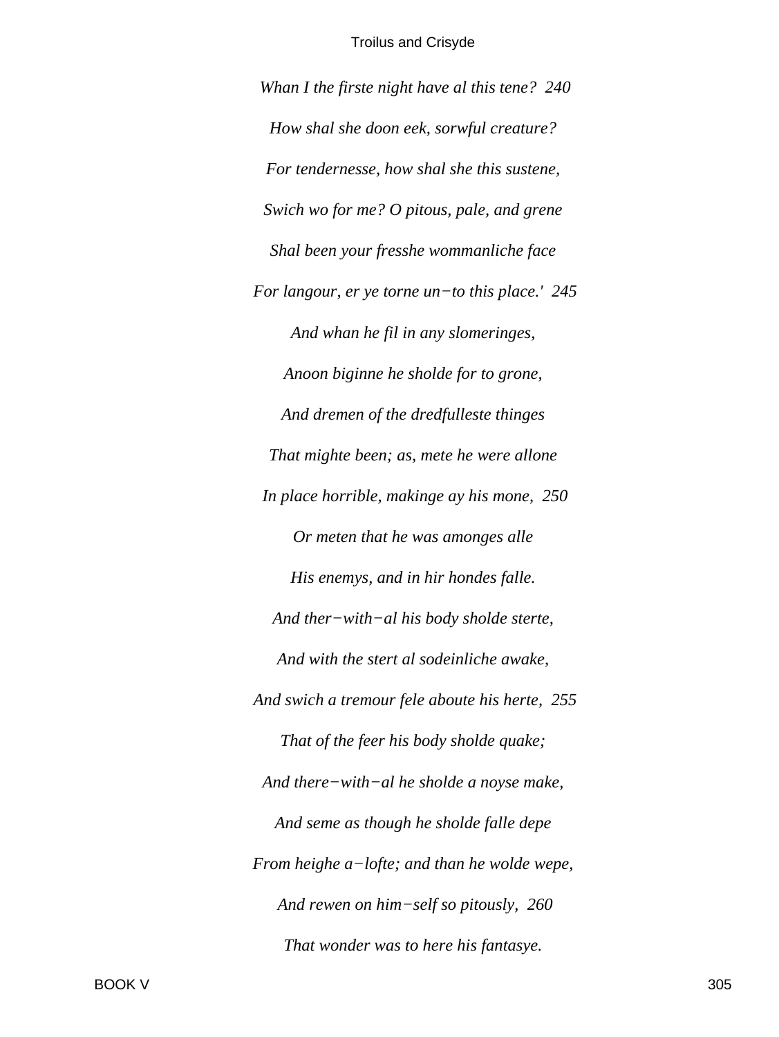*Whan I the firste night have al this tene?  240*

*How shal she doon eek, sorwful creature?*

*For tendernesse, how shal she this sustene,*

*Swich wo for me? O pitous, pale, and grene*

*Shal been your fresshe wommanliche face*

*For langour, er ye torne un−to this place.'  245*

*And whan he fil in any slomeringes,*

*Anoon biginne he sholde for to grone,*

*And dremen of the dredfulleste thinges*

*That mighte been; as, mete he were allone*

*In place horrible, makinge ay his mone,  250*

*Or meten that he was amonges alle*

*His enemys, and in hir hondes falle.*

*And ther−with−al his body sholde sterte,*

*And with the stert al sodeinliche awake,*

*And swich a tremour fele aboute his herte,  255*

*That of the feer his body sholde quake;*

*And there−with−al he sholde a noyse make,*

*And seme as though he sholde falle depe*

*From heighe a−lofte; and than he wolde wepe,*

*And rewen on him−self so pitously,  260*

*That wonder was to here his fantasye.*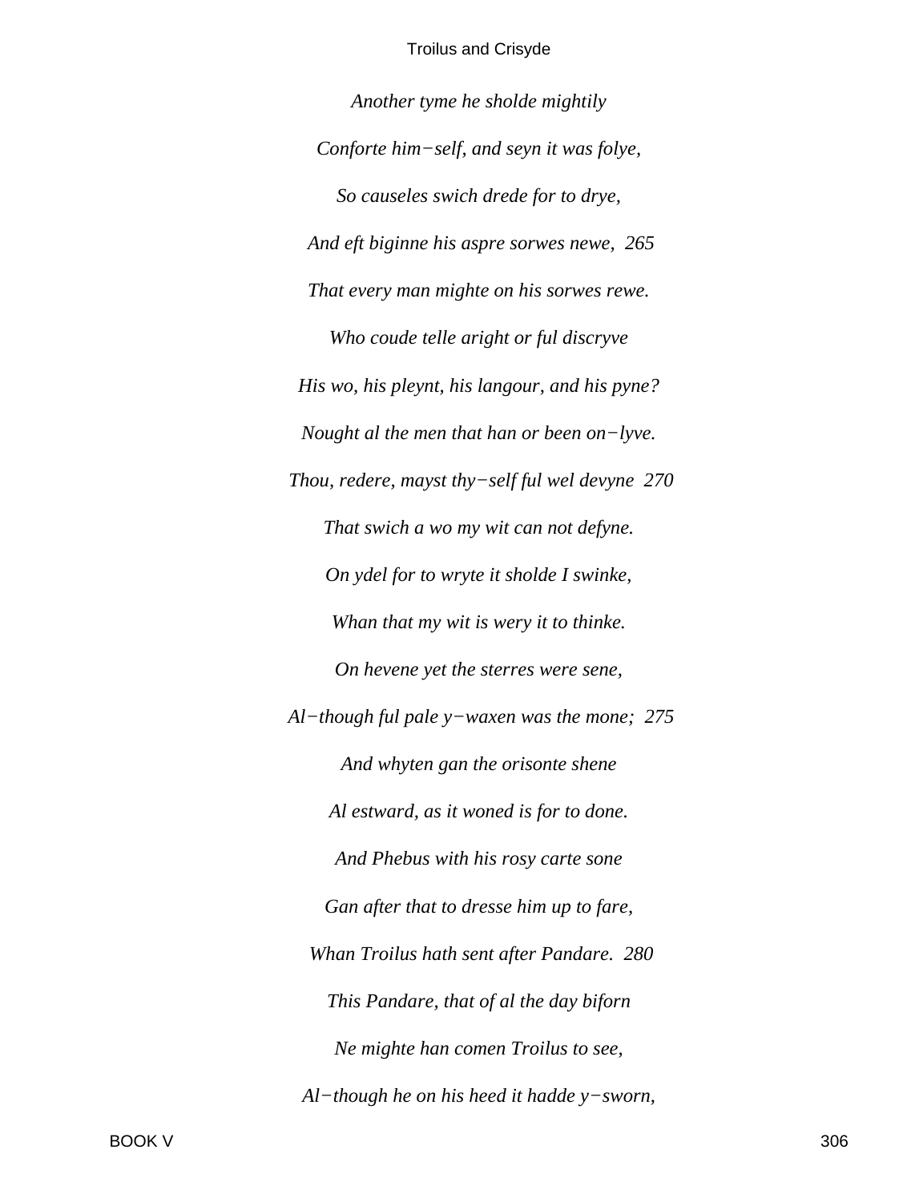*Another tyme he sholde mightily*

*Conforte him−self, and seyn it was folye,*

*So causeles swich drede for to drye,*

*And eft biginne his aspre sorwes newe, 265*

*That every man mighte on his sorwes rewe.*

*Who coude telle aright or ful discryve*

*His wo, his pleynt, his langour, and his pyne?*

*Nought al the men that han or been on−lyve.*

*Thou, redere, mayst thy−self ful wel devyne 270*

*That swich a wo my wit can not defyne.*

*On ydel for to wryte it sholde I swinke,*

*Whan that my wit is wery it to thinke.*

*On hevene yet the sterres were sene,*

*Al−though ful pale y−waxen was the mone; 275*

*And whyten gan the orisonte shene*

*Al estward, as it woned is for to done.*

*And Phebus with his rosy carte sone*

*Gan after that to dresse him up to fare,*

*Whan Troilus hath sent after Pandare. 280*

*This Pandare, that of al the day biforn*

*Ne mighte han comen Troilus to see,*

*Al−though he on his heed it hadde y−sworn,*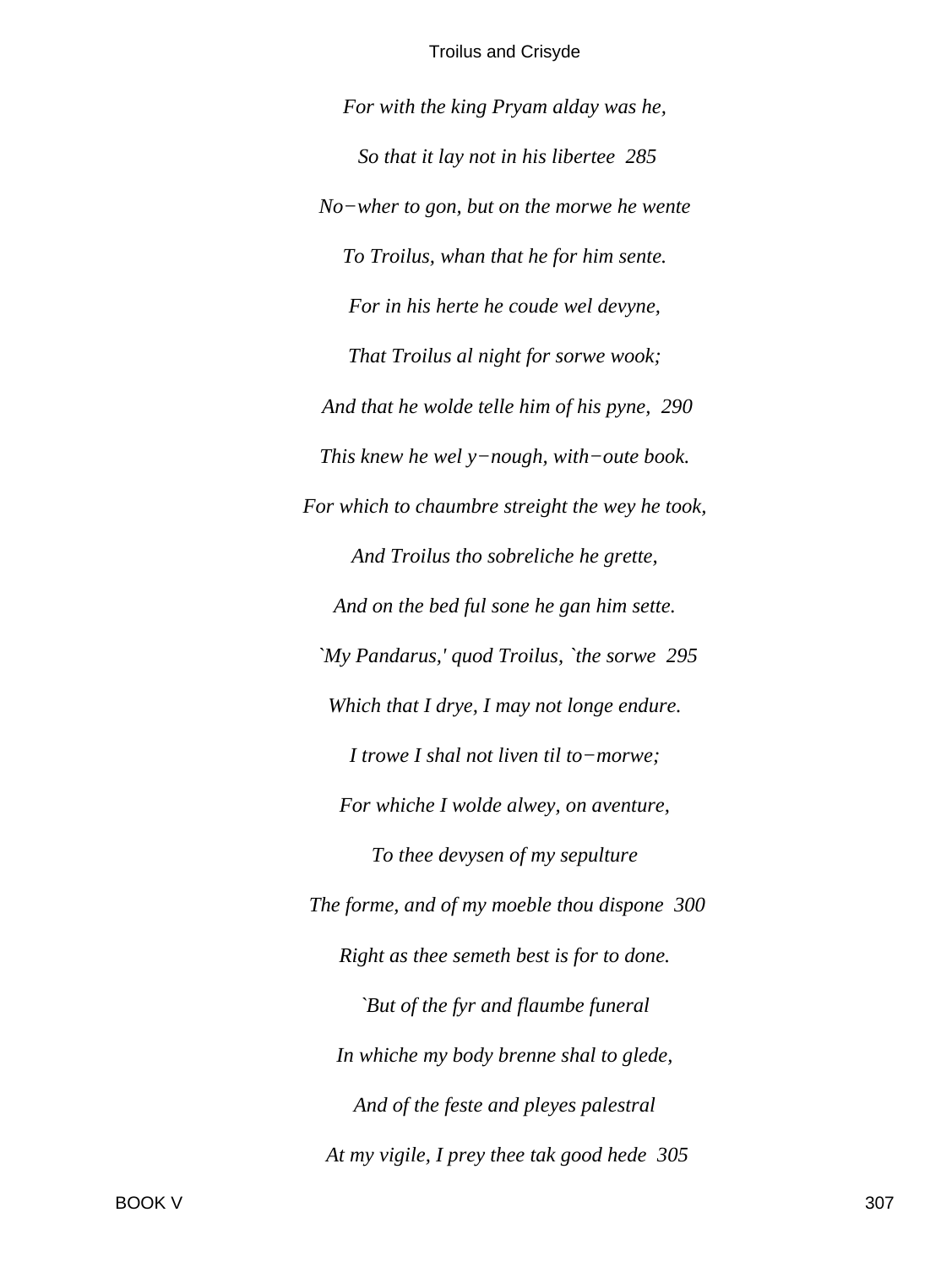*For with the king Pryam alday was he,*

*So that it lay not in his libertee  285*

*No−wher to gon, but on the morwe he wente*

*To Troilus, whan that he for him sente.*

*For in his herte he coude wel devyne,*

*That Troilus al night for sorwe wook;*

*And that he wolde telle him of his pyne,  290*

*This knew he wel y−nough, with−oute book.*

*For which to chaumbre streight the wey he took,*

*And Troilus tho sobreliche he grette,*

*And on the bed ful sone he gan him sette.*

*`My Pandarus,' quod Troilus, `the sorwe  295*

*Which that I drye, I may not longe endure.*

*I trowe I shal not liven til to−morwe;*

*For whiche I wolde alwey, on aventure,*

*To thee devysen of my sepulture*

*The forme, and of my moeble thou dispone  300*

*Right as thee semeth best is for to done.*

*`But of the fyr and flaumbe funeral*

*In whiche my body brenne shal to glede,*

*And of the feste and pleyes palestral*

*At my vigile, I prey thee tak good hede  305*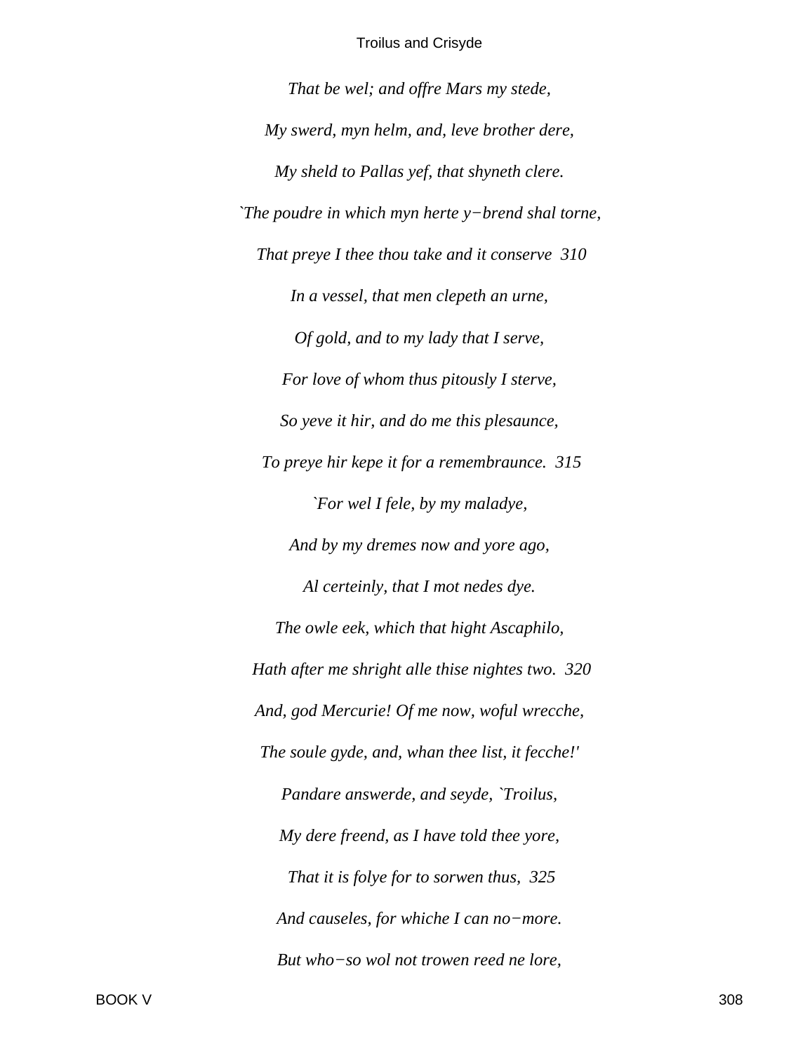*That be wel; and offre Mars my stede,*

*My swerd, myn helm, and, leve brother dere,*

*My sheld to Pallas yef, that shyneth clere.*

*`The poudre in which myn herte y−brend shal torne,*

*That preye I thee thou take and it conserve  310*

*In a vessel, that men clepeth an urne,*

*Of gold, and to my lady that I serve,*

*For love of whom thus pitously I sterve,*

*So yeve it hir, and do me this plesaunce,*

*To preye hir kepe it for a remembraunce.  315*

*`For wel I fele, by my maladye,*

*And by my dremes now and yore ago,*

*Al certeinly, that I mot nedes dye.*

*The owle eek, which that hight Ascaphilo,*

*Hath after me shright alle thise nightes two.  320*

*And, god Mercurie! Of me now, woful wrecche,*

*The soule gyde, and, whan thee list, it fecche!'*

*Pandare answerde, and seyde, `Troilus,*

*My dere freend, as I have told thee yore,*

*That it is folye for to sorwen thus,  325*

*And causeles, for whiche I can no−more.*

*But who−so wol not trowen reed ne lore,*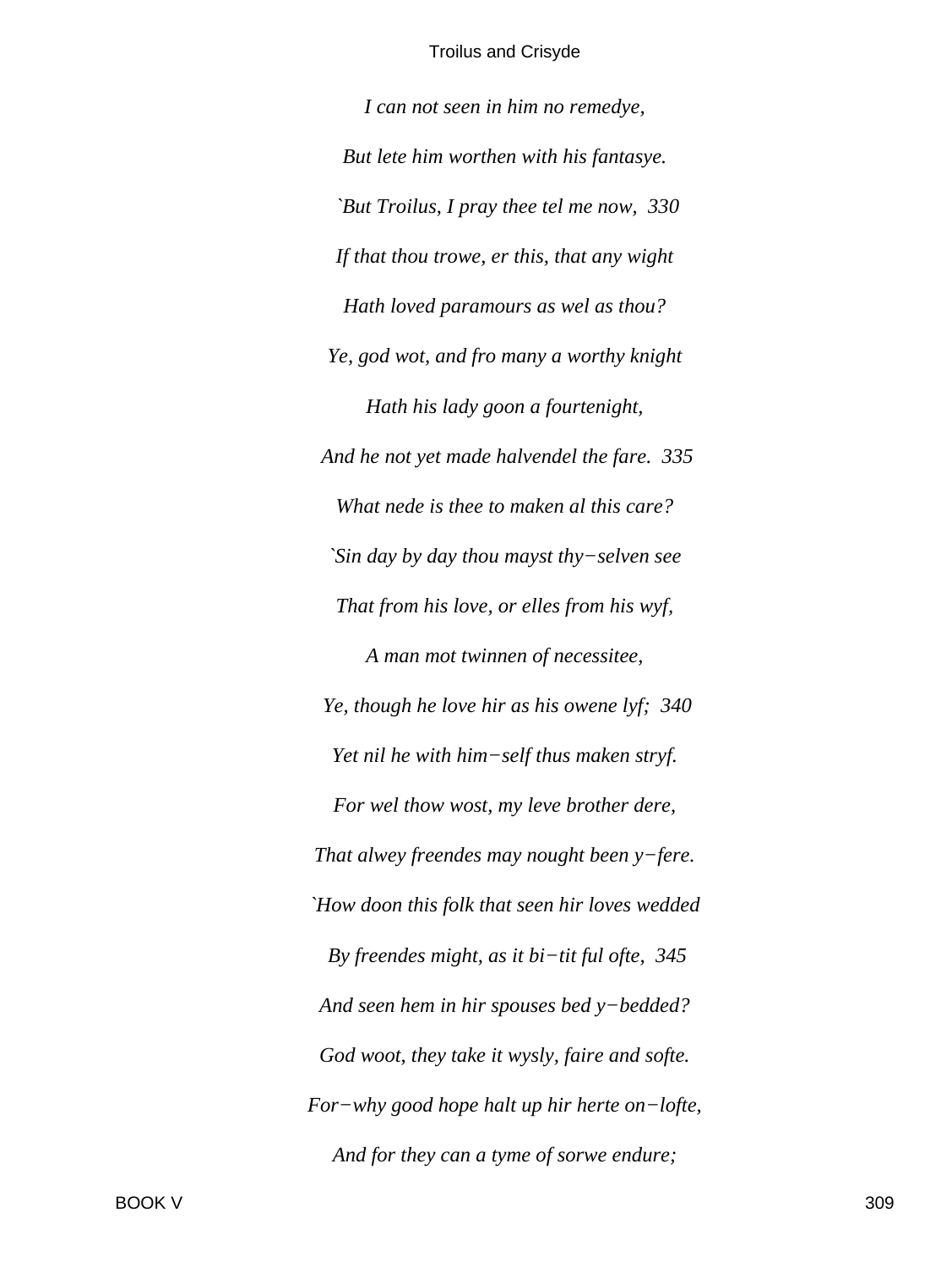*I can not seen in him no remedye,*

*But lete him worthen with his fantasye.*

*`But Troilus, I pray thee tel me now, 330*

*If that thou trowe, er this, that any wight*

*Hath loved paramours as wel as thou?*

*Ye, god wot, and fro many a worthy knight*

*Hath his lady goon a fourtenight,*

*And he not yet made halvendel the fare. 335*

*What nede is thee to maken al this care?*

*`Sin day by day thou mayst thy−selven see*

*That from his love, or elles from his wyf,*

*A man mot twinnen of necessitee,*

*Ye, though he love hir as his owene lyf; 340*

*Yet nil he with him−self thus maken stryf.*

*For wel thow wost, my leve brother dere,*

*That alwey freendes may nought been y−fere.*

*`How doon this folk that seen hir loves wedded*

*By freendes might, as it bi−tit ful ofte, 345*

*And seen hem in hir spouses bed y−bedded?*

*God woot, they take it wysly, faire and softe.*

*For−why good hope halt up hir herte on−lofte,*

*And for they can a tyme of sorwe endure;*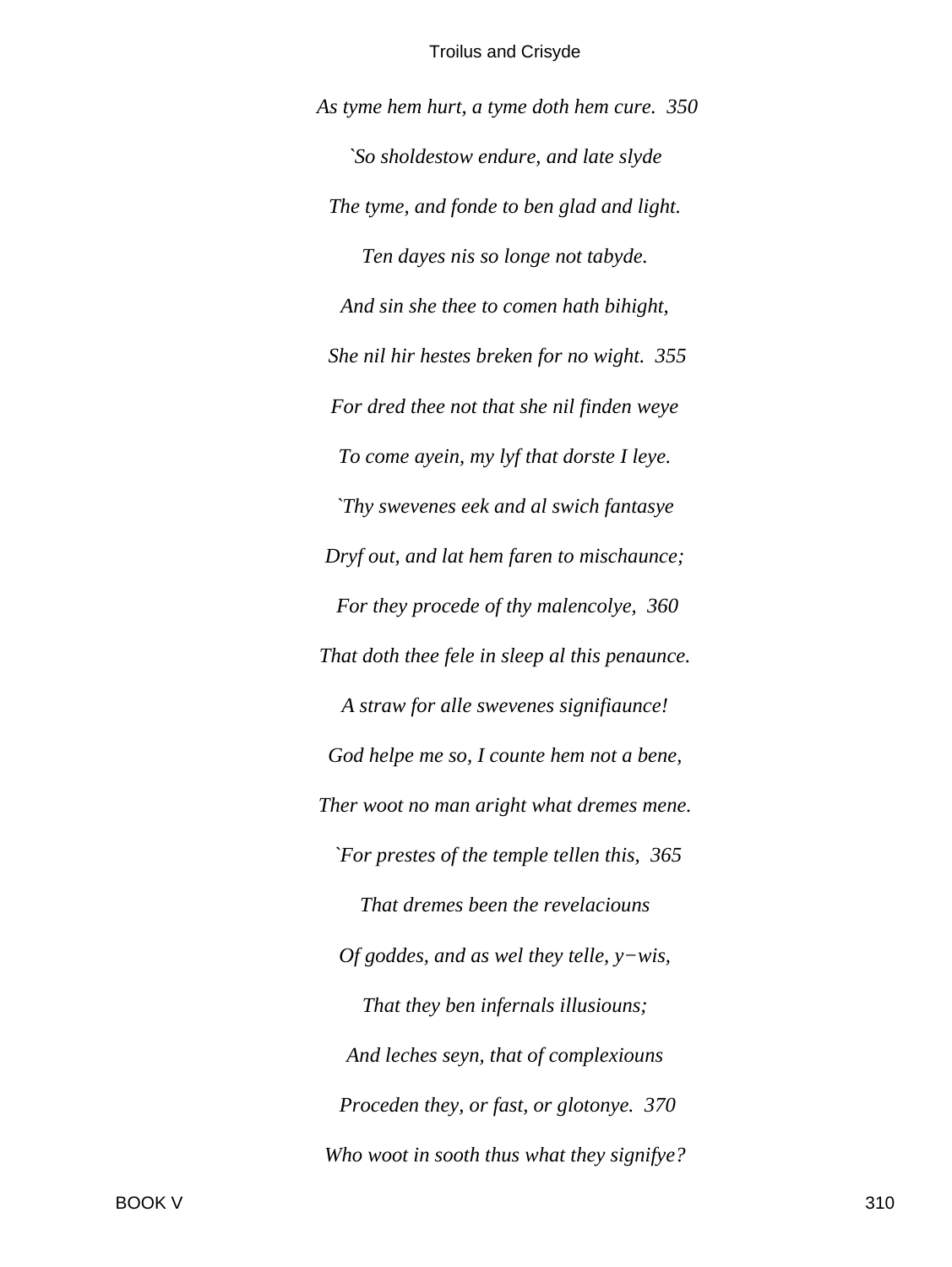*As tyme hem hurt, a tyme doth hem cure.  350*

*`So sholdestow endure, and late slyde*

*The tyme, and fonde to ben glad and light.*

*Ten dayes nis so longe not tabyde.*

*And sin she thee to comen hath bihight,*

*She nil hir hestes breken for no wight.  355*

*For dred thee not that she nil finden weye*

*To come ayein, my lyf that dorste I leye.*

*`Thy swevenes eek and al swich fantasye*

*Dryf out, and lat hem faren to mischaunce;*

*For they procede of thy malencolye,  360*

*That doth thee fele in sleep al this penaunce.*

*A straw for alle swevenes signifiaunce!*

*God helpe me so, I counte hem not a bene,*

*Ther woot no man aright what dremes mene.*

*`For prestes of the temple tellen this,  365*

*That dremes been the revelaciouns*

*Of goddes, and as wel they telle, y−wis,*

*That they ben infernals illusiouns;*

*And leches seyn, that of complexiouns*

*Proceden they, or fast, or glotonye.  370*

*Who woot in sooth thus what they signifye?*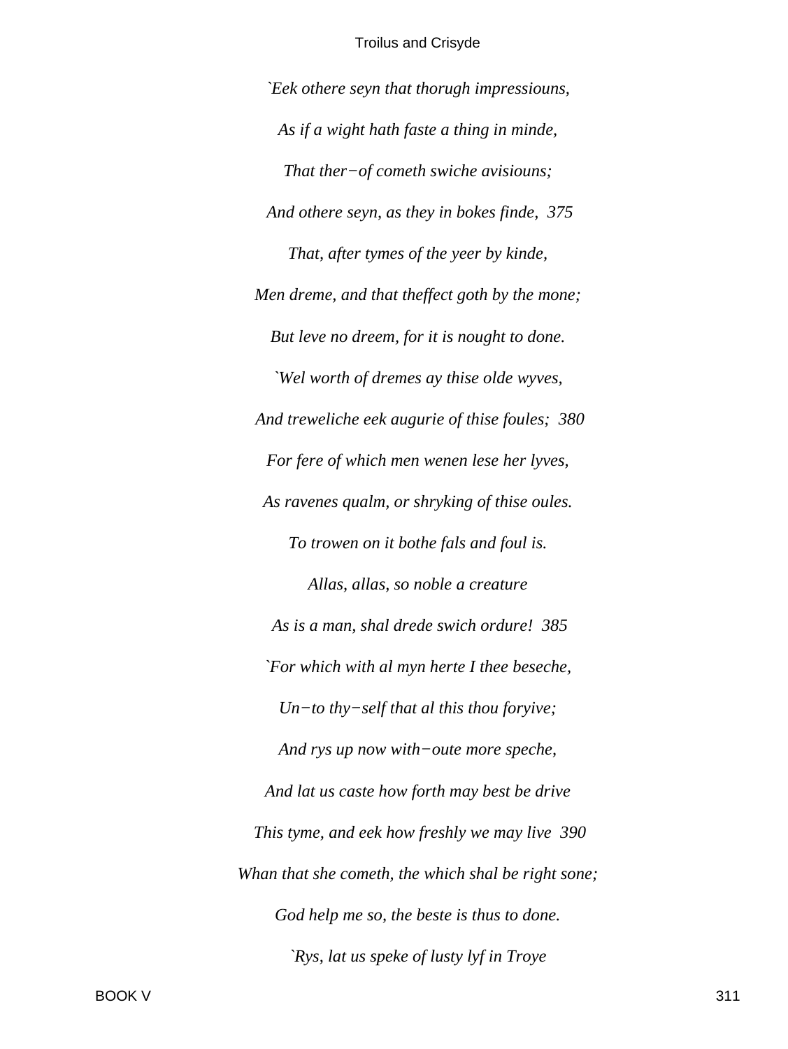*`Eek othere seyn that thorugh impressiouns,*

*As if a wight hath faste a thing in minde,*

*That ther−of cometh swiche avisiouns;*

*And othere seyn, as they in bokes finde, 375*

*That, after tymes of the yeer by kinde,*

*Men dreme, and that theffect goth by the mone;*

*But leve no dreem, for it is nought to done.*

*`Wel worth of dremes ay thise olde wyves,*

*And treweliche eek augurie of thise foules; 380*

*For fere of which men wenen lese her lyves,*

*As ravenes qualm, or shryking of thise oules.*

*To trowen on it bothe fals and foul is.*

*Allas, allas, so noble a creature*

*As is a man, shal drede swich ordure! 385*

*`For which with al myn herte I thee beseche,*

*Un−to thy−self that al this thou foryive;*

*And rys up now with−oute more speche,*

*And lat us caste how forth may best be drive*

*This tyme, and eek how freshly we may live 390*

*Whan that she cometh, the which shal be right sone;*

*God help me so, the beste is thus to done.*

*`Rys, lat us speke of lusty lyf in Troye*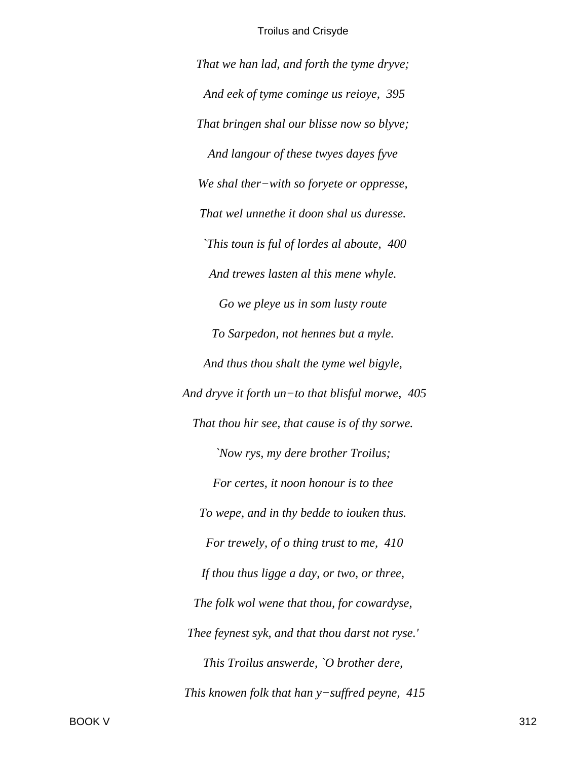*That we han lad, and forth the tyme dryve;*

*And eek of tyme cominge us reioye, 395*

*That bringen shal our blisse now so blyve;*

*And langour of these twyes dayes fyve*

*We shal ther−with so foryete or oppresse,*

*That wel unnethe it doon shal us duresse.*

*`This toun is ful of lordes al aboute, 400*

*And trewes lasten al this mene whyle.*

*Go we pleye us in som lusty route*

*To Sarpedon, not hennes but a myle.*

*And thus thou shalt the tyme wel bigyle,*

*And dryve it forth un−to that blisful morwe, 405*

*That thou hir see, that cause is of thy sorwe.*

*`Now rys, my dere brother Troilus;*

*For certes, it noon honour is to thee*

*To wepe, and in thy bedde to iouken thus.*

*For trewely, of o thing trust to me, 410*

*If thou thus ligge a day, or two, or three,*

*The folk wol wene that thou, for cowardyse,*

*Thee feynest syk, and that thou darst not ryse.'*

*This Troilus answerde, `O brother dere,*

*This knowen folk that han y−suffred peyne, 415*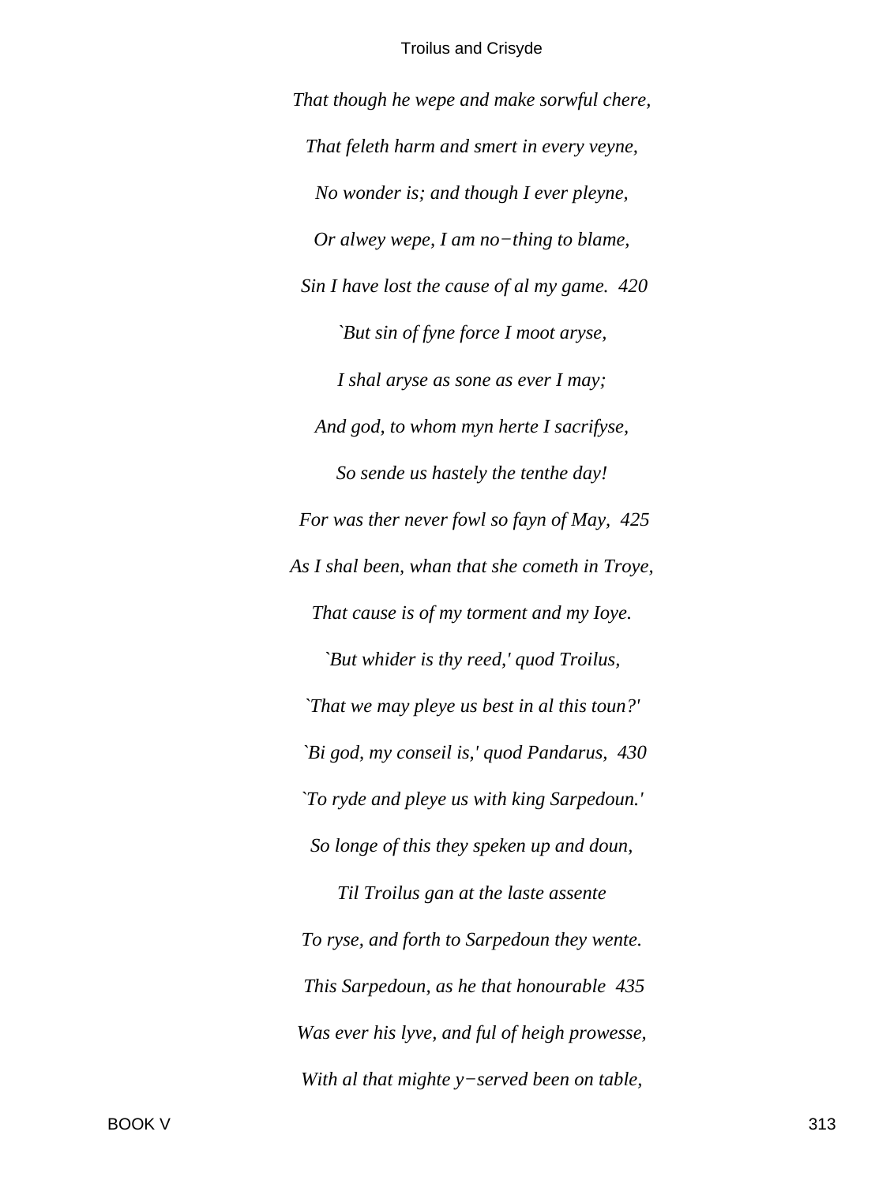*That though he wepe and make sorwful chere,*

*That feleth harm and smert in every veyne,*

*No wonder is; and though I ever pleyne,*

*Or alwey wepe, I am no−thing to blame,*

*Sin I have lost the cause of al my game.  420*

*`But sin of fyne force I moot aryse,*

*I shal aryse as sone as ever I may;*

*And god, to whom myn herte I sacrifyse,*

*So sende us hastely the tenthe day!*

*For was ther never fowl so fayn of May,  425*

*As I shal been, whan that she cometh in Troye,*

*That cause is of my torment and my Ioye.*

*`But whider is thy reed,' quod Troilus,*

*`That we may pleye us best in al this toun?'*

*`Bi god, my conseil is,' quod Pandarus,  430*

*`To ryde and pleye us with king Sarpedoun.'*

*So longe of this they speken up and doun,*

*Til Troilus gan at the laste assente*

*To ryse, and forth to Sarpedoun they wente.*

*This Sarpedoun, as he that honourable  435*

*Was ever his lyve, and ful of heigh prowesse,*

*With al that mighte y−served been on table,*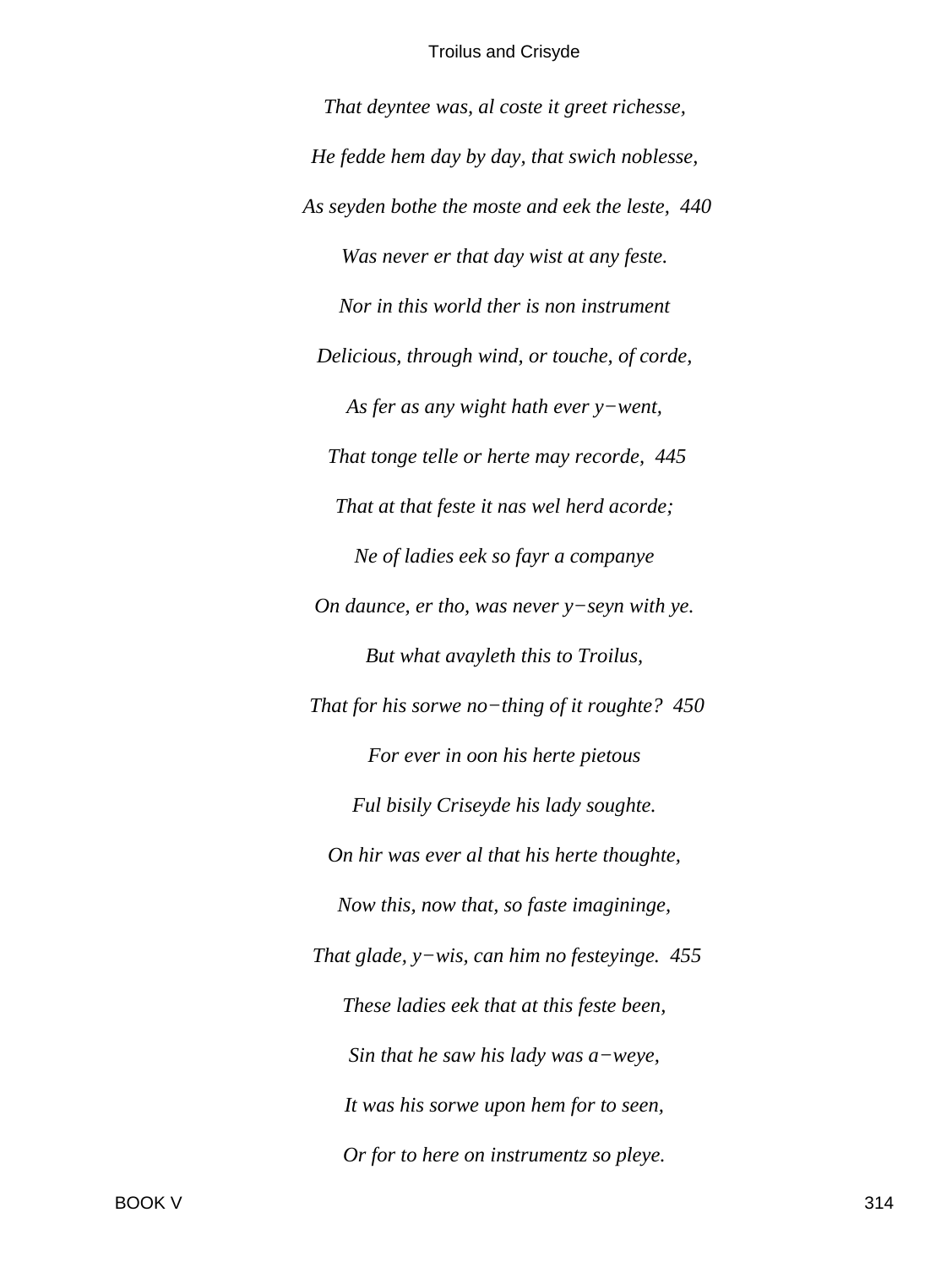*That deyntee was, al coste it greet richesse,*

*He fedde hem day by day, that swich noblesse,*

*As seyden bothe the moste and eek the leste,  440*

*Was never er that day wist at any feste.*

*Nor in this world ther is non instrument*

*Delicious, through wind, or touche, of corde,*

*As fer as any wight hath ever y−went,*

*That tonge telle or herte may recorde,  445*

*That at that feste it nas wel herd acorde;*

*Ne of ladies eek so fayr a companye*

*On daunce, er tho, was never y−seyn with ye.*

*But what avayleth this to Troilus,*

*That for his sorwe no−thing of it roughte?  450*

*For ever in oon his herte pietous*

*Ful bisily Criseyde his lady soughte.*

*On hir was ever al that his herte thoughte,*

*Now this, now that, so faste imagininge,*

*That glade, y−wis, can him no festeyinge.  455*

*These ladies eek that at this feste been,*

*Sin that he saw his lady was a−weye,*

*It was his sorwe upon hem for to seen,*

*Or for to here on instrumentz so pleye.*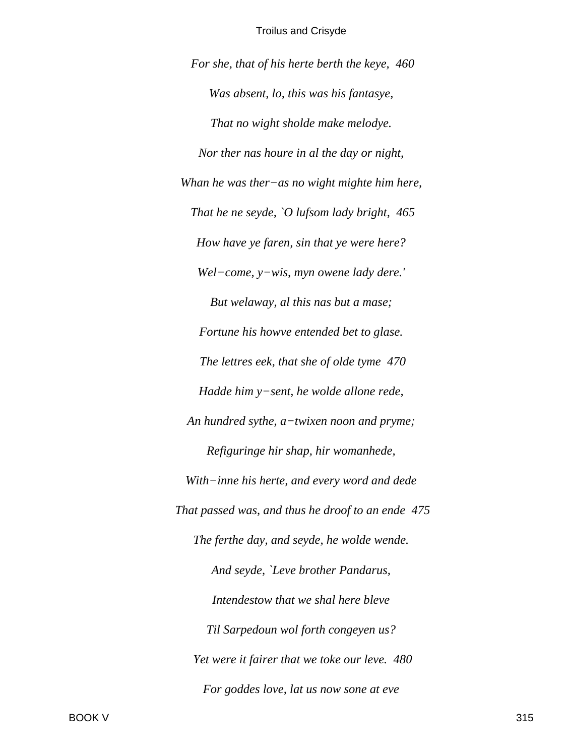*For she, that of his herte berth the keye, 460*

*Was absent, lo, this was his fantasye,*

*That no wight sholde make melodye.*

*Nor ther nas houre in al the day or night,*

*Whan he was ther−as no wight mighte him here,*

*That he ne seyde, `O lufsom lady bright, 465*

*How have ye faren, sin that ye were here?*

*Wel−come, y−wis, myn owene lady dere.'*

*But welaway, al this nas but a mase;*

*Fortune his howve entended bet to glase.*

*The lettres eek, that she of olde tyme 470*

*Hadde him y−sent, he wolde allone rede,*

*An hundred sythe, a−twixen noon and pryme;*

*Refiguringe hir shap, hir womanhede,*

*With−inne his herte, and every word and dede*

*That passed was, and thus he droof to an ende 475*

*The ferthe day, and seyde, he wolde wende.*

*And seyde, `Leve brother Pandarus,*

*Intendestow that we shal here bleve*

*Til Sarpedoun wol forth congeyen us?*

*Yet were it fairer that we toke our leve. 480*

*For goddes love, lat us now sone at eve*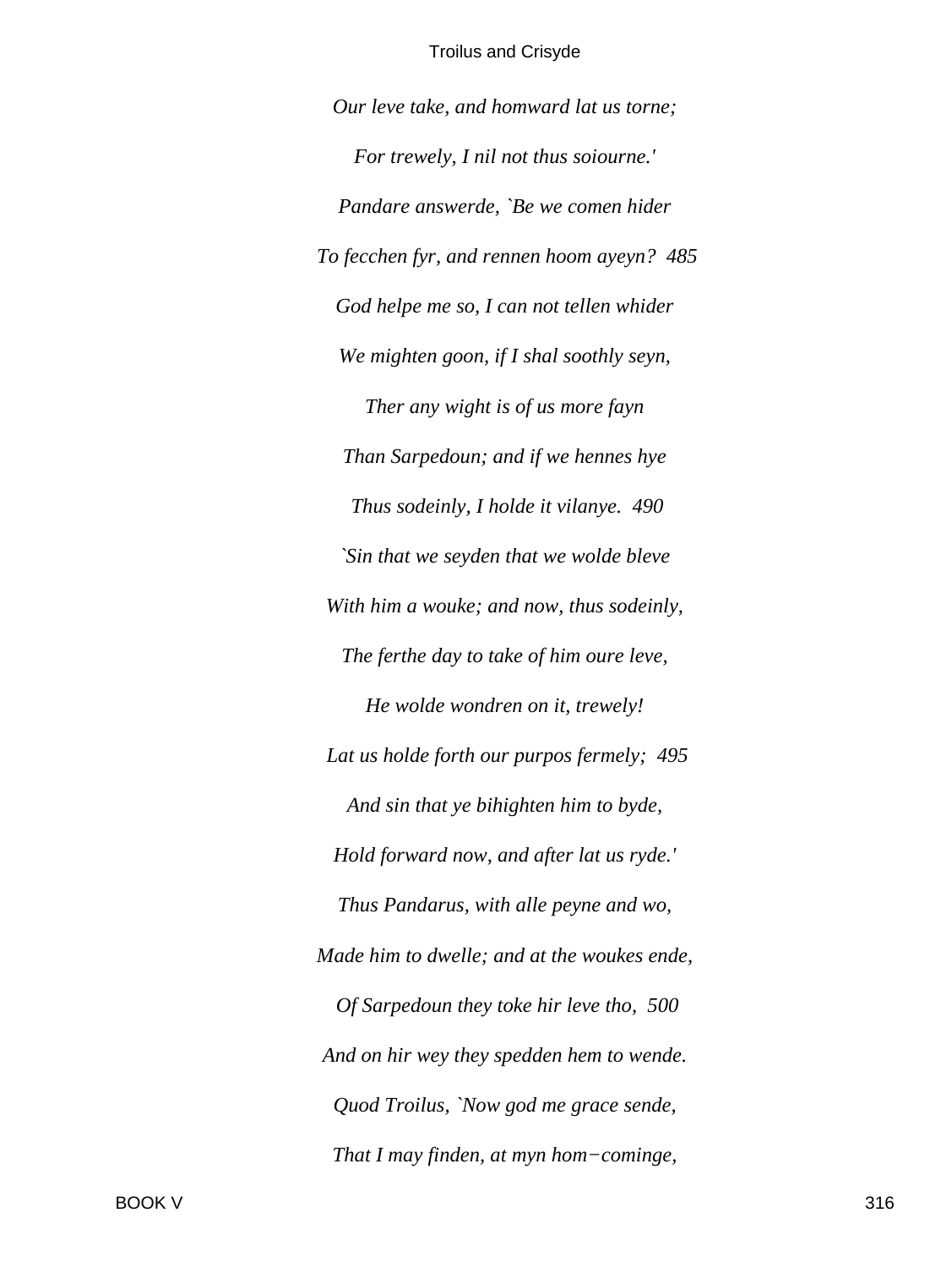*Our leve take, and homward lat us torne;*

*For trewely, I nil not thus soiourne.'*

*Pandare answerde, `Be we comen hider*

*To fecchen fyr, and rennen hoom ayeyn? 485*

*God helpe me so, I can not tellen whider*

*We mighten goon, if I shal soothly seyn,*

*Ther any wight is of us more fayn*

*Than Sarpedoun; and if we hennes hye*

*Thus sodeinly, I holde it vilanye. 490*

*`Sin that we seyden that we wolde bleve*

*With him a wouke; and now, thus sodeinly,*

*The ferthe day to take of him oure leve,*

*He wolde wondren on it, trewely!*

*Lat us holde forth our purpos fermely; 495*

*And sin that ye bihighten him to byde,*

*Hold forward now, and after lat us ryde.'*

*Thus Pandarus, with alle peyne and wo,*

*Made him to dwelle; and at the woukes ende,*

*Of Sarpedoun they toke hir leve tho, 500*

*And on hir wey they spedden hem to wende.*

*Quod Troilus, `Now god me grace sende,*

*That I may finden, at myn hom−cominge,*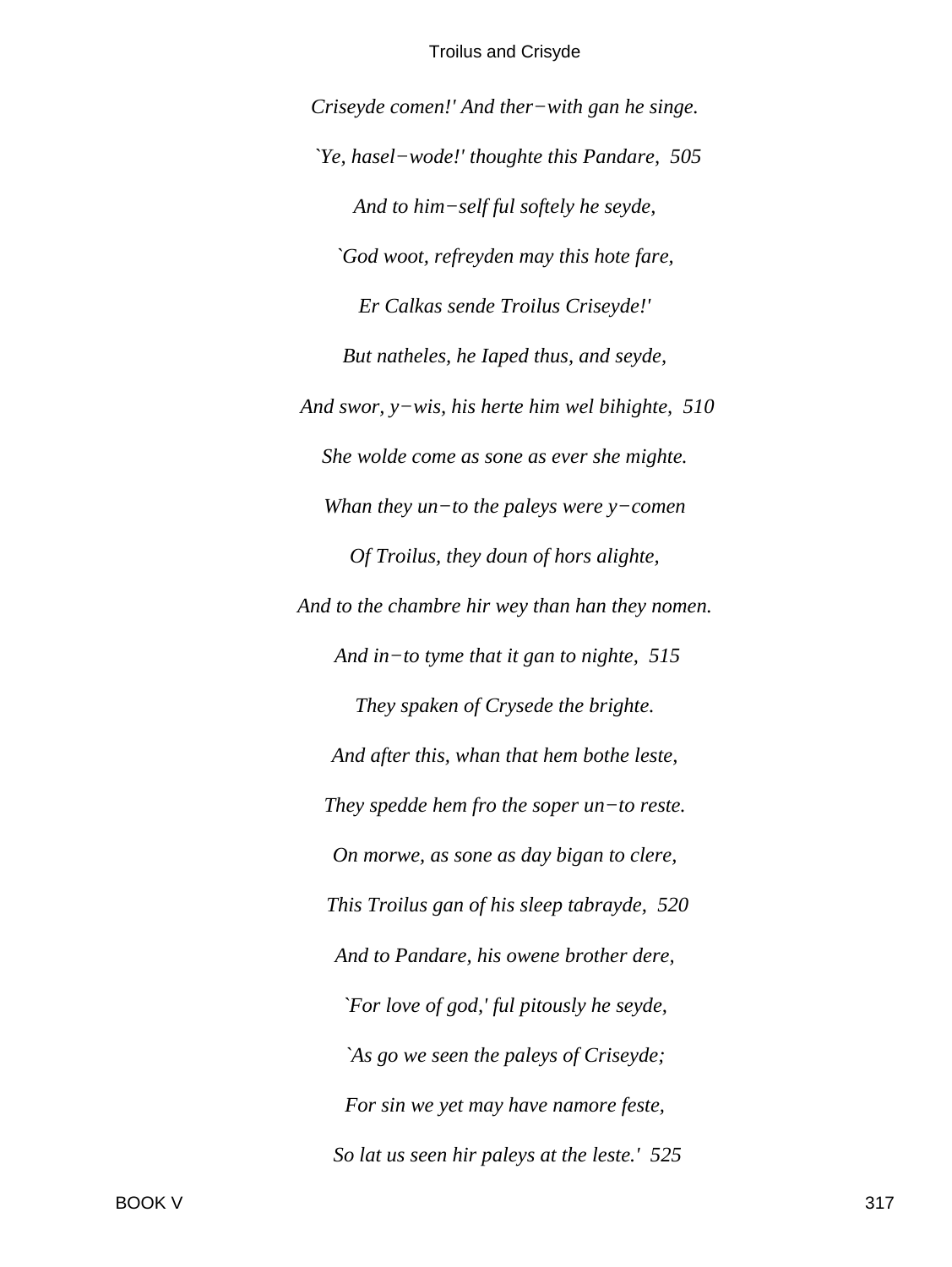*Criseyde comen!' And ther−with gan he singe.*

*`Ye, hasel−wode!' thoughte this Pandare, 505*

*And to him−self ful softely he seyde,*

*`God woot, refreyden may this hote fare,*

*Er Calkas sende Troilus Criseyde!'*

*But natheles, he Iaped thus, and seyde,*

*And swor, y−wis, his herte him wel bihighte, 510*

*She wolde come as sone as ever she mighte.*

*Whan they un−to the paleys were y−comen*

*Of Troilus, they doun of hors alighte,*

*And to the chambre hir wey than han they nomen.*

*And in−to tyme that it gan to nighte, 515*

*They spaken of Crysede the brighte.*

*And after this, whan that hem bothe leste,*

*They spedde hem fro the soper un−to reste.*

*On morwe, as sone as day bigan to clere,*

*This Troilus gan of his sleep tabrayde, 520*

*And to Pandare, his owene brother dere,*

*`For love of god,' ful pitously he seyde,*

*`As go we seen the paleys of Criseyde;*

*For sin we yet may have namore feste,*

*So lat us seen hir paleys at the leste.' 525*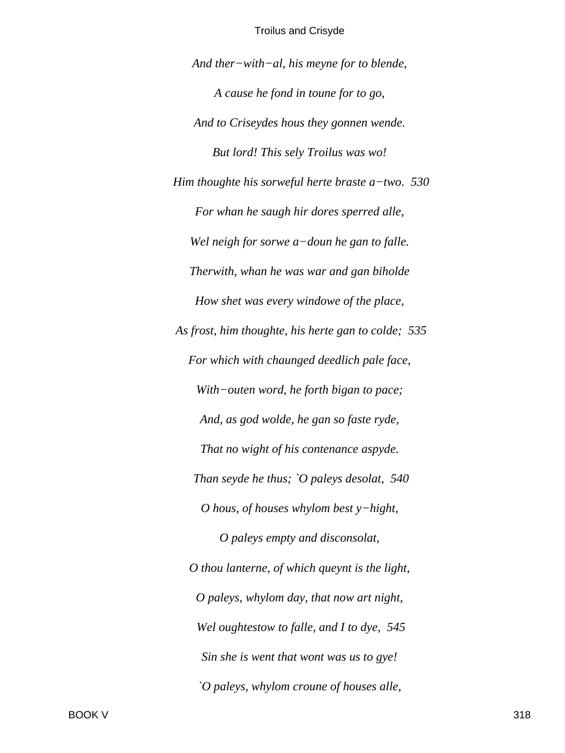*And ther−with−al, his meyne for to blende,*

*A cause he fond in toune for to go,*

*And to Criseydes hous they gonnen wende.*

*But lord! This sely Troilus was wo!*

*Him thoughte his sorweful herte braste a−two.  530*

*For whan he saugh hir dores sperred alle,*

*Wel neigh for sorwe a−doun he gan to falle.*

*Therwith, whan he was war and gan biholde*

*How shet was every windowe of the place,*

*As frost, him thoughte, his herte gan to colde;  535*

*For which with chaunged deedlich pale face,*

*With−outen word, he forth bigan to pace;*

*And, as god wolde, he gan so faste ryde,*

*That no wight of his contenance aspyde.*

*Than seyde he thus; `O paleys desolat,  540*

*O hous, of houses whylom best y−hight,*

*O paleys empty and disconsolat,*

*O thou lanterne, of which queynt is the light,*

*O paleys, whylom day, that now art night,*

*Wel oughtestow to falle, and I to dye,  545*

*Sin she is went that wont was us to gye!*

*`O paleys, whylom croune of houses alle,*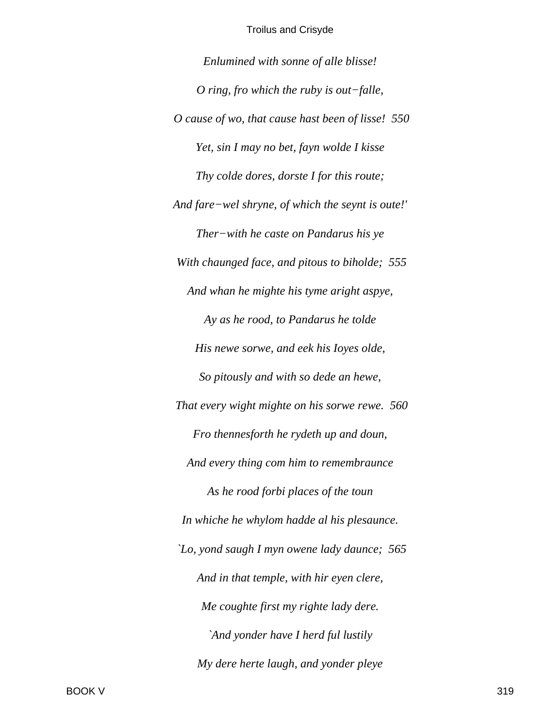*Enlumined with sonne of alle blisse!*

*O ring, fro which the ruby is out−falle,*

*O cause of wo, that cause hast been of lisse!  550*

*Yet, sin I may no bet, fayn wolde I kisse*

*Thy colde dores, dorste I for this route;*

*And fare−wel shryne, of which the seynt is oute!'*

*Ther−with he caste on Pandarus his ye*

*With chaunged face, and pitous to biholde;  555*

*And whan he mighte his tyme aright aspye,*

*Ay as he rood, to Pandarus he tolde*

*His newe sorwe, and eek his Ioyes olde,*

*So pitously and with so dede an hewe,*

*That every wight mighte on his sorwe rewe.  560*

*Fro thennesforth he rydeth up and doun,*

*And every thing com him to remembraunce*

*As he rood forbi places of the toun*

*In whiche he whylom hadde al his plesaunce.*

*`Lo, yond saugh I myn owene lady daunce;  565*

*And in that temple, with hir eyen clere,*

*Me coughte first my righte lady dere.*

*`And yonder have I herd ful lustily*

*My dere herte laugh, and yonder pleye*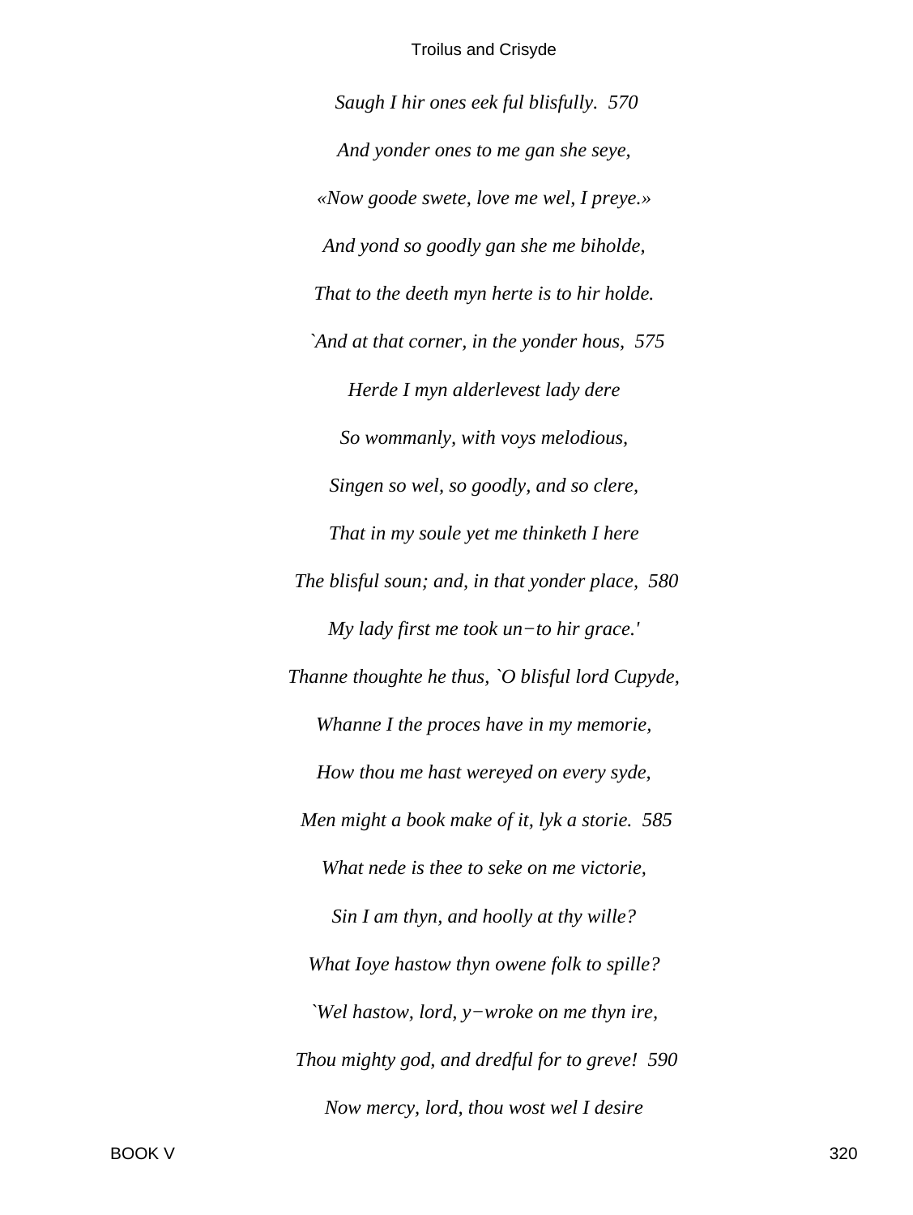*Saugh I hir ones eek ful blisfully.  570*

*And yonder ones to me gan she seye,*

*«Now goode swete, love me wel, I preye.»*

*And yond so goodly gan she me biholde,*

*That to the deeth myn herte is to hir holde.*

*`And at that corner, in the yonder hous,  575*

*Herde I myn alderlevest lady dere*

*So wommanly, with voys melodious,*

*Singen so wel, so goodly, and so clere,*

*That in my soule yet me thinketh I here*

*The blisful soun; and, in that yonder place,  580*

*My lady first me took un−to hir grace.'*

*Thanne thoughte he thus, `O blisful lord Cupyde,*

*Whanne I the proces have in my memorie,*

*How thou me hast wereyed on every syde,*

*Men might a book make of it, lyk a storie.  585*

*What nede is thee to seke on me victorie,*

*Sin I am thyn, and hoolly at thy wille?*

*What Ioye hastow thyn owene folk to spille?*

*`Wel hastow, lord, y−wroke on me thyn ire,*

*Thou mighty god, and dredful for to greve!  590*

*Now mercy, lord, thou wost wel I desire*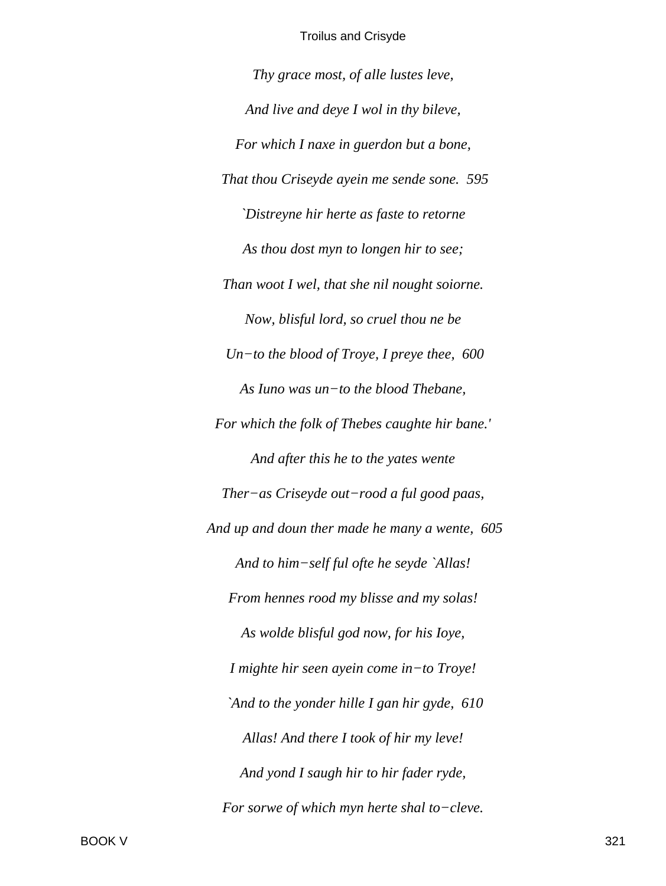*Thy grace most, of alle lustes leve,*

*And live and deye I wol in thy bileve,*

*For which I naxe in guerdon but a bone,*

*That thou Criseyde ayein me sende sone.  595*

*`Distreyne hir herte as faste to retorne*

*As thou dost myn to longen hir to see;*

*Than woot I wel, that she nil nought soiorne.*

*Now, blisful lord, so cruel thou ne be*

*Un−to the blood of Troye, I preye thee,  600*

*As Iuno was un−to the blood Thebane,*

*For which the folk of Thebes caughte hir bane.'*

*And after this he to the yates wente*

*Ther−as Criseyde out−rood a ful good paas,*

*And up and doun ther made he many a wente,  605*

*And to him−self ful ofte he seyde `Allas!*

*From hennes rood my blisse and my solas!*

*As wolde blisful god now, for his Ioye,*

*I mighte hir seen ayein come in−to Troye!*

*`And to the yonder hille I gan hir gyde,  610*

*Allas! And there I took of hir my leve!*

*And yond I saugh hir to hir fader ryde,*

*For sorwe of which myn herte shal to−cleve.*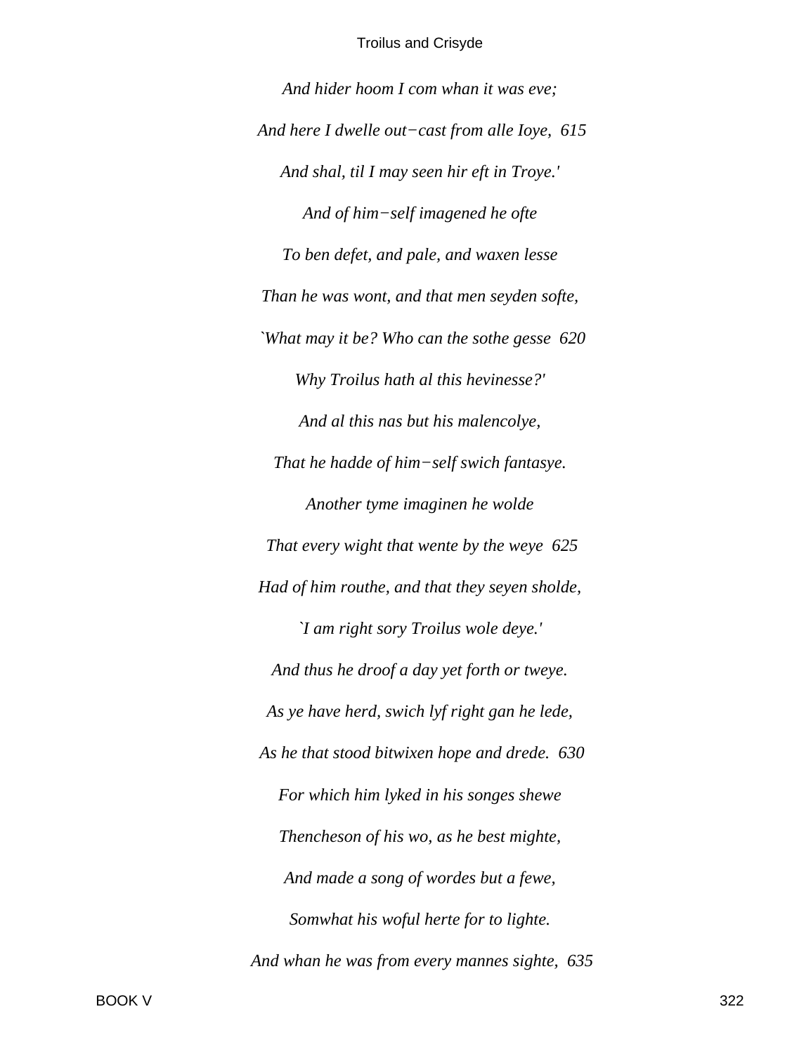*And hider hoom I com whan it was eve;*

*And here I dwelle out−cast from alle Ioye, 615*

*And shal, til I may seen hir eft in Troye.'*

*And of him−self imagened he ofte*

*To ben defet, and pale, and waxen lesse*

*Than he was wont, and that men seyden softe,*

*`What may it be? Who can the sothe gesse 620*

*Why Troilus hath al this hevinesse?'*

*And al this nas but his malencolye,*

*That he hadde of him−self swich fantasye.*

*Another tyme imaginen he wolde*

*That every wight that wente by the weye 625*

*Had of him routhe, and that they seyen sholde,*

*`I am right sory Troilus wole deye.'*

*And thus he droof a day yet forth or tweye.*

*As ye have herd, swich lyf right gan he lede,*

*As he that stood bitwixen hope and drede. 630*

*For which him lyked in his songes shewe*

*Thencheson of his wo, as he best mighte,*

*And made a song of wordes but a fewe,*

*Somwhat his woful herte for to lighte.*

*And whan he was from every mannes sighte, 635*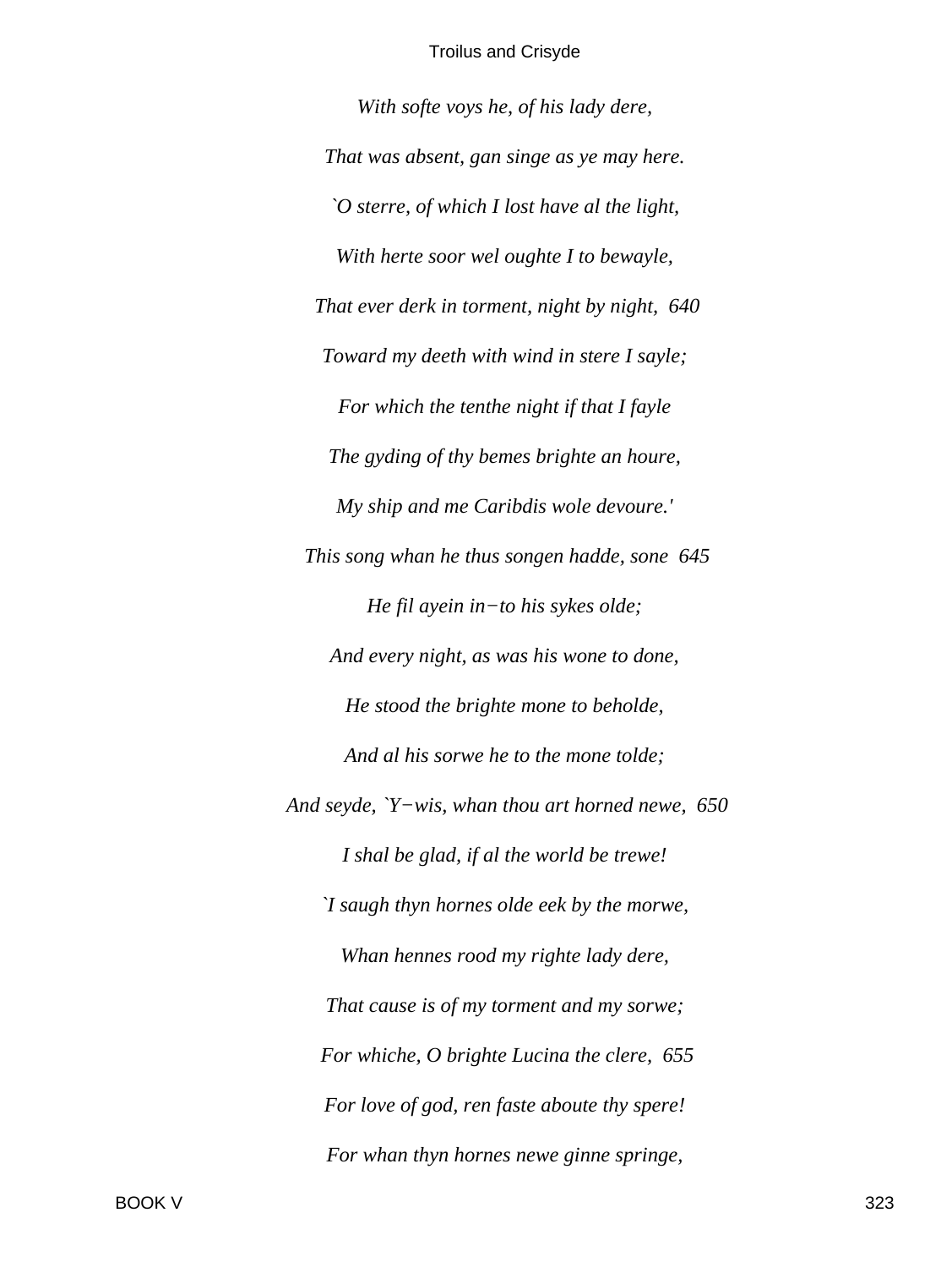*With softe voys he, of his lady dere,*

*That was absent, gan singe as ye may here.*

*`O sterre, of which I lost have al the light,*

*With herte soor wel oughte I to bewayle,*

*That ever derk in torment, night by night, 640*

*Toward my deeth with wind in stere I sayle;*

*For which the tenthe night if that I fayle*

*The gyding of thy bemes brighte an houre,*

*My ship and me Caribdis wole devoure.'*

*This song whan he thus songen hadde, sone 645*

*He fil ayein in−to his sykes olde;*

*And every night, as was his wone to done,*

*He stood the brighte mone to beholde,*

*And al his sorwe he to the mone tolde;*

*And seyde, `Y−wis, whan thou art horned newe, 650*

*I shal be glad, if al the world be trewe!*

*`I saugh thyn hornes olde eek by the morwe,*

*Whan hennes rood my righte lady dere,*

*That cause is of my torment and my sorwe;*

*For whiche, O brighte Lucina the clere, 655*

*For love of god, ren faste aboute thy spere!*

*For whan thyn hornes newe ginne springe,*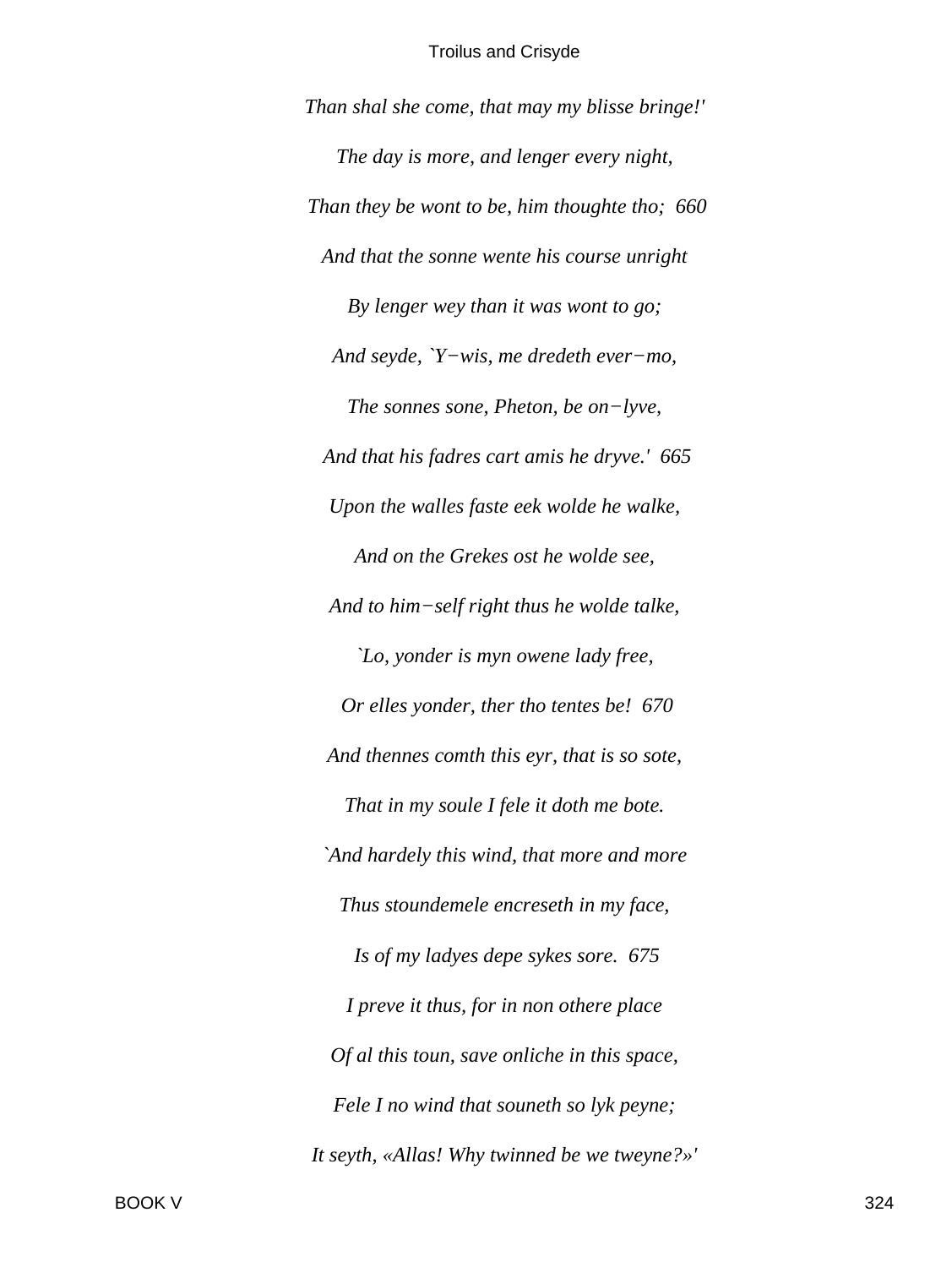*Than shal she come, that may my blisse bringe!'*

*The day is more, and lenger every night,*

*Than they be wont to be, him thoughte tho; 660*

*And that the sonne wente his course unright*

*By lenger wey than it was wont to go;*

*And seyde, `Y−wis, me dredeth ever−mo,*

*The sonnes sone, Pheton, be on−lyve,*

*And that his fadres cart amis he dryve.' 665*

*Upon the walles faste eek wolde he walke,*

*And on the Grekes ost he wolde see,*

*And to him−self right thus he wolde talke,*

*`Lo, yonder is myn owene lady free,*

*Or elles yonder, ther tho tentes be! 670*

*And thennes comth this eyr, that is so sote,*

*That in my soule I fele it doth me bote.*

*`And hardely this wind, that more and more*

*Thus stoundemele encreseth in my face,*

*Is of my ladyes depe sykes sore. 675*

*I preve it thus, for in non othere place*

*Of al this toun, save onliche in this space,*

*Fele I no wind that souneth so lyk peyne;*

*It seyth, «Allas! Why twinned be we tweyne?»'*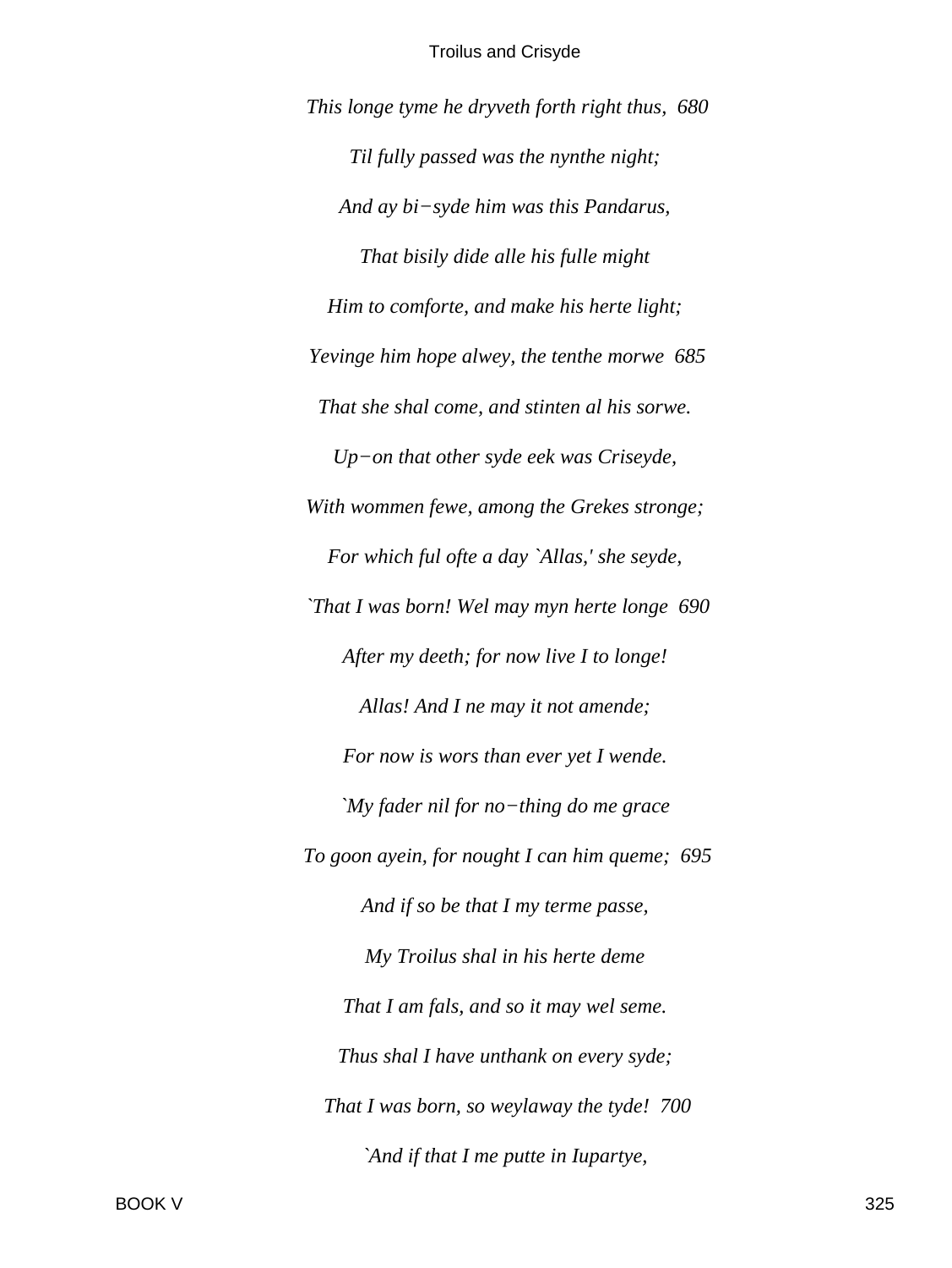*This longe tyme he dryveth forth right thus,  680*

*Til fully passed was the nynthe night;*

*And ay bi−syde him was this Pandarus,*

*That bisily dide alle his fulle might*

*Him to comforte, and make his herte light;*

*Yevinge him hope alwey, the tenthe morwe  685*

*That she shal come, and stinten al his sorwe.*

*Up−on that other syde eek was Criseyde,*

*With wommen fewe, among the Grekes stronge;*

*For which ful ofte a day `Allas,' she seyde,*

*`That I was born! Wel may myn herte longe  690*

*After my deeth; for now live I to longe!*

*Allas! And I ne may it not amende;*

*For now is wors than ever yet I wende.*

*`My fader nil for no−thing do me grace*

*To goon ayein, for nought I can him queme;  695*

*And if so be that I my terme passe,*

*My Troilus shal in his herte deme*

*That I am fals, and so it may wel seme.*

*Thus shal I have unthank on every syde;*

*That I was born, so weylaway the tyde!  700*

*`And if that I me putte in Iupartye,*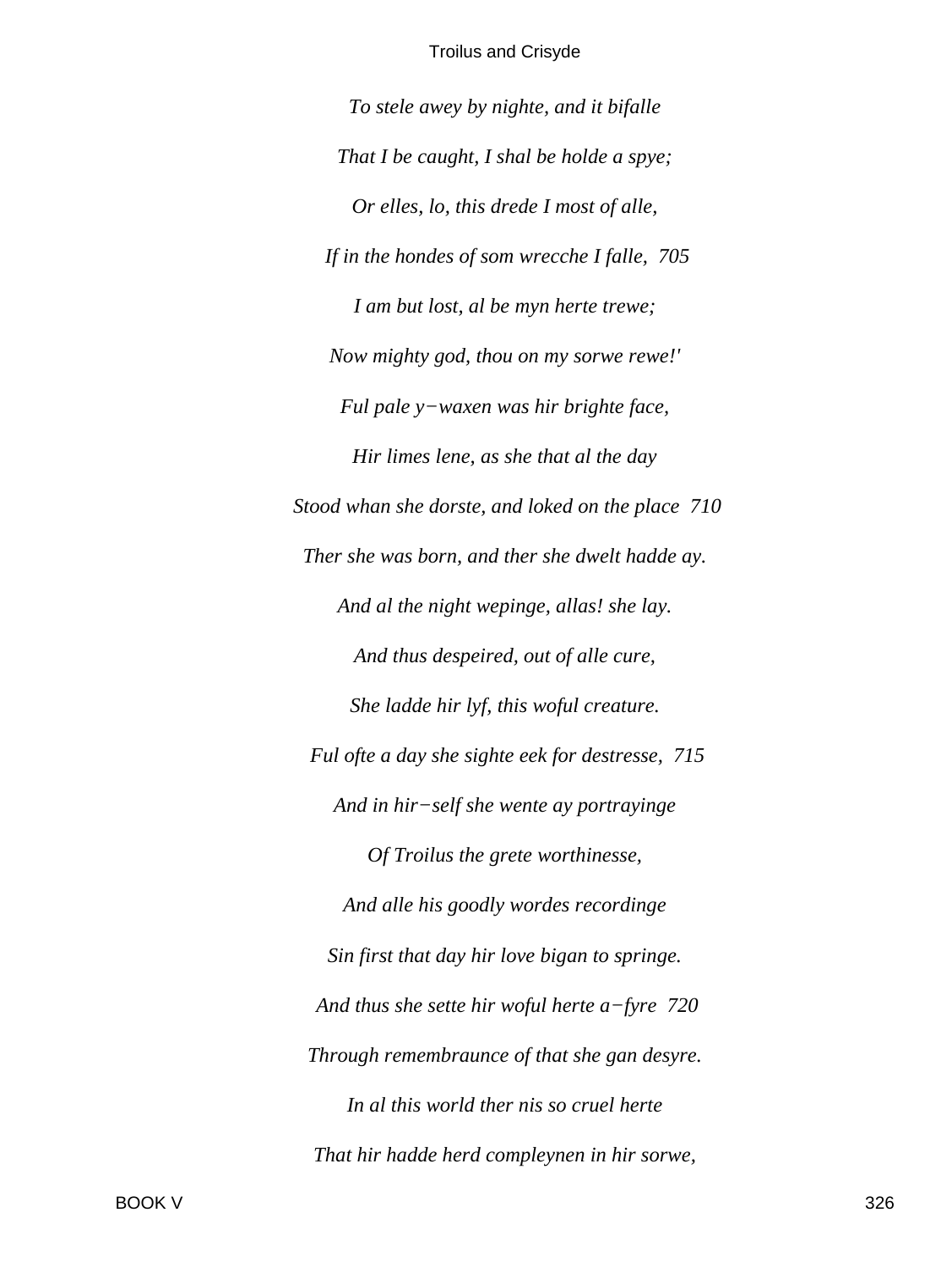*To stele awey by nighte, and it bifalle*

*That I be caught, I shal be holde a spye;*

*Or elles, lo, this drede I most of alle,*

*If in the hondes of som wrecche I falle,  705*

*I am but lost, al be myn herte trewe;*

*Now mighty god, thou on my sorwe rewe!'*

*Ful pale y−waxen was hir brighte face,*

*Hir limes lene, as she that al the day*

*Stood whan she dorste, and loked on the place  710*

*Ther she was born, and ther she dwelt hadde ay.*

*And al the night wepinge, allas! she lay.*

*And thus despeired, out of alle cure,*

*She ladde hir lyf, this woful creature.*

*Ful ofte a day she sighte eek for destresse,  715*

*And in hir−self she wente ay portrayinge*

*Of Troilus the grete worthinesse,*

*And alle his goodly wordes recordinge*

*Sin first that day hir love bigan to springe.*

*And thus she sette hir woful herte a−fyre  720*

*Through remembraunce of that she gan desyre.*

*In al this world ther nis so cruel herte*

*That hir hadde herd compleynen in hir sorwe,*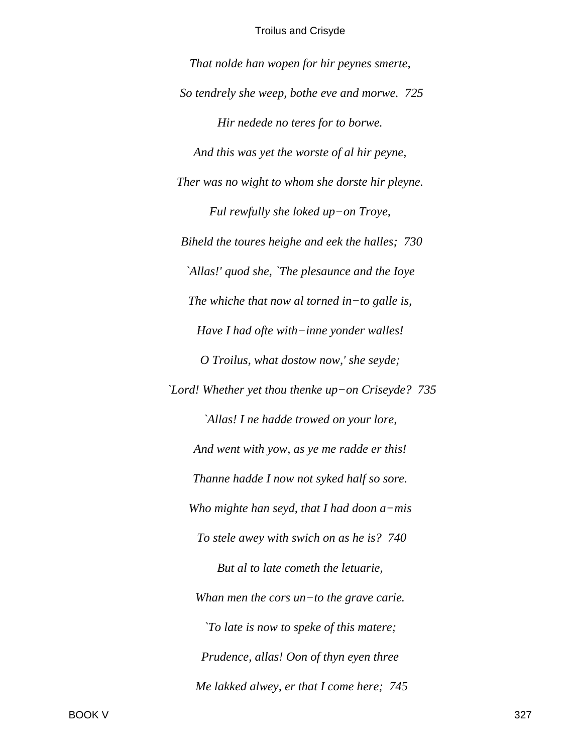*That nolde han wopen for hir peynes smerte,*

*So tendrely she weep, bothe eve and morwe.  725*

*Hir nedede no teres for to borwe.*

*And this was yet the worste of al hir peyne,*

*Ther was no wight to whom she dorste hir pleyne.*

*Ful rewfully she loked up−on Troye,*

*Biheld the toures heighe and eek the halles;  730*

*`Allas!' quod she, `The plesaunce and the Ioye*

*The whiche that now al torned in−to galle is,*

*Have I had ofte with−inne yonder walles!*

*O Troilus, what dostow now,' she seyde;*

*`Lord! Whether yet thou thenke up−on Criseyde?  735*

*`Allas! I ne hadde trowed on your lore,*

*And went with yow, as ye me radde er this!*

*Thanne hadde I now not syked half so sore.*

*Who mighte han seyd, that I had doon a−mis*

*To stele awey with swich on as he is?  740*

*But al to late cometh the letuarie,*

*Whan men the cors un−to the grave carie.*

*`To late is now to speke of this matere;*

*Prudence, allas! Oon of thyn eyen three*

*Me lakked alwey, er that I come here;  745*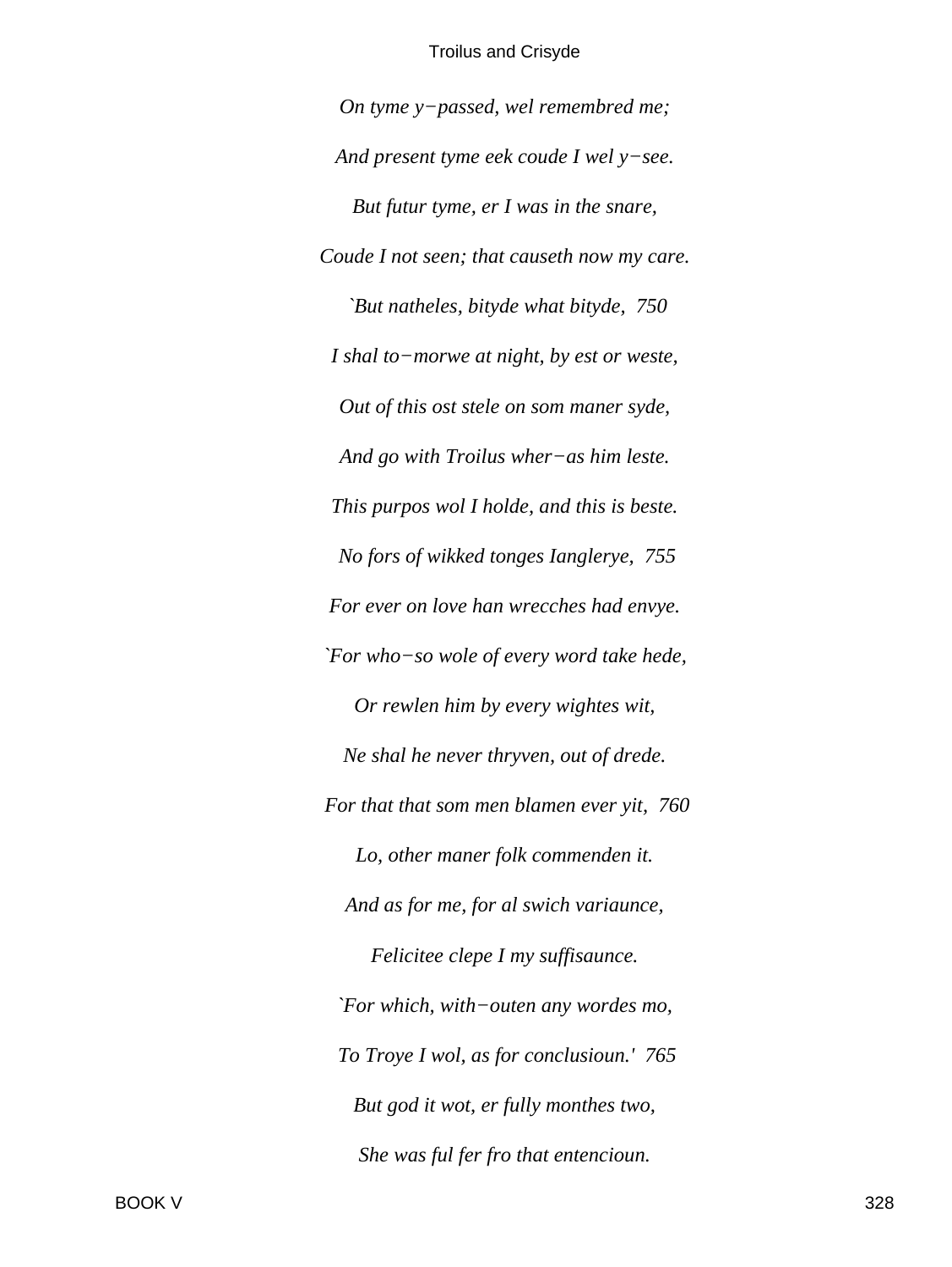*On tyme y−passed, wel remembred me;*

*And present tyme eek coude I wel y−see.*

*But futur tyme, er I was in the snare,*

*Coude I not seen; that causeth now my care.*

*`But natheles, bityde what bityde, 750*

*I shal to−morwe at night, by est or weste,*

*Out of this ost stele on som maner syde,*

*And go with Troilus wher−as him leste.*

*This purpos wol I holde, and this is beste.*

*No fors of wikked tonges Ianglerye, 755*

*For ever on love han wrecches had envye.*

*`For who−so wole of every word take hede,*

*Or rewlen him by every wightes wit,*

*Ne shal he never thryven, out of drede.*

*For that that som men blamen ever yit, 760*

*Lo, other maner folk commenden it.*

*And as for me, for al swich variaunce,*

*Felicitee clepe I my suffisaunce.*

*`For which, with−outen any wordes mo,*

*To Troye I wol, as for conclusioun.' 765*

*But god it wot, er fully monthes two,*

*She was ful fer fro that entencioun.*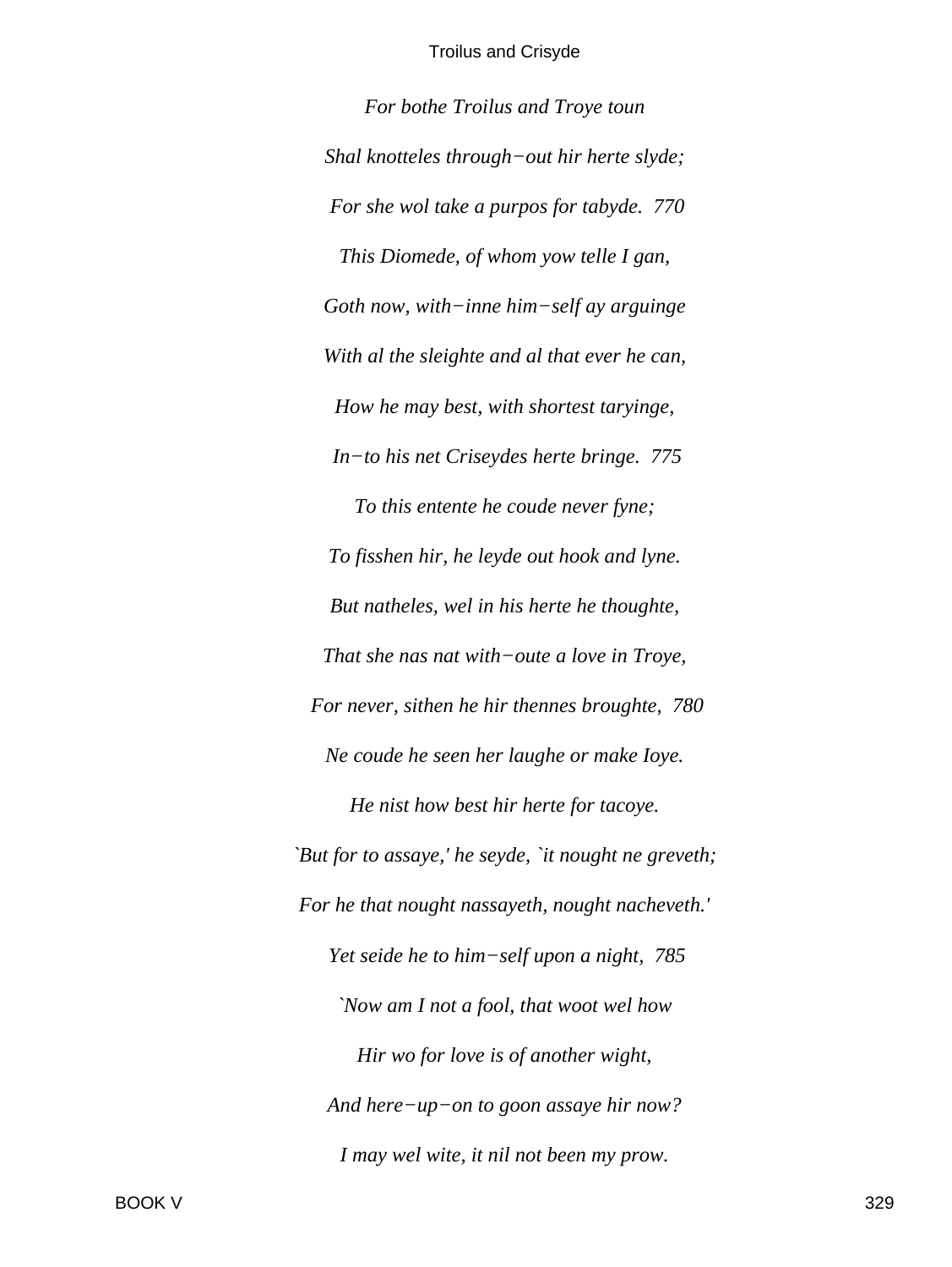*For bothe Troilus and Troye toun*

*Shal knotteles through−out hir herte slyde;*

*For she wol take a purpos for tabyde. 770*

*This Diomede, of whom yow telle I gan,*

*Goth now, with−inne him−self ay arguinge*

*With al the sleighte and al that ever he can,*

*How he may best, with shortest taryinge,*

*In−to his net Criseydes herte bringe. 775*

*To this entente he coude never fyne;*

*To fisshen hir, he leyde out hook and lyne.*

*But natheles, wel in his herte he thoughte,*

*That she nas nat with−oute a love in Troye,*

*For never, sithen he hir thennes broughte, 780*

*Ne coude he seen her laughe or make Ioye.*

*He nist how best hir herte for tacoye.*

*`But for to assaye,' he seyde, `it nought ne greveth;*

*For he that nought nassayeth, nought nacheveth.'*

*Yet seide he to him−self upon a night, 785*

*`Now am I not a fool, that woot wel how*

*Hir wo for love is of another wight,*

*And here−up−on to goon assaye hir now?*

*I may wel wite, it nil not been my prow.*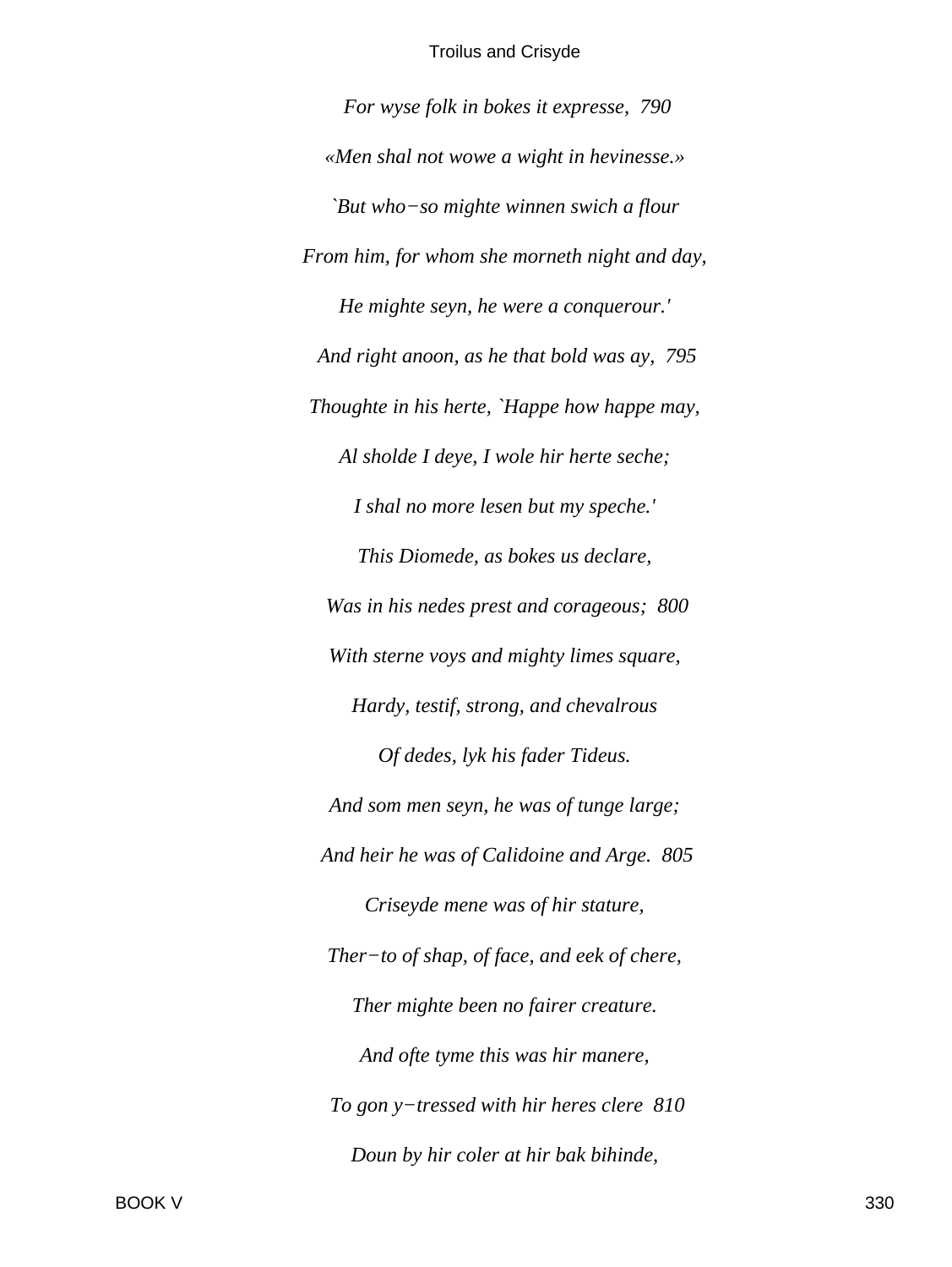*For wyse folk in bokes it expresse, 790*

*«Men shal not wowe a wight in hevinesse.»*

*`But who−so mighte winnen swich a flour*

*From him, for whom she morneth night and day,*

*He mighte seyn, he were a conquerour.'*

*And right anoon, as he that bold was ay, 795*

*Thoughte in his herte, `Happe how happe may,*

*Al sholde I deye, I wole hir herte seche;*

*I shal no more lesen but my speche.'*

*This Diomede, as bokes us declare,*

*Was in his nedes prest and corageous; 800*

*With sterne voys and mighty limes square,*

*Hardy, testif, strong, and chevalrous*

*Of dedes, lyk his fader Tideus.*

*And som men seyn, he was of tunge large;*

*And heir he was of Calidoine and Arge. 805*

*Criseyde mene was of hir stature,*

*Ther−to of shap, of face, and eek of chere,*

*Ther mighte been no fairer creature.*

*And ofte tyme this was hir manere,*

*To gon y−tressed with hir heres clere 810*

*Doun by hir coler at hir bak bihinde,*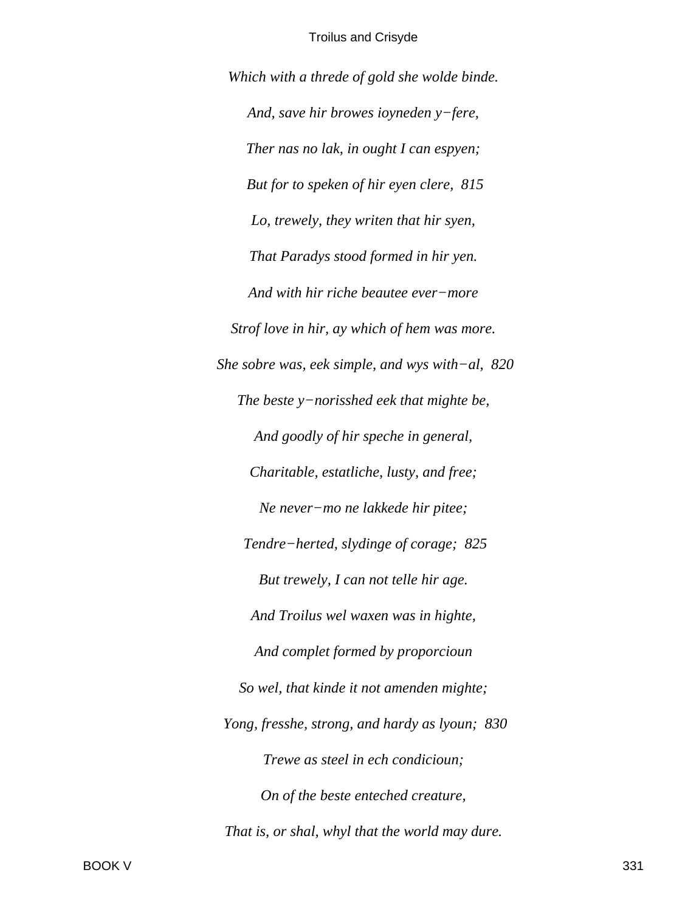*Which with a threde of gold she wolde binde.*

*And, save hir browes ioyneden y−fere,*

*Ther nas no lak, in ought I can espyen;*

*But for to speken of hir eyen clere,  815*

*Lo, trewely, they writen that hir syen,*

*That Paradys stood formed in hir yen.*

*And with hir riche beautee ever−more*

*Strof love in hir, ay which of hem was more.*

*She sobre was, eek simple, and wys with−al,  820*

*The beste y−norisshed eek that mighte be,*

*And goodly of hir speche in general,*

*Charitable, estatliche, lusty, and free;*

*Ne never−mo ne lakkede hir pitee;*

*Tendre−herted, slydinge of corage;  825*

*But trewely, I can not telle hir age.*

*And Troilus wel waxen was in highte,*

*And complet formed by proporcioun*

*So wel, that kinde it not amenden mighte;*

*Yong, fresshe, strong, and hardy as lyoun;  830*

*Trewe as steel in ech condicioun;*

*On of the beste enteched creature,*

*That is, or shal, whyl that the world may dure.*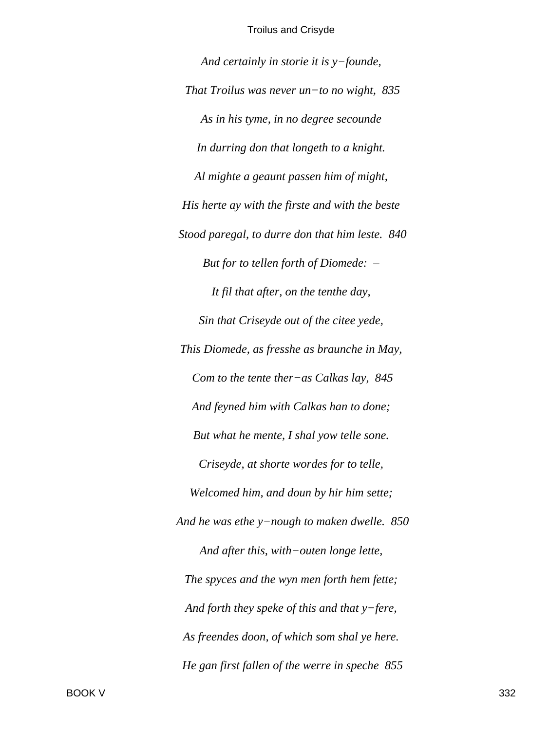*And certainly in storie it is y−founde,*

*That Troilus was never un−to no wight,  835*

*As in his tyme, in no degree secounde*

*In durring don that longeth to a knight.*

*Al mighte a geaunt passen him of might,*

*His herte ay with the firste and with the beste*

*Stood paregal, to durre don that him leste.  840*

*But for to tellen forth of Diomede:  –*

*It fil that after, on the tenthe day,*

*Sin that Criseyde out of the citee yede,*

*This Diomede, as fresshe as braunche in May,*

*Com to the tente ther−as Calkas lay,  845*

*And feyned him with Calkas han to done;*

*But what he mente, I shal yow telle sone.*

*Criseyde, at shorte wordes for to telle,*

*Welcomed him, and doun by hir him sette;*

*And he was ethe y−nough to maken dwelle.  850*

*And after this, with−outen longe lette,*

*The spyces and the wyn men forth hem fette;*

*And forth they speke of this and that y−fere,*

*As freendes doon, of which som shal ye here.*

*He gan first fallen of the werre in speche  855*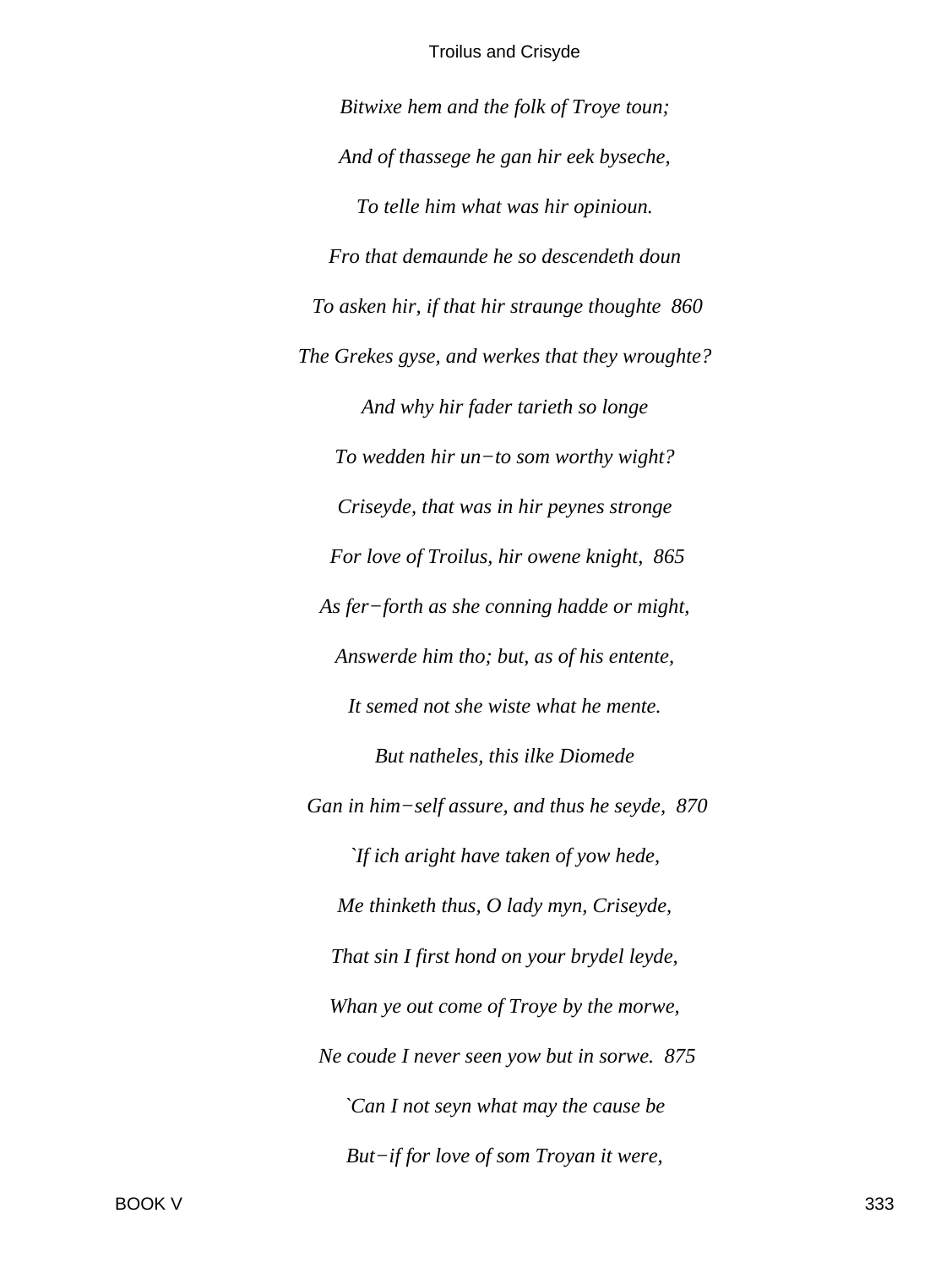*Bitwixe hem and the folk of Troye toun;*

*And of thassege he gan hir eek byseche,*

*To telle him what was hir opinioun.*

*Fro that demaunde he so descendeth doun*

*To asken hir, if that hir straunge thoughte 860*

*The Grekes gyse, and werkes that they wroughte?*

*And why hir fader tarieth so longe*

*To wedden hir un−to som worthy wight?*

*Criseyde, that was in hir peynes stronge*

*For love of Troilus, hir owene knight, 865*

*As fer−forth as she conning hadde or might,*

*Answerde him tho; but, as of his entente,*

*It semed not she wiste what he mente.*

*But natheles, this ilke Diomede*

*Gan in him−self assure, and thus he seyde, 870*

*`If ich aright have taken of yow hede,*

*Me thinketh thus, O lady myn, Criseyde,*

*That sin I first hond on your brydel leyde,*

*Whan ye out come of Troye by the morwe,*

*Ne coude I never seen yow but in sorwe. 875*

*`Can I not seyn what may the cause be*

*But−if for love of som Troyan it were,*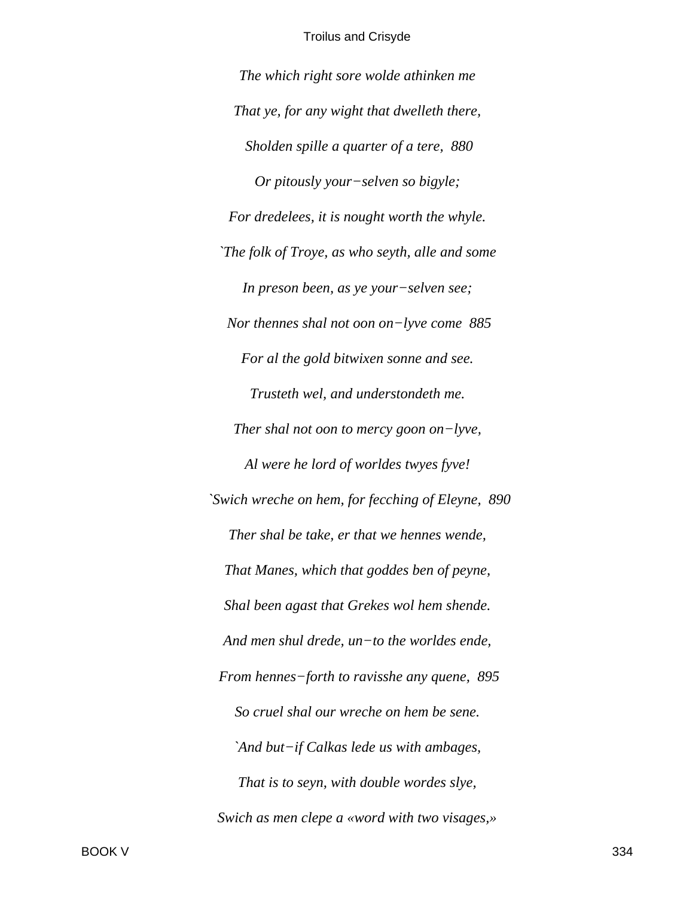*The which right sore wolde athinken me*

*That ye, for any wight that dwelleth there,*

*Sholden spille a quarter of a tere, 880*

*Or pitously your−selven so bigyle;*

*For dredelees, it is nought worth the whyle.*

*`The folk of Troye, as who seyth, alle and some*

*In preson been, as ye your−selven see;*

*Nor thennes shal not oon on−lyve come 885*

*For al the gold bitwixen sonne and see.*

*Trusteth wel, and understondeth me.*

*Ther shal not oon to mercy goon on−lyve,*

*Al were he lord of worldes twyes fyve!*

*`Swich wreche on hem, for fecching of Eleyne, 890*

*Ther shal be take, er that we hennes wende,*

*That Manes, which that goddes ben of peyne,*

*Shal been agast that Grekes wol hem shende.*

*And men shul drede, un−to the worldes ende,*

*From hennes−forth to ravisshe any quene, 895*

*So cruel shal our wreche on hem be sene.*

*`And but−if Calkas lede us with ambages,*

*That is to seyn, with double wordes slye,*

*Swich as men clepe a «word with two visages,»*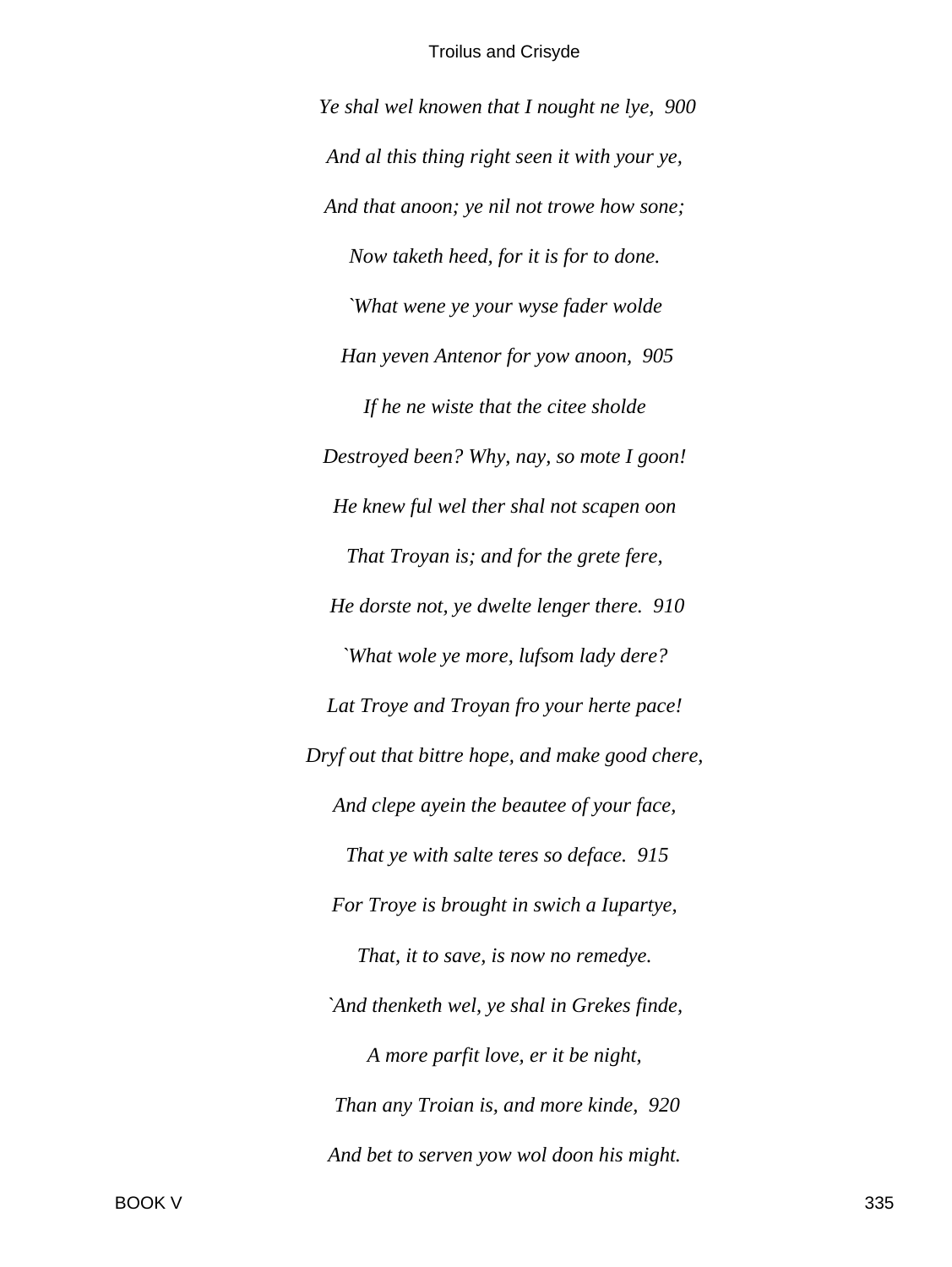*Ye shal wel knowen that I nought ne lye, 900*

*And al this thing right seen it with your ye,*

*And that anoon; ye nil not trowe how sone;*

*Now taketh heed, for it is for to done.*

*`What wene ye your wyse fader wolde*

*Han yeven Antenor for yow anoon, 905*

*If he ne wiste that the citee sholde*

*Destroyed been? Why, nay, so mote I goon!*

*He knew ful wel ther shal not scapen oon*

*That Troyan is; and for the grete fere,*

*He dorste not, ye dwelte lenger there. 910*

*`What wole ye more, lufsom lady dere?*

*Lat Troye and Troyan fro your herte pace!*

*Dryf out that bittre hope, and make good chere,*

*And clepe ayein the beautee of your face,*

*That ye with salte teres so deface. 915*

*For Troye is brought in swich a Iupartye,*

*That, it to save, is now no remedye.*

*`And thenketh wel, ye shal in Grekes finde,*

*A more parfit love, er it be night,*

*Than any Troian is, and more kinde, 920*

*And bet to serven yow wol doon his might.*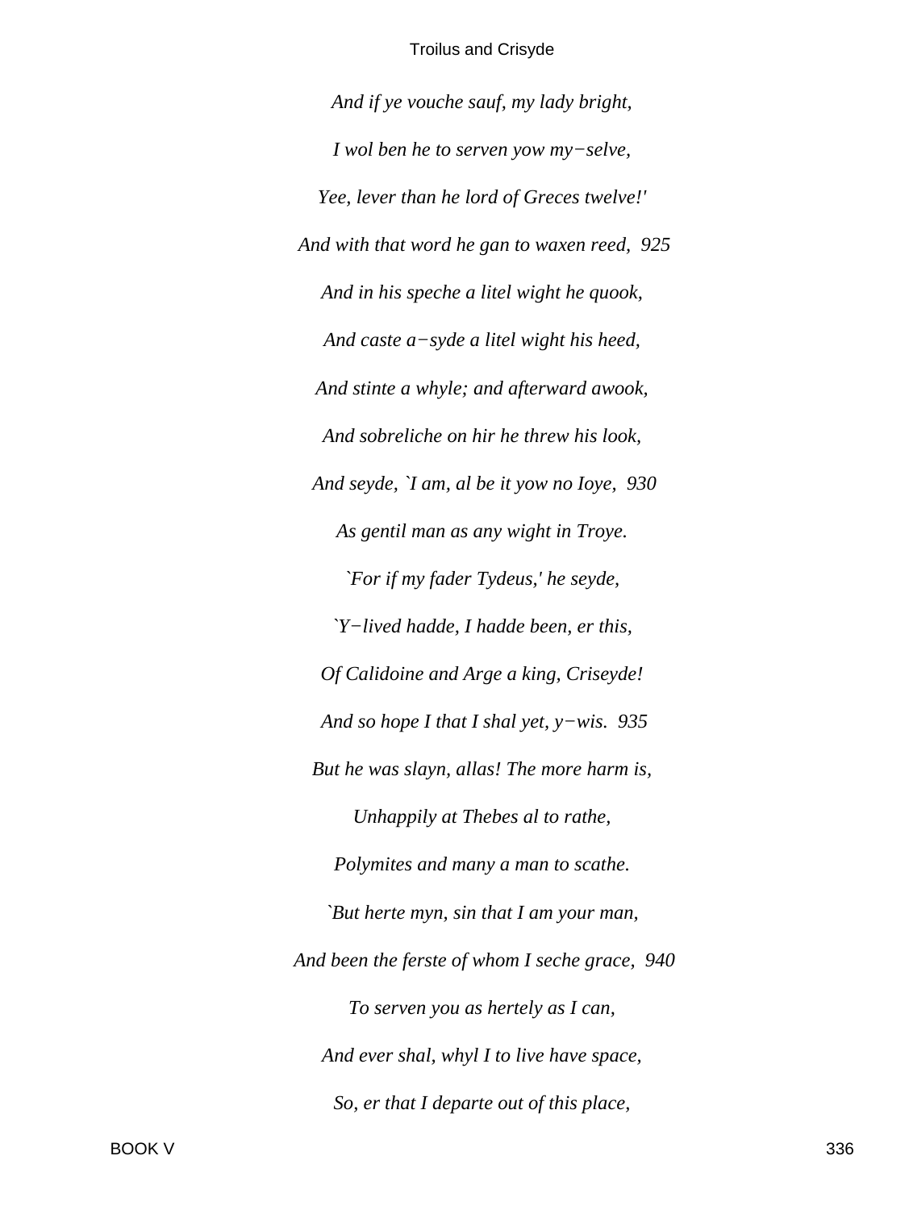*And if ye vouche sauf, my lady bright,*

*I wol ben he to serven yow my−selve,*

*Yee, lever than he lord of Greces twelve!'*

*And with that word he gan to waxen reed,  925*

*And in his speche a litel wight he quook,*

*And caste a−syde a litel wight his heed,*

*And stinte a whyle; and afterward awook,*

*And sobreliche on hir he threw his look,*

*And seyde, `I am, al be it yow no Ioye,  930*

*As gentil man as any wight in Troye.*

*`For if my fader Tydeus,' he seyde,*

*`Y−lived hadde, I hadde been, er this,*

*Of Calidoine and Arge a king, Criseyde!*

*And so hope I that I shal yet, y−wis.  935*

*But he was slayn, allas! The more harm is,*

*Unhappily at Thebes al to rathe,*

*Polymites and many a man to scathe.*

*`But herte myn, sin that I am your man,*

*And been the ferste of whom I seche grace,  940*

*To serven you as hertely as I can,*

*And ever shal, whyl I to live have space,*

*So, er that I departe out of this place,*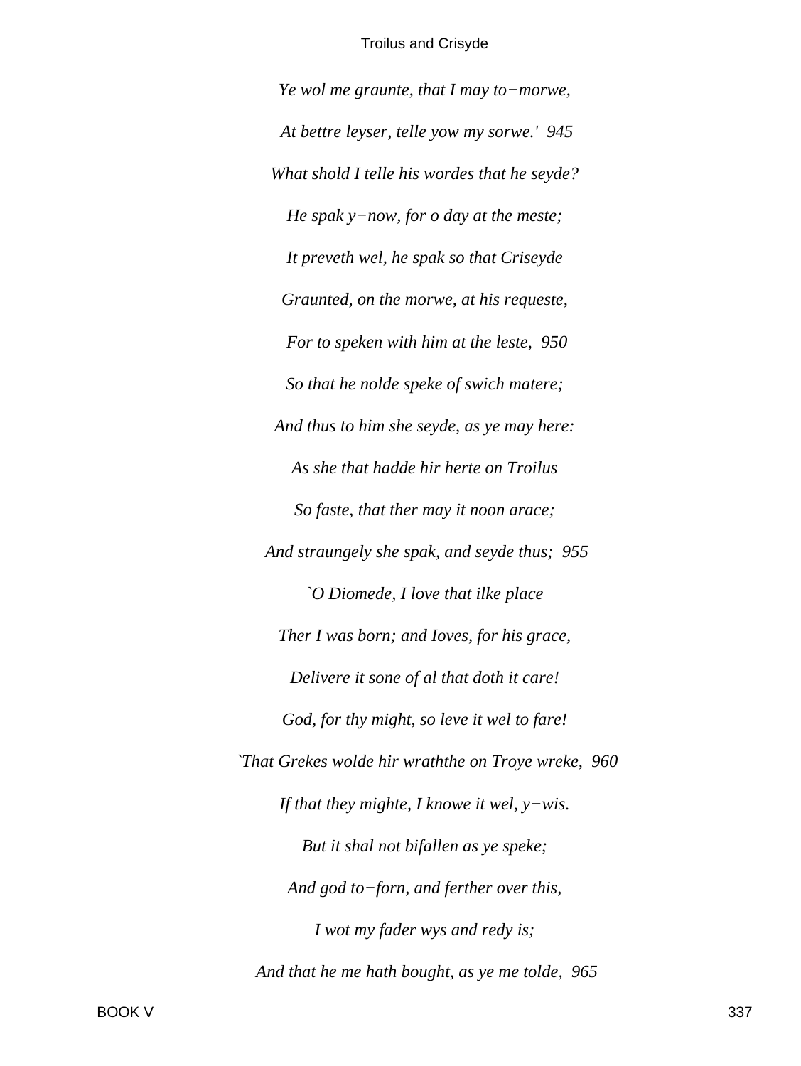*Ye wol me graunte, that I may to−morwe,*

*At bettre leyser, telle yow my sorwe.' 945*

*What shold I telle his wordes that he seyde?*

*He spak y−now, for o day at the meste;*

*It preveth wel, he spak so that Criseyde*

*Graunted, on the morwe, at his requeste,*

*For to speken with him at the leste, 950*

*So that he nolde speke of swich matere;*

*And thus to him she seyde, as ye may here:*

*As she that hadde hir herte on Troilus*

*So faste, that ther may it noon arace;*

*And straungely she spak, and seyde thus; 955*

*`O Diomede, I love that ilke place*

*Ther I was born; and Ioves, for his grace,*

*Delivere it sone of al that doth it care!*

*God, for thy might, so leve it wel to fare!*

*`That Grekes wolde hir wraththe on Troye wreke, 960*

*If that they mighte, I knowe it wel, y−wis.*

*But it shal not bifallen as ye speke;*

*And god to−forn, and ferther over this,*

*I wot my fader wys and redy is;*

*And that he me hath bought, as ye me tolde, 965*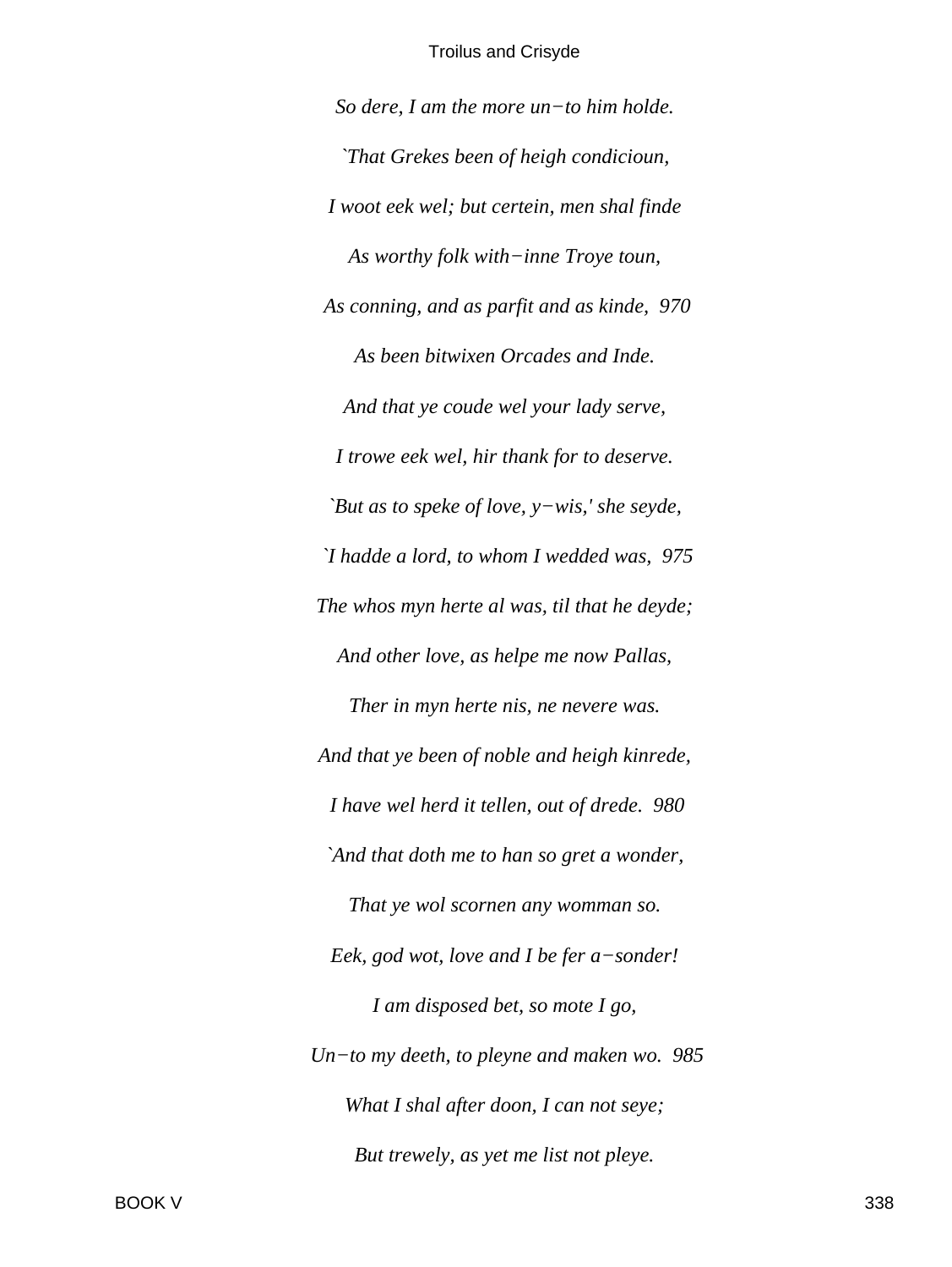*So dere, I am the more un−to him holde.*

*`That Grekes been of heigh condicioun,*

*I woot eek wel; but certein, men shal finde*

*As worthy folk with−inne Troye toun,*

*As conning, and as parfit and as kinde, 970*

*As been bitwixen Orcades and Inde.*

*And that ye coude wel your lady serve,*

*I trowe eek wel, hir thank for to deserve.*

*`But as to speke of love, y−wis,' she seyde,*

*`I hadde a lord, to whom I wedded was, 975*

*The whos myn herte al was, til that he deyde;*

*And other love, as helpe me now Pallas,*

*Ther in myn herte nis, ne nevere was.*

*And that ye been of noble and heigh kinrede,*

*I have wel herd it tellen, out of drede. 980*

*`And that doth me to han so gret a wonder,*

*That ye wol scornen any womman so.*

*Eek, god wot, love and I be fer a−sonder!*

*I am disposed bet, so mote I go,*

*Un−to my deeth, to pleyne and maken wo. 985*

*What I shal after doon, I can not seye;*

*But trewely, as yet me list not pleye.*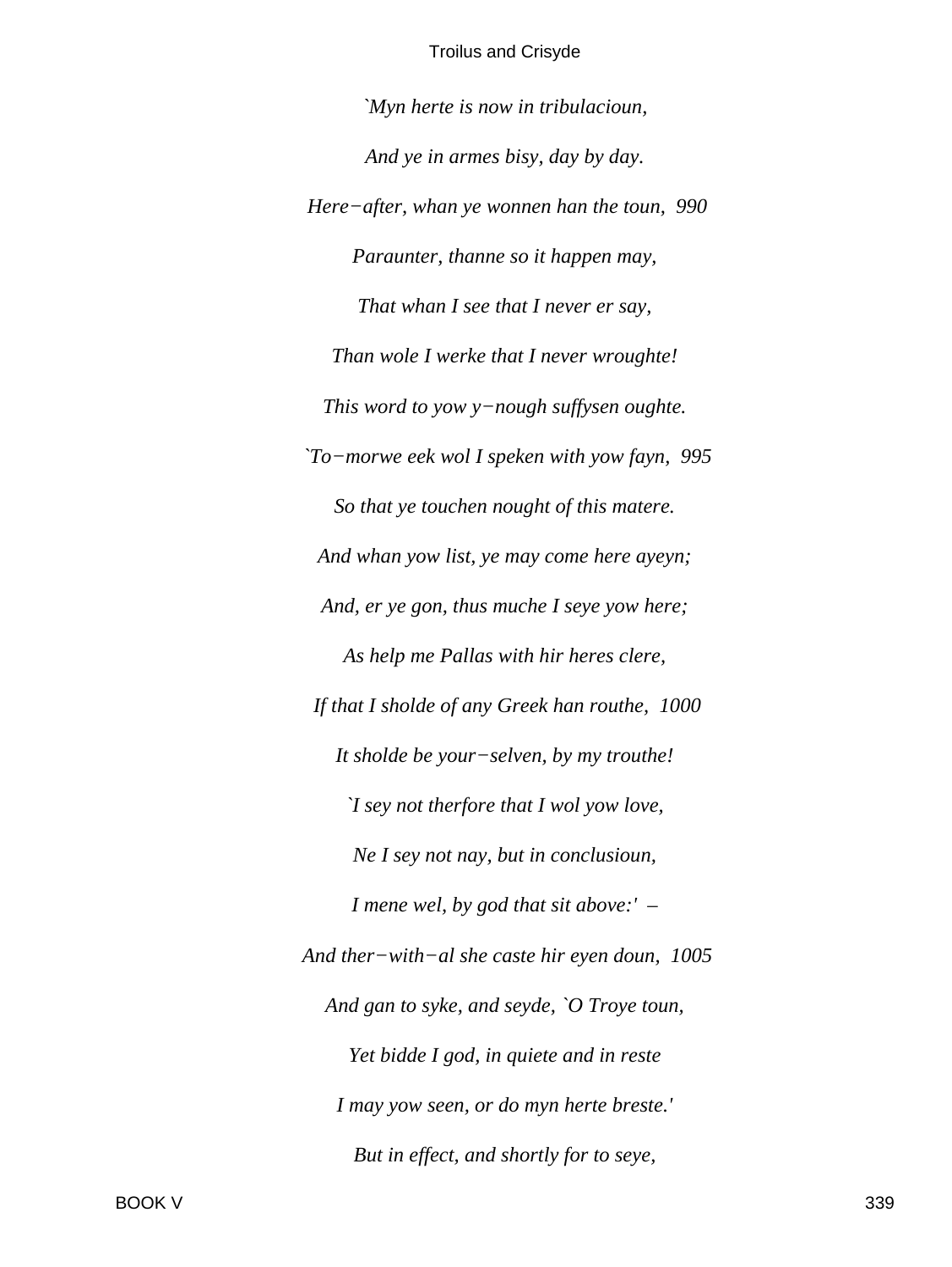*`Myn herte is now in tribulacioun,*

*And ye in armes bisy, day by day.*

*Here−after, whan ye wonnen han the toun, 990*

*Paraunter, thanne so it happen may,*

*That whan I see that I never er say,*

*Than wole I werke that I never wroughte!*

*This word to yow y−nough suffysen oughte.*

*`To−morwe eek wol I speken with yow fayn, 995*

*So that ye touchen nought of this matere.*

*And whan yow list, ye may come here ayeyn;*

*And, er ye gon, thus muche I seye yow here;*

*As help me Pallas with hir heres clere,*

*If that I sholde of any Greek han routhe, 1000*

*It sholde be your−selven, by my trouthe!*

*`I sey not therfore that I wol yow love,*

*Ne I sey not nay, but in conclusioun,*

*I mene wel, by god that sit above:' –*

*And ther−with−al she caste hir eyen doun, 1005*

*And gan to syke, and seyde, `O Troye toun,*

*Yet bidde I god, in quiete and in reste*

*I may yow seen, or do myn herte breste.'*

*But in effect, and shortly for to seye,*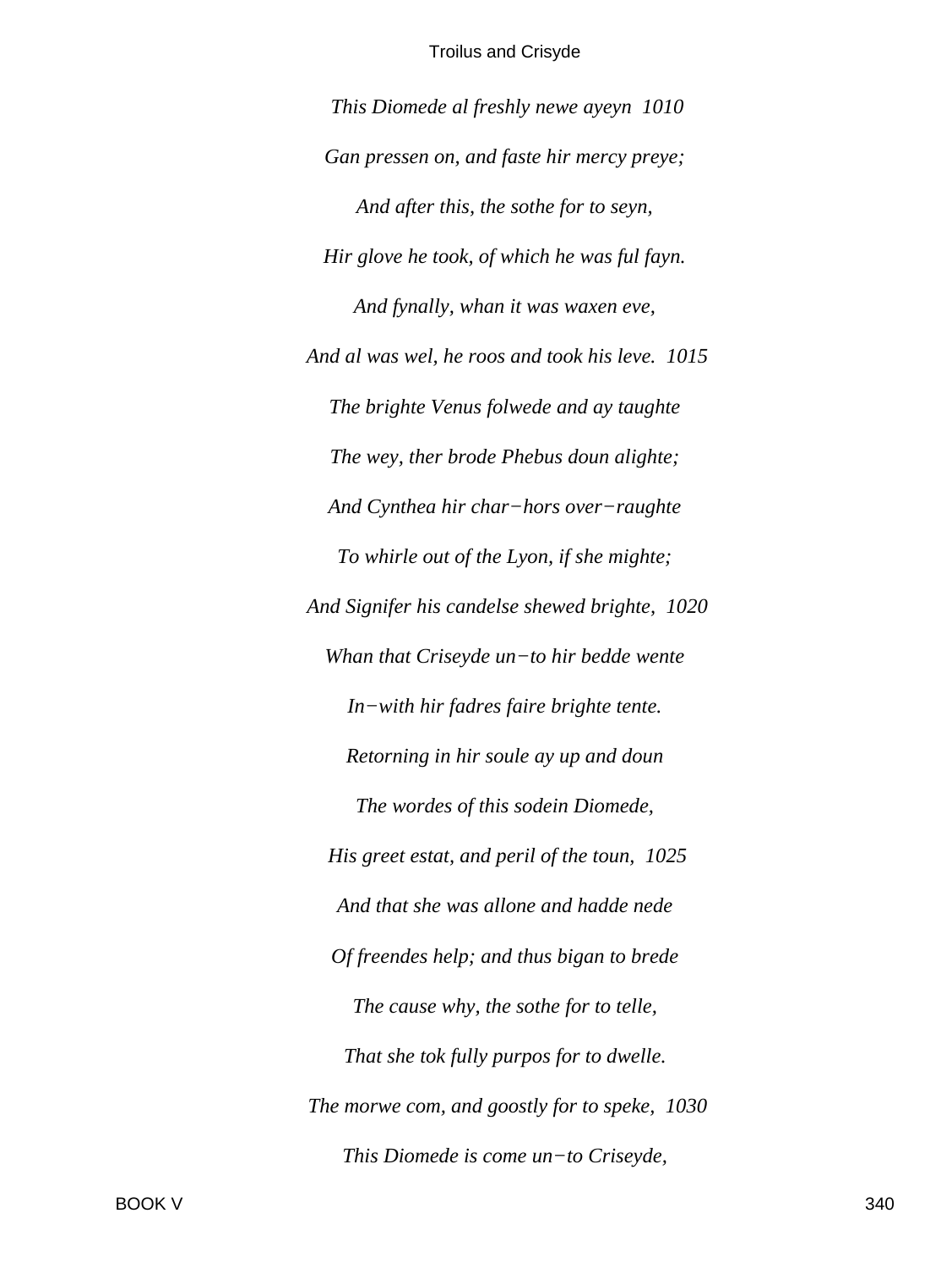*This Diomede al freshly newe ayeyn  1010*

*Gan pressen on, and faste hir mercy preye;*

*And after this, the sothe for to seyn,*

*Hir glove he took, of which he was ful fayn.*

*And fynally, whan it was waxen eve,*

*And al was wel, he roos and took his leve.  1015*

*The brighte Venus folwede and ay taughte*

*The wey, ther brode Phebus doun alighte;*

*And Cynthea hir char−hors over−raughte*

*To whirle out of the Lyon, if she mighte;*

*And Signifer his candelse shewed brighte,  1020*

*Whan that Criseyde un−to hir bedde wente*

*In−with hir fadres faire brighte tente.*

*Retorning in hir soule ay up and doun*

*The wordes of this sodein Diomede,*

*His greet estat, and peril of the toun,  1025*

*And that she was allone and hadde nede*

*Of freendes help; and thus bigan to brede*

*The cause why, the sothe for to telle,*

*That she tok fully purpos for to dwelle.*

*The morwe com, and goostly for to speke,  1030*

*This Diomede is come un−to Criseyde,*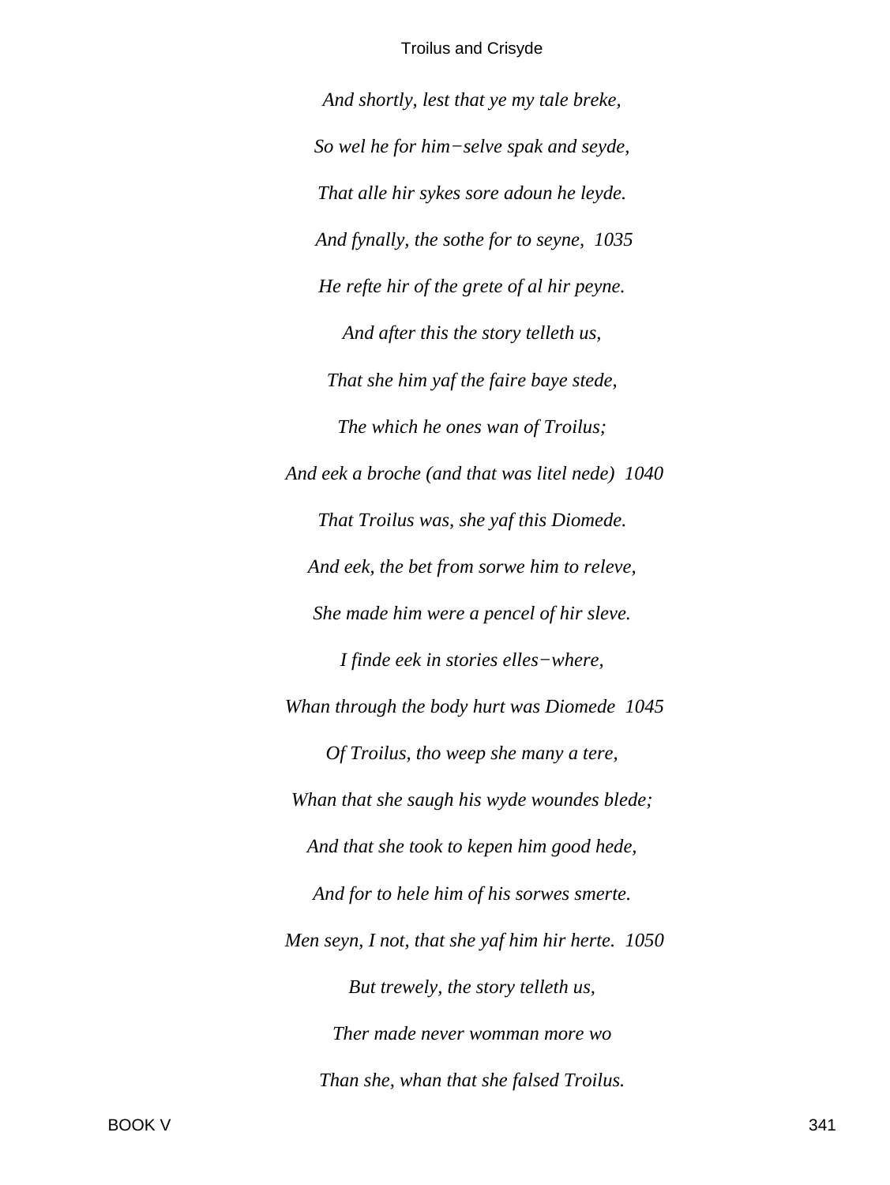*And shortly, lest that ye my tale breke,*

*So wel he for him−selve spak and seyde,*

*That alle hir sykes sore adoun he leyde.*

*And fynally, the sothe for to seyne,  1035*

*He refte hir of the grete of al hir peyne.*

*And after this the story telleth us,*

*That she him yaf the faire baye stede,*

*The which he ones wan of Troilus;*

*And eek a broche (and that was litel nede)  1040*

*That Troilus was, she yaf this Diomede.*

*And eek, the bet from sorwe him to releve,*

*She made him were a pencel of hir sleve.*

*I finde eek in stories elles−where,*

*Whan through the body hurt was Diomede  1045*

*Of Troilus, tho weep she many a tere,*

*Whan that she saugh his wyde woundes blede;*

*And that she took to kepen him good hede,*

*And for to hele him of his sorwes smerte.*

*Men seyn, I not, that she yaf him hir herte.  1050*

*But trewely, the story telleth us,*

*Ther made never womman more wo*

*Than she, whan that she falsed Troilus.*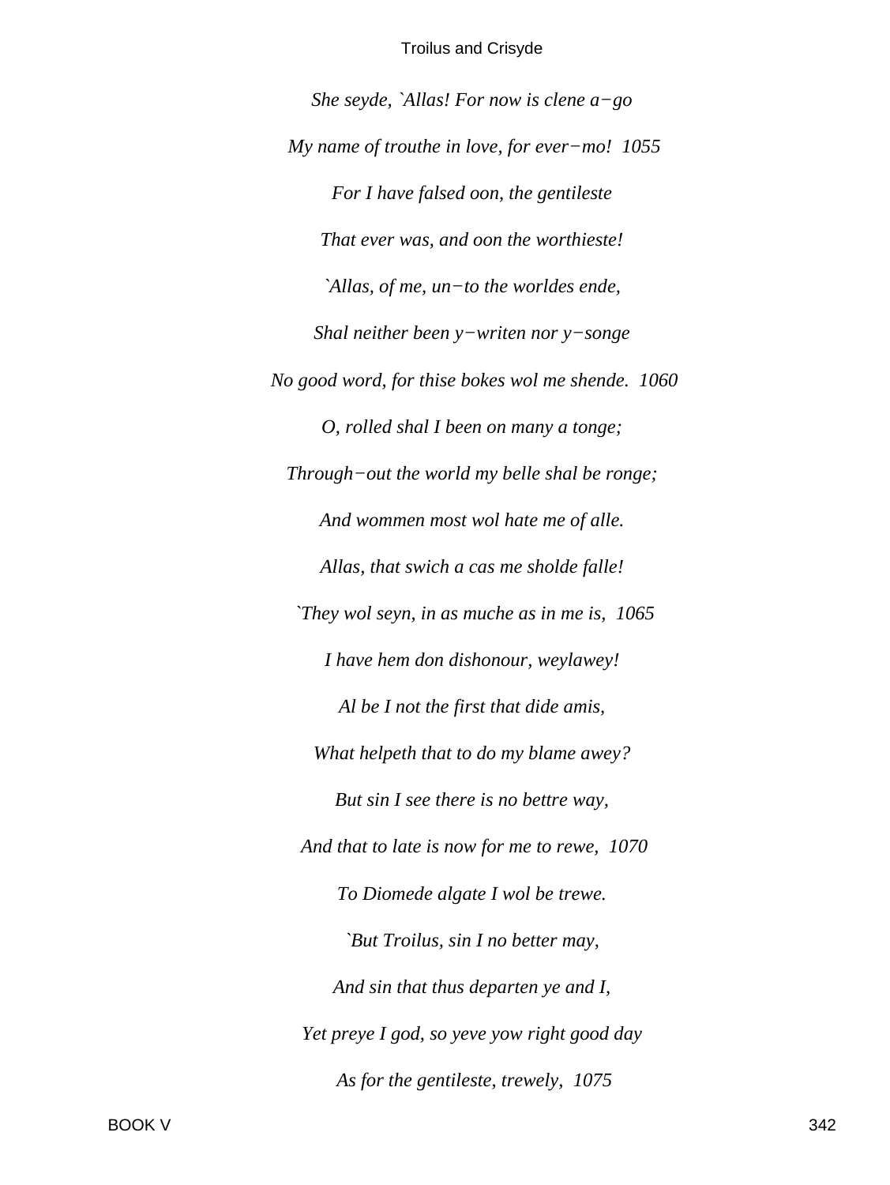*She seyde, `Allas! For now is clene a−go*

*My name of trouthe in love, for ever−mo! 1055*

*For I have falsed oon, the gentileste*

*That ever was, and oon the worthieste!*

*`Allas, of me, un−to the worldes ende,*

*Shal neither been y−writen nor y−songe*

*No good word, for thise bokes wol me shende. 1060*

*O, rolled shal I been on many a tonge;*

*Through−out the world my belle shal be ronge;*

*And wommen most wol hate me of alle.*

*Allas, that swich a cas me sholde falle!*

*`They wol seyn, in as muche as in me is, 1065*

*I have hem don dishonour, weylawey!*

*Al be I not the first that dide amis,*

*What helpeth that to do my blame awey?*

*But sin I see there is no bettre way,*

*And that to late is now for me to rewe, 1070*

*To Diomede algate I wol be trewe.*

*`But Troilus, sin I no better may,*

*And sin that thus departen ye and I,*

*Yet preye I god, so yeve yow right good day*

*As for the gentileste, trewely, 1075*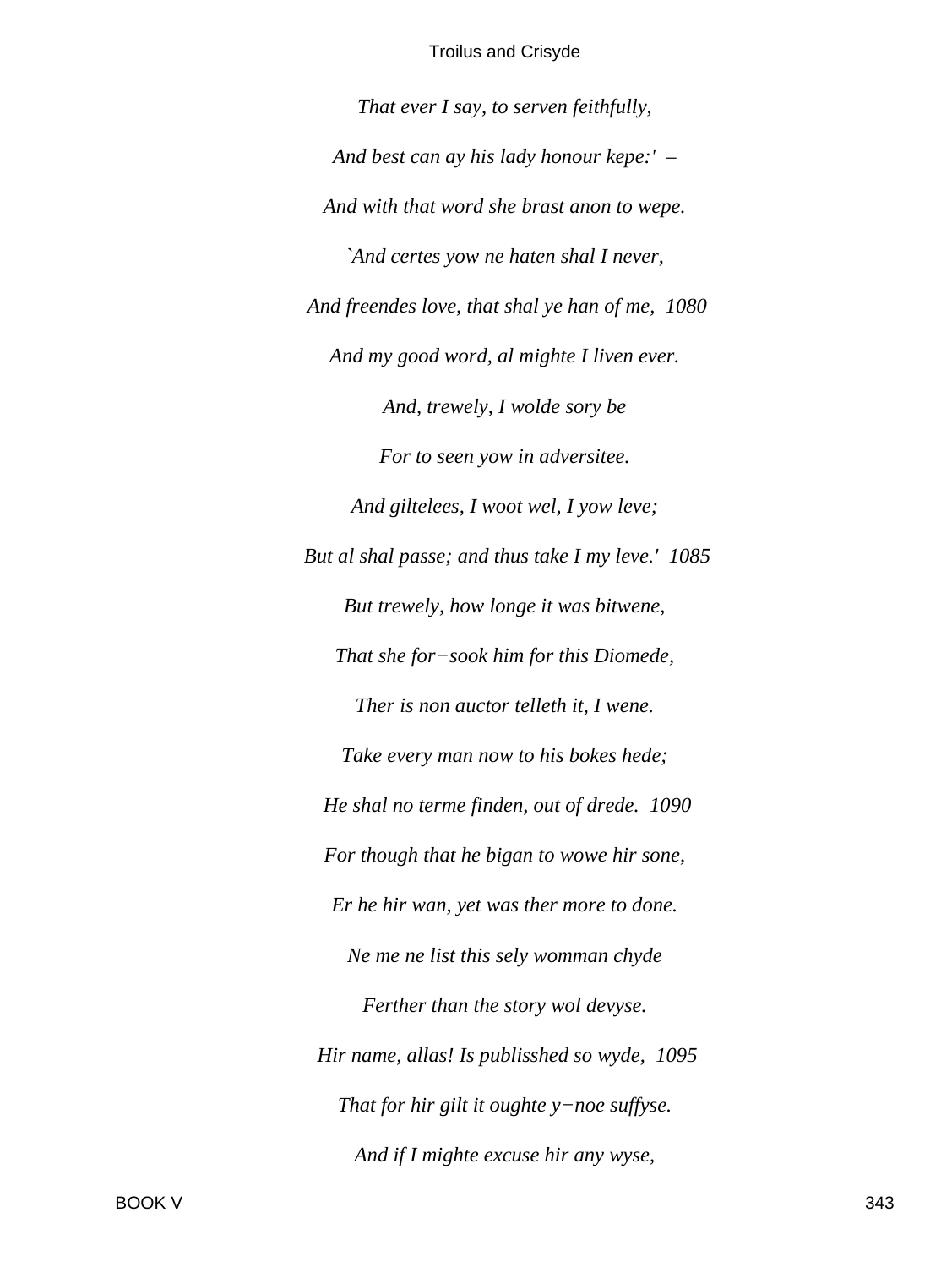*That ever I say, to serven feithfully,*

*And best can ay his lady honour kepe:' –*

*And with that word she brast anon to wepe.*

*`And certes yow ne haten shal I never,*

*And freendes love, that shal ye han of me, 1080*

*And my good word, al mighte I liven ever.*

*And, trewely, I wolde sory be*

*For to seen yow in adversitee.*

*And giltelees, I woot wel, I yow leve;*

*But al shal passe; and thus take I my leve.' 1085*

*But trewely, how longe it was bitwene,*

*That she for−sook him for this Diomede,*

*Ther is non auctor telleth it, I wene.*

*Take every man now to his bokes hede;*

*He shal no terme finden, out of drede. 1090*

*For though that he bigan to wowe hir sone,*

*Er he hir wan, yet was ther more to done.*

*Ne me ne list this sely womman chyde*

*Ferther than the story wol devyse.*

*Hir name, allas! Is publisshed so wyde, 1095*

*That for hir gilt it oughte y−noe suffyse.*

*And if I mighte excuse hir any wyse,*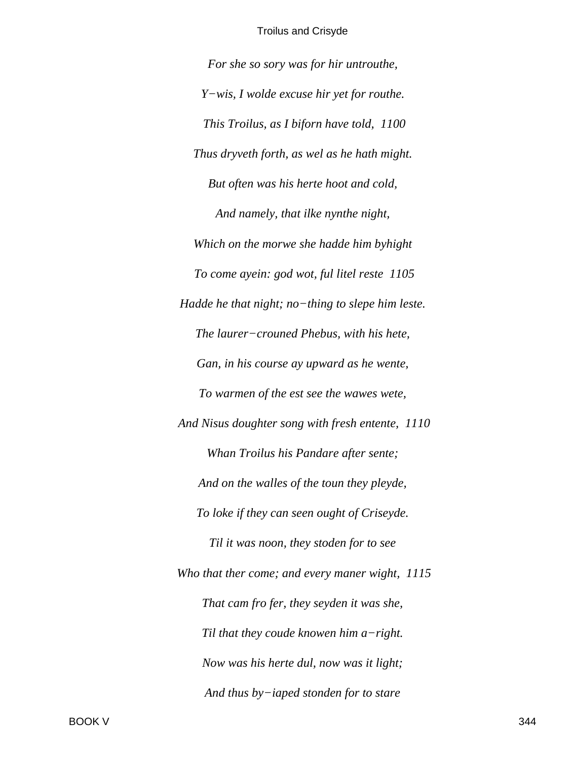*For she so sory was for hir untrouthe,*

*Y−wis, I wolde excuse hir yet for routhe.*

*This Troilus, as I biforn have told, 1100*

*Thus dryveth forth, as wel as he hath might.*

*But often was his herte hoot and cold,*

*And namely, that ilke nynthe night,*

*Which on the morwe she hadde him byhight*

*To come ayein: god wot, ful litel reste 1105*

*Hadde he that night; no−thing to slepe him leste.*

*The laurer−crouned Phebus, with his hete,*

*Gan, in his course ay upward as he wente,*

*To warmen of the est see the wawes wete,*

*And Nisus doughter song with fresh entente, 1110*

*Whan Troilus his Pandare after sente;*

*And on the walles of the toun they pleyde,*

*To loke if they can seen ought of Criseyde.*

*Til it was noon, they stoden for to see*

*Who that ther come; and every maner wight, 1115*

*That cam fro fer, they seyden it was she,*

*Til that they coude knowen him a−right.*

*Now was his herte dul, now was it light;*

*And thus by−iaped stonden for to stare*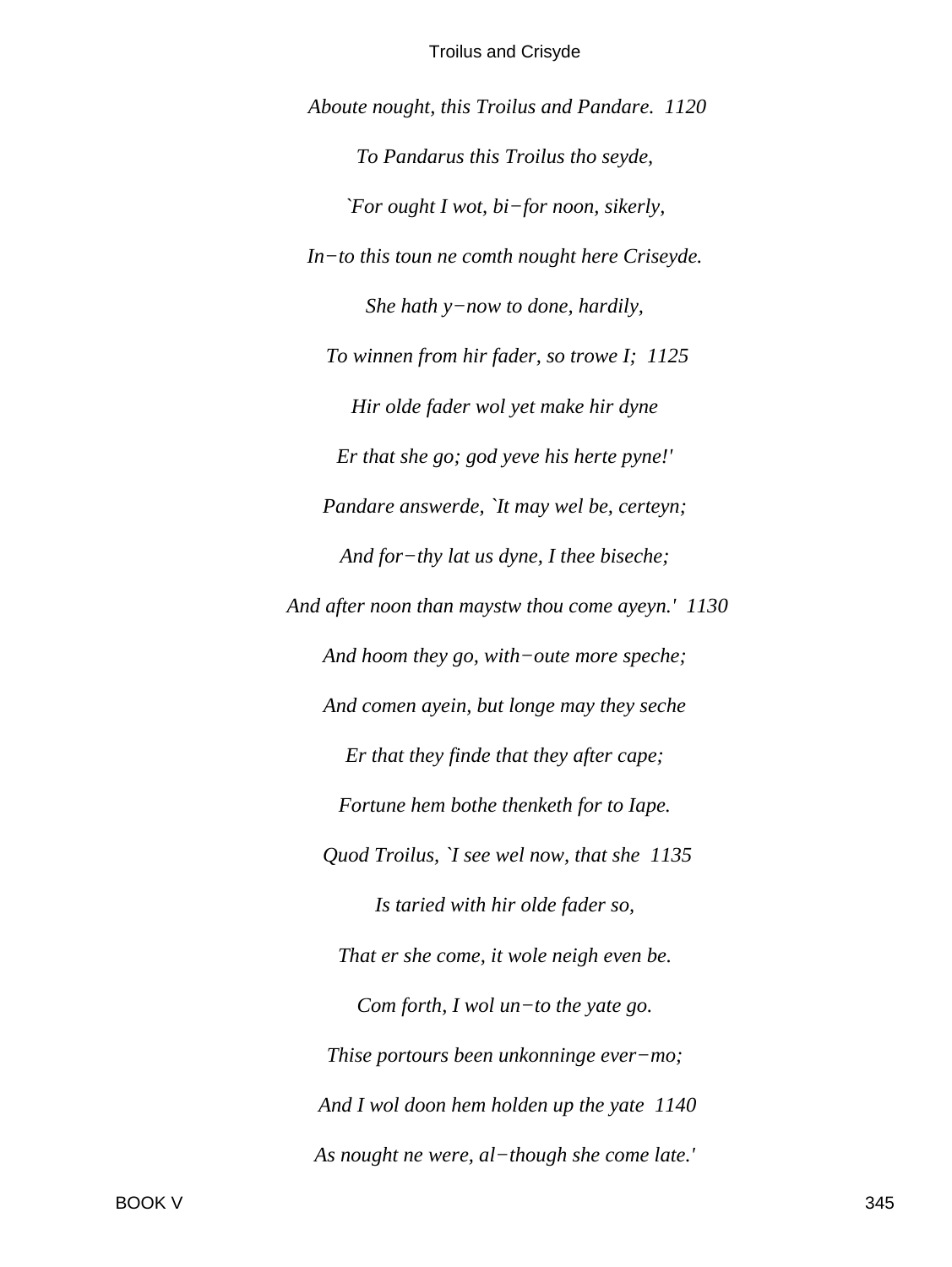*Aboute nought, this Troilus and Pandare.  1120*

*To Pandarus this Troilus tho seyde,*

*`For ought I wot, bi−for noon, sikerly,*

*In−to this toun ne comth nought here Criseyde.*

*She hath y−now to done, hardily,*

*To winnen from hir fader, so trowe I;  1125*

*Hir olde fader wol yet make hir dyne*

*Er that she go; god yeve his herte pyne!'*

*Pandare answerde, `It may wel be, certeyn;*

*And for−thy lat us dyne, I thee biseche;*

*And after noon than maystw thou come ayeyn.'  1130*

*And hoom they go, with−oute more speche;*

*And comen ayein, but longe may they seche*

*Er that they finde that they after cape;*

*Fortune hem bothe thenketh for to Iape.*

*Quod Troilus, `I see wel now, that she  1135*

*Is taried with hir olde fader so,*

*That er she come, it wole neigh even be.*

*Com forth, I wol un−to the yate go.*

*Thise portours been unkonninge ever−mo;*

*And I wol doon hem holden up the yate  1140*

*As nought ne were, al−though she come late.'*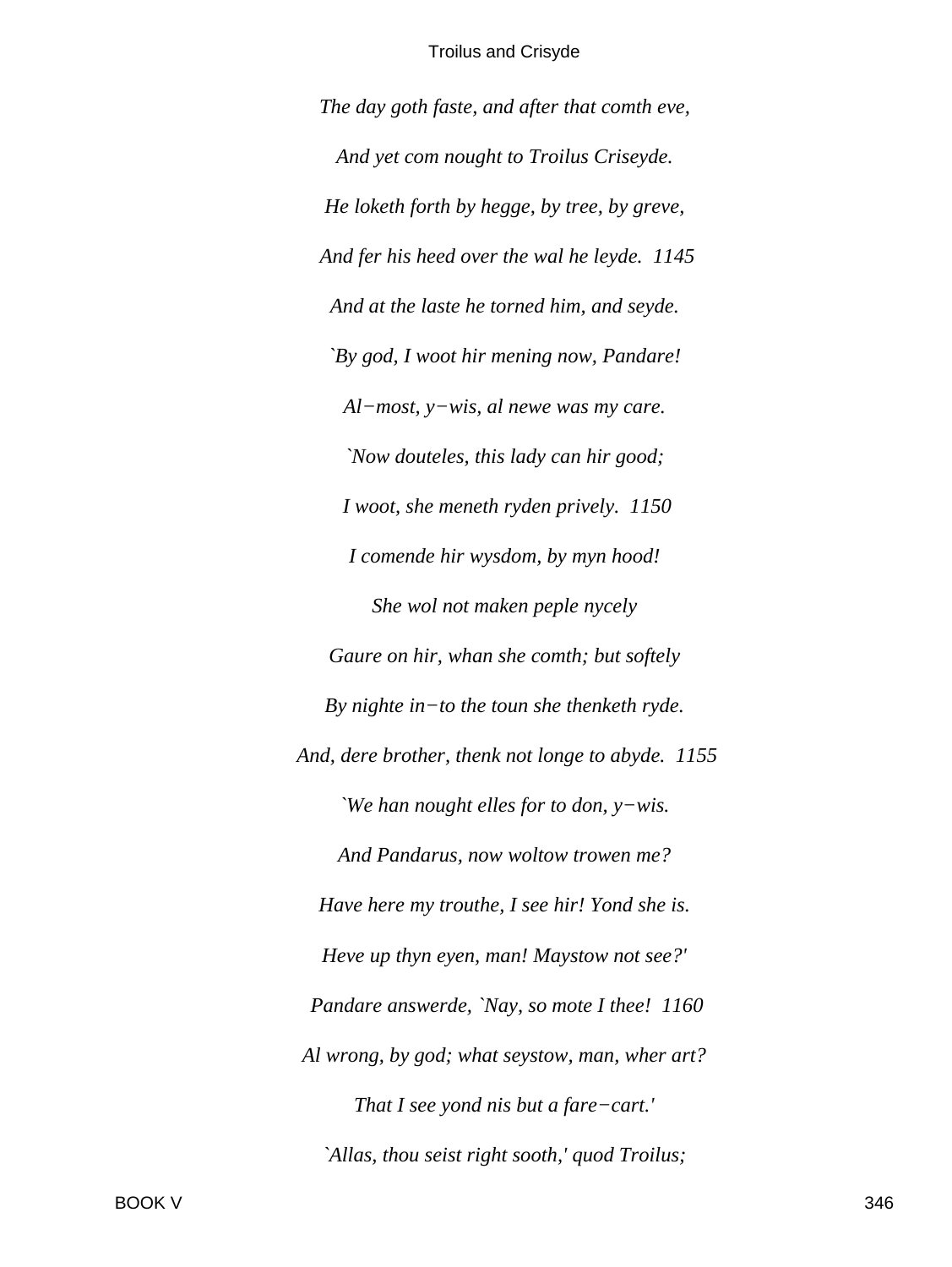*The day goth faste, and after that comth eve,*

*And yet com nought to Troilus Criseyde.*

*He loketh forth by hegge, by tree, by greve,*

*And fer his heed over the wal he leyde. 1145*

*And at the laste he torned him, and seyde.*

*`By god, I woot hir mening now, Pandare!*

*Al−most, y−wis, al newe was my care.*

*`Now douteles, this lady can hir good;*

*I woot, she meneth ryden prively. 1150*

*I comende hir wysdom, by myn hood!*

*She wol not maken peple nycely*

*Gaure on hir, whan she comth; but softely*

*By nighte in−to the toun she thenketh ryde.*

*And, dere brother, thenk not longe to abyde. 1155*

*`We han nought elles for to don, y−wis.*

*And Pandarus, now woltow trowen me?*

*Have here my trouthe, I see hir! Yond she is.*

*Heve up thyn eyen, man! Maystow not see?'*

*Pandare answerde, `Nay, so mote I thee! 1160*

*Al wrong, by god; what seystow, man, wher art?*

*That I see yond nis but a fare−cart.'*

*`Allas, thou seist right sooth,' quod Troilus;*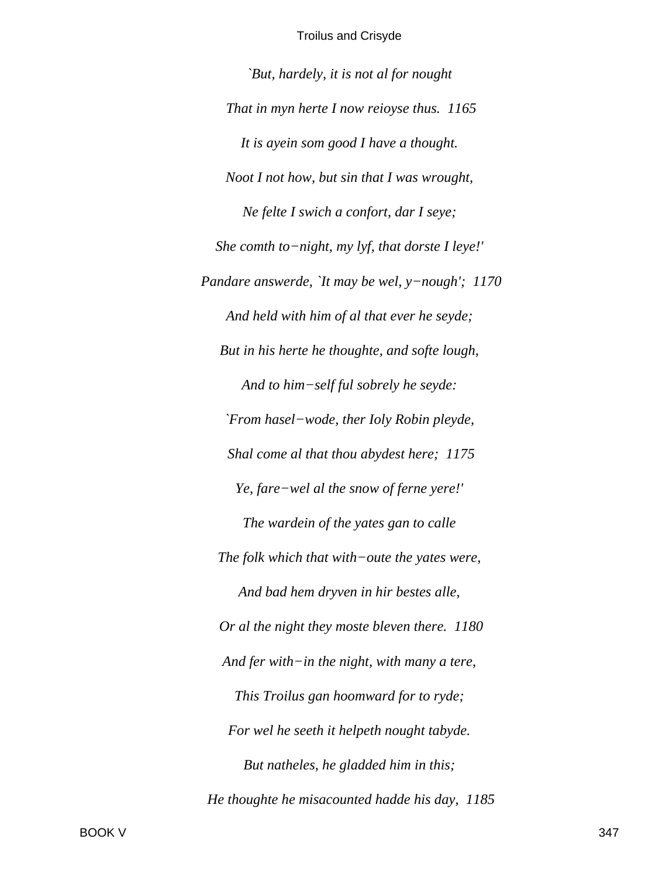*`But, hardely, it is not al for nought*

*That in myn herte I now reioyse thus.  1165*

*It is ayein som good I have a thought.*

*Noot I not how, but sin that I was wrought,*

*Ne felte I swich a confort, dar I seye;*

*She comth to−night, my lyf, that dorste I leye!'*

*Pandare answerde, `It may be wel, y−nough';  1170*

*And held with him of al that ever he seyde;*

*But in his herte he thoughte, and softe lough,*

*And to him−self ful sobrely he seyde:*

*`From hasel−wode, ther Ioly Robin pleyde,*

*Shal come al that thou abydest here;  1175*

*Ye, fare−wel al the snow of ferne yere!'*

*The wardein of the yates gan to calle*

*The folk which that with−oute the yates were,*

*And bad hem dryven in hir bestes alle,*

*Or al the night they moste bleven there.  1180*

*And fer with−in the night, with many a tere,*

*This Troilus gan hoomward for to ryde;*

*For wel he seeth it helpeth nought tabyde.*

*But natheles, he gladded him in this;*

*He thoughte he misacounted hadde his day,  1185*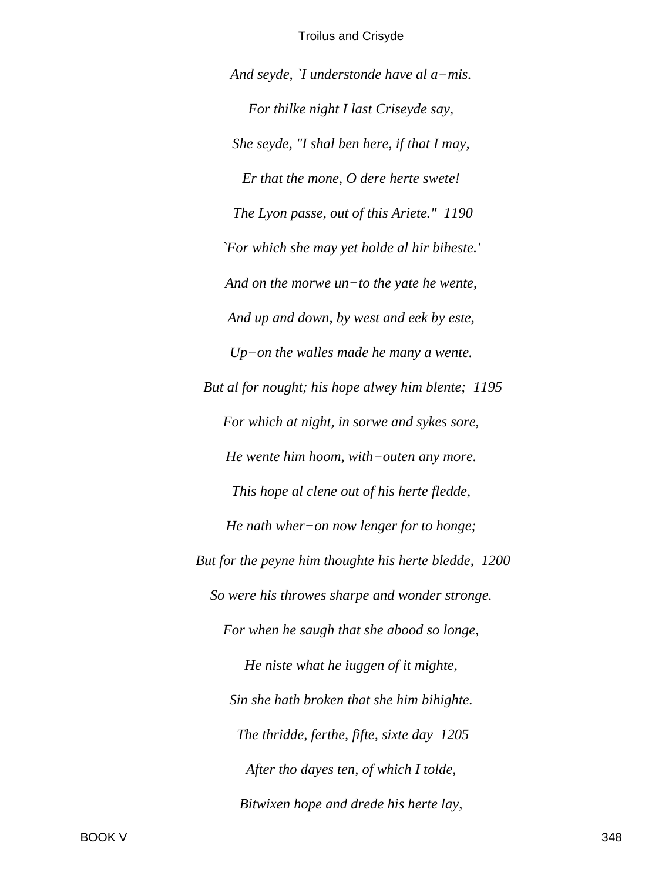*And seyde, `I understonde have al a−mis.*

*For thilke night I last Criseyde say,*

*She seyde, "I shal ben here, if that I may,*

*Er that the mone, O dere herte swete!*

*The Lyon passe, out of this Ariete."  1190*

*`For which she may yet holde al hir biheste.'*

*And on the morwe un−to the yate he wente,*

*And up and down, by west and eek by este,*

*Up−on the walles made he many a wente.*

*But al for nought; his hope alwey him blente;  1195*

*For which at night, in sorwe and sykes sore,*

*He wente him hoom, with−outen any more.*

*This hope al clene out of his herte fledde,*

*He nath wher−on now lenger for to honge;*

*But for the peyne him thoughte his herte bledde,  1200*

*So were his throwes sharpe and wonder stronge.*

*For when he saugh that she abood so longe,*

*He niste what he iuggen of it mighte,*

*Sin she hath broken that she him bihighte.*

*The thridde, ferthe, fifte, sixte day  1205*

*After tho dayes ten, of which I tolde,*

*Bitwixen hope and drede his herte lay,*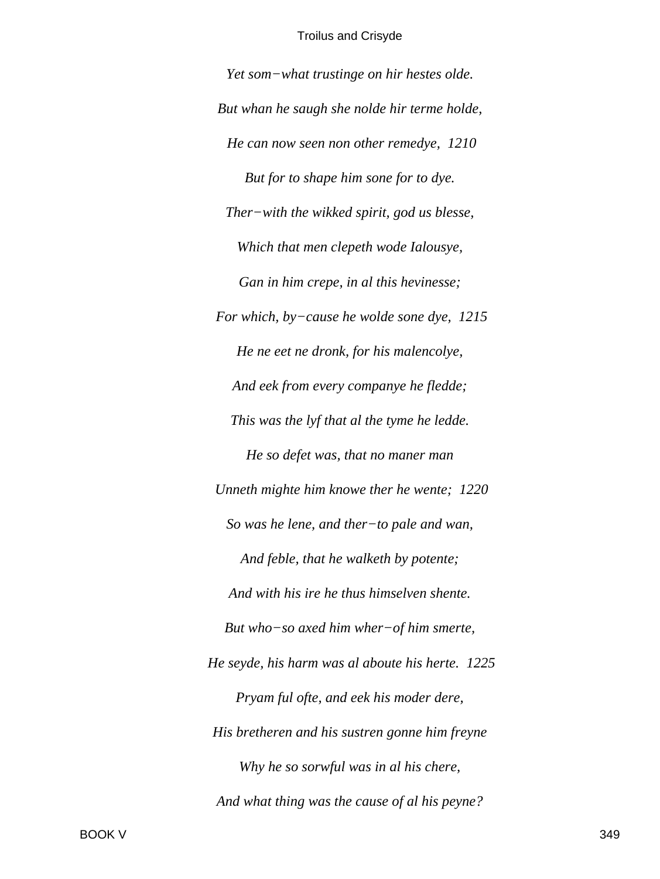*Yet som−what trustinge on hir hestes olde.*

*But whan he saugh she nolde hir terme holde,*

*He can now seen non other remedye, 1210*

*But for to shape him sone for to dye.*

*Ther−with the wikked spirit, god us blesse,*

*Which that men clepeth wode Ialousye,*

*Gan in him crepe, in al this hevinesse;*

*For which, by−cause he wolde sone dye, 1215*

*He ne eet ne dronk, for his malencolye,*

*And eek from every companye he fledde;*

*This was the lyf that al the tyme he ledde.*

*He so defet was, that no maner man*

*Unneth mighte him knowe ther he wente; 1220*

*So was he lene, and ther−to pale and wan,*

*And feble, that he walketh by potente;*

*And with his ire he thus himselven shente.*

*But who−so axed him wher−of him smerte,*

*He seyde, his harm was al aboute his herte. 1225*

*Pryam ful ofte, and eek his moder dere,*

*His bretheren and his sustren gonne him freyne*

*Why he so sorwful was in al his chere,*

*And what thing was the cause of al his peyne?*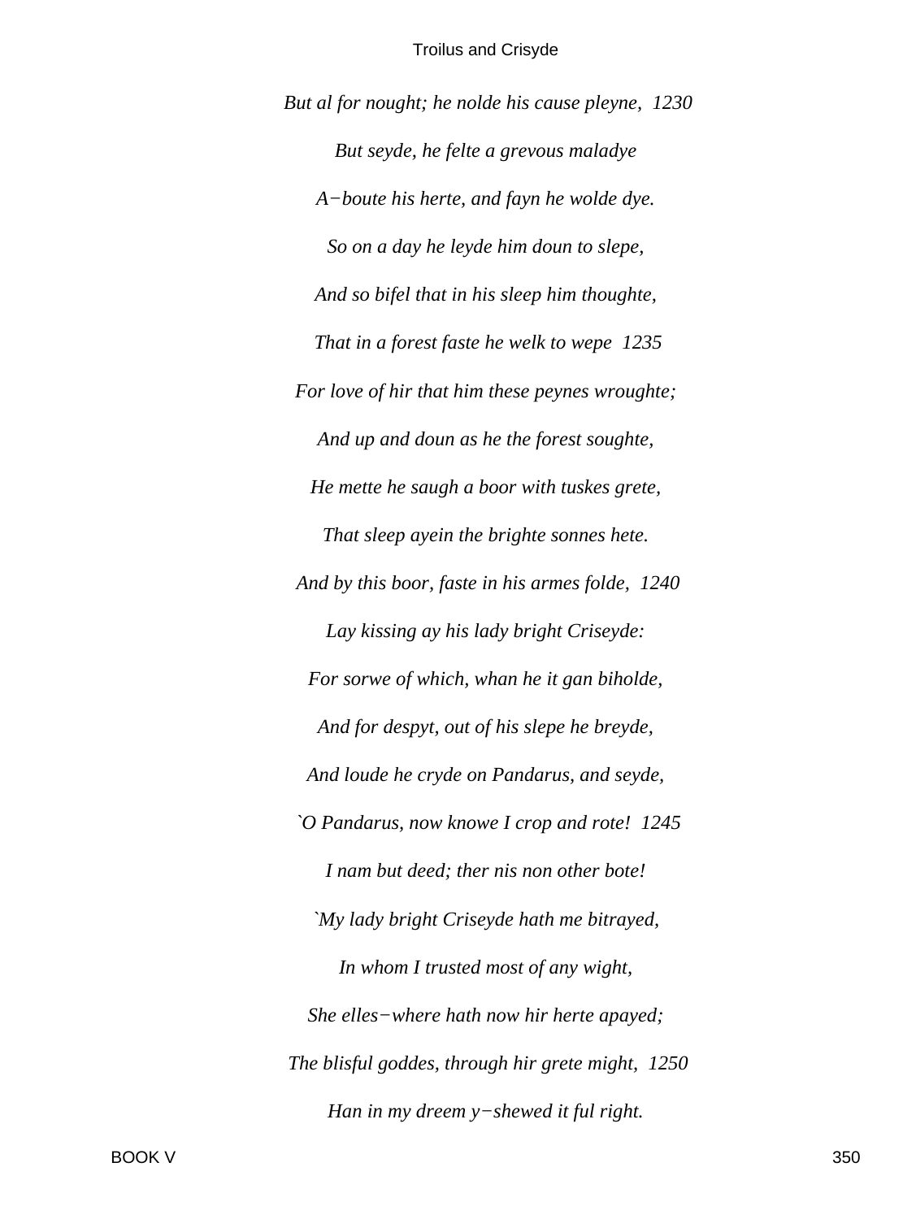*But al for nought; he nolde his cause pleyne,  1230*

*But seyde, he felte a grevous maladye*

*A−boute his herte, and fayn he wolde dye.*

*So on a day he leyde him doun to slepe,*

*And so bifel that in his sleep him thoughte,*

*That in a forest faste he welk to wepe  1235*

*For love of hir that him these peynes wroughte;*

*And up and doun as he the forest soughte,*

*He mette he saugh a boor with tuskes grete,*

*That sleep ayein the brighte sonnes hete.*

*And by this boor, faste in his armes folde,  1240*

*Lay kissing ay his lady bright Criseyde:*

*For sorwe of which, whan he it gan biholde,*

*And for despyt, out of his slepe he breyde,*

*And loude he cryde on Pandarus, and seyde,*

*`O Pandarus, now knowe I crop and rote!  1245*

*I nam but deed; ther nis non other bote!*

*`My lady bright Criseyde hath me bitrayed,*

*In whom I trusted most of any wight,*

*She elles−where hath now hir herte apayed;*

*The blisful goddes, through hir grete might,  1250*

*Han in my dreem y−shewed it ful right.*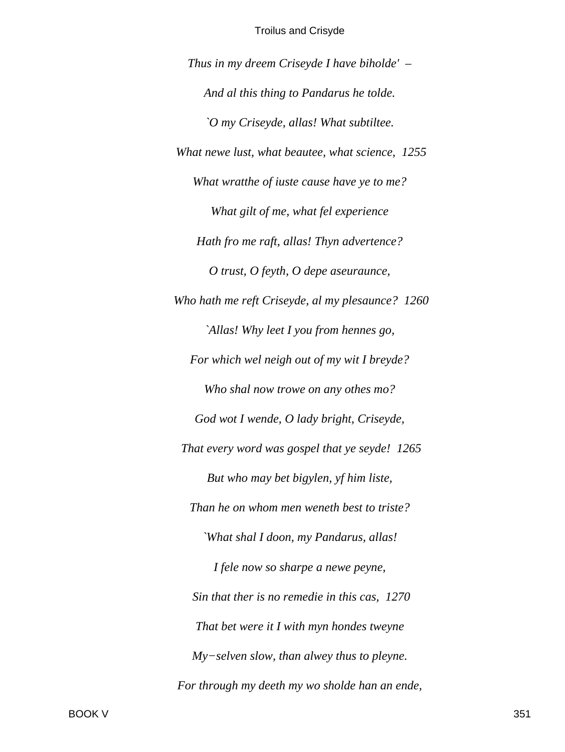*Thus in my dreem Criseyde I have biholde'  –*

*And al this thing to Pandarus he tolde.*

*`O my Criseyde, allas! What subtiltee.*

*What newe lust, what beautee, what science,  1255*

*What wratthe of iuste cause have ye to me?*

*What gilt of me, what fel experience*

*Hath fro me raft, allas! Thyn advertence?*

*O trust, O feyth, O depe aseuraunce,*

*Who hath me reft Criseyde, al my plesaunce?  1260*

*`Allas! Why leet I you from hennes go,*

*For which wel neigh out of my wit I breyde?*

*Who shal now trowe on any othes mo?*

*God wot I wende, O lady bright, Criseyde,*

*That every word was gospel that ye seyde!  1265*

*But who may bet bigylen, yf him liste,*

*Than he on whom men weneth best to triste?*

*`What shal I doon, my Pandarus, allas!*

*I fele now so sharpe a newe peyne,*

*Sin that ther is no remedie in this cas,  1270*

*That bet were it I with myn hondes tweyne*

*My−selven slow, than alwey thus to pleyne.*

*For through my deeth my wo sholde han an ende,*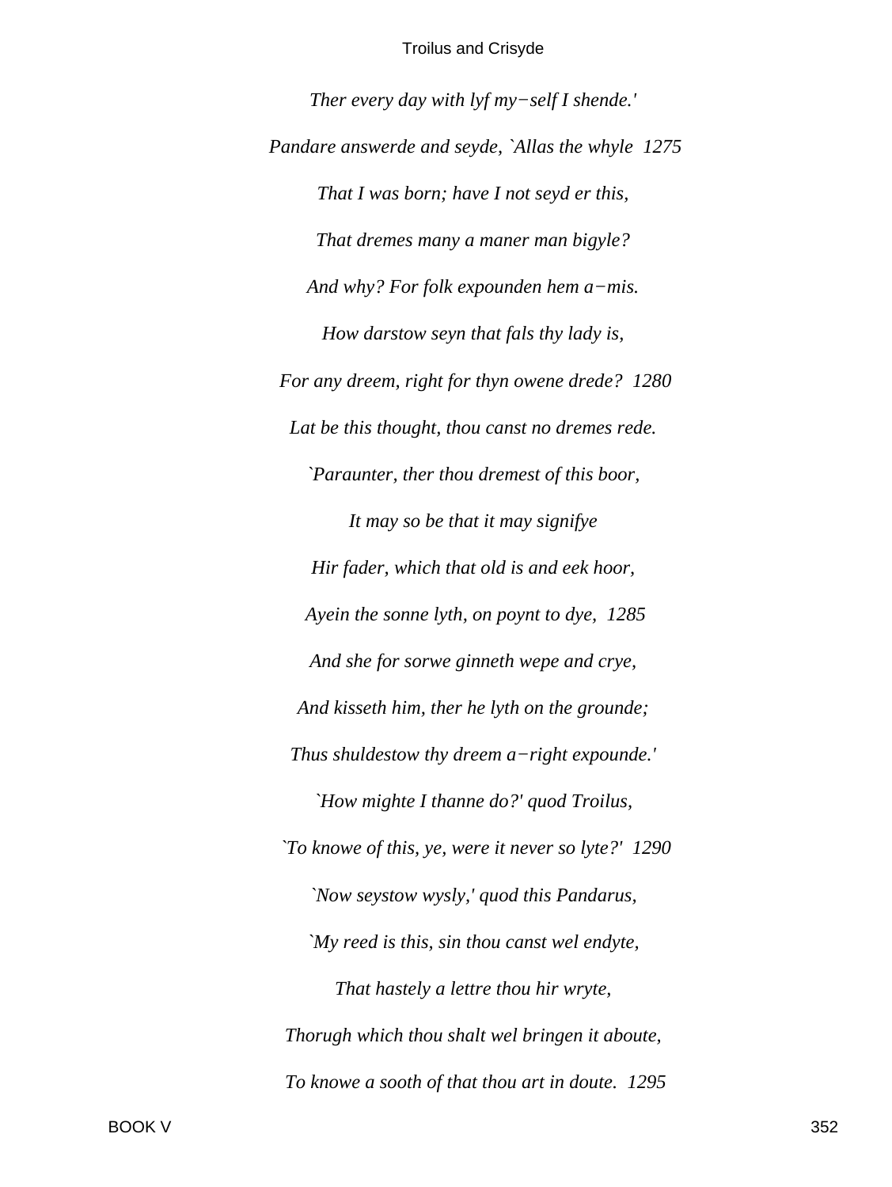*Ther every day with lyf my−self I shende.'*

*Pandare answerde and seyde, `Allas the whyle  1275*

*That I was born; have I not seyd er this,*

*That dremes many a maner man bigyle?*

*And why? For folk expounden hem a−mis.*

*How darstow seyn that fals thy lady is,*

*For any dreem, right for thyn owene drede?  1280*

*Lat be this thought, thou canst no dremes rede.*

*`Paraunter, ther thou dremest of this boor,*

*It may so be that it may signifye*

*Hir fader, which that old is and eek hoor,*

*Ayein the sonne lyth, on poynt to dye,  1285*

*And she for sorwe ginneth wepe and crye,*

*And kisseth him, ther he lyth on the grounde;*

*Thus shuldestow thy dreem a−right expounde.'*

*`How mighte I thanne do?' quod Troilus,*

*`To knowe of this, ye, were it never so lyte?'  1290*

*`Now seystow wysly,' quod this Pandarus,*

*`My reed is this, sin thou canst wel endyte,*

*That hastely a lettre thou hir wryte,*

*Thorugh which thou shalt wel bringen it aboute,*

*To knowe a sooth of that thou art in doute.  1295*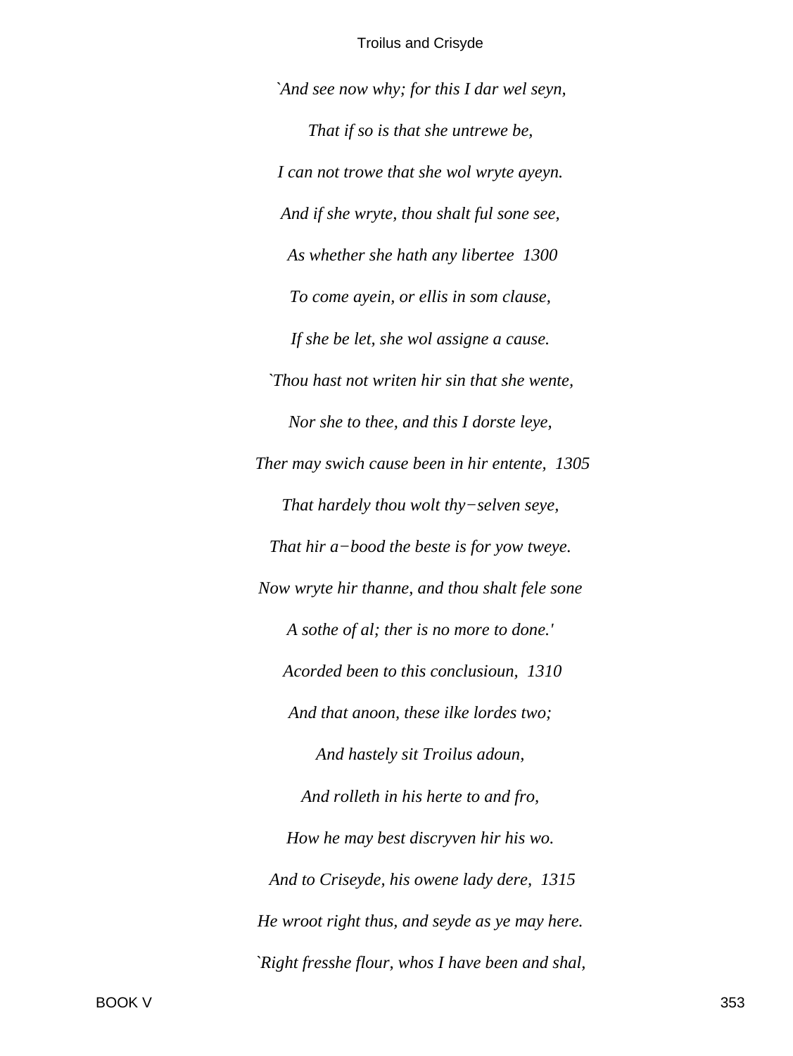*`And see now why; for this I dar wel seyn,*

*That if so is that she untrewe be,*

*I can not trowe that she wol wryte ayeyn.*

*And if she wryte, thou shalt ful sone see,*

*As whether she hath any libertee 1300*

*To come ayein, or ellis in som clause,*

*If she be let, she wol assigne a cause.*

*`Thou hast not writen hir sin that she wente,*

*Nor she to thee, and this I dorste leye,*

*Ther may swich cause been in hir entente, 1305*

*That hardely thou wolt thy−selven seye,*

*That hir a−bood the beste is for yow tweye.*

*Now wryte hir thanne, and thou shalt fele sone*

*A sothe of al; ther is no more to done.'*

*Acorded been to this conclusioun, 1310*

*And that anoon, these ilke lordes two;*

*And hastely sit Troilus adoun,*

*And rolleth in his herte to and fro,*

*How he may best discryven hir his wo.*

*And to Criseyde, his owene lady dere, 1315*

*He wroot right thus, and seyde as ye may here.*

*`Right fresshe flour, whos I have been and shal,*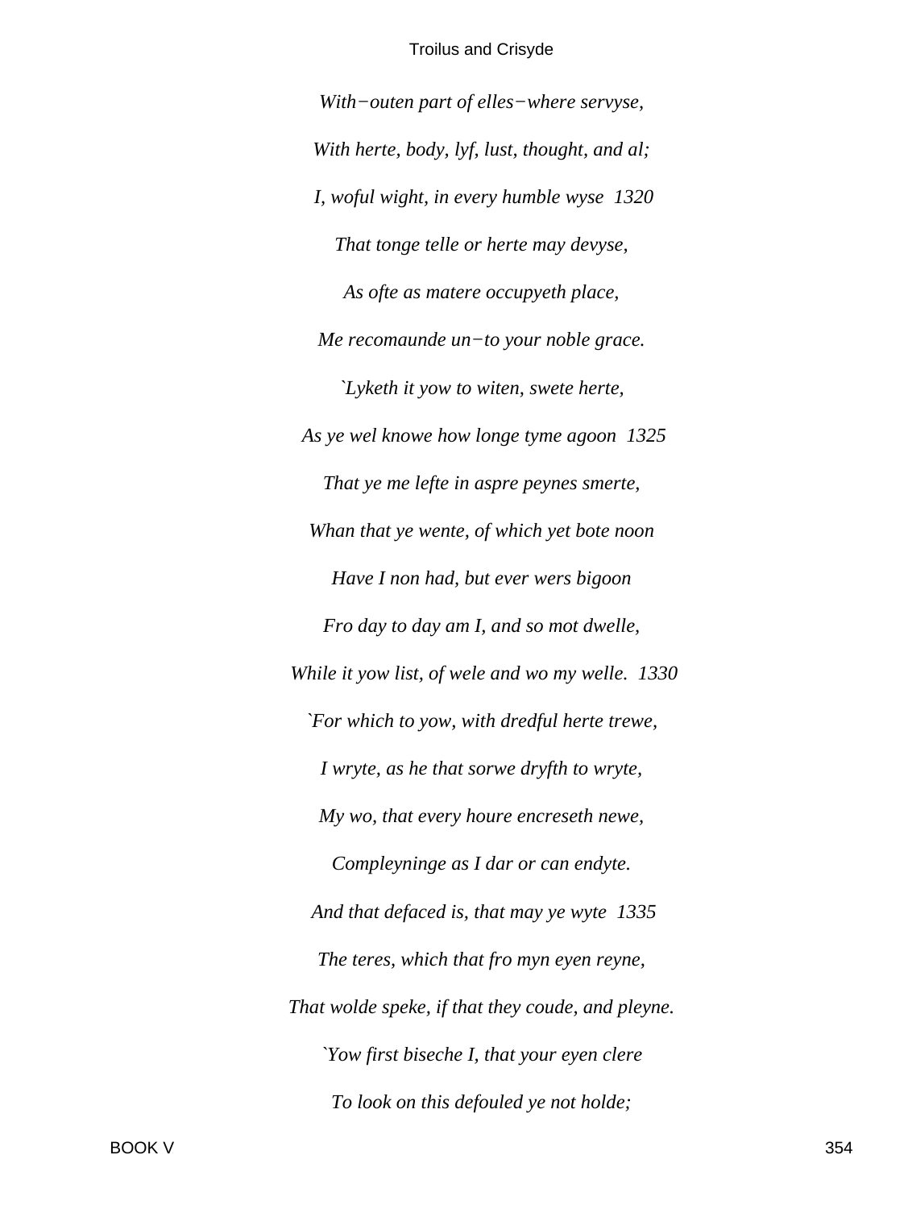*With−outen part of elles−where servyse,*

*With herte, body, lyf, lust, thought, and al;*

*I, woful wight, in every humble wyse  1320*

*That tonge telle or herte may devyse,*

*As ofte as matere occupyeth place,*

*Me recomaunde un−to your noble grace.*

*`Lyketh it yow to witen, swete herte,*

*As ye wel knowe how longe tyme agoon  1325*

*That ye me lefte in aspre peynes smerte,*

*Whan that ye wente, of which yet bote noon*

*Have I non had, but ever wers bigoon*

*Fro day to day am I, and so mot dwelle,*

*While it yow list, of wele and wo my welle.  1330*

*`For which to yow, with dredful herte trewe,*

*I wryte, as he that sorwe dryfth to wryte,*

*My wo, that every houre encreseth newe,*

*Compleyninge as I dar or can endyte.*

*And that defaced is, that may ye wyte  1335*

*The teres, which that fro myn eyen reyne,*

*That wolde speke, if that they coude, and pleyne.*

*`Yow first biseche I, that your eyen clere*

*To look on this defouled ye not holde;*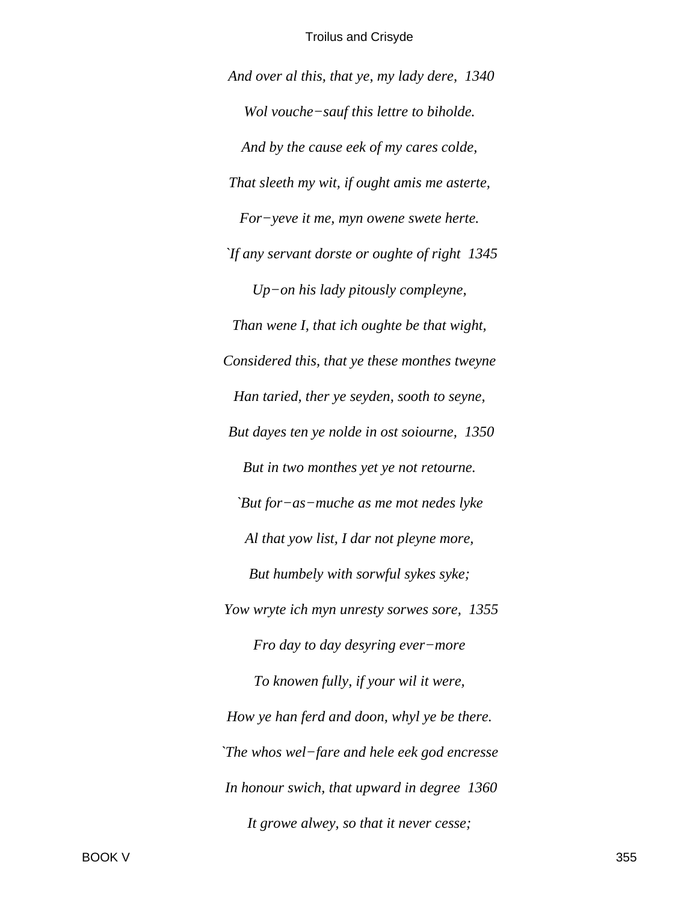*And over al this, that ye, my lady dere, 1340*

*Wol vouche−sauf this lettre to biholde.*

*And by the cause eek of my cares colde,*

*That sleeth my wit, if ought amis me asterte,*

*For−yeve it me, myn owene swete herte.*

*`If any servant dorste or oughte of right 1345*

*Up−on his lady pitously compleyne,*

*Than wene I, that ich oughte be that wight,*

*Considered this, that ye these monthes tweyne*

*Han taried, ther ye seyden, sooth to seyne,*

*But dayes ten ye nolde in ost soiourne, 1350*

*But in two monthes yet ye not retourne.*

*`But for−as−muche as me mot nedes lyke*

*Al that yow list, I dar not pleyne more,*

*But humbely with sorwful sykes syke;*

*Yow wryte ich myn unresty sorwes sore, 1355*

*Fro day to day desyring ever−more*

*To knowen fully, if your wil it were,*

*How ye han ferd and doon, whyl ye be there.*

*`The whos wel−fare and hele eek god encresse*

*In honour swich, that upward in degree 1360*

*It growe alwey, so that it never cesse;*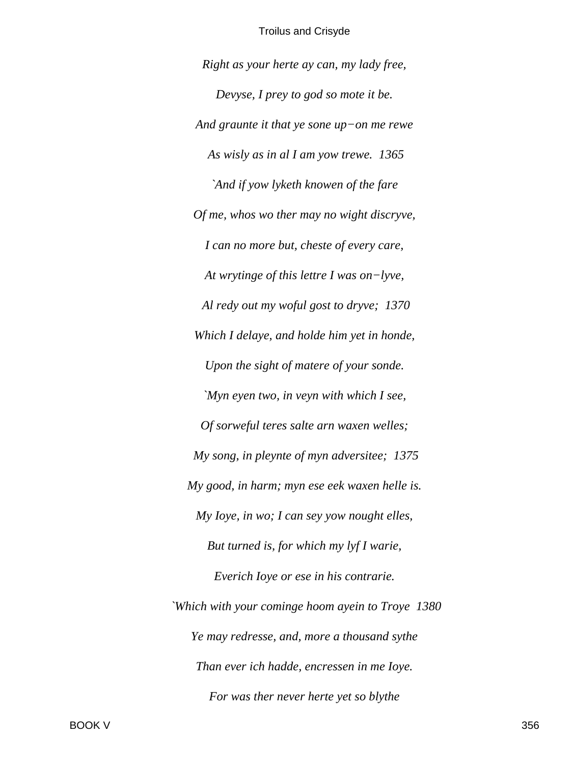*Right as your herte ay can, my lady free,*

*Devyse, I prey to god so mote it be.*

*And graunte it that ye sone up−on me rewe*

*As wisly as in al I am yow trewe. 1365*

*`And if yow lyketh knowen of the fare*

*Of me, whos wo ther may no wight discryve,*

*I can no more but, cheste of every care,*

*At wrytinge of this lettre I was on−lyve,*

*Al redy out my woful gost to dryve; 1370*

*Which I delaye, and holde him yet in honde,*

*Upon the sight of matere of your sonde.*

*`Myn eyen two, in veyn with which I see,*

*Of sorweful teres salte arn waxen welles;*

*My song, in pleynte of myn adversitee; 1375*

*My good, in harm; myn ese eek waxen helle is.*

*My Ioye, in wo; I can sey yow nought elles,*

*But turned is, for which my lyf I warie,*

*Everich Ioye or ese in his contrarie.*

*`Which with your cominge hoom ayein to Troye 1380*

*Ye may redresse, and, more a thousand sythe*

*Than ever ich hadde, encressen in me Ioye.*

*For was ther never herte yet so blythe*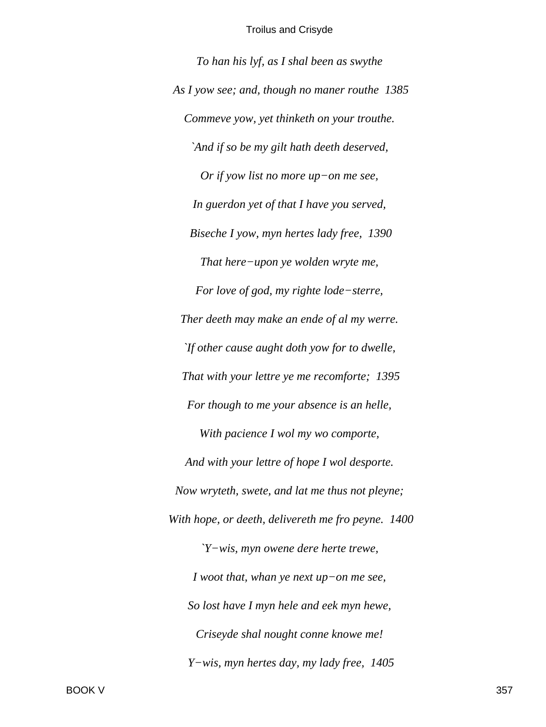*To han his lyf, as I shal been as swythe*

*As I yow see; and, though no maner routhe 1385*

*Commeve yow, yet thinketh on your trouthe.*

*`And if so be my gilt hath deeth deserved,*

*Or if yow list no more up−on me see,*

*In guerdon yet of that I have you served,*

*Biseche I yow, myn hertes lady free, 1390*

*That here−upon ye wolden wryte me,*

*For love of god, my righte lode−sterre,*

*Ther deeth may make an ende of al my werre.*

*`If other cause aught doth yow for to dwelle,*

*That with your lettre ye me recomforte; 1395*

*For though to me your absence is an helle,*

*With pacience I wol my wo comporte,*

*And with your lettre of hope I wol desporte.*

*Now wryteth, swete, and lat me thus not pleyne;*

*With hope, or deeth, delivereth me fro peyne. 1400*

*`Y−wis, myn owene dere herte trewe,*

*I woot that, whan ye next up−on me see,*

*So lost have I myn hele and eek myn hewe,*

*Criseyde shal nought conne knowe me!*

*Y−wis, myn hertes day, my lady free, 1405*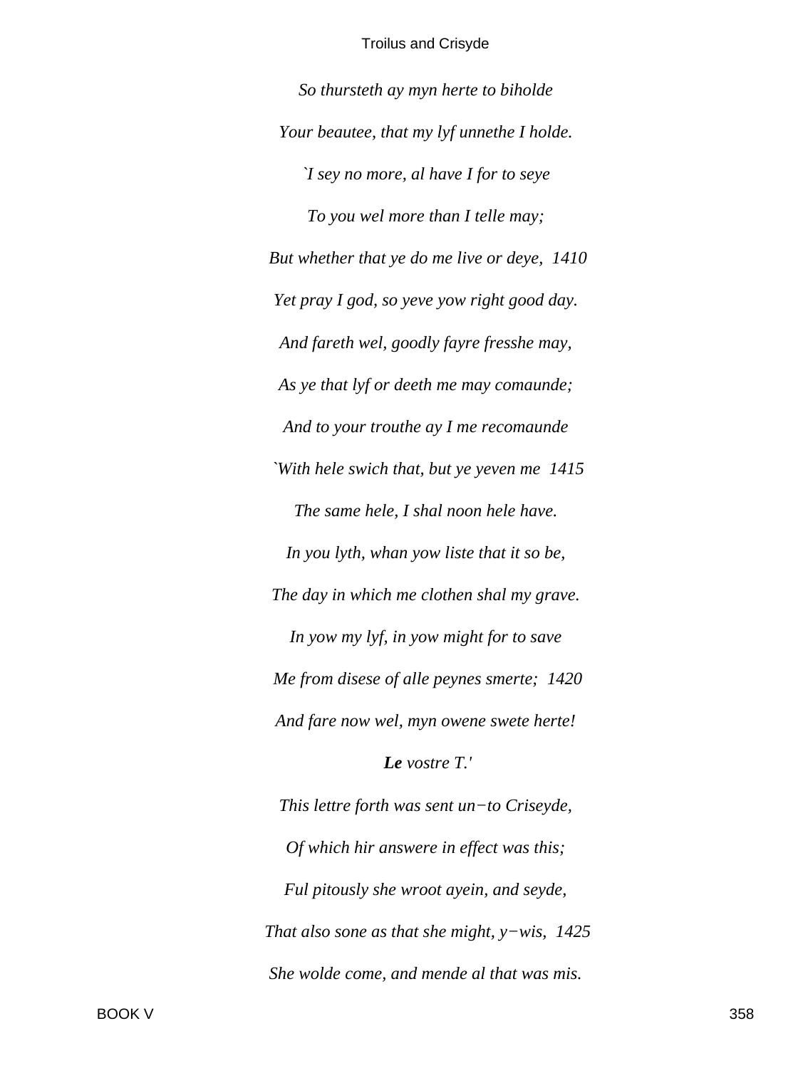*So thursteth ay myn herte to biholde*

*Your beautee, that my lyf unnethe I holde.*

*`I sey no more, al have I for to seye*

*To you wel more than I telle may;*

*But whether that ye do me live or deye, 1410*

*Yet pray I god, so yeve yow right good day.*

*And fareth wel, goodly fayre fresshe may,*

*As ye that lyf or deeth me may comaunde;*

*And to your trouthe ay I me recomaunde*

*`With hele swich that, but ye yeven me 1415*

*The same hele, I shal noon hele have.*

*In you lyth, whan yow liste that it so be,*

*The day in which me clothen shal my grave.*

*In yow my lyf, in yow might for to save*

*Me from disese of alle peynes smerte; 1420*

*And fare now wel, myn owene swete herte!*

***Le** vostre T.'*

*This lettre forth was sent un−to Criseyde,*

*Of which hir answere in effect was this;*

*Ful pitously she wroot ayein, and seyde,*

*That also sone as that she might, y−wis, 1425*

*She wolde come, and mende al that was mis.*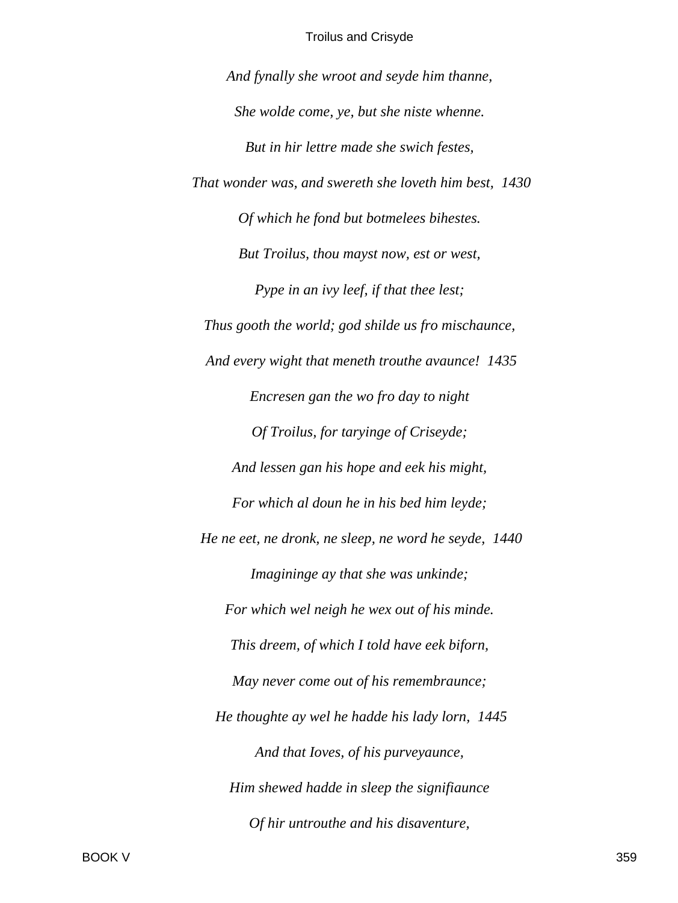*And fynally she wroot and seyde him thanne,*

*She wolde come, ye, but she niste whenne.*

*But in hir lettre made she swich festes,*

*That wonder was, and swereth she loveth him best, 1430*

*Of which he fond but botmelees bihestes.*

*But Troilus, thou mayst now, est or west,*

*Pype in an ivy leef, if that thee lest;*

*Thus gooth the world; god shilde us fro mischaunce,*

*And every wight that meneth trouthe avaunce! 1435*

*Encresen gan the wo fro day to night*

*Of Troilus, for taryinge of Criseyde;*

*And lessen gan his hope and eek his might,*

*For which al doun he in his bed him leyde;*

*He ne eet, ne dronk, ne sleep, ne word he seyde, 1440*

*Imagininge ay that she was unkinde;*

*For which wel neigh he wex out of his minde.*

*This dreem, of which I told have eek biforn,*

*May never come out of his remembraunce;*

*He thoughte ay wel he hadde his lady lorn, 1445*

*And that Ioves, of his purveyaunce,*

*Him shewed hadde in sleep the signifiaunce*

*Of hir untrouthe and his disaventure,*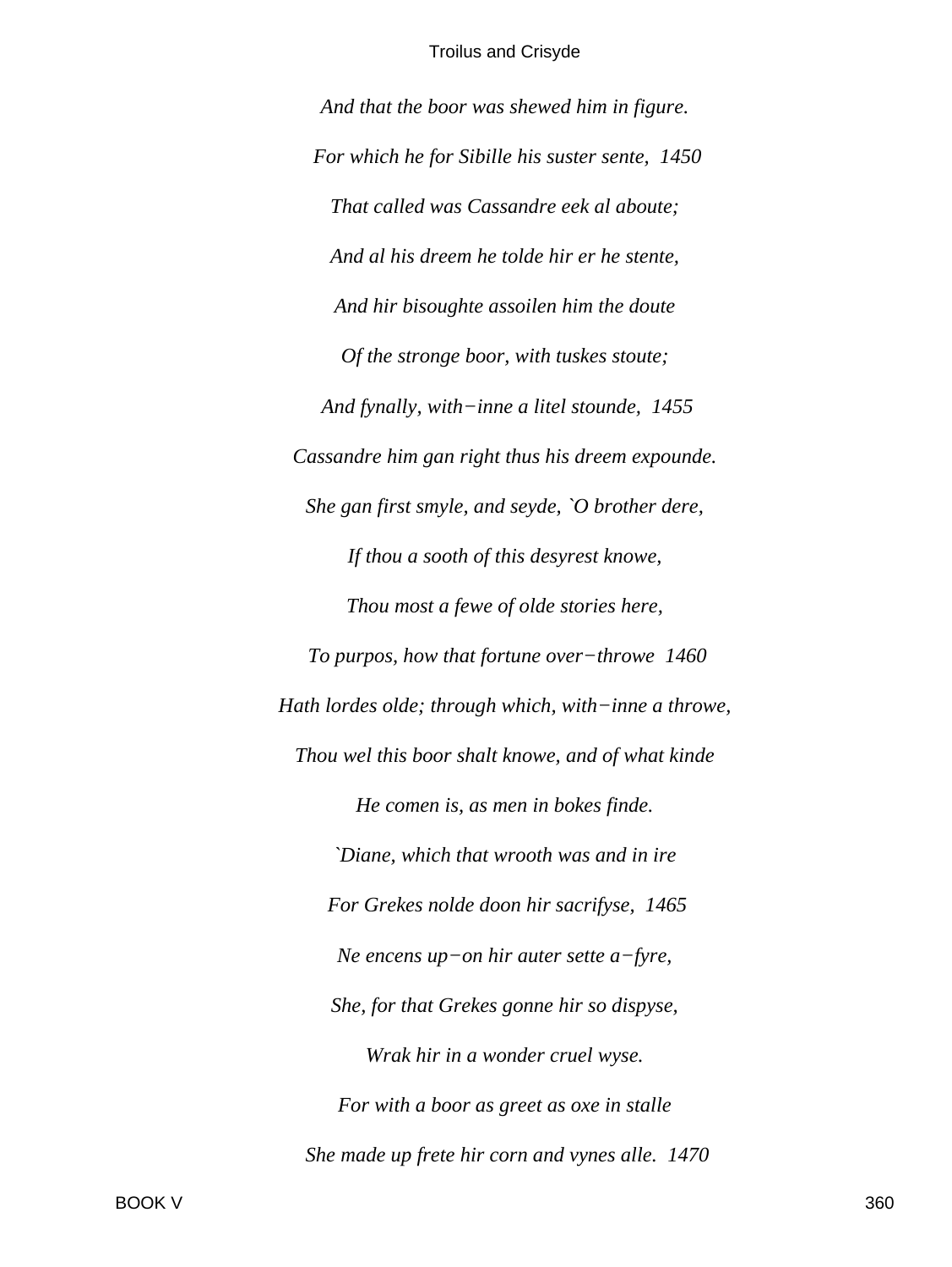*And that the boor was shewed him in figure.*

*For which he for Sibille his suster sente, 1450*

*That called was Cassandre eek al aboute;*

*And al his dreem he tolde hir er he stente,*

*And hir bisoughte assoilen him the doute*

*Of the stronge boor, with tuskes stoute;*

*And fynally, with−inne a litel stounde, 1455*

*Cassandre him gan right thus his dreem expounde.*

*She gan first smyle, and seyde, `O brother dere,*

*If thou a sooth of this desyrest knowe,*

*Thou most a fewe of olde stories here,*

*To purpos, how that fortune over−throwe 1460*

*Hath lordes olde; through which, with−inne a throwe,*

*Thou wel this boor shalt knowe, and of what kinde*

*He comen is, as men in bokes finde.*

*`Diane, which that wrooth was and in ire*

*For Grekes nolde doon hir sacrifyse, 1465*

*Ne encens up−on hir auter sette a−fyre,*

*She, for that Grekes gonne hir so dispyse,*

*Wrak hir in a wonder cruel wyse.*

*For with a boor as greet as oxe in stalle*

*She made up frete hir corn and vynes alle. 1470*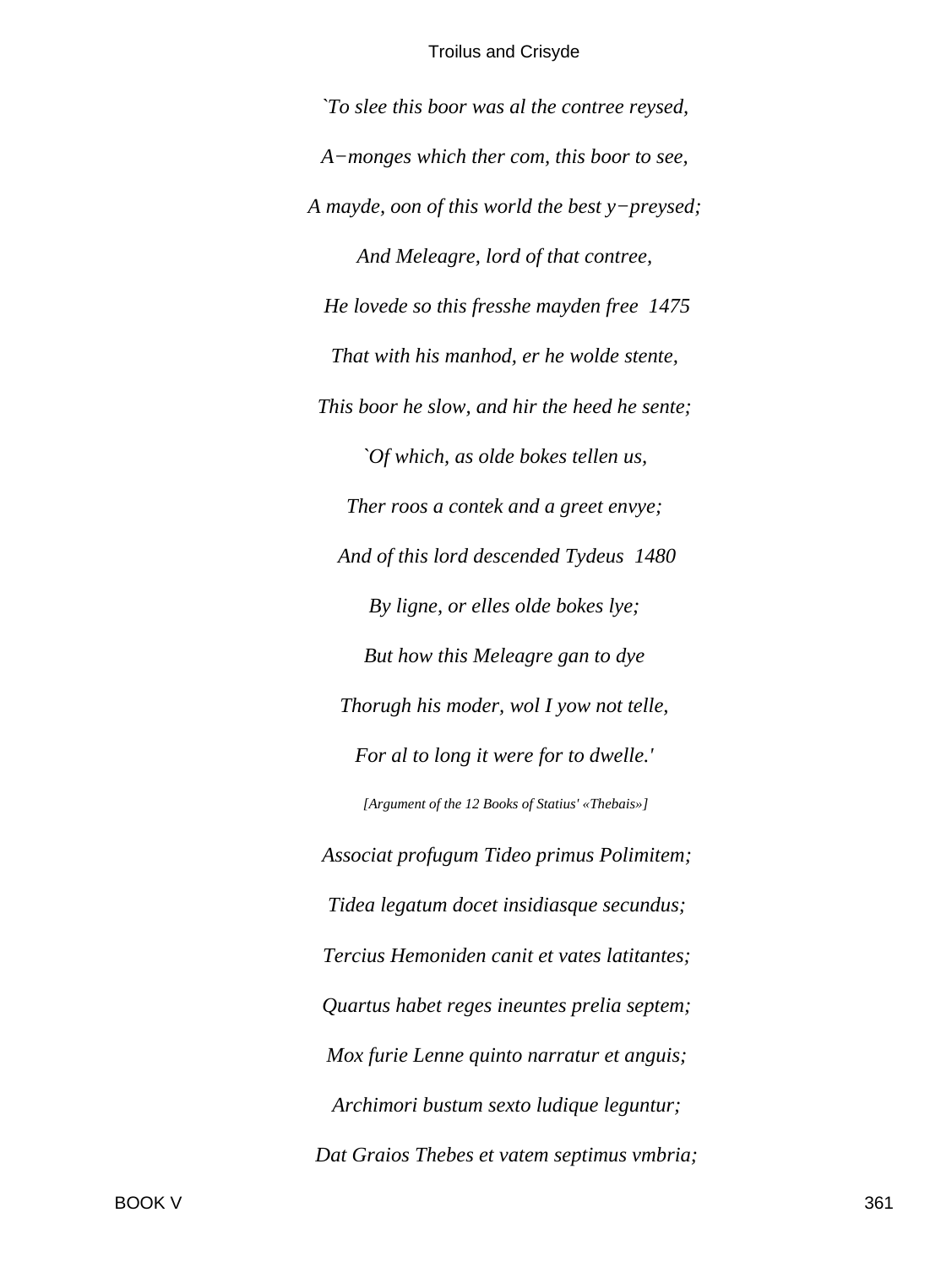*`To slee this boor was al the contree reysed,*

*A−monges which ther com, this boor to see,*

*A mayde, oon of this world the best y−preysed;*

*And Meleagre, lord of that contree,*

*He lovede so this fresshe mayden free  1475*

*That with his manhod, er he wolde stente,*

*This boor he slow, and hir the heed he sente;*

*`Of which, as olde bokes tellen us,*

*Ther roos a contek and a greet envye;*

*And of this lord descended Tydeus  1480*

*By ligne, or elles olde bokes lye;*

*But how this Meleagre gan to dye*

*Thorugh his moder, wol I yow not telle,*

*For al to long it were for to dwelle.'*

*[Argument of the 12 Books of Statius' «Thebais»]*

*Associat profugum Tideo primus Polimitem;*

*Tidea legatum docet insidiasque secundus;*

*Tercius Hemoniden canit et vates latitantes;*

*Quartus habet reges ineuntes prelia septem;*

*Mox furie Lenne quinto narratur et anguis;*

*Archimori bustum sexto ludique leguntur;*

*Dat Graios Thebes et vatem septimus vmbria;*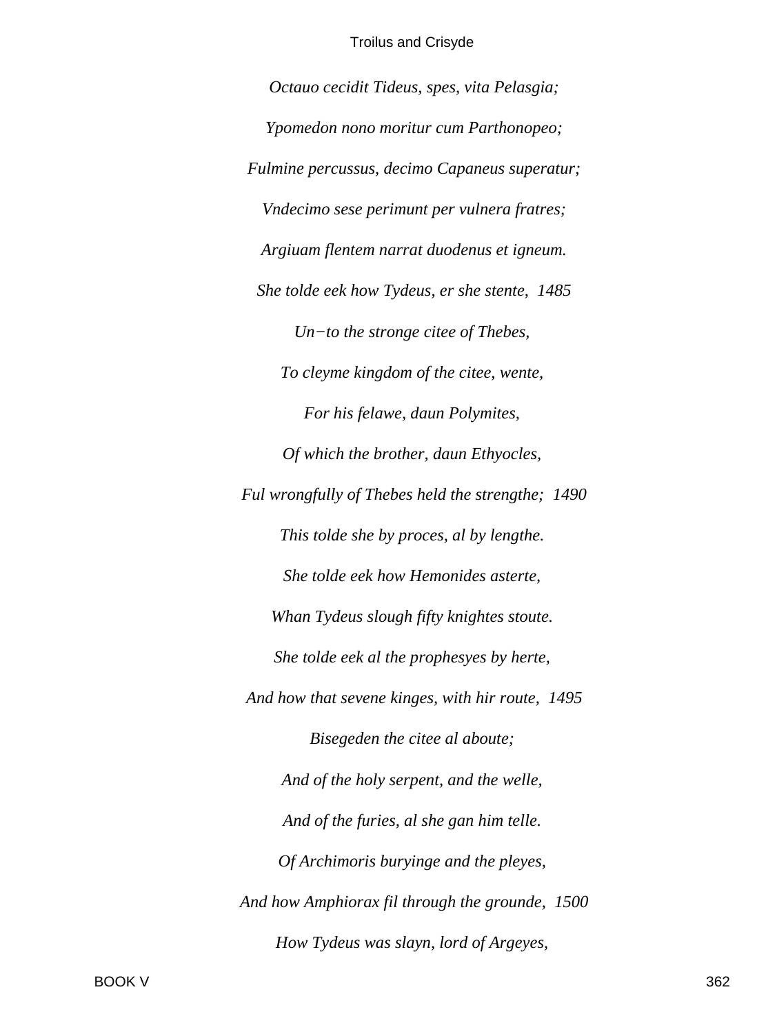*Octauo cecidit Tideus, spes, vita Pelasgia;*

*Ypomedon nono moritur cum Parthonopeo;*

*Fulmine percussus, decimo Capaneus superatur;*

*Vndecimo sese perimunt per vulnera fratres;*

*Argiuam flentem narrat duodenus et igneum.*

*She tolde eek how Tydeus, er she stente, 1485*

*Un−to the stronge citee of Thebes,*

*To cleyme kingdom of the citee, wente,*

*For his felawe, daun Polymites,*

*Of which the brother, daun Ethyocles,*

*Ful wrongfully of Thebes held the strengthe; 1490*

*This tolde she by proces, al by lengthe.*

*She tolde eek how Hemonides asterte,*

*Whan Tydeus slough fifty knightes stoute.*

*She tolde eek al the prophesyes by herte,*

*And how that sevene kinges, with hir route, 1495*

*Bisegeden the citee al aboute;*

*And of the holy serpent, and the welle,*

*And of the furies, al she gan him telle.*

*Of Archimoris buryinge and the pleyes,*

*And how Amphiorax fil through the grounde, 1500*

*How Tydeus was slayn, lord of Argeyes,*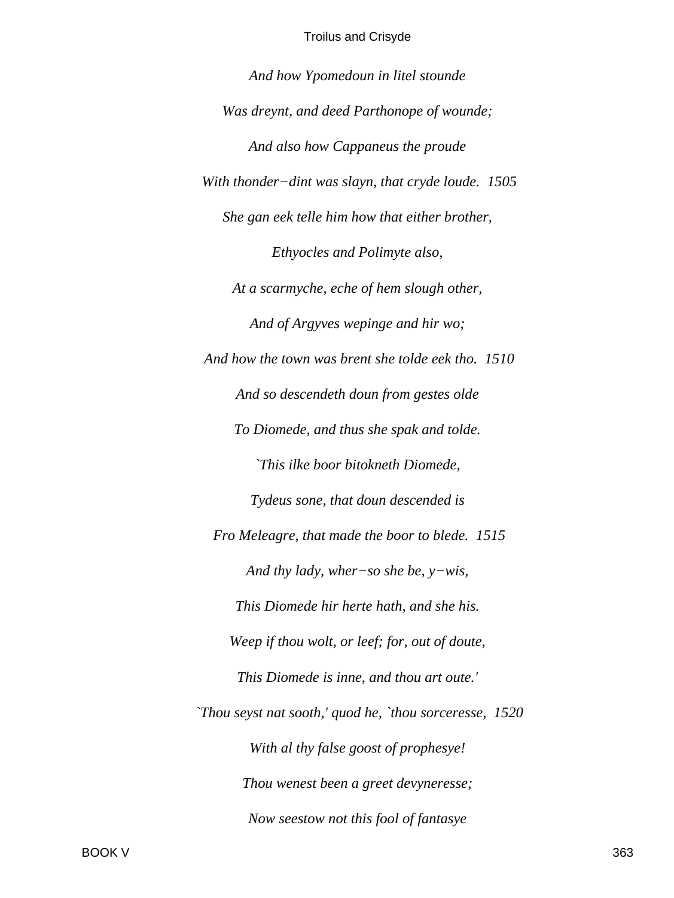*And how Ypomedoun in litel stounde*

*Was dreynt, and deed Parthonope of wounde;*

*And also how Cappaneus the proude*

*With thonder−dint was slayn, that cryde loude. 1505*

*She gan eek telle him how that either brother,*

*Ethyocles and Polimyte also,*

*At a scarmyche, eche of hem slough other,*

*And of Argyves wepinge and hir wo;*

*And how the town was brent she tolde eek tho. 1510*

*And so descendeth doun from gestes olde*

*To Diomede, and thus she spak and tolde.*

*`This ilke boor bitokneth Diomede,*

*Tydeus sone, that doun descended is*

*Fro Meleagre, that made the boor to blede. 1515*

*And thy lady, wher−so she be, y−wis,*

*This Diomede hir herte hath, and she his.*

*Weep if thou wolt, or leef; for, out of doute,*

*This Diomede is inne, and thou art oute.'*

*`Thou seyst nat sooth,' quod he, `thou sorceresse, 1520*

*With al thy false goost of prophesye!*

*Thou wenest been a greet devyneresse;*

*Now seestow not this fool of fantasye*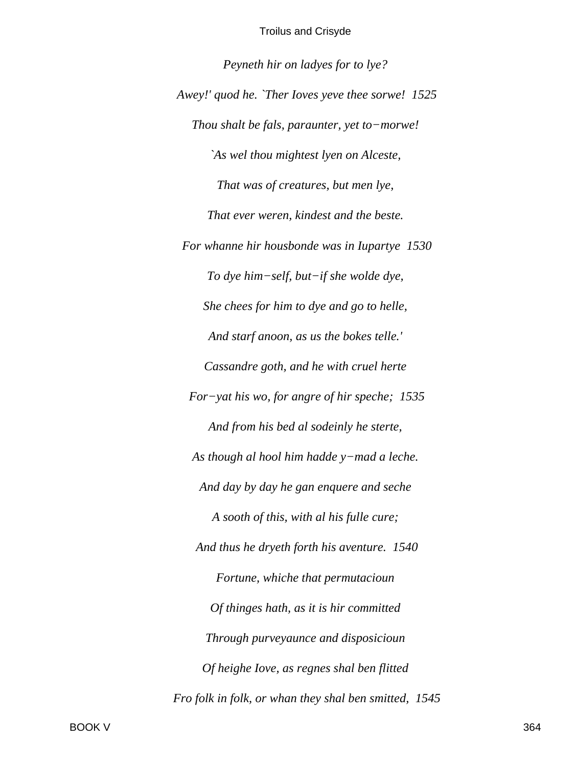*Peyneth hir on ladyes for to lye?*

*Awey!' quod he. `Ther Ioves yeve thee sorwe! 1525*

*Thou shalt be fals, paraunter, yet to−morwe!*

*`As wel thou mightest lyen on Alceste,*

*That was of creatures, but men lye,*

*That ever weren, kindest and the beste.*

*For whanne hir housbonde was in Iupartye 1530*

*To dye him−self, but−if she wolde dye,*

*She chees for him to dye and go to helle,*

*And starf anoon, as us the bokes telle.'*

*Cassandre goth, and he with cruel herte*

*For−yat his wo, for angre of hir speche; 1535*

*And from his bed al sodeinly he sterte,*

*As though al hool him hadde y−mad a leche.*

*And day by day he gan enquere and seche*

*A sooth of this, with al his fulle cure;*

*And thus he dryeth forth his aventure. 1540*

*Fortune, whiche that permutacioun*

*Of thinges hath, as it is hir committed*

*Through purveyaunce and disposicioun*

*Of heighe Iove, as regnes shal ben flitted*

*Fro folk in folk, or whan they shal ben smitted, 1545*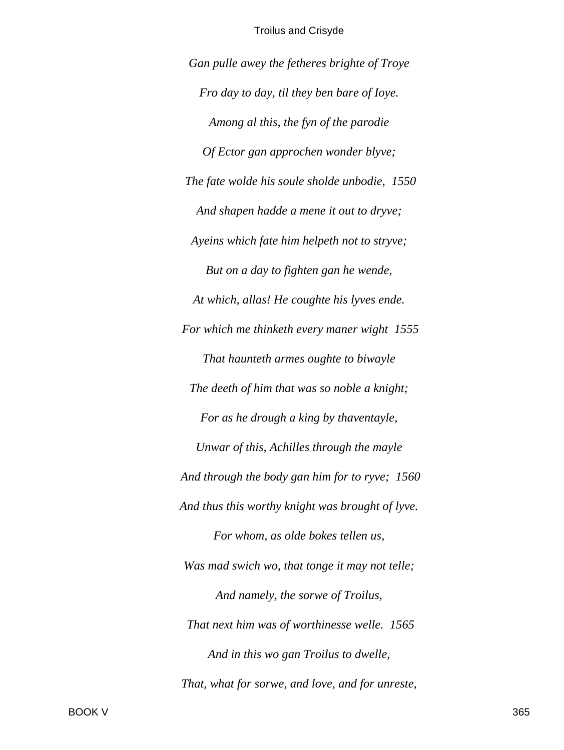*Gan pulle awey the fetheres brighte of Troye*

*Fro day to day, til they ben bare of Ioye.*

*Among al this, the fyn of the parodie*

*Of Ector gan approchen wonder blyve;*

*The fate wolde his soule sholde unbodie,* 1550

*And shapen hadde a mene it out to dryve;*

*Ayeins which fate him helpeth not to stryve;*

*But on a day to fighten gan he wende,*

*At which, allas! He coughte his lyves ende.*

*For which me thinketh every maner wight* 1555

*That haunteth armes oughte to biwayle*

*The deeth of him that was so noble a knight;*

*For as he drough a king by thaventayle,*

*Unwar of this, Achilles through the mayle*

*And through the body gan him for to ryve;* 1560

*And thus this worthy knight was brought of lyve.*

*For whom, as olde bokes tellen us,*

*Was mad swich wo, that tonge it may not telle;*

*And namely, the sorwe of Troilus,*

*That next him was of worthinesse welle.* 1565

*And in this wo gan Troilus to dwelle,*

*That, what for sorwe, and love, and for unreste,*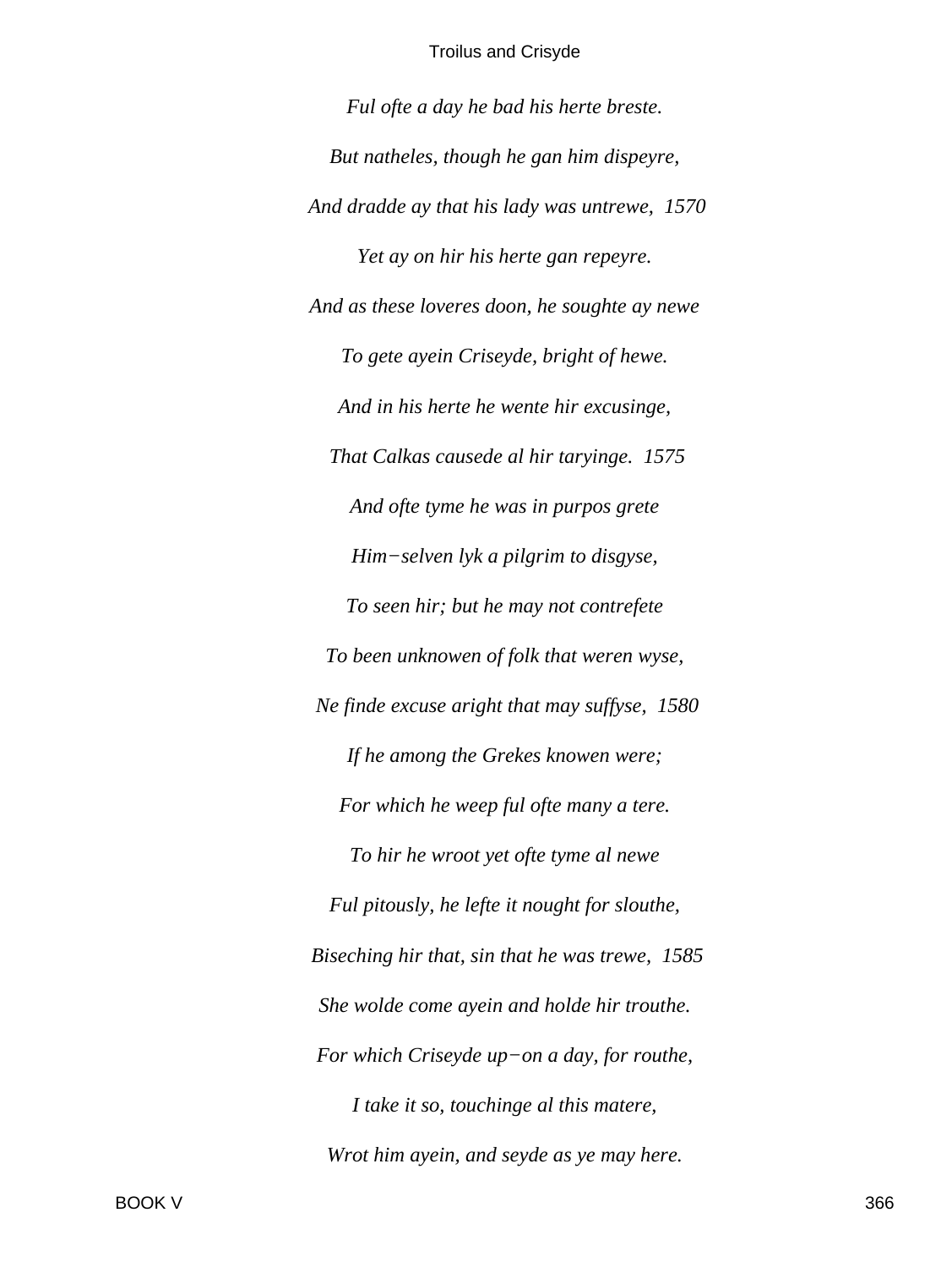*Ful ofte a day he bad his herte breste.*

*But natheles, though he gan him dispeyre,*

*And dradde ay that his lady was untrewe, 1570*

*Yet ay on hir his herte gan repeyre.*

*And as these loveres doon, he soughte ay newe*

*To gete ayein Criseyde, bright of hewe.*

*And in his herte he wente hir excusinge,*

*That Calkas causede al hir taryinge. 1575*

*And ofte tyme he was in purpos grete*

*Him−selven lyk a pilgrim to disgyse,*

*To seen hir; but he may not contrefete*

*To been unknowen of folk that weren wyse,*

*Ne finde excuse aright that may suffyse, 1580*

*If he among the Grekes knowen were;*

*For which he weep ful ofte many a tere.*

*To hir he wroot yet ofte tyme al newe*

*Ful pitously, he lefte it nought for slouthe,*

*Biseching hir that, sin that he was trewe, 1585*

*She wolde come ayein and holde hir trouthe.*

*For which Criseyde up−on a day, for routhe,*

*I take it so, touchinge al this matere,*

*Wrot him ayein, and seyde as ye may here.*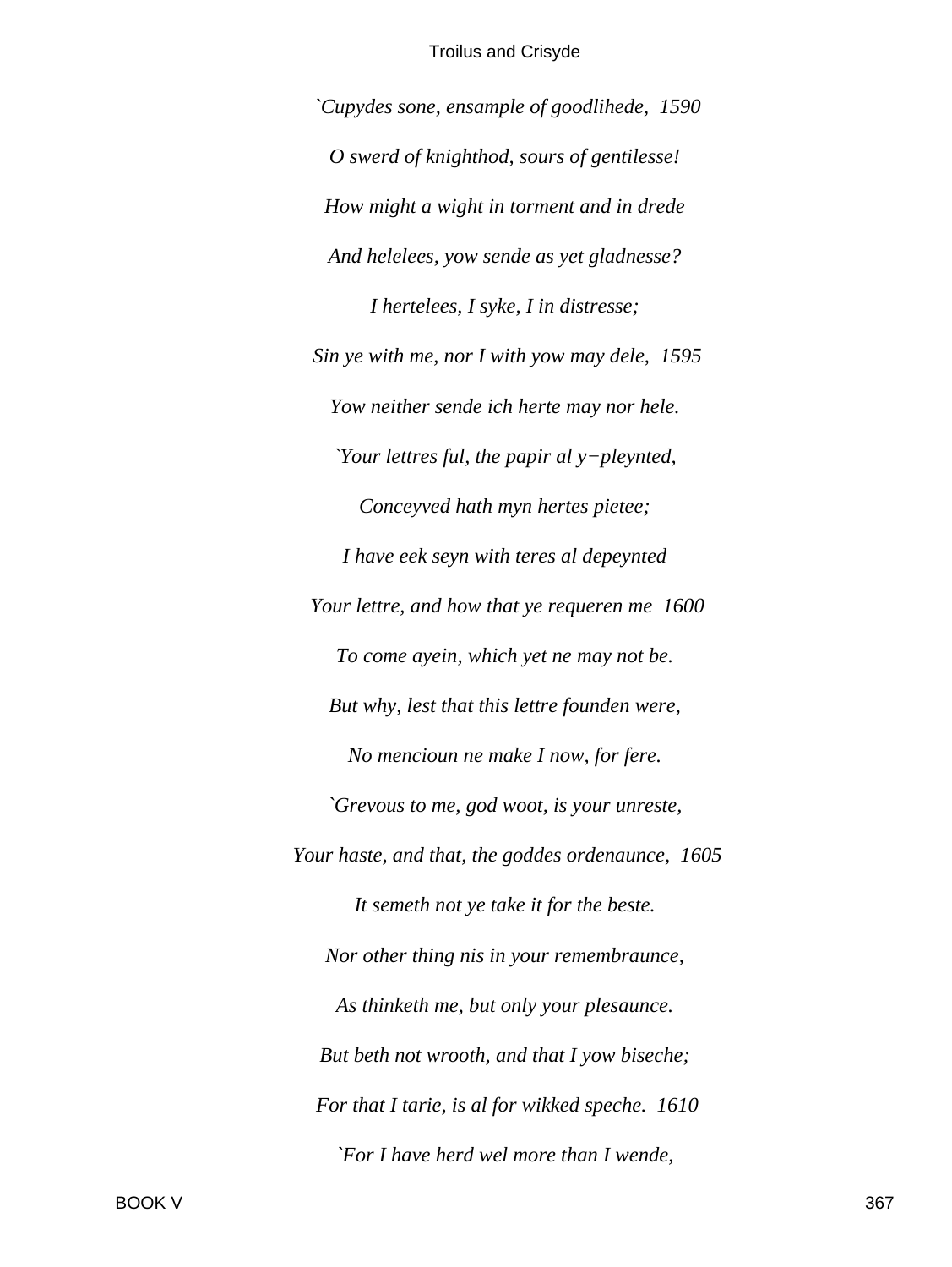*`Cupydes sone, ensample of goodlihede,  1590*

*O swerd of knighthod, sours of gentilesse!*

*How might a wight in torment and in drede*

*And helelees, yow sende as yet gladnesse?*

*I hertelees, I syke, I in distresse;*

*Sin ye with me, nor I with yow may dele,  1595*

*Yow neither sende ich herte may nor hele.*

*`Your lettres ful, the papir al y−pleynted,*

*Conceyved hath myn hertes pietee;*

*I have eek seyn with teres al depeynted*

*Your lettre, and how that ye requeren me  1600*

*To come ayein, which yet ne may not be.*

*But why, lest that this lettre founden were,*

*No mencioun ne make I now, for fere.*

*`Grevous to me, god woot, is your unreste,*

*Your haste, and that, the goddes ordenaunce,  1605*

*It semeth not ye take it for the beste.*

*Nor other thing nis in your remembraunce,*

*As thinketh me, but only your plesaunce.*

*But beth not wrooth, and that I yow biseche;*

*For that I tarie, is al for wikked speche.  1610*

*`For I have herd wel more than I wende,*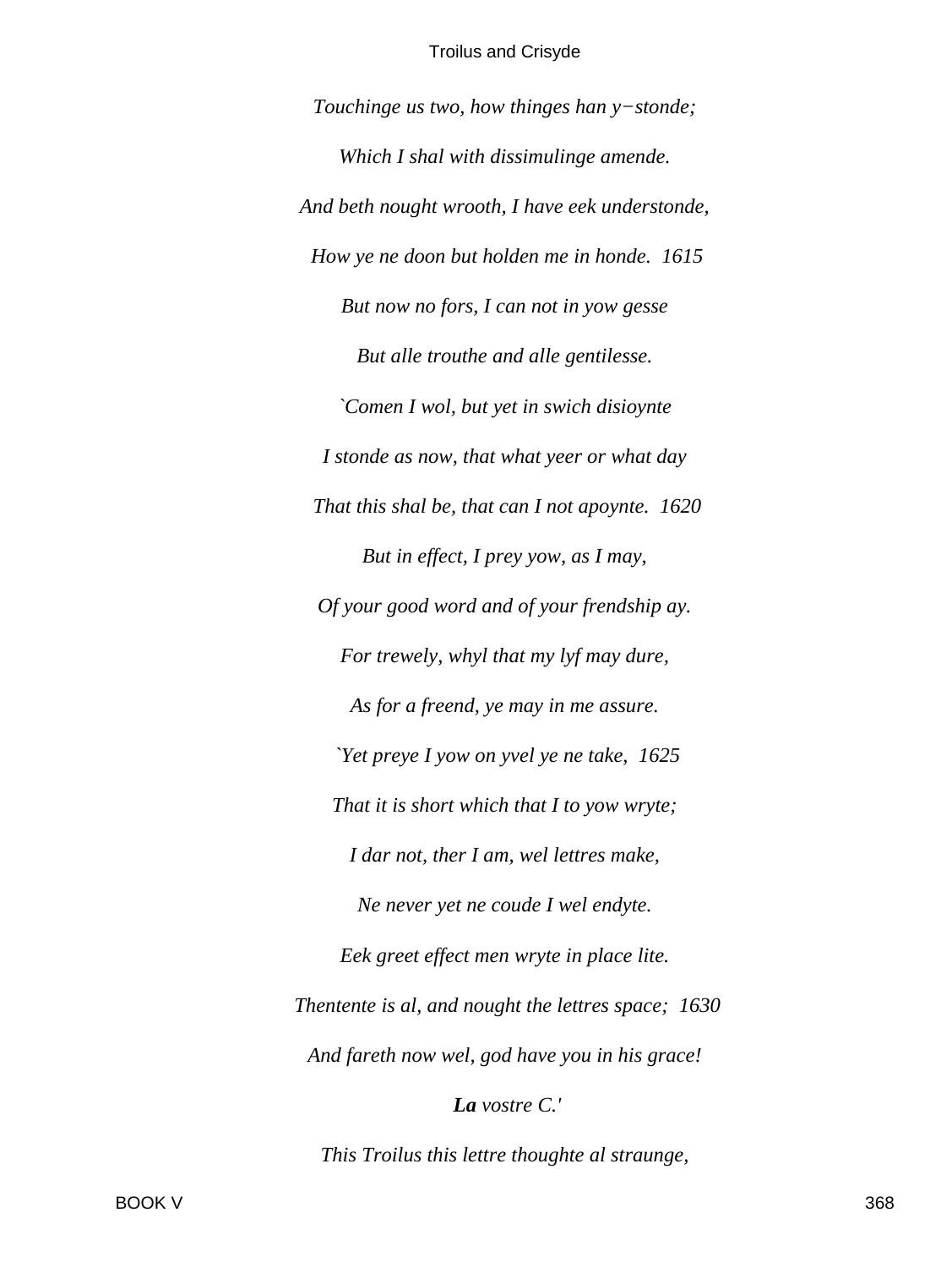*Touchinge us two, how thinges han y−stonde;*

*Which I shal with dissimulinge amende.*

*And beth nought wrooth, I have eek understonde,*

*How ye ne doon but holden me in honde.  1615*

*But now no fors, I can not in yow gesse*

*But alle trouthe and alle gentilesse.*

*`Comen I wol, but yet in swich disioynte*

*I stonde as now, that what yeer or what day*

*That this shal be, that can I not apoynte.  1620*

*But in effect, I prey yow, as I may,*

*Of your good word and of your frendship ay.*

*For trewely, whyl that my lyf may dure,*

*As for a freend, ye may in me assure.*

*`Yet preye I yow on yvel ye ne take,  1625*

*That it is short which that I to yow wryte;*

*I dar not, ther I am, wel lettres make,*

*Ne never yet ne coude I wel endyte.*

*Eek greet effect men wryte in place lite.*

*Thentente is al, and nought the lettres space;  1630*

*And fareth now wel, god have you in his grace!*

***La** vostre C.'*

*This Troilus this lettre thoughte al straunge,*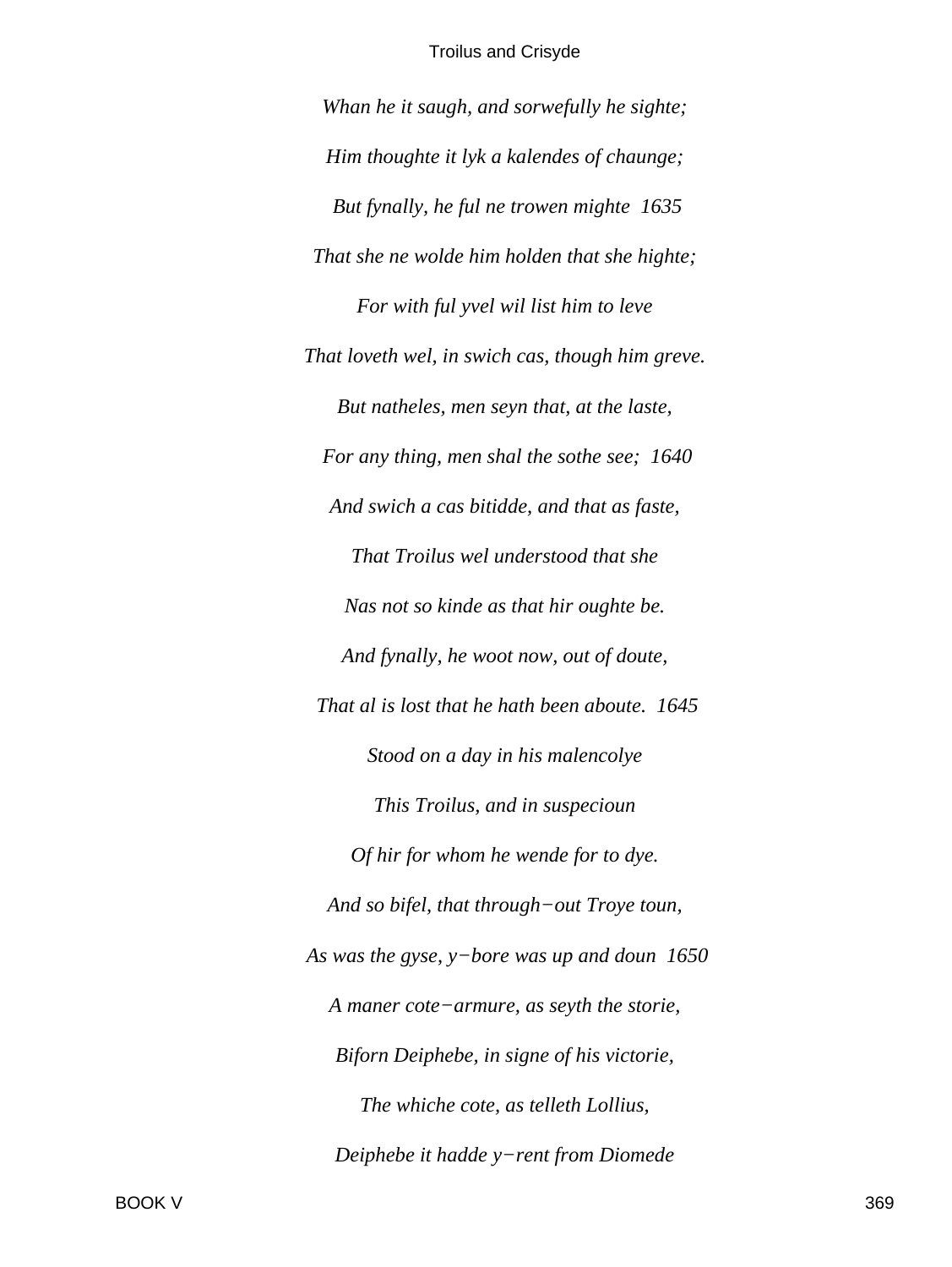*Whan he it saugh, and sorwefully he sighte;*

*Him thoughte it lyk a kalendes of chaunge;*

*But fynally, he ful ne trowen mighte  1635*

*That she ne wolde him holden that she highte;*

*For with ful yvel wil list him to leve*

*That loveth wel, in swich cas, though him greve.*

*But natheles, men seyn that, at the laste,*

*For any thing, men shal the sothe see;  1640*

*And swich a cas bitidde, and that as faste,*

*That Troilus wel understood that she*

*Nas not so kinde as that hir oughte be.*

*And fynally, he woot now, out of doute,*

*That al is lost that he hath been aboute.  1645*

*Stood on a day in his malencolye*

*This Troilus, and in suspecioun*

*Of hir for whom he wende for to dye.*

*And so bifel, that through−out Troye toun,*

*As was the gyse, y−bore was up and doun  1650*

*A maner cote−armure, as seyth the storie,*

*Biforn Deiphebe, in signe of his victorie,*

*The whiche cote, as telleth Lollius,*

*Deiphebe it hadde y−rent from Diomede*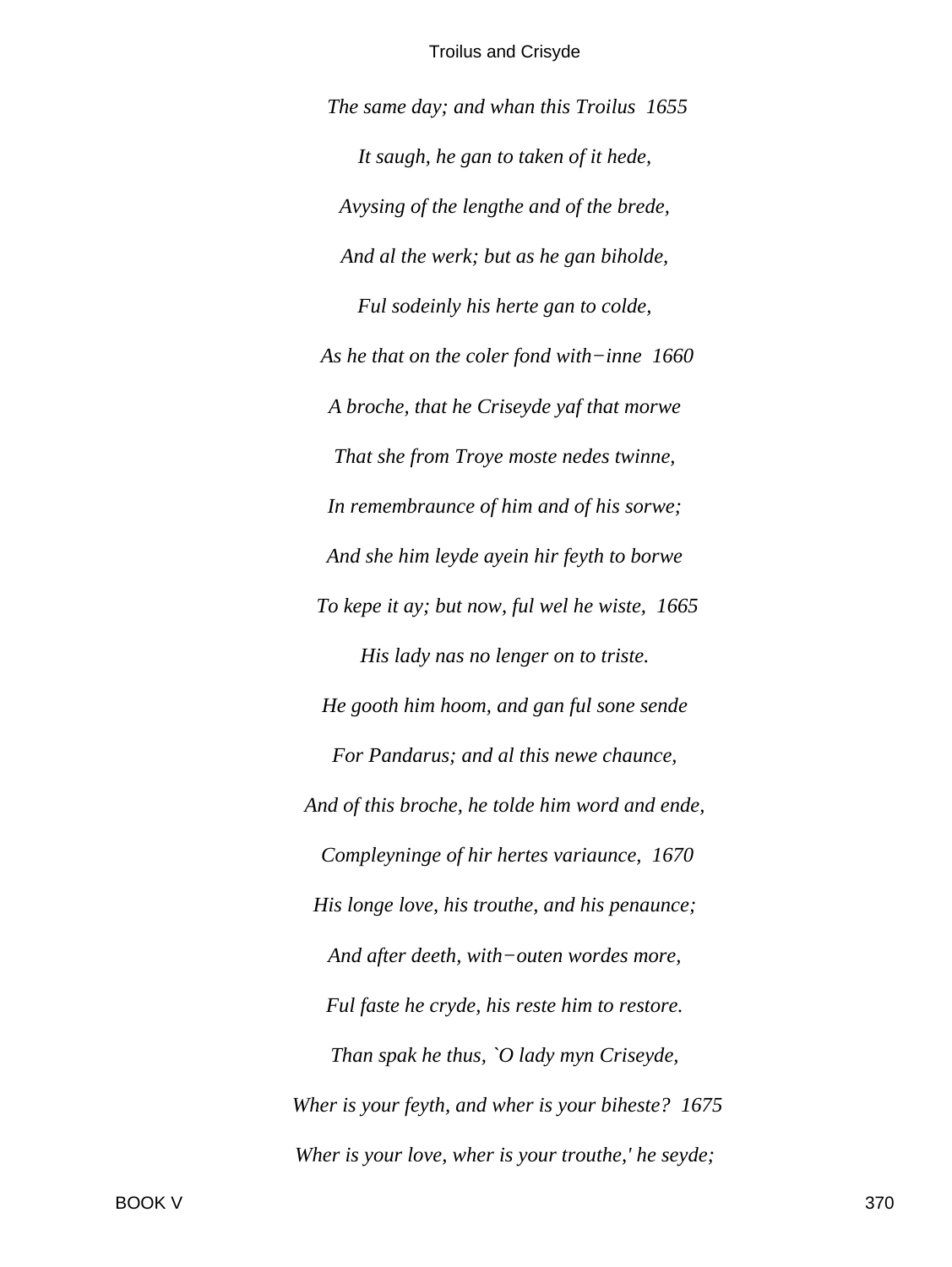*The same day; and whan this Troilus  1655*

*It saugh, he gan to taken of it hede,*

*Avysing of the lengthe and of the brede,*

*And al the werk; but as he gan biholde,*

*Ful sodeinly his herte gan to colde,*

*As he that on the coler fond with−inne  1660*

*A broche, that he Criseyde yaf that morwe*

*That she from Troye moste nedes twinne,*

*In remembraunce of him and of his sorwe;*

*And she him leyde ayein hir feyth to borwe*

*To kepe it ay; but now, ful wel he wiste,  1665*

*His lady nas no lenger on to triste.*

*He gooth him hoom, and gan ful sone sende*

*For Pandarus; and al this newe chaunce,*

*And of this broche, he tolde him word and ende,*

*Compleyninge of hir hertes variaunce,  1670*

*His longe love, his trouthe, and his penaunce;*

*And after deeth, with−outen wordes more,*

*Ful faste he cryde, his reste him to restore.*

*Than spak he thus, `O lady myn Criseyde,*

*Wher is your feyth, and wher is your biheste?  1675*

*Wher is your love, wher is your trouthe,' he seyde;*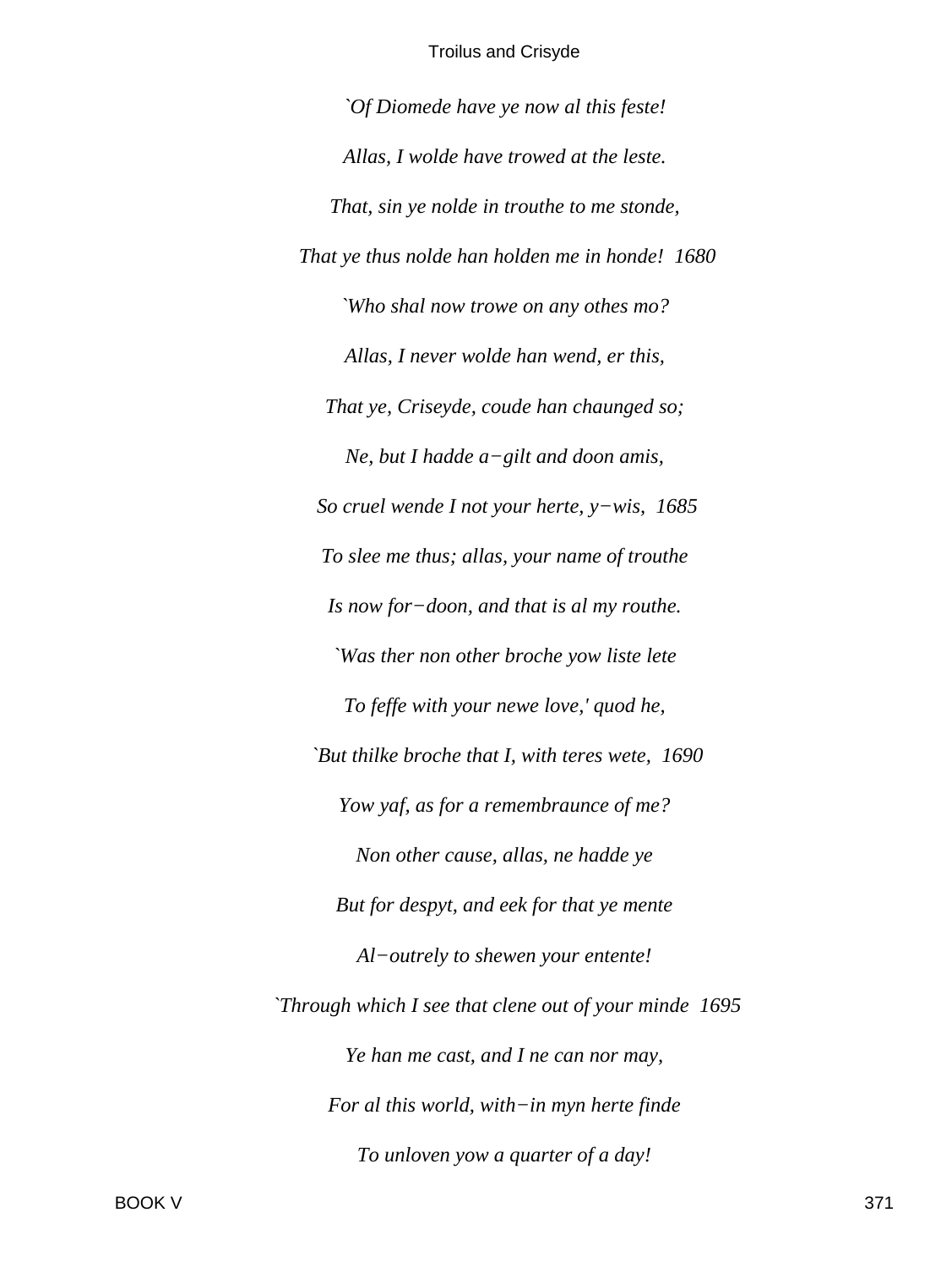*`Of Diomede have ye now al this feste!*

*Allas, I wolde have trowed at the leste.*

*That, sin ye nolde in trouthe to me stonde,*

*That ye thus nolde han holden me in honde!  1680*

*`Who shal now trowe on any othes mo?*

*Allas, I never wolde han wend, er this,*

*That ye, Criseyde, coude han chaunged so;*

*Ne, but I hadde a−gilt and doon amis,*

*So cruel wende I not your herte, y−wis,  1685*

*To slee me thus; allas, your name of trouthe*

*Is now for−doon, and that is al my routhe.*

*`Was ther non other broche yow liste lete*

*To feffe with your newe love,' quod he,*

*`But thilke broche that I, with teres wete,  1690*

*Yow yaf, as for a remembraunce of me?*

*Non other cause, allas, ne hadde ye*

*But for despyt, and eek for that ye mente*

*Al−outrely to shewen your entente!*

*`Through which I see that clene out of your minde  1695*

*Ye han me cast, and I ne can nor may,*

*For al this world, with−in myn herte finde*

*To unloven yow a quarter of a day!*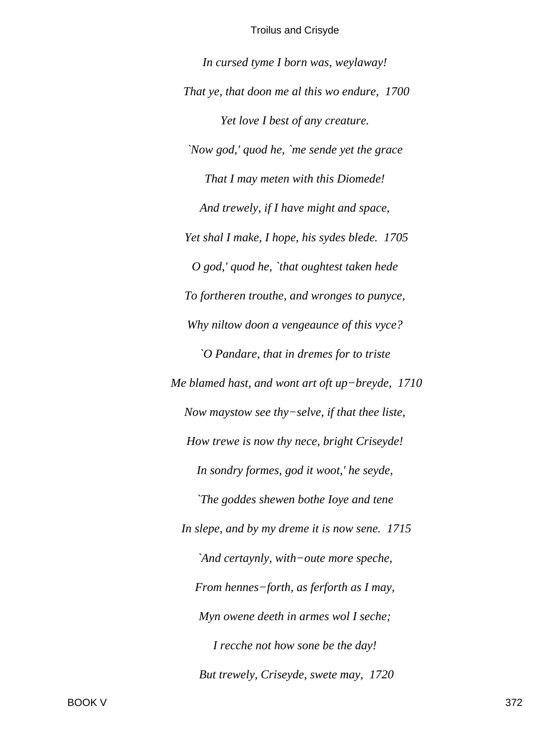*In cursed tyme I born was, weylaway!*

*That ye, that doon me al this wo endure,  1700*

*Yet love I best of any creature.*

*`Now god,' quod he, `me sende yet the grace*

*That I may meten with this Diomede!*

*And trewely, if I have might and space,*

*Yet shal I make, I hope, his sydes blede.  1705*

*O god,' quod he, `that oughtest taken hede*

*To fortheren trouthe, and wronges to punyce,*

*Why niltow doon a vengeaunce of this vyce?*

*`O Pandare, that in dremes for to triste*

*Me blamed hast, and wont art oft up−breyde,  1710*

*Now maystow see thy−selve, if that thee liste,*

*How trewe is now thy nece, bright Criseyde!*

*In sondry formes, god it woot,' he seyde,*

*`The goddes shewen bothe Ioye and tene*

*In slepe, and by my dreme it is now sene.  1715*

*`And certaynly, with−oute more speche,*

*From hennes−forth, as ferforth as I may,*

*Myn owene deeth in armes wol I seche;*

*I recche not how sone be the day!*

*But trewely, Criseyde, swete may,  1720*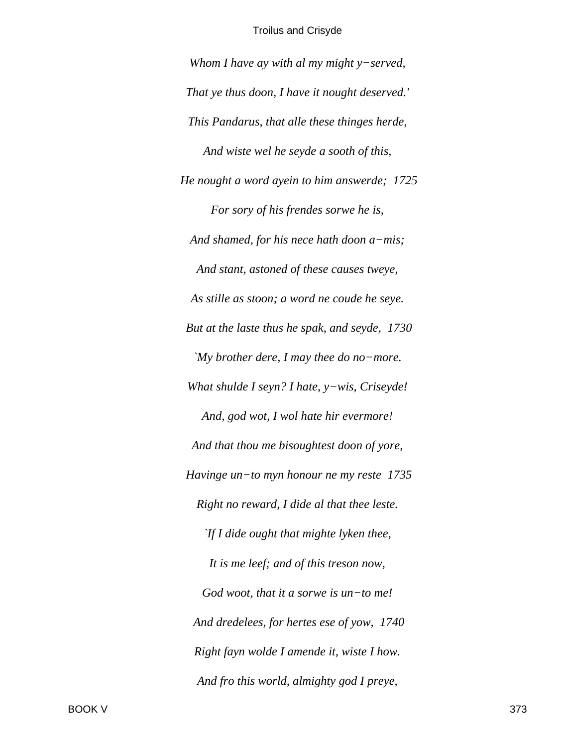*Whom I have ay with al my might y−served,*

*That ye thus doon, I have it nought deserved.'*

*This Pandarus, that alle these thinges herde,*

*And wiste wel he seyde a sooth of this,*

*He nought a word ayein to him answerde; 1725*

*For sory of his frendes sorwe he is,*

*And shamed, for his nece hath doon a−mis;*

*And stant, astoned of these causes tweye,*

*As stille as stoon; a word ne coude he seye.*

*But at the laste thus he spak, and seyde, 1730*

*`My brother dere, I may thee do no−more.*

*What shulde I seyn? I hate, y−wis, Criseyde!*

*And, god wot, I wol hate hir evermore!*

*And that thou me bisoughtest doon of yore,*

*Havinge un−to myn honour ne my reste 1735*

*Right no reward, I dide al that thee leste.*

*`If I dide ought that mighte lyken thee,*

*It is me leef; and of this treson now,*

*God woot, that it a sorwe is un−to me!*

*And dredelees, for hertes ese of yow, 1740*

*Right fayn wolde I amende it, wiste I how.*

*And fro this world, almighty god I preye,*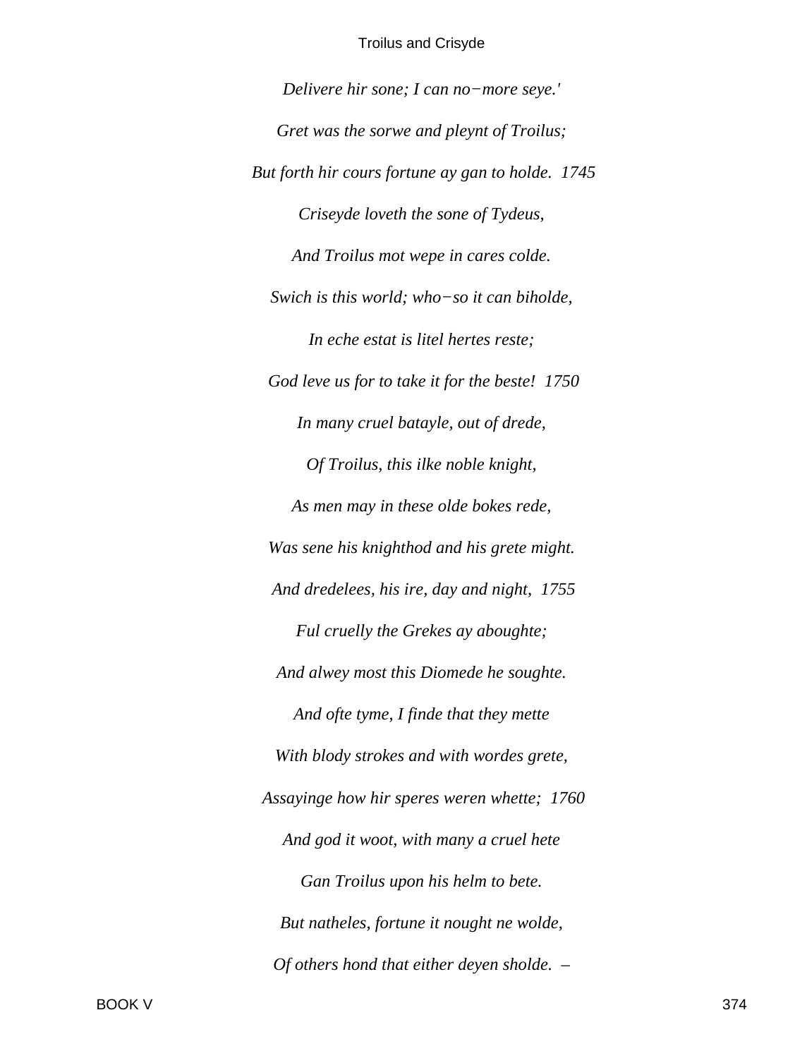*Delivere hir sone; I can no−more seye.'*

*Gret was the sorwe and pleynt of Troilus;*

*But forth hir cours fortune ay gan to holde.  1745*

*Criseyde loveth the sone of Tydeus,*

*And Troilus mot wepe in cares colde.*

*Swich is this world; who−so it can biholde,*

*In eche estat is litel hertes reste;*

*God leve us for to take it for the beste!  1750*

*In many cruel batayle, out of drede,*

*Of Troilus, this ilke noble knight,*

*As men may in these olde bokes rede,*

*Was sene his knighthod and his grete might.*

*And dredelees, his ire, day and night,  1755*

*Ful cruelly the Grekes ay aboughte;*

*And alwey most this Diomede he soughte.*

*And ofte tyme, I finde that they mette*

*With blody strokes and with wordes grete,*

*Assayinge how hir speres weren whette;  1760*

*And god it woot, with many a cruel hete*

*Gan Troilus upon his helm to bete.*

*But natheles, fortune it nought ne wolde,*

*Of others hond that either deyen sholde.  –*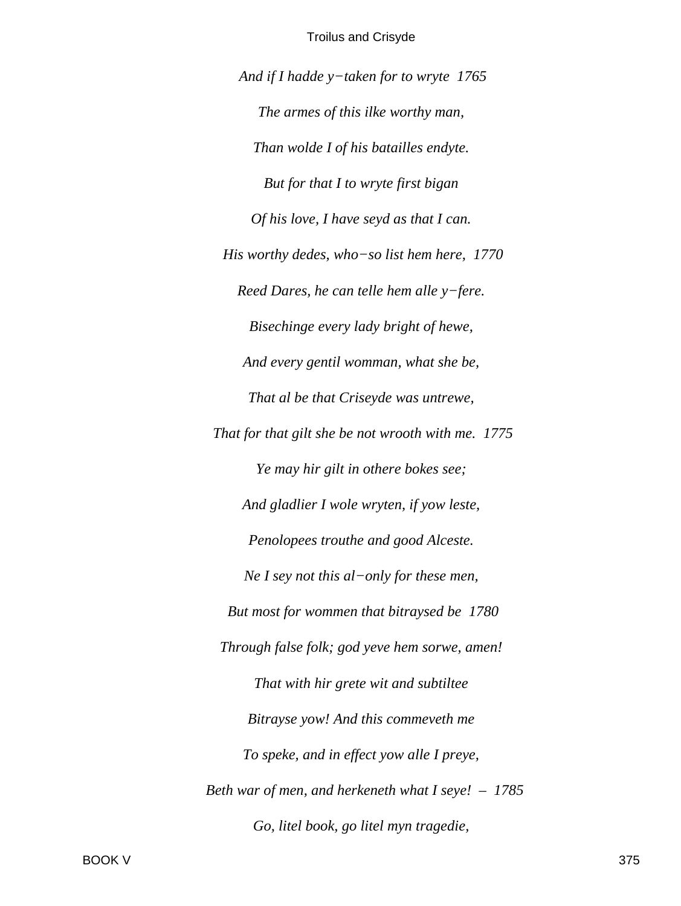*And if I hadde y−taken for to wryte  1765*

*The armes of this ilke worthy man,*

*Than wolde I of his batailles endyte.*

*But for that I to wryte first bigan*

*Of his love, I have seyd as that I can.*

*His worthy dedes, who−so list hem here,  1770*

*Reed Dares, he can telle hem alle y−fere.*

*Bisechinge every lady bright of hewe,*

*And every gentil womman, what she be,*

*That al be that Criseyde was untrewe,*

*That for that gilt she be not wrooth with me.  1775*

*Ye may hir gilt in othere bokes see;*

*And gladlier I wole wryten, if yow leste,*

*Penolopees trouthe and good Alceste.*

*Ne I sey not this al−only for these men,*

*But most for wommen that bitraysed be  1780*

*Through false folk; god yeve hem sorwe, amen!*

*That with hir grete wit and subtiltee*

*Bitrayse yow! And this commeveth me*

*To speke, and in effect yow alle I preye,*

*Beth war of men, and herkeneth what I seye!  –  1785*

*Go, litel book, go litel myn tragedie,*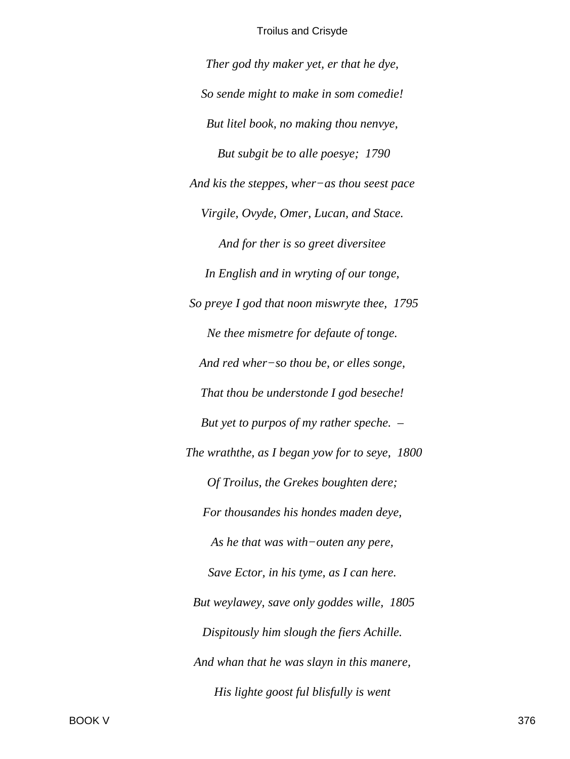*Ther god thy maker yet, er that he dye,*

*So sende might to make in som comedie!*

*But litel book, no making thou nenvye,*

*But subgit be to alle poesye;  1790*

*And kis the steppes, wher−as thou seest pace*

*Virgile, Ovyde, Omer, Lucan, and Stace.*

*And for ther is so greet diversitee*

*In English and in wryting of our tonge,*

*So preye I god that noon miswryte thee,  1795*

*Ne thee mismetre for defaute of tonge.*

*And red wher−so thou be, or elles songe,*

*That thou be understonde I god beseche!*

*But yet to purpos of my rather speche.  –*

*The wraththe, as I began yow for to seye,  1800*

*Of Troilus, the Grekes boughten dere;*

*For thousandes his hondes maden deye,*

*As he that was with−outen any pere,*

*Save Ector, in his tyme, as I can here.*

*But weylawey, save only goddes wille,  1805*

*Dispitously him slough the fiers Achille.*

*And whan that he was slayn in this manere,*

*His lighte goost ful blisfully is went*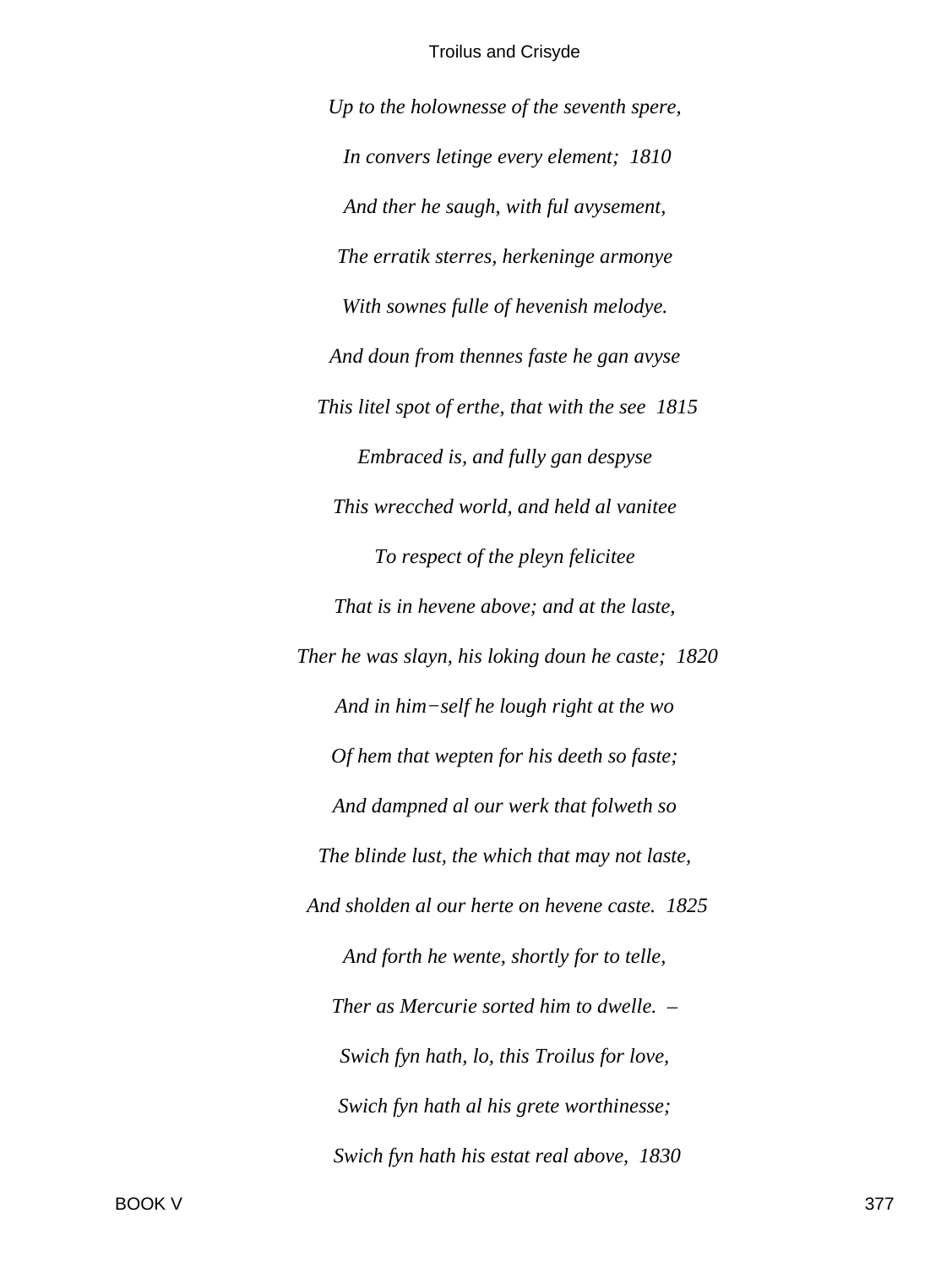*Up to the holownesse of the seventh spere,*

*In convers letinge every element;  1810*

*And ther he saugh, with ful avysement,*

*The erratik sterres, herkeninge armonye*

*With sownes fulle of hevenish melodye.*

*And doun from thennes faste he gan avyse*

*This litel spot of erthe, that with the see  1815*

*Embraced is, and fully gan despyse*

*This wrecched world, and held al vanitee*

*To respect of the pleyn felicitee*

*That is in hevene above; and at the laste,*

*Ther he was slayn, his loking doun he caste;  1820*

*And in him−self he lough right at the wo*

*Of hem that wepten for his deeth so faste;*

*And dampned al our werk that folweth so*

*The blinde lust, the which that may not laste,*

*And sholden al our herte on hevene caste.  1825*

*And forth he wente, shortly for to telle,*

*Ther as Mercurie sorted him to dwelle. –*

*Swich fyn hath, lo, this Troilus for love,*

*Swich fyn hath al his grete worthinesse;*

*Swich fyn hath his estat real above,  1830*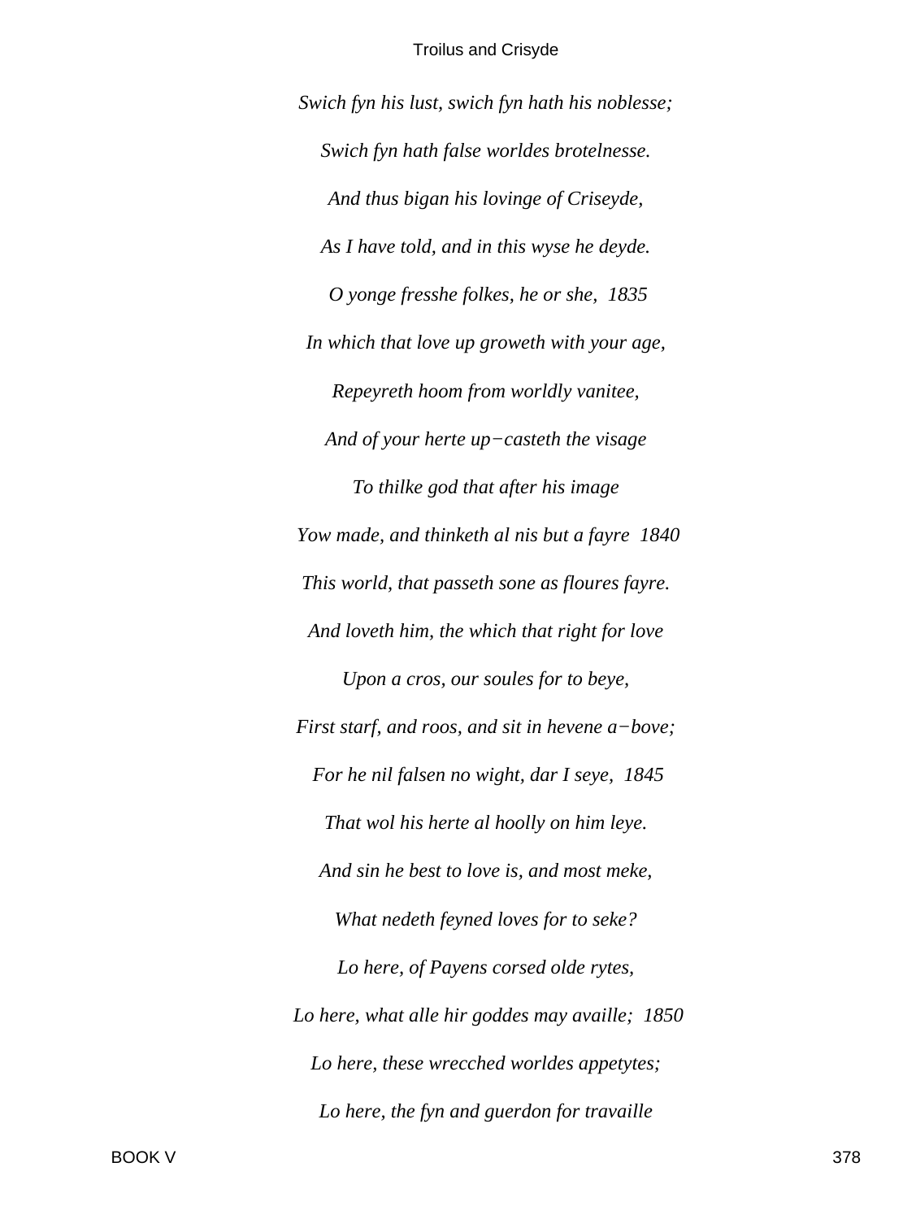*Swich fyn his lust, swich fyn hath his noblesse;*

*Swich fyn hath false worldes brotelnesse.*

*And thus bigan his lovinge of Criseyde,*

*As I have told, and in this wyse he deyde.*

*O yonge fresshe folkes, he or she,  1835*

*In which that love up groweth with your age,*

*Repeyreth hoom from worldly vanitee,*

*And of your herte up−casteth the visage*

*To thilke god that after his image*

*Yow made, and thinketh al nis but a fayre  1840*

*This world, that passeth sone as floures fayre.*

*And loveth him, the which that right for love*

*Upon a cros, our soules for to beye,*

*First starf, and roos, and sit in hevene a−bove;*

*For he nil falsen no wight, dar I seye,  1845*

*That wol his herte al hoolly on him leye.*

*And sin he best to love is, and most meke,*

*What nedeth feyned loves for to seke?*

*Lo here, of Payens corsed olde rytes,*

*Lo here, what alle hir goddes may availle;  1850*

*Lo here, these wrecched worldes appetytes;*

*Lo here, the fyn and guerdon for travaille*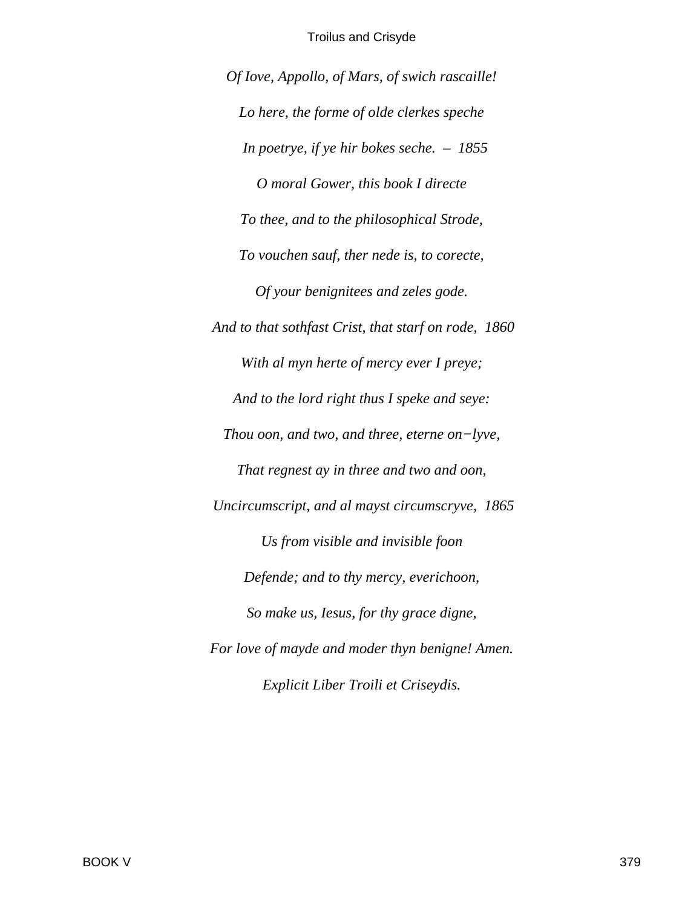*Of Iove, Appollo, of Mars, of swich rascaille!*

*Lo here, the forme of olde clerkes speche*

*In poetrye, if ye hir bokes seche. – 1855*

*O moral Gower, this book I directe*

*To thee, and to the philosophical Strode,*

*To vouchen sauf, ther nede is, to corecte,*

*Of your benignitees and zeles gode.*

*And to that sothfast Crist, that starf on rode, 1860*

*With al myn herte of mercy ever I preye;*

*And to the lord right thus I speke and seye:*

*Thou oon, and two, and three, eterne on−lyve,*

*That regnest ay in three and two and oon,*

*Uncircumscript, and al mayst circumscryve, 1865*

*Us from visible and invisible foon*

*Defende; and to thy mercy, everichoon,*

*So make us, Iesus, for thy grace digne,*

*For love of mayde and moder thyn benigne! Amen.*

*Explicit Liber Troili et Criseydis.*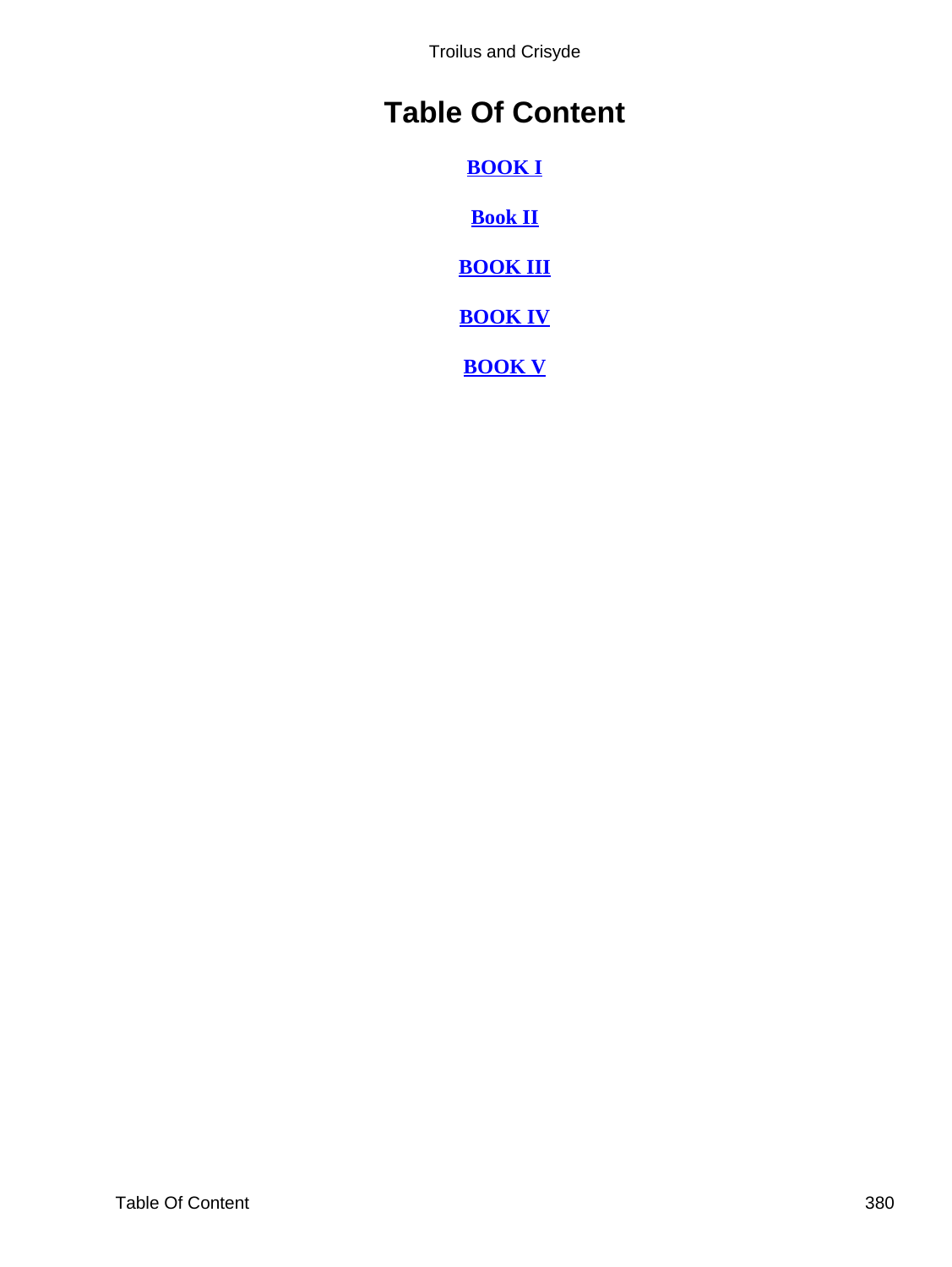# Table Of Content

[BOOK I]

[Book II]

[BOOK III]

[BOOK IV]

[BOOK V]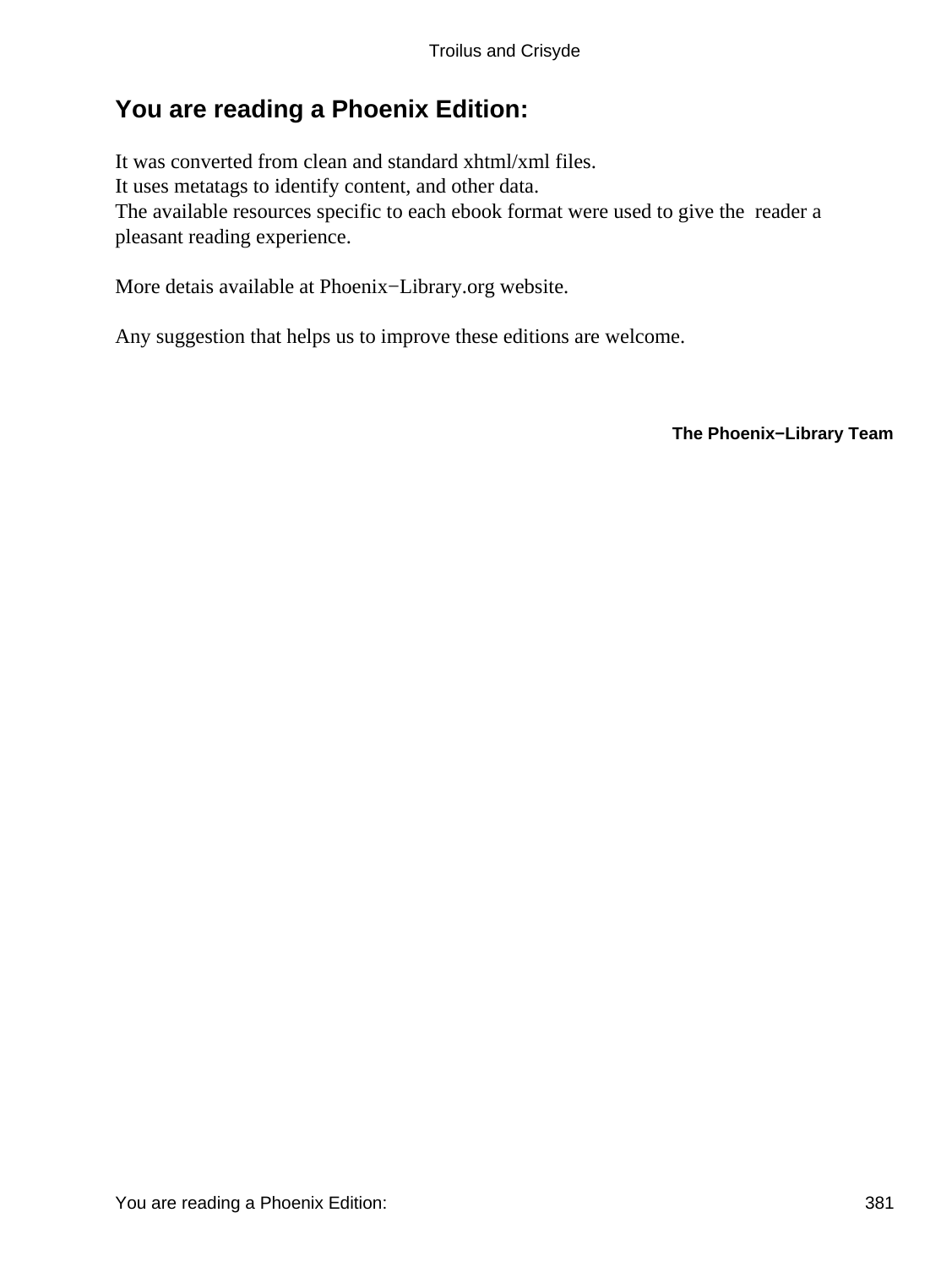## You are reading a Phoenix Edition:

It was converted from clean and standard xhtml/xml files.
It uses metatags to identify content, and other data.
The available resources specific to each ebook format were used to give the reader a pleasant reading experience.

More detais available at Phoenix−Library.org website.

Any suggestion that helps us to improve these editions are welcome.

**The Phoenix−Library Team**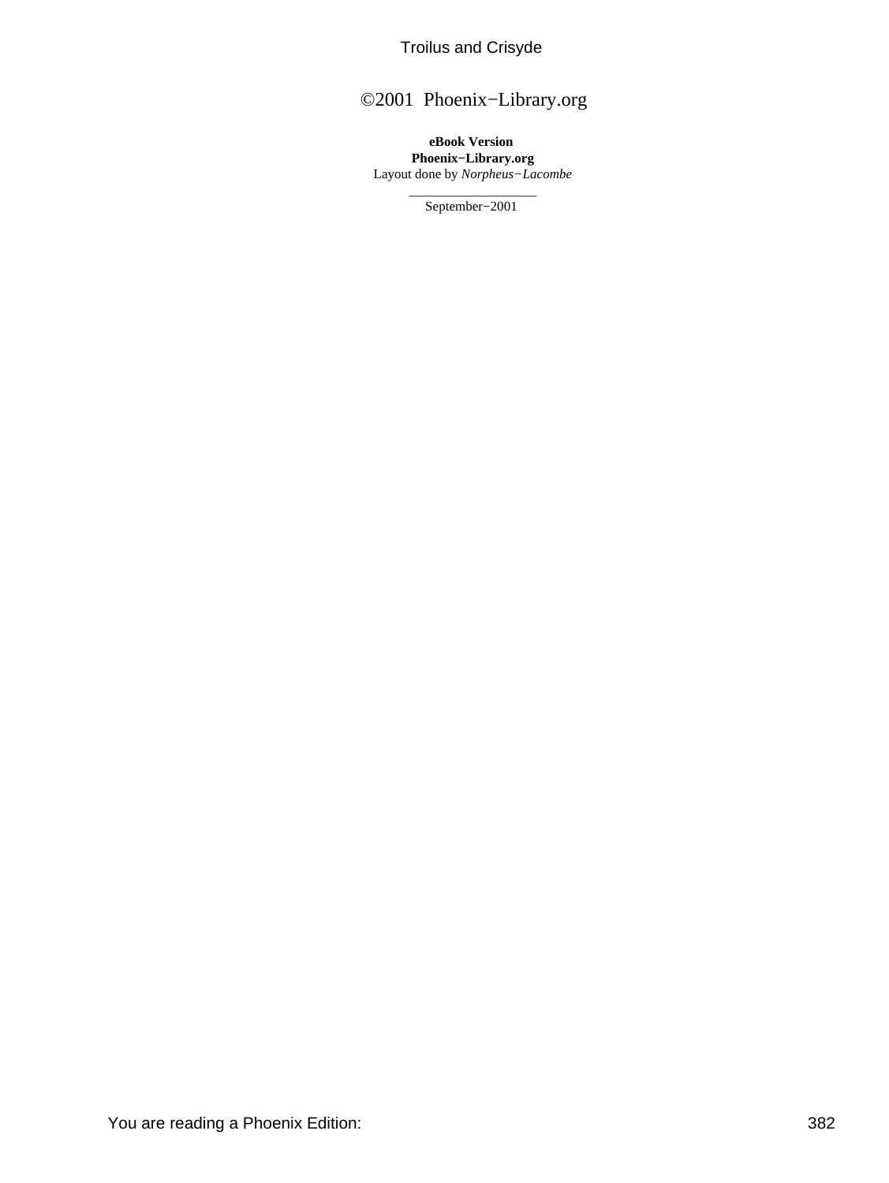©2001 Phoenix−Library.org

**eBook Version**
**Phoenix−Library.org**
Layout done by *Norpheus−Lacombe*

___________________

September−2001